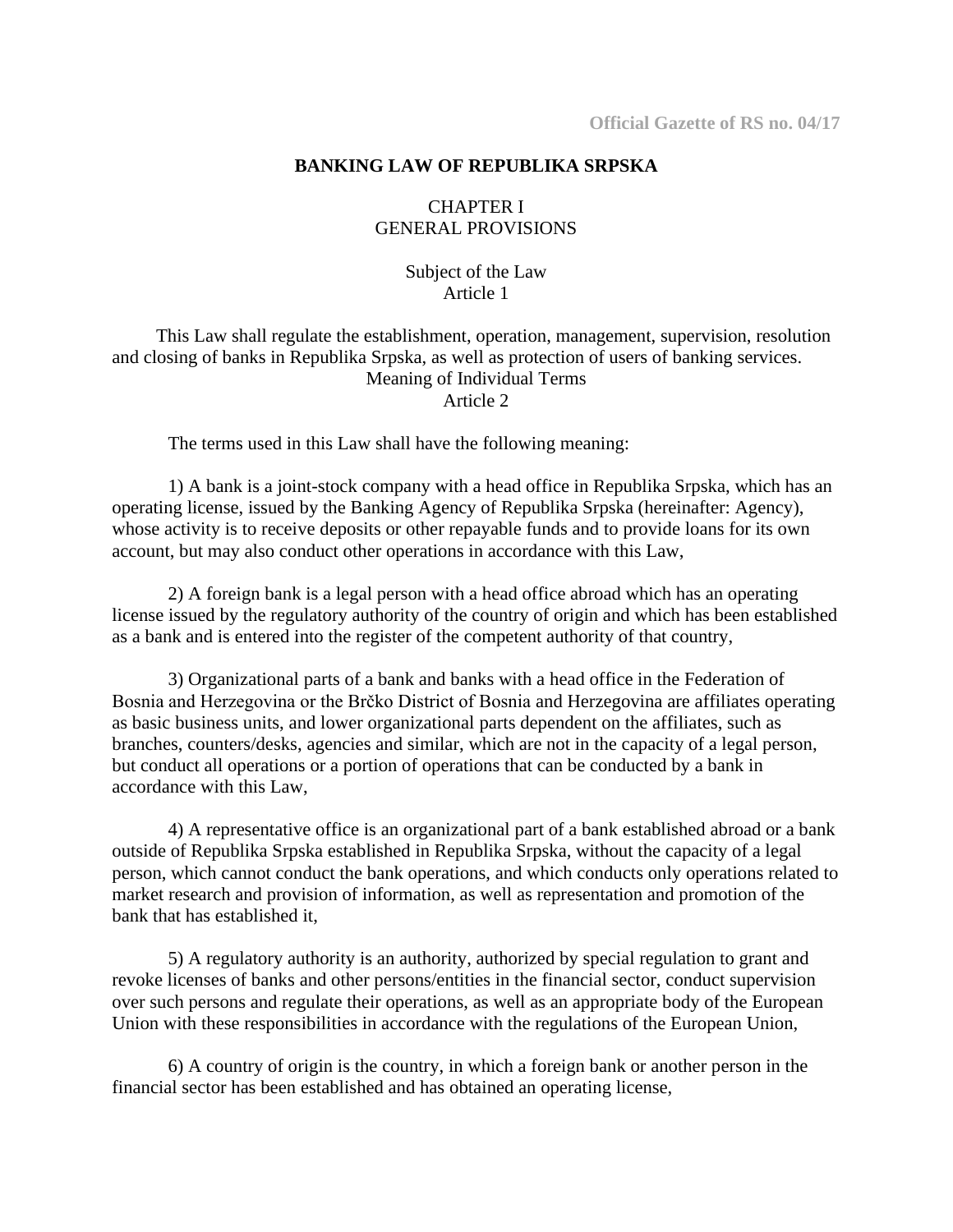Official Gazette of RS no. 04/17

# BANKING LAW OF REPUBLIKA SRPSKA

## CHAPTER I
## GENERAL PROVISIONS

### Subject of the Law
### Article 1

This Law shall regulate the establishment, operation, management, supervision, resolution and closing of banks in Republika Srpska, as well as protection of users of banking services.

### Meaning of Individual Terms
### Article 2

The terms used in this Law shall have the following meaning:

1) A bank is a joint-stock company with a head office in Republika Srpska, which has an operating license, issued by the Banking Agency of Republika Srpska (hereinafter: Agency), whose activity is to receive deposits or other repayable funds and to provide loans for its own account, but may also conduct other operations in accordance with this Law,

2) A foreign bank is a legal person with a head office abroad which has an operating license issued by the regulatory authority of the country of origin and which has been established as a bank and is entered into the register of the competent authority of that country,

3) Organizational parts of a bank and banks with a head office in the Federation of Bosnia and Herzegovina or the Brčko District of Bosnia and Herzegovina are affiliates operating as basic business units, and lower organizational parts dependent on the affiliates, such as branches, counters/desks, agencies and similar, which are not in the capacity of a legal person, but conduct all operations or a portion of operations that can be conducted by a bank in accordance with this Law,

4) A representative office is an organizational part of a bank established abroad or a bank outside of Republika Srpska established in Republika Srpska, without the capacity of a legal person, which cannot conduct the bank operations, and which conducts only operations related to market research and provision of information, as well as representation and promotion of the bank that has established it,

5) A regulatory authority is an authority, authorized by special regulation to grant and revoke licenses of banks and other persons/entities in the financial sector, conduct supervision over such persons and regulate their operations, as well as an appropriate body of the European Union with these responsibilities in accordance with the regulations of the European Union,

6) A country of origin is the country, in which a foreign bank or another person in the financial sector has been established and has obtained an operating license,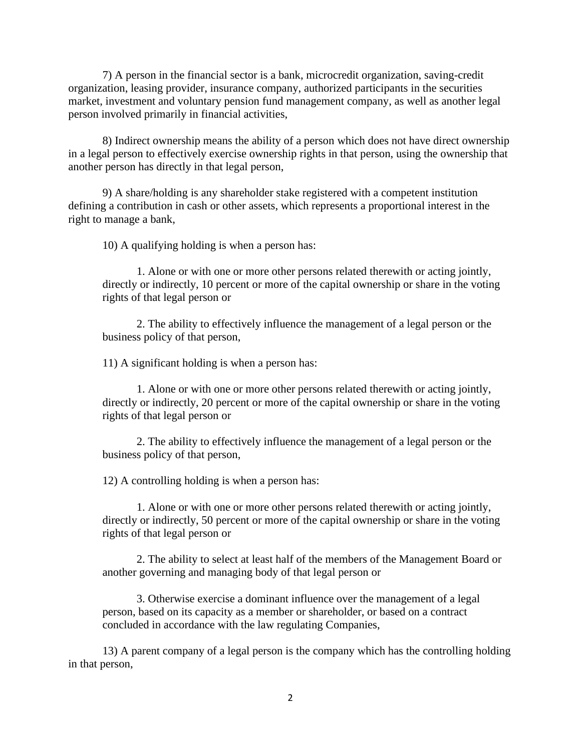7) A person in the financial sector is a bank, microcredit organization, saving-credit organization, leasing provider, insurance company, authorized participants in the securities market, investment and voluntary pension fund management company, as well as another legal person involved primarily in financial activities,

8) Indirect ownership means the ability of a person which does not have direct ownership in a legal person to effectively exercise ownership rights in that person, using the ownership that another person has directly in that legal person,

9) A share/holding is any shareholder stake registered with a competent institution defining a contribution in cash or other assets, which represents a proportional interest in the right to manage a bank,

10) A qualifying holding is when a person has:

1. Alone or with one or more other persons related therewith or acting jointly, directly or indirectly, 10 percent or more of the capital ownership or share in the voting rights of that legal person or

2. The ability to effectively influence the management of a legal person or the business policy of that person,

11) A significant holding is when a person has:

1. Alone or with one or more other persons related therewith or acting jointly, directly or indirectly, 20 percent or more of the capital ownership or share in the voting rights of that legal person or

2. The ability to effectively influence the management of a legal person or the business policy of that person,

12) A controlling holding is when a person has:

1. Alone or with one or more other persons related therewith or acting jointly, directly or indirectly, 50 percent or more of the capital ownership or share in the voting rights of that legal person or

2. The ability to select at least half of the members of the Management Board or another governing and managing body of that legal person or

3. Otherwise exercise a dominant influence over the management of a legal person, based on its capacity as a member or shareholder, or based on a contract concluded in accordance with the law regulating Companies,

13) A parent company of a legal person is the company which has the controlling holding in that person,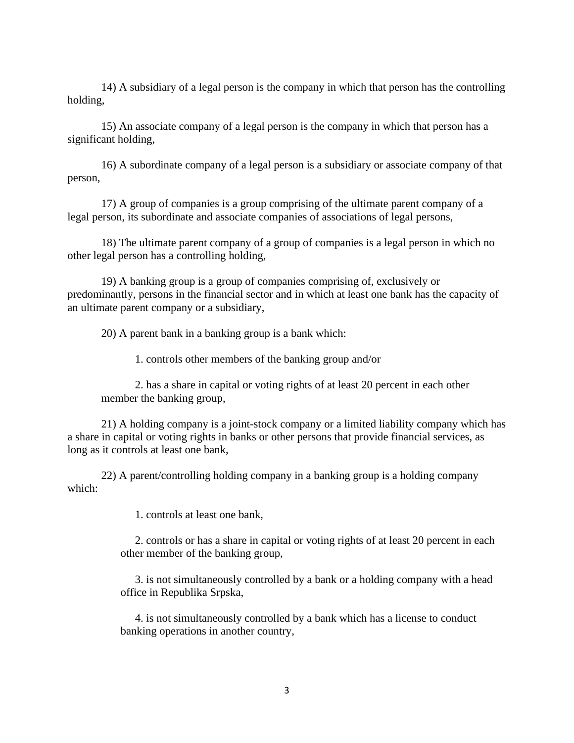14) A subsidiary of a legal person is the company in which that person has the controlling holding,

15) An associate company of a legal person is the company in which that person has a significant holding,

16) A subordinate company of a legal person is a subsidiary or associate company of that person,

17) A group of companies is a group comprising of the ultimate parent company of a legal person, its subordinate and associate companies of associations of legal persons,

18) The ultimate parent company of a group of companies is a legal person in which no other legal person has a controlling holding,

19) A banking group is a group of companies comprising of, exclusively or predominantly, persons in the financial sector and in which at least one bank has the capacity of an ultimate parent company or a subsidiary,

20) A parent bank in a banking group is a bank which:

1. controls other members of the banking group and/or

2. has a share in capital or voting rights of at least 20 percent in each other member the banking group,

21) A holding company is a joint-stock company or a limited liability company which has a share in capital or voting rights in banks or other persons that provide financial services, as long as it controls at least one bank,

22) A parent/controlling holding company in a banking group is a holding company which:

1. controls at least one bank,

2. controls or has a share in capital or voting rights of at least 20 percent in each other member of the banking group,

3. is not simultaneously controlled by a bank or a holding company with a head office in Republika Srpska,

4. is not simultaneously controlled by a bank which has a license to conduct banking operations in another country,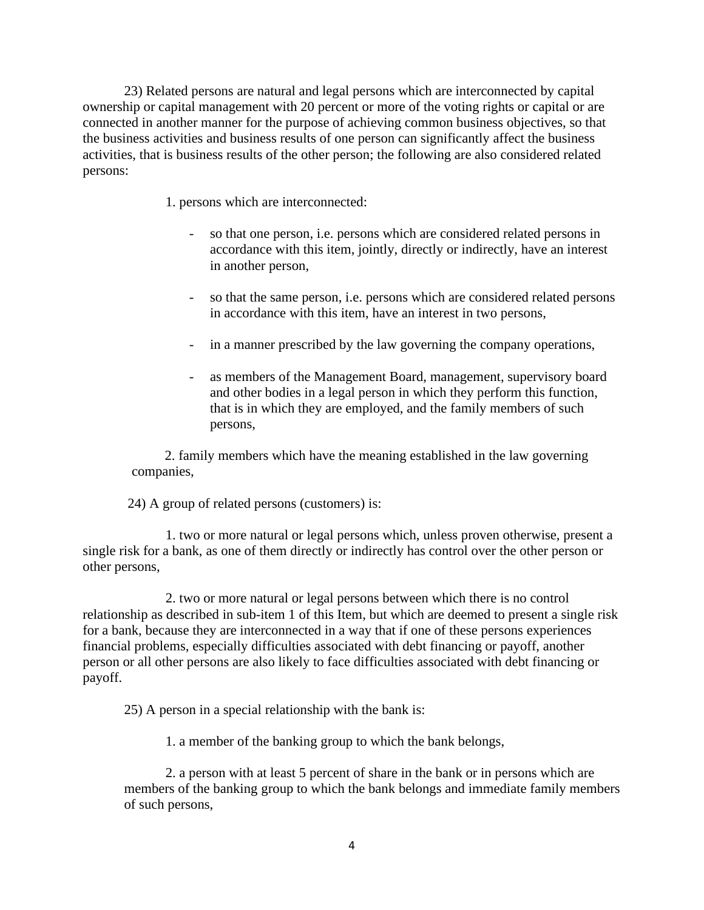23) Related persons are natural and legal persons which are interconnected by capital ownership or capital management with 20 percent or more of the voting rights or capital or are connected in another manner for the purpose of achieving common business objectives, so that the business activities and business results of one person can significantly affect the business activities, that is business results of the other person; the following are also considered related persons:

1. persons which are interconnected:

- so that one person, i.e. persons which are considered related persons in accordance with this item, jointly, directly or indirectly, have an interest in another person,

- so that the same person, i.e. persons which are considered related persons in accordance with this item, have an interest in two persons,

- in a manner prescribed by the law governing the company operations,

- as members of the Management Board, management, supervisory board and other bodies in a legal person in which they perform this function, that is in which they are employed, and the family members of such persons,

2. family members which have the meaning established in the law governing companies,

24) A group of related persons (customers) is:

1. two or more natural or legal persons which, unless proven otherwise, present a single risk for a bank, as one of them directly or indirectly has control over the other person or other persons,

2. two or more natural or legal persons between which there is no control relationship as described in sub-item 1 of this Item, but which are deemed to present a single risk for a bank, because they are interconnected in a way that if one of these persons experiences financial problems, especially difficulties associated with debt financing or payoff, another person or all other persons are also likely to face difficulties associated with debt financing or payoff.

25) A person in a special relationship with the bank is:

1. a member of the banking group to which the bank belongs,

2. a person with at least 5 percent of share in the bank or in persons which are members of the banking group to which the bank belongs and immediate family members of such persons,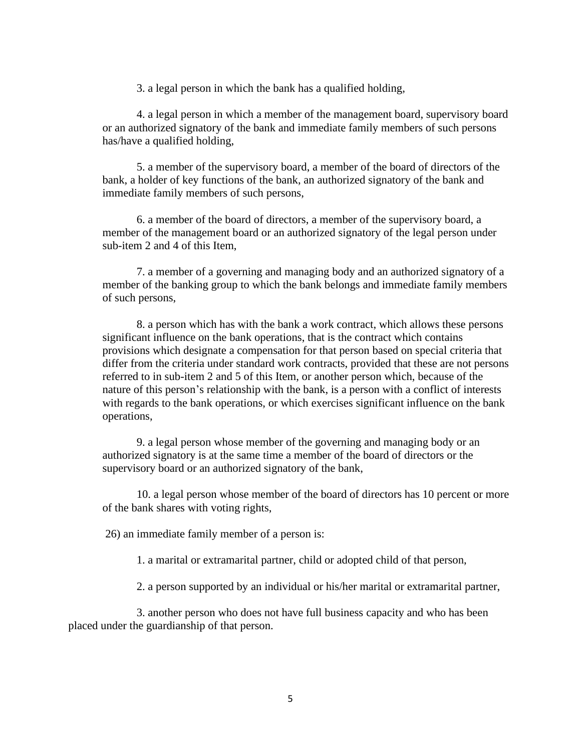3. a legal person in which the bank has a qualified holding,

4. a legal person in which a member of the management board, supervisory board or an authorized signatory of the bank and immediate family members of such persons has/have a qualified holding,

5. a member of the supervisory board, a member of the board of directors of the bank, a holder of key functions of the bank, an authorized signatory of the bank and immediate family members of such persons,

6. a member of the board of directors, a member of the supervisory board, a member of the management board or an authorized signatory of the legal person under sub-item 2 and 4 of this Item,

7. a member of a governing and managing body and an authorized signatory of a member of the banking group to which the bank belongs and immediate family members of such persons,

8. a person which has with the bank a work contract, which allows these persons significant influence on the bank operations, that is the contract which contains provisions which designate a compensation for that person based on special criteria that differ from the criteria under standard work contracts, provided that these are not persons referred to in sub-item 2 and 5 of this Item, or another person which, because of the nature of this person's relationship with the bank, is a person with a conflict of interests with regards to the bank operations, or which exercises significant influence on the bank operations,

9. a legal person whose member of the governing and managing body or an authorized signatory is at the same time a member of the board of directors or the supervisory board or an authorized signatory of the bank,

10. a legal person whose member of the board of directors has 10 percent or more of the bank shares with voting rights,

26) an immediate family member of a person is:

1. a marital or extramarital partner, child or adopted child of that person,

2. a person supported by an individual or his/her marital or extramarital partner,

3. another person who does not have full business capacity and who has been placed under the guardianship of that person.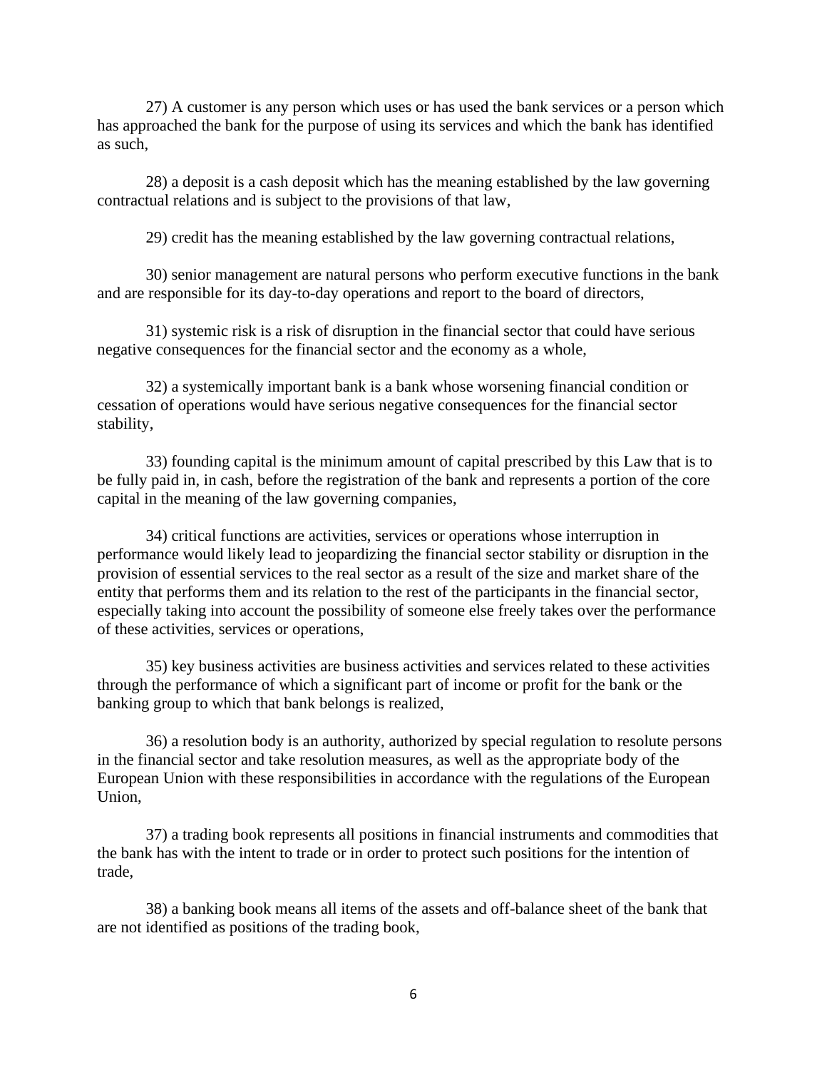27) A customer is any person which uses or has used the bank services or a person which has approached the bank for the purpose of using its services and which the bank has identified as such,

28) a deposit is a cash deposit which has the meaning established by the law governing contractual relations and is subject to the provisions of that law,

29) credit has the meaning established by the law governing contractual relations,

30) senior management are natural persons who perform executive functions in the bank and are responsible for its day-to-day operations and report to the board of directors,

31) systemic risk is a risk of disruption in the financial sector that could have serious negative consequences for the financial sector and the economy as a whole,

32) a systemically important bank is a bank whose worsening financial condition or cessation of operations would have serious negative consequences for the financial sector stability,

33) founding capital is the minimum amount of capital prescribed by this Law that is to be fully paid in, in cash, before the registration of the bank and represents a portion of the core capital in the meaning of the law governing companies,

34) critical functions are activities, services or operations whose interruption in performance would likely lead to jeopardizing the financial sector stability or disruption in the provision of essential services to the real sector as a result of the size and market share of the entity that performs them and its relation to the rest of the participants in the financial sector, especially taking into account the possibility of someone else freely takes over the performance of these activities, services or operations,

35) key business activities are business activities and services related to these activities through the performance of which a significant part of income or profit for the bank or the banking group to which that bank belongs is realized,

36) a resolution body is an authority, authorized by special regulation to resolute persons in the financial sector and take resolution measures, as well as the appropriate body of the European Union with these responsibilities in accordance with the regulations of the European Union,

37) a trading book represents all positions in financial instruments and commodities that the bank has with the intent to trade or in order to protect such positions for the intention of trade,

38) a banking book means all items of the assets and off-balance sheet of the bank that are not identified as positions of the trading book,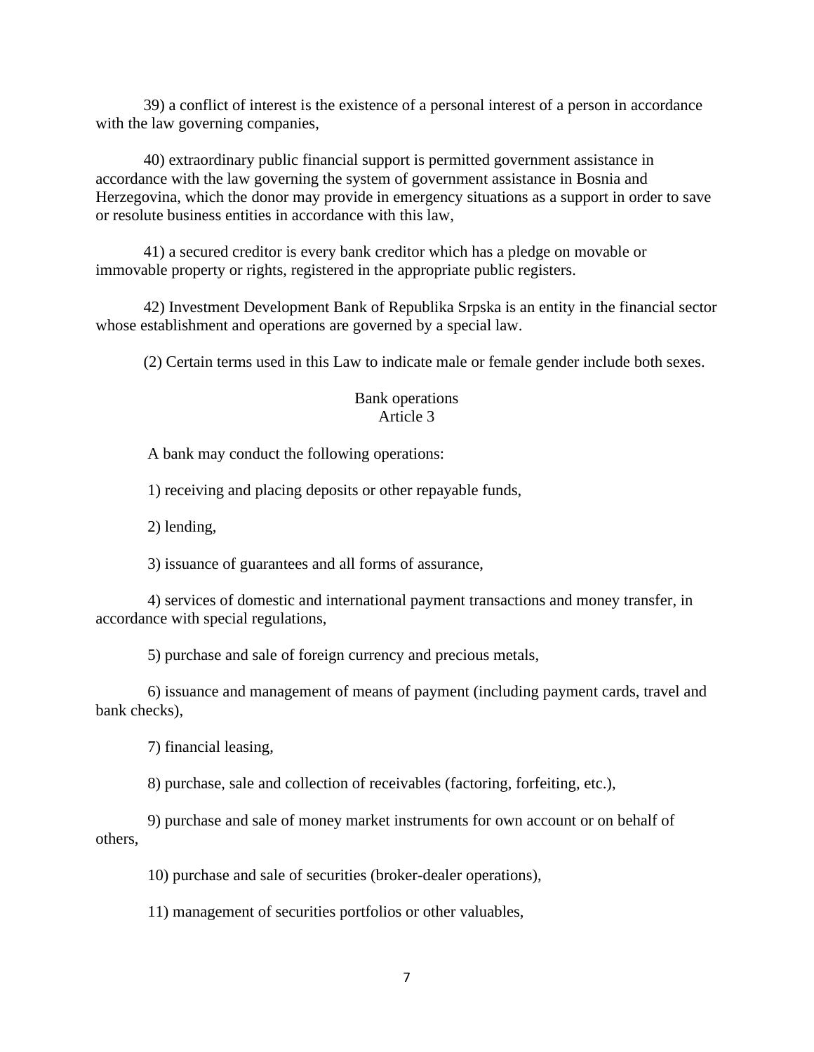39) a conflict of interest is the existence of a personal interest of a person in accordance with the law governing companies,

40) extraordinary public financial support is permitted government assistance in accordance with the law governing the system of government assistance in Bosnia and Herzegovina, which the donor may provide in emergency situations as a support in order to save or resolute business entities in accordance with this law,

41) a secured creditor is every bank creditor which has a pledge on movable or immovable property or rights, registered in the appropriate public registers.

42) Investment Development Bank of Republika Srpska is an entity in the financial sector whose establishment and operations are governed by a special law.

(2) Certain terms used in this Law to indicate male or female gender include both sexes.

### Bank operations
### Article 3

A bank may conduct the following operations:

1) receiving and placing deposits or other repayable funds,

2) lending,

3) issuance of guarantees and all forms of assurance,

4) services of domestic and international payment transactions and money transfer, in accordance with special regulations,

5) purchase and sale of foreign currency and precious metals,

6) issuance and management of means of payment (including payment cards, travel and bank checks),

7) financial leasing,

8) purchase, sale and collection of receivables (factoring, forfeiting, etc.),

9) purchase and sale of money market instruments for own account or on behalf of others,

10) purchase and sale of securities (broker-dealer operations),

11) management of securities portfolios or other valuables,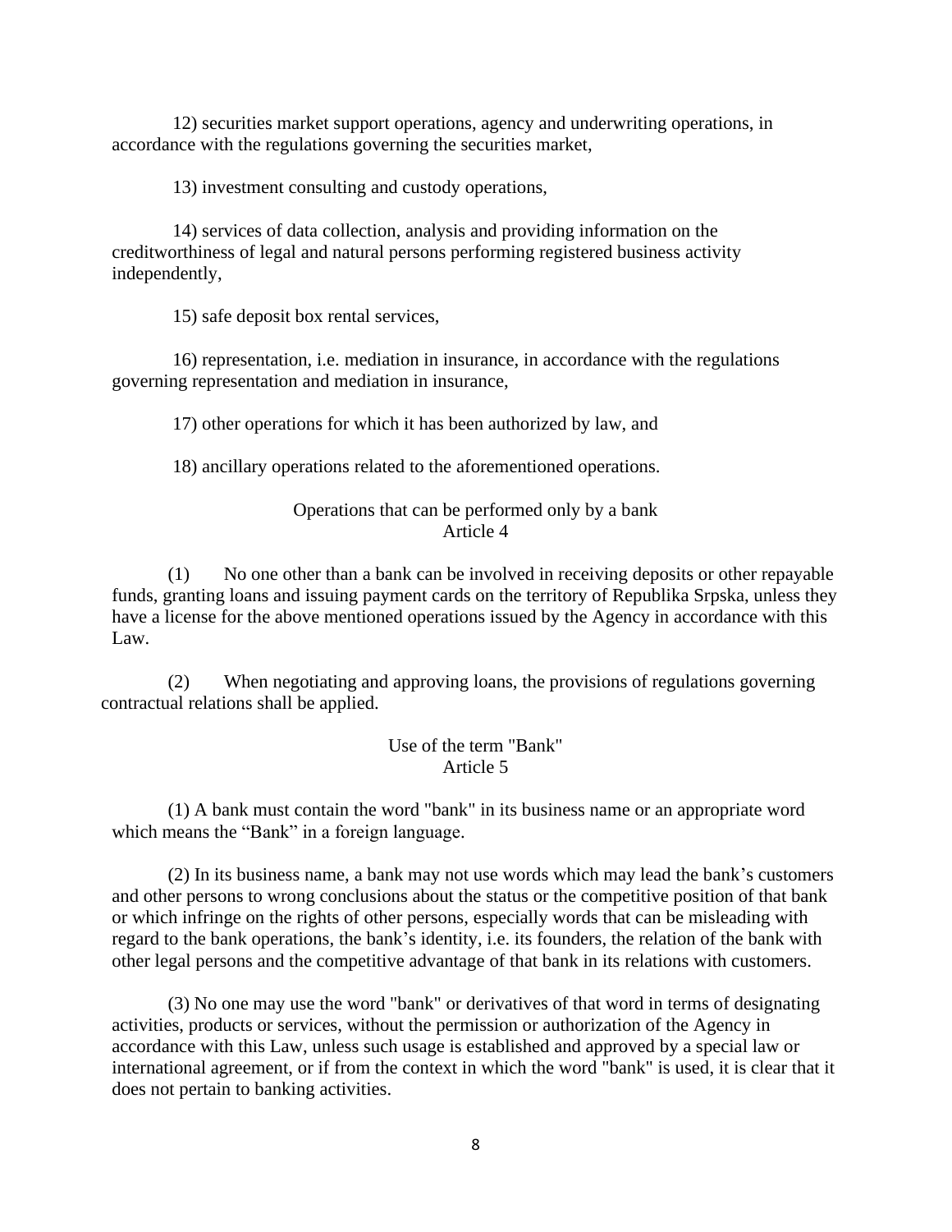12) securities market support operations, agency and underwriting operations, in accordance with the regulations governing the securities market,

13) investment consulting and custody operations,

14) services of data collection, analysis and providing information on the creditworthiness of legal and natural persons performing registered business activity independently,

15) safe deposit box rental services,

16) representation, i.e. mediation in insurance, in accordance with the regulations governing representation and mediation in insurance,

17) other operations for which it has been authorized by law, and

18) ancillary operations related to the aforementioned operations.

### Operations that can be performed only by a bank
### Article 4

(1) No one other than a bank can be involved in receiving deposits or other repayable funds, granting loans and issuing payment cards on the territory of Republika Srpska, unless they have a license for the above mentioned operations issued by the Agency in accordance with this Law.

(2) When negotiating and approving loans, the provisions of regulations governing contractual relations shall be applied.

### Use of the term "Bank"
### Article 5

(1) A bank must contain the word "bank" in its business name or an appropriate word which means the “Bank” in a foreign language.

(2) In its business name, a bank may not use words which may lead the bank’s customers and other persons to wrong conclusions about the status or the competitive position of that bank or which infringe on the rights of other persons, especially words that can be misleading with regard to the bank operations, the bank’s identity, i.e. its founders, the relation of the bank with other legal persons and the competitive advantage of that bank in its relations with customers.

(3) No one may use the word "bank" or derivatives of that word in terms of designating activities, products or services, without the permission or authorization of the Agency in accordance with this Law, unless such usage is established and approved by a special law or international agreement, or if from the context in which the word "bank" is used, it is clear that it does not pertain to banking activities.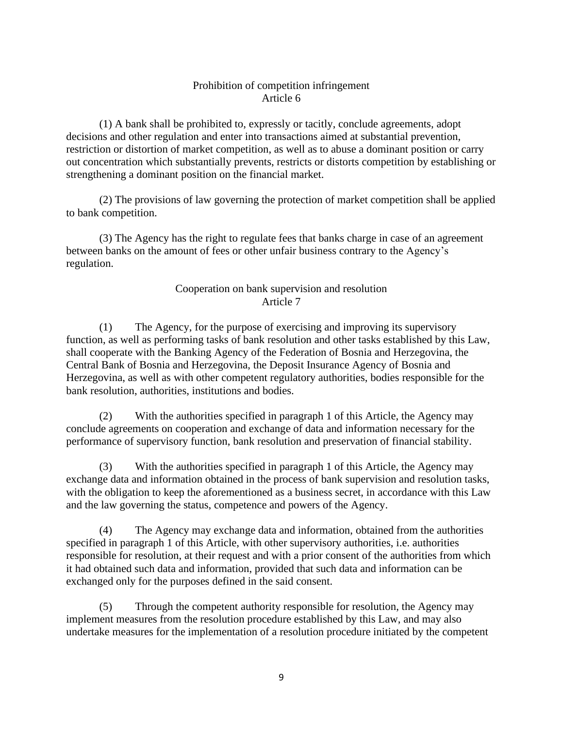### Prohibition of competition infringement
### Article 6

(1) A bank shall be prohibited to, expressly or tacitly, conclude agreements, adopt decisions and other regulation and enter into transactions aimed at substantial prevention, restriction or distortion of market competition, as well as to abuse a dominant position or carry out concentration which substantially prevents, restricts or distorts competition by establishing or strengthening a dominant position on the financial market.

(2) The provisions of law governing the protection of market competition shall be applied to bank competition.

(3) The Agency has the right to regulate fees that banks charge in case of an agreement between banks on the amount of fees or other unfair business contrary to the Agency's regulation.

### Cooperation on bank supervision and resolution
### Article 7

(1) The Agency, for the purpose of exercising and improving its supervisory function, as well as performing tasks of bank resolution and other tasks established by this Law, shall cooperate with the Banking Agency of the Federation of Bosnia and Herzegovina, the Central Bank of Bosnia and Herzegovina, the Deposit Insurance Agency of Bosnia and Herzegovina, as well as with other competent regulatory authorities, bodies responsible for the bank resolution, authorities, institutions and bodies.

(2) With the authorities specified in paragraph 1 of this Article, the Agency may conclude agreements on cooperation and exchange of data and information necessary for the performance of supervisory function, bank resolution and preservation of financial stability.

(3) With the authorities specified in paragraph 1 of this Article, the Agency may exchange data and information obtained in the process of bank supervision and resolution tasks, with the obligation to keep the aforementioned as a business secret, in accordance with this Law and the law governing the status, competence and powers of the Agency.

(4) The Agency may exchange data and information, obtained from the authorities specified in paragraph 1 of this Article, with other supervisory authorities, i.e. authorities responsible for resolution, at their request and with a prior consent of the authorities from which it had obtained such data and information, provided that such data and information can be exchanged only for the purposes defined in the said consent.

(5) Through the competent authority responsible for resolution, the Agency may implement measures from the resolution procedure established by this Law, and may also undertake measures for the implementation of a resolution procedure initiated by the competent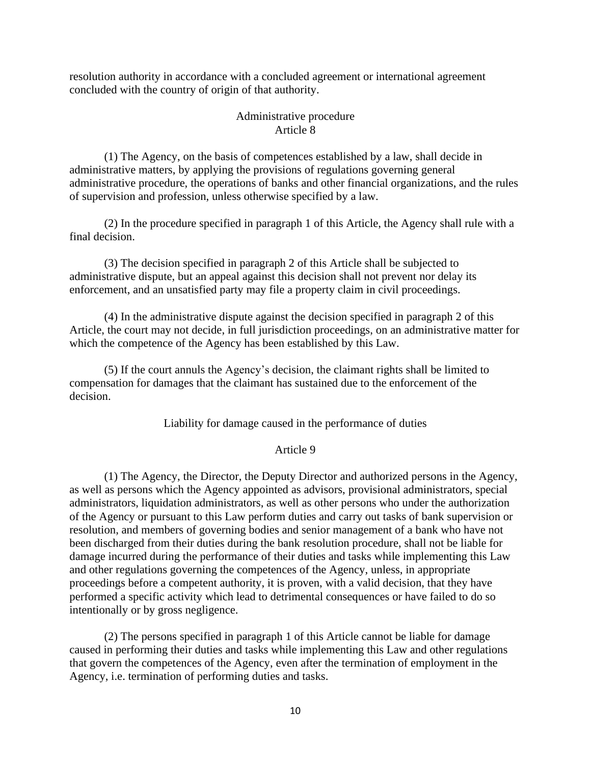resolution authority in accordance with a concluded agreement or international agreement concluded with the country of origin of that authority.

### Administrative procedure
### Article 8

(1) The Agency, on the basis of competences established by a law, shall decide in administrative matters, by applying the provisions of regulations governing general administrative procedure, the operations of banks and other financial organizations, and the rules of supervision and profession, unless otherwise specified by a law.

(2) In the procedure specified in paragraph 1 of this Article, the Agency shall rule with a final decision.

(3) The decision specified in paragraph 2 of this Article shall be subjected to administrative dispute, but an appeal against this decision shall not prevent nor delay its enforcement, and an unsatisfied party may file a property claim in civil proceedings.

(4) In the administrative dispute against the decision specified in paragraph 2 of this Article, the court may not decide, in full jurisdiction proceedings, on an administrative matter for which the competence of the Agency has been established by this Law.

(5) If the court annuls the Agency's decision, the claimant rights shall be limited to compensation for damages that the claimant has sustained due to the enforcement of the decision.

### Liability for damage caused in the performance of duties

### Article 9

(1) The Agency, the Director, the Deputy Director and authorized persons in the Agency, as well as persons which the Agency appointed as advisors, provisional administrators, special administrators, liquidation administrators, as well as other persons who under the authorization of the Agency or pursuant to this Law perform duties and carry out tasks of bank supervision or resolution, and members of governing bodies and senior management of a bank who have not been discharged from their duties during the bank resolution procedure, shall not be liable for damage incurred during the performance of their duties and tasks while implementing this Law and other regulations governing the competences of the Agency, unless, in appropriate proceedings before a competent authority, it is proven, with a valid decision, that they have performed a specific activity which lead to detrimental consequences or have failed to do so intentionally or by gross negligence.

(2) The persons specified in paragraph 1 of this Article cannot be liable for damage caused in performing their duties and tasks while implementing this Law and other regulations that govern the competences of the Agency, even after the termination of employment in the Agency, i.e. termination of performing duties and tasks.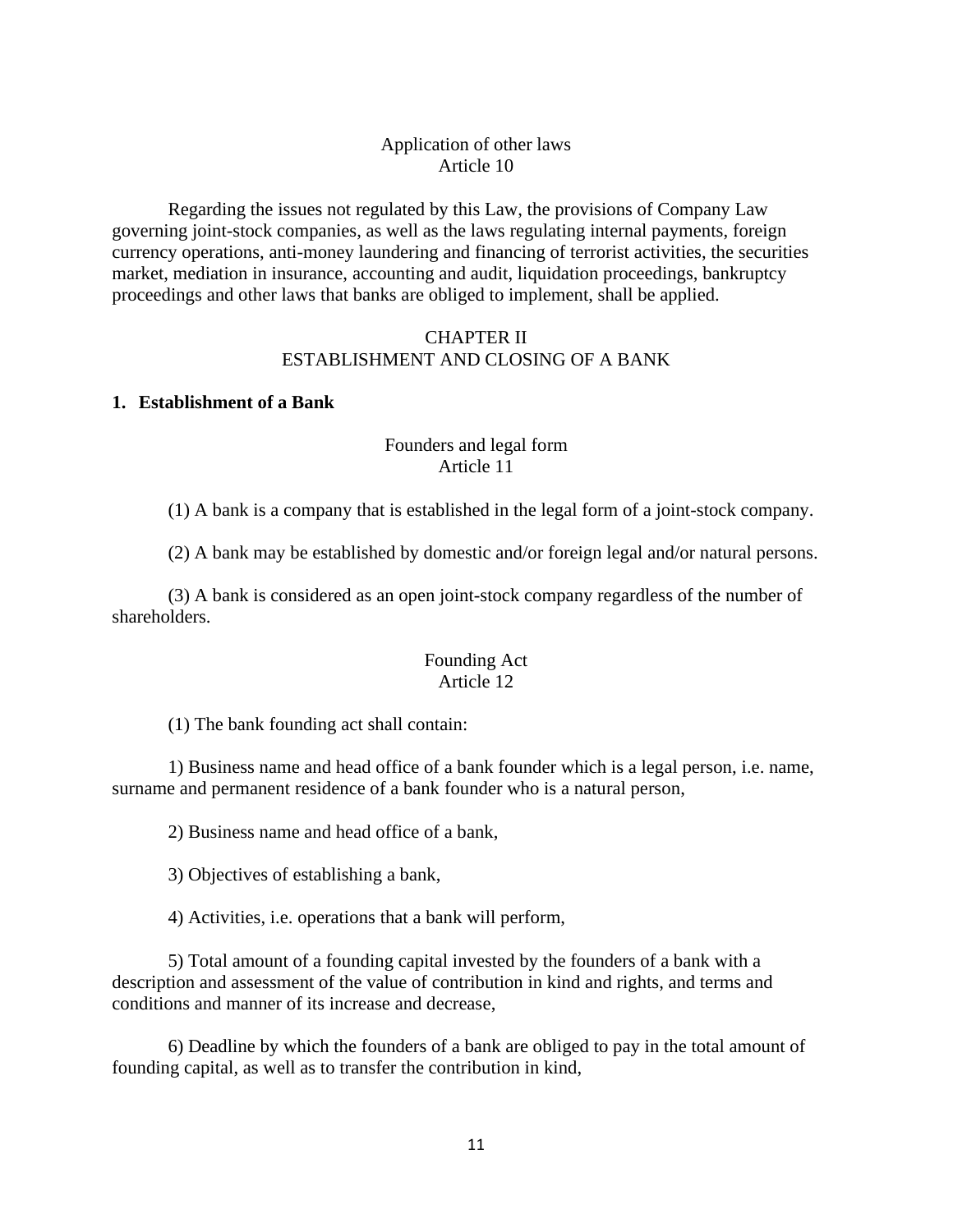Application of other laws
Article 10

Regarding the issues not regulated by this Law, the provisions of Company Law governing joint-stock companies, as well as the laws regulating internal payments, foreign currency operations, anti-money laundering and financing of terrorist activities, the securities market, mediation in insurance, accounting and audit, liquidation proceedings, bankruptcy proceedings and other laws that banks are obliged to implement, shall be applied.

## CHAPTER II
## ESTABLISHMENT AND CLOSING OF A BANK

### 1. Establishment of a Bank

Founders and legal form
Article 11

(1) A bank is a company that is established in the legal form of a joint-stock company.

(2) A bank may be established by domestic and/or foreign legal and/or natural persons.

(3) A bank is considered as an open joint-stock company regardless of the number of shareholders.

Founding Act
Article 12

(1) The bank founding act shall contain:

1) Business name and head office of a bank founder which is a legal person, i.e. name, surname and permanent residence of a bank founder who is a natural person,

2) Business name and head office of a bank,

3) Objectives of establishing a bank,

4) Activities, i.e. operations that a bank will perform,

5) Total amount of a founding capital invested by the founders of a bank with a description and assessment of the value of contribution in kind and rights, and terms and conditions and manner of its increase and decrease,

6) Deadline by which the founders of a bank are obliged to pay in the total amount of founding capital, as well as to transfer the contribution in kind,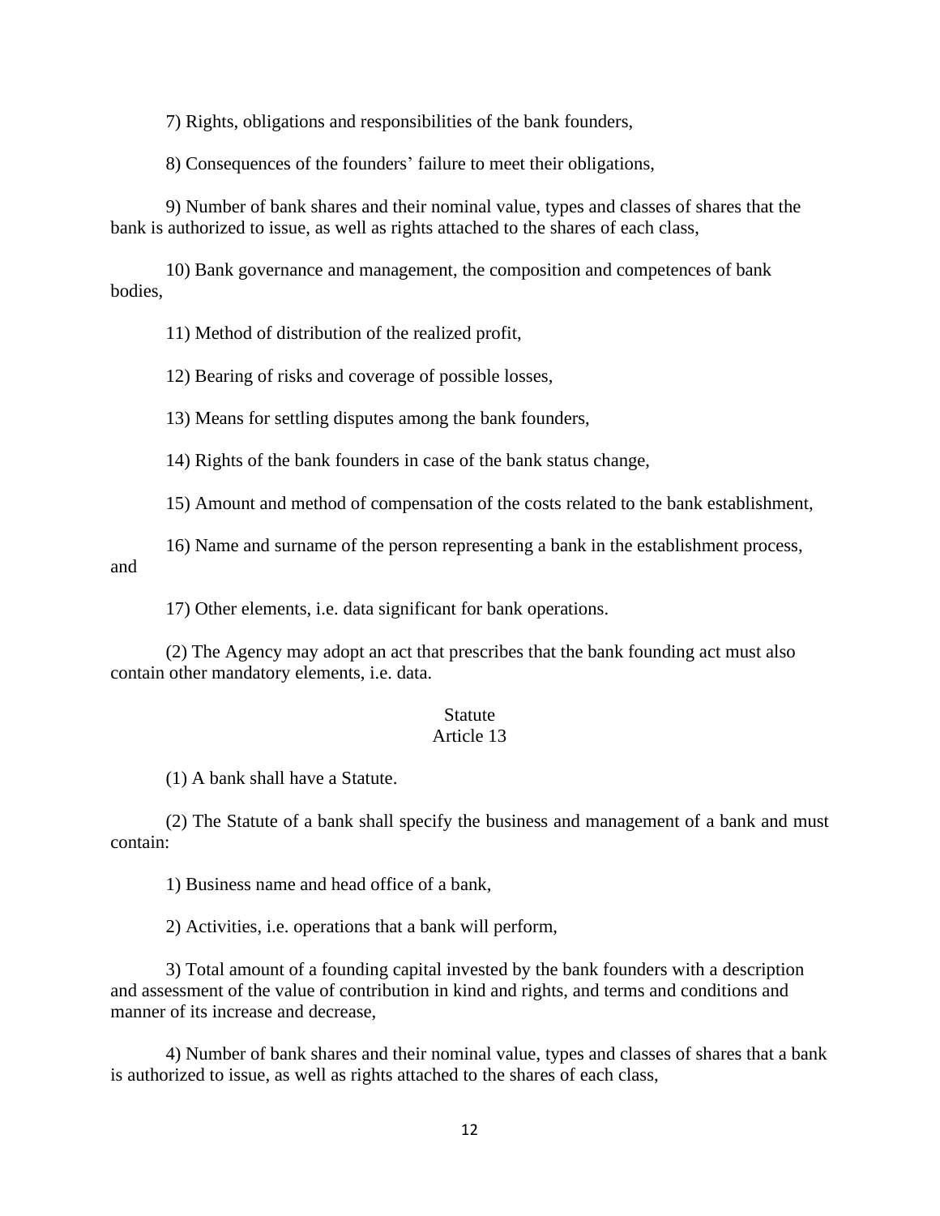7) Rights, obligations and responsibilities of the bank founders,

8) Consequences of the founders' failure to meet their obligations,

9) Number of bank shares and their nominal value, types and classes of shares that the bank is authorized to issue, as well as rights attached to the shares of each class,

10) Bank governance and management, the composition and competences of bank bodies,

11) Method of distribution of the realized profit,

12) Bearing of risks and coverage of possible losses,

13) Means for settling disputes among the bank founders,

14) Rights of the bank founders in case of the bank status change,

15) Amount and method of compensation of the costs related to the bank establishment,

16) Name and surname of the person representing a bank in the establishment process, and

17) Other elements, i.e. data significant for bank operations.

(2) The Agency may adopt an act that prescribes that the bank founding act must also contain other mandatory elements, i.e. data.

### Statute
### Article 13

(1) A bank shall have a Statute.

(2) The Statute of a bank shall specify the business and management of a bank and must contain:

1) Business name and head office of a bank,

2) Activities, i.e. operations that a bank will perform,

3) Total amount of a founding capital invested by the bank founders with a description and assessment of the value of contribution in kind and rights, and terms and conditions and manner of its increase and decrease,

4) Number of bank shares and their nominal value, types and classes of shares that a bank is authorized to issue, as well as rights attached to the shares of each class,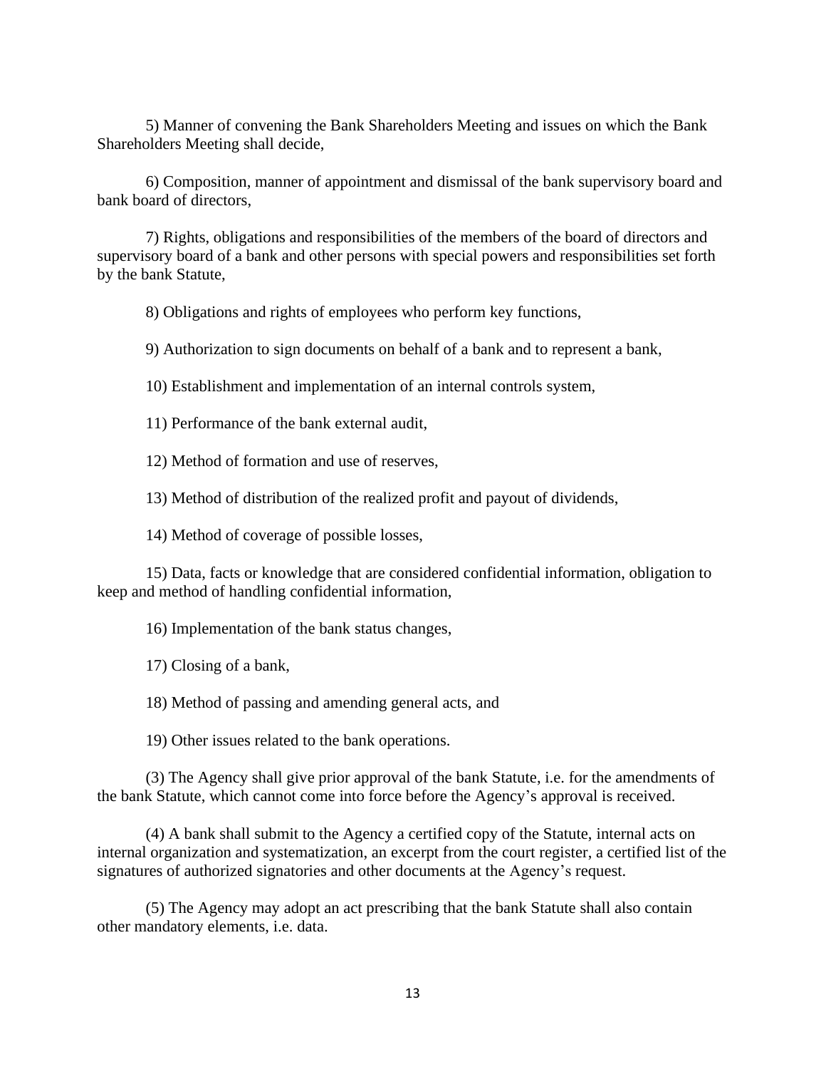5) Manner of convening the Bank Shareholders Meeting and issues on which the Bank Shareholders Meeting shall decide,

6) Composition, manner of appointment and dismissal of the bank supervisory board and bank board of directors,

7) Rights, obligations and responsibilities of the members of the board of directors and supervisory board of a bank and other persons with special powers and responsibilities set forth by the bank Statute,

8) Obligations and rights of employees who perform key functions,

9) Authorization to sign documents on behalf of a bank and to represent a bank,

10) Establishment and implementation of an internal controls system,

11) Performance of the bank external audit,

12) Method of formation and use of reserves,

13) Method of distribution of the realized profit and payout of dividends,

14) Method of coverage of possible losses,

15) Data, facts or knowledge that are considered confidential information, obligation to keep and method of handling confidential information,

16) Implementation of the bank status changes,

17) Closing of a bank,

18) Method of passing and amending general acts, and

19) Other issues related to the bank operations.

(3) The Agency shall give prior approval of the bank Statute, i.e. for the amendments of the bank Statute, which cannot come into force before the Agency's approval is received.

(4) A bank shall submit to the Agency a certified copy of the Statute, internal acts on internal organization and systematization, an excerpt from the court register, a certified list of the signatures of authorized signatories and other documents at the Agency's request.

(5) The Agency may adopt an act prescribing that the bank Statute shall also contain other mandatory elements, i.e. data.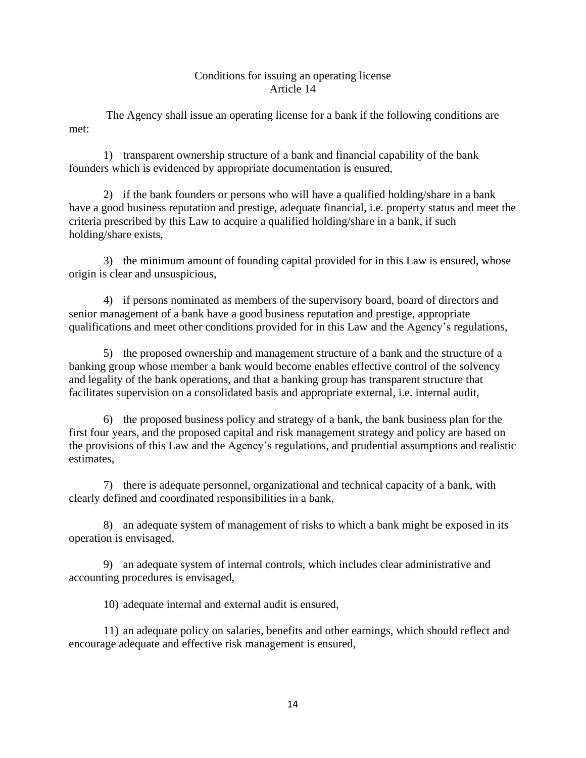## Conditions for issuing an operating license
## Article 14

The Agency shall issue an operating license for a bank if the following conditions are met:

1) transparent ownership structure of a bank and financial capability of the bank founders which is evidenced by appropriate documentation is ensured,

2) if the bank founders or persons who will have a qualified holding/share in a bank have a good business reputation and prestige, adequate financial, i.e. property status and meet the criteria prescribed by this Law to acquire a qualified holding/share in a bank, if such holding/share exists,

3) the minimum amount of founding capital provided for in this Law is ensured, whose origin is clear and unsuspicious,

4) if persons nominated as members of the supervisory board, board of directors and senior management of a bank have a good business reputation and prestige, appropriate qualifications and meet other conditions provided for in this Law and the Agency's regulations,

5) the proposed ownership and management structure of a bank and the structure of a banking group whose member a bank would become enables effective control of the solvency and legality of the bank operations, and that a banking group has transparent structure that facilitates supervision on a consolidated basis and appropriate external, i.e. internal audit,

6) the proposed business policy and strategy of a bank, the bank business plan for the first four years, and the proposed capital and risk management strategy and policy are based on the provisions of this Law and the Agency's regulations, and prudential assumptions and realistic estimates,

7) there is adequate personnel, organizational and technical capacity of a bank, with clearly defined and coordinated responsibilities in a bank,

8) an adequate system of management of risks to which a bank might be exposed in its operation is envisaged,

9) an adequate system of internal controls, which includes clear administrative and accounting procedures is envisaged,

10) adequate internal and external audit is ensured,

11) an adequate policy on salaries, benefits and other earnings, which should reflect and encourage adequate and effective risk management is ensured,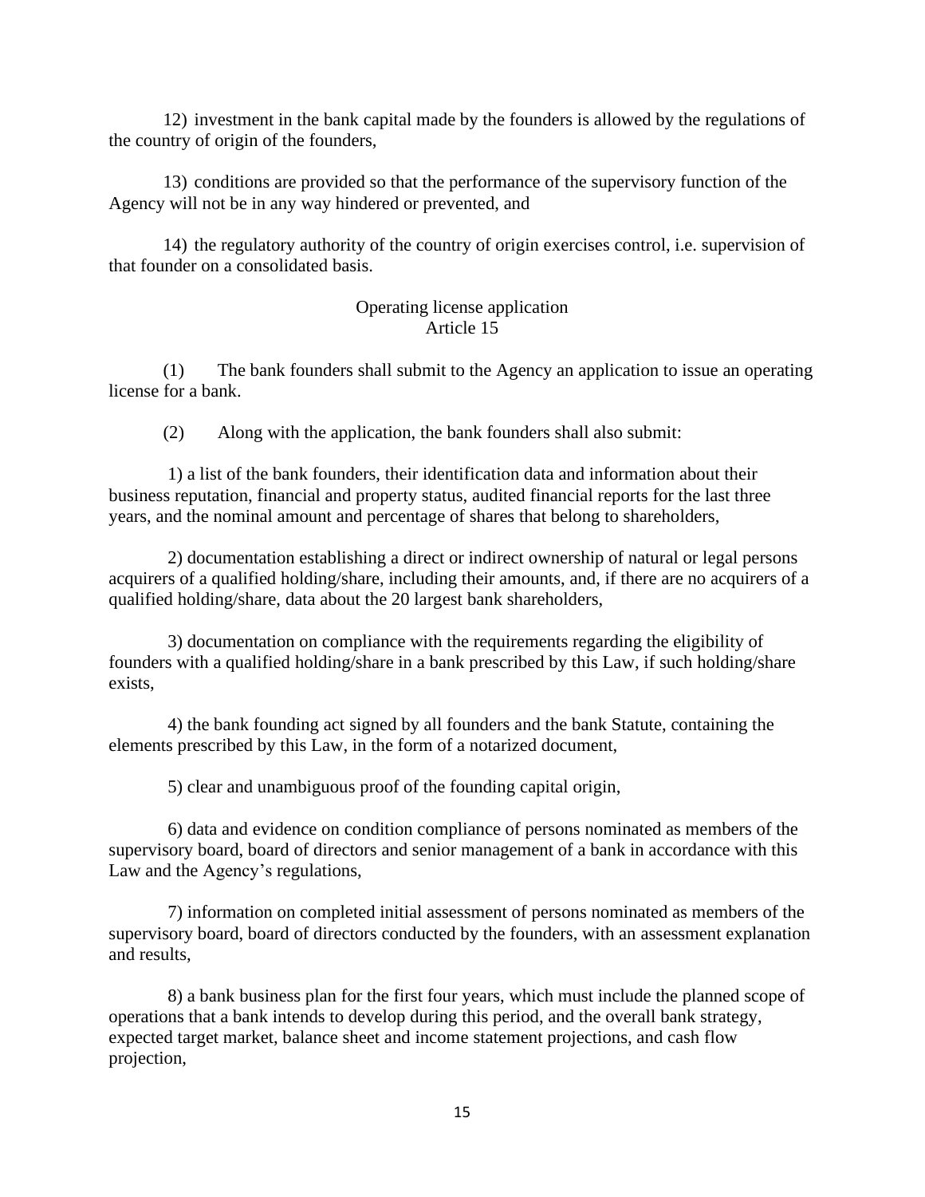12) investment in the bank capital made by the founders is allowed by the regulations of the country of origin of the founders,

13) conditions are provided so that the performance of the supervisory function of the Agency will not be in any way hindered or prevented, and

14) the regulatory authority of the country of origin exercises control, i.e. supervision of that founder on a consolidated basis.

### Operating license application
### Article 15

(1) The bank founders shall submit to the Agency an application to issue an operating license for a bank.

(2) Along with the application, the bank founders shall also submit:

1) a list of the bank founders, their identification data and information about their business reputation, financial and property status, audited financial reports for the last three years, and the nominal amount and percentage of shares that belong to shareholders,

2) documentation establishing a direct or indirect ownership of natural or legal persons acquirers of a qualified holding/share, including their amounts, and, if there are no acquirers of a qualified holding/share, data about the 20 largest bank shareholders,

3) documentation on compliance with the requirements regarding the eligibility of founders with a qualified holding/share in a bank prescribed by this Law, if such holding/share exists,

4) the bank founding act signed by all founders and the bank Statute, containing the elements prescribed by this Law, in the form of a notarized document,

5) clear and unambiguous proof of the founding capital origin,

6) data and evidence on condition compliance of persons nominated as members of the supervisory board, board of directors and senior management of a bank in accordance with this Law and the Agency's regulations,

7) information on completed initial assessment of persons nominated as members of the supervisory board, board of directors conducted by the founders, with an assessment explanation and results,

8) a bank business plan for the first four years, which must include the planned scope of operations that a bank intends to develop during this period, and the overall bank strategy, expected target market, balance sheet and income statement projections, and cash flow projection,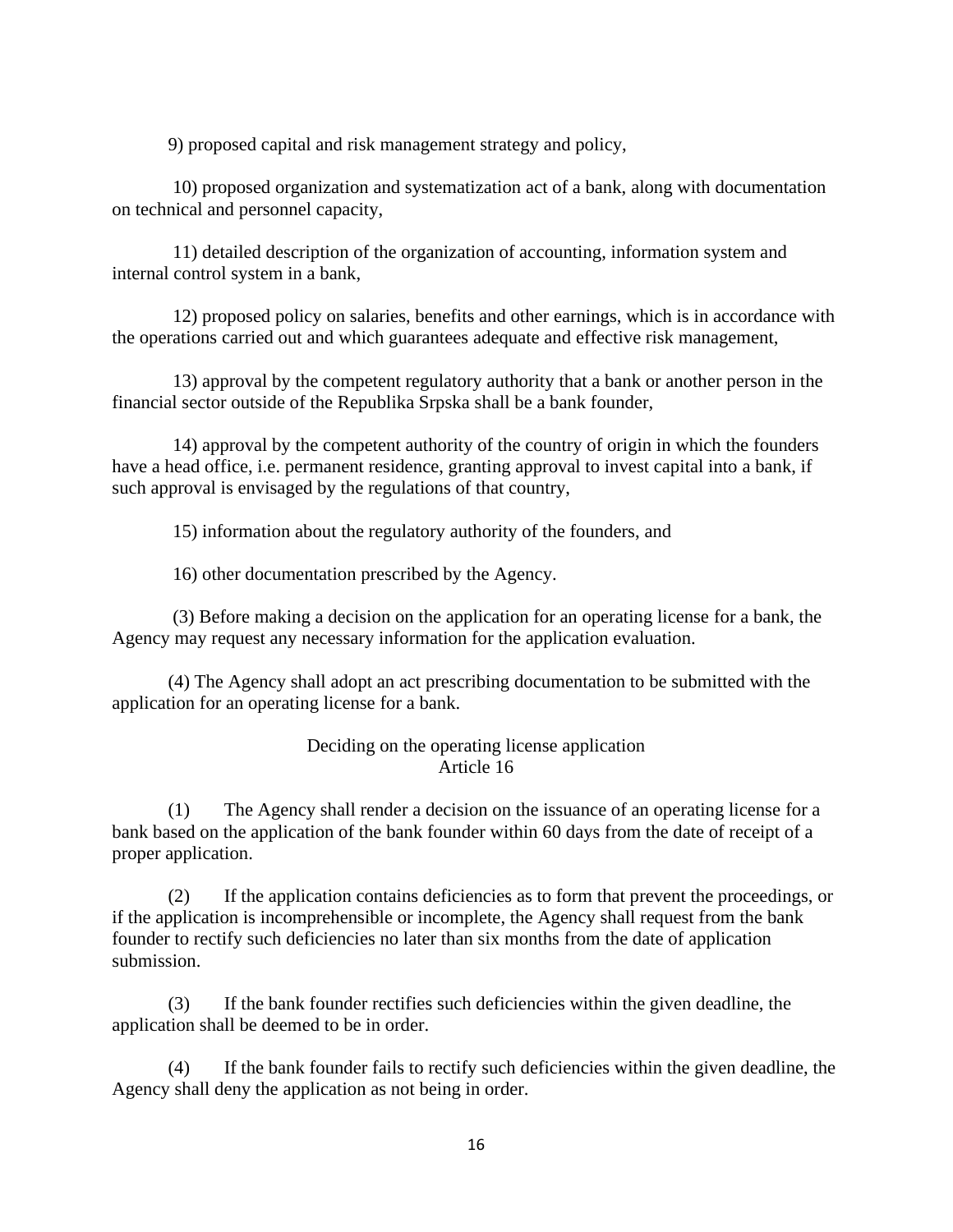9) proposed capital and risk management strategy and policy,

10) proposed organization and systematization act of a bank, along with documentation on technical and personnel capacity,

11) detailed description of the organization of accounting, information system and internal control system in a bank,

12) proposed policy on salaries, benefits and other earnings, which is in accordance with the operations carried out and which guarantees adequate and effective risk management,

13) approval by the competent regulatory authority that a bank or another person in the financial sector outside of the Republika Srpska shall be a bank founder,

14) approval by the competent authority of the country of origin in which the founders have a head office, i.e. permanent residence, granting approval to invest capital into a bank, if such approval is envisaged by the regulations of that country,

15) information about the regulatory authority of the founders, and

16) other documentation prescribed by the Agency.

(3) Before making a decision on the application for an operating license for a bank, the Agency may request any necessary information for the application evaluation.

(4) The Agency shall adopt an act prescribing documentation to be submitted with the application for an operating license for a bank.

### Deciding on the operating license application
### Article 16

(1) The Agency shall render a decision on the issuance of an operating license for a bank based on the application of the bank founder within 60 days from the date of receipt of a proper application.

(2) If the application contains deficiencies as to form that prevent the proceedings, or if the application is incomprehensible or incomplete, the Agency shall request from the bank founder to rectify such deficiencies no later than six months from the date of application submission.

(3) If the bank founder rectifies such deficiencies within the given deadline, the application shall be deemed to be in order.

(4) If the bank founder fails to rectify such deficiencies within the given deadline, the Agency shall deny the application as not being in order.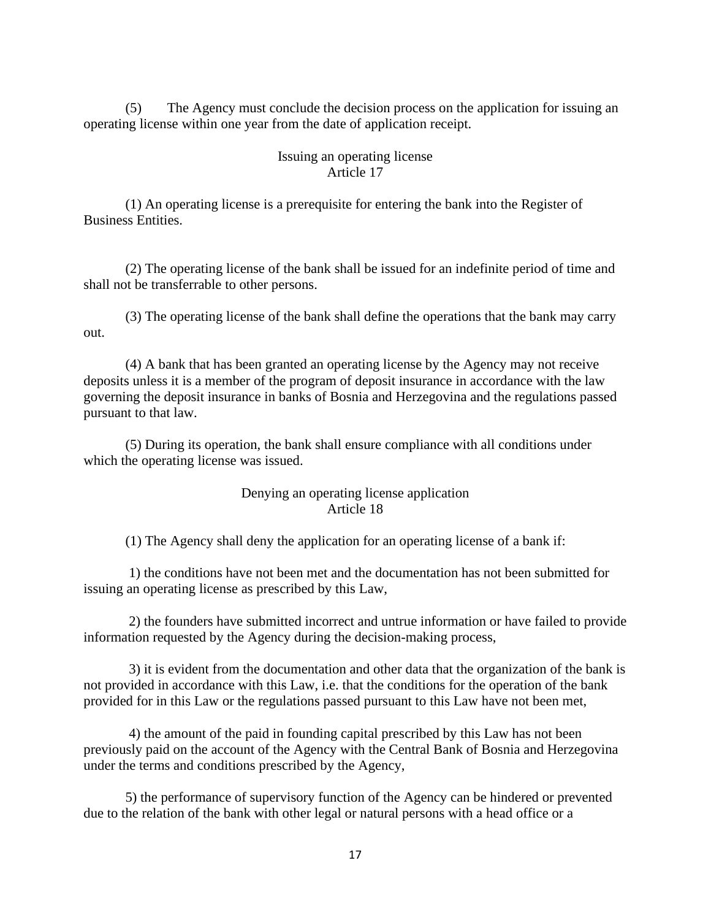(5) The Agency must conclude the decision process on the application for issuing an operating license within one year from the date of application receipt.

### Issuing an operating license
### Article 17

(1) An operating license is a prerequisite for entering the bank into the Register of Business Entities.

(2) The operating license of the bank shall be issued for an indefinite period of time and shall not be transferrable to other persons.

(3) The operating license of the bank shall define the operations that the bank may carry out.

(4) A bank that has been granted an operating license by the Agency may not receive deposits unless it is a member of the program of deposit insurance in accordance with the law governing the deposit insurance in banks of Bosnia and Herzegovina and the regulations passed pursuant to that law.

(5) During its operation, the bank shall ensure compliance with all conditions under which the operating license was issued.

### Denying an operating license application
### Article 18

(1) The Agency shall deny the application for an operating license of a bank if:

1) the conditions have not been met and the documentation has not been submitted for issuing an operating license as prescribed by this Law,

2) the founders have submitted incorrect and untrue information or have failed to provide information requested by the Agency during the decision-making process,

3) it is evident from the documentation and other data that the organization of the bank is not provided in accordance with this Law, i.e. that the conditions for the operation of the bank provided for in this Law or the regulations passed pursuant to this Law have not been met,

4) the amount of the paid in founding capital prescribed by this Law has not been previously paid on the account of the Agency with the Central Bank of Bosnia and Herzegovina under the terms and conditions prescribed by the Agency,

5) the performance of supervisory function of the Agency can be hindered or prevented due to the relation of the bank with other legal or natural persons with a head office or a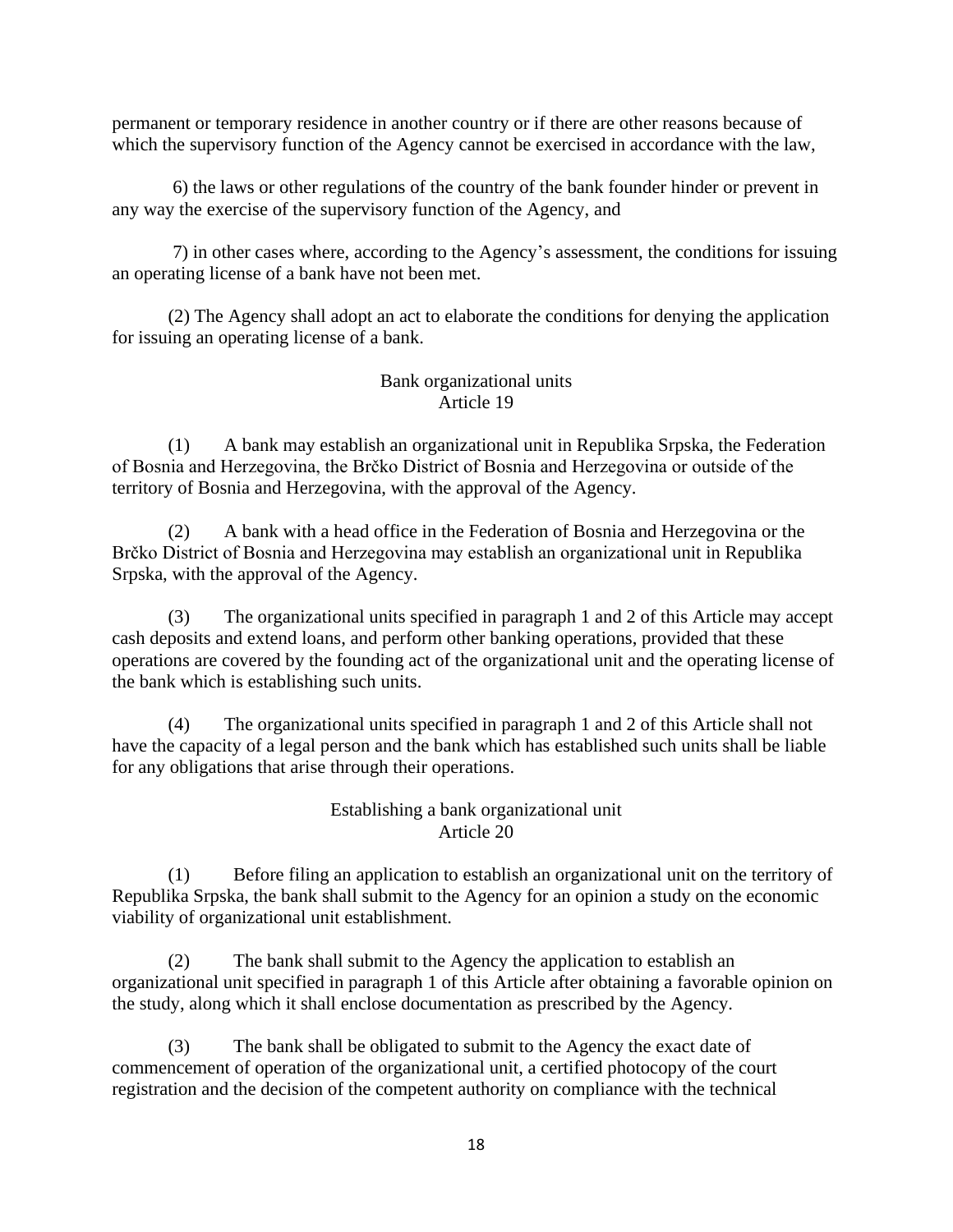permanent or temporary residence in another country or if there are other reasons because of which the supervisory function of the Agency cannot be exercised in accordance with the law,

6) the laws or other regulations of the country of the bank founder hinder or prevent in any way the exercise of the supervisory function of the Agency, and

7) in other cases where, according to the Agency's assessment, the conditions for issuing an operating license of a bank have not been met.

(2) The Agency shall adopt an act to elaborate the conditions for denying the application for issuing an operating license of a bank.

### Bank organizational units
### Article 19

(1) A bank may establish an organizational unit in Republika Srpska, the Federation of Bosnia and Herzegovina, the Brčko District of Bosnia and Herzegovina or outside of the territory of Bosnia and Herzegovina, with the approval of the Agency.

(2) A bank with a head office in the Federation of Bosnia and Herzegovina or the Brčko District of Bosnia and Herzegovina may establish an organizational unit in Republika Srpska, with the approval of the Agency.

(3) The organizational units specified in paragraph 1 and 2 of this Article may accept cash deposits and extend loans, and perform other banking operations, provided that these operations are covered by the founding act of the organizational unit and the operating license of the bank which is establishing such units.

(4) The organizational units specified in paragraph 1 and 2 of this Article shall not have the capacity of a legal person and the bank which has established such units shall be liable for any obligations that arise through their operations.

### Establishing a bank organizational unit
### Article 20

(1) Before filing an application to establish an organizational unit on the territory of Republika Srpska, the bank shall submit to the Agency for an opinion a study on the economic viability of organizational unit establishment.

(2) The bank shall submit to the Agency the application to establish an organizational unit specified in paragraph 1 of this Article after obtaining a favorable opinion on the study, along which it shall enclose documentation as prescribed by the Agency.

(3) The bank shall be obligated to submit to the Agency the exact date of commencement of operation of the organizational unit, a certified photocopy of the court registration and the decision of the competent authority on compliance with the technical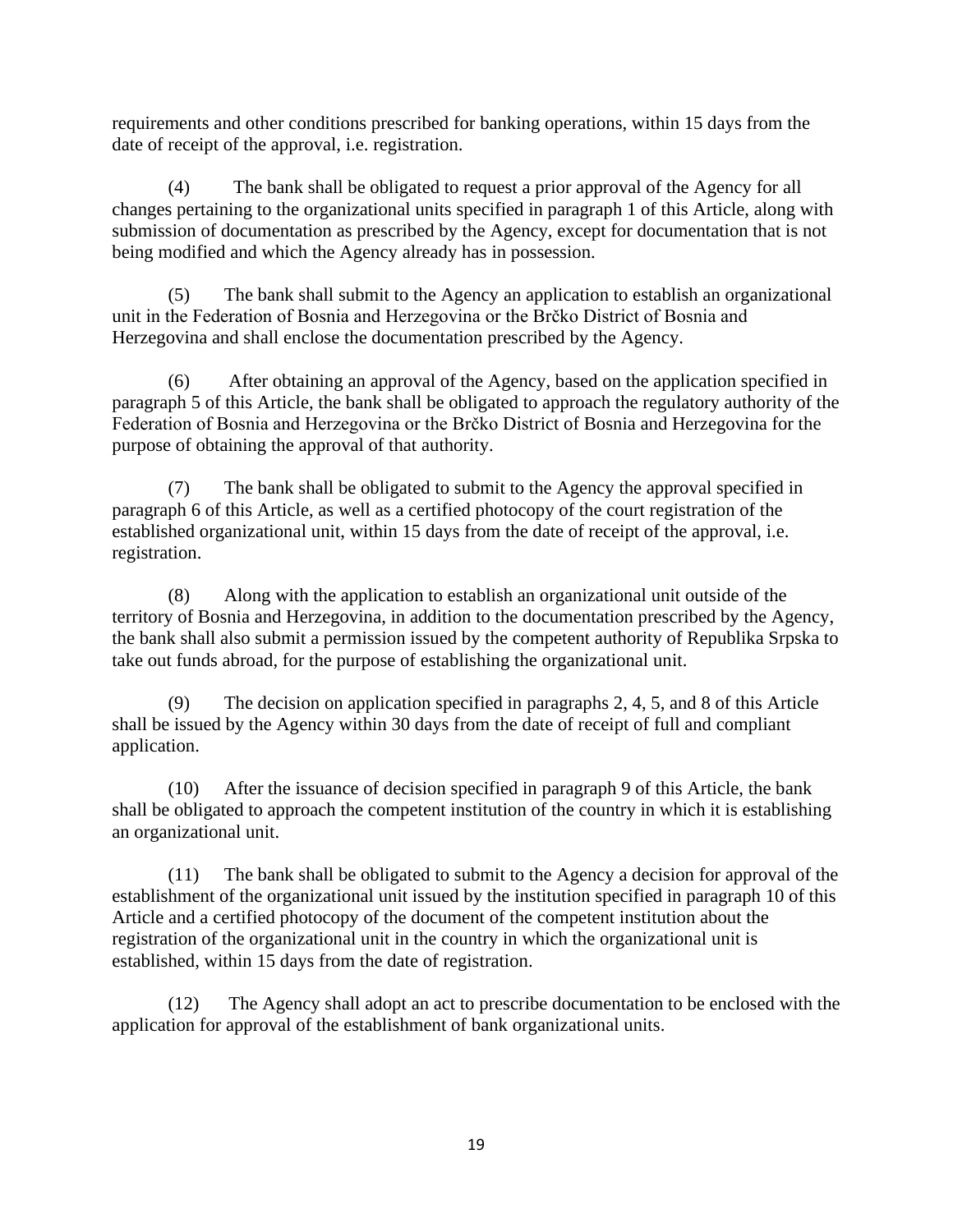requirements and other conditions prescribed for banking operations, within 15 days from the date of receipt of the approval, i.e. registration.

(4) The bank shall be obligated to request a prior approval of the Agency for all changes pertaining to the organizational units specified in paragraph 1 of this Article, along with submission of documentation as prescribed by the Agency, except for documentation that is not being modified and which the Agency already has in possession.

(5) The bank shall submit to the Agency an application to establish an organizational unit in the Federation of Bosnia and Herzegovina or the Brčko District of Bosnia and Herzegovina and shall enclose the documentation prescribed by the Agency.

(6) After obtaining an approval of the Agency, based on the application specified in paragraph 5 of this Article, the bank shall be obligated to approach the regulatory authority of the Federation of Bosnia and Herzegovina or the Brčko District of Bosnia and Herzegovina for the purpose of obtaining the approval of that authority.

(7) The bank shall be obligated to submit to the Agency the approval specified in paragraph 6 of this Article, as well as a certified photocopy of the court registration of the established organizational unit, within 15 days from the date of receipt of the approval, i.e. registration.

(8) Along with the application to establish an organizational unit outside of the territory of Bosnia and Herzegovina, in addition to the documentation prescribed by the Agency, the bank shall also submit a permission issued by the competent authority of Republika Srpska to take out funds abroad, for the purpose of establishing the organizational unit.

(9) The decision on application specified in paragraphs 2, 4, 5, and 8 of this Article shall be issued by the Agency within 30 days from the date of receipt of full and compliant application.

(10) After the issuance of decision specified in paragraph 9 of this Article, the bank shall be obligated to approach the competent institution of the country in which it is establishing an organizational unit.

(11) The bank shall be obligated to submit to the Agency a decision for approval of the establishment of the organizational unit issued by the institution specified in paragraph 10 of this Article and a certified photocopy of the document of the competent institution about the registration of the organizational unit in the country in which the organizational unit is established, within 15 days from the date of registration.

(12) The Agency shall adopt an act to prescribe documentation to be enclosed with the application for approval of the establishment of bank organizational units.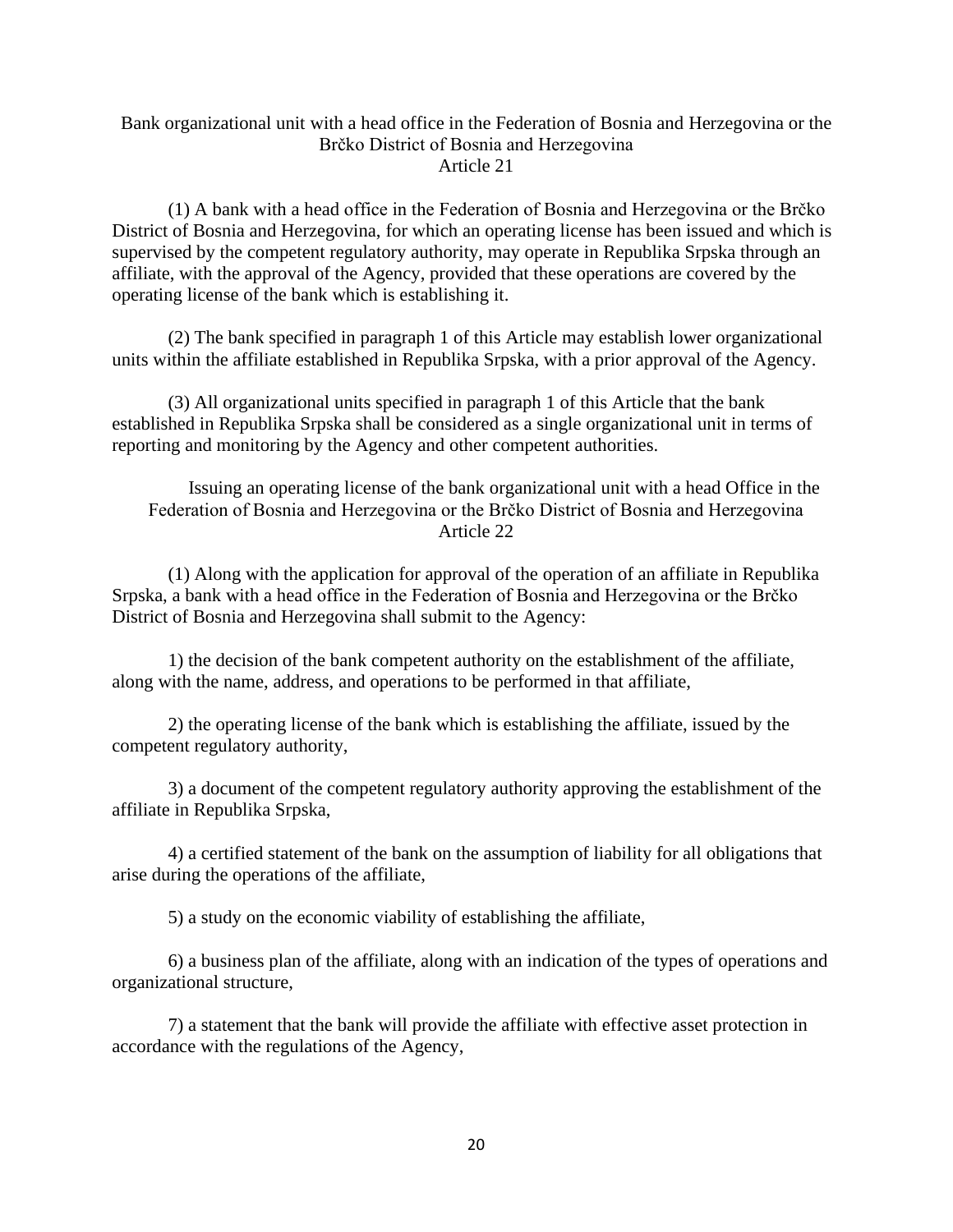### Bank organizational unit with a head office in the Federation of Bosnia and Herzegovina or the Brčko District of Bosnia and Herzegovina
### Article 21

(1) A bank with a head office in the Federation of Bosnia and Herzegovina or the Brčko District of Bosnia and Herzegovina, for which an operating license has been issued and which is supervised by the competent regulatory authority, may operate in Republika Srpska through an affiliate, with the approval of the Agency, provided that these operations are covered by the operating license of the bank which is establishing it.

(2) The bank specified in paragraph 1 of this Article may establish lower organizational units within the affiliate established in Republika Srpska, with a prior approval of the Agency.

(3) All organizational units specified in paragraph 1 of this Article that the bank established in Republika Srpska shall be considered as a single organizational unit in terms of reporting and monitoring by the Agency and other competent authorities.

### Issuing an operating license of the bank organizational unit with a head Office in the Federation of Bosnia and Herzegovina or the Brčko District of Bosnia and Herzegovina
### Article 22

(1) Along with the application for approval of the operation of an affiliate in Republika Srpska, a bank with a head office in the Federation of Bosnia and Herzegovina or the Brčko District of Bosnia and Herzegovina shall submit to the Agency:

1) the decision of the bank competent authority on the establishment of the affiliate, along with the name, address, and operations to be performed in that affiliate,

2) the operating license of the bank which is establishing the affiliate, issued by the competent regulatory authority,

3) a document of the competent regulatory authority approving the establishment of the affiliate in Republika Srpska,

4) a certified statement of the bank on the assumption of liability for all obligations that arise during the operations of the affiliate,

5) a study on the economic viability of establishing the affiliate,

6) a business plan of the affiliate, along with an indication of the types of operations and organizational structure,

7) a statement that the bank will provide the affiliate with effective asset protection in accordance with the regulations of the Agency,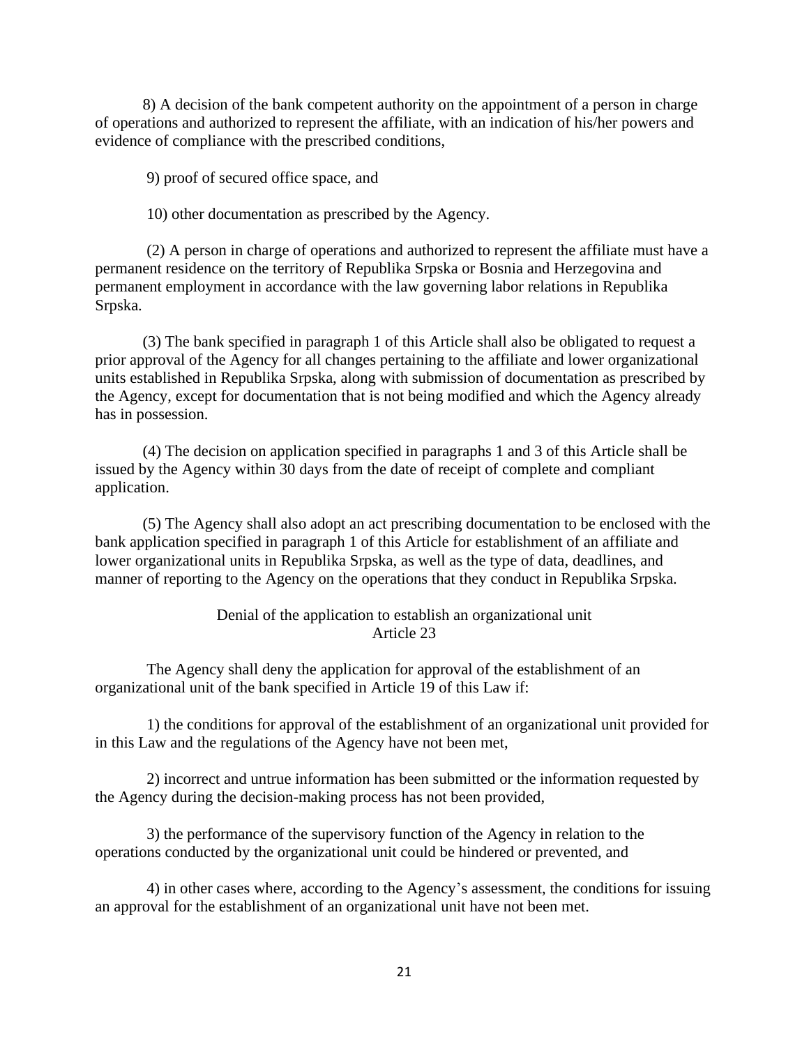8) A decision of the bank competent authority on the appointment of a person in charge of operations and authorized to represent the affiliate, with an indication of his/her powers and evidence of compliance with the prescribed conditions,

9) proof of secured office space, and

10) other documentation as prescribed by the Agency.

(2) A person in charge of operations and authorized to represent the affiliate must have a permanent residence on the territory of Republika Srpska or Bosnia and Herzegovina and permanent employment in accordance with the law governing labor relations in Republika Srpska.

(3) The bank specified in paragraph 1 of this Article shall also be obligated to request a prior approval of the Agency for all changes pertaining to the affiliate and lower organizational units established in Republika Srpska, along with submission of documentation as prescribed by the Agency, except for documentation that is not being modified and which the Agency already has in possession.

(4) The decision on application specified in paragraphs 1 and 3 of this Article shall be issued by the Agency within 30 days from the date of receipt of complete and compliant application.

(5) The Agency shall also adopt an act prescribing documentation to be enclosed with the bank application specified in paragraph 1 of this Article for establishment of an affiliate and lower organizational units in Republika Srpska, as well as the type of data, deadlines, and manner of reporting to the Agency on the operations that they conduct in Republika Srpska.

### Denial of the application to establish an organizational unit
### Article 23

The Agency shall deny the application for approval of the establishment of an organizational unit of the bank specified in Article 19 of this Law if:

1) the conditions for approval of the establishment of an organizational unit provided for in this Law and the regulations of the Agency have not been met,

2) incorrect and untrue information has been submitted or the information requested by the Agency during the decision-making process has not been provided,

3) the performance of the supervisory function of the Agency in relation to the operations conducted by the organizational unit could be hindered or prevented, and

4) in other cases where, according to the Agency's assessment, the conditions for issuing an approval for the establishment of an organizational unit have not been met.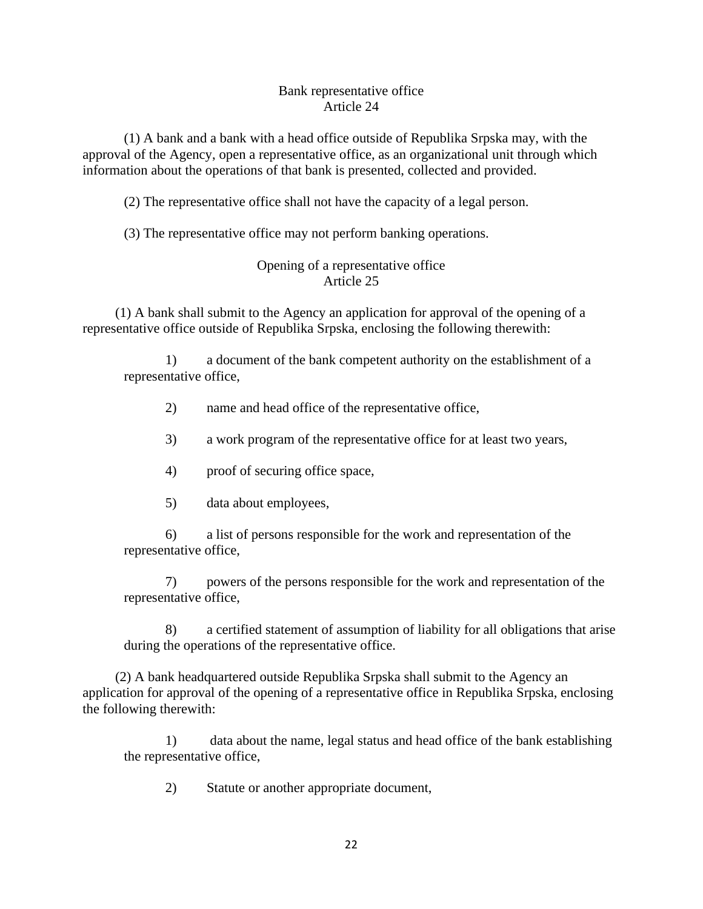### Bank representative office
### Article 24

(1) A bank and a bank with a head office outside of Republika Srpska may, with the approval of the Agency, open a representative office, as an organizational unit through which information about the operations of that bank is presented, collected and provided.

(2) The representative office shall not have the capacity of a legal person.

(3) The representative office may not perform banking operations.

### Opening of a representative office
### Article 25

(1) A bank shall submit to the Agency an application for approval of the opening of a representative office outside of Republika Srpska, enclosing the following therewith:

1) a document of the bank competent authority on the establishment of a representative office,

2) name and head office of the representative office,

3) a work program of the representative office for at least two years,

4) proof of securing office space,

5) data about employees,

6) a list of persons responsible for the work and representation of the representative office,

7) powers of the persons responsible for the work and representation of the representative office,

8) a certified statement of assumption of liability for all obligations that arise during the operations of the representative office.

(2) A bank headquartered outside Republika Srpska shall submit to the Agency an application for approval of the opening of a representative office in Republika Srpska, enclosing the following therewith:

1) data about the name, legal status and head office of the bank establishing the representative office,

2) Statute or another appropriate document,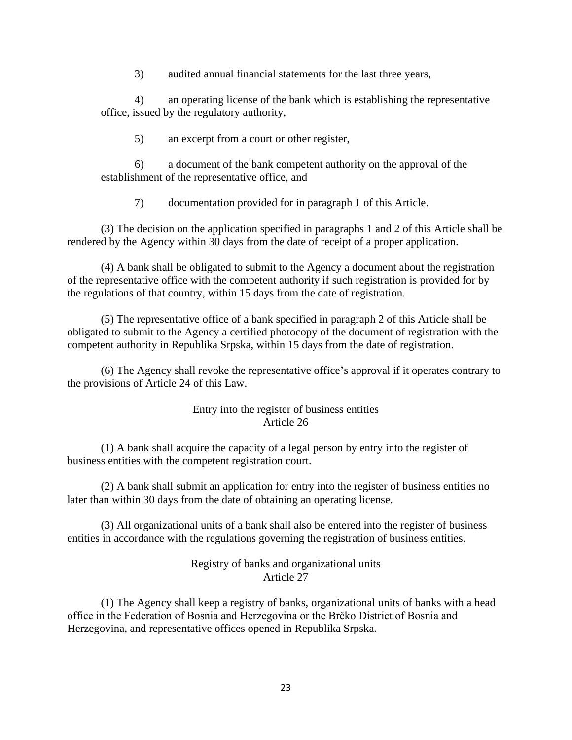3) audited annual financial statements for the last three years,

4) an operating license of the bank which is establishing the representative office, issued by the regulatory authority,

5) an excerpt from a court or other register,

6) a document of the bank competent authority on the approval of the establishment of the representative office, and

7) documentation provided for in paragraph 1 of this Article.

(3) The decision on the application specified in paragraphs 1 and 2 of this Article shall be rendered by the Agency within 30 days from the date of receipt of a proper application.

(4) A bank shall be obligated to submit to the Agency a document about the registration of the representative office with the competent authority if such registration is provided for by the regulations of that country, within 15 days from the date of registration.

(5) The representative office of a bank specified in paragraph 2 of this Article shall be obligated to submit to the Agency a certified photocopy of the document of registration with the competent authority in Republika Srpska, within 15 days from the date of registration.

(6) The Agency shall revoke the representative office's approval if it operates contrary to the provisions of Article 24 of this Law.

### Entry into the register of business entities
### Article 26

(1) A bank shall acquire the capacity of a legal person by entry into the register of business entities with the competent registration court.

(2) A bank shall submit an application for entry into the register of business entities no later than within 30 days from the date of obtaining an operating license.

(3) All organizational units of a bank shall also be entered into the register of business entities in accordance with the regulations governing the registration of business entities.

### Registry of banks and organizational units
### Article 27

(1) The Agency shall keep a registry of banks, organizational units of banks with a head office in the Federation of Bosnia and Herzegovina or the Brčko District of Bosnia and Herzegovina, and representative offices opened in Republika Srpska.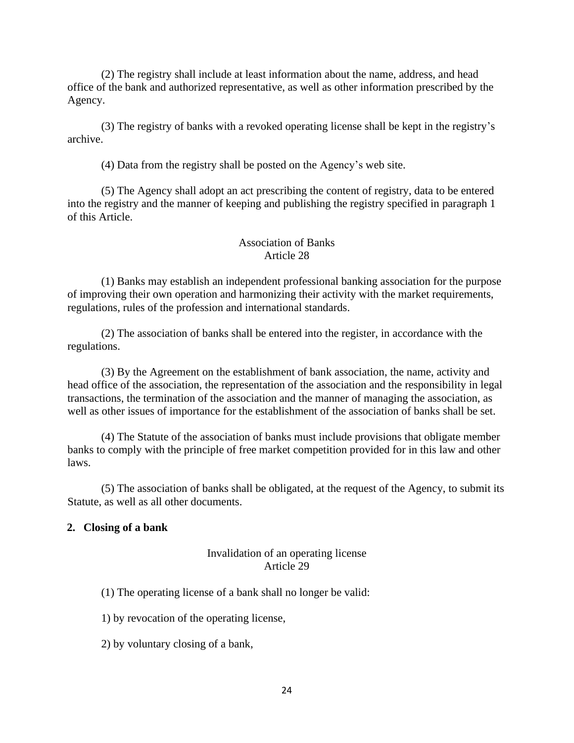(2) The registry shall include at least information about the name, address, and head office of the bank and authorized representative, as well as other information prescribed by the Agency.

(3) The registry of banks with a revoked operating license shall be kept in the registry's archive.

(4) Data from the registry shall be posted on the Agency's web site.

(5) The Agency shall adopt an act prescribing the content of registry, data to be entered into the registry and the manner of keeping and publishing the registry specified in paragraph 1 of this Article.

Association of Banks
Article 28

(1) Banks may establish an independent professional banking association for the purpose of improving their own operation and harmonizing their activity with the market requirements, regulations, rules of the profession and international standards.

(2) The association of banks shall be entered into the register, in accordance with the regulations.

(3) By the Agreement on the establishment of bank association, the name, activity and head office of the association, the representation of the association and the responsibility in legal transactions, the termination of the association and the manner of managing the association, as well as other issues of importance for the establishment of the association of banks shall be set.

(4) The Statute of the association of banks must include provisions that obligate member banks to comply with the principle of free market competition provided for in this law and other laws.

(5) The association of banks shall be obligated, at the request of the Agency, to submit its Statute, as well as all other documents.

**2. Closing of a bank**

Invalidation of an operating license
Article 29

(1) The operating license of a bank shall no longer be valid:

1) by revocation of the operating license,

2) by voluntary closing of a bank,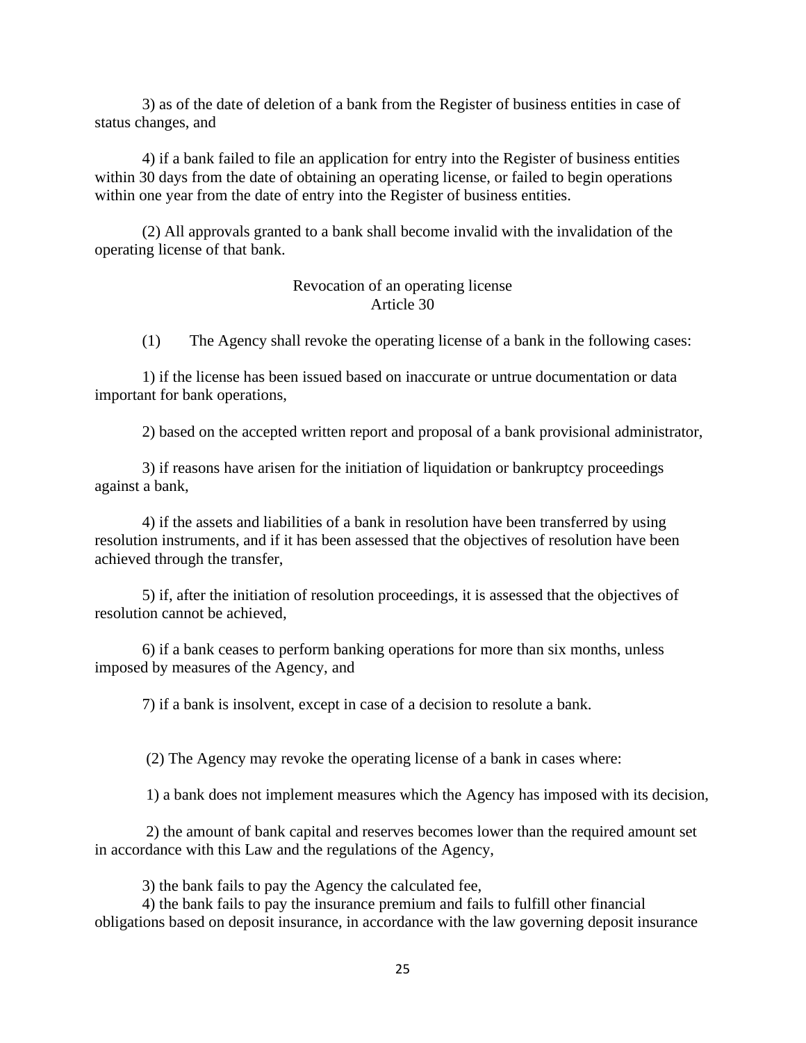3) as of the date of deletion of a bank from the Register of business entities in case of status changes, and

4) if a bank failed to file an application for entry into the Register of business entities within 30 days from the date of obtaining an operating license, or failed to begin operations within one year from the date of entry into the Register of business entities.

(2) All approvals granted to a bank shall become invalid with the invalidation of the operating license of that bank.

### Revocation of an operating license
### Article 30

(1) The Agency shall revoke the operating license of a bank in the following cases:

1) if the license has been issued based on inaccurate or untrue documentation or data important for bank operations,

2) based on the accepted written report and proposal of a bank provisional administrator,

3) if reasons have arisen for the initiation of liquidation or bankruptcy proceedings against a bank,

4) if the assets and liabilities of a bank in resolution have been transferred by using resolution instruments, and if it has been assessed that the objectives of resolution have been achieved through the transfer,

5) if, after the initiation of resolution proceedings, it is assessed that the objectives of resolution cannot be achieved,

6) if a bank ceases to perform banking operations for more than six months, unless imposed by measures of the Agency, and

7) if a bank is insolvent, except in case of a decision to resolute a bank.

(2) The Agency may revoke the operating license of a bank in cases where:

1) a bank does not implement measures which the Agency has imposed with its decision,

2) the amount of bank capital and reserves becomes lower than the required amount set in accordance with this Law and the regulations of the Agency,

3) the bank fails to pay the Agency the calculated fee,

4) the bank fails to pay the insurance premium and fails to fulfill other financial obligations based on deposit insurance, in accordance with the law governing deposit insurance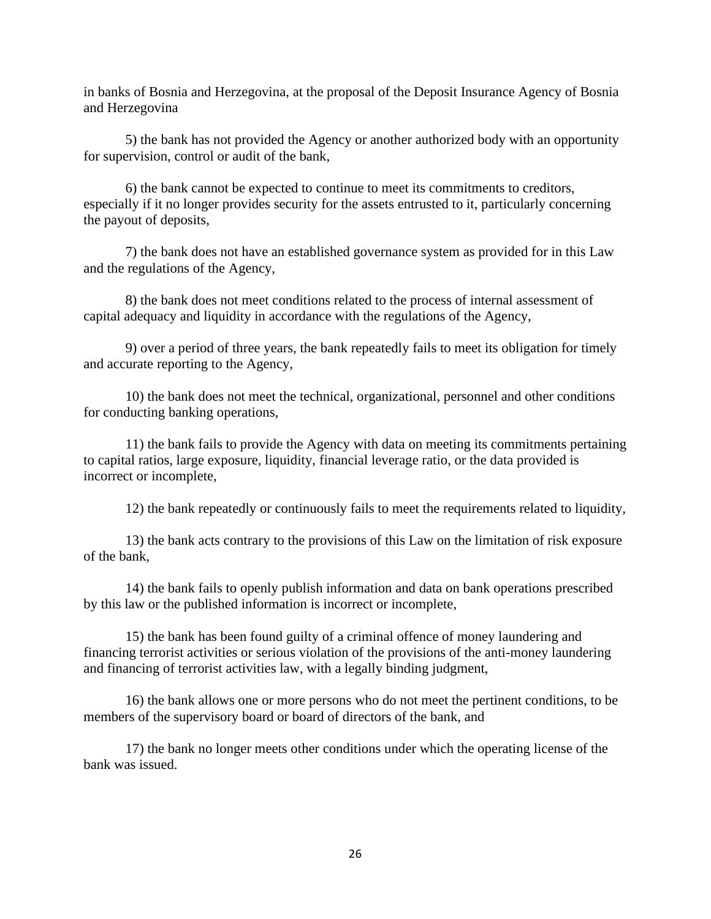in banks of Bosnia and Herzegovina, at the proposal of the Deposit Insurance Agency of Bosnia and Herzegovina

5) the bank has not provided the Agency or another authorized body with an opportunity for supervision, control or audit of the bank,

6) the bank cannot be expected to continue to meet its commitments to creditors, especially if it no longer provides security for the assets entrusted to it, particularly concerning the payout of deposits,

7) the bank does not have an established governance system as provided for in this Law and the regulations of the Agency,

8) the bank does not meet conditions related to the process of internal assessment of capital adequacy and liquidity in accordance with the regulations of the Agency,

9) over a period of three years, the bank repeatedly fails to meet its obligation for timely and accurate reporting to the Agency,

10) the bank does not meet the technical, organizational, personnel and other conditions for conducting banking operations,

11) the bank fails to provide the Agency with data on meeting its commitments pertaining to capital ratios, large exposure, liquidity, financial leverage ratio, or the data provided is incorrect or incomplete,

12) the bank repeatedly or continuously fails to meet the requirements related to liquidity,

13) the bank acts contrary to the provisions of this Law on the limitation of risk exposure of the bank,

14) the bank fails to openly publish information and data on bank operations prescribed by this law or the published information is incorrect or incomplete,

15) the bank has been found guilty of a criminal offence of money laundering and financing terrorist activities or serious violation of the provisions of the anti-money laundering and financing of terrorist activities law, with a legally binding judgment,

16) the bank allows one or more persons who do not meet the pertinent conditions, to be members of the supervisory board or board of directors of the bank, and

17) the bank no longer meets other conditions under which the operating license of the bank was issued.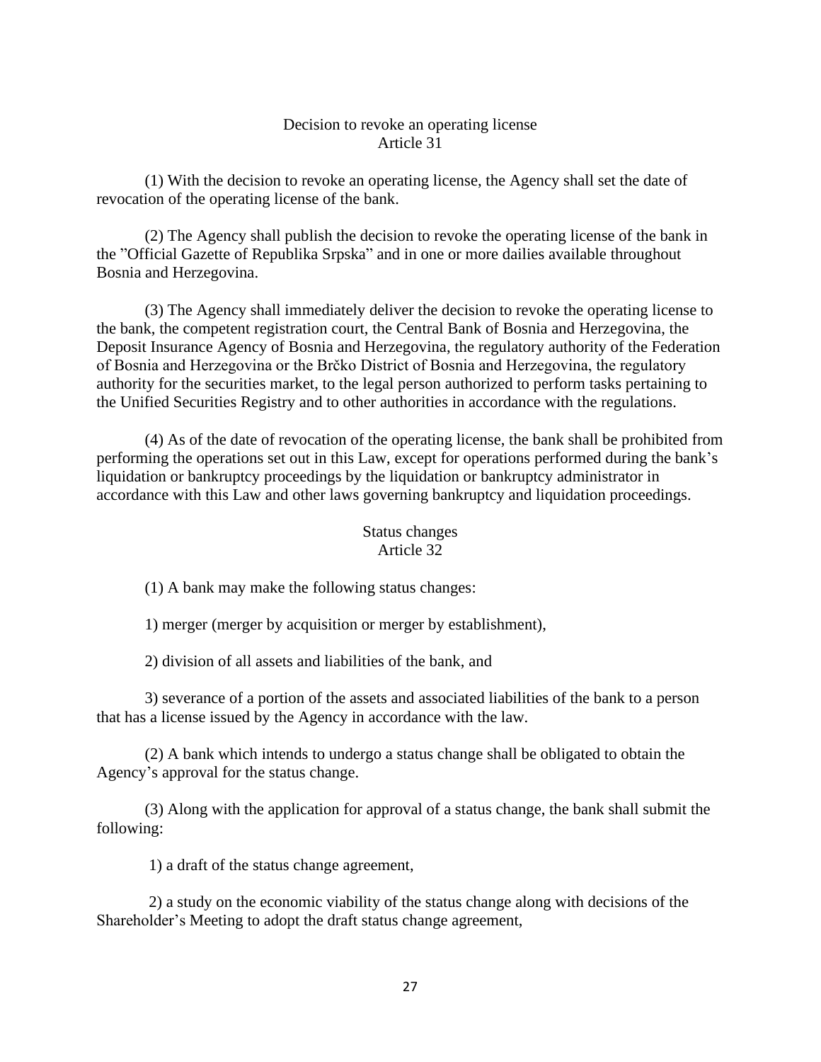### Decision to revoke an operating license
### Article 31

(1) With the decision to revoke an operating license, the Agency shall set the date of revocation of the operating license of the bank.

(2) The Agency shall publish the decision to revoke the operating license of the bank in the "Official Gazette of Republika Srpska" and in one or more dailies available throughout Bosnia and Herzegovina.

(3) The Agency shall immediately deliver the decision to revoke the operating license to the bank, the competent registration court, the Central Bank of Bosnia and Herzegovina, the Deposit Insurance Agency of Bosnia and Herzegovina, the regulatory authority of the Federation of Bosnia and Herzegovina or the Brčko District of Bosnia and Herzegovina, the regulatory authority for the securities market, to the legal person authorized to perform tasks pertaining to the Unified Securities Registry and to other authorities in accordance with the regulations.

(4) As of the date of revocation of the operating license, the bank shall be prohibited from performing the operations set out in this Law, except for operations performed during the bank's liquidation or bankruptcy proceedings by the liquidation or bankruptcy administrator in accordance with this Law and other laws governing bankruptcy and liquidation proceedings.

### Status changes
### Article 32

(1) A bank may make the following status changes:

1) merger (merger by acquisition or merger by establishment),

2) division of all assets and liabilities of the bank, and

3) severance of a portion of the assets and associated liabilities of the bank to a person that has a license issued by the Agency in accordance with the law.

(2) A bank which intends to undergo a status change shall be obligated to obtain the Agency's approval for the status change.

(3) Along with the application for approval of a status change, the bank shall submit the following:

1) a draft of the status change agreement,

2) a study on the economic viability of the status change along with decisions of the Shareholder's Meeting to adopt the draft status change agreement,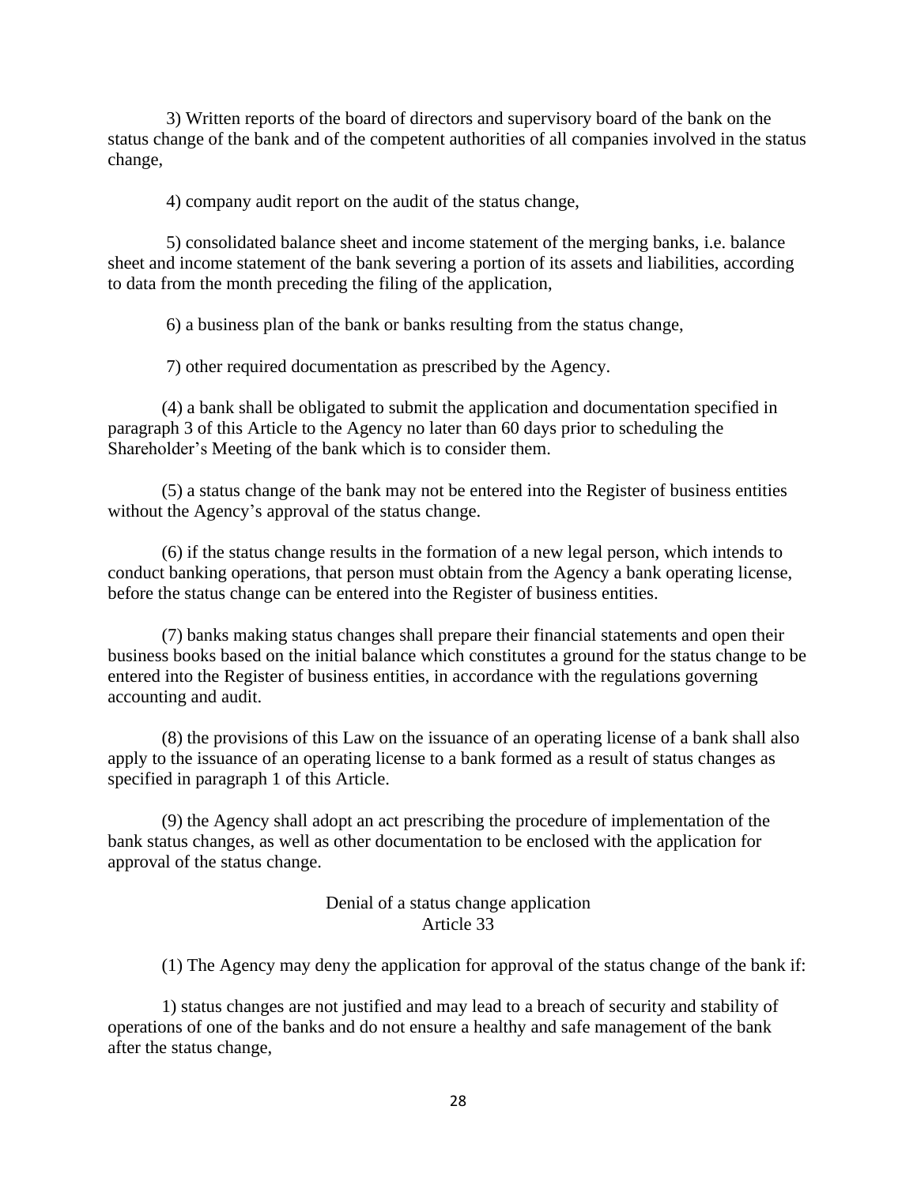3) Written reports of the board of directors and supervisory board of the bank on the status change of the bank and of the competent authorities of all companies involved in the status change,

4) company audit report on the audit of the status change,

5) consolidated balance sheet and income statement of the merging banks, i.e. balance sheet and income statement of the bank severing a portion of its assets and liabilities, according to data from the month preceding the filing of the application,

6) a business plan of the bank or banks resulting from the status change,

7) other required documentation as prescribed by the Agency.

(4) a bank shall be obligated to submit the application and documentation specified in paragraph 3 of this Article to the Agency no later than 60 days prior to scheduling the Shareholder's Meeting of the bank which is to consider them.

(5) a status change of the bank may not be entered into the Register of business entities without the Agency's approval of the status change.

(6) if the status change results in the formation of a new legal person, which intends to conduct banking operations, that person must obtain from the Agency a bank operating license, before the status change can be entered into the Register of business entities.

(7) banks making status changes shall prepare their financial statements and open their business books based on the initial balance which constitutes a ground for the status change to be entered into the Register of business entities, in accordance with the regulations governing accounting and audit.

(8) the provisions of this Law on the issuance of an operating license of a bank shall also apply to the issuance of an operating license to a bank formed as a result of status changes as specified in paragraph 1 of this Article.

(9) the Agency shall adopt an act prescribing the procedure of implementation of the bank status changes, as well as other documentation to be enclosed with the application for approval of the status change.

### Denial of a status change application
### Article 33

(1) The Agency may deny the application for approval of the status change of the bank if:

1) status changes are not justified and may lead to a breach of security and stability of operations of one of the banks and do not ensure a healthy and safe management of the bank after the status change,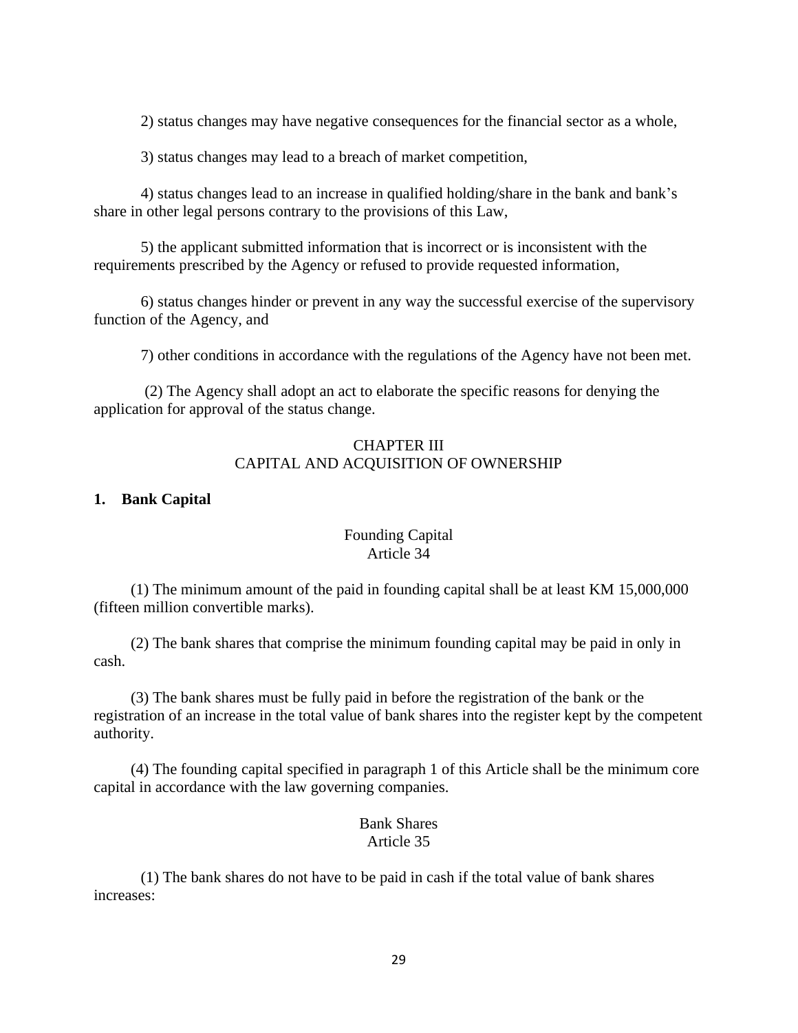2) status changes may have negative consequences for the financial sector as a whole,

3) status changes may lead to a breach of market competition,

4) status changes lead to an increase in qualified holding/share in the bank and bank's share in other legal persons contrary to the provisions of this Law,

5) the applicant submitted information that is incorrect or is inconsistent with the requirements prescribed by the Agency or refused to provide requested information,

6) status changes hinder or prevent in any way the successful exercise of the supervisory function of the Agency, and

7) other conditions in accordance with the regulations of the Agency have not been met.

(2) The Agency shall adopt an act to elaborate the specific reasons for denying the application for approval of the status change.

## CHAPTER III
## CAPITAL AND ACQUISITION OF OWNERSHIP

### 1. Bank Capital

#### Founding Capital
#### Article 34

(1) The minimum amount of the paid in founding capital shall be at least KM 15,000,000 (fifteen million convertible marks).

(2) The bank shares that comprise the minimum founding capital may be paid in only in cash.

(3) The bank shares must be fully paid in before the registration of the bank or the registration of an increase in the total value of bank shares into the register kept by the competent authority.

(4) The founding capital specified in paragraph 1 of this Article shall be the minimum core capital in accordance with the law governing companies.

#### Bank Shares
#### Article 35

(1) The bank shares do not have to be paid in cash if the total value of bank shares increases: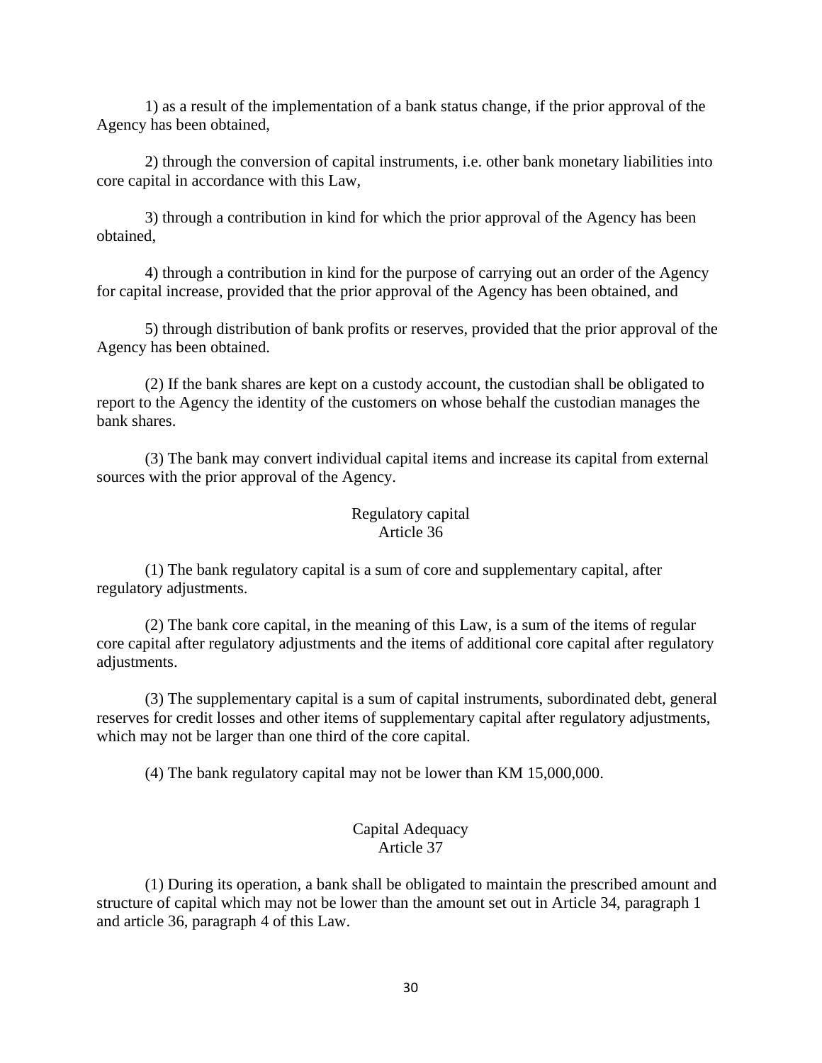1) as a result of the implementation of a bank status change, if the prior approval of the Agency has been obtained,

2) through the conversion of capital instruments, i.e. other bank monetary liabilities into core capital in accordance with this Law,

3) through a contribution in kind for which the prior approval of the Agency has been obtained,

4) through a contribution in kind for the purpose of carrying out an order of the Agency for capital increase, provided that the prior approval of the Agency has been obtained, and

5) through distribution of bank profits or reserves, provided that the prior approval of the Agency has been obtained.

(2) If the bank shares are kept on a custody account, the custodian shall be obligated to report to the Agency the identity of the customers on whose behalf the custodian manages the bank shares.

(3) The bank may convert individual capital items and increase its capital from external sources with the prior approval of the Agency.

### Regulatory capital
### Article 36

(1) The bank regulatory capital is a sum of core and supplementary capital, after regulatory adjustments.

(2) The bank core capital, in the meaning of this Law, is a sum of the items of regular core capital after regulatory adjustments and the items of additional core capital after regulatory adjustments.

(3) The supplementary capital is a sum of capital instruments, subordinated debt, general reserves for credit losses and other items of supplementary capital after regulatory adjustments, which may not be larger than one third of the core capital.

(4) The bank regulatory capital may not be lower than KM 15,000,000.

### Capital Adequacy
### Article 37

(1) During its operation, a bank shall be obligated to maintain the prescribed amount and structure of capital which may not be lower than the amount set out in Article 34, paragraph 1 and article 36, paragraph 4 of this Law.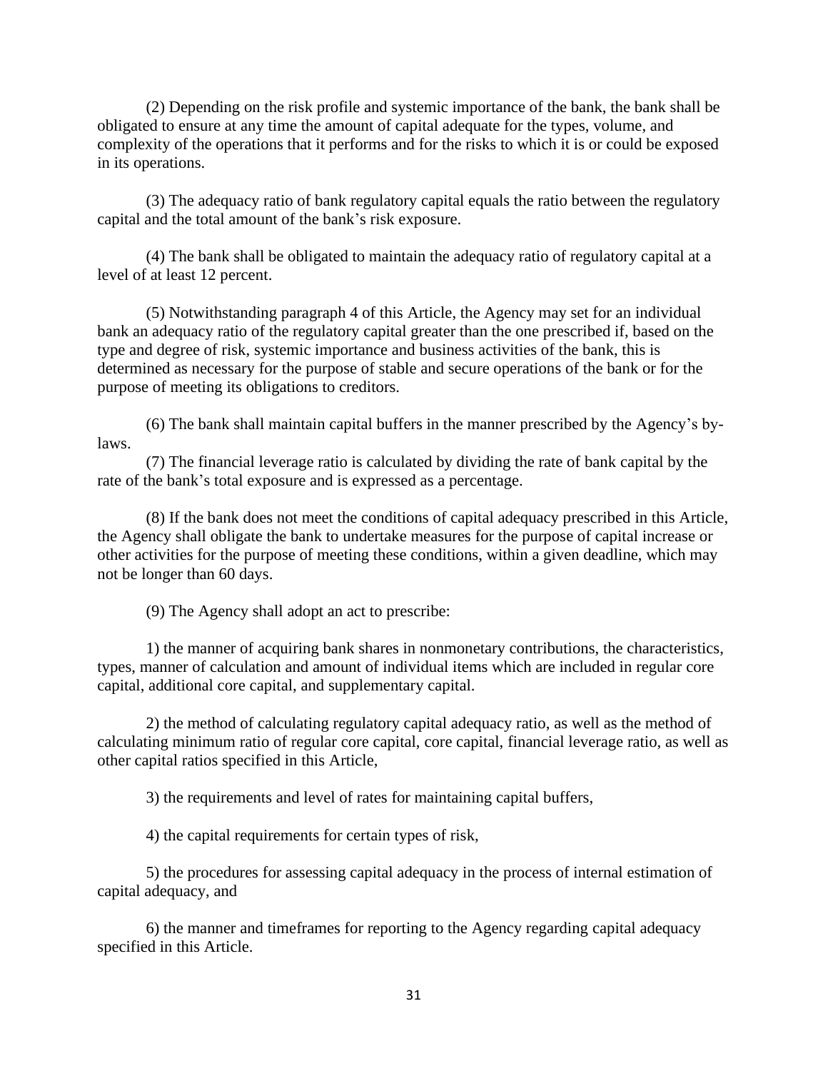(2) Depending on the risk profile and systemic importance of the bank, the bank shall be obligated to ensure at any time the amount of capital adequate for the types, volume, and complexity of the operations that it performs and for the risks to which it is or could be exposed in its operations.

(3) The adequacy ratio of bank regulatory capital equals the ratio between the regulatory capital and the total amount of the bank's risk exposure.

(4) The bank shall be obligated to maintain the adequacy ratio of regulatory capital at a level of at least 12 percent.

(5) Notwithstanding paragraph 4 of this Article, the Agency may set for an individual bank an adequacy ratio of the regulatory capital greater than the one prescribed if, based on the type and degree of risk, systemic importance and business activities of the bank, this is determined as necessary for the purpose of stable and secure operations of the bank or for the purpose of meeting its obligations to creditors.

(6) The bank shall maintain capital buffers in the manner prescribed by the Agency's by-laws.

(7) The financial leverage ratio is calculated by dividing the rate of bank capital by the rate of the bank's total exposure and is expressed as a percentage.

(8) If the bank does not meet the conditions of capital adequacy prescribed in this Article, the Agency shall obligate the bank to undertake measures for the purpose of capital increase or other activities for the purpose of meeting these conditions, within a given deadline, which may not be longer than 60 days.

(9) The Agency shall adopt an act to prescribe:

1) the manner of acquiring bank shares in nonmonetary contributions, the characteristics, types, manner of calculation and amount of individual items which are included in regular core capital, additional core capital, and supplementary capital.

2) the method of calculating regulatory capital adequacy ratio, as well as the method of calculating minimum ratio of regular core capital, core capital, financial leverage ratio, as well as other capital ratios specified in this Article,

3) the requirements and level of rates for maintaining capital buffers,

4) the capital requirements for certain types of risk,

5) the procedures for assessing capital adequacy in the process of internal estimation of capital adequacy, and

6) the manner and timeframes for reporting to the Agency regarding capital adequacy specified in this Article.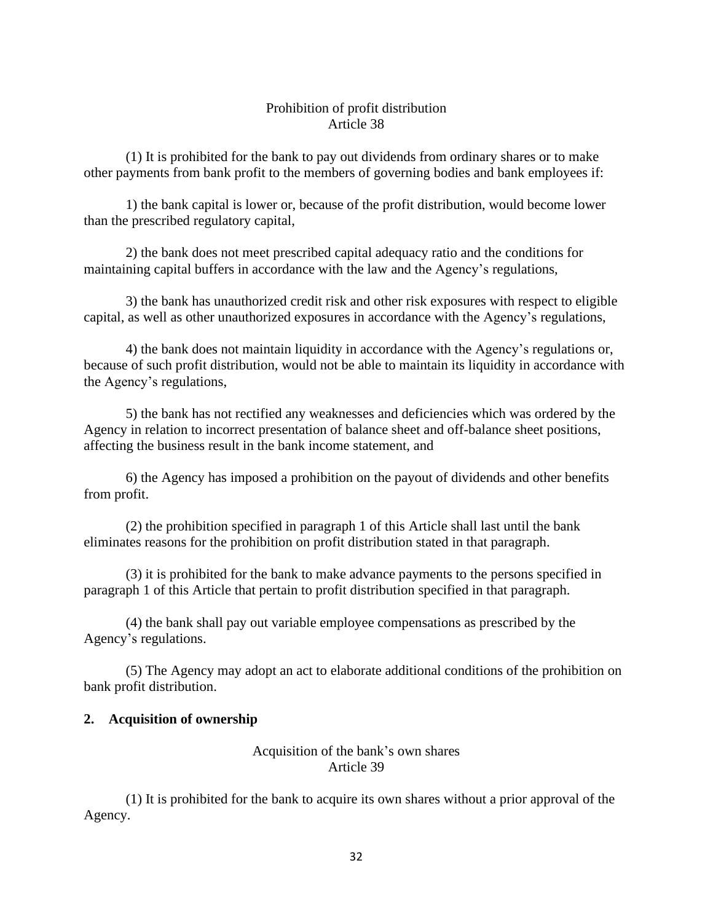Prohibition of profit distribution
Article 38

(1) It is prohibited for the bank to pay out dividends from ordinary shares or to make other payments from bank profit to the members of governing bodies and bank employees if:

1) the bank capital is lower or, because of the profit distribution, would become lower than the prescribed regulatory capital,

2) the bank does not meet prescribed capital adequacy ratio and the conditions for maintaining capital buffers in accordance with the law and the Agency's regulations,

3) the bank has unauthorized credit risk and other risk exposures with respect to eligible capital, as well as other unauthorized exposures in accordance with the Agency's regulations,

4) the bank does not maintain liquidity in accordance with the Agency's regulations or, because of such profit distribution, would not be able to maintain its liquidity in accordance with the Agency's regulations,

5) the bank has not rectified any weaknesses and deficiencies which was ordered by the Agency in relation to incorrect presentation of balance sheet and off-balance sheet positions, affecting the business result in the bank income statement, and

6) the Agency has imposed a prohibition on the payout of dividends and other benefits from profit.

(2) the prohibition specified in paragraph 1 of this Article shall last until the bank eliminates reasons for the prohibition on profit distribution stated in that paragraph.

(3) it is prohibited for the bank to make advance payments to the persons specified in paragraph 1 of this Article that pertain to profit distribution specified in that paragraph.

(4) the bank shall pay out variable employee compensations as prescribed by the Agency's regulations.

(5) The Agency may adopt an act to elaborate additional conditions of the prohibition on bank profit distribution.

**2. Acquisition of ownership**

Acquisition of the bank's own shares
Article 39

(1) It is prohibited for the bank to acquire its own shares without a prior approval of the Agency.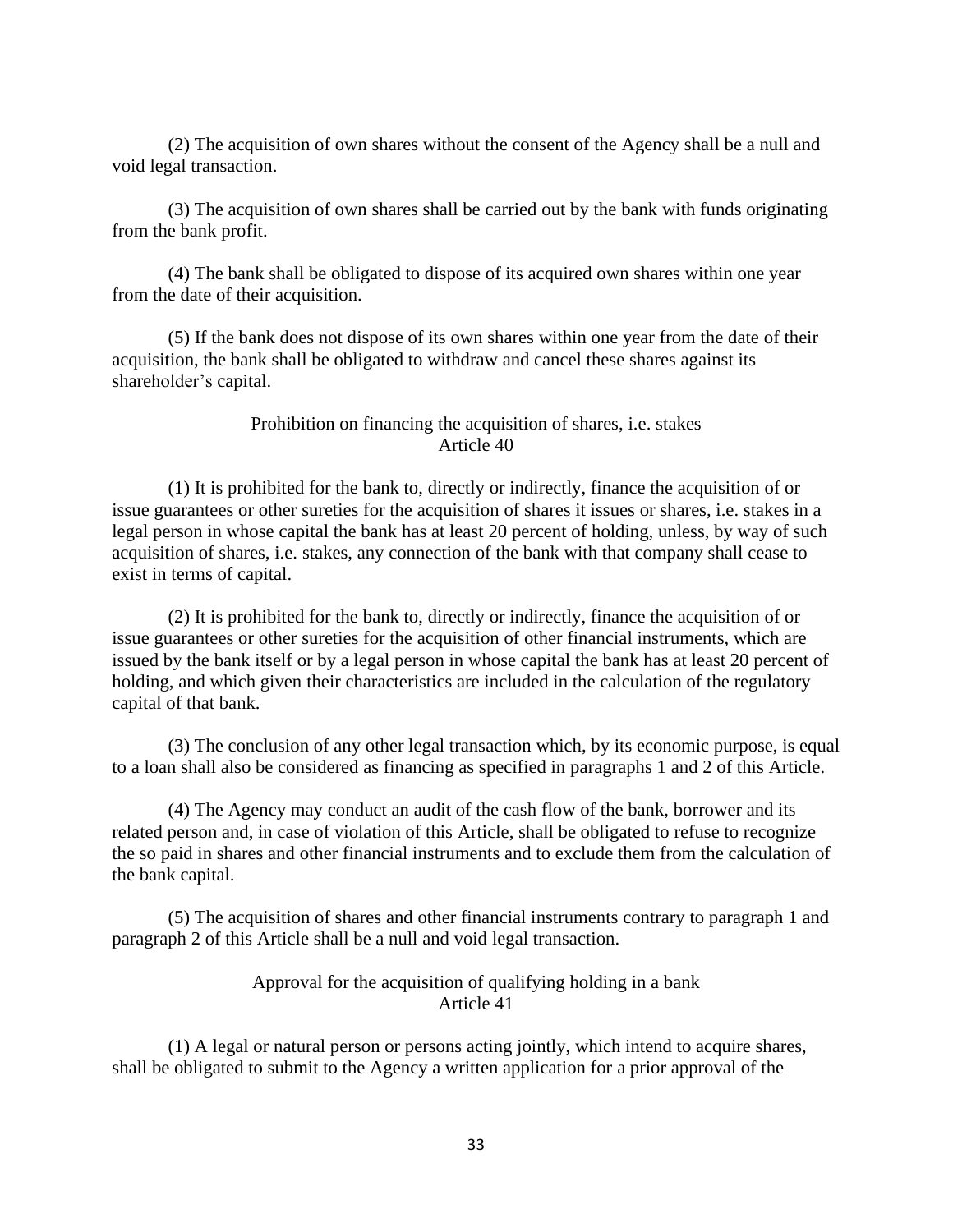(2) The acquisition of own shares without the consent of the Agency shall be a null and void legal transaction.

(3) The acquisition of own shares shall be carried out by the bank with funds originating from the bank profit.

(4) The bank shall be obligated to dispose of its acquired own shares within one year from the date of their acquisition.

(5) If the bank does not dispose of its own shares within one year from the date of their acquisition, the bank shall be obligated to withdraw and cancel these shares against its shareholder's capital.

### Prohibition on financing the acquisition of shares, i.e. stakes
### Article 40

(1) It is prohibited for the bank to, directly or indirectly, finance the acquisition of or issue guarantees or other sureties for the acquisition of shares it issues or shares, i.e. stakes in a legal person in whose capital the bank has at least 20 percent of holding, unless, by way of such acquisition of shares, i.e. stakes, any connection of the bank with that company shall cease to exist in terms of capital.

(2) It is prohibited for the bank to, directly or indirectly, finance the acquisition of or issue guarantees or other sureties for the acquisition of other financial instruments, which are issued by the bank itself or by a legal person in whose capital the bank has at least 20 percent of holding, and which given their characteristics are included in the calculation of the regulatory capital of that bank.

(3) The conclusion of any other legal transaction which, by its economic purpose, is equal to a loan shall also be considered as financing as specified in paragraphs 1 and 2 of this Article.

(4) The Agency may conduct an audit of the cash flow of the bank, borrower and its related person and, in case of violation of this Article, shall be obligated to refuse to recognize the so paid in shares and other financial instruments and to exclude them from the calculation of the bank capital.

(5) The acquisition of shares and other financial instruments contrary to paragraph 1 and paragraph 2 of this Article shall be a null and void legal transaction.

### Approval for the acquisition of qualifying holding in a bank
### Article 41

(1) A legal or natural person or persons acting jointly, which intend to acquire shares, shall be obligated to submit to the Agency a written application for a prior approval of the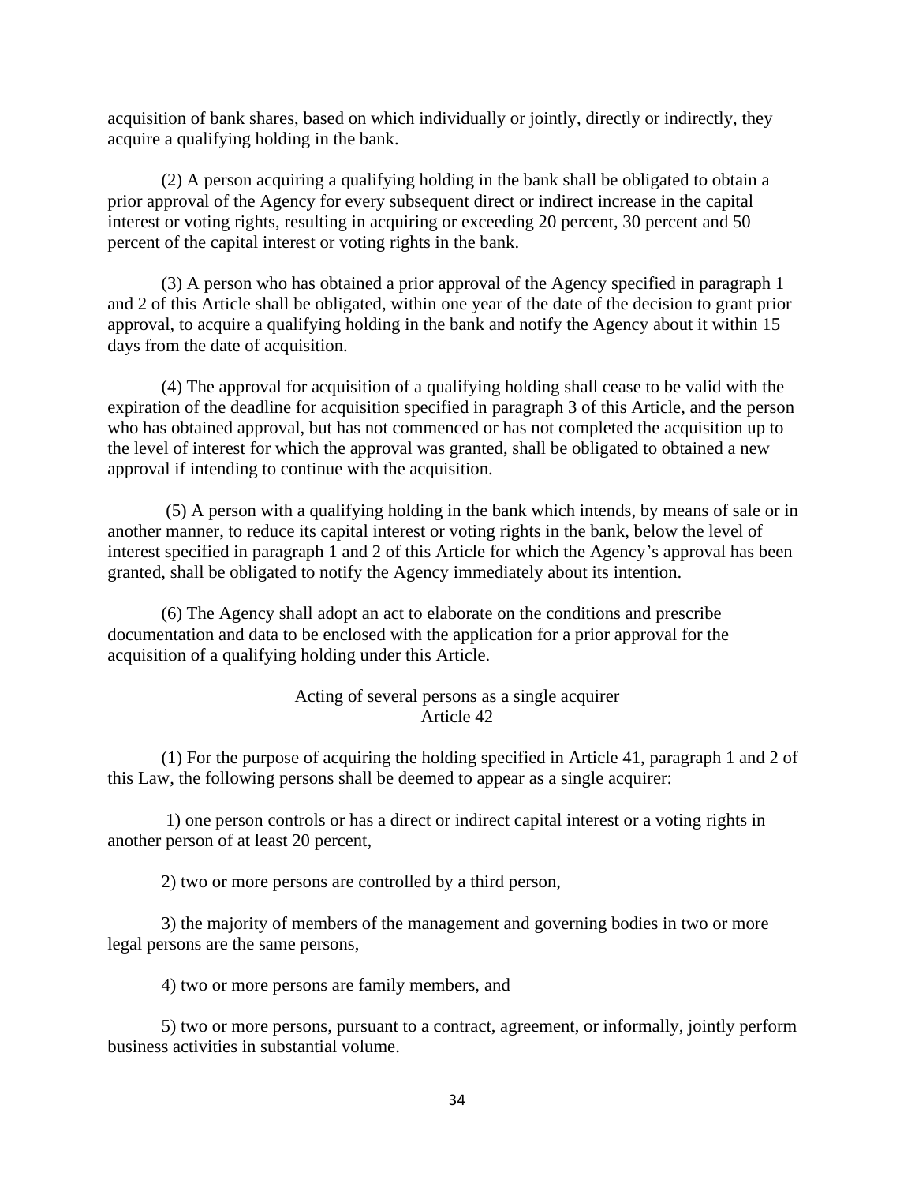acquisition of bank shares, based on which individually or jointly, directly or indirectly, they acquire a qualifying holding in the bank.

(2) A person acquiring a qualifying holding in the bank shall be obligated to obtain a prior approval of the Agency for every subsequent direct or indirect increase in the capital interest or voting rights, resulting in acquiring or exceeding 20 percent, 30 percent and 50 percent of the capital interest or voting rights in the bank.

(3) A person who has obtained a prior approval of the Agency specified in paragraph 1 and 2 of this Article shall be obligated, within one year of the date of the decision to grant prior approval, to acquire a qualifying holding in the bank and notify the Agency about it within 15 days from the date of acquisition.

(4) The approval for acquisition of a qualifying holding shall cease to be valid with the expiration of the deadline for acquisition specified in paragraph 3 of this Article, and the person who has obtained approval, but has not commenced or has not completed the acquisition up to the level of interest for which the approval was granted, shall be obligated to obtained a new approval if intending to continue with the acquisition.

(5) A person with a qualifying holding in the bank which intends, by means of sale or in another manner, to reduce its capital interest or voting rights in the bank, below the level of interest specified in paragraph 1 and 2 of this Article for which the Agency's approval has been granted, shall be obligated to notify the Agency immediately about its intention.

(6) The Agency shall adopt an act to elaborate on the conditions and prescribe documentation and data to be enclosed with the application for a prior approval for the acquisition of a qualifying holding under this Article.

### Acting of several persons as a single acquirer
### Article 42

(1) For the purpose of acquiring the holding specified in Article 41, paragraph 1 and 2 of this Law, the following persons shall be deemed to appear as a single acquirer:

1) one person controls or has a direct or indirect capital interest or a voting rights in another person of at least 20 percent,

2) two or more persons are controlled by a third person,

3) the majority of members of the management and governing bodies in two or more legal persons are the same persons,

4) two or more persons are family members, and

5) two or more persons, pursuant to a contract, agreement, or informally, jointly perform business activities in substantial volume.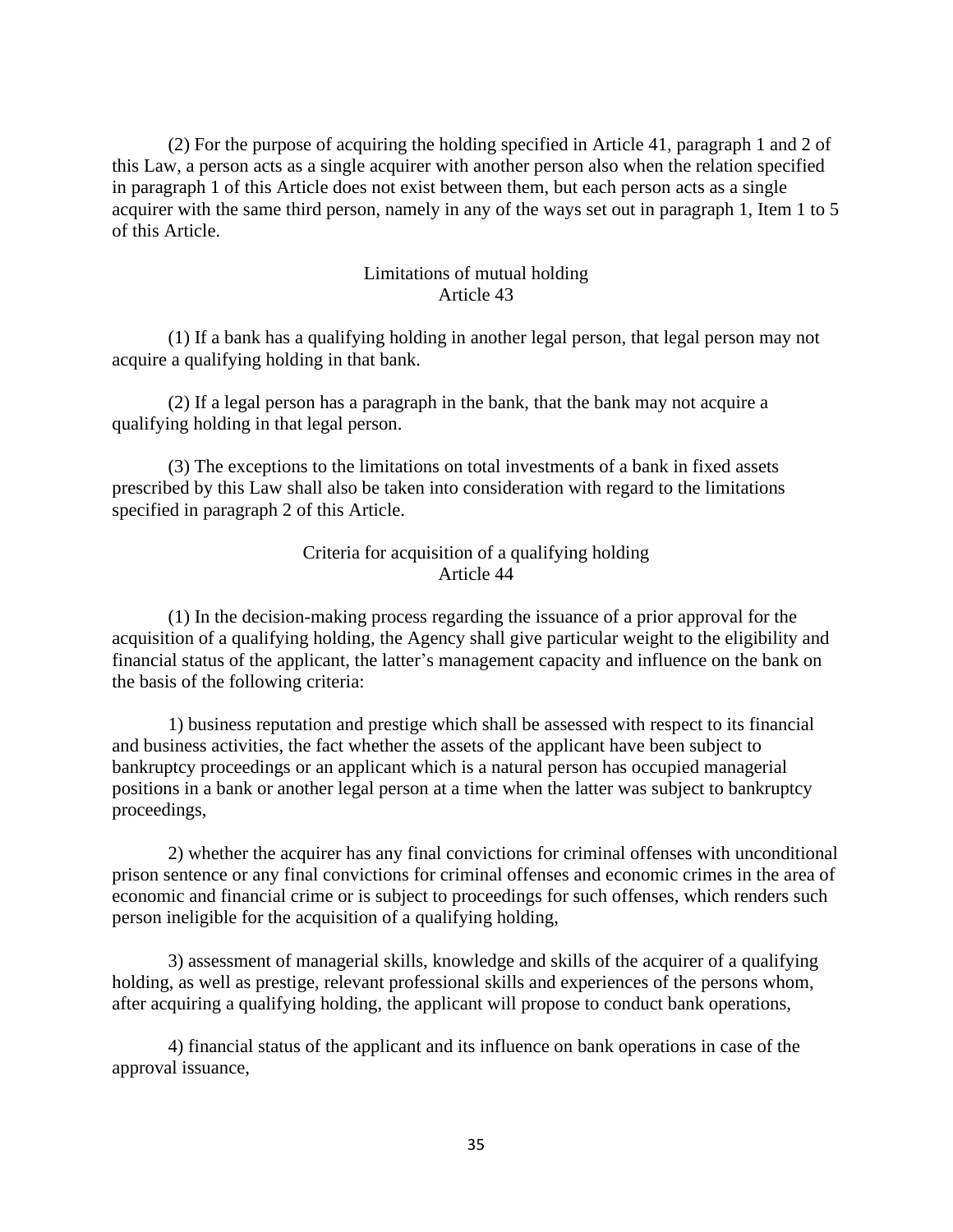(2) For the purpose of acquiring the holding specified in Article 41, paragraph 1 and 2 of this Law, a person acts as a single acquirer with another person also when the relation specified in paragraph 1 of this Article does not exist between them, but each person acts as a single acquirer with the same third person, namely in any of the ways set out in paragraph 1, Item 1 to 5 of this Article.

### Limitations of mutual holding
### Article 43

(1) If a bank has a qualifying holding in another legal person, that legal person may not acquire a qualifying holding in that bank.

(2) If a legal person has a paragraph in the bank, that the bank may not acquire a qualifying holding in that legal person.

(3) The exceptions to the limitations on total investments of a bank in fixed assets prescribed by this Law shall also be taken into consideration with regard to the limitations specified in paragraph 2 of this Article.

### Criteria for acquisition of a qualifying holding
### Article 44

(1) In the decision-making process regarding the issuance of a prior approval for the acquisition of a qualifying holding, the Agency shall give particular weight to the eligibility and financial status of the applicant, the latter's management capacity and influence on the bank on the basis of the following criteria:

1) business reputation and prestige which shall be assessed with respect to its financial and business activities, the fact whether the assets of the applicant have been subject to bankruptcy proceedings or an applicant which is a natural person has occupied managerial positions in a bank or another legal person at a time when the latter was subject to bankruptcy proceedings,

2) whether the acquirer has any final convictions for criminal offenses with unconditional prison sentence or any final convictions for criminal offenses and economic crimes in the area of economic and financial crime or is subject to proceedings for such offenses, which renders such person ineligible for the acquisition of a qualifying holding,

3) assessment of managerial skills, knowledge and skills of the acquirer of a qualifying holding, as well as prestige, relevant professional skills and experiences of the persons whom, after acquiring a qualifying holding, the applicant will propose to conduct bank operations,

4) financial status of the applicant and its influence on bank operations in case of the approval issuance,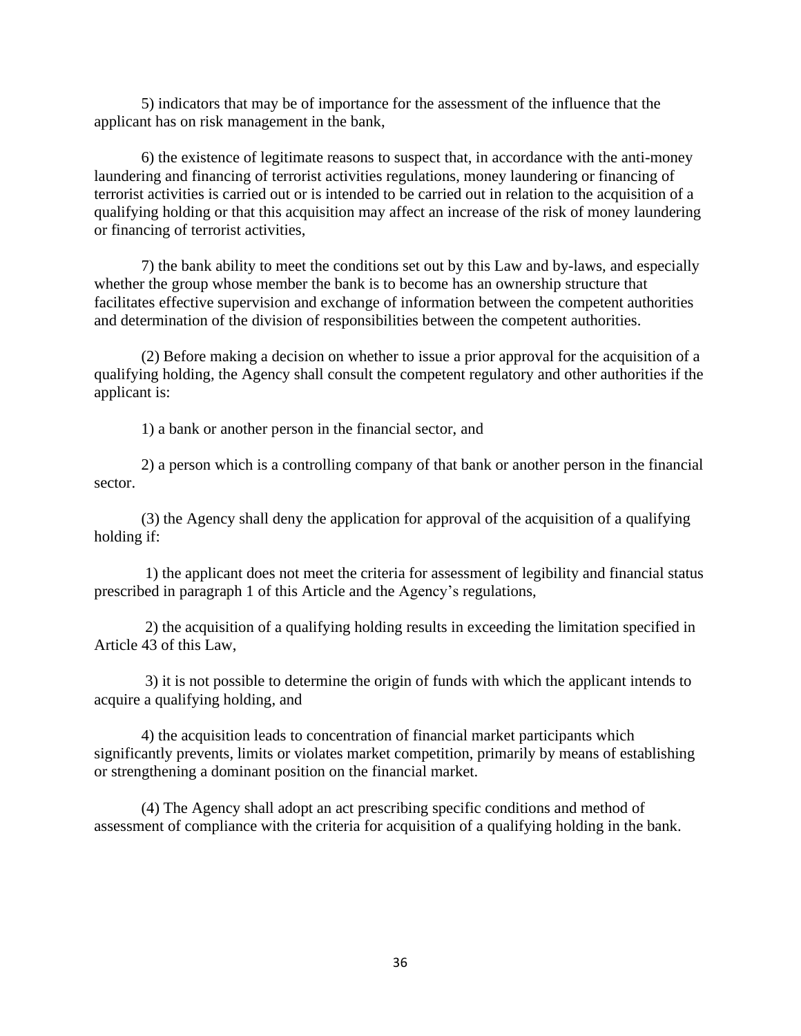5) indicators that may be of importance for the assessment of the influence that the applicant has on risk management in the bank,

6) the existence of legitimate reasons to suspect that, in accordance with the anti-money laundering and financing of terrorist activities regulations, money laundering or financing of terrorist activities is carried out or is intended to be carried out in relation to the acquisition of a qualifying holding or that this acquisition may affect an increase of the risk of money laundering or financing of terrorist activities,

7) the bank ability to meet the conditions set out by this Law and by-laws, and especially whether the group whose member the bank is to become has an ownership structure that facilitates effective supervision and exchange of information between the competent authorities and determination of the division of responsibilities between the competent authorities.

(2) Before making a decision on whether to issue a prior approval for the acquisition of a qualifying holding, the Agency shall consult the competent regulatory and other authorities if the applicant is:

1) a bank or another person in the financial sector, and

2) a person which is a controlling company of that bank or another person in the financial sector.

(3) the Agency shall deny the application for approval of the acquisition of a qualifying holding if:

1) the applicant does not meet the criteria for assessment of legibility and financial status prescribed in paragraph 1 of this Article and the Agency's regulations,

2) the acquisition of a qualifying holding results in exceeding the limitation specified in Article 43 of this Law,

3) it is not possible to determine the origin of funds with which the applicant intends to acquire a qualifying holding, and

4) the acquisition leads to concentration of financial market participants which significantly prevents, limits or violates market competition, primarily by means of establishing or strengthening a dominant position on the financial market.

(4) The Agency shall adopt an act prescribing specific conditions and method of assessment of compliance with the criteria for acquisition of a qualifying holding in the bank.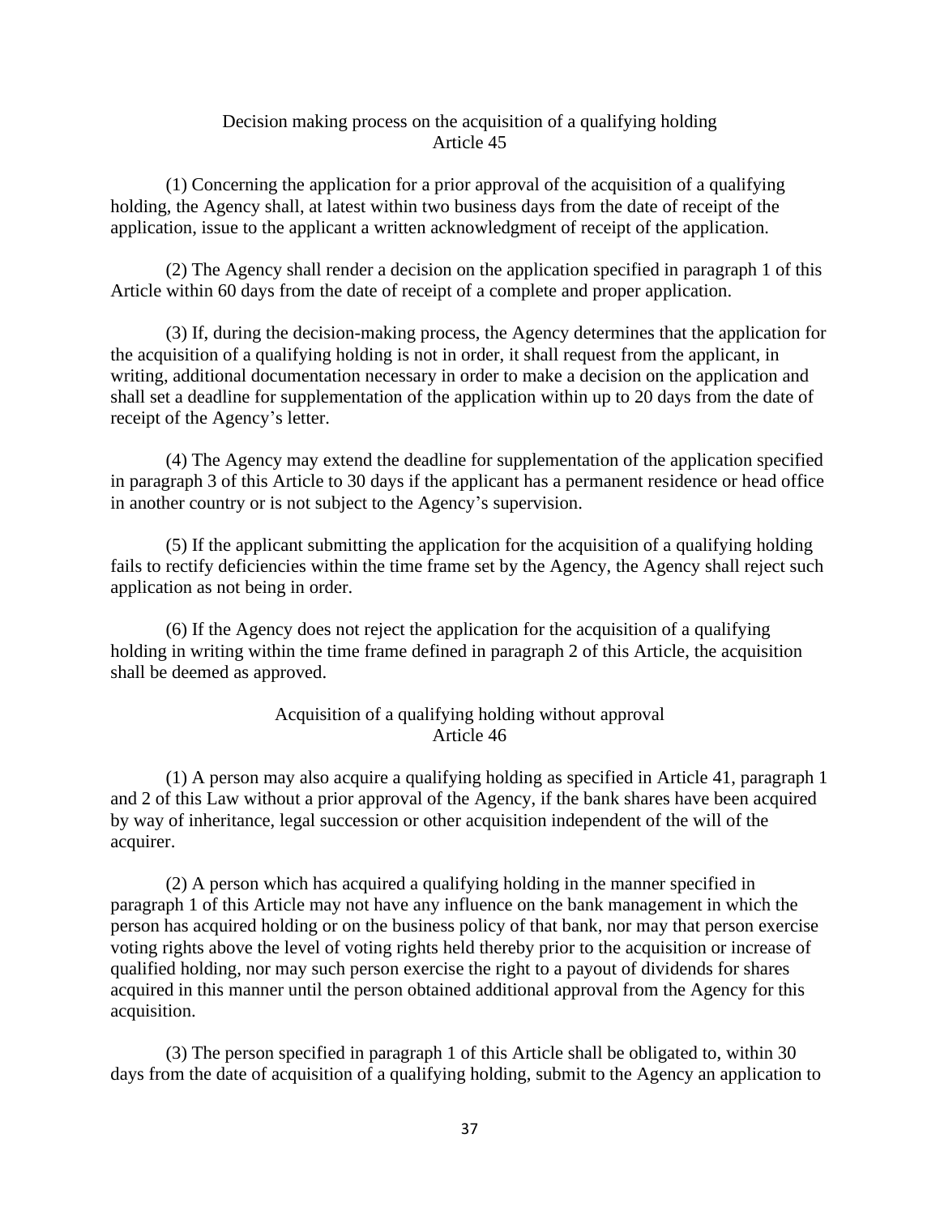### Decision making process on the acquisition of a qualifying holding
### Article 45

(1) Concerning the application for a prior approval of the acquisition of a qualifying holding, the Agency shall, at latest within two business days from the date of receipt of the application, issue to the applicant a written acknowledgment of receipt of the application.

(2) The Agency shall render a decision on the application specified in paragraph 1 of this Article within 60 days from the date of receipt of a complete and proper application.

(3) If, during the decision-making process, the Agency determines that the application for the acquisition of a qualifying holding is not in order, it shall request from the applicant, in writing, additional documentation necessary in order to make a decision on the application and shall set a deadline for supplementation of the application within up to 20 days from the date of receipt of the Agency's letter.

(4) The Agency may extend the deadline for supplementation of the application specified in paragraph 3 of this Article to 30 days if the applicant has a permanent residence or head office in another country or is not subject to the Agency's supervision.

(5) If the applicant submitting the application for the acquisition of a qualifying holding fails to rectify deficiencies within the time frame set by the Agency, the Agency shall reject such application as not being in order.

(6) If the Agency does not reject the application for the acquisition of a qualifying holding in writing within the time frame defined in paragraph 2 of this Article, the acquisition shall be deemed as approved.

### Acquisition of a qualifying holding without approval
### Article 46

(1) A person may also acquire a qualifying holding as specified in Article 41, paragraph 1 and 2 of this Law without a prior approval of the Agency, if the bank shares have been acquired by way of inheritance, legal succession or other acquisition independent of the will of the acquirer.

(2) A person which has acquired a qualifying holding in the manner specified in paragraph 1 of this Article may not have any influence on the bank management in which the person has acquired holding or on the business policy of that bank, nor may that person exercise voting rights above the level of voting rights held thereby prior to the acquisition or increase of qualified holding, nor may such person exercise the right to a payout of dividends for shares acquired in this manner until the person obtained additional approval from the Agency for this acquisition.

(3) The person specified in paragraph 1 of this Article shall be obligated to, within 30 days from the date of acquisition of a qualifying holding, submit to the Agency an application to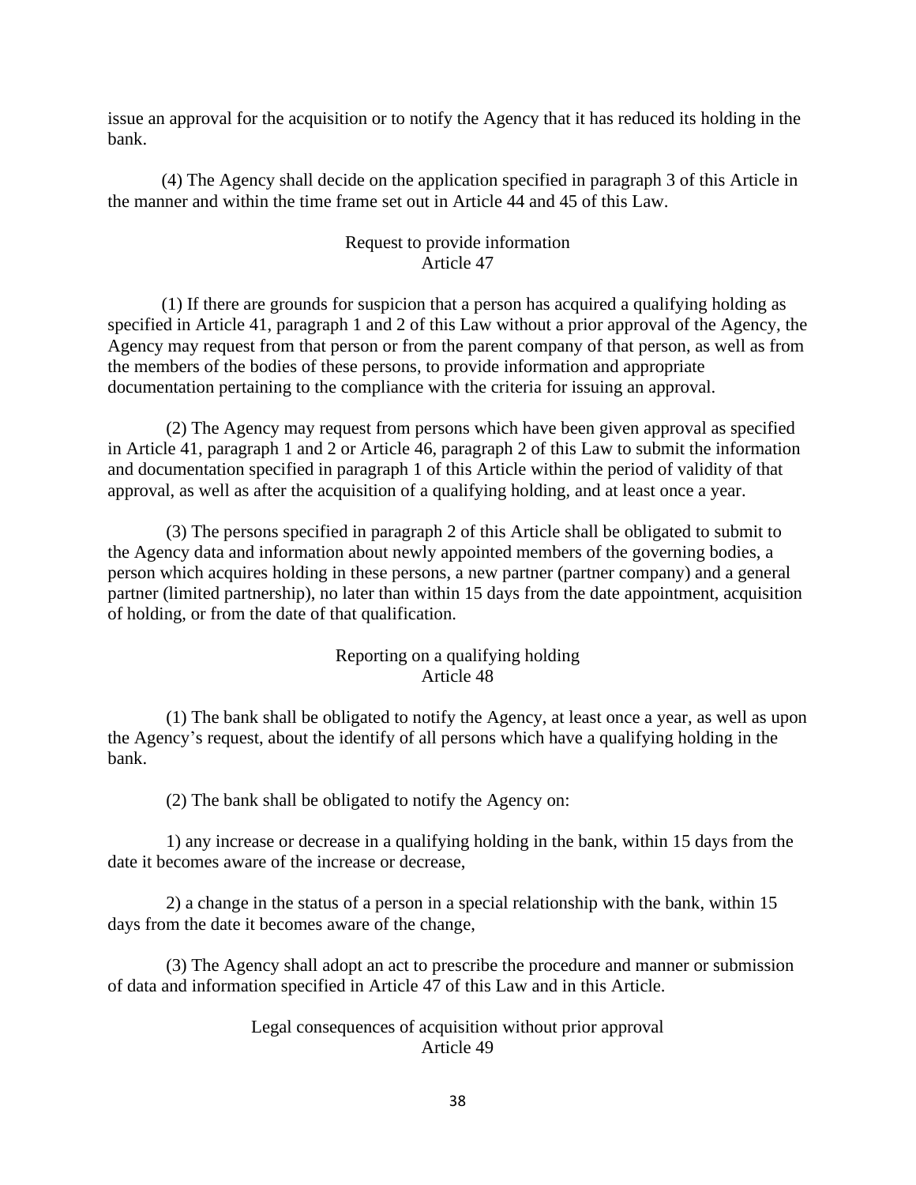issue an approval for the acquisition or to notify the Agency that it has reduced its holding in the bank.

(4) The Agency shall decide on the application specified in paragraph 3 of this Article in the manner and within the time frame set out in Article 44 and 45 of this Law.

### Request to provide information
### Article 47

(1) If there are grounds for suspicion that a person has acquired a qualifying holding as specified in Article 41, paragraph 1 and 2 of this Law without a prior approval of the Agency, the Agency may request from that person or from the parent company of that person, as well as from the members of the bodies of these persons, to provide information and appropriate documentation pertaining to the compliance with the criteria for issuing an approval.

(2) The Agency may request from persons which have been given approval as specified in Article 41, paragraph 1 and 2 or Article 46, paragraph 2 of this Law to submit the information and documentation specified in paragraph 1 of this Article within the period of validity of that approval, as well as after the acquisition of a qualifying holding, and at least once a year.

(3) The persons specified in paragraph 2 of this Article shall be obligated to submit to the Agency data and information about newly appointed members of the governing bodies, a person which acquires holding in these persons, a new partner (partner company) and a general partner (limited partnership), no later than within 15 days from the date appointment, acquisition of holding, or from the date of that qualification.

### Reporting on a qualifying holding
### Article 48

(1) The bank shall be obligated to notify the Agency, at least once a year, as well as upon the Agency's request, about the identify of all persons which have a qualifying holding in the bank.

(2) The bank shall be obligated to notify the Agency on:

1) any increase or decrease in a qualifying holding in the bank, within 15 days from the date it becomes aware of the increase or decrease,

2) a change in the status of a person in a special relationship with the bank, within 15 days from the date it becomes aware of the change,

(3) The Agency shall adopt an act to prescribe the procedure and manner or submission of data and information specified in Article 47 of this Law and in this Article.

### Legal consequences of acquisition without prior approval
### Article 49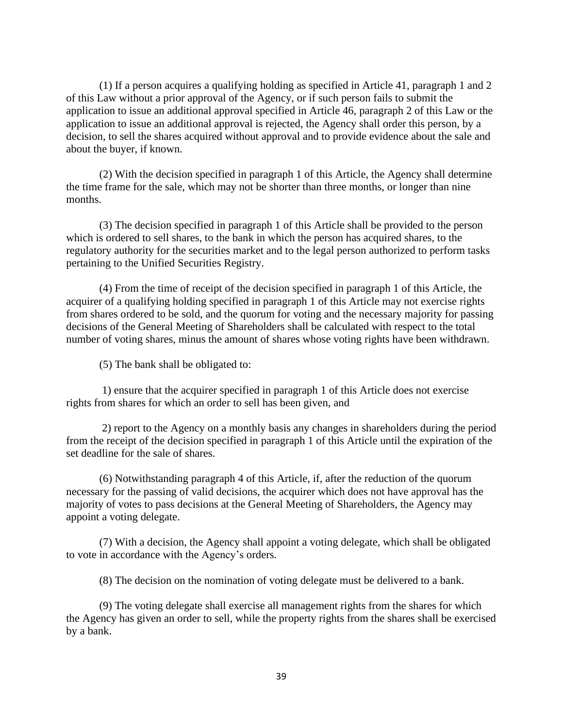(1) If a person acquires a qualifying holding as specified in Article 41, paragraph 1 and 2 of this Law without a prior approval of the Agency, or if such person fails to submit the application to issue an additional approval specified in Article 46, paragraph 2 of this Law or the application to issue an additional approval is rejected, the Agency shall order this person, by a decision, to sell the shares acquired without approval and to provide evidence about the sale and about the buyer, if known.

(2) With the decision specified in paragraph 1 of this Article, the Agency shall determine the time frame for the sale, which may not be shorter than three months, or longer than nine months.

(3) The decision specified in paragraph 1 of this Article shall be provided to the person which is ordered to sell shares, to the bank in which the person has acquired shares, to the regulatory authority for the securities market and to the legal person authorized to perform tasks pertaining to the Unified Securities Registry.

(4) From the time of receipt of the decision specified in paragraph 1 of this Article, the acquirer of a qualifying holding specified in paragraph 1 of this Article may not exercise rights from shares ordered to be sold, and the quorum for voting and the necessary majority for passing decisions of the General Meeting of Shareholders shall be calculated with respect to the total number of voting shares, minus the amount of shares whose voting rights have been withdrawn.

(5) The bank shall be obligated to:

1) ensure that the acquirer specified in paragraph 1 of this Article does not exercise rights from shares for which an order to sell has been given, and

2) report to the Agency on a monthly basis any changes in shareholders during the period from the receipt of the decision specified in paragraph 1 of this Article until the expiration of the set deadline for the sale of shares.

(6) Notwithstanding paragraph 4 of this Article, if, after the reduction of the quorum necessary for the passing of valid decisions, the acquirer which does not have approval has the majority of votes to pass decisions at the General Meeting of Shareholders, the Agency may appoint a voting delegate.

(7) With a decision, the Agency shall appoint a voting delegate, which shall be obligated to vote in accordance with the Agency's orders.

(8) The decision on the nomination of voting delegate must be delivered to a bank.

(9) The voting delegate shall exercise all management rights from the shares for which the Agency has given an order to sell, while the property rights from the shares shall be exercised by a bank.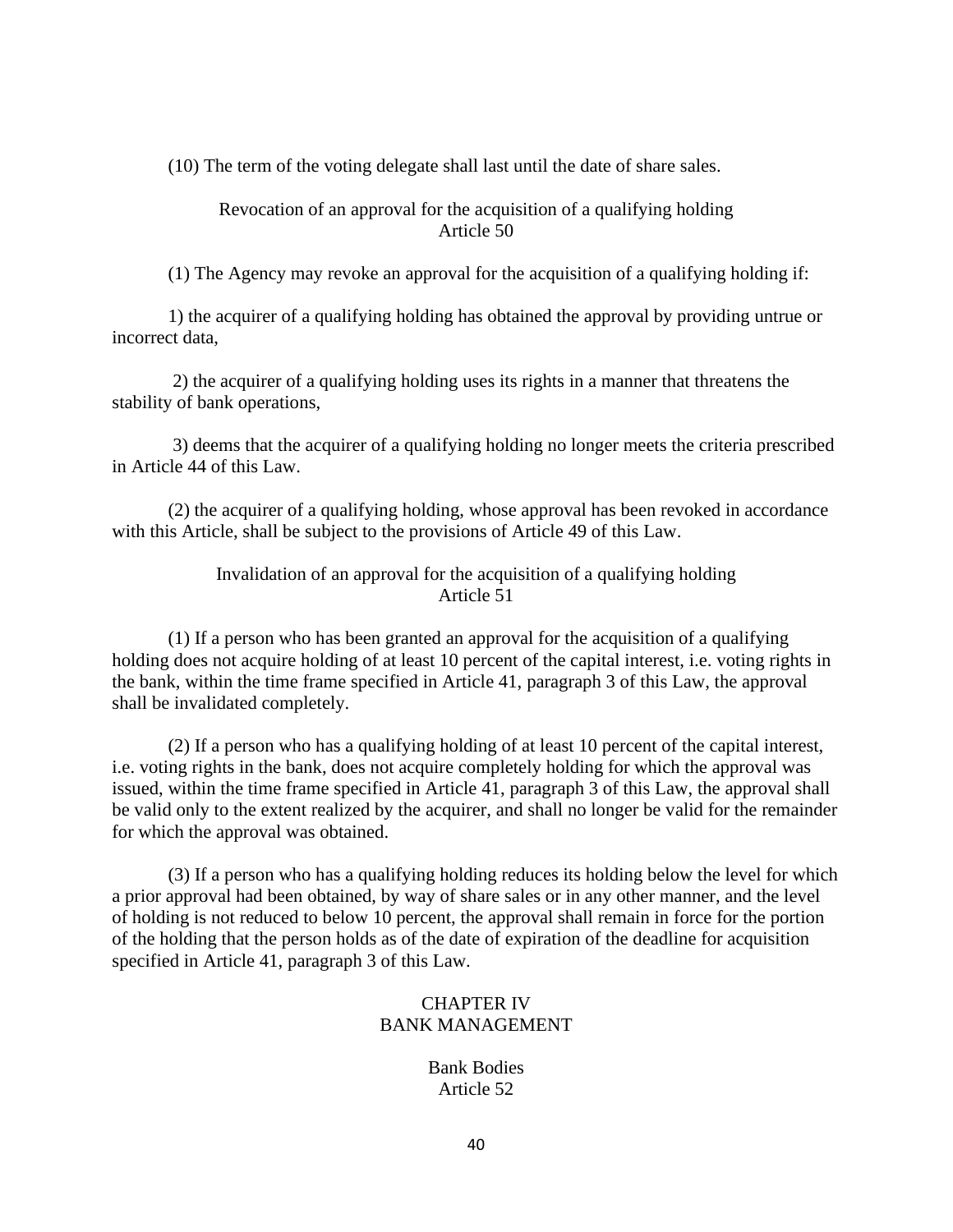(10) The term of the voting delegate shall last until the date of share sales.

### Revocation of an approval for the acquisition of a qualifying holding
### Article 50

(1) The Agency may revoke an approval for the acquisition of a qualifying holding if:

1) the acquirer of a qualifying holding has obtained the approval by providing untrue or incorrect data,

2) the acquirer of a qualifying holding uses its rights in a manner that threatens the stability of bank operations,

3) deems that the acquirer of a qualifying holding no longer meets the criteria prescribed in Article 44 of this Law.

(2) the acquirer of a qualifying holding, whose approval has been revoked in accordance with this Article, shall be subject to the provisions of Article 49 of this Law.

### Invalidation of an approval for the acquisition of a qualifying holding
### Article 51

(1) If a person who has been granted an approval for the acquisition of a qualifying holding does not acquire holding of at least 10 percent of the capital interest, i.e. voting rights in the bank, within the time frame specified in Article 41, paragraph 3 of this Law, the approval shall be invalidated completely.

(2) If a person who has a qualifying holding of at least 10 percent of the capital interest, i.e. voting rights in the bank, does not acquire completely holding for which the approval was issued, within the time frame specified in Article 41, paragraph 3 of this Law, the approval shall be valid only to the extent realized by the acquirer, and shall no longer be valid for the remainder for which the approval was obtained.

(3) If a person who has a qualifying holding reduces its holding below the level for which a prior approval had been obtained, by way of share sales or in any other manner, and the level of holding is not reduced to below 10 percent, the approval shall remain in force for the portion of the holding that the person holds as of the date of expiration of the deadline for acquisition specified in Article 41, paragraph 3 of this Law.

## CHAPTER IV
## BANK MANAGEMENT

### Bank Bodies
### Article 52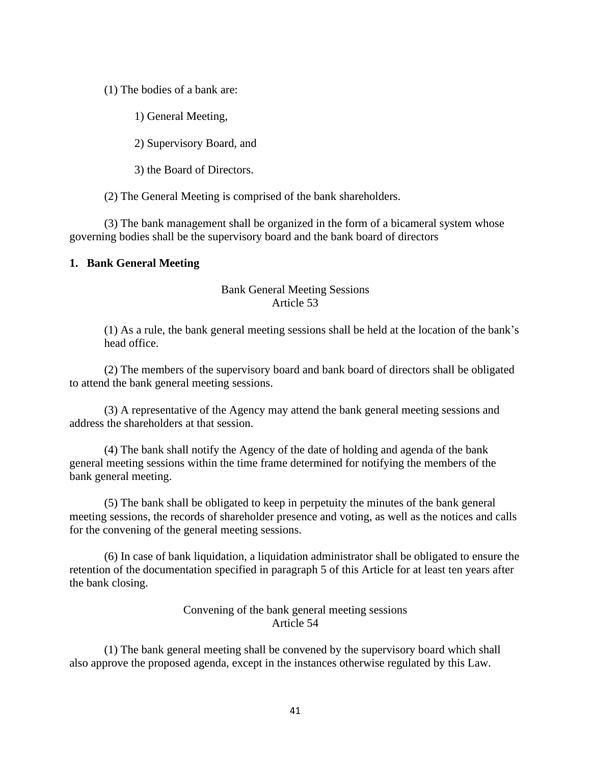(1) The bodies of a bank are:

1) General Meeting,

2) Supervisory Board, and

3) the Board of Directors.

(2) The General Meeting is comprised of the bank shareholders.

(3) The bank management shall be organized in the form of a bicameral system whose governing bodies shall be the supervisory board and the bank board of directors

## 1. Bank General Meeting

### Bank General Meeting Sessions
### Article 53

(1) As a rule, the bank general meeting sessions shall be held at the location of the bank's head office.

(2) The members of the supervisory board and bank board of directors shall be obligated to attend the bank general meeting sessions.

(3) A representative of the Agency may attend the bank general meeting sessions and address the shareholders at that session.

(4) The bank shall notify the Agency of the date of holding and agenda of the bank general meeting sessions within the time frame determined for notifying the members of the bank general meeting.

(5) The bank shall be obligated to keep in perpetuity the minutes of the bank general meeting sessions, the records of shareholder presence and voting, as well as the notices and calls for the convening of the general meeting sessions.

(6) In case of bank liquidation, a liquidation administrator shall be obligated to ensure the retention of the documentation specified in paragraph 5 of this Article for at least ten years after the bank closing.

### Convening of the bank general meeting sessions
### Article 54

(1) The bank general meeting shall be convened by the supervisory board which shall also approve the proposed agenda, except in the instances otherwise regulated by this Law.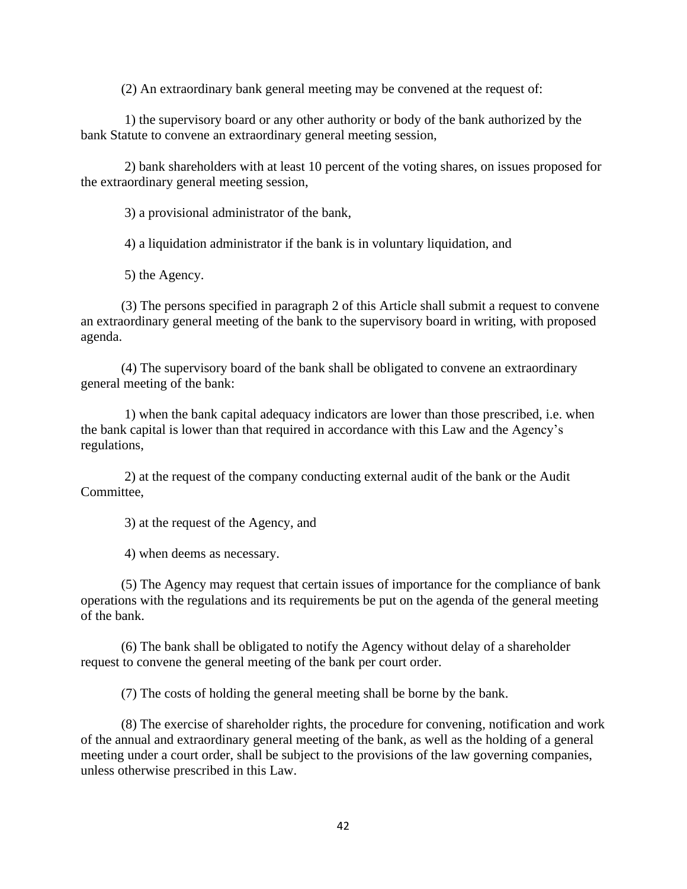(2) An extraordinary bank general meeting may be convened at the request of:

1) the supervisory board or any other authority or body of the bank authorized by the bank Statute to convene an extraordinary general meeting session,

2) bank shareholders with at least 10 percent of the voting shares, on issues proposed for the extraordinary general meeting session,

3) a provisional administrator of the bank,

4) a liquidation administrator if the bank is in voluntary liquidation, and

5) the Agency.

(3) The persons specified in paragraph 2 of this Article shall submit a request to convene an extraordinary general meeting of the bank to the supervisory board in writing, with proposed agenda.

(4) The supervisory board of the bank shall be obligated to convene an extraordinary general meeting of the bank:

1) when the bank capital adequacy indicators are lower than those prescribed, i.e. when the bank capital is lower than that required in accordance with this Law and the Agency's regulations,

2) at the request of the company conducting external audit of the bank or the Audit Committee,

3) at the request of the Agency, and

4) when deems as necessary.

(5) The Agency may request that certain issues of importance for the compliance of bank operations with the regulations and its requirements be put on the agenda of the general meeting of the bank.

(6) The bank shall be obligated to notify the Agency without delay of a shareholder request to convene the general meeting of the bank per court order.

(7) The costs of holding the general meeting shall be borne by the bank.

(8) The exercise of shareholder rights, the procedure for convening, notification and work of the annual and extraordinary general meeting of the bank, as well as the holding of a general meeting under a court order, shall be subject to the provisions of the law governing companies, unless otherwise prescribed in this Law.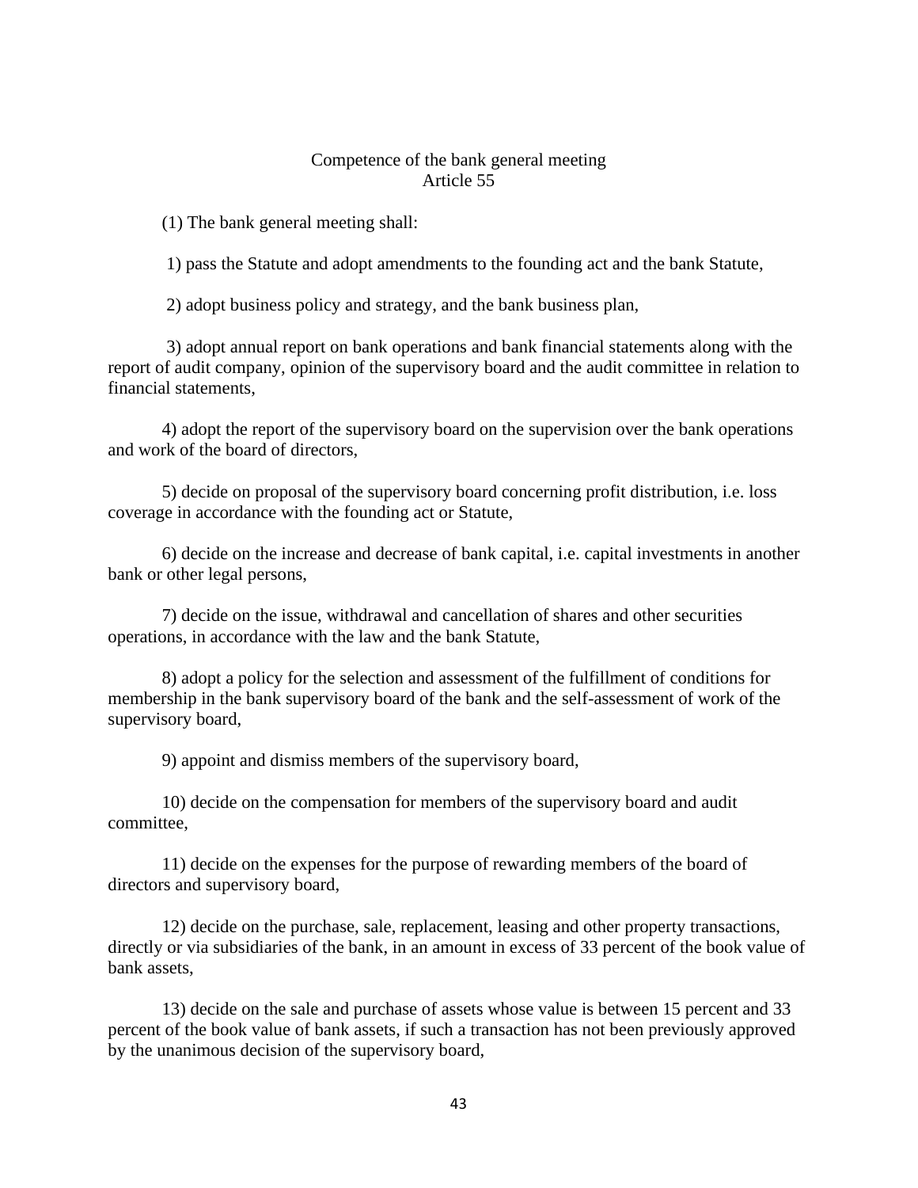### Competence of the bank general meeting
### Article 55

(1) The bank general meeting shall:

1) pass the Statute and adopt amendments to the founding act and the bank Statute,

2) adopt business policy and strategy, and the bank business plan,

3) adopt annual report on bank operations and bank financial statements along with the report of audit company, opinion of the supervisory board and the audit committee in relation to financial statements,

4) adopt the report of the supervisory board on the supervision over the bank operations and work of the board of directors,

5) decide on proposal of the supervisory board concerning profit distribution, i.e. loss coverage in accordance with the founding act or Statute,

6) decide on the increase and decrease of bank capital, i.e. capital investments in another bank or other legal persons,

7) decide on the issue, withdrawal and cancellation of shares and other securities operations, in accordance with the law and the bank Statute,

8) adopt a policy for the selection and assessment of the fulfillment of conditions for membership in the bank supervisory board of the bank and the self-assessment of work of the supervisory board,

9) appoint and dismiss members of the supervisory board,

10) decide on the compensation for members of the supervisory board and audit committee,

11) decide on the expenses for the purpose of rewarding members of the board of directors and supervisory board,

12) decide on the purchase, sale, replacement, leasing and other property transactions, directly or via subsidiaries of the bank, in an amount in excess of 33 percent of the book value of bank assets,

13) decide on the sale and purchase of assets whose value is between 15 percent and 33 percent of the book value of bank assets, if such a transaction has not been previously approved by the unanimous decision of the supervisory board,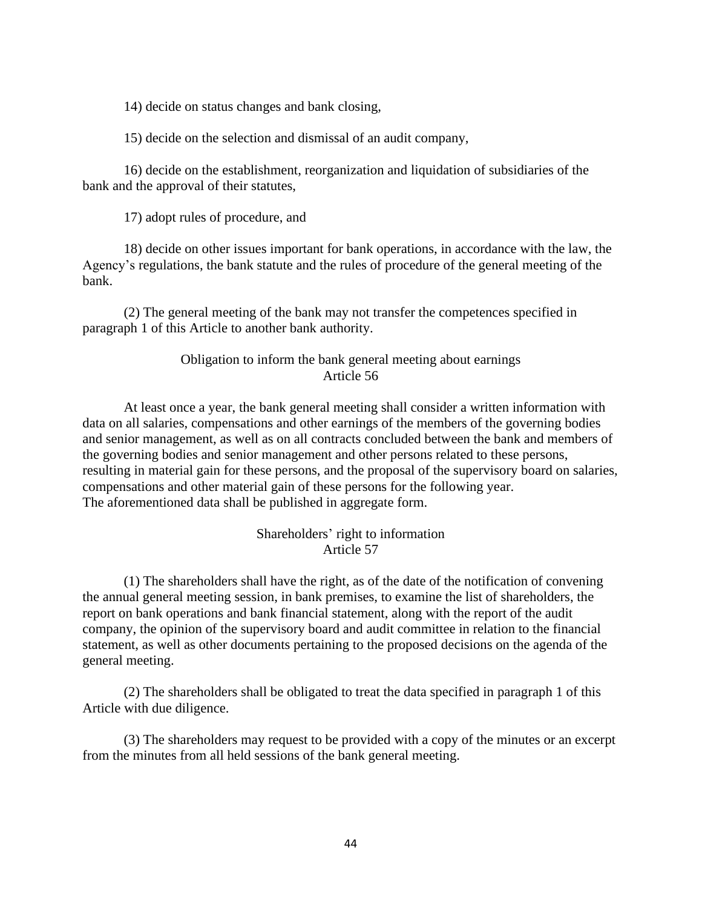14) decide on status changes and bank closing,

15) decide on the selection and dismissal of an audit company,

16) decide on the establishment, reorganization and liquidation of subsidiaries of the bank and the approval of their statutes,

17) adopt rules of procedure, and

18) decide on other issues important for bank operations, in accordance with the law, the Agency's regulations, the bank statute and the rules of procedure of the general meeting of the bank.

(2) The general meeting of the bank may not transfer the competences specified in paragraph 1 of this Article to another bank authority.

### Obligation to inform the bank general meeting about earnings
### Article 56

At least once a year, the bank general meeting shall consider a written information with data on all salaries, compensations and other earnings of the members of the governing bodies and senior management, as well as on all contracts concluded between the bank and members of the governing bodies and senior management and other persons related to these persons, resulting in material gain for these persons, and the proposal of the supervisory board on salaries, compensations and other material gain of these persons for the following year.
The aforementioned data shall be published in aggregate form.

### Shareholders' right to information
### Article 57

(1) The shareholders shall have the right, as of the date of the notification of convening the annual general meeting session, in bank premises, to examine the list of shareholders, the report on bank operations and bank financial statement, along with the report of the audit company, the opinion of the supervisory board and audit committee in relation to the financial statement, as well as other documents pertaining to the proposed decisions on the agenda of the general meeting.

(2) The shareholders shall be obligated to treat the data specified in paragraph 1 of this Article with due diligence.

(3) The shareholders may request to be provided with a copy of the minutes or an excerpt from the minutes from all held sessions of the bank general meeting.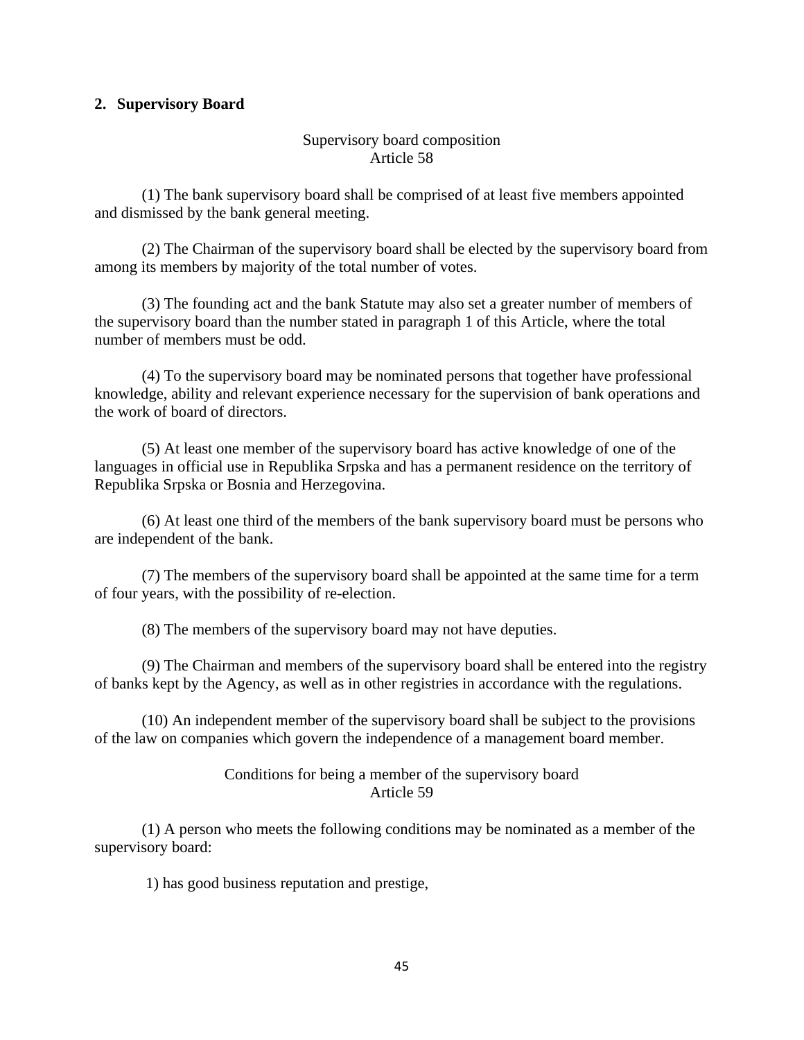## 2. Supervisory Board

Supervisory board composition
Article 58

(1) The bank supervisory board shall be comprised of at least five members appointed and dismissed by the bank general meeting.

(2) The Chairman of the supervisory board shall be elected by the supervisory board from among its members by majority of the total number of votes.

(3) The founding act and the bank Statute may also set a greater number of members of the supervisory board than the number stated in paragraph 1 of this Article, where the total number of members must be odd.

(4) To the supervisory board may be nominated persons that together have professional knowledge, ability and relevant experience necessary for the supervision of bank operations and the work of board of directors.

(5) At least one member of the supervisory board has active knowledge of one of the languages in official use in Republika Srpska and has a permanent residence on the territory of Republika Srpska or Bosnia and Herzegovina.

(6) At least one third of the members of the bank supervisory board must be persons who are independent of the bank.

(7) The members of the supervisory board shall be appointed at the same time for a term of four years, with the possibility of re-election.

(8) The members of the supervisory board may not have deputies.

(9) The Chairman and members of the supervisory board shall be entered into the registry of banks kept by the Agency, as well as in other registries in accordance with the regulations.

(10) An independent member of the supervisory board shall be subject to the provisions of the law on companies which govern the independence of a management board member.

Conditions for being a member of the supervisory board
Article 59

(1) A person who meets the following conditions may be nominated as a member of the supervisory board:

1) has good business reputation and prestige,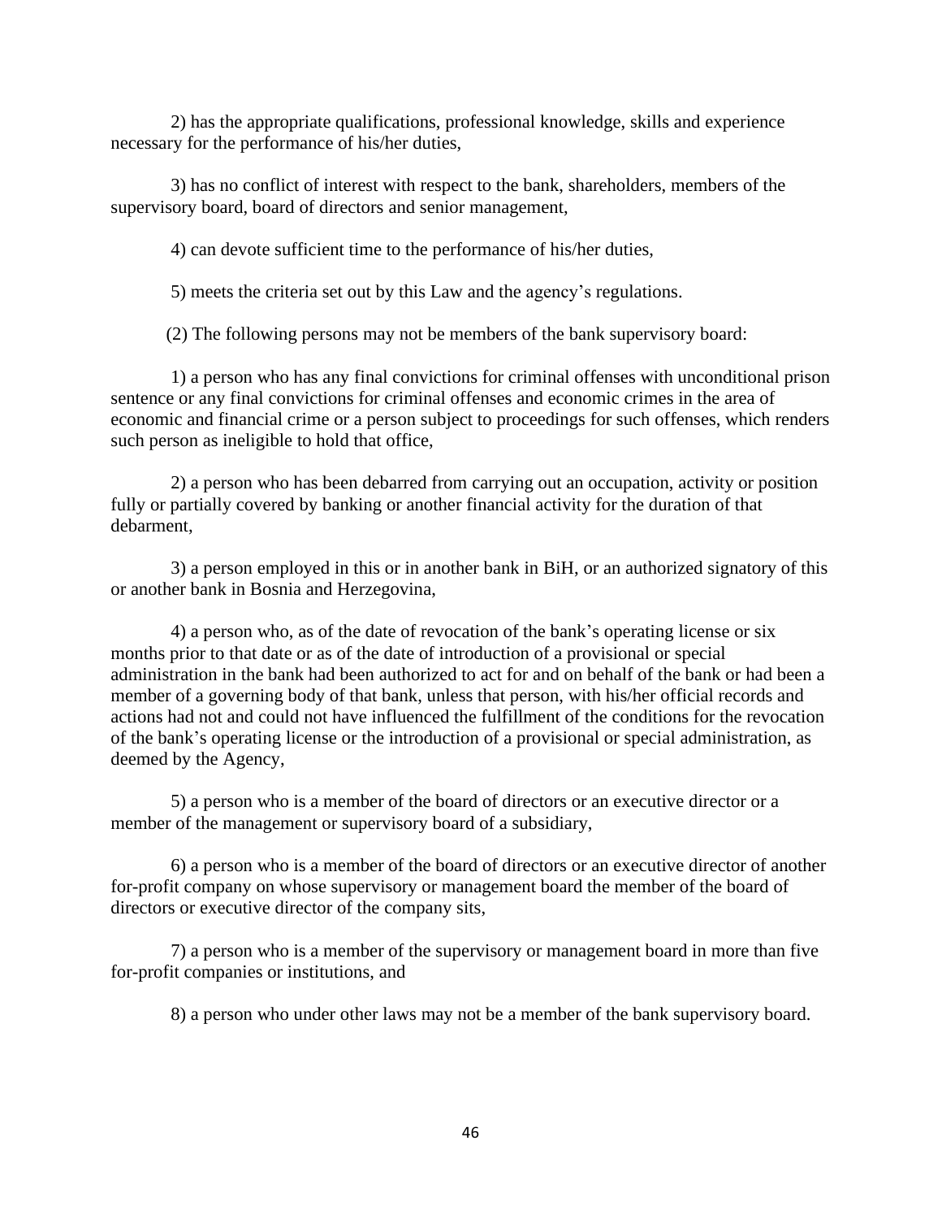2) has the appropriate qualifications, professional knowledge, skills and experience necessary for the performance of his/her duties,

3) has no conflict of interest with respect to the bank, shareholders, members of the supervisory board, board of directors and senior management,

4) can devote sufficient time to the performance of his/her duties,

5) meets the criteria set out by this Law and the agency's regulations.

(2) The following persons may not be members of the bank supervisory board:

1) a person who has any final convictions for criminal offenses with unconditional prison sentence or any final convictions for criminal offenses and economic crimes in the area of economic and financial crime or a person subject to proceedings for such offenses, which renders such person as ineligible to hold that office,

2) a person who has been debarred from carrying out an occupation, activity or position fully or partially covered by banking or another financial activity for the duration of that debarment,

3) a person employed in this or in another bank in BiH, or an authorized signatory of this or another bank in Bosnia and Herzegovina,

4) a person who, as of the date of revocation of the bank's operating license or six months prior to that date or as of the date of introduction of a provisional or special administration in the bank had been authorized to act for and on behalf of the bank or had been a member of a governing body of that bank, unless that person, with his/her official records and actions had not and could not have influenced the fulfillment of the conditions for the revocation of the bank's operating license or the introduction of a provisional or special administration, as deemed by the Agency,

5) a person who is a member of the board of directors or an executive director or a member of the management or supervisory board of a subsidiary,

6) a person who is a member of the board of directors or an executive director of another for-profit company on whose supervisory or management board the member of the board of directors or executive director of the company sits,

7) a person who is a member of the supervisory or management board in more than five for-profit companies or institutions, and

8) a person who under other laws may not be a member of the bank supervisory board.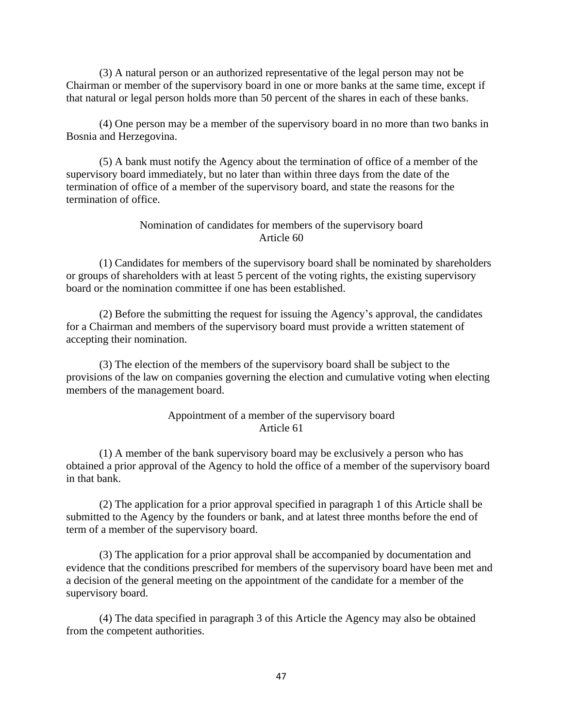(3) A natural person or an authorized representative of the legal person may not be Chairman or member of the supervisory board in one or more banks at the same time, except if that natural or legal person holds more than 50 percent of the shares in each of these banks.

(4) One person may be a member of the supervisory board in no more than two banks in Bosnia and Herzegovina.

(5) A bank must notify the Agency about the termination of office of a member of the supervisory board immediately, but no later than within three days from the date of the termination of office of a member of the supervisory board, and state the reasons for the termination of office.

### Nomination of candidates for members of the supervisory board
### Article 60

(1) Candidates for members of the supervisory board shall be nominated by shareholders or groups of shareholders with at least 5 percent of the voting rights, the existing supervisory board or the nomination committee if one has been established.

(2) Before the submitting the request for issuing the Agency's approval, the candidates for a Chairman and members of the supervisory board must provide a written statement of accepting their nomination.

(3) The election of the members of the supervisory board shall be subject to the provisions of the law on companies governing the election and cumulative voting when electing members of the management board.

### Appointment of a member of the supervisory board
### Article 61

(1) A member of the bank supervisory board may be exclusively a person who has obtained a prior approval of the Agency to hold the office of a member of the supervisory board in that bank.

(2) The application for a prior approval specified in paragraph 1 of this Article shall be submitted to the Agency by the founders or bank, and at latest three months before the end of term of a member of the supervisory board.

(3) The application for a prior approval shall be accompanied by documentation and evidence that the conditions prescribed for members of the supervisory board have been met and a decision of the general meeting on the appointment of the candidate for a member of the supervisory board.

(4) The data specified in paragraph 3 of this Article the Agency may also be obtained from the competent authorities.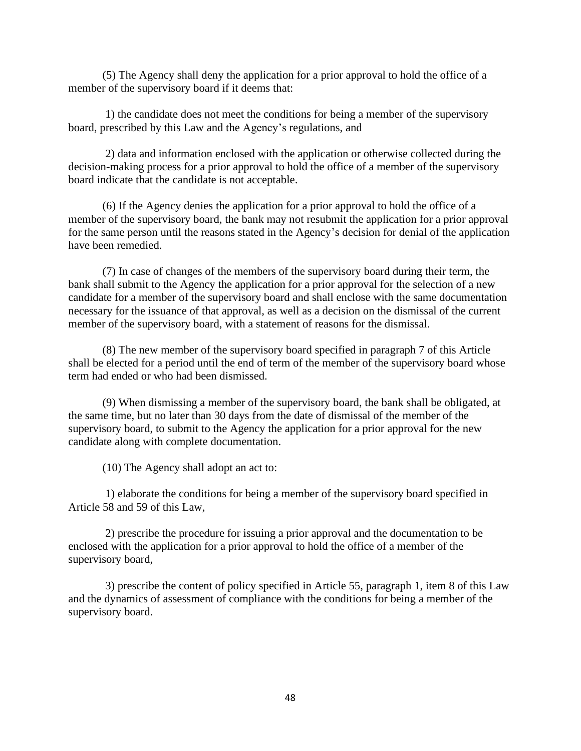(5) The Agency shall deny the application for a prior approval to hold the office of a member of the supervisory board if it deems that:

1) the candidate does not meet the conditions for being a member of the supervisory board, prescribed by this Law and the Agency's regulations, and

2) data and information enclosed with the application or otherwise collected during the decision-making process for a prior approval to hold the office of a member of the supervisory board indicate that the candidate is not acceptable.

(6) If the Agency denies the application for a prior approval to hold the office of a member of the supervisory board, the bank may not resubmit the application for a prior approval for the same person until the reasons stated in the Agency's decision for denial of the application have been remedied.

(7) In case of changes of the members of the supervisory board during their term, the bank shall submit to the Agency the application for a prior approval for the selection of a new candidate for a member of the supervisory board and shall enclose with the same documentation necessary for the issuance of that approval, as well as a decision on the dismissal of the current member of the supervisory board, with a statement of reasons for the dismissal.

(8) The new member of the supervisory board specified in paragraph 7 of this Article shall be elected for a period until the end of term of the member of the supervisory board whose term had ended or who had been dismissed.

(9) When dismissing a member of the supervisory board, the bank shall be obligated, at the same time, but no later than 30 days from the date of dismissal of the member of the supervisory board, to submit to the Agency the application for a prior approval for the new candidate along with complete documentation.

(10) The Agency shall adopt an act to:

1) elaborate the conditions for being a member of the supervisory board specified in Article 58 and 59 of this Law,

2) prescribe the procedure for issuing a prior approval and the documentation to be enclosed with the application for a prior approval to hold the office of a member of the supervisory board,

3) prescribe the content of policy specified in Article 55, paragraph 1, item 8 of this Law and the dynamics of assessment of compliance with the conditions for being a member of the supervisory board.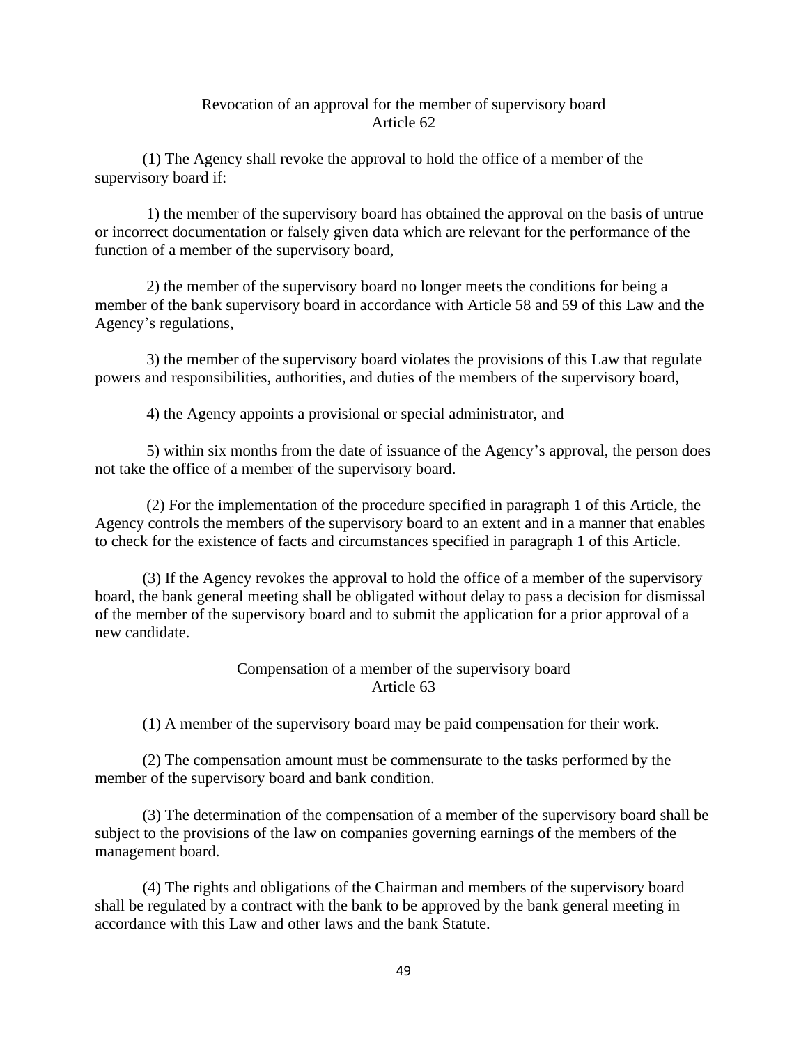### Revocation of an approval for the member of supervisory board
### Article 62

(1) The Agency shall revoke the approval to hold the office of a member of the supervisory board if:

1) the member of the supervisory board has obtained the approval on the basis of untrue or incorrect documentation or falsely given data which are relevant for the performance of the function of a member of the supervisory board,

2) the member of the supervisory board no longer meets the conditions for being a member of the bank supervisory board in accordance with Article 58 and 59 of this Law and the Agency's regulations,

3) the member of the supervisory board violates the provisions of this Law that regulate powers and responsibilities, authorities, and duties of the members of the supervisory board,

4) the Agency appoints a provisional or special administrator, and

5) within six months from the date of issuance of the Agency's approval, the person does not take the office of a member of the supervisory board.

(2) For the implementation of the procedure specified in paragraph 1 of this Article, the Agency controls the members of the supervisory board to an extent and in a manner that enables to check for the existence of facts and circumstances specified in paragraph 1 of this Article.

(3) If the Agency revokes the approval to hold the office of a member of the supervisory board, the bank general meeting shall be obligated without delay to pass a decision for dismissal of the member of the supervisory board and to submit the application for a prior approval of a new candidate.

### Compensation of a member of the supervisory board
### Article 63

(1) A member of the supervisory board may be paid compensation for their work.

(2) The compensation amount must be commensurate to the tasks performed by the member of the supervisory board and bank condition.

(3) The determination of the compensation of a member of the supervisory board shall be subject to the provisions of the law on companies governing earnings of the members of the management board.

(4) The rights and obligations of the Chairman and members of the supervisory board shall be regulated by a contract with the bank to be approved by the bank general meeting in accordance with this Law and other laws and the bank Statute.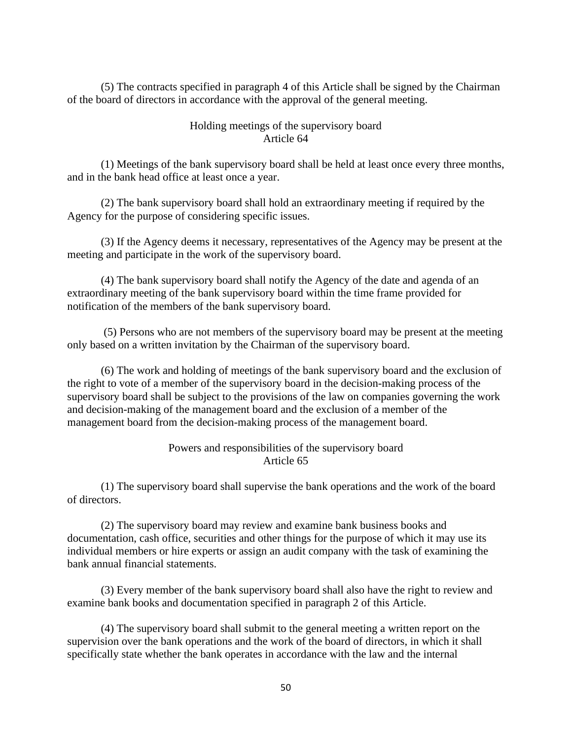(5) The contracts specified in paragraph 4 of this Article shall be signed by the Chairman of the board of directors in accordance with the approval of the general meeting.

### Holding meetings of the supervisory board
### Article 64

(1) Meetings of the bank supervisory board shall be held at least once every three months, and in the bank head office at least once a year.

(2) The bank supervisory board shall hold an extraordinary meeting if required by the Agency for the purpose of considering specific issues.

(3) If the Agency deems it necessary, representatives of the Agency may be present at the meeting and participate in the work of the supervisory board.

(4) The bank supervisory board shall notify the Agency of the date and agenda of an extraordinary meeting of the bank supervisory board within the time frame provided for notification of the members of the bank supervisory board.

(5) Persons who are not members of the supervisory board may be present at the meeting only based on a written invitation by the Chairman of the supervisory board.

(6) The work and holding of meetings of the bank supervisory board and the exclusion of the right to vote of a member of the supervisory board in the decision-making process of the supervisory board shall be subject to the provisions of the law on companies governing the work and decision-making of the management board and the exclusion of a member of the management board from the decision-making process of the management board.

### Powers and responsibilities of the supervisory board
### Article 65

(1) The supervisory board shall supervise the bank operations and the work of the board of directors.

(2) The supervisory board may review and examine bank business books and documentation, cash office, securities and other things for the purpose of which it may use its individual members or hire experts or assign an audit company with the task of examining the bank annual financial statements.

(3) Every member of the bank supervisory board shall also have the right to review and examine bank books and documentation specified in paragraph 2 of this Article.

(4) The supervisory board shall submit to the general meeting a written report on the supervision over the bank operations and the work of the board of directors, in which it shall specifically state whether the bank operates in accordance with the law and the internal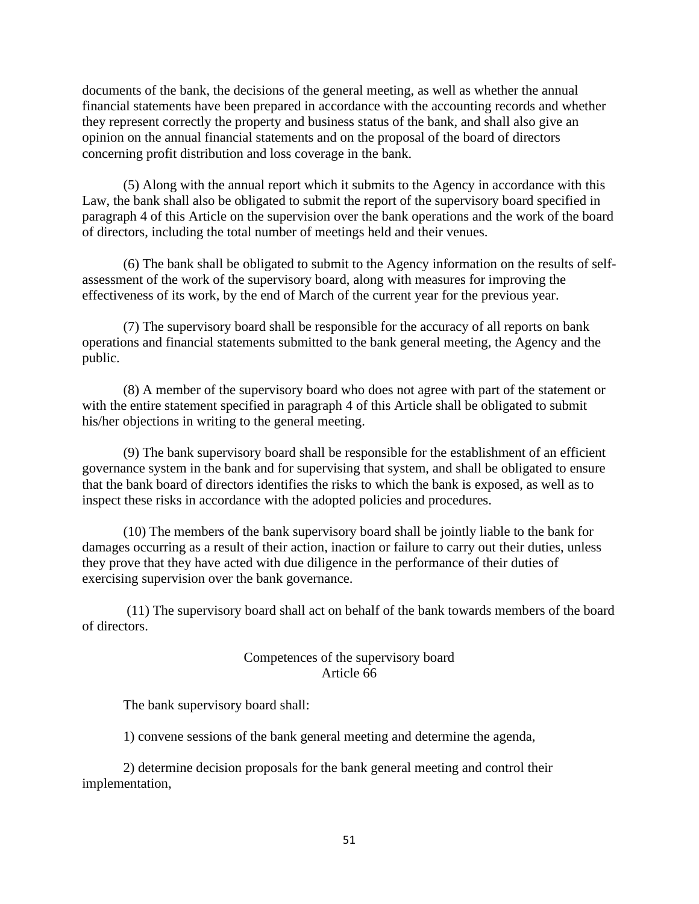documents of the bank, the decisions of the general meeting, as well as whether the annual financial statements have been prepared in accordance with the accounting records and whether they represent correctly the property and business status of the bank, and shall also give an opinion on the annual financial statements and on the proposal of the board of directors concerning profit distribution and loss coverage in the bank.

(5) Along with the annual report which it submits to the Agency in accordance with this Law, the bank shall also be obligated to submit the report of the supervisory board specified in paragraph 4 of this Article on the supervision over the bank operations and the work of the board of directors, including the total number of meetings held and their venues.

(6) The bank shall be obligated to submit to the Agency information on the results of self-assessment of the work of the supervisory board, along with measures for improving the effectiveness of its work, by the end of March of the current year for the previous year.

(7) The supervisory board shall be responsible for the accuracy of all reports on bank operations and financial statements submitted to the bank general meeting, the Agency and the public.

(8) A member of the supervisory board who does not agree with part of the statement or with the entire statement specified in paragraph 4 of this Article shall be obligated to submit his/her objections in writing to the general meeting.

(9) The bank supervisory board shall be responsible for the establishment of an efficient governance system in the bank and for supervising that system, and shall be obligated to ensure that the bank board of directors identifies the risks to which the bank is exposed, as well as to inspect these risks in accordance with the adopted policies and procedures.

(10) The members of the bank supervisory board shall be jointly liable to the bank for damages occurring as a result of their action, inaction or failure to carry out their duties, unless they prove that they have acted with due diligence in the performance of their duties of exercising supervision over the bank governance.

(11) The supervisory board shall act on behalf of the bank towards members of the board of directors.

### Competences of the supervisory board
### Article 66

The bank supervisory board shall:

1) convene sessions of the bank general meeting and determine the agenda,

2) determine decision proposals for the bank general meeting and control their implementation,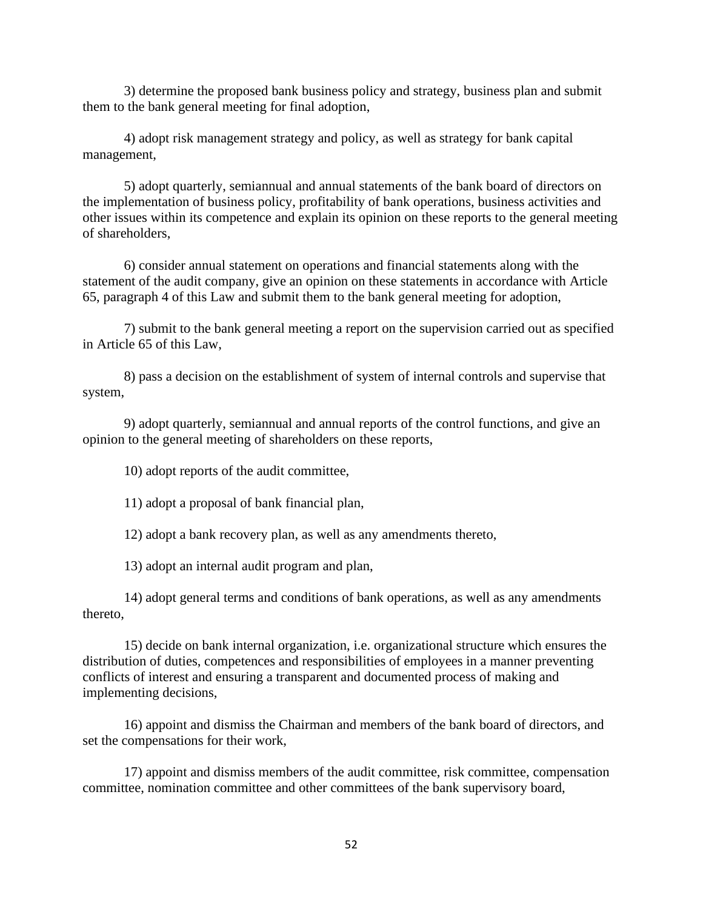3) determine the proposed bank business policy and strategy, business plan and submit them to the bank general meeting for final adoption,

4) adopt risk management strategy and policy, as well as strategy for bank capital management,

5) adopt quarterly, semiannual and annual statements of the bank board of directors on the implementation of business policy, profitability of bank operations, business activities and other issues within its competence and explain its opinion on these reports to the general meeting of shareholders,

6) consider annual statement on operations and financial statements along with the statement of the audit company, give an opinion on these statements in accordance with Article 65, paragraph 4 of this Law and submit them to the bank general meeting for adoption,

7) submit to the bank general meeting a report on the supervision carried out as specified in Article 65 of this Law,

8) pass a decision on the establishment of system of internal controls and supervise that system,

9) adopt quarterly, semiannual and annual reports of the control functions, and give an opinion to the general meeting of shareholders on these reports,

10) adopt reports of the audit committee,

11) adopt a proposal of bank financial plan,

12) adopt a bank recovery plan, as well as any amendments thereto,

13) adopt an internal audit program and plan,

14) adopt general terms and conditions of bank operations, as well as any amendments thereto,

15) decide on bank internal organization, i.e. organizational structure which ensures the distribution of duties, competences and responsibilities of employees in a manner preventing conflicts of interest and ensuring a transparent and documented process of making and implementing decisions,

16) appoint and dismiss the Chairman and members of the bank board of directors, and set the compensations for their work,

17) appoint and dismiss members of the audit committee, risk committee, compensation committee, nomination committee and other committees of the bank supervisory board,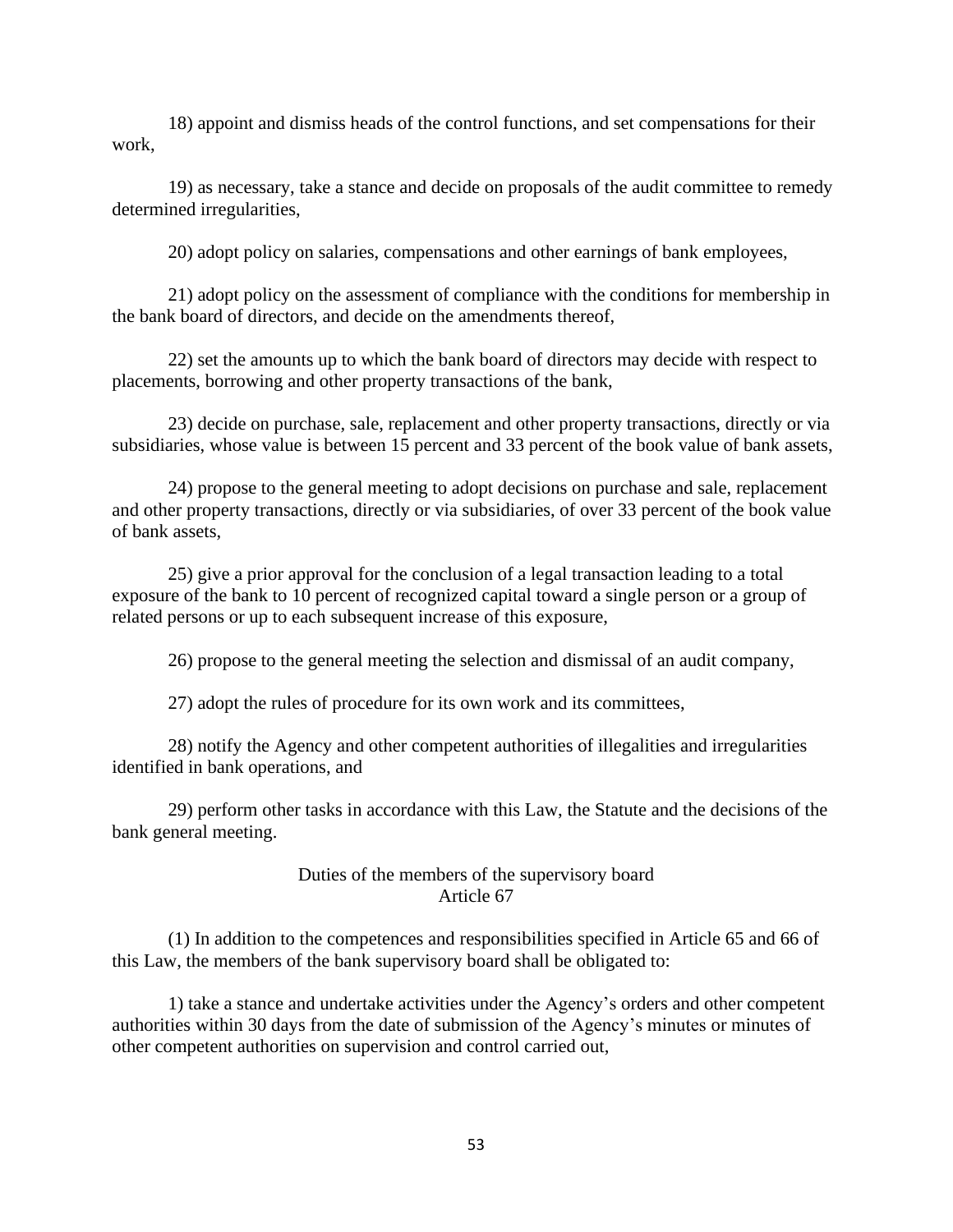18) appoint and dismiss heads of the control functions, and set compensations for their work,

19) as necessary, take a stance and decide on proposals of the audit committee to remedy determined irregularities,

20) adopt policy on salaries, compensations and other earnings of bank employees,

21) adopt policy on the assessment of compliance with the conditions for membership in the bank board of directors, and decide on the amendments thereof,

22) set the amounts up to which the bank board of directors may decide with respect to placements, borrowing and other property transactions of the bank,

23) decide on purchase, sale, replacement and other property transactions, directly or via subsidiaries, whose value is between 15 percent and 33 percent of the book value of bank assets,

24) propose to the general meeting to adopt decisions on purchase and sale, replacement and other property transactions, directly or via subsidiaries, of over 33 percent of the book value of bank assets,

25) give a prior approval for the conclusion of a legal transaction leading to a total exposure of the bank to 10 percent of recognized capital toward a single person or a group of related persons or up to each subsequent increase of this exposure,

26) propose to the general meeting the selection and dismissal of an audit company,

27) adopt the rules of procedure for its own work and its committees,

28) notify the Agency and other competent authorities of illegalities and irregularities identified in bank operations, and

29) perform other tasks in accordance with this Law, the Statute and the decisions of the bank general meeting.

### Duties of the members of the supervisory board
### Article 67

(1) In addition to the competences and responsibilities specified in Article 65 and 66 of this Law, the members of the bank supervisory board shall be obligated to:

1) take a stance and undertake activities under the Agency's orders and other competent authorities within 30 days from the date of submission of the Agency's minutes or minutes of other competent authorities on supervision and control carried out,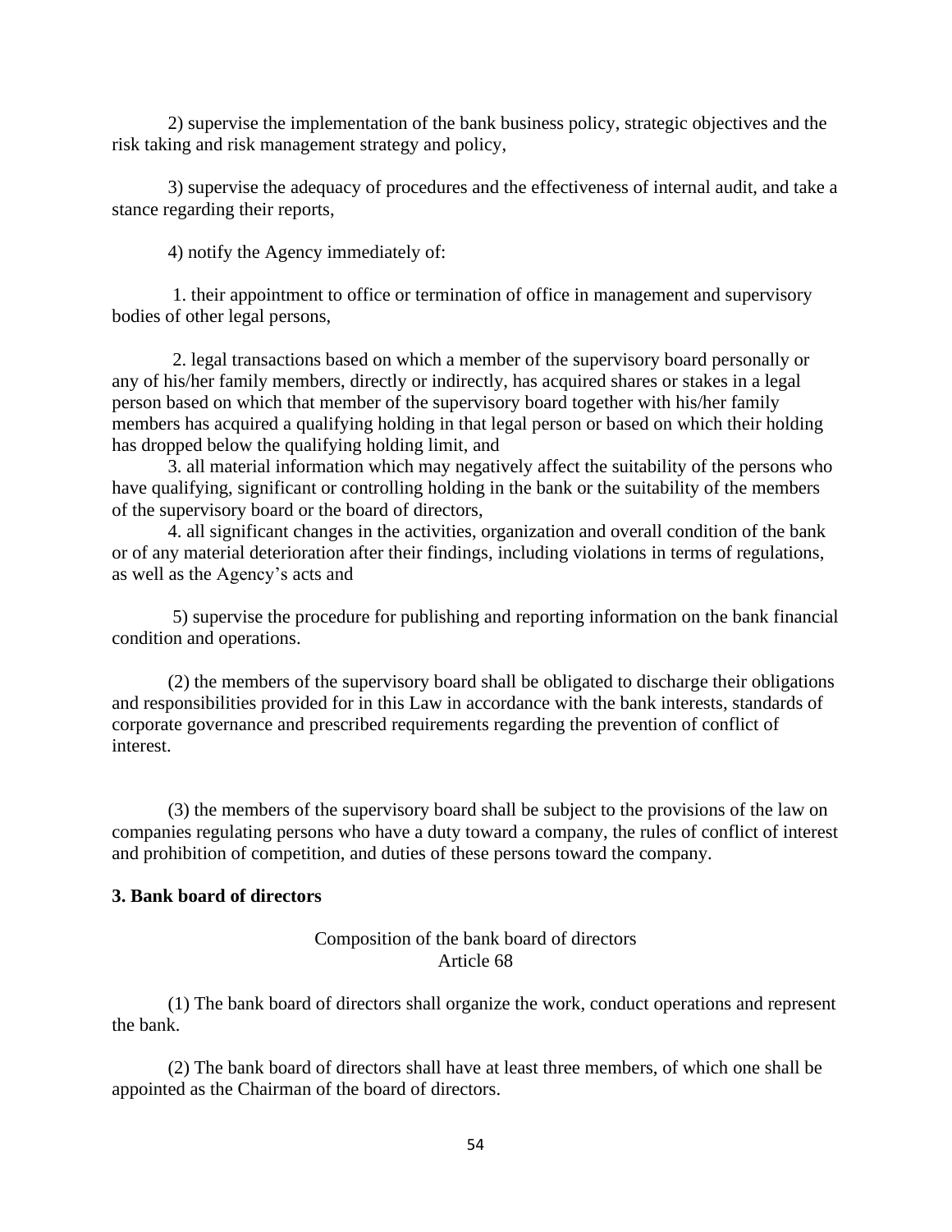2) supervise the implementation of the bank business policy, strategic objectives and the risk taking and risk management strategy and policy,

3) supervise the adequacy of procedures and the effectiveness of internal audit, and take a stance regarding their reports,

4) notify the Agency immediately of:

1. their appointment to office or termination of office in management and supervisory bodies of other legal persons,

2. legal transactions based on which a member of the supervisory board personally or any of his/her family members, directly or indirectly, has acquired shares or stakes in a legal person based on which that member of the supervisory board together with his/her family members has acquired a qualifying holding in that legal person or based on which their holding has dropped below the qualifying holding limit, and

3. all material information which may negatively affect the suitability of the persons who have qualifying, significant or controlling holding in the bank or the suitability of the members of the supervisory board or the board of directors,

4. all significant changes in the activities, organization and overall condition of the bank or of any material deterioration after their findings, including violations in terms of regulations, as well as the Agency's acts and

5) supervise the procedure for publishing and reporting information on the bank financial condition and operations.

(2) the members of the supervisory board shall be obligated to discharge their obligations and responsibilities provided for in this Law in accordance with the bank interests, standards of corporate governance and prescribed requirements regarding the prevention of conflict of interest.

(3) the members of the supervisory board shall be subject to the provisions of the law on companies regulating persons who have a duty toward a company, the rules of conflict of interest and prohibition of competition, and duties of these persons toward the company.

### 3. Bank board of directors

Composition of the bank board of directors
Article 68

(1) The bank board of directors shall organize the work, conduct operations and represent the bank.

(2) The bank board of directors shall have at least three members, of which one shall be appointed as the Chairman of the board of directors.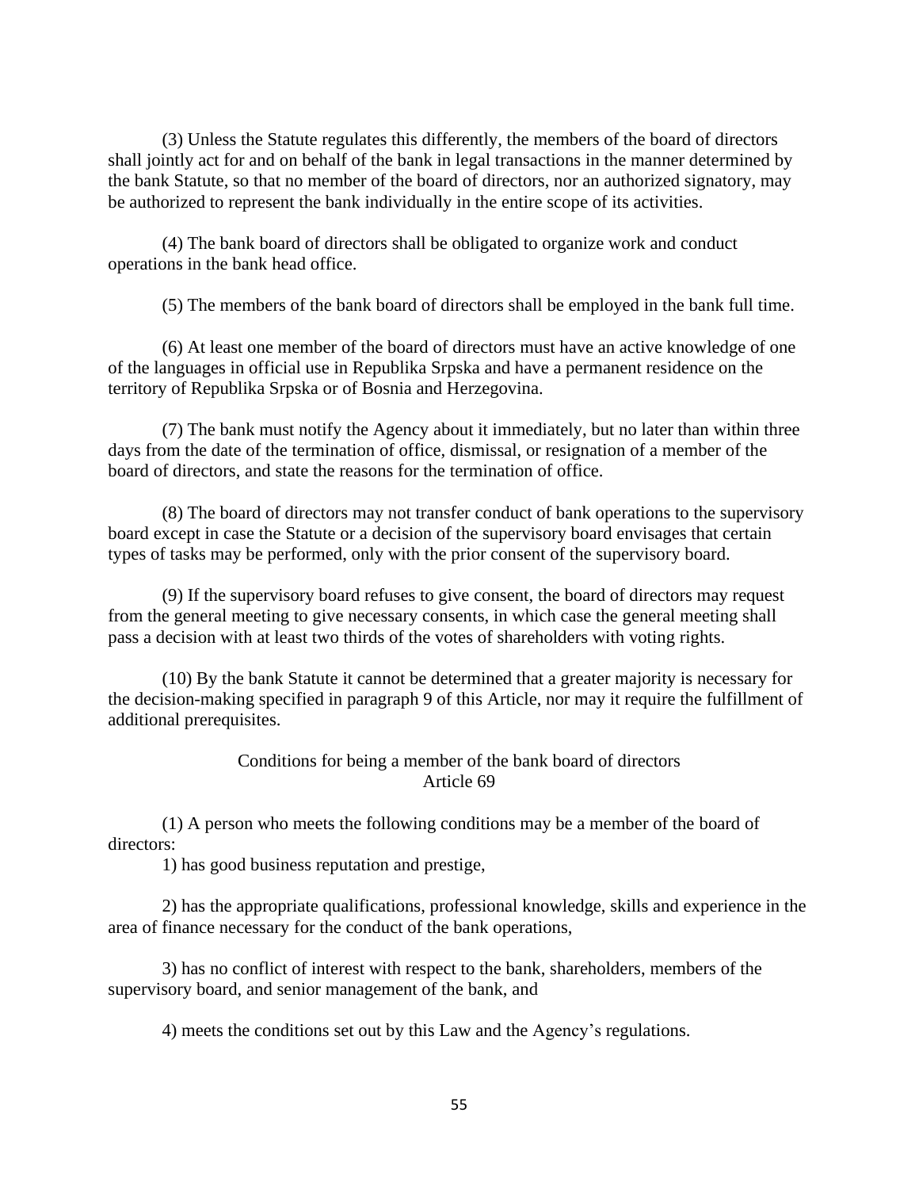(3) Unless the Statute regulates this differently, the members of the board of directors shall jointly act for and on behalf of the bank in legal transactions in the manner determined by the bank Statute, so that no member of the board of directors, nor an authorized signatory, may be authorized to represent the bank individually in the entire scope of its activities.

(4) The bank board of directors shall be obligated to organize work and conduct operations in the bank head office.

(5) The members of the bank board of directors shall be employed in the bank full time.

(6) At least one member of the board of directors must have an active knowledge of one of the languages in official use in Republika Srpska and have a permanent residence on the territory of Republika Srpska or of Bosnia and Herzegovina.

(7) The bank must notify the Agency about it immediately, but no later than within three days from the date of the termination of office, dismissal, or resignation of a member of the board of directors, and state the reasons for the termination of office.

(8) The board of directors may not transfer conduct of bank operations to the supervisory board except in case the Statute or a decision of the supervisory board envisages that certain types of tasks may be performed, only with the prior consent of the supervisory board.

(9) If the supervisory board refuses to give consent, the board of directors may request from the general meeting to give necessary consents, in which case the general meeting shall pass a decision with at least two thirds of the votes of shareholders with voting rights.

(10) By the bank Statute it cannot be determined that a greater majority is necessary for the decision-making specified in paragraph 9 of this Article, nor may it require the fulfillment of additional prerequisites.

### Conditions for being a member of the bank board of directors
### Article 69

(1) A person who meets the following conditions may be a member of the board of directors:

1) has good business reputation and prestige,

2) has the appropriate qualifications, professional knowledge, skills and experience in the area of finance necessary for the conduct of the bank operations,

3) has no conflict of interest with respect to the bank, shareholders, members of the supervisory board, and senior management of the bank, and

4) meets the conditions set out by this Law and the Agency's regulations.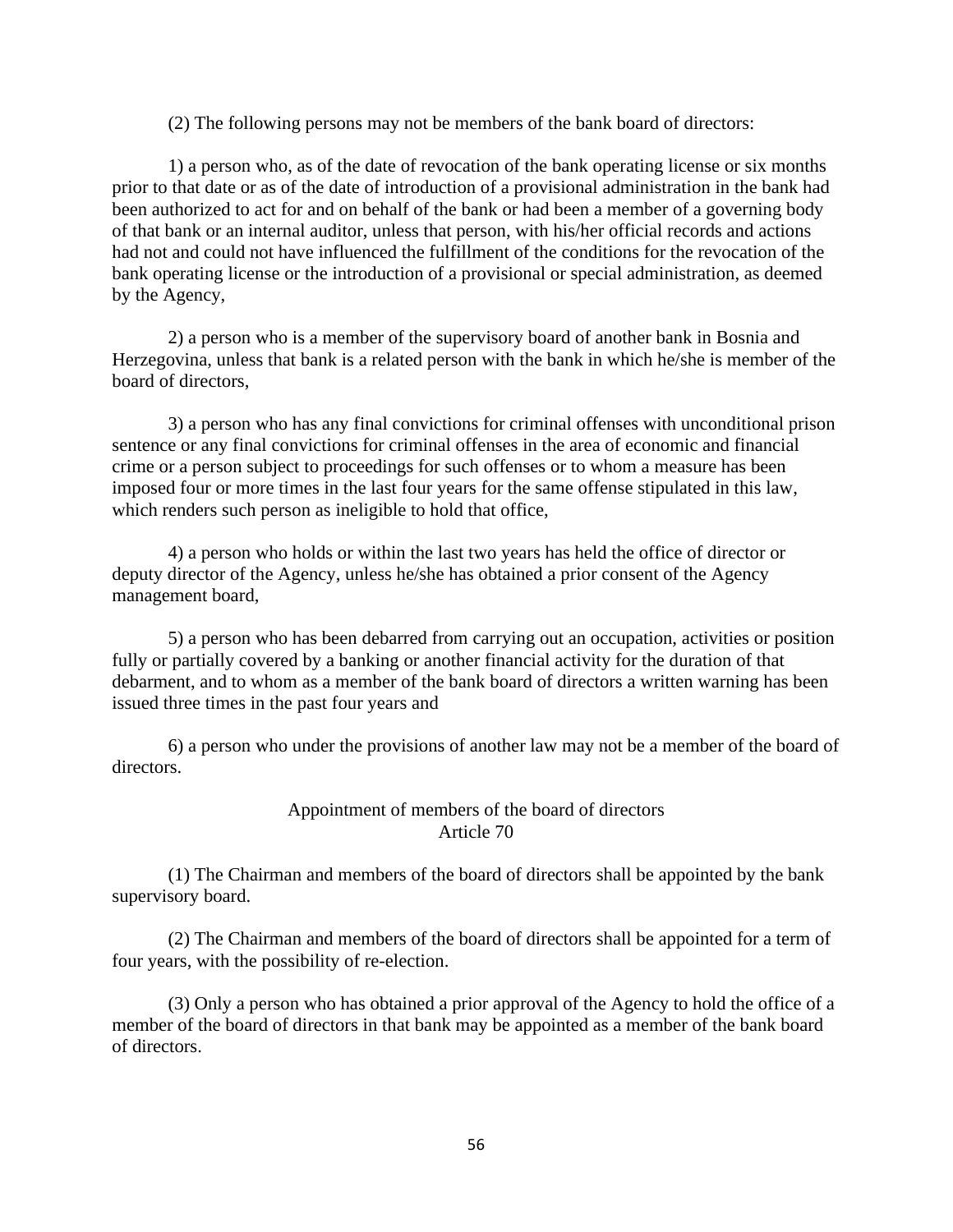(2) The following persons may not be members of the bank board of directors:

1) a person who, as of the date of revocation of the bank operating license or six months prior to that date or as of the date of introduction of a provisional administration in the bank had been authorized to act for and on behalf of the bank or had been a member of a governing body of that bank or an internal auditor, unless that person, with his/her official records and actions had not and could not have influenced the fulfillment of the conditions for the revocation of the bank operating license or the introduction of a provisional or special administration, as deemed by the Agency,

2) a person who is a member of the supervisory board of another bank in Bosnia and Herzegovina, unless that bank is a related person with the bank in which he/she is member of the board of directors,

3) a person who has any final convictions for criminal offenses with unconditional prison sentence or any final convictions for criminal offenses in the area of economic and financial crime or a person subject to proceedings for such offenses or to whom a measure has been imposed four or more times in the last four years for the same offense stipulated in this law, which renders such person as ineligible to hold that office,

4) a person who holds or within the last two years has held the office of director or deputy director of the Agency, unless he/she has obtained a prior consent of the Agency management board,

5) a person who has been debarred from carrying out an occupation, activities or position fully or partially covered by a banking or another financial activity for the duration of that debarment, and to whom as a member of the bank board of directors a written warning has been issued three times in the past four years and

6) a person who under the provisions of another law may not be a member of the board of directors.

### Appointment of members of the board of directors
### Article 70

(1) The Chairman and members of the board of directors shall be appointed by the bank supervisory board.

(2) The Chairman and members of the board of directors shall be appointed for a term of four years, with the possibility of re-election.

(3) Only a person who has obtained a prior approval of the Agency to hold the office of a member of the board of directors in that bank may be appointed as a member of the bank board of directors.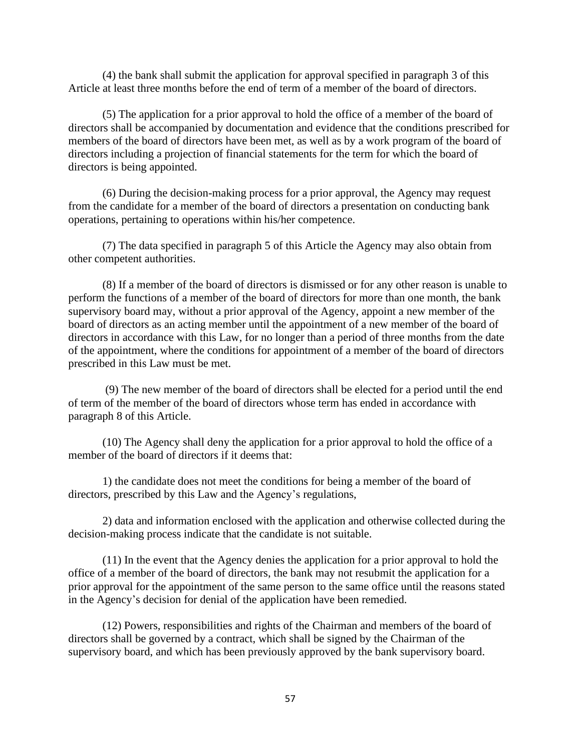(4) the bank shall submit the application for approval specified in paragraph 3 of this Article at least three months before the end of term of a member of the board of directors.

(5) The application for a prior approval to hold the office of a member of the board of directors shall be accompanied by documentation and evidence that the conditions prescribed for members of the board of directors have been met, as well as by a work program of the board of directors including a projection of financial statements for the term for which the board of directors is being appointed.

(6) During the decision-making process for a prior approval, the Agency may request from the candidate for a member of the board of directors a presentation on conducting bank operations, pertaining to operations within his/her competence.

(7) The data specified in paragraph 5 of this Article the Agency may also obtain from other competent authorities.

(8) If a member of the board of directors is dismissed or for any other reason is unable to perform the functions of a member of the board of directors for more than one month, the bank supervisory board may, without a prior approval of the Agency, appoint a new member of the board of directors as an acting member until the appointment of a new member of the board of directors in accordance with this Law, for no longer than a period of three months from the date of the appointment, where the conditions for appointment of a member of the board of directors prescribed in this Law must be met.

(9) The new member of the board of directors shall be elected for a period until the end of term of the member of the board of directors whose term has ended in accordance with paragraph 8 of this Article.

(10) The Agency shall deny the application for a prior approval to hold the office of a member of the board of directors if it deems that:

1) the candidate does not meet the conditions for being a member of the board of directors, prescribed by this Law and the Agency's regulations,

2) data and information enclosed with the application and otherwise collected during the decision-making process indicate that the candidate is not suitable.

(11) In the event that the Agency denies the application for a prior approval to hold the office of a member of the board of directors, the bank may not resubmit the application for a prior approval for the appointment of the same person to the same office until the reasons stated in the Agency's decision for denial of the application have been remedied.

(12) Powers, responsibilities and rights of the Chairman and members of the board of directors shall be governed by a contract, which shall be signed by the Chairman of the supervisory board, and which has been previously approved by the bank supervisory board.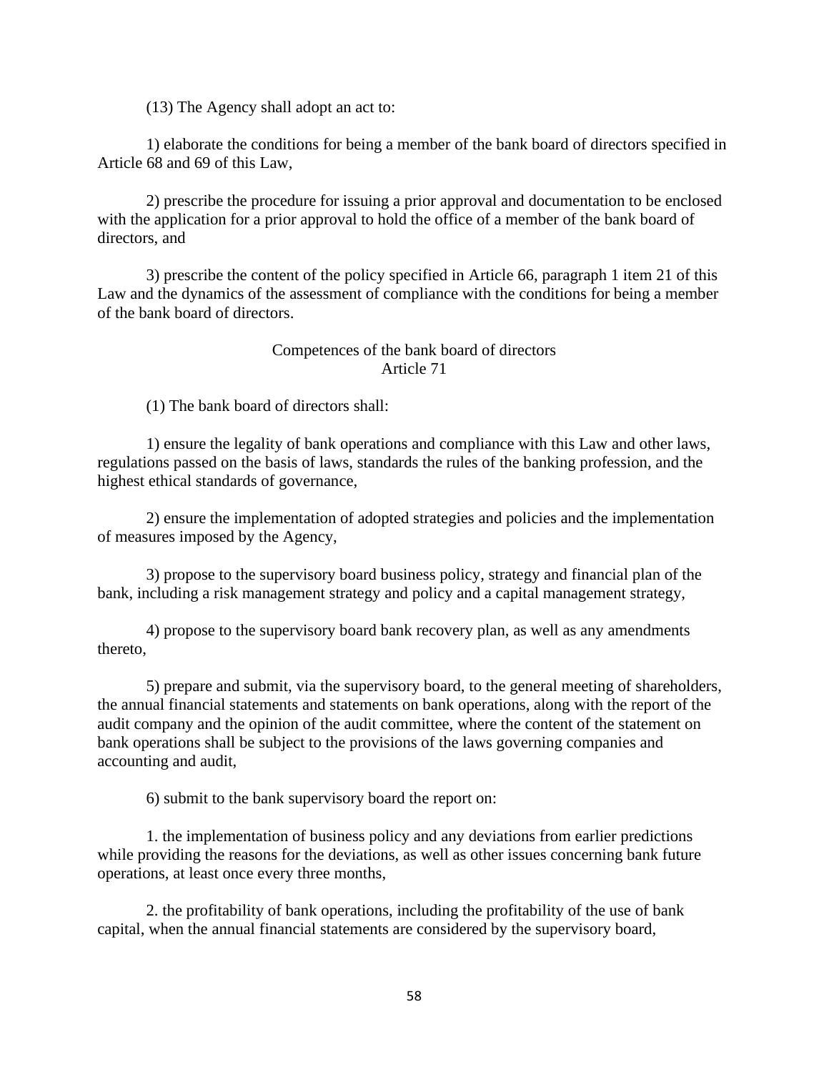(13) The Agency shall adopt an act to:

1) elaborate the conditions for being a member of the bank board of directors specified in Article 68 and 69 of this Law,

2) prescribe the procedure for issuing a prior approval and documentation to be enclosed with the application for a prior approval to hold the office of a member of the bank board of directors, and

3) prescribe the content of the policy specified in Article 66, paragraph 1 item 21 of this Law and the dynamics of the assessment of compliance with the conditions for being a member of the bank board of directors.

### Competences of the bank board of directors
### Article 71

(1) The bank board of directors shall:

1) ensure the legality of bank operations and compliance with this Law and other laws, regulations passed on the basis of laws, standards the rules of the banking profession, and the highest ethical standards of governance,

2) ensure the implementation of adopted strategies and policies and the implementation of measures imposed by the Agency,

3) propose to the supervisory board business policy, strategy and financial plan of the bank, including a risk management strategy and policy and a capital management strategy,

4) propose to the supervisory board bank recovery plan, as well as any amendments thereto,

5) prepare and submit, via the supervisory board, to the general meeting of shareholders, the annual financial statements and statements on bank operations, along with the report of the audit company and the opinion of the audit committee, where the content of the statement on bank operations shall be subject to the provisions of the laws governing companies and accounting and audit,

6) submit to the bank supervisory board the report on:

1. the implementation of business policy and any deviations from earlier predictions while providing the reasons for the deviations, as well as other issues concerning bank future operations, at least once every three months,

2. the profitability of bank operations, including the profitability of the use of bank capital, when the annual financial statements are considered by the supervisory board,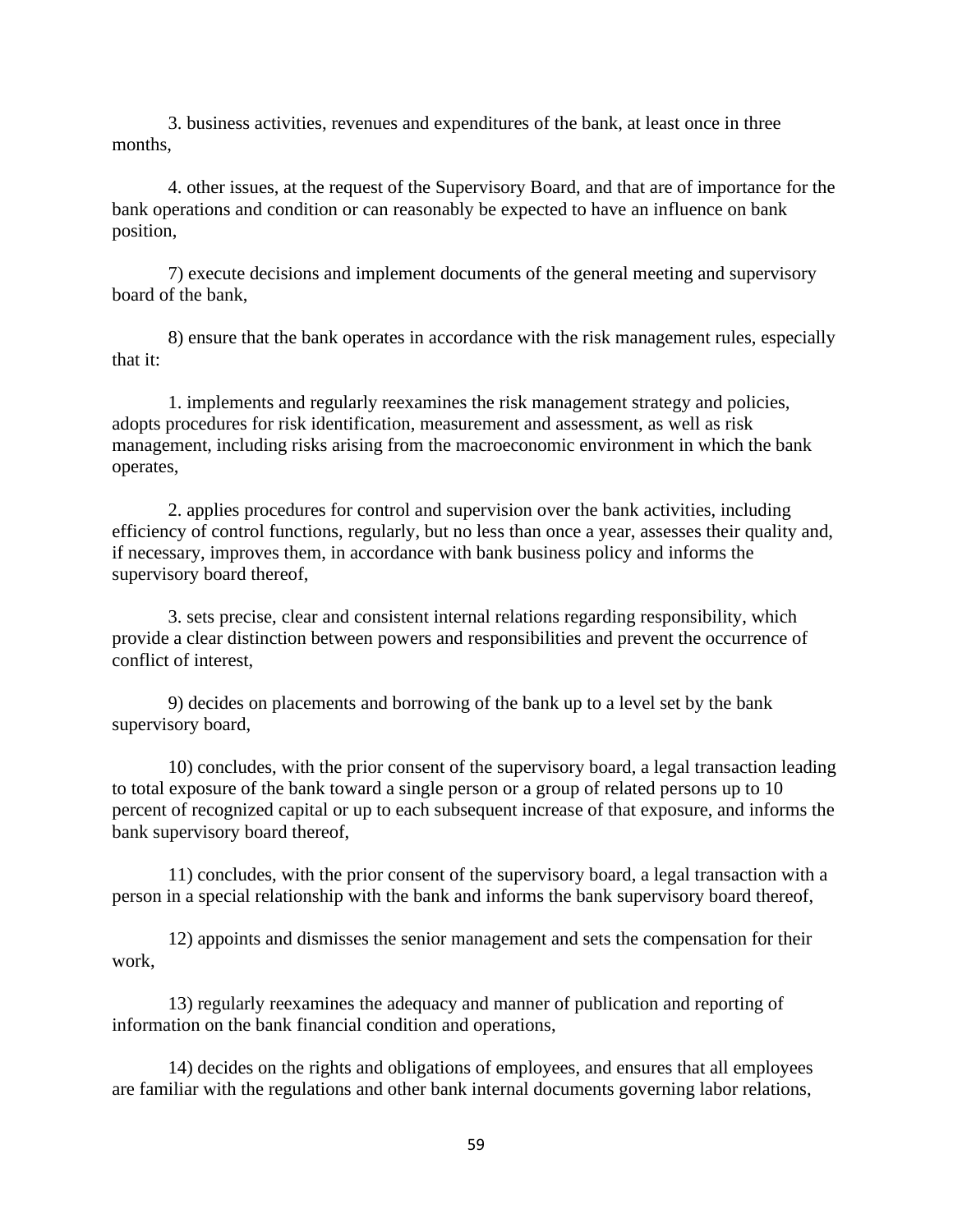3. business activities, revenues and expenditures of the bank, at least once in three months,

4. other issues, at the request of the Supervisory Board, and that are of importance for the bank operations and condition or can reasonably be expected to have an influence on bank position,

7) execute decisions and implement documents of the general meeting and supervisory board of the bank,

8) ensure that the bank operates in accordance with the risk management rules, especially that it:

1. implements and regularly reexamines the risk management strategy and policies, adopts procedures for risk identification, measurement and assessment, as well as risk management, including risks arising from the macroeconomic environment in which the bank operates,

2. applies procedures for control and supervision over the bank activities, including efficiency of control functions, regularly, but no less than once a year, assesses their quality and, if necessary, improves them, in accordance with bank business policy and informs the supervisory board thereof,

3. sets precise, clear and consistent internal relations regarding responsibility, which provide a clear distinction between powers and responsibilities and prevent the occurrence of conflict of interest,

9) decides on placements and borrowing of the bank up to a level set by the bank supervisory board,

10) concludes, with the prior consent of the supervisory board, a legal transaction leading to total exposure of the bank toward a single person or a group of related persons up to 10 percent of recognized capital or up to each subsequent increase of that exposure, and informs the bank supervisory board thereof,

11) concludes, with the prior consent of the supervisory board, a legal transaction with a person in a special relationship with the bank and informs the bank supervisory board thereof,

12) appoints and dismisses the senior management and sets the compensation for their work,

13) regularly reexamines the adequacy and manner of publication and reporting of information on the bank financial condition and operations,

14) decides on the rights and obligations of employees, and ensures that all employees are familiar with the regulations and other bank internal documents governing labor relations,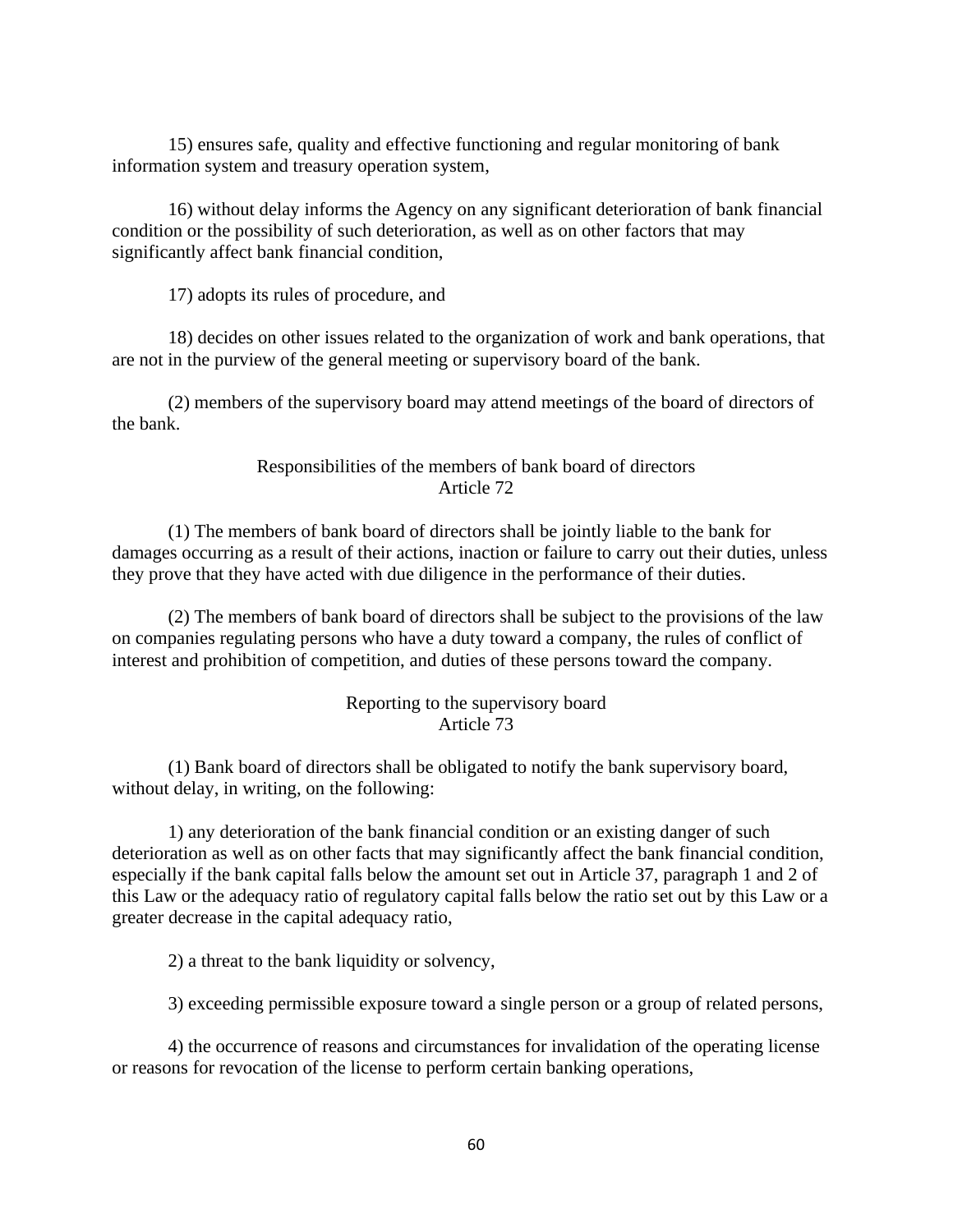15) ensures safe, quality and effective functioning and regular monitoring of bank information system and treasury operation system,

16) without delay informs the Agency on any significant deterioration of bank financial condition or the possibility of such deterioration, as well as on other factors that may significantly affect bank financial condition,

17) adopts its rules of procedure, and

18) decides on other issues related to the organization of work and bank operations, that are not in the purview of the general meeting or supervisory board of the bank.

(2) members of the supervisory board may attend meetings of the board of directors of the bank.

### Responsibilities of the members of bank board of directors
### Article 72

(1) The members of bank board of directors shall be jointly liable to the bank for damages occurring as a result of their actions, inaction or failure to carry out their duties, unless they prove that they have acted with due diligence in the performance of their duties.

(2) The members of bank board of directors shall be subject to the provisions of the law on companies regulating persons who have a duty toward a company, the rules of conflict of interest and prohibition of competition, and duties of these persons toward the company.

### Reporting to the supervisory board
### Article 73

(1) Bank board of directors shall be obligated to notify the bank supervisory board, without delay, in writing, on the following:

1) any deterioration of the bank financial condition or an existing danger of such deterioration as well as on other facts that may significantly affect the bank financial condition, especially if the bank capital falls below the amount set out in Article 37, paragraph 1 and 2 of this Law or the adequacy ratio of regulatory capital falls below the ratio set out by this Law or a greater decrease in the capital adequacy ratio,

2) a threat to the bank liquidity or solvency,

3) exceeding permissible exposure toward a single person or a group of related persons,

4) the occurrence of reasons and circumstances for invalidation of the operating license or reasons for revocation of the license to perform certain banking operations,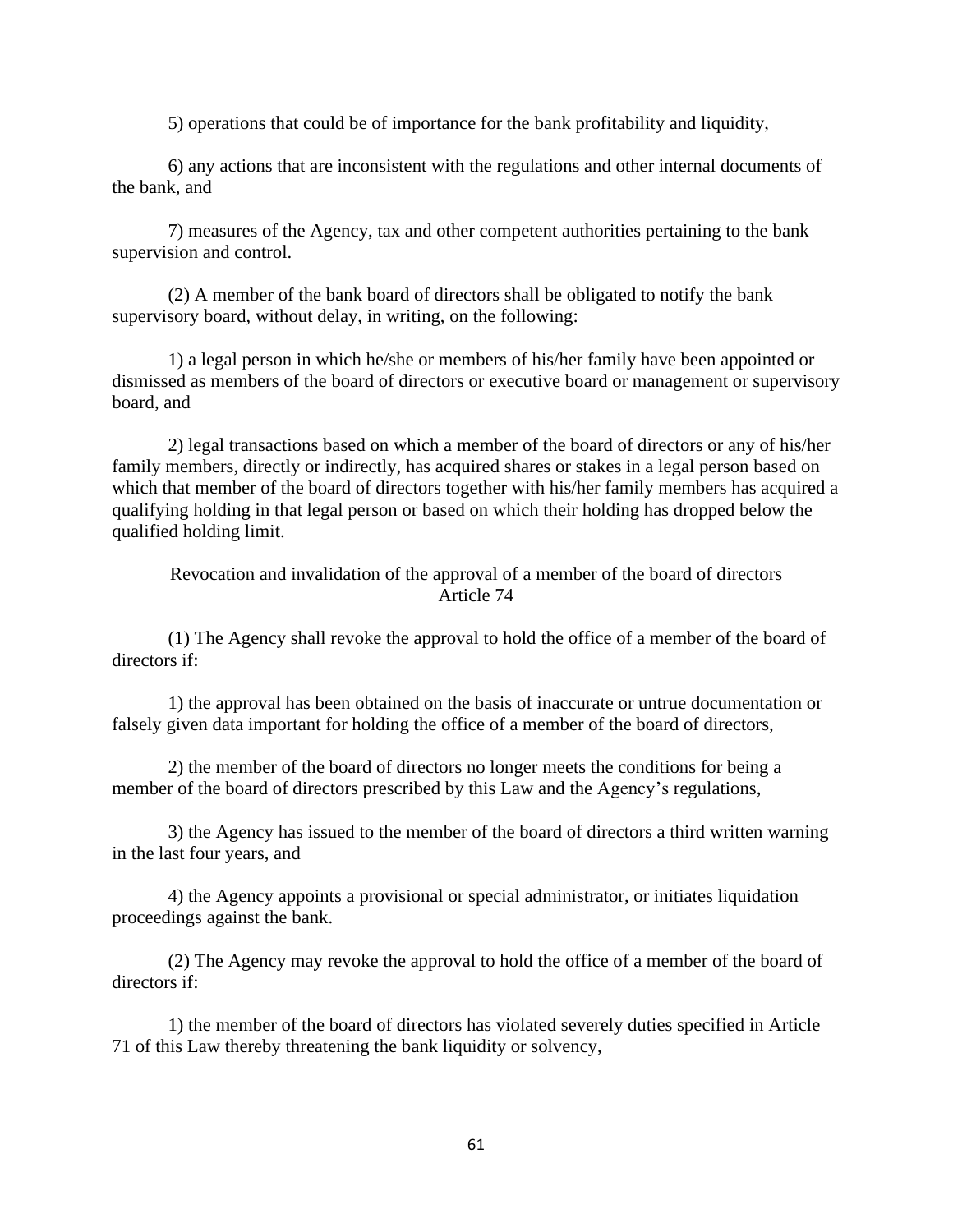5) operations that could be of importance for the bank profitability and liquidity,

6) any actions that are inconsistent with the regulations and other internal documents of the bank, and

7) measures of the Agency, tax and other competent authorities pertaining to the bank supervision and control.

(2) A member of the bank board of directors shall be obligated to notify the bank supervisory board, without delay, in writing, on the following:

1) a legal person in which he/she or members of his/her family have been appointed or dismissed as members of the board of directors or executive board or management or supervisory board, and

2) legal transactions based on which a member of the board of directors or any of his/her family members, directly or indirectly, has acquired shares or stakes in a legal person based on which that member of the board of directors together with his/her family members has acquired a qualifying holding in that legal person or based on which their holding has dropped below the qualified holding limit.

### Revocation and invalidation of the approval of a member of the board of directors
### Article 74

(1) The Agency shall revoke the approval to hold the office of a member of the board of directors if:

1) the approval has been obtained on the basis of inaccurate or untrue documentation or falsely given data important for holding the office of a member of the board of directors,

2) the member of the board of directors no longer meets the conditions for being a member of the board of directors prescribed by this Law and the Agency's regulations,

3) the Agency has issued to the member of the board of directors a third written warning in the last four years, and

4) the Agency appoints a provisional or special administrator, or initiates liquidation proceedings against the bank.

(2) The Agency may revoke the approval to hold the office of a member of the board of directors if:

1) the member of the board of directors has violated severely duties specified in Article 71 of this Law thereby threatening the bank liquidity or solvency,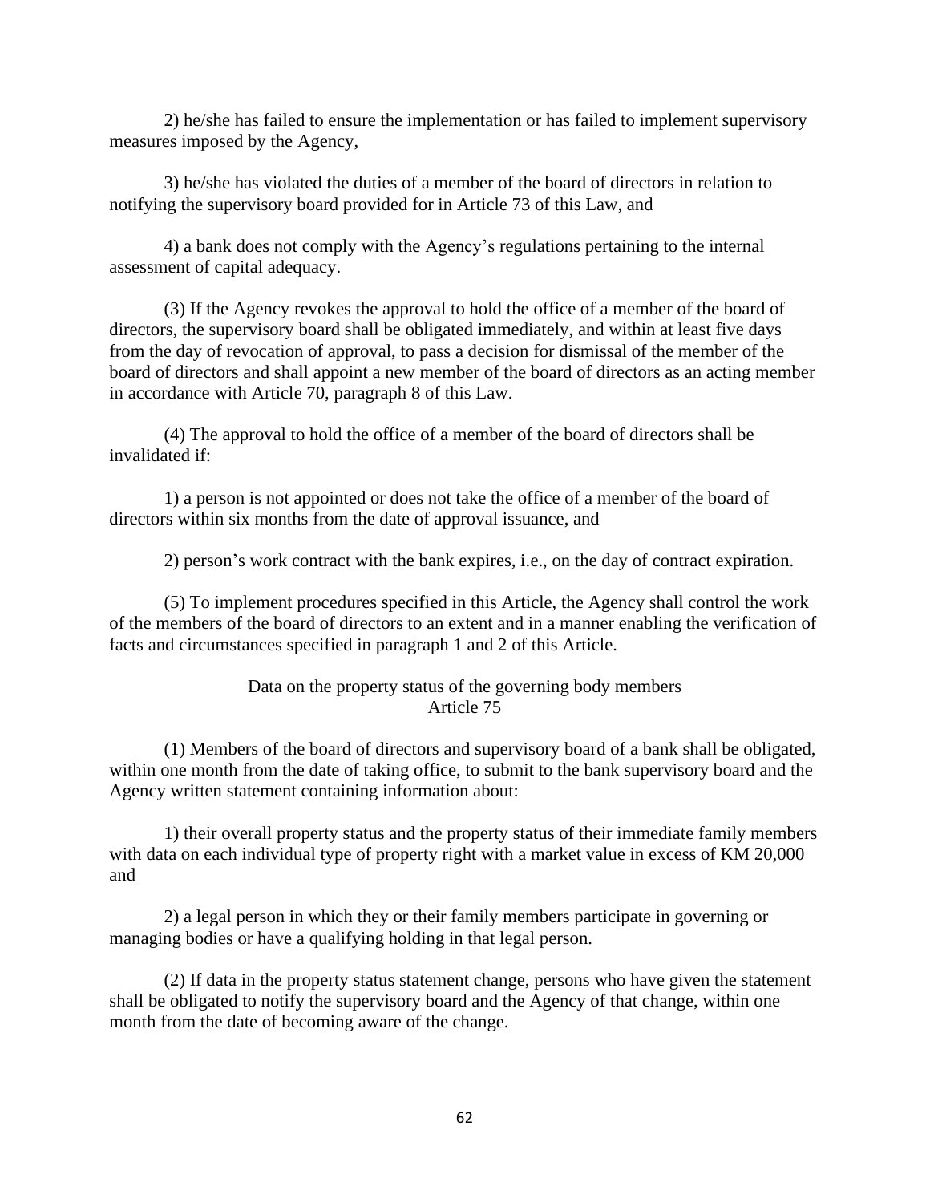2) he/she has failed to ensure the implementation or has failed to implement supervisory measures imposed by the Agency,

3) he/she has violated the duties of a member of the board of directors in relation to notifying the supervisory board provided for in Article 73 of this Law, and

4) a bank does not comply with the Agency's regulations pertaining to the internal assessment of capital adequacy.

(3) If the Agency revokes the approval to hold the office of a member of the board of directors, the supervisory board shall be obligated immediately, and within at least five days from the day of revocation of approval, to pass a decision for dismissal of the member of the board of directors and shall appoint a new member of the board of directors as an acting member in accordance with Article 70, paragraph 8 of this Law.

(4) The approval to hold the office of a member of the board of directors shall be invalidated if:

1) a person is not appointed or does not take the office of a member of the board of directors within six months from the date of approval issuance, and

2) person's work contract with the bank expires, i.e., on the day of contract expiration.

(5) To implement procedures specified in this Article, the Agency shall control the work of the members of the board of directors to an extent and in a manner enabling the verification of facts and circumstances specified in paragraph 1 and 2 of this Article.

### Data on the property status of the governing body members
### Article 75

(1) Members of the board of directors and supervisory board of a bank shall be obligated, within one month from the date of taking office, to submit to the bank supervisory board and the Agency written statement containing information about:

1) their overall property status and the property status of their immediate family members with data on each individual type of property right with a market value in excess of KM 20,000 and

2) a legal person in which they or their family members participate in governing or managing bodies or have a qualifying holding in that legal person.

(2) If data in the property status statement change, persons who have given the statement shall be obligated to notify the supervisory board and the Agency of that change, within one month from the date of becoming aware of the change.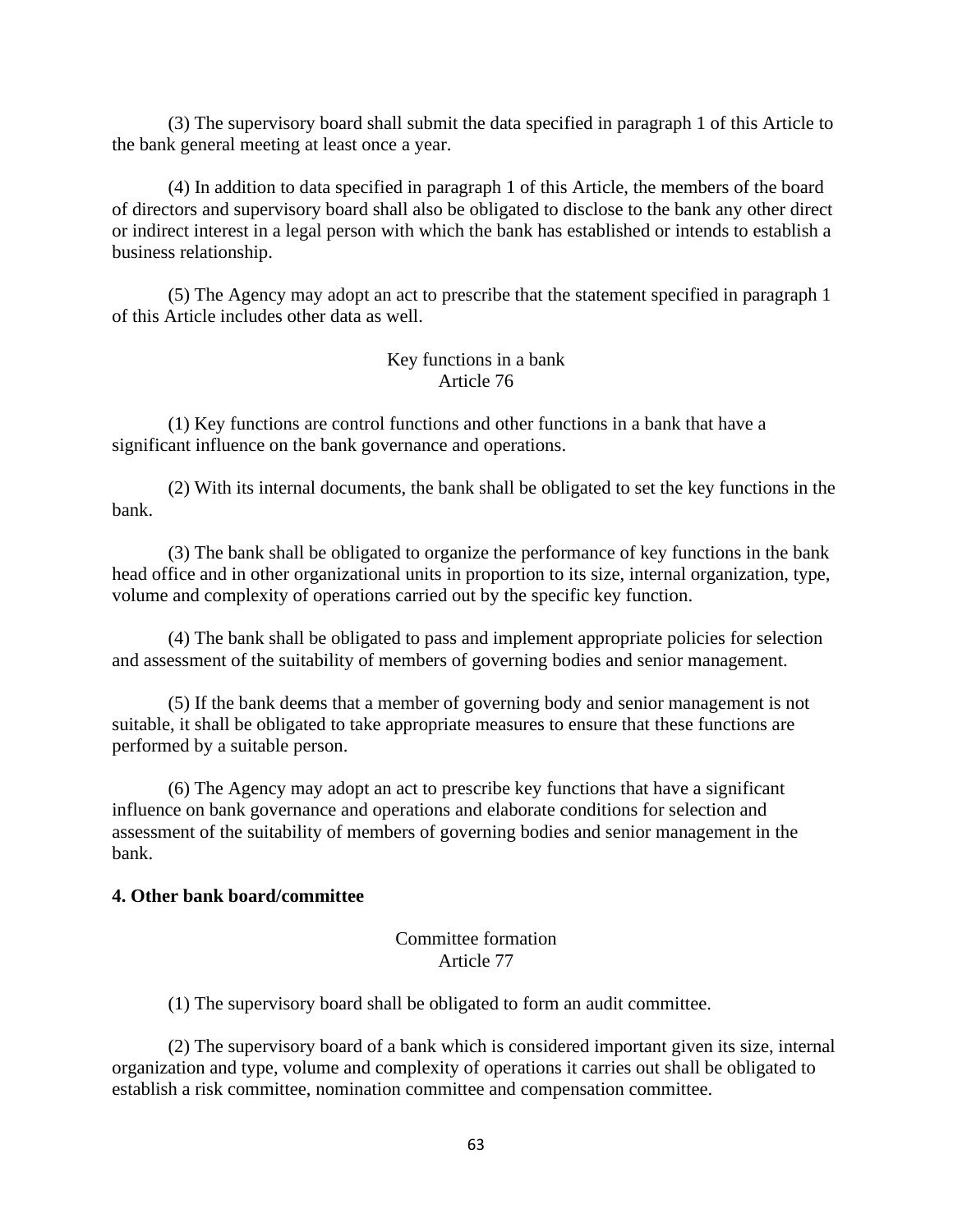(3) The supervisory board shall submit the data specified in paragraph 1 of this Article to the bank general meeting at least once a year.

(4) In addition to data specified in paragraph 1 of this Article, the members of the board of directors and supervisory board shall also be obligated to disclose to the bank any other direct or indirect interest in a legal person with which the bank has established or intends to establish a business relationship.

(5) The Agency may adopt an act to prescribe that the statement specified in paragraph 1 of this Article includes other data as well.

Key functions in a bank
Article 76

(1) Key functions are control functions and other functions in a bank that have a significant influence on the bank governance and operations.

(2) With its internal documents, the bank shall be obligated to set the key functions in the bank.

(3) The bank shall be obligated to organize the performance of key functions in the bank head office and in other organizational units in proportion to its size, internal organization, type, volume and complexity of operations carried out by the specific key function.

(4) The bank shall be obligated to pass and implement appropriate policies for selection and assessment of the suitability of members of governing bodies and senior management.

(5) If the bank deems that a member of governing body and senior management is not suitable, it shall be obligated to take appropriate measures to ensure that these functions are performed by a suitable person.

(6) The Agency may adopt an act to prescribe key functions that have a significant influence on bank governance and operations and elaborate conditions for selection and assessment of the suitability of members of governing bodies and senior management in the bank.

**4. Other bank board/committee**

Committee formation
Article 77

(1) The supervisory board shall be obligated to form an audit committee.

(2) The supervisory board of a bank which is considered important given its size, internal organization and type, volume and complexity of operations it carries out shall be obligated to establish a risk committee, nomination committee and compensation committee.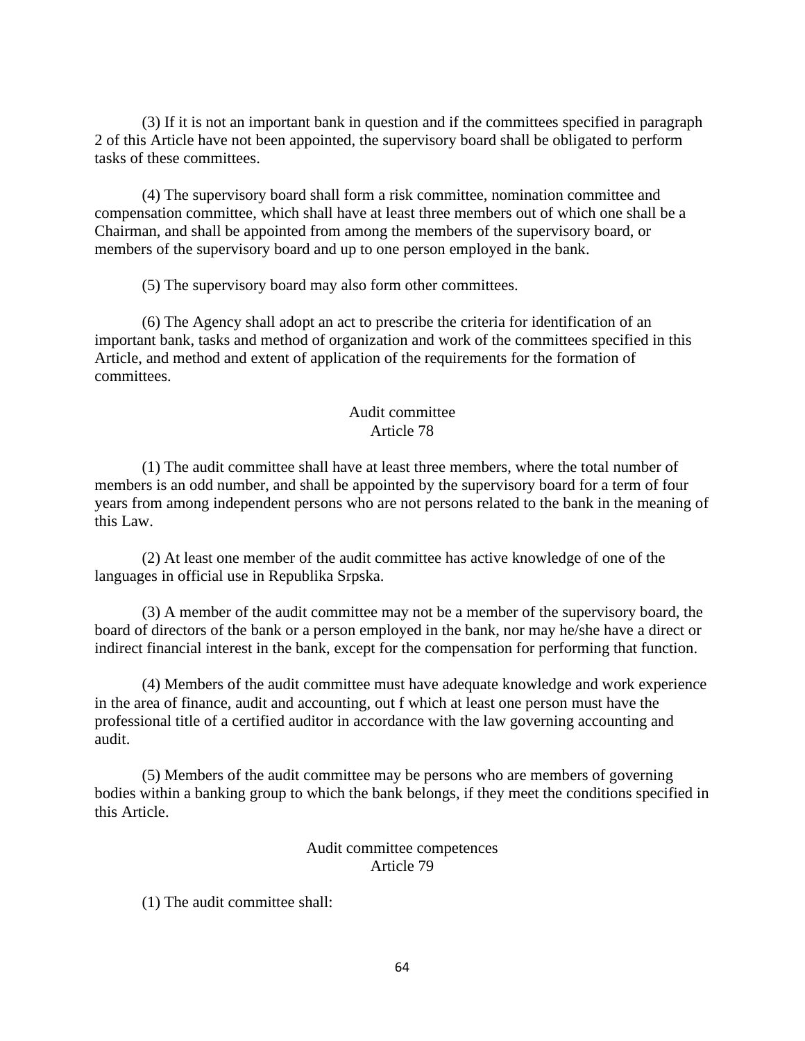(3) If it is not an important bank in question and if the committees specified in paragraph 2 of this Article have not been appointed, the supervisory board shall be obligated to perform tasks of these committees.

(4) The supervisory board shall form a risk committee, nomination committee and compensation committee, which shall have at least three members out of which one shall be a Chairman, and shall be appointed from among the members of the supervisory board, or members of the supervisory board and up to one person employed in the bank.

(5) The supervisory board may also form other committees.

(6) The Agency shall adopt an act to prescribe the criteria for identification of an important bank, tasks and method of organization and work of the committees specified in this Article, and method and extent of application of the requirements for the formation of committees.

### Audit committee
### Article 78

(1) The audit committee shall have at least three members, where the total number of members is an odd number, and shall be appointed by the supervisory board for a term of four years from among independent persons who are not persons related to the bank in the meaning of this Law.

(2) At least one member of the audit committee has active knowledge of one of the languages in official use in Republika Srpska.

(3) A member of the audit committee may not be a member of the supervisory board, the board of directors of the bank or a person employed in the bank, nor may he/she have a direct or indirect financial interest in the bank, except for the compensation for performing that function.

(4) Members of the audit committee must have adequate knowledge and work experience in the area of finance, audit and accounting, out f which at least one person must have the professional title of a certified auditor in accordance with the law governing accounting and audit.

(5) Members of the audit committee may be persons who are members of governing bodies within a banking group to which the bank belongs, if they meet the conditions specified in this Article.

### Audit committee competences
### Article 79

(1) The audit committee shall: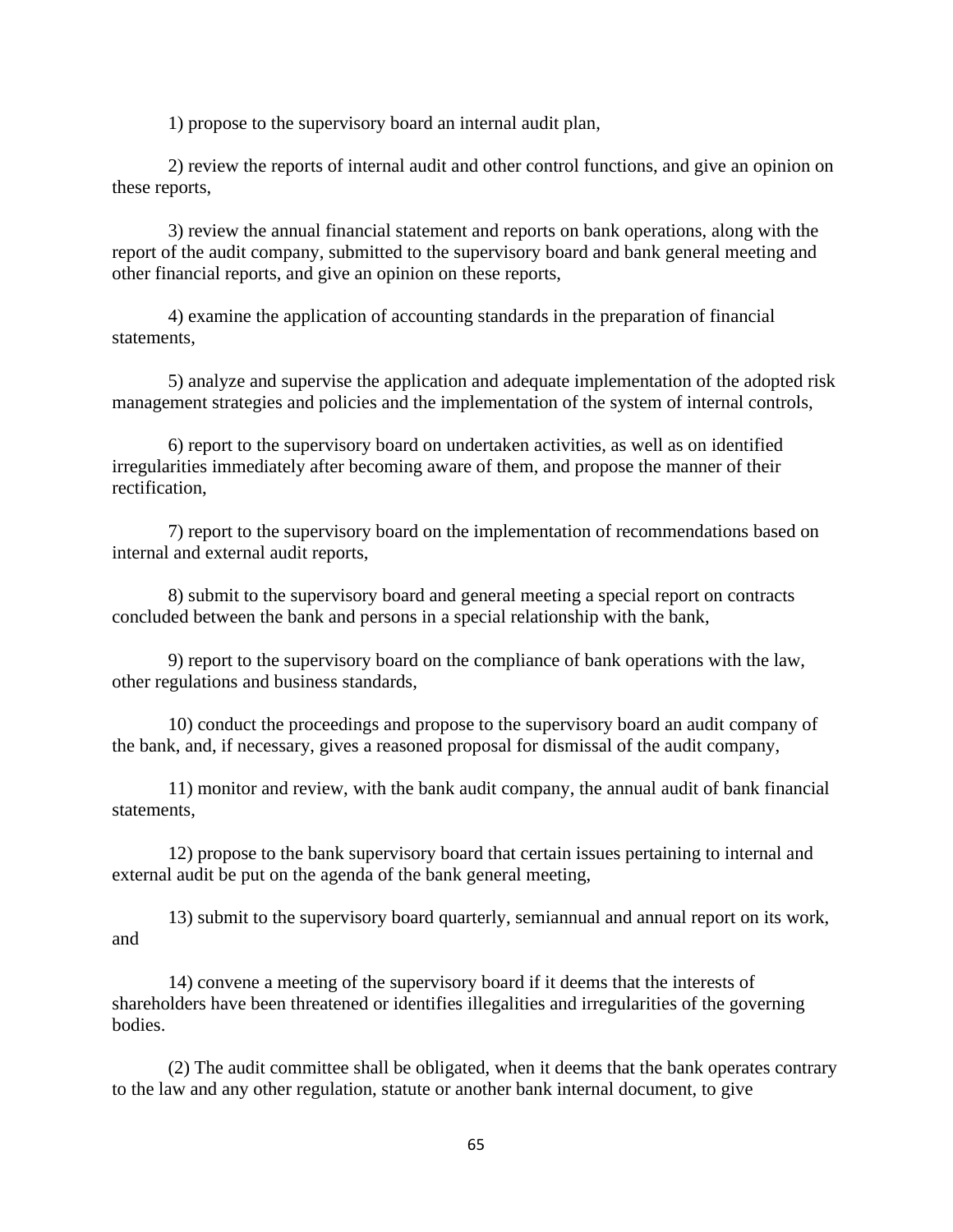1) propose to the supervisory board an internal audit plan,

2) review the reports of internal audit and other control functions, and give an opinion on these reports,

3) review the annual financial statement and reports on bank operations, along with the report of the audit company, submitted to the supervisory board and bank general meeting and other financial reports, and give an opinion on these reports,

4) examine the application of accounting standards in the preparation of financial statements,

5) analyze and supervise the application and adequate implementation of the adopted risk management strategies and policies and the implementation of the system of internal controls,

6) report to the supervisory board on undertaken activities, as well as on identified irregularities immediately after becoming aware of them, and propose the manner of their rectification,

7) report to the supervisory board on the implementation of recommendations based on internal and external audit reports,

8) submit to the supervisory board and general meeting a special report on contracts concluded between the bank and persons in a special relationship with the bank,

9) report to the supervisory board on the compliance of bank operations with the law, other regulations and business standards,

10) conduct the proceedings and propose to the supervisory board an audit company of the bank, and, if necessary, gives a reasoned proposal for dismissal of the audit company,

11) monitor and review, with the bank audit company, the annual audit of bank financial statements,

12) propose to the bank supervisory board that certain issues pertaining to internal and external audit be put on the agenda of the bank general meeting,

13) submit to the supervisory board quarterly, semiannual and annual report on its work, and

14) convene a meeting of the supervisory board if it deems that the interests of shareholders have been threatened or identifies illegalities and irregularities of the governing bodies.

(2) The audit committee shall be obligated, when it deems that the bank operates contrary to the law and any other regulation, statute or another bank internal document, to give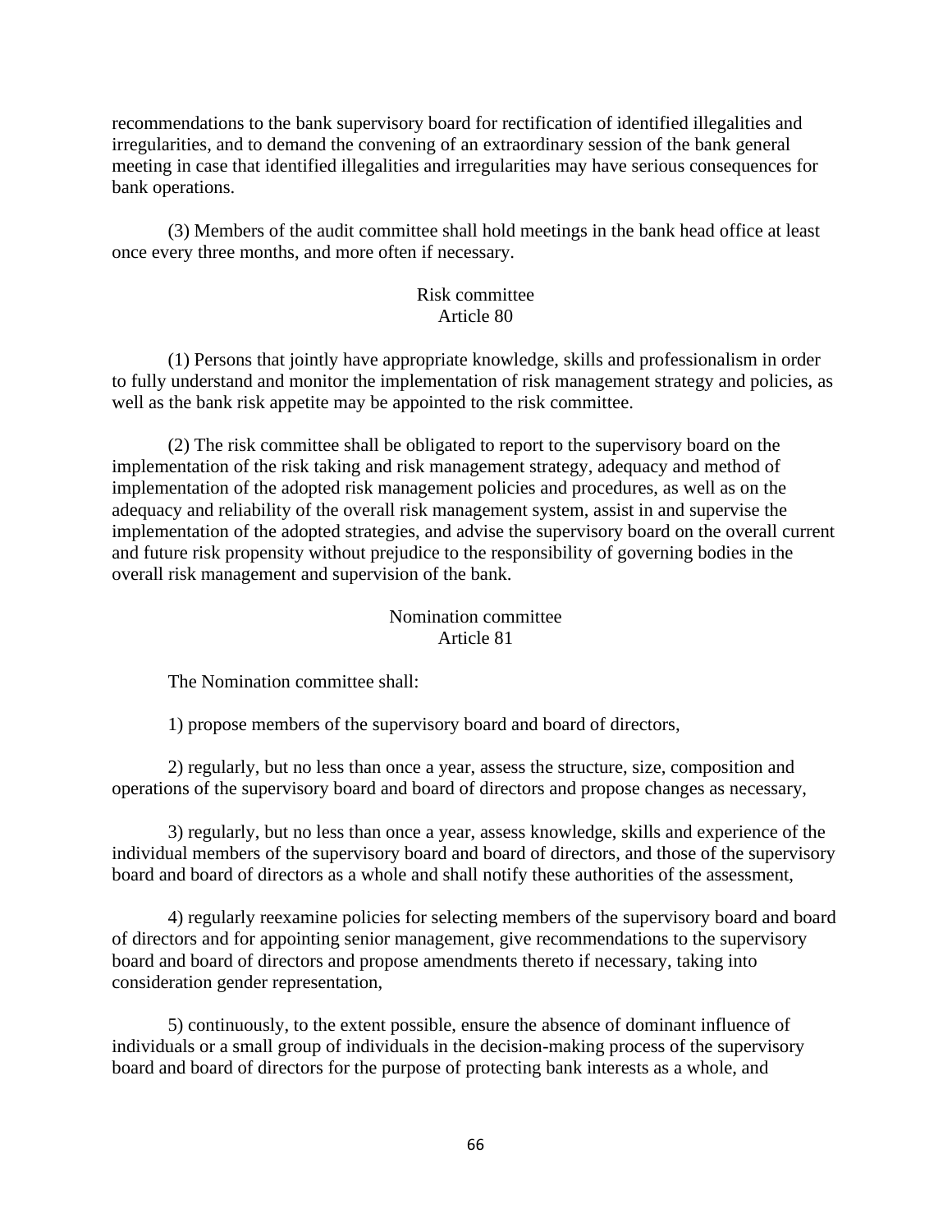recommendations to the bank supervisory board for rectification of identified illegalities and irregularities, and to demand the convening of an extraordinary session of the bank general meeting in case that identified illegalities and irregularities may have serious consequences for bank operations.

(3) Members of the audit committee shall hold meetings in the bank head office at least once every three months, and more often if necessary.

### Risk committee
### Article 80

(1) Persons that jointly have appropriate knowledge, skills and professionalism in order to fully understand and monitor the implementation of risk management strategy and policies, as well as the bank risk appetite may be appointed to the risk committee.

(2) The risk committee shall be obligated to report to the supervisory board on the implementation of the risk taking and risk management strategy, adequacy and method of implementation of the adopted risk management policies and procedures, as well as on the adequacy and reliability of the overall risk management system, assist in and supervise the implementation of the adopted strategies, and advise the supervisory board on the overall current and future risk propensity without prejudice to the responsibility of governing bodies in the overall risk management and supervision of the bank.

### Nomination committee
### Article 81

The Nomination committee shall:

1) propose members of the supervisory board and board of directors,

2) regularly, but no less than once a year, assess the structure, size, composition and operations of the supervisory board and board of directors and propose changes as necessary,

3) regularly, but no less than once a year, assess knowledge, skills and experience of the individual members of the supervisory board and board of directors, and those of the supervisory board and board of directors as a whole and shall notify these authorities of the assessment,

4) regularly reexamine policies for selecting members of the supervisory board and board of directors and for appointing senior management, give recommendations to the supervisory board and board of directors and propose amendments thereto if necessary, taking into consideration gender representation,

5) continuously, to the extent possible, ensure the absence of dominant influence of individuals or a small group of individuals in the decision-making process of the supervisory board and board of directors for the purpose of protecting bank interests as a whole, and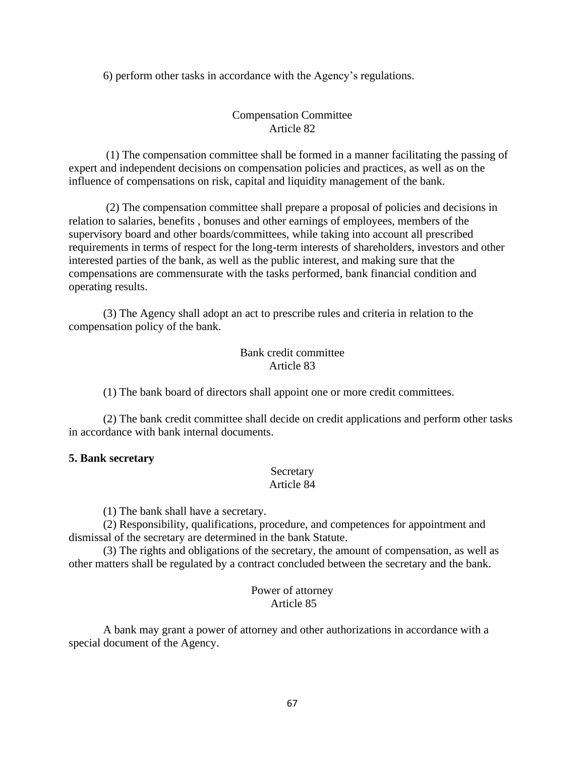6) perform other tasks in accordance with the Agency's regulations.

Compensation Committee
Article 82

(1) The compensation committee shall be formed in a manner facilitating the passing of expert and independent decisions on compensation policies and practices, as well as on the influence of compensations on risk, capital and liquidity management of the bank.

(2) The compensation committee shall prepare a proposal of policies and decisions in relation to salaries, benefits , bonuses and other earnings of employees, members of the supervisory board and other boards/committees, while taking into account all prescribed requirements in terms of respect for the long-term interests of shareholders, investors and other interested parties of the bank, as well as the public interest, and making sure that the compensations are commensurate with the tasks performed, bank financial condition and operating results.

(3) The Agency shall adopt an act to prescribe rules and criteria in relation to the compensation policy of the bank.

Bank credit committee
Article 83

(1) The bank board of directors shall appoint one or more credit committees.

(2) The bank credit committee shall decide on credit applications and perform other tasks in accordance with bank internal documents.

**5. Bank secretary**

Secretary
Article 84

(1) The bank shall have a secretary.
(2) Responsibility, qualifications, procedure, and competences for appointment and dismissal of the secretary are determined in the bank Statute.
(3) The rights and obligations of the secretary, the amount of compensation, as well as other matters shall be regulated by a contract concluded between the secretary and the bank.

Power of attorney
Article 85

A bank may grant a power of attorney and other authorizations in accordance with a special document of the Agency.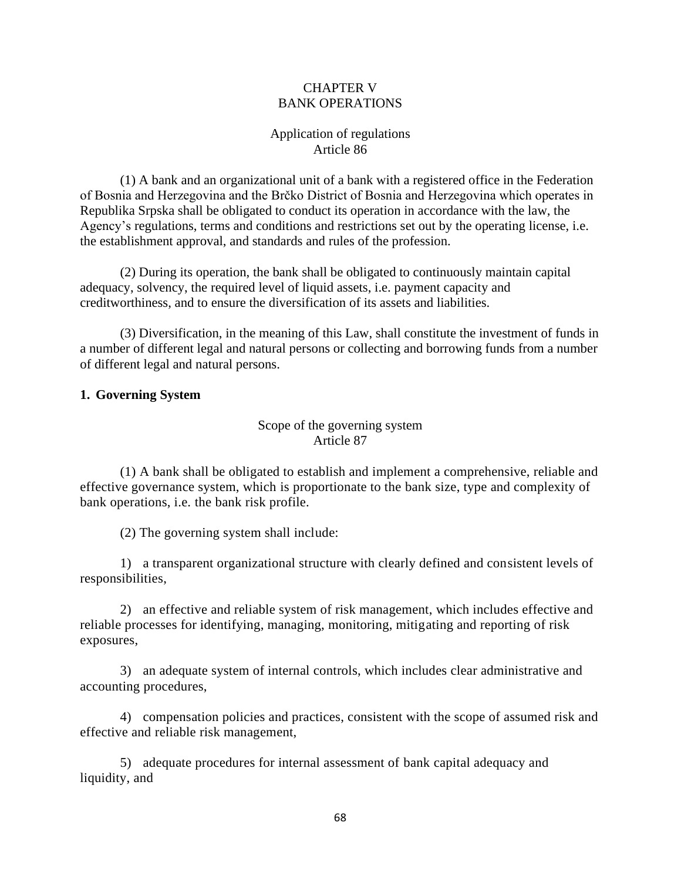# CHAPTER V
# BANK OPERATIONS

### Application of regulations
### Article 86

(1) A bank and an organizational unit of a bank with a registered office in the Federation of Bosnia and Herzegovina and the Brčko District of Bosnia and Herzegovina which operates in Republika Srpska shall be obligated to conduct its operation in accordance with the law, the Agency's regulations, terms and conditions and restrictions set out by the operating license, i.e. the establishment approval, and standards and rules of the profession.

(2) During its operation, the bank shall be obligated to continuously maintain capital adequacy, solvency, the required level of liquid assets, i.e. payment capacity and creditworthiness, and to ensure the diversification of its assets and liabilities.

(3) Diversification, in the meaning of this Law, shall constitute the investment of funds in a number of different legal and natural persons or collecting and borrowing funds from a number of different legal and natural persons.

## 1. Governing System

### Scope of the governing system
### Article 87

(1) A bank shall be obligated to establish and implement a comprehensive, reliable and effective governance system, which is proportionate to the bank size, type and complexity of bank operations, i.e. the bank risk profile.

(2) The governing system shall include:

1) a transparent organizational structure with clearly defined and consistent levels of responsibilities,

2) an effective and reliable system of risk management, which includes effective and reliable processes for identifying, managing, monitoring, mitigating and reporting of risk exposures,

3) an adequate system of internal controls, which includes clear administrative and accounting procedures,

4) compensation policies and practices, consistent with the scope of assumed risk and effective and reliable risk management,

5) adequate procedures for internal assessment of bank capital adequacy and liquidity, and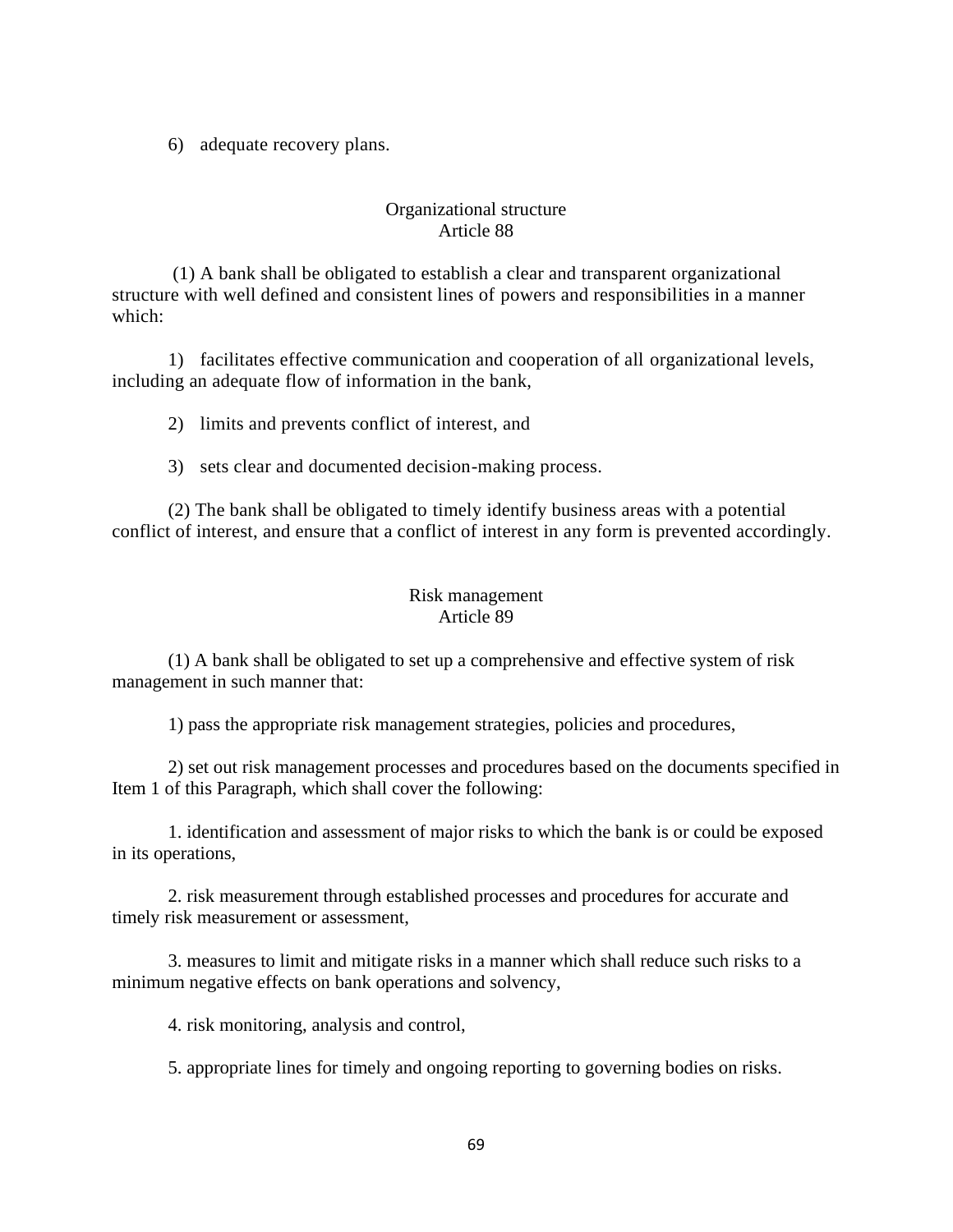6) adequate recovery plans.

### Organizational structure
### Article 88

(1) A bank shall be obligated to establish a clear and transparent organizational structure with well defined and consistent lines of powers and responsibilities in a manner which:

1) facilitates effective communication and cooperation of all organizational levels, including an adequate flow of information in the bank,

2) limits and prevents conflict of interest, and

3) sets clear and documented decision-making process.

(2) The bank shall be obligated to timely identify business areas with a potential conflict of interest, and ensure that a conflict of interest in any form is prevented accordingly.

### Risk management
### Article 89

(1) A bank shall be obligated to set up a comprehensive and effective system of risk management in such manner that:

1) pass the appropriate risk management strategies, policies and procedures,

2) set out risk management processes and procedures based on the documents specified in Item 1 of this Paragraph, which shall cover the following:

1. identification and assessment of major risks to which the bank is or could be exposed in its operations,

2. risk measurement through established processes and procedures for accurate and timely risk measurement or assessment,

3. measures to limit and mitigate risks in a manner which shall reduce such risks to a minimum negative effects on bank operations and solvency,

4. risk monitoring, analysis and control,

5. appropriate lines for timely and ongoing reporting to governing bodies on risks.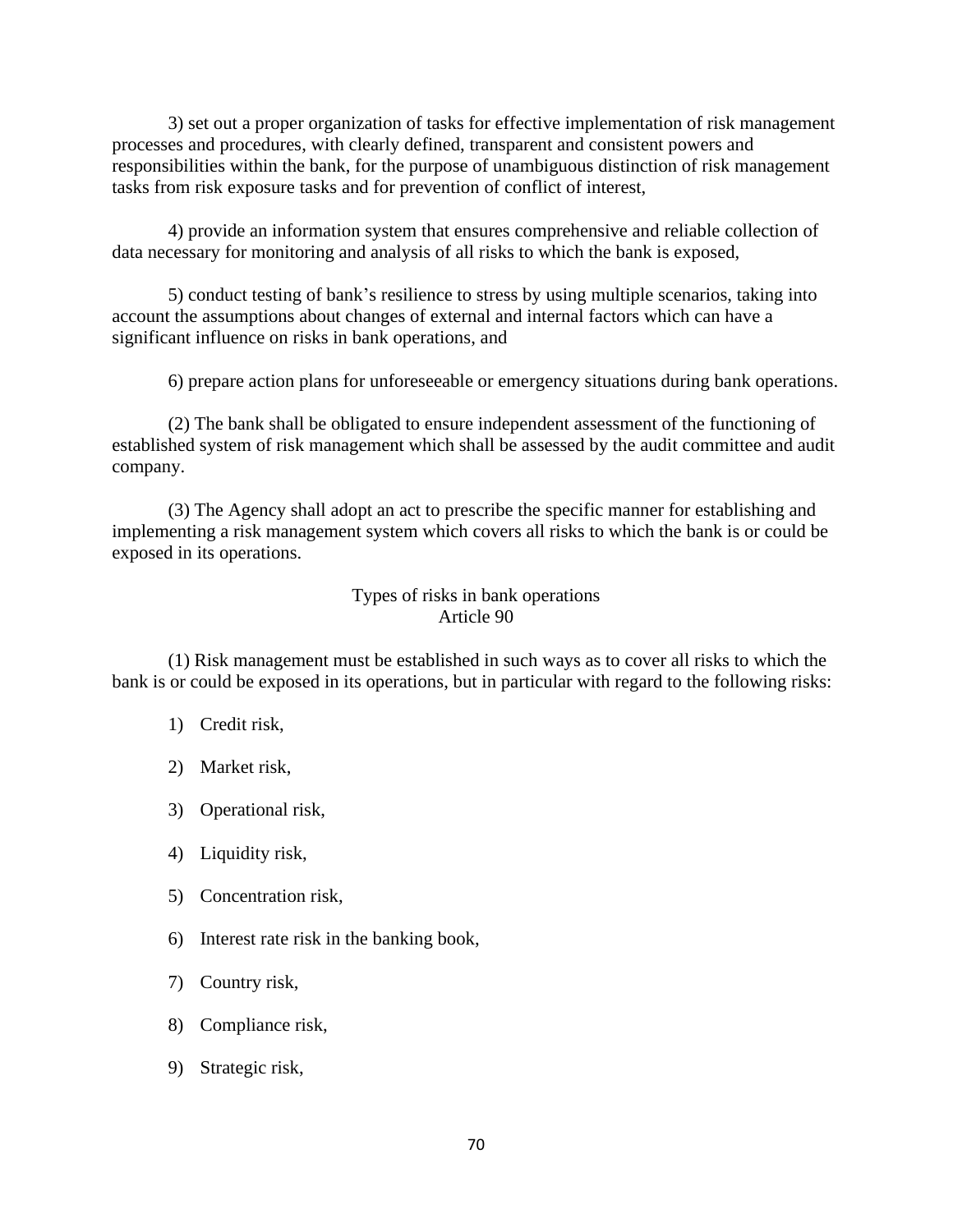3) set out a proper organization of tasks for effective implementation of risk management processes and procedures, with clearly defined, transparent and consistent powers and responsibilities within the bank, for the purpose of unambiguous distinction of risk management tasks from risk exposure tasks and for prevention of conflict of interest,

4) provide an information system that ensures comprehensive and reliable collection of data necessary for monitoring and analysis of all risks to which the bank is exposed,

5) conduct testing of bank's resilience to stress by using multiple scenarios, taking into account the assumptions about changes of external and internal factors which can have a significant influence on risks in bank operations, and

6) prepare action plans for unforeseeable or emergency situations during bank operations.

(2) The bank shall be obligated to ensure independent assessment of the functioning of established system of risk management which shall be assessed by the audit committee and audit company.

(3) The Agency shall adopt an act to prescribe the specific manner for establishing and implementing a risk management system which covers all risks to which the bank is or could be exposed in its operations.

### Types of risks in bank operations
### Article 90

(1) Risk management must be established in such ways as to cover all risks to which the bank is or could be exposed in its operations, but in particular with regard to the following risks:

1) Credit risk,

2) Market risk,

3) Operational risk,

4) Liquidity risk,

5) Concentration risk,

6) Interest rate risk in the banking book,

7) Country risk,

8) Compliance risk,

9) Strategic risk,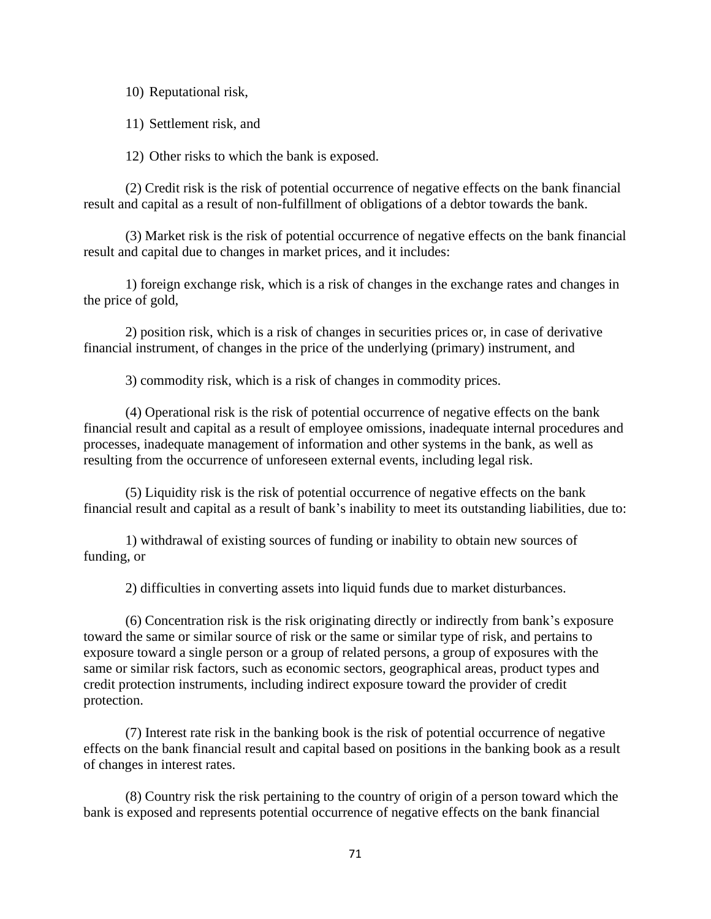10) Reputational risk,

11) Settlement risk, and

12) Other risks to which the bank is exposed.

(2) Credit risk is the risk of potential occurrence of negative effects on the bank financial result and capital as a result of non-fulfillment of obligations of a debtor towards the bank.

(3) Market risk is the risk of potential occurrence of negative effects on the bank financial result and capital due to changes in market prices, and it includes:

1) foreign exchange risk, which is a risk of changes in the exchange rates and changes in the price of gold,

2) position risk, which is a risk of changes in securities prices or, in case of derivative financial instrument, of changes in the price of the underlying (primary) instrument, and

3) commodity risk, which is a risk of changes in commodity prices.

(4) Operational risk is the risk of potential occurrence of negative effects on the bank financial result and capital as a result of employee omissions, inadequate internal procedures and processes, inadequate management of information and other systems in the bank, as well as resulting from the occurrence of unforeseen external events, including legal risk.

(5) Liquidity risk is the risk of potential occurrence of negative effects on the bank financial result and capital as a result of bank's inability to meet its outstanding liabilities, due to:

1) withdrawal of existing sources of funding or inability to obtain new sources of funding, or

2) difficulties in converting assets into liquid funds due to market disturbances.

(6) Concentration risk is the risk originating directly or indirectly from bank's exposure toward the same or similar source of risk or the same or similar type of risk, and pertains to exposure toward a single person or a group of related persons, a group of exposures with the same or similar risk factors, such as economic sectors, geographical areas, product types and credit protection instruments, including indirect exposure toward the provider of credit protection.

(7) Interest rate risk in the banking book is the risk of potential occurrence of negative effects on the bank financial result and capital based on positions in the banking book as a result of changes in interest rates.

(8) Country risk the risk pertaining to the country of origin of a person toward which the bank is exposed and represents potential occurrence of negative effects on the bank financial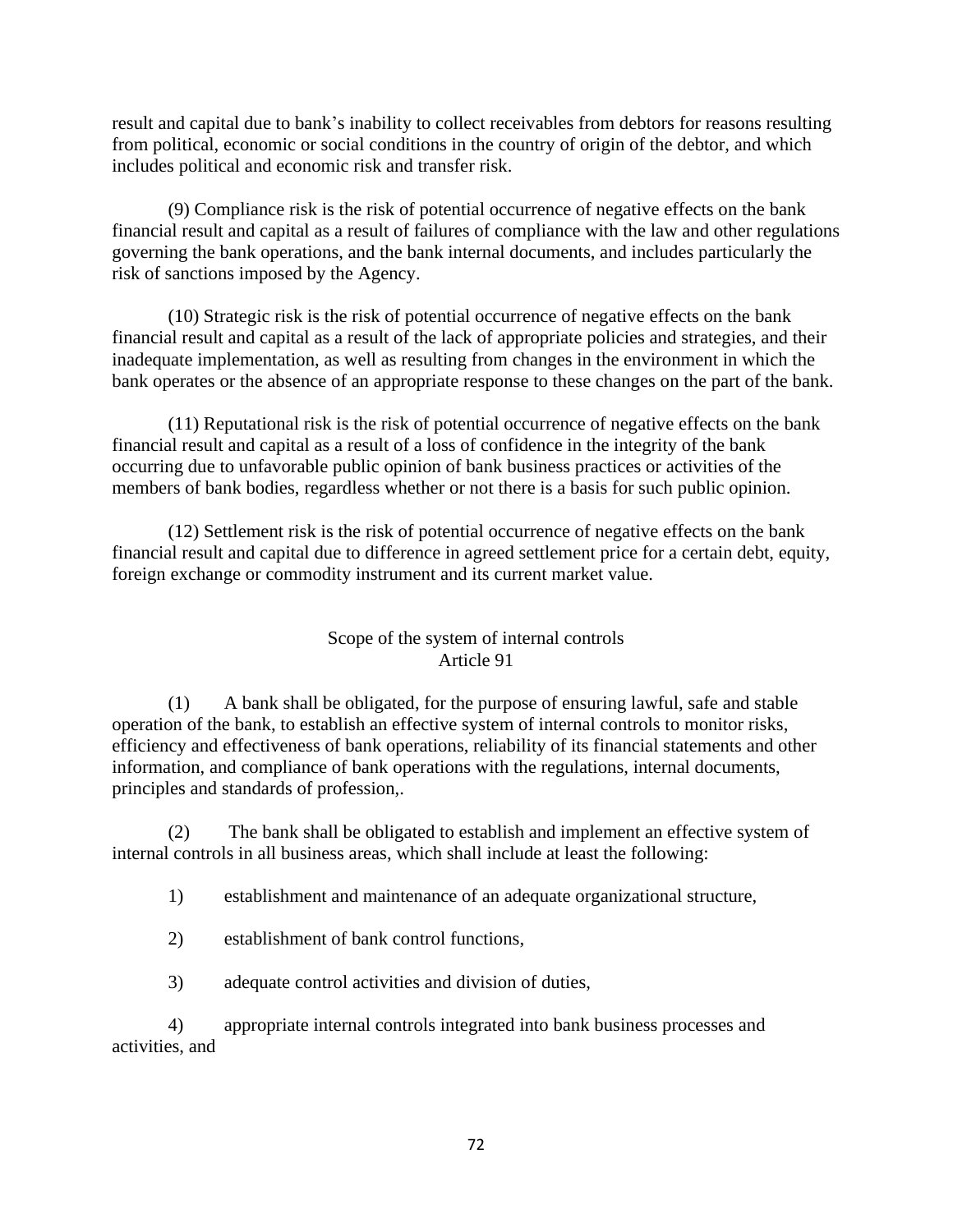result and capital due to bank's inability to collect receivables from debtors for reasons resulting from political, economic or social conditions in the country of origin of the debtor, and which includes political and economic risk and transfer risk.

(9) Compliance risk is the risk of potential occurrence of negative effects on the bank financial result and capital as a result of failures of compliance with the law and other regulations governing the bank operations, and the bank internal documents, and includes particularly the risk of sanctions imposed by the Agency.

(10) Strategic risk is the risk of potential occurrence of negative effects on the bank financial result and capital as a result of the lack of appropriate policies and strategies, and their inadequate implementation, as well as resulting from changes in the environment in which the bank operates or the absence of an appropriate response to these changes on the part of the bank.

(11) Reputational risk is the risk of potential occurrence of negative effects on the bank financial result and capital as a result of a loss of confidence in the integrity of the bank occurring due to unfavorable public opinion of bank business practices or activities of the members of bank bodies, regardless whether or not there is a basis for such public opinion.

(12) Settlement risk is the risk of potential occurrence of negative effects on the bank financial result and capital due to difference in agreed settlement price for a certain debt, equity, foreign exchange or commodity instrument and its current market value.

### Scope of the system of internal controls
### Article 91

(1) A bank shall be obligated, for the purpose of ensuring lawful, safe and stable operation of the bank, to establish an effective system of internal controls to monitor risks, efficiency and effectiveness of bank operations, reliability of its financial statements and other information, and compliance of bank operations with the regulations, internal documents, principles and standards of profession,.

(2) The bank shall be obligated to establish and implement an effective system of internal controls in all business areas, which shall include at least the following:

1) establishment and maintenance of an adequate organizational structure,

2) establishment of bank control functions,

3) adequate control activities and division of duties,

4) appropriate internal controls integrated into bank business processes and activities, and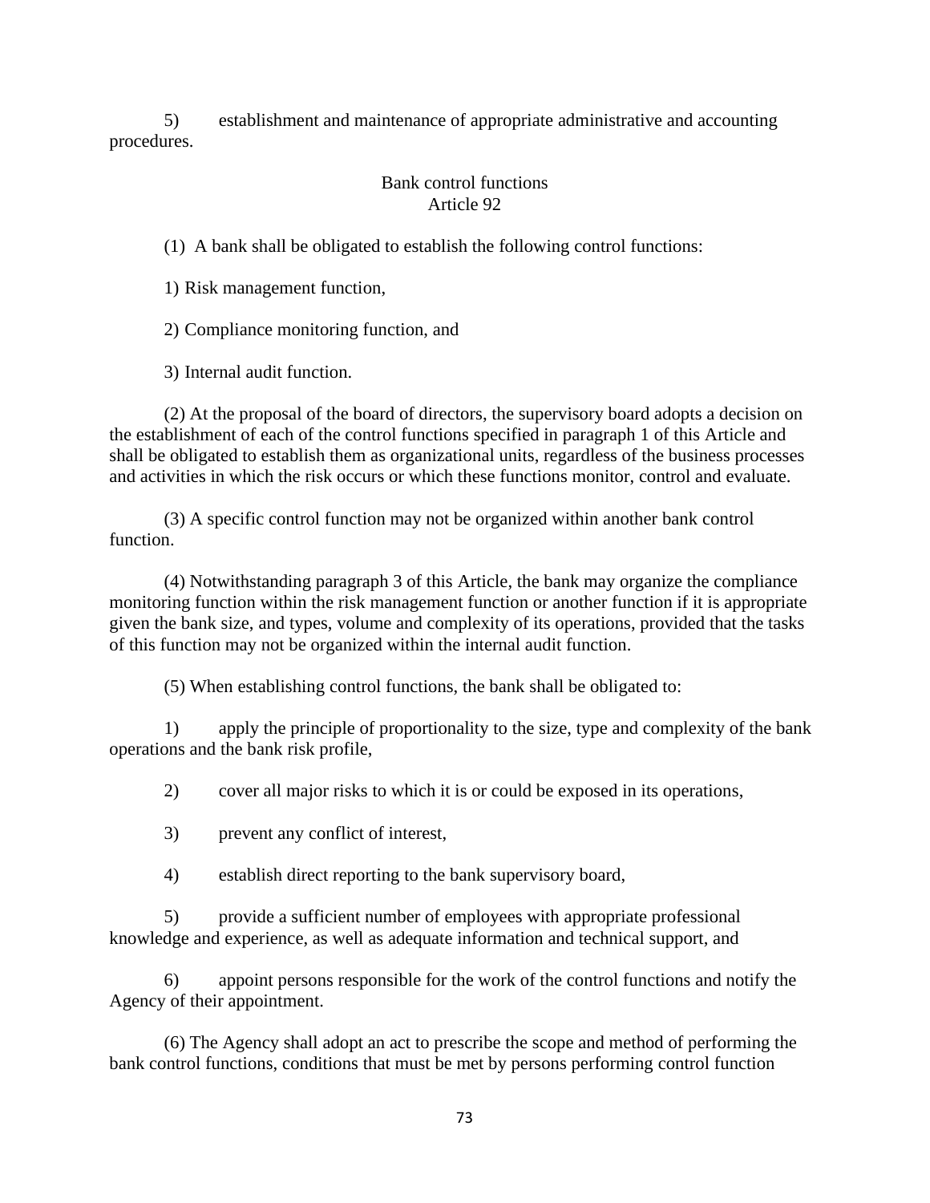5) establishment and maintenance of appropriate administrative and accounting procedures.

### Bank control functions
### Article 92

(1) A bank shall be obligated to establish the following control functions:

1) Risk management function,

2) Compliance monitoring function, and

3) Internal audit function.

(2) At the proposal of the board of directors, the supervisory board adopts a decision on the establishment of each of the control functions specified in paragraph 1 of this Article and shall be obligated to establish them as organizational units, regardless of the business processes and activities in which the risk occurs or which these functions monitor, control and evaluate.

(3) A specific control function may not be organized within another bank control function.

(4) Notwithstanding paragraph 3 of this Article, the bank may organize the compliance monitoring function within the risk management function or another function if it is appropriate given the bank size, and types, volume and complexity of its operations, provided that the tasks of this function may not be organized within the internal audit function.

(5) When establishing control functions, the bank shall be obligated to:

1) apply the principle of proportionality to the size, type and complexity of the bank operations and the bank risk profile,

2) cover all major risks to which it is or could be exposed in its operations,

3) prevent any conflict of interest,

4) establish direct reporting to the bank supervisory board,

5) provide a sufficient number of employees with appropriate professional knowledge and experience, as well as adequate information and technical support, and

6) appoint persons responsible for the work of the control functions and notify the Agency of their appointment.

(6) The Agency shall adopt an act to prescribe the scope and method of performing the bank control functions, conditions that must be met by persons performing control function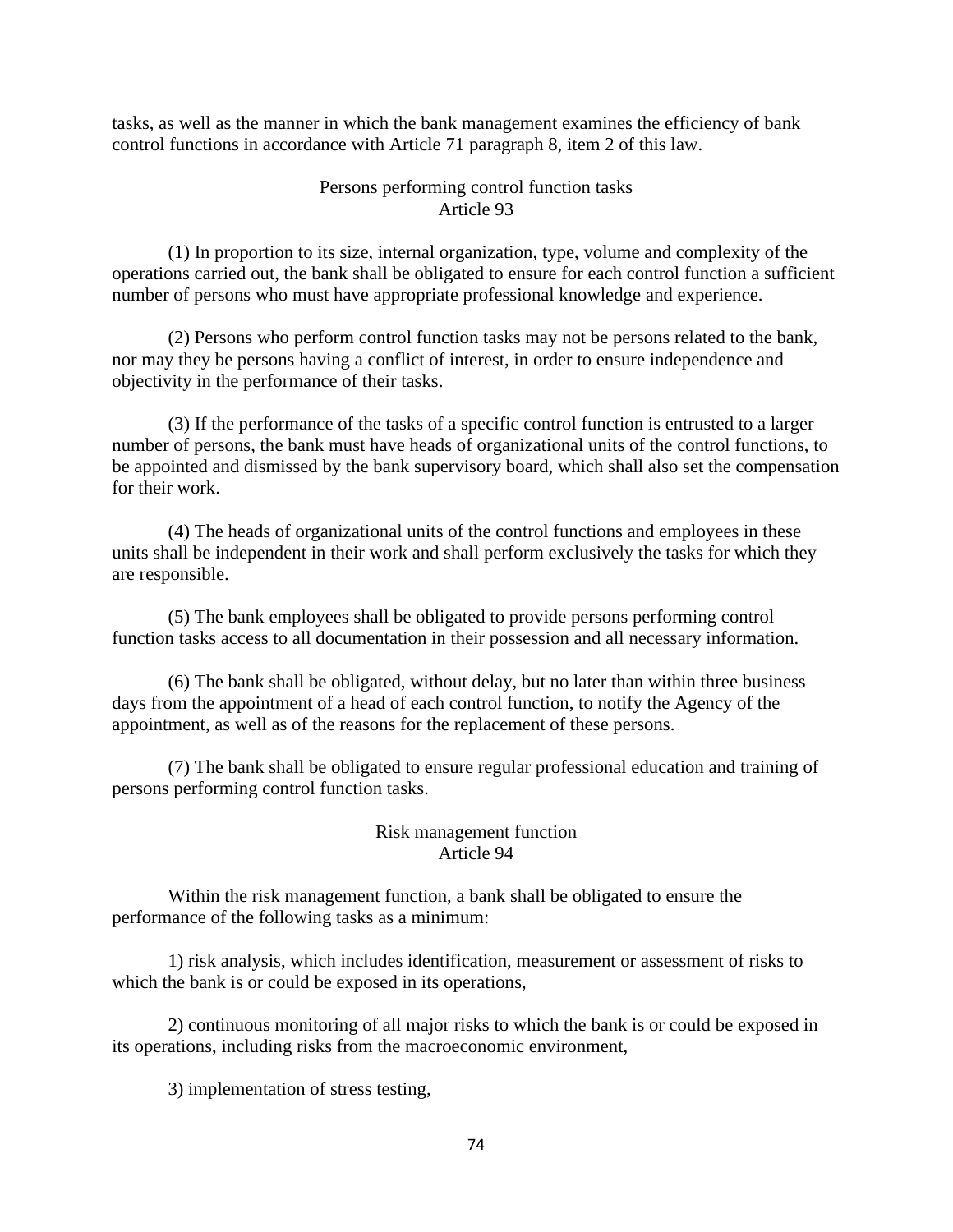tasks, as well as the manner in which the bank management examines the efficiency of bank control functions in accordance with Article 71 paragraph 8, item 2 of this law.

### Persons performing control function tasks
### Article 93

(1) In proportion to its size, internal organization, type, volume and complexity of the operations carried out, the bank shall be obligated to ensure for each control function a sufficient number of persons who must have appropriate professional knowledge and experience.

(2) Persons who perform control function tasks may not be persons related to the bank, nor may they be persons having a conflict of interest, in order to ensure independence and objectivity in the performance of their tasks.

(3) If the performance of the tasks of a specific control function is entrusted to a larger number of persons, the bank must have heads of organizational units of the control functions, to be appointed and dismissed by the bank supervisory board, which shall also set the compensation for their work.

(4) The heads of organizational units of the control functions and employees in these units shall be independent in their work and shall perform exclusively the tasks for which they are responsible.

(5) The bank employees shall be obligated to provide persons performing control function tasks access to all documentation in their possession and all necessary information.

(6) The bank shall be obligated, without delay, but no later than within three business days from the appointment of a head of each control function, to notify the Agency of the appointment, as well as of the reasons for the replacement of these persons.

(7) The bank shall be obligated to ensure regular professional education and training of persons performing control function tasks.

### Risk management function
### Article 94

Within the risk management function, a bank shall be obligated to ensure the performance of the following tasks as a minimum:

1) risk analysis, which includes identification, measurement or assessment of risks to which the bank is or could be exposed in its operations,

2) continuous monitoring of all major risks to which the bank is or could be exposed in its operations, including risks from the macroeconomic environment,

3) implementation of stress testing,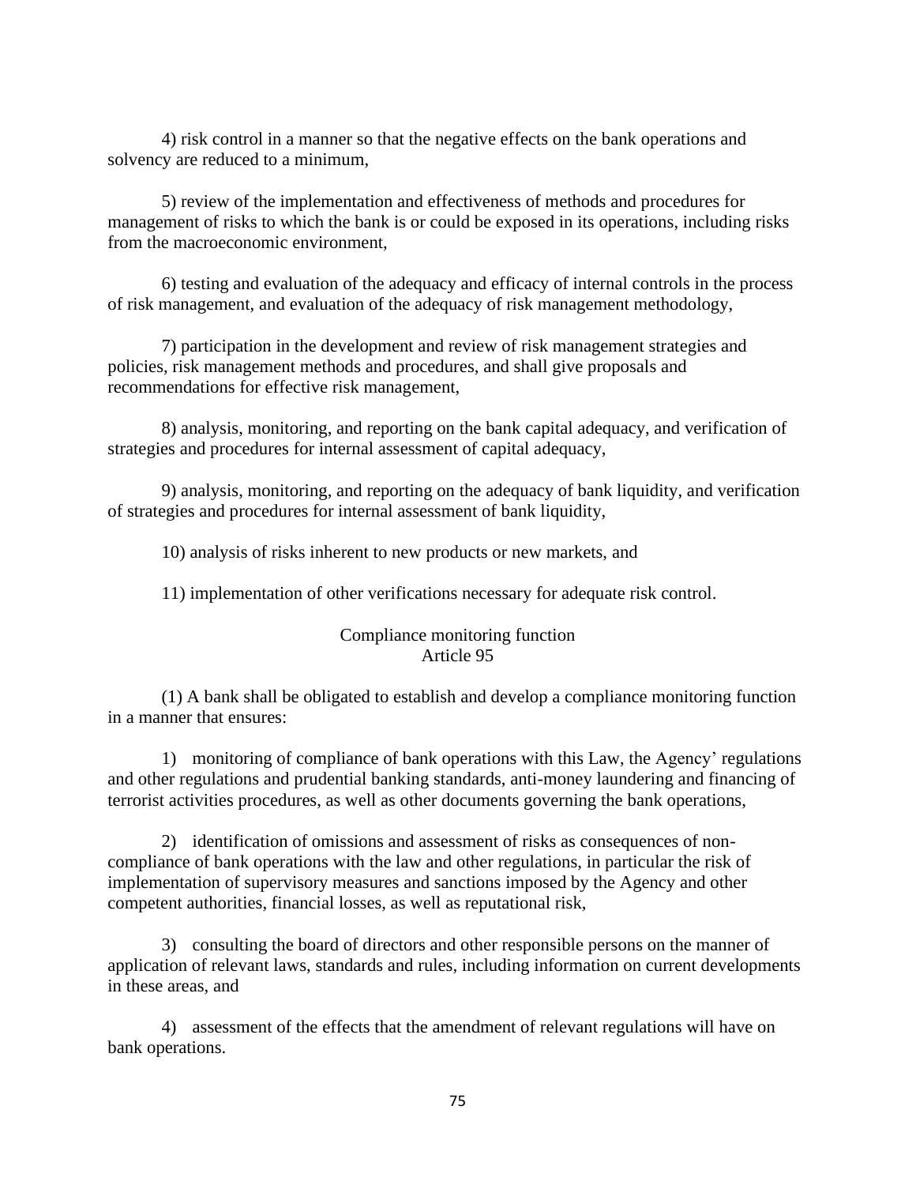4) risk control in a manner so that the negative effects on the bank operations and solvency are reduced to a minimum,

5) review of the implementation and effectiveness of methods and procedures for management of risks to which the bank is or could be exposed in its operations, including risks from the macroeconomic environment,

6) testing and evaluation of the adequacy and efficacy of internal controls in the process of risk management, and evaluation of the adequacy of risk management methodology,

7) participation in the development and review of risk management strategies and policies, risk management methods and procedures, and shall give proposals and recommendations for effective risk management,

8) analysis, monitoring, and reporting on the bank capital adequacy, and verification of strategies and procedures for internal assessment of capital adequacy,

9) analysis, monitoring, and reporting on the adequacy of bank liquidity, and verification of strategies and procedures for internal assessment of bank liquidity,

10) analysis of risks inherent to new products or new markets, and

11) implementation of other verifications necessary for adequate risk control.

### Compliance monitoring function
### Article 95

(1) A bank shall be obligated to establish and develop a compliance monitoring function in a manner that ensures:

1) monitoring of compliance of bank operations with this Law, the Agency' regulations and other regulations and prudential banking standards, anti-money laundering and financing of terrorist activities procedures, as well as other documents governing the bank operations,

2) identification of omissions and assessment of risks as consequences of non-compliance of bank operations with the law and other regulations, in particular the risk of implementation of supervisory measures and sanctions imposed by the Agency and other competent authorities, financial losses, as well as reputational risk,

3) consulting the board of directors and other responsible persons on the manner of application of relevant laws, standards and rules, including information on current developments in these areas, and

4) assessment of the effects that the amendment of relevant regulations will have on bank operations.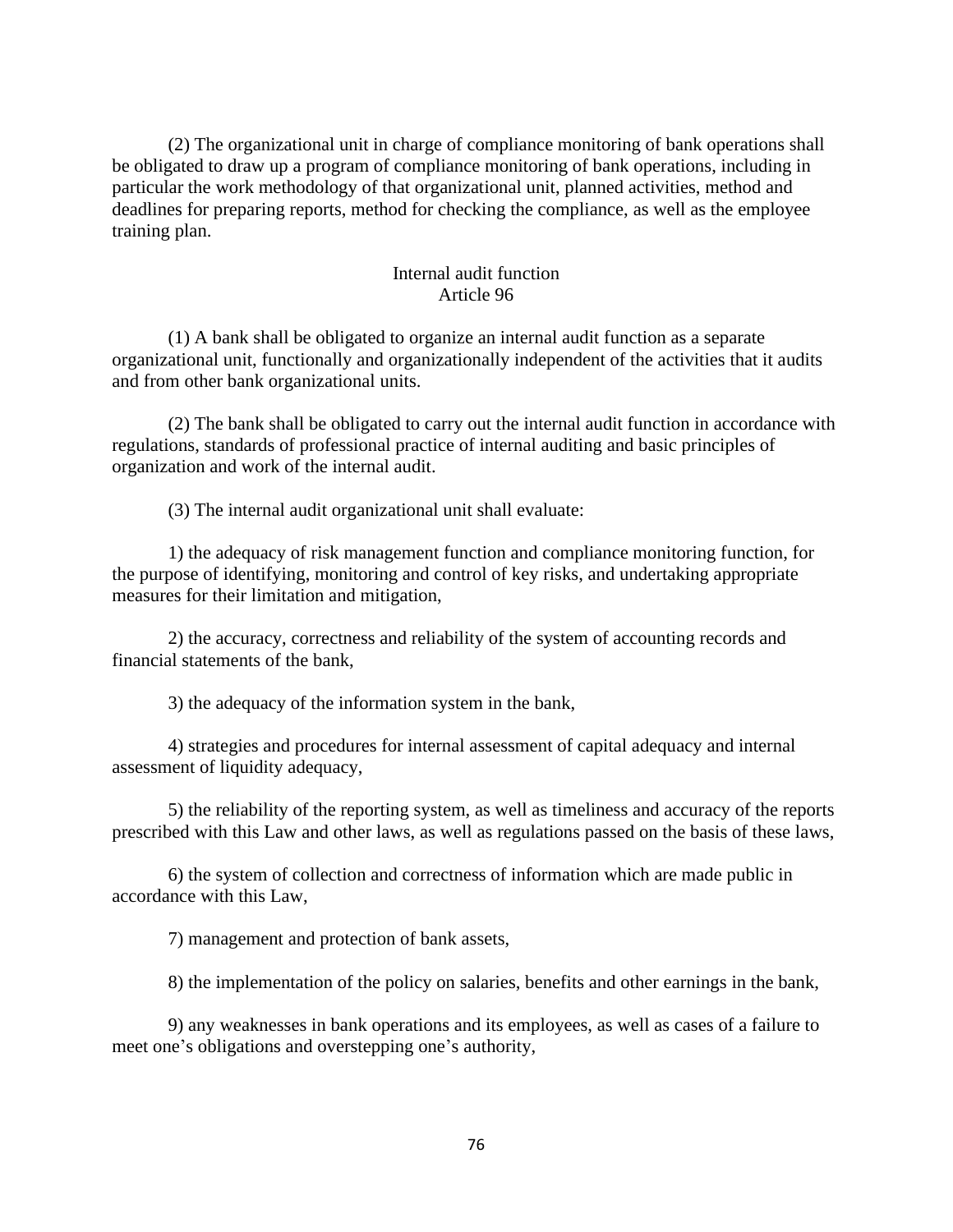(2) The organizational unit in charge of compliance monitoring of bank operations shall be obligated to draw up a program of compliance monitoring of bank operations, including in particular the work methodology of that organizational unit, planned activities, method and deadlines for preparing reports, method for checking the compliance, as well as the employee training plan.

### Internal audit function
### Article 96

(1) A bank shall be obligated to organize an internal audit function as a separate organizational unit, functionally and organizationally independent of the activities that it audits and from other bank organizational units.

(2) The bank shall be obligated to carry out the internal audit function in accordance with regulations, standards of professional practice of internal auditing and basic principles of organization and work of the internal audit.

(3) The internal audit organizational unit shall evaluate:

1) the adequacy of risk management function and compliance monitoring function, for the purpose of identifying, monitoring and control of key risks, and undertaking appropriate measures for their limitation and mitigation,

2) the accuracy, correctness and reliability of the system of accounting records and financial statements of the bank,

3) the adequacy of the information system in the bank,

4) strategies and procedures for internal assessment of capital adequacy and internal assessment of liquidity adequacy,

5) the reliability of the reporting system, as well as timeliness and accuracy of the reports prescribed with this Law and other laws, as well as regulations passed on the basis of these laws,

6) the system of collection and correctness of information which are made public in accordance with this Law,

7) management and protection of bank assets,

8) the implementation of the policy on salaries, benefits and other earnings in the bank,

9) any weaknesses in bank operations and its employees, as well as cases of a failure to meet one’s obligations and overstepping one’s authority,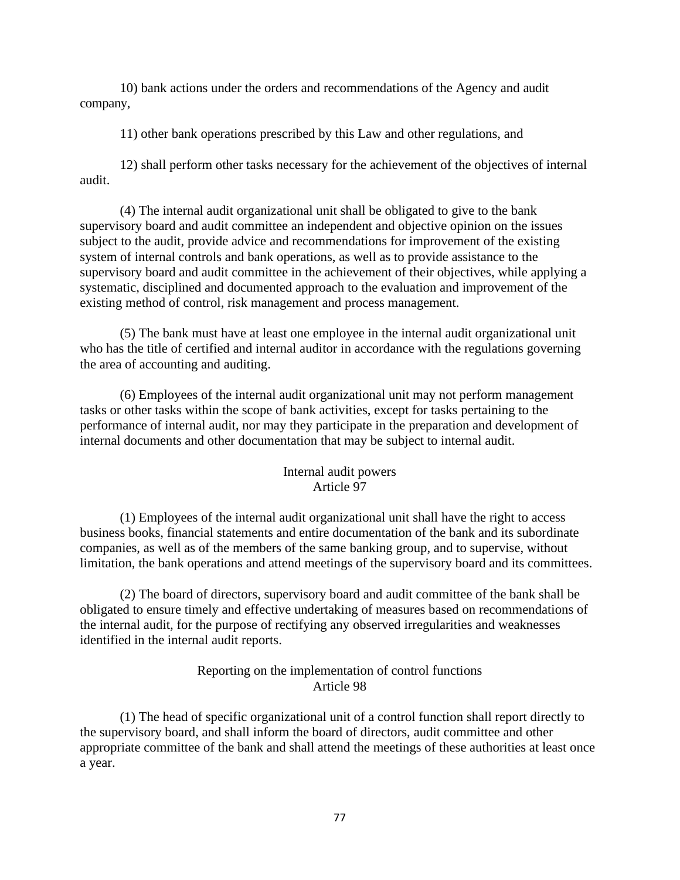10) bank actions under the orders and recommendations of the Agency and audit company,

11) other bank operations prescribed by this Law and other regulations, and

12) shall perform other tasks necessary for the achievement of the objectives of internal audit.

(4) The internal audit organizational unit shall be obligated to give to the bank supervisory board and audit committee an independent and objective opinion on the issues subject to the audit, provide advice and recommendations for improvement of the existing system of internal controls and bank operations, as well as to provide assistance to the supervisory board and audit committee in the achievement of their objectives, while applying a systematic, disciplined and documented approach to the evaluation and improvement of the existing method of control, risk management and process management.

(5) The bank must have at least one employee in the internal audit organizational unit who has the title of certified and internal auditor in accordance with the regulations governing the area of accounting and auditing.

(6) Employees of the internal audit organizational unit may not perform management tasks or other tasks within the scope of bank activities, except for tasks pertaining to the performance of internal audit, nor may they participate in the preparation and development of internal documents and other documentation that may be subject to internal audit.

### Internal audit powers
### Article 97

(1) Employees of the internal audit organizational unit shall have the right to access business books, financial statements and entire documentation of the bank and its subordinate companies, as well as of the members of the same banking group, and to supervise, without limitation, the bank operations and attend meetings of the supervisory board and its committees.

(2) The board of directors, supervisory board and audit committee of the bank shall be obligated to ensure timely and effective undertaking of measures based on recommendations of the internal audit, for the purpose of rectifying any observed irregularities and weaknesses identified in the internal audit reports.

### Reporting on the implementation of control functions
### Article 98

(1) The head of specific organizational unit of a control function shall report directly to the supervisory board, and shall inform the board of directors, audit committee and other appropriate committee of the bank and shall attend the meetings of these authorities at least once a year.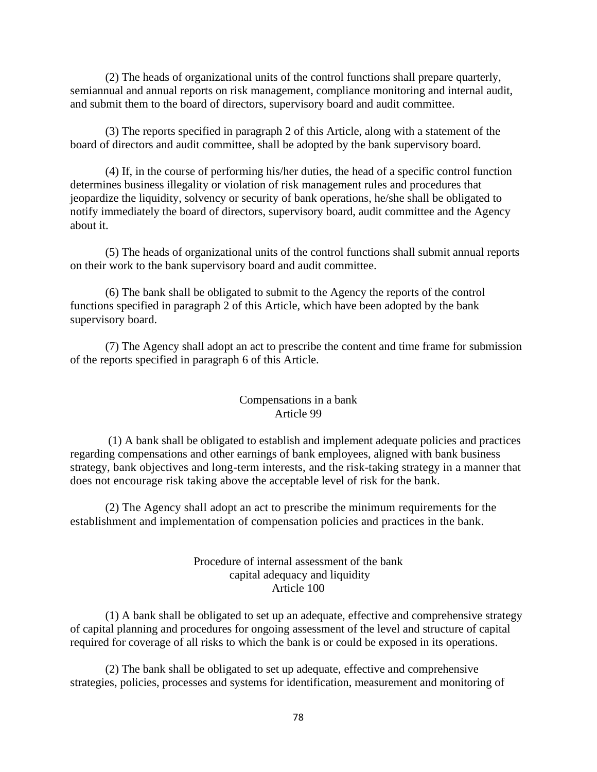(2) The heads of organizational units of the control functions shall prepare quarterly, semiannual and annual reports on risk management, compliance monitoring and internal audit, and submit them to the board of directors, supervisory board and audit committee.

(3) The reports specified in paragraph 2 of this Article, along with a statement of the board of directors and audit committee, shall be adopted by the bank supervisory board.

(4) If, in the course of performing his/her duties, the head of a specific control function determines business illegality or violation of risk management rules and procedures that jeopardize the liquidity, solvency or security of bank operations, he/she shall be obligated to notify immediately the board of directors, supervisory board, audit committee and the Agency about it.

(5) The heads of organizational units of the control functions shall submit annual reports on their work to the bank supervisory board and audit committee.

(6) The bank shall be obligated to submit to the Agency the reports of the control functions specified in paragraph 2 of this Article, which have been adopted by the bank supervisory board.

(7) The Agency shall adopt an act to prescribe the content and time frame for submission of the reports specified in paragraph 6 of this Article.

### Compensations in a bank
### Article 99

(1) A bank shall be obligated to establish and implement adequate policies and practices regarding compensations and other earnings of bank employees, aligned with bank business strategy, bank objectives and long-term interests, and the risk-taking strategy in a manner that does not encourage risk taking above the acceptable level of risk for the bank.

(2) The Agency shall adopt an act to prescribe the minimum requirements for the establishment and implementation of compensation policies and practices in the bank.

### Procedure of internal assessment of the bank capital adequacy and liquidity
### Article 100

(1) A bank shall be obligated to set up an adequate, effective and comprehensive strategy of capital planning and procedures for ongoing assessment of the level and structure of capital required for coverage of all risks to which the bank is or could be exposed in its operations.

(2) The bank shall be obligated to set up adequate, effective and comprehensive strategies, policies, processes and systems for identification, measurement and monitoring of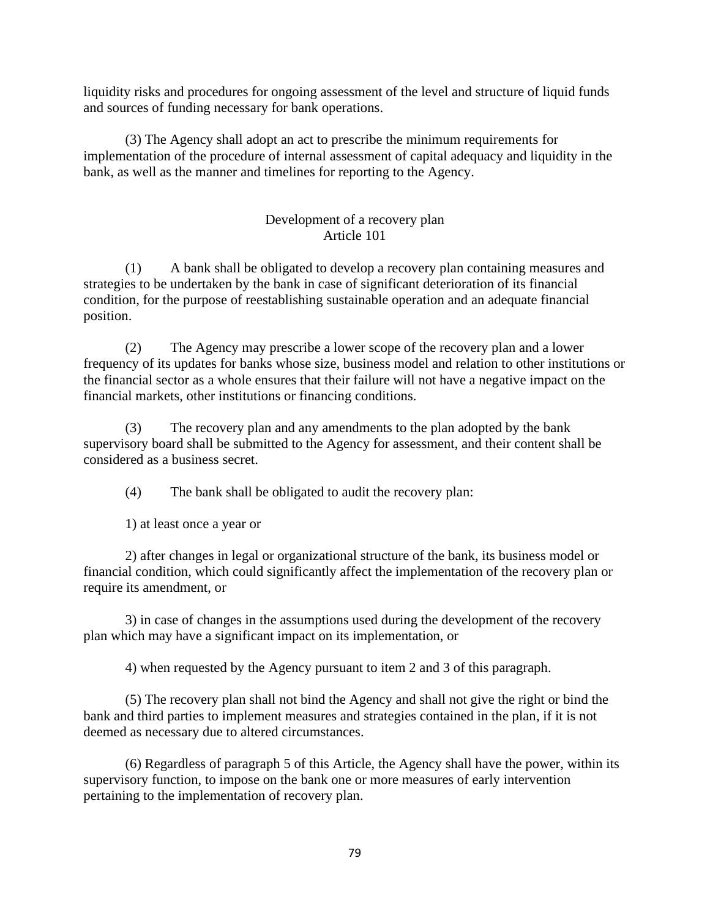liquidity risks and procedures for ongoing assessment of the level and structure of liquid funds and sources of funding necessary for bank operations.

(3) The Agency shall adopt an act to prescribe the minimum requirements for implementation of the procedure of internal assessment of capital adequacy and liquidity in the bank, as well as the manner and timelines for reporting to the Agency.

### Development of a recovery plan
### Article 101

(1) A bank shall be obligated to develop a recovery plan containing measures and strategies to be undertaken by the bank in case of significant deterioration of its financial condition, for the purpose of reestablishing sustainable operation and an adequate financial position.

(2) The Agency may prescribe a lower scope of the recovery plan and a lower frequency of its updates for banks whose size, business model and relation to other institutions or the financial sector as a whole ensures that their failure will not have a negative impact on the financial markets, other institutions or financing conditions.

(3) The recovery plan and any amendments to the plan adopted by the bank supervisory board shall be submitted to the Agency for assessment, and their content shall be considered as a business secret.

(4) The bank shall be obligated to audit the recovery plan:

1) at least once a year or

2) after changes in legal or organizational structure of the bank, its business model or financial condition, which could significantly affect the implementation of the recovery plan or require its amendment, or

3) in case of changes in the assumptions used during the development of the recovery plan which may have a significant impact on its implementation, or

4) when requested by the Agency pursuant to item 2 and 3 of this paragraph.

(5) The recovery plan shall not bind the Agency and shall not give the right or bind the bank and third parties to implement measures and strategies contained in the plan, if it is not deemed as necessary due to altered circumstances.

(6) Regardless of paragraph 5 of this Article, the Agency shall have the power, within its supervisory function, to impose on the bank one or more measures of early intervention pertaining to the implementation of recovery plan.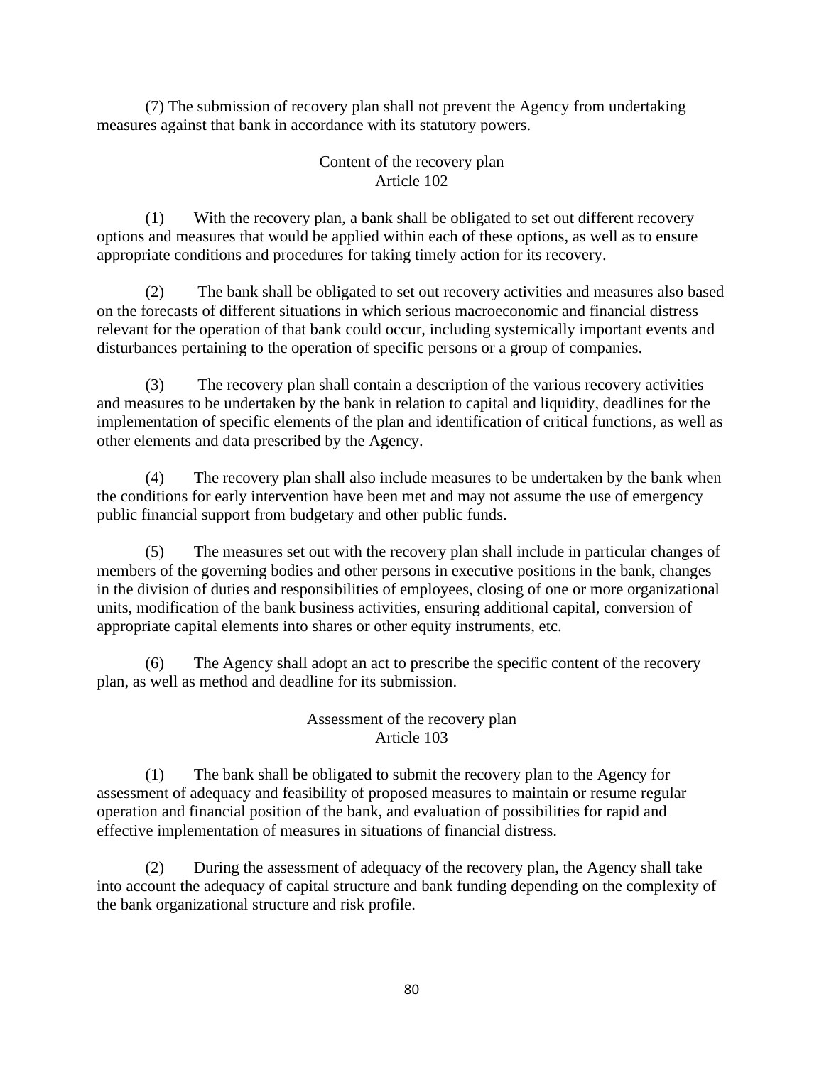(7) The submission of recovery plan shall not prevent the Agency from undertaking measures against that bank in accordance with its statutory powers.

### Content of the recovery plan
### Article 102

(1) With the recovery plan, a bank shall be obligated to set out different recovery options and measures that would be applied within each of these options, as well as to ensure appropriate conditions and procedures for taking timely action for its recovery.

(2) The bank shall be obligated to set out recovery activities and measures also based on the forecasts of different situations in which serious macroeconomic and financial distress relevant for the operation of that bank could occur, including systemically important events and disturbances pertaining to the operation of specific persons or a group of companies.

(3) The recovery plan shall contain a description of the various recovery activities and measures to be undertaken by the bank in relation to capital and liquidity, deadlines for the implementation of specific elements of the plan and identification of critical functions, as well as other elements and data prescribed by the Agency.

(4) The recovery plan shall also include measures to be undertaken by the bank when the conditions for early intervention have been met and may not assume the use of emergency public financial support from budgetary and other public funds.

(5) The measures set out with the recovery plan shall include in particular changes of members of the governing bodies and other persons in executive positions in the bank, changes in the division of duties and responsibilities of employees, closing of one or more organizational units, modification of the bank business activities, ensuring additional capital, conversion of appropriate capital elements into shares or other equity instruments, etc.

(6) The Agency shall adopt an act to prescribe the specific content of the recovery plan, as well as method and deadline for its submission.

### Assessment of the recovery plan
### Article 103

(1) The bank shall be obligated to submit the recovery plan to the Agency for assessment of adequacy and feasibility of proposed measures to maintain or resume regular operation and financial position of the bank, and evaluation of possibilities for rapid and effective implementation of measures in situations of financial distress.

(2) During the assessment of adequacy of the recovery plan, the Agency shall take into account the adequacy of capital structure and bank funding depending on the complexity of the bank organizational structure and risk profile.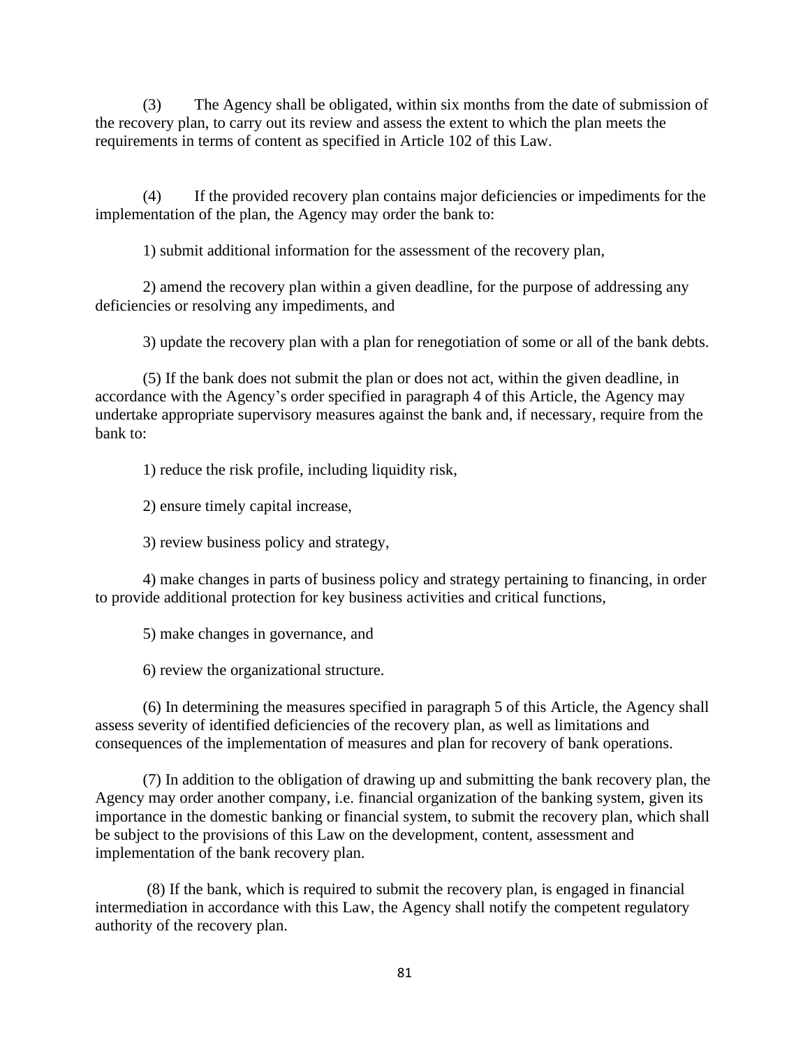(3) The Agency shall be obligated, within six months from the date of submission of the recovery plan, to carry out its review and assess the extent to which the plan meets the requirements in terms of content as specified in Article 102 of this Law.

(4) If the provided recovery plan contains major deficiencies or impediments for the implementation of the plan, the Agency may order the bank to:

1) submit additional information for the assessment of the recovery plan,

2) amend the recovery plan within a given deadline, for the purpose of addressing any deficiencies or resolving any impediments, and

3) update the recovery plan with a plan for renegotiation of some or all of the bank debts.

(5) If the bank does not submit the plan or does not act, within the given deadline, in accordance with the Agency's order specified in paragraph 4 of this Article, the Agency may undertake appropriate supervisory measures against the bank and, if necessary, require from the bank to:

1) reduce the risk profile, including liquidity risk,

2) ensure timely capital increase,

3) review business policy and strategy,

4) make changes in parts of business policy and strategy pertaining to financing, in order to provide additional protection for key business activities and critical functions,

5) make changes in governance, and

6) review the organizational structure.

(6) In determining the measures specified in paragraph 5 of this Article, the Agency shall assess severity of identified deficiencies of the recovery plan, as well as limitations and consequences of the implementation of measures and plan for recovery of bank operations.

(7) In addition to the obligation of drawing up and submitting the bank recovery plan, the Agency may order another company, i.e. financial organization of the banking system, given its importance in the domestic banking or financial system, to submit the recovery plan, which shall be subject to the provisions of this Law on the development, content, assessment and implementation of the bank recovery plan.

(8) If the bank, which is required to submit the recovery plan, is engaged in financial intermediation in accordance with this Law, the Agency shall notify the competent regulatory authority of the recovery plan.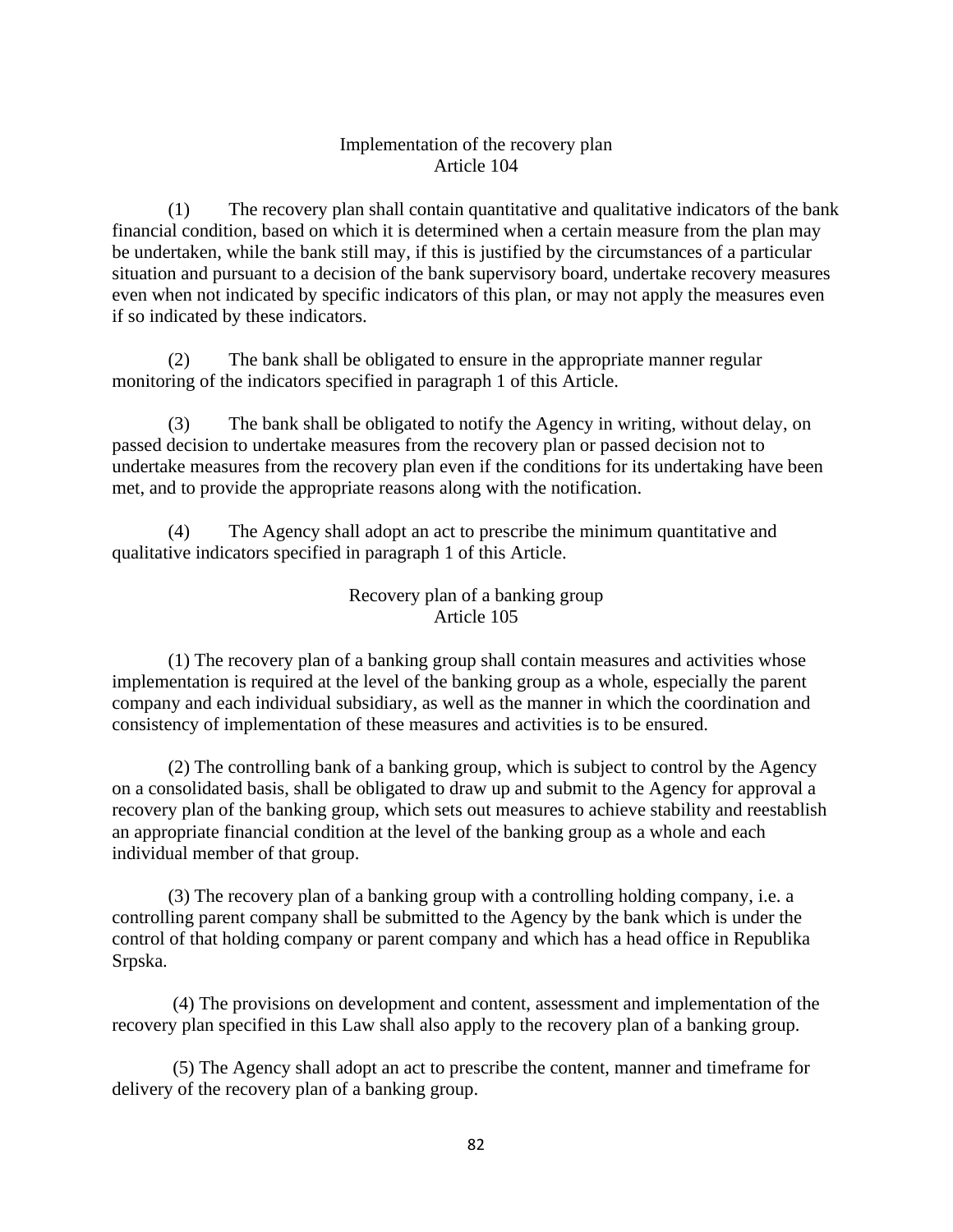### Implementation of the recovery plan
### Article 104

(1) The recovery plan shall contain quantitative and qualitative indicators of the bank financial condition, based on which it is determined when a certain measure from the plan may be undertaken, while the bank still may, if this is justified by the circumstances of a particular situation and pursuant to a decision of the bank supervisory board, undertake recovery measures even when not indicated by specific indicators of this plan, or may not apply the measures even if so indicated by these indicators.

(2) The bank shall be obligated to ensure in the appropriate manner regular monitoring of the indicators specified in paragraph 1 of this Article.

(3) The bank shall be obligated to notify the Agency in writing, without delay, on passed decision to undertake measures from the recovery plan or passed decision not to undertake measures from the recovery plan even if the conditions for its undertaking have been met, and to provide the appropriate reasons along with the notification.

(4) The Agency shall adopt an act to prescribe the minimum quantitative and qualitative indicators specified in paragraph 1 of this Article.

### Recovery plan of a banking group
### Article 105

(1) The recovery plan of a banking group shall contain measures and activities whose implementation is required at the level of the banking group as a whole, especially the parent company and each individual subsidiary, as well as the manner in which the coordination and consistency of implementation of these measures and activities is to be ensured.

(2) The controlling bank of a banking group, which is subject to control by the Agency on a consolidated basis, shall be obligated to draw up and submit to the Agency for approval a recovery plan of the banking group, which sets out measures to achieve stability and reestablish an appropriate financial condition at the level of the banking group as a whole and each individual member of that group.

(3) The recovery plan of a banking group with a controlling holding company, i.e. a controlling parent company shall be submitted to the Agency by the bank which is under the control of that holding company or parent company and which has a head office in Republika Srpska.

(4) The provisions on development and content, assessment and implementation of the recovery plan specified in this Law shall also apply to the recovery plan of a banking group.

(5) The Agency shall adopt an act to prescribe the content, manner and timeframe for delivery of the recovery plan of a banking group.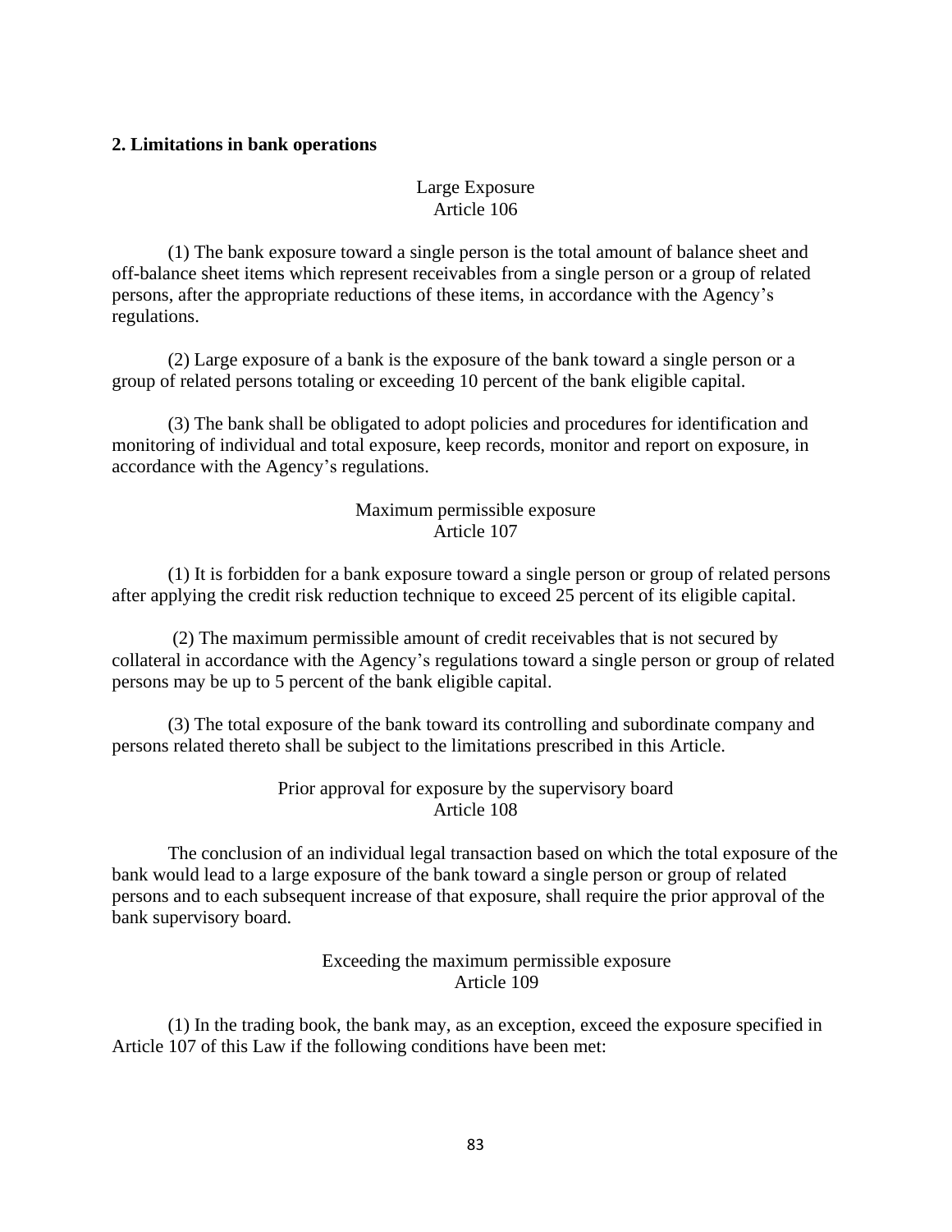## 2. Limitations in bank operations

### Large Exposure
### Article 106

(1) The bank exposure toward a single person is the total amount of balance sheet and off-balance sheet items which represent receivables from a single person or a group of related persons, after the appropriate reductions of these items, in accordance with the Agency's regulations.

(2) Large exposure of a bank is the exposure of the bank toward a single person or a group of related persons totaling or exceeding 10 percent of the bank eligible capital.

(3) The bank shall be obligated to adopt policies and procedures for identification and monitoring of individual and total exposure, keep records, monitor and report on exposure, in accordance with the Agency's regulations.

### Maximum permissible exposure
### Article 107

(1) It is forbidden for a bank exposure toward a single person or group of related persons after applying the credit risk reduction technique to exceed 25 percent of its eligible capital.

(2) The maximum permissible amount of credit receivables that is not secured by collateral in accordance with the Agency's regulations toward a single person or group of related persons may be up to 5 percent of the bank eligible capital.

(3) The total exposure of the bank toward its controlling and subordinate company and persons related thereto shall be subject to the limitations prescribed in this Article.

### Prior approval for exposure by the supervisory board
### Article 108

The conclusion of an individual legal transaction based on which the total exposure of the bank would lead to a large exposure of the bank toward a single person or group of related persons and to each subsequent increase of that exposure, shall require the prior approval of the bank supervisory board.

### Exceeding the maximum permissible exposure
### Article 109

(1) In the trading book, the bank may, as an exception, exceed the exposure specified in Article 107 of this Law if the following conditions have been met: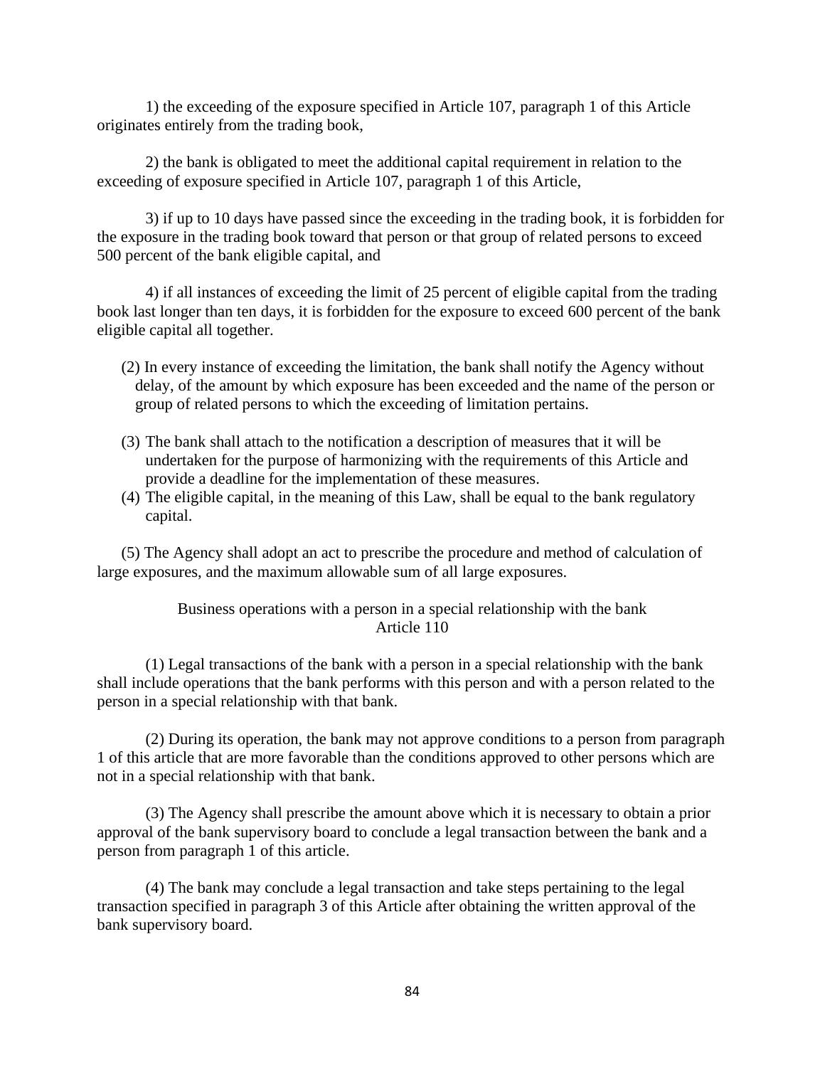1) the exceeding of the exposure specified in Article 107, paragraph 1 of this Article originates entirely from the trading book,

2) the bank is obligated to meet the additional capital requirement in relation to the exceeding of exposure specified in Article 107, paragraph 1 of this Article,

3) if up to 10 days have passed since the exceeding in the trading book, it is forbidden for the exposure in the trading book toward that person or that group of related persons to exceed 500 percent of the bank eligible capital, and

4) if all instances of exceeding the limit of 25 percent of eligible capital from the trading book last longer than ten days, it is forbidden for the exposure to exceed 600 percent of the bank eligible capital all together.

(2) In every instance of exceeding the limitation, the bank shall notify the Agency without delay, of the amount by which exposure has been exceeded and the name of the person or group of related persons to which the exceeding of limitation pertains.

(3) The bank shall attach to the notification a description of measures that it will be undertaken for the purpose of harmonizing with the requirements of this Article and provide a deadline for the implementation of these measures.

(4) The eligible capital, in the meaning of this Law, shall be equal to the bank regulatory capital.

(5) The Agency shall adopt an act to prescribe the procedure and method of calculation of large exposures, and the maximum allowable sum of all large exposures.

### Business operations with a person in a special relationship with the bank
### Article 110

(1) Legal transactions of the bank with a person in a special relationship with the bank shall include operations that the bank performs with this person and with a person related to the person in a special relationship with that bank.

(2) During its operation, the bank may not approve conditions to a person from paragraph 1 of this article that are more favorable than the conditions approved to other persons which are not in a special relationship with that bank.

(3) The Agency shall prescribe the amount above which it is necessary to obtain a prior approval of the bank supervisory board to conclude a legal transaction between the bank and a person from paragraph 1 of this article.

(4) The bank may conclude a legal transaction and take steps pertaining to the legal transaction specified in paragraph 3 of this Article after obtaining the written approval of the bank supervisory board.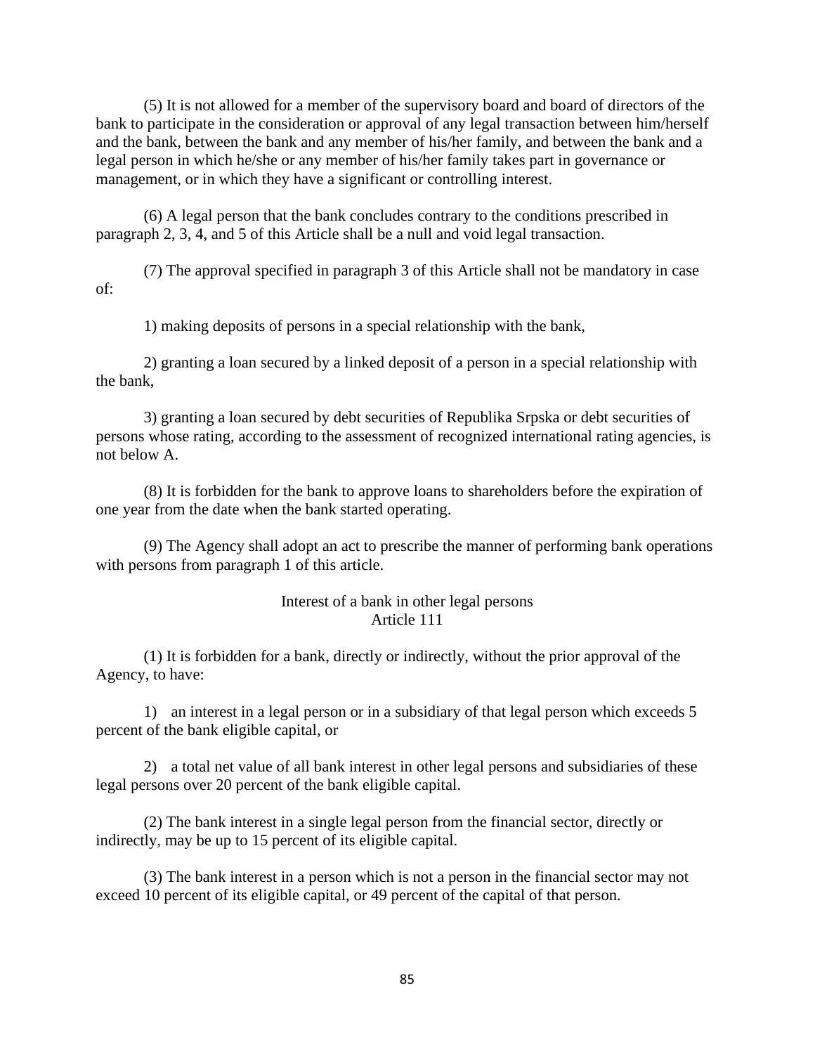(5) It is not allowed for a member of the supervisory board and board of directors of the bank to participate in the consideration or approval of any legal transaction between him/herself and the bank, between the bank and any member of his/her family, and between the bank and a legal person in which he/she or any member of his/her family takes part in governance or management, or in which they have a significant or controlling interest.

(6) A legal person that the bank concludes contrary to the conditions prescribed in paragraph 2, 3, 4, and 5 of this Article shall be a null and void legal transaction.

(7) The approval specified in paragraph 3 of this Article shall not be mandatory in case of:

1) making deposits of persons in a special relationship with the bank,

2) granting a loan secured by a linked deposit of a person in a special relationship with the bank,

3) granting a loan secured by debt securities of Republika Srpska or debt securities of persons whose rating, according to the assessment of recognized international rating agencies, is not below A.

(8) It is forbidden for the bank to approve loans to shareholders before the expiration of one year from the date when the bank started operating.

(9) The Agency shall adopt an act to prescribe the manner of performing bank operations with persons from paragraph 1 of this article.

### Interest of a bank in other legal persons
### Article 111

(1) It is forbidden for a bank, directly or indirectly, without the prior approval of the Agency, to have:

1) an interest in a legal person or in a subsidiary of that legal person which exceeds 5 percent of the bank eligible capital, or

2) a total net value of all bank interest in other legal persons and subsidiaries of these legal persons over 20 percent of the bank eligible capital.

(2) The bank interest in a single legal person from the financial sector, directly or indirectly, may be up to 15 percent of its eligible capital.

(3) The bank interest in a person which is not a person in the financial sector may not exceed 10 percent of its eligible capital, or 49 percent of the capital of that person.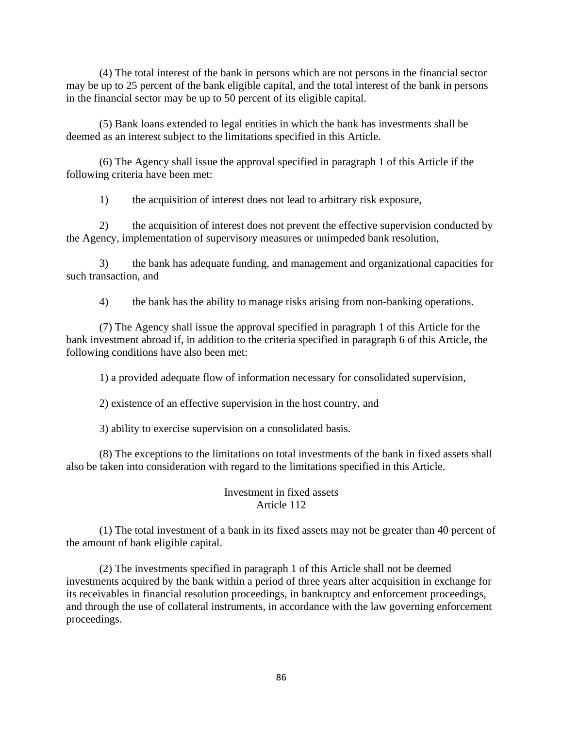(4) The total interest of the bank in persons which are not persons in the financial sector may be up to 25 percent of the bank eligible capital, and the total interest of the bank in persons in the financial sector may be up to 50 percent of its eligible capital.

(5) Bank loans extended to legal entities in which the bank has investments shall be deemed as an interest subject to the limitations specified in this Article.

(6) The Agency shall issue the approval specified in paragraph 1 of this Article if the following criteria have been met:

1) the acquisition of interest does not lead to arbitrary risk exposure,

2) the acquisition of interest does not prevent the effective supervision conducted by the Agency, implementation of supervisory measures or unimpeded bank resolution,

3) the bank has adequate funding, and management and organizational capacities for such transaction, and

4) the bank has the ability to manage risks arising from non-banking operations.

(7) The Agency shall issue the approval specified in paragraph 1 of this Article for the bank investment abroad if, in addition to the criteria specified in paragraph 6 of this Article, the following conditions have also been met:

1) a provided adequate flow of information necessary for consolidated supervision,

2) existence of an effective supervision in the host country, and

3) ability to exercise supervision on a consolidated basis.

(8) The exceptions to the limitations on total investments of the bank in fixed assets shall also be taken into consideration with regard to the limitations specified in this Article.

### Investment in fixed assets
### Article 112

(1) The total investment of a bank in its fixed assets may not be greater than 40 percent of the amount of bank eligible capital.

(2) The investments specified in paragraph 1 of this Article shall not be deemed investments acquired by the bank within a period of three years after acquisition in exchange for its receivables in financial resolution proceedings, in bankruptcy and enforcement proceedings, and through the use of collateral instruments, in accordance with the law governing enforcement proceedings.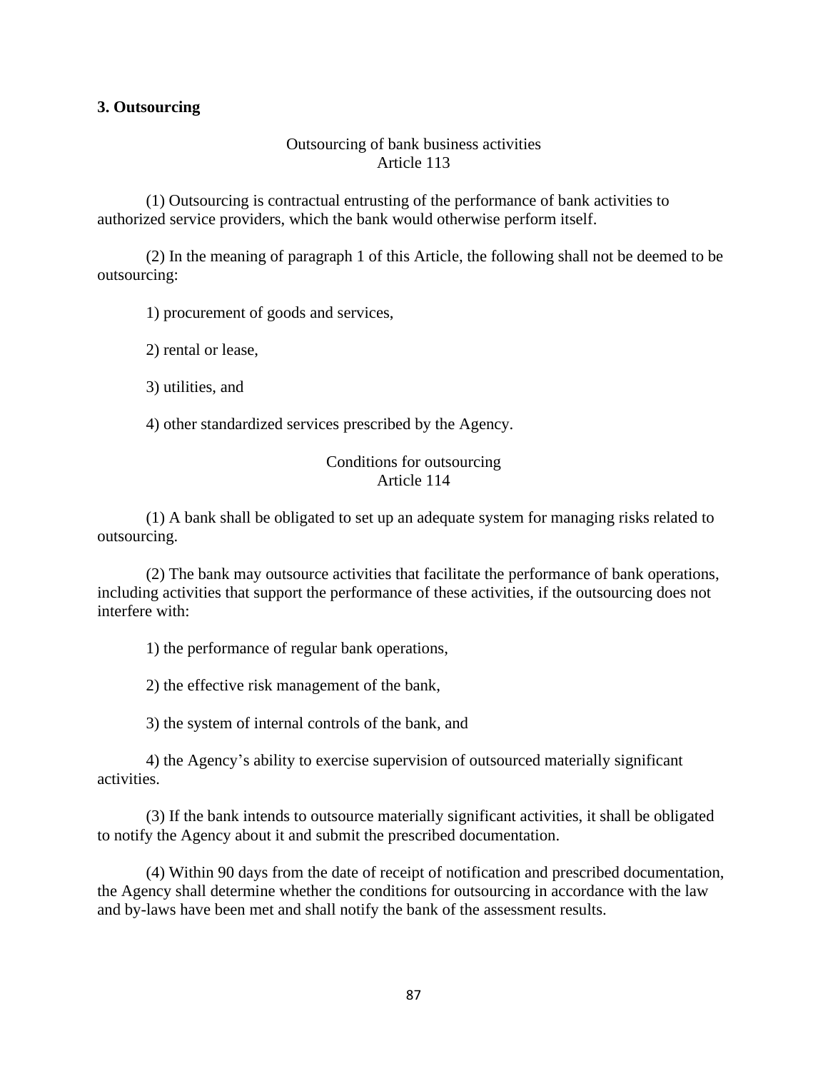**3. Outsourcing**

Outsourcing of bank business activities
Article 113

(1) Outsourcing is contractual entrusting of the performance of bank activities to authorized service providers, which the bank would otherwise perform itself.

(2) In the meaning of paragraph 1 of this Article, the following shall not be deemed to be outsourcing:

1) procurement of goods and services,

2) rental or lease,

3) utilities, and

4) other standardized services prescribed by the Agency.

Conditions for outsourcing
Article 114

(1) A bank shall be obligated to set up an adequate system for managing risks related to outsourcing.

(2) The bank may outsource activities that facilitate the performance of bank operations, including activities that support the performance of these activities, if the outsourcing does not interfere with:

1) the performance of regular bank operations,

2) the effective risk management of the bank,

3) the system of internal controls of the bank, and

4) the Agency's ability to exercise supervision of outsourced materially significant activities.

(3) If the bank intends to outsource materially significant activities, it shall be obligated to notify the Agency about it and submit the prescribed documentation.

(4) Within 90 days from the date of receipt of notification and prescribed documentation, the Agency shall determine whether the conditions for outsourcing in accordance with the law and by-laws have been met and shall notify the bank of the assessment results.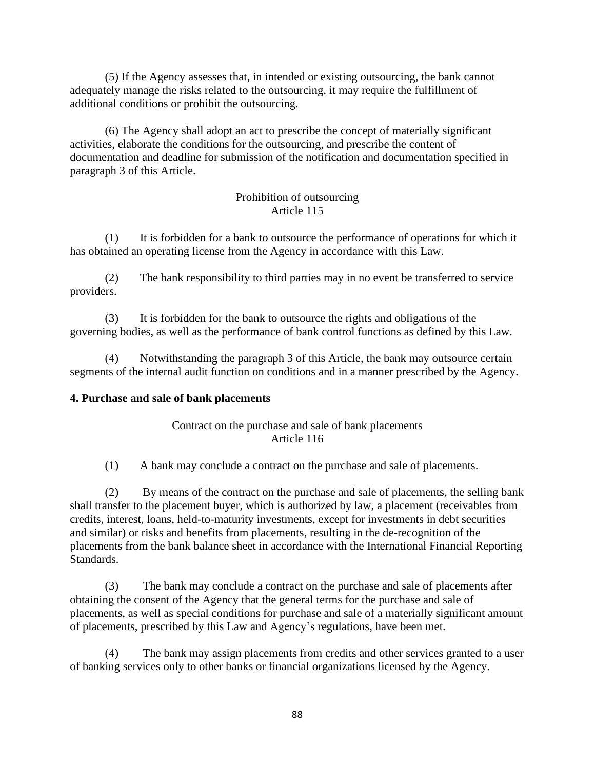(5) If the Agency assesses that, in intended or existing outsourcing, the bank cannot adequately manage the risks related to the outsourcing, it may require the fulfillment of additional conditions or prohibit the outsourcing.

(6) The Agency shall adopt an act to prescribe the concept of materially significant activities, elaborate the conditions for the outsourcing, and prescribe the content of documentation and deadline for submission of the notification and documentation specified in paragraph 3 of this Article.

Prohibition of outsourcing
Article 115

(1) It is forbidden for a bank to outsource the performance of operations for which it has obtained an operating license from the Agency in accordance with this Law.

(2) The bank responsibility to third parties may in no event be transferred to service providers.

(3) It is forbidden for the bank to outsource the rights and obligations of the governing bodies, as well as the performance of bank control functions as defined by this Law.

(4) Notwithstanding the paragraph 3 of this Article, the bank may outsource certain segments of the internal audit function on conditions and in a manner prescribed by the Agency.

**4. Purchase and sale of bank placements**

Contract on the purchase and sale of bank placements
Article 116

(1) A bank may conclude a contract on the purchase and sale of placements.

(2) By means of the contract on the purchase and sale of placements, the selling bank shall transfer to the placement buyer, which is authorized by law, a placement (receivables from credits, interest, loans, held-to-maturity investments, except for investments in debt securities and similar) or risks and benefits from placements, resulting in the de-recognition of the placements from the bank balance sheet in accordance with the International Financial Reporting Standards.

(3) The bank may conclude a contract on the purchase and sale of placements after obtaining the consent of the Agency that the general terms for the purchase and sale of placements, as well as special conditions for purchase and sale of a materially significant amount of placements, prescribed by this Law and Agency's regulations, have been met.

(4) The bank may assign placements from credits and other services granted to a user of banking services only to other banks or financial organizations licensed by the Agency.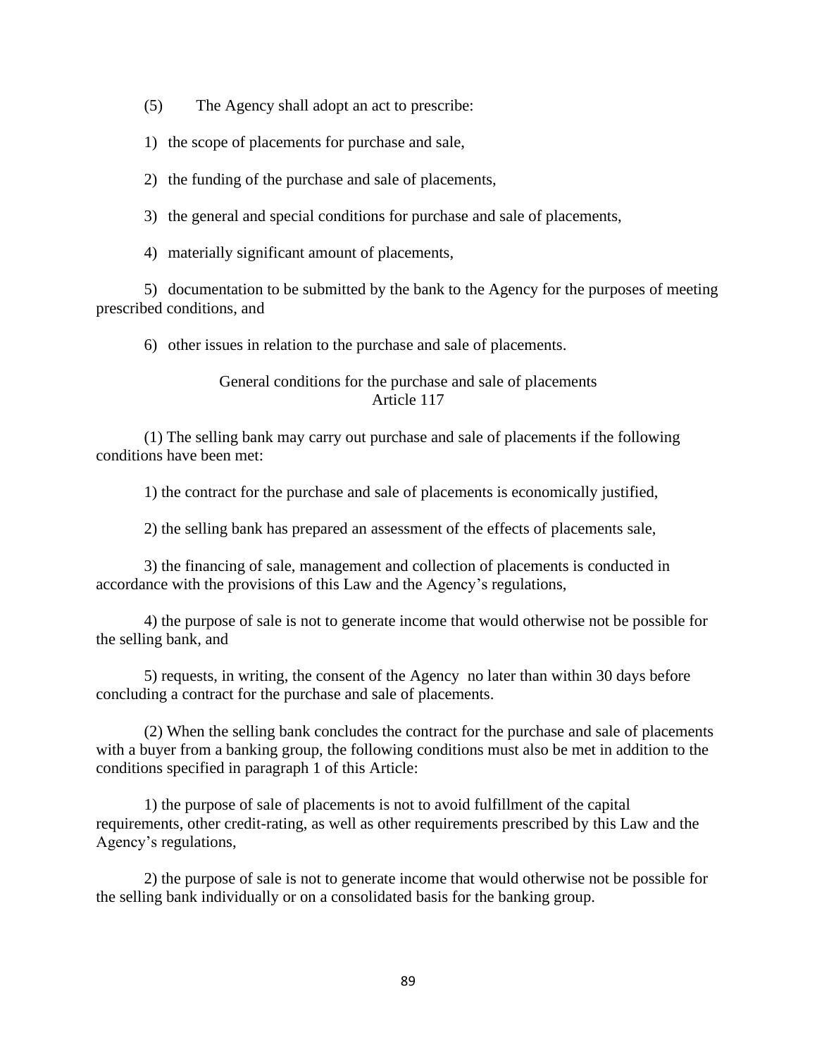(5) The Agency shall adopt an act to prescribe:

1) the scope of placements for purchase and sale,

2) the funding of the purchase and sale of placements,

3) the general and special conditions for purchase and sale of placements,

4) materially significant amount of placements,

5) documentation to be submitted by the bank to the Agency for the purposes of meeting prescribed conditions, and

6) other issues in relation to the purchase and sale of placements.

### General conditions for the purchase and sale of placements
### Article 117

(1) The selling bank may carry out purchase and sale of placements if the following conditions have been met:

1) the contract for the purchase and sale of placements is economically justified,

2) the selling bank has prepared an assessment of the effects of placements sale,

3) the financing of sale, management and collection of placements is conducted in accordance with the provisions of this Law and the Agency's regulations,

4) the purpose of sale is not to generate income that would otherwise not be possible for the selling bank, and

5) requests, in writing, the consent of the Agency no later than within 30 days before concluding a contract for the purchase and sale of placements.

(2) When the selling bank concludes the contract for the purchase and sale of placements with a buyer from a banking group, the following conditions must also be met in addition to the conditions specified in paragraph 1 of this Article:

1) the purpose of sale of placements is not to avoid fulfillment of the capital requirements, other credit-rating, as well as other requirements prescribed by this Law and the Agency's regulations,

2) the purpose of sale is not to generate income that would otherwise not be possible for the selling bank individually or on a consolidated basis for the banking group.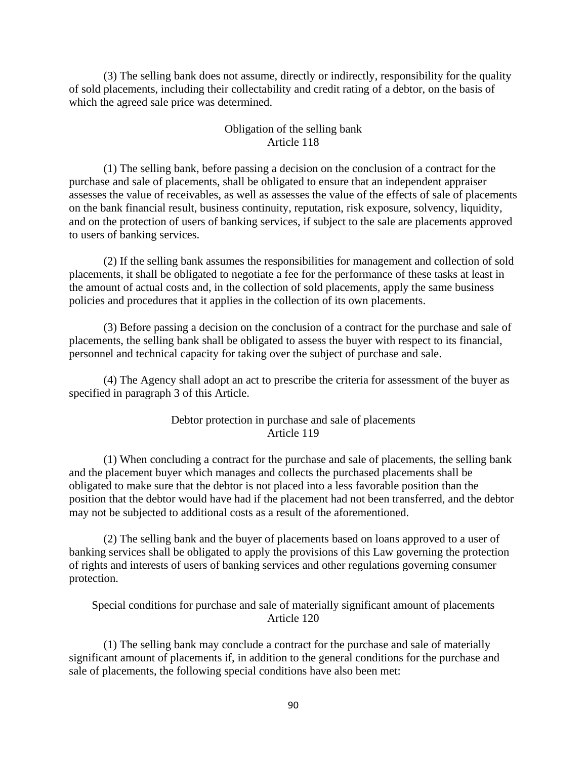(3) The selling bank does not assume, directly or indirectly, responsibility for the quality of sold placements, including their collectability and credit rating of a debtor, on the basis of which the agreed sale price was determined.

### Obligation of the selling bank
### Article 118

(1) The selling bank, before passing a decision on the conclusion of a contract for the purchase and sale of placements, shall be obligated to ensure that an independent appraiser assesses the value of receivables, as well as assesses the value of the effects of sale of placements on the bank financial result, business continuity, reputation, risk exposure, solvency, liquidity, and on the protection of users of banking services, if subject to the sale are placements approved to users of banking services.

(2) If the selling bank assumes the responsibilities for management and collection of sold placements, it shall be obligated to negotiate a fee for the performance of these tasks at least in the amount of actual costs and, in the collection of sold placements, apply the same business policies and procedures that it applies in the collection of its own placements.

(3) Before passing a decision on the conclusion of a contract for the purchase and sale of placements, the selling bank shall be obligated to assess the buyer with respect to its financial, personnel and technical capacity for taking over the subject of purchase and sale.

(4) The Agency shall adopt an act to prescribe the criteria for assessment of the buyer as specified in paragraph 3 of this Article.

### Debtor protection in purchase and sale of placements
### Article 119

(1) When concluding a contract for the purchase and sale of placements, the selling bank and the placement buyer which manages and collects the purchased placements shall be obligated to make sure that the debtor is not placed into a less favorable position than the position that the debtor would have had if the placement had not been transferred, and the debtor may not be subjected to additional costs as a result of the aforementioned.

(2) The selling bank and the buyer of placements based on loans approved to a user of banking services shall be obligated to apply the provisions of this Law governing the protection of rights and interests of users of banking services and other regulations governing consumer protection.

### Special conditions for purchase and sale of materially significant amount of placements
### Article 120

(1) The selling bank may conclude a contract for the purchase and sale of materially significant amount of placements if, in addition to the general conditions for the purchase and sale of placements, the following special conditions have also been met: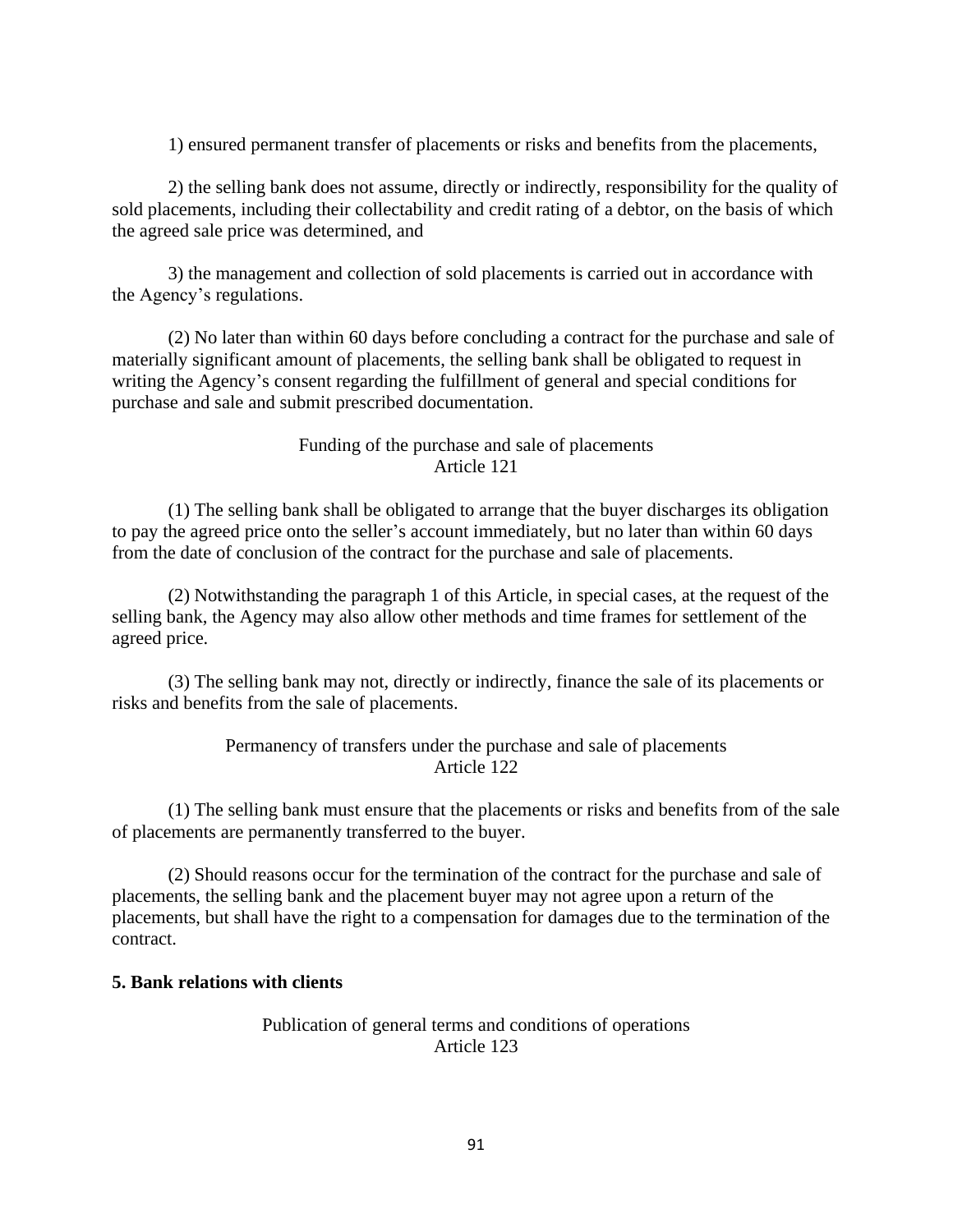1) ensured permanent transfer of placements or risks and benefits from the placements,

2) the selling bank does not assume, directly or indirectly, responsibility for the quality of sold placements, including their collectability and credit rating of a debtor, on the basis of which the agreed sale price was determined, and

3) the management and collection of sold placements is carried out in accordance with the Agency's regulations.

(2) No later than within 60 days before concluding a contract for the purchase and sale of materially significant amount of placements, the selling bank shall be obligated to request in writing the Agency's consent regarding the fulfillment of general and special conditions for purchase and sale and submit prescribed documentation.

Funding of the purchase and sale of placements
Article 121

(1) The selling bank shall be obligated to arrange that the buyer discharges its obligation to pay the agreed price onto the seller's account immediately, but no later than within 60 days from the date of conclusion of the contract for the purchase and sale of placements.

(2) Notwithstanding the paragraph 1 of this Article, in special cases, at the request of the selling bank, the Agency may also allow other methods and time frames for settlement of the agreed price.

(3) The selling bank may not, directly or indirectly, finance the sale of its placements or risks and benefits from the sale of placements.

Permanency of transfers under the purchase and sale of placements
Article 122

(1) The selling bank must ensure that the placements or risks and benefits from of the sale of placements are permanently transferred to the buyer.

(2) Should reasons occur for the termination of the contract for the purchase and sale of placements, the selling bank and the placement buyer may not agree upon a return of the placements, but shall have the right to a compensation for damages due to the termination of the contract.

**5. Bank relations with clients**

Publication of general terms and conditions of operations
Article 123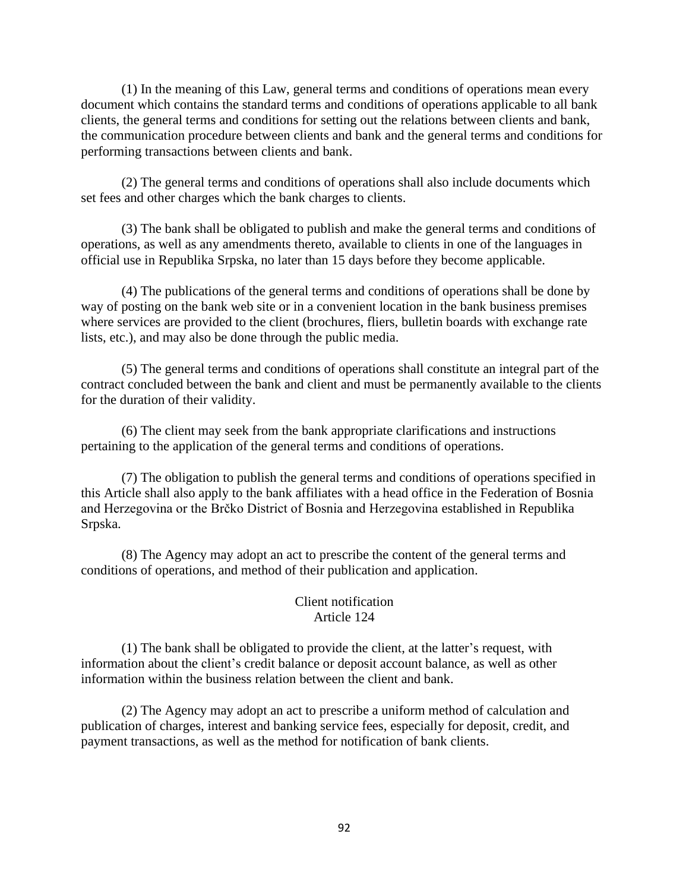(1) In the meaning of this Law, general terms and conditions of operations mean every document which contains the standard terms and conditions of operations applicable to all bank clients, the general terms and conditions for setting out the relations between clients and bank, the communication procedure between clients and bank and the general terms and conditions for performing transactions between clients and bank.

(2) The general terms and conditions of operations shall also include documents which set fees and other charges which the bank charges to clients.

(3) The bank shall be obligated to publish and make the general terms and conditions of operations, as well as any amendments thereto, available to clients in one of the languages in official use in Republika Srpska, no later than 15 days before they become applicable.

(4) The publications of the general terms and conditions of operations shall be done by way of posting on the bank web site or in a convenient location in the bank business premises where services are provided to the client (brochures, fliers, bulletin boards with exchange rate lists, etc.), and may also be done through the public media.

(5) The general terms and conditions of operations shall constitute an integral part of the contract concluded between the bank and client and must be permanently available to the clients for the duration of their validity.

(6) The client may seek from the bank appropriate clarifications and instructions pertaining to the application of the general terms and conditions of operations.

(7) The obligation to publish the general terms and conditions of operations specified in this Article shall also apply to the bank affiliates with a head office in the Federation of Bosnia and Herzegovina or the Brčko District of Bosnia and Herzegovina established in Republika Srpska.

(8) The Agency may adopt an act to prescribe the content of the general terms and conditions of operations, and method of their publication and application.

### Client notification
### Article 124

(1) The bank shall be obligated to provide the client, at the latter's request, with information about the client's credit balance or deposit account balance, as well as other information within the business relation between the client and bank.

(2) The Agency may adopt an act to prescribe a uniform method of calculation and publication of charges, interest and banking service fees, especially for deposit, credit, and payment transactions, as well as the method for notification of bank clients.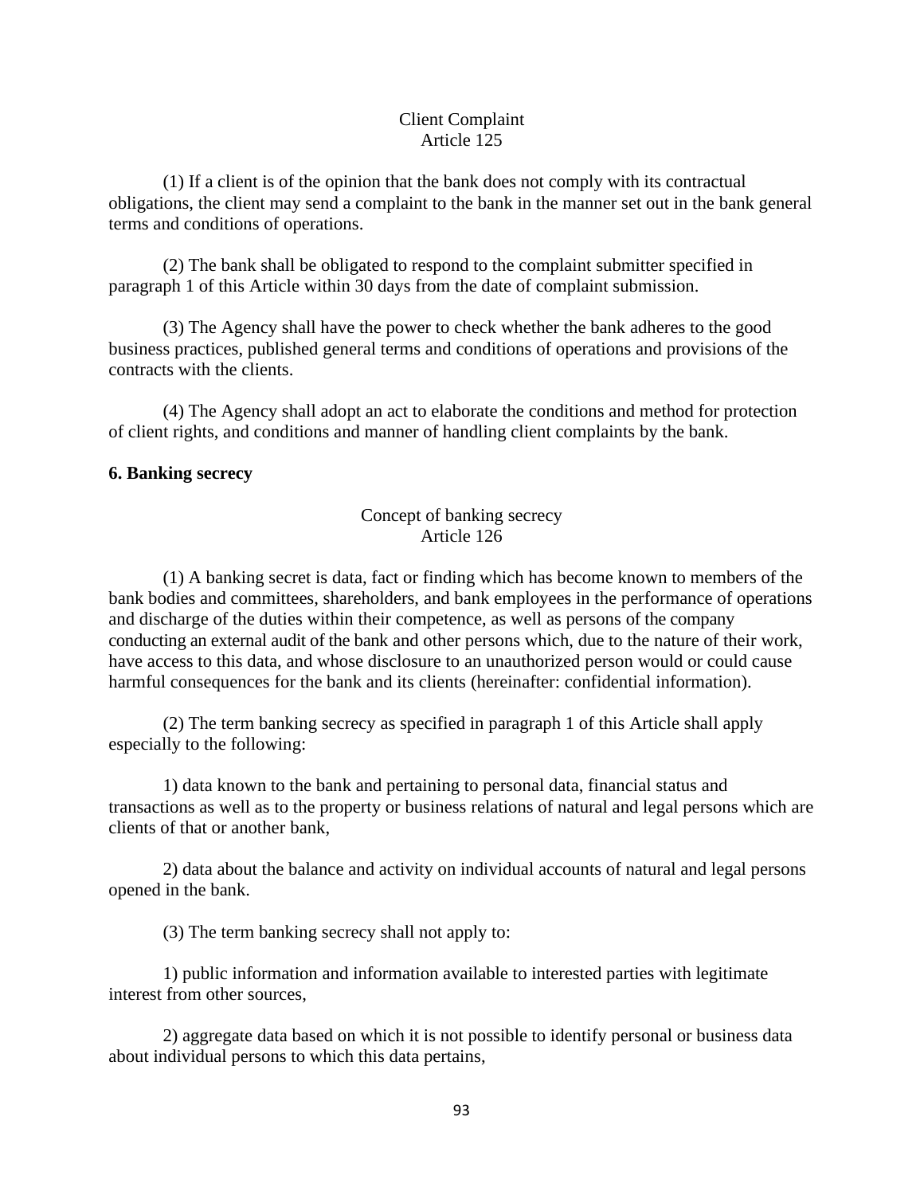Client Complaint
Article 125

(1) If a client is of the opinion that the bank does not comply with its contractual obligations, the client may send a complaint to the bank in the manner set out in the bank general terms and conditions of operations.

(2) The bank shall be obligated to respond to the complaint submitter specified in paragraph 1 of this Article within 30 days from the date of complaint submission.

(3) The Agency shall have the power to check whether the bank adheres to the good business practices, published general terms and conditions of operations and provisions of the contracts with the clients.

(4) The Agency shall adopt an act to elaborate the conditions and method for protection of client rights, and conditions and manner of handling client complaints by the bank.

**6. Banking secrecy**

Concept of banking secrecy
Article 126

(1) A banking secret is data, fact or finding which has become known to members of the bank bodies and committees, shareholders, and bank employees in the performance of operations and discharge of the duties within their competence, as well as persons of the company conducting an external audit of the bank and other persons which, due to the nature of their work, have access to this data, and whose disclosure to an unauthorized person would or could cause harmful consequences for the bank and its clients (hereinafter: confidential information).

(2) The term banking secrecy as specified in paragraph 1 of this Article shall apply especially to the following:

1) data known to the bank and pertaining to personal data, financial status and transactions as well as to the property or business relations of natural and legal persons which are clients of that or another bank,

2) data about the balance and activity on individual accounts of natural and legal persons opened in the bank.

(3) The term banking secrecy shall not apply to:

1) public information and information available to interested parties with legitimate interest from other sources,

2) aggregate data based on which it is not possible to identify personal or business data about individual persons to which this data pertains,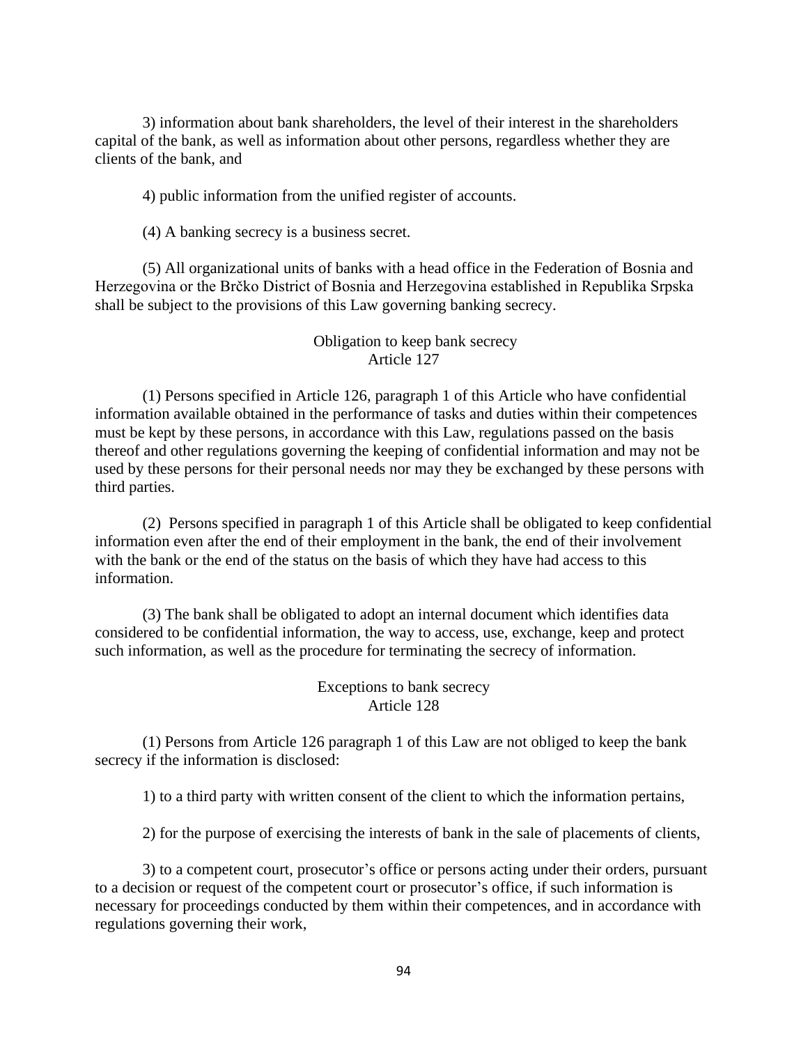3) information about bank shareholders, the level of their interest in the shareholders capital of the bank, as well as information about other persons, regardless whether they are clients of the bank, and

4) public information from the unified register of accounts.

(4) A banking secrecy is a business secret.

(5) All organizational units of banks with a head office in the Federation of Bosnia and Herzegovina or the Brčko District of Bosnia and Herzegovina established in Republika Srpska shall be subject to the provisions of this Law governing banking secrecy.

### Obligation to keep bank secrecy
### Article 127

(1) Persons specified in Article 126, paragraph 1 of this Article who have confidential information available obtained in the performance of tasks and duties within their competences must be kept by these persons, in accordance with this Law, regulations passed on the basis thereof and other regulations governing the keeping of confidential information and may not be used by these persons for their personal needs nor may they be exchanged by these persons with third parties.

(2) Persons specified in paragraph 1 of this Article shall be obligated to keep confidential information even after the end of their employment in the bank, the end of their involvement with the bank or the end of the status on the basis of which they have had access to this information.

(3) The bank shall be obligated to adopt an internal document which identifies data considered to be confidential information, the way to access, use, exchange, keep and protect such information, as well as the procedure for terminating the secrecy of information.

### Exceptions to bank secrecy
### Article 128

(1) Persons from Article 126 paragraph 1 of this Law are not obliged to keep the bank secrecy if the information is disclosed:

1) to a third party with written consent of the client to which the information pertains,

2) for the purpose of exercising the interests of bank in the sale of placements of clients,

3) to a competent court, prosecutor's office or persons acting under their orders, pursuant to a decision or request of the competent court or prosecutor's office, if such information is necessary for proceedings conducted by them within their competences, and in accordance with regulations governing their work,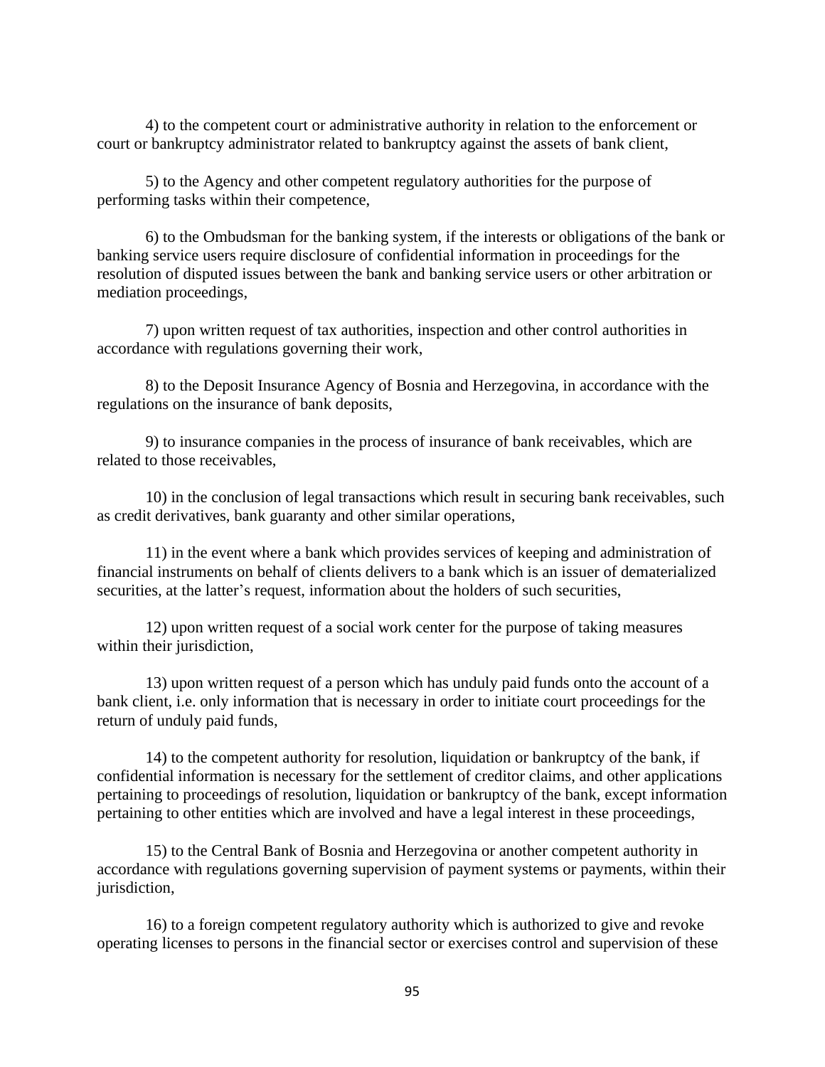4) to the competent court or administrative authority in relation to the enforcement or court or bankruptcy administrator related to bankruptcy against the assets of bank client,

5) to the Agency and other competent regulatory authorities for the purpose of performing tasks within their competence,

6) to the Ombudsman for the banking system, if the interests or obligations of the bank or banking service users require disclosure of confidential information in proceedings for the resolution of disputed issues between the bank and banking service users or other arbitration or mediation proceedings,

7) upon written request of tax authorities, inspection and other control authorities in accordance with regulations governing their work,

8) to the Deposit Insurance Agency of Bosnia and Herzegovina, in accordance with the regulations on the insurance of bank deposits,

9) to insurance companies in the process of insurance of bank receivables, which are related to those receivables,

10) in the conclusion of legal transactions which result in securing bank receivables, such as credit derivatives, bank guaranty and other similar operations,

11) in the event where a bank which provides services of keeping and administration of financial instruments on behalf of clients delivers to a bank which is an issuer of dematerialized securities, at the latter's request, information about the holders of such securities,

12) upon written request of a social work center for the purpose of taking measures within their jurisdiction,

13) upon written request of a person which has unduly paid funds onto the account of a bank client, i.e. only information that is necessary in order to initiate court proceedings for the return of unduly paid funds,

14) to the competent authority for resolution, liquidation or bankruptcy of the bank, if confidential information is necessary for the settlement of creditor claims, and other applications pertaining to proceedings of resolution, liquidation or bankruptcy of the bank, except information pertaining to other entities which are involved and have a legal interest in these proceedings,

15) to the Central Bank of Bosnia and Herzegovina or another competent authority in accordance with regulations governing supervision of payment systems or payments, within their jurisdiction,

16) to a foreign competent regulatory authority which is authorized to give and revoke operating licenses to persons in the financial sector or exercises control and supervision of these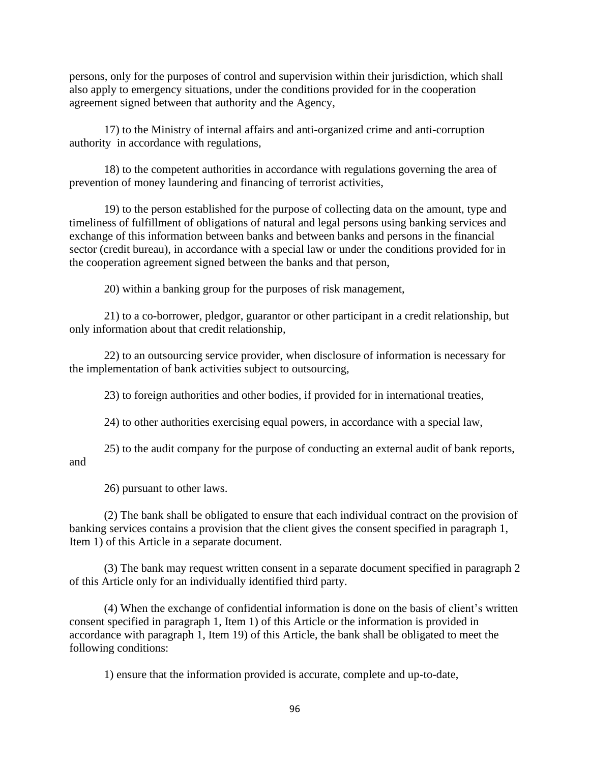persons, only for the purposes of control and supervision within their jurisdiction, which shall also apply to emergency situations, under the conditions provided for in the cooperation agreement signed between that authority and the Agency,

17) to the Ministry of internal affairs and anti-organized crime and anti-corruption authority in accordance with regulations,

18) to the competent authorities in accordance with regulations governing the area of prevention of money laundering and financing of terrorist activities,

19) to the person established for the purpose of collecting data on the amount, type and timeliness of fulfillment of obligations of natural and legal persons using banking services and exchange of this information between banks and between banks and persons in the financial sector (credit bureau), in accordance with a special law or under the conditions provided for in the cooperation agreement signed between the banks and that person,

20) within a banking group for the purposes of risk management,

21) to a co-borrower, pledgor, guarantor or other participant in a credit relationship, but only information about that credit relationship,

22) to an outsourcing service provider, when disclosure of information is necessary for the implementation of bank activities subject to outsourcing,

23) to foreign authorities and other bodies, if provided for in international treaties,

24) to other authorities exercising equal powers, in accordance with a special law,

25) to the audit company for the purpose of conducting an external audit of bank reports, and

26) pursuant to other laws.

(2) The bank shall be obligated to ensure that each individual contract on the provision of banking services contains a provision that the client gives the consent specified in paragraph 1, Item 1) of this Article in a separate document.

(3) The bank may request written consent in a separate document specified in paragraph 2 of this Article only for an individually identified third party.

(4) When the exchange of confidential information is done on the basis of client's written consent specified in paragraph 1, Item 1) of this Article or the information is provided in accordance with paragraph 1, Item 19) of this Article, the bank shall be obligated to meet the following conditions:

1) ensure that the information provided is accurate, complete and up-to-date,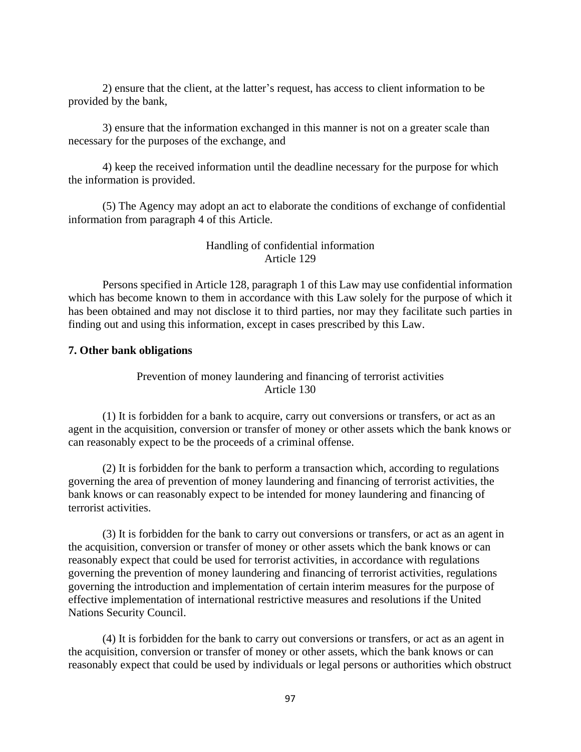2) ensure that the client, at the latter's request, has access to client information to be provided by the bank,

3) ensure that the information exchanged in this manner is not on a greater scale than necessary for the purposes of the exchange, and

4) keep the received information until the deadline necessary for the purpose for which the information is provided.

(5) The Agency may adopt an act to elaborate the conditions of exchange of confidential information from paragraph 4 of this Article.

Handling of confidential information
Article 129

Persons specified in Article 128, paragraph 1 of this Law may use confidential information which has become known to them in accordance with this Law solely for the purpose of which it has been obtained and may not disclose it to third parties, nor may they facilitate such parties in finding out and using this information, except in cases prescribed by this Law.

**7. Other bank obligations**

Prevention of money laundering and financing of terrorist activities
Article 130

(1) It is forbidden for a bank to acquire, carry out conversions or transfers, or act as an agent in the acquisition, conversion or transfer of money or other assets which the bank knows or can reasonably expect to be the proceeds of a criminal offense.

(2) It is forbidden for the bank to perform a transaction which, according to regulations governing the area of prevention of money laundering and financing of terrorist activities, the bank knows or can reasonably expect to be intended for money laundering and financing of terrorist activities.

(3) It is forbidden for the bank to carry out conversions or transfers, or act as an agent in the acquisition, conversion or transfer of money or other assets which the bank knows or can reasonably expect that could be used for terrorist activities, in accordance with regulations governing the prevention of money laundering and financing of terrorist activities, regulations governing the introduction and implementation of certain interim measures for the purpose of effective implementation of international restrictive measures and resolutions if the United Nations Security Council.

(4) It is forbidden for the bank to carry out conversions or transfers, or act as an agent in the acquisition, conversion or transfer of money or other assets, which the bank knows or can reasonably expect that could be used by individuals or legal persons or authorities which obstruct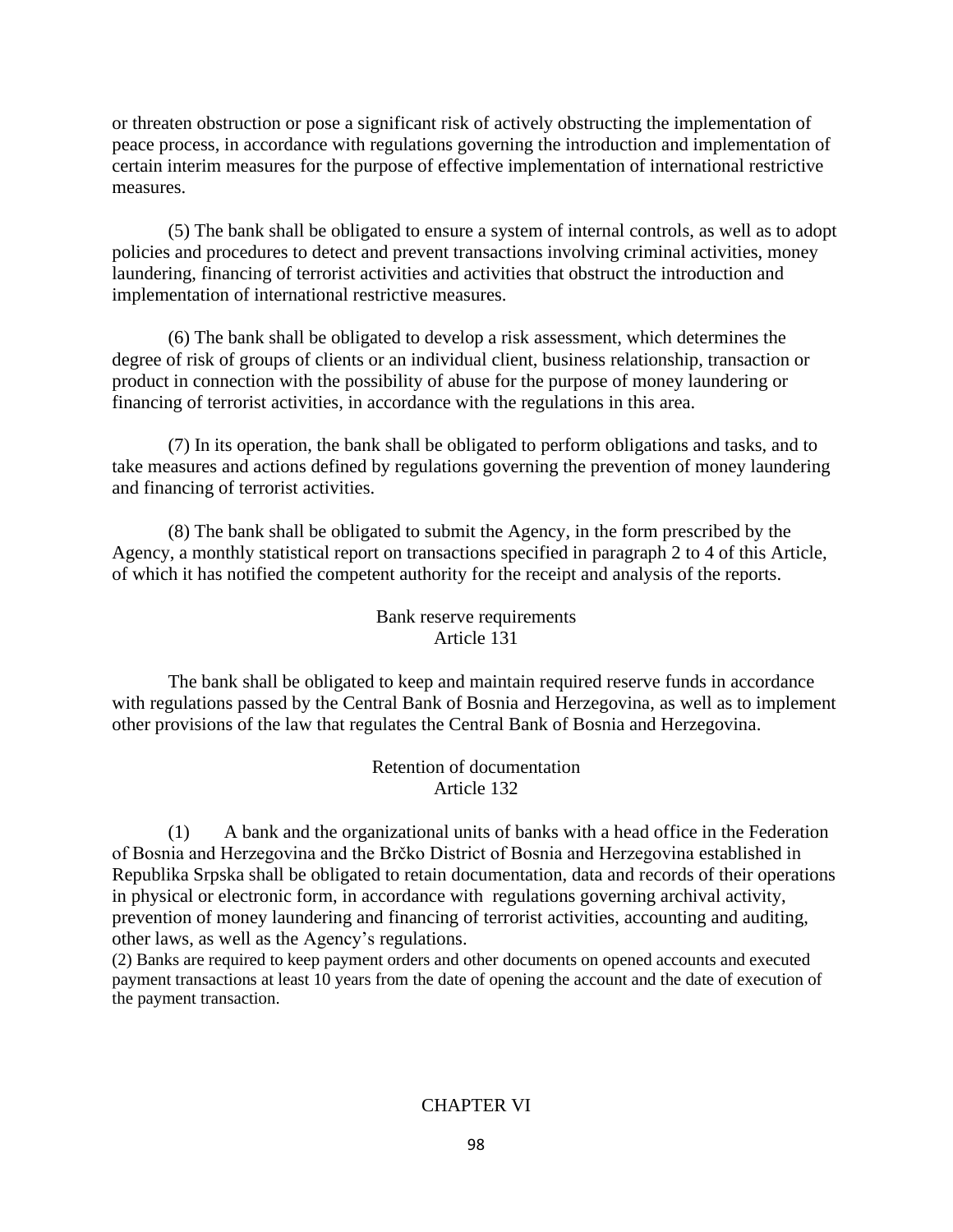or threaten obstruction or pose a significant risk of actively obstructing the implementation of peace process, in accordance with regulations governing the introduction and implementation of certain interim measures for the purpose of effective implementation of international restrictive measures.

(5) The bank shall be obligated to ensure a system of internal controls, as well as to adopt policies and procedures to detect and prevent transactions involving criminal activities, money laundering, financing of terrorist activities and activities that obstruct the introduction and implementation of international restrictive measures.

(6) The bank shall be obligated to develop a risk assessment, which determines the degree of risk of groups of clients or an individual client, business relationship, transaction or product in connection with the possibility of abuse for the purpose of money laundering or financing of terrorist activities, in accordance with the regulations in this area.

(7) In its operation, the bank shall be obligated to perform obligations and tasks, and to take measures and actions defined by regulations governing the prevention of money laundering and financing of terrorist activities.

(8) The bank shall be obligated to submit the Agency, in the form prescribed by the Agency, a monthly statistical report on transactions specified in paragraph 2 to 4 of this Article, of which it has notified the competent authority for the receipt and analysis of the reports.

### Bank reserve requirements
### Article 131

The bank shall be obligated to keep and maintain required reserve funds in accordance with regulations passed by the Central Bank of Bosnia and Herzegovina, as well as to implement other provisions of the law that regulates the Central Bank of Bosnia and Herzegovina.

### Retention of documentation
### Article 132

(1) A bank and the organizational units of banks with a head office in the Federation of Bosnia and Herzegovina and the Brčko District of Bosnia and Herzegovina established in Republika Srpska shall be obligated to retain documentation, data and records of their operations in physical or electronic form, in accordance with regulations governing archival activity, prevention of money laundering and financing of terrorist activities, accounting and auditing, other laws, as well as the Agency's regulations.

(2) Banks are required to keep payment orders and other documents on opened accounts and executed payment transactions at least 10 years from the date of opening the account and the date of execution of the payment transaction.

## CHAPTER VI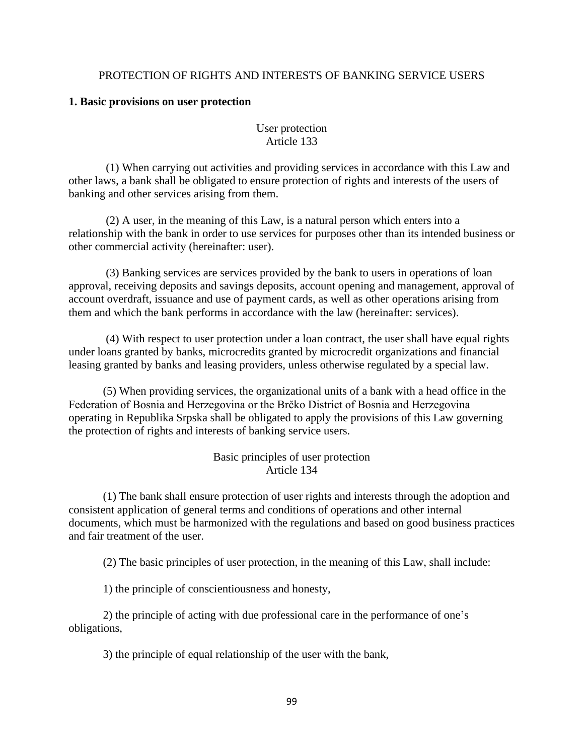PROTECTION OF RIGHTS AND INTERESTS OF BANKING SERVICE USERS

### 1. Basic provisions on user protection

User protection
Article 133

(1) When carrying out activities and providing services in accordance with this Law and other laws, a bank shall be obligated to ensure protection of rights and interests of the users of banking and other services arising from them.

(2) A user, in the meaning of this Law, is a natural person which enters into a relationship with the bank in order to use services for purposes other than its intended business or other commercial activity (hereinafter: user).

(3) Banking services are services provided by the bank to users in operations of loan approval, receiving deposits and savings deposits, account opening and management, approval of account overdraft, issuance and use of payment cards, as well as other operations arising from them and which the bank performs in accordance with the law (hereinafter: services).

(4) With respect to user protection under a loan contract, the user shall have equal rights under loans granted by banks, microcredits granted by microcredit organizations and financial leasing granted by banks and leasing providers, unless otherwise regulated by a special law.

(5) When providing services, the organizational units of a bank with a head office in the Federation of Bosnia and Herzegovina or the Brčko District of Bosnia and Herzegovina operating in Republika Srpska shall be obligated to apply the provisions of this Law governing the protection of rights and interests of banking service users.

Basic principles of user protection
Article 134

(1) The bank shall ensure protection of user rights and interests through the adoption and consistent application of general terms and conditions of operations and other internal documents, which must be harmonized with the regulations and based on good business practices and fair treatment of the user.

(2) The basic principles of user protection, in the meaning of this Law, shall include:

1) the principle of conscientiousness and honesty,

2) the principle of acting with due professional care in the performance of one's obligations,

3) the principle of equal relationship of the user with the bank,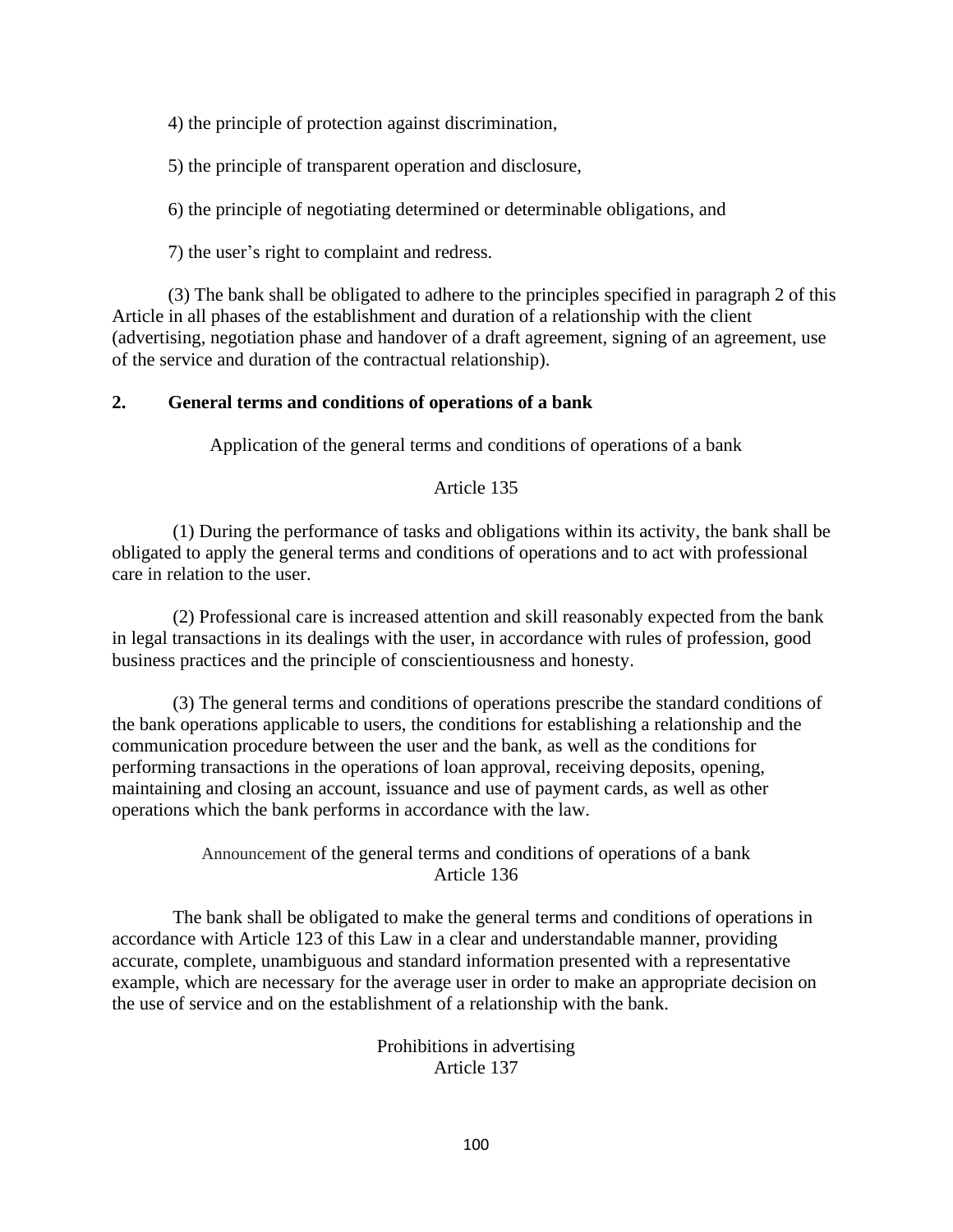4) the principle of protection against discrimination,

5) the principle of transparent operation and disclosure,

6) the principle of negotiating determined or determinable obligations, and

7) the user's right to complaint and redress.

(3) The bank shall be obligated to adhere to the principles specified in paragraph 2 of this Article in all phases of the establishment and duration of a relationship with the client (advertising, negotiation phase and handover of a draft agreement, signing of an agreement, use of the service and duration of the contractual relationship).

## 2. General terms and conditions of operations of a bank

Application of the general terms and conditions of operations of a bank

Article 135

(1) During the performance of tasks and obligations within its activity, the bank shall be obligated to apply the general terms and conditions of operations and to act with professional care in relation to the user.

(2) Professional care is increased attention and skill reasonably expected from the bank in legal transactions in its dealings with the user, in accordance with rules of profession, good business practices and the principle of conscientiousness and honesty.

(3) The general terms and conditions of operations prescribe the standard conditions of the bank operations applicable to users, the conditions for establishing a relationship and the communication procedure between the user and the bank, as well as the conditions for performing transactions in the operations of loan approval, receiving deposits, opening, maintaining and closing an account, issuance and use of payment cards, as well as other operations which the bank performs in accordance with the law.

Announcement of the general terms and conditions of operations of a bank
Article 136

The bank shall be obligated to make the general terms and conditions of operations in accordance with Article 123 of this Law in a clear and understandable manner, providing accurate, complete, unambiguous and standard information presented with a representative example, which are necessary for the average user in order to make an appropriate decision on the use of service and on the establishment of a relationship with the bank.

Prohibitions in advertising
Article 137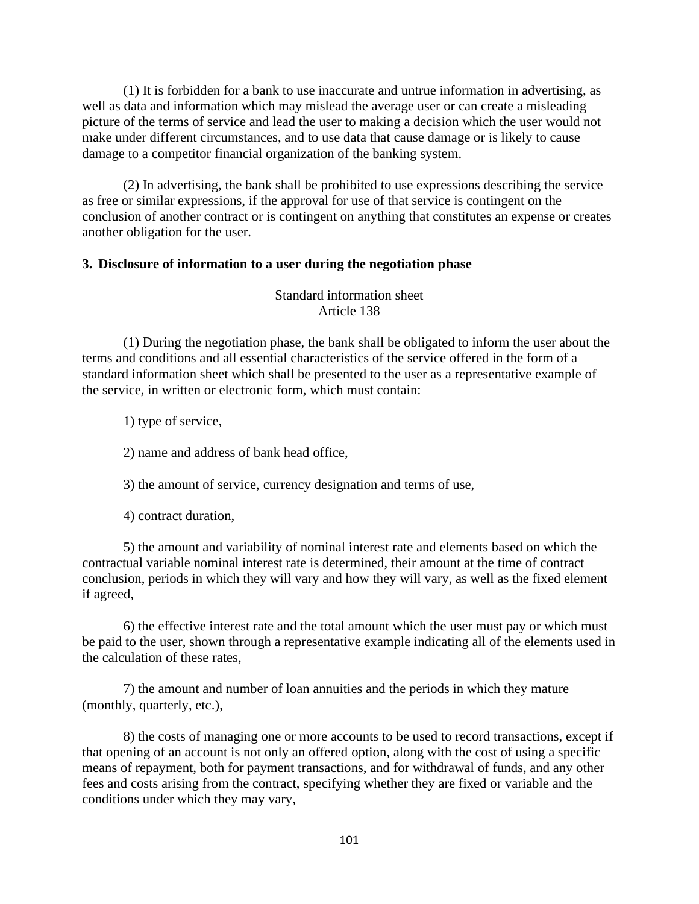(1) It is forbidden for a bank to use inaccurate and untrue information in advertising, as well as data and information which may mislead the average user or can create a misleading picture of the terms of service and lead the user to making a decision which the user would not make under different circumstances, and to use data that cause damage or is likely to cause damage to a competitor financial organization of the banking system.

(2) In advertising, the bank shall be prohibited to use expressions describing the service as free or similar expressions, if the approval for use of that service is contingent on the conclusion of another contract or is contingent on anything that constitutes an expense or creates another obligation for the user.

### 3. Disclosure of information to a user during the negotiation phase

Standard information sheet
Article 138

(1) During the negotiation phase, the bank shall be obligated to inform the user about the terms and conditions and all essential characteristics of the service offered in the form of a standard information sheet which shall be presented to the user as a representative example of the service, in written or electronic form, which must contain:

1) type of service,

2) name and address of bank head office,

3) the amount of service, currency designation and terms of use,

4) contract duration,

5) the amount and variability of nominal interest rate and elements based on which the contractual variable nominal interest rate is determined, their amount at the time of contract conclusion, periods in which they will vary and how they will vary, as well as the fixed element if agreed,

6) the effective interest rate and the total amount which the user must pay or which must be paid to the user, shown through a representative example indicating all of the elements used in the calculation of these rates,

7) the amount and number of loan annuities and the periods in which they mature (monthly, quarterly, etc.),

8) the costs of managing one or more accounts to be used to record transactions, except if that opening of an account is not only an offered option, along with the cost of using a specific means of repayment, both for payment transactions, and for withdrawal of funds, and any other fees and costs arising from the contract, specifying whether they are fixed or variable and the conditions under which they may vary,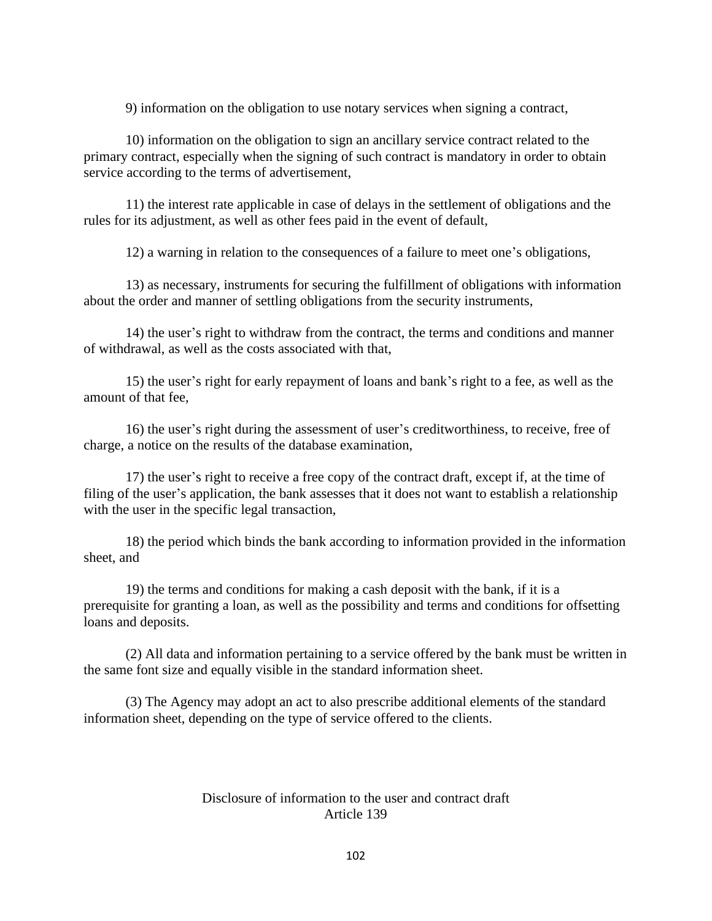9) information on the obligation to use notary services when signing a contract,

10) information on the obligation to sign an ancillary service contract related to the primary contract, especially when the signing of such contract is mandatory in order to obtain service according to the terms of advertisement,

11) the interest rate applicable in case of delays in the settlement of obligations and the rules for its adjustment, as well as other fees paid in the event of default,

12) a warning in relation to the consequences of a failure to meet one's obligations,

13) as necessary, instruments for securing the fulfillment of obligations with information about the order and manner of settling obligations from the security instruments,

14) the user's right to withdraw from the contract, the terms and conditions and manner of withdrawal, as well as the costs associated with that,

15) the user's right for early repayment of loans and bank's right to a fee, as well as the amount of that fee,

16) the user's right during the assessment of user's creditworthiness, to receive, free of charge, a notice on the results of the database examination,

17) the user's right to receive a free copy of the contract draft, except if, at the time of filing of the user's application, the bank assesses that it does not want to establish a relationship with the user in the specific legal transaction,

18) the period which binds the bank according to information provided in the information sheet, and

19) the terms and conditions for making a cash deposit with the bank, if it is a prerequisite for granting a loan, as well as the possibility and terms and conditions for offsetting loans and deposits.

(2) All data and information pertaining to a service offered by the bank must be written in the same font size and equally visible in the standard information sheet.

(3) The Agency may adopt an act to also prescribe additional elements of the standard information sheet, depending on the type of service offered to the clients.

### Disclosure of information to the user and contract draft
### Article 139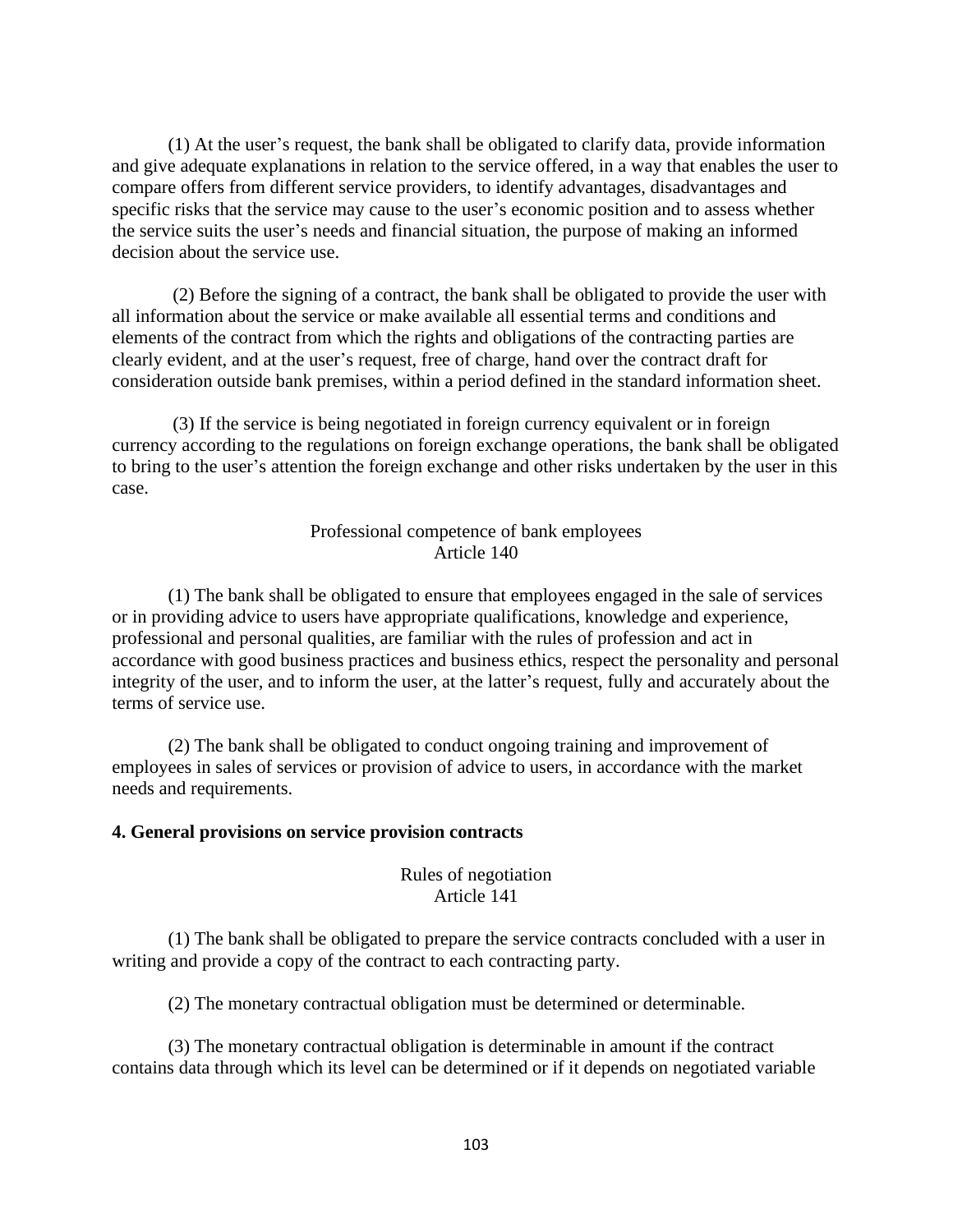(1) At the user's request, the bank shall be obligated to clarify data, provide information and give adequate explanations in relation to the service offered, in a way that enables the user to compare offers from different service providers, to identify advantages, disadvantages and specific risks that the service may cause to the user's economic position and to assess whether the service suits the user's needs and financial situation, the purpose of making an informed decision about the service use.

(2) Before the signing of a contract, the bank shall be obligated to provide the user with all information about the service or make available all essential terms and conditions and elements of the contract from which the rights and obligations of the contracting parties are clearly evident, and at the user's request, free of charge, hand over the contract draft for consideration outside bank premises, within a period defined in the standard information sheet.

(3) If the service is being negotiated in foreign currency equivalent or in foreign currency according to the regulations on foreign exchange operations, the bank shall be obligated to bring to the user's attention the foreign exchange and other risks undertaken by the user in this case.

Professional competence of bank employees
Article 140

(1) The bank shall be obligated to ensure that employees engaged in the sale of services or in providing advice to users have appropriate qualifications, knowledge and experience, professional and personal qualities, are familiar with the rules of profession and act in accordance with good business practices and business ethics, respect the personality and personal integrity of the user, and to inform the user, at the latter's request, fully and accurately about the terms of service use.

(2) The bank shall be obligated to conduct ongoing training and improvement of employees in sales of services or provision of advice to users, in accordance with the market needs and requirements.

### 4. General provisions on service provision contracts

Rules of negotiation
Article 141

(1) The bank shall be obligated to prepare the service contracts concluded with a user in writing and provide a copy of the contract to each contracting party.

(2) The monetary contractual obligation must be determined or determinable.

(3) The monetary contractual obligation is determinable in amount if the contract contains data through which its level can be determined or if it depends on negotiated variable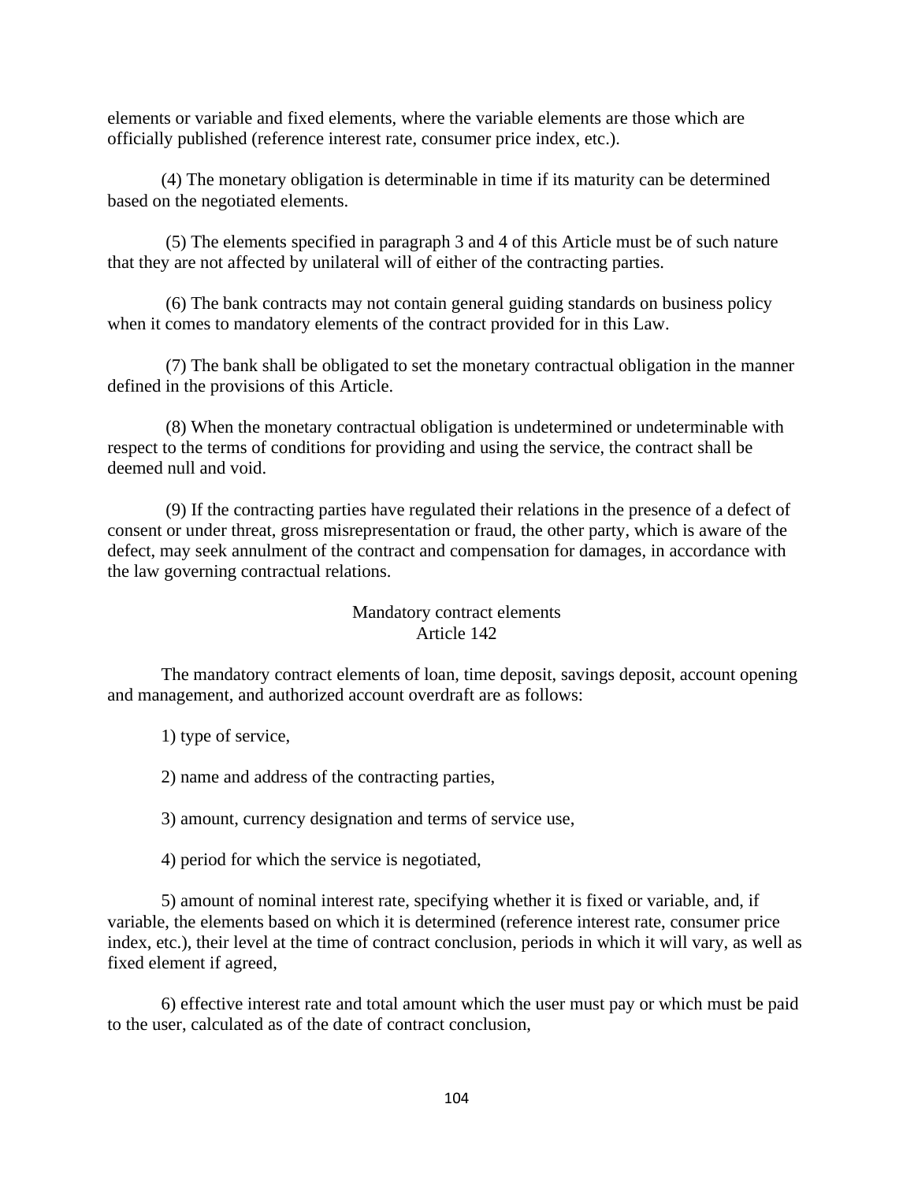elements or variable and fixed elements, where the variable elements are those which are officially published (reference interest rate, consumer price index, etc.).

(4) The monetary obligation is determinable in time if its maturity can be determined based on the negotiated elements.

(5) The elements specified in paragraph 3 and 4 of this Article must be of such nature that they are not affected by unilateral will of either of the contracting parties.

(6) The bank contracts may not contain general guiding standards on business policy when it comes to mandatory elements of the contract provided for in this Law.

(7) The bank shall be obligated to set the monetary contractual obligation in the manner defined in the provisions of this Article.

(8) When the monetary contractual obligation is undetermined or undeterminable with respect to the terms of conditions for providing and using the service, the contract shall be deemed null and void.

(9) If the contracting parties have regulated their relations in the presence of a defect of consent or under threat, gross misrepresentation or fraud, the other party, which is aware of the defect, may seek annulment of the contract and compensation for damages, in accordance with the law governing contractual relations.

### Mandatory contract elements
### Article 142

The mandatory contract elements of loan, time deposit, savings deposit, account opening and management, and authorized account overdraft are as follows:

1) type of service,

2) name and address of the contracting parties,

3) amount, currency designation and terms of service use,

4) period for which the service is negotiated,

5) amount of nominal interest rate, specifying whether it is fixed or variable, and, if variable, the elements based on which it is determined (reference interest rate, consumer price index, etc.), their level at the time of contract conclusion, periods in which it will vary, as well as fixed element if agreed,

6) effective interest rate and total amount which the user must pay or which must be paid to the user, calculated as of the date of contract conclusion,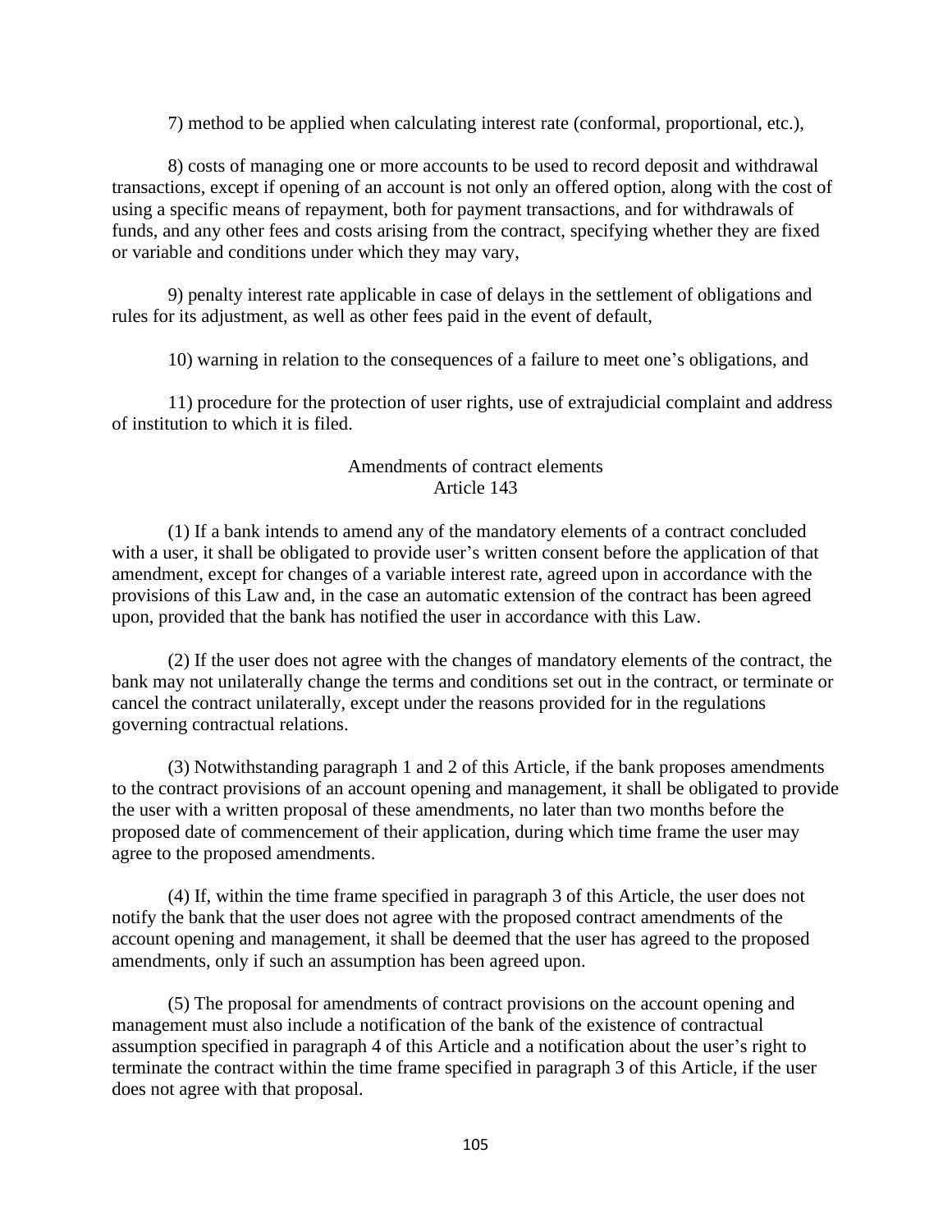7) method to be applied when calculating interest rate (conformal, proportional, etc.),

8) costs of managing one or more accounts to be used to record deposit and withdrawal transactions, except if opening of an account is not only an offered option, along with the cost of using a specific means of repayment, both for payment transactions, and for withdrawals of funds, and any other fees and costs arising from the contract, specifying whether they are fixed or variable and conditions under which they may vary,

9) penalty interest rate applicable in case of delays in the settlement of obligations and rules for its adjustment, as well as other fees paid in the event of default,

10) warning in relation to the consequences of a failure to meet one's obligations, and

11) procedure for the protection of user rights, use of extrajudicial complaint and address of institution to which it is filed.

### Amendments of contract elements
### Article 143

(1) If a bank intends to amend any of the mandatory elements of a contract concluded with a user, it shall be obligated to provide user's written consent before the application of that amendment, except for changes of a variable interest rate, agreed upon in accordance with the provisions of this Law and, in the case an automatic extension of the contract has been agreed upon, provided that the bank has notified the user in accordance with this Law.

(2) If the user does not agree with the changes of mandatory elements of the contract, the bank may not unilaterally change the terms and conditions set out in the contract, or terminate or cancel the contract unilaterally, except under the reasons provided for in the regulations governing contractual relations.

(3) Notwithstanding paragraph 1 and 2 of this Article, if the bank proposes amendments to the contract provisions of an account opening and management, it shall be obligated to provide the user with a written proposal of these amendments, no later than two months before the proposed date of commencement of their application, during which time frame the user may agree to the proposed amendments.

(4) If, within the time frame specified in paragraph 3 of this Article, the user does not notify the bank that the user does not agree with the proposed contract amendments of the account opening and management, it shall be deemed that the user has agreed to the proposed amendments, only if such an assumption has been agreed upon.

(5) The proposal for amendments of contract provisions on the account opening and management must also include a notification of the bank of the existence of contractual assumption specified in paragraph 4 of this Article and a notification about the user's right to terminate the contract within the time frame specified in paragraph 3 of this Article, if the user does not agree with that proposal.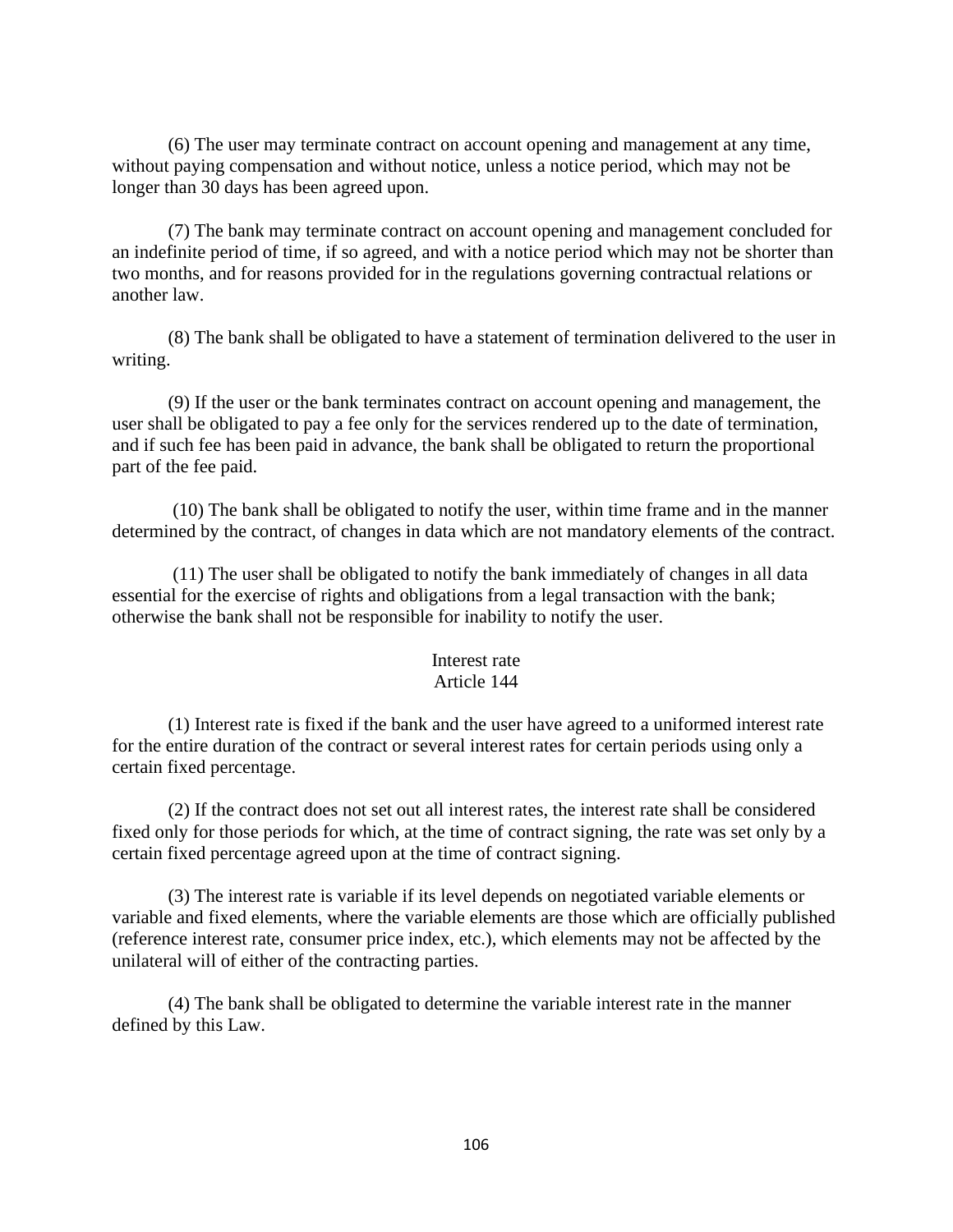(6) The user may terminate contract on account opening and management at any time, without paying compensation and without notice, unless a notice period, which may not be longer than 30 days has been agreed upon.

(7) The bank may terminate contract on account opening and management concluded for an indefinite period of time, if so agreed, and with a notice period which may not be shorter than two months, and for reasons provided for in the regulations governing contractual relations or another law.

(8) The bank shall be obligated to have a statement of termination delivered to the user in writing.

(9) If the user or the bank terminates contract on account opening and management, the user shall be obligated to pay a fee only for the services rendered up to the date of termination, and if such fee has been paid in advance, the bank shall be obligated to return the proportional part of the fee paid.

(10) The bank shall be obligated to notify the user, within time frame and in the manner determined by the contract, of changes in data which are not mandatory elements of the contract.

(11) The user shall be obligated to notify the bank immediately of changes in all data essential for the exercise of rights and obligations from a legal transaction with the bank; otherwise the bank shall not be responsible for inability to notify the user.

### Interest rate
### Article 144

(1) Interest rate is fixed if the bank and the user have agreed to a uniformed interest rate for the entire duration of the contract or several interest rates for certain periods using only a certain fixed percentage.

(2) If the contract does not set out all interest rates, the interest rate shall be considered fixed only for those periods for which, at the time of contract signing, the rate was set only by a certain fixed percentage agreed upon at the time of contract signing.

(3) The interest rate is variable if its level depends on negotiated variable elements or variable and fixed elements, where the variable elements are those which are officially published (reference interest rate, consumer price index, etc.), which elements may not be affected by the unilateral will of either of the contracting parties.

(4) The bank shall be obligated to determine the variable interest rate in the manner defined by this Law.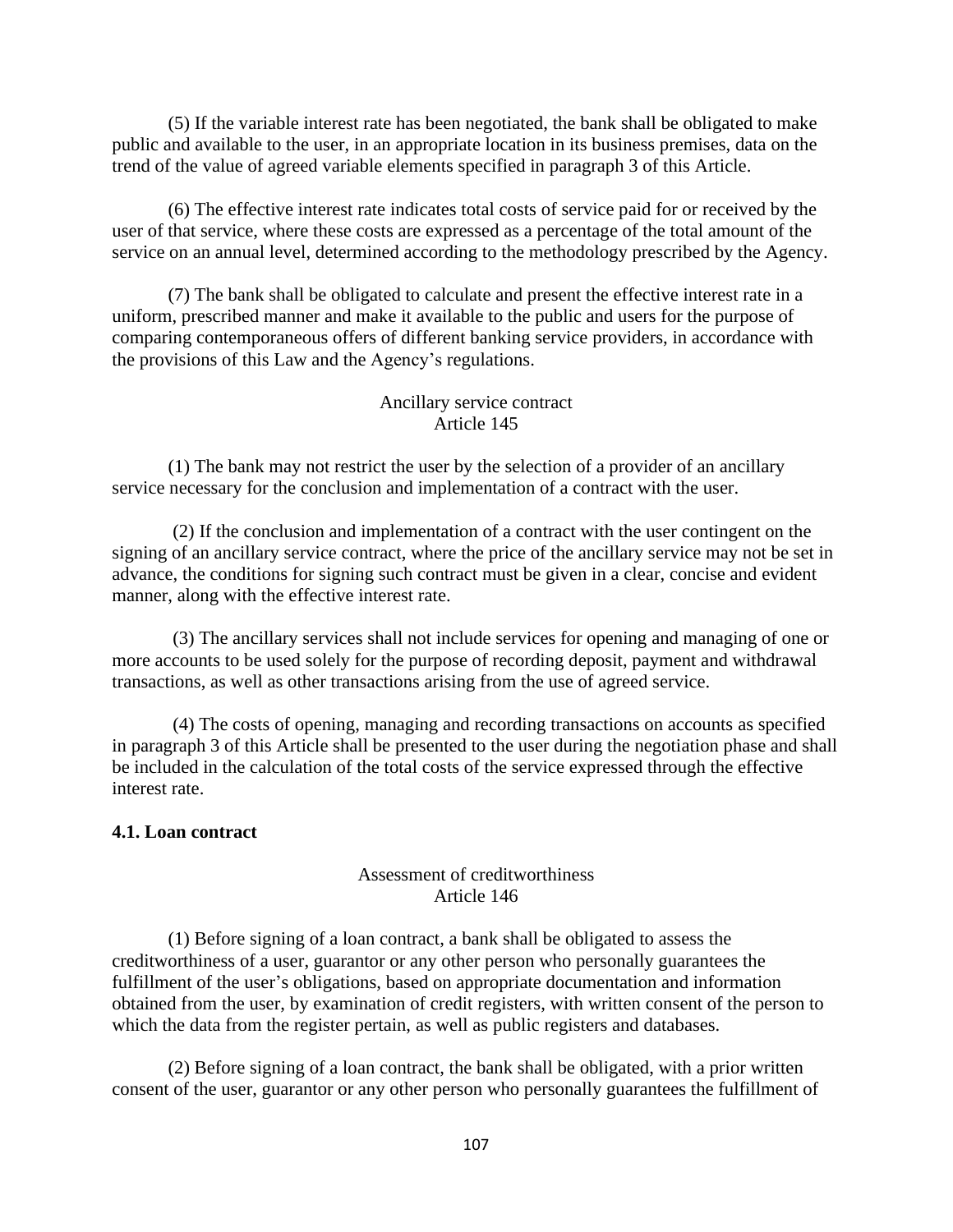(5) If the variable interest rate has been negotiated, the bank shall be obligated to make public and available to the user, in an appropriate location in its business premises, data on the trend of the value of agreed variable elements specified in paragraph 3 of this Article.

(6) The effective interest rate indicates total costs of service paid for or received by the user of that service, where these costs are expressed as a percentage of the total amount of the service on an annual level, determined according to the methodology prescribed by the Agency.

(7) The bank shall be obligated to calculate and present the effective interest rate in a uniform, prescribed manner and make it available to the public and users for the purpose of comparing contemporaneous offers of different banking service providers, in accordance with the provisions of this Law and the Agency's regulations.

Ancillary service contract
Article 145

(1) The bank may not restrict the user by the selection of a provider of an ancillary service necessary for the conclusion and implementation of a contract with the user.

(2) If the conclusion and implementation of a contract with the user contingent on the signing of an ancillary service contract, where the price of the ancillary service may not be set in advance, the conditions for signing such contract must be given in a clear, concise and evident manner, along with the effective interest rate.

(3) The ancillary services shall not include services for opening and managing of one or more accounts to be used solely for the purpose of recording deposit, payment and withdrawal transactions, as well as other transactions arising from the use of agreed service.

(4) The costs of opening, managing and recording transactions on accounts as specified in paragraph 3 of this Article shall be presented to the user during the negotiation phase and shall be included in the calculation of the total costs of the service expressed through the effective interest rate.

**4.1. Loan contract**

Assessment of creditworthiness
Article 146

(1) Before signing of a loan contract, a bank shall be obligated to assess the creditworthiness of a user, guarantor or any other person who personally guarantees the fulfillment of the user's obligations, based on appropriate documentation and information obtained from the user, by examination of credit registers, with written consent of the person to which the data from the register pertain, as well as public registers and databases.

(2) Before signing of a loan contract, the bank shall be obligated, with a prior written consent of the user, guarantor or any other person who personally guarantees the fulfillment of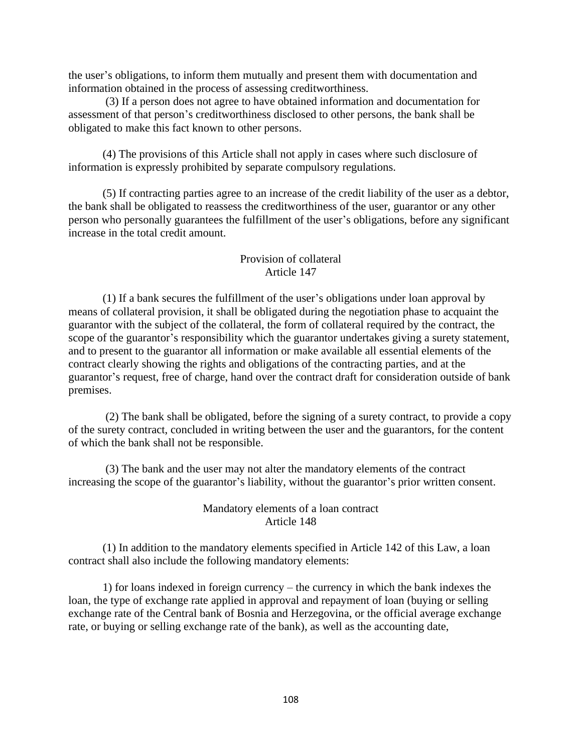the user's obligations, to inform them mutually and present them with documentation and information obtained in the process of assessing creditworthiness.

(3) If a person does not agree to have obtained information and documentation for assessment of that person's creditworthiness disclosed to other persons, the bank shall be obligated to make this fact known to other persons.

(4) The provisions of this Article shall not apply in cases where such disclosure of information is expressly prohibited by separate compulsory regulations.

(5) If contracting parties agree to an increase of the credit liability of the user as a debtor, the bank shall be obligated to reassess the creditworthiness of the user, guarantor or any other person who personally guarantees the fulfillment of the user's obligations, before any significant increase in the total credit amount.

### Provision of collateral
### Article 147

(1) If a bank secures the fulfillment of the user's obligations under loan approval by means of collateral provision, it shall be obligated during the negotiation phase to acquaint the guarantor with the subject of the collateral, the form of collateral required by the contract, the scope of the guarantor's responsibility which the guarantor undertakes giving a surety statement, and to present to the guarantor all information or make available all essential elements of the contract clearly showing the rights and obligations of the contracting parties, and at the guarantor's request, free of charge, hand over the contract draft for consideration outside of bank premises.

(2) The bank shall be obligated, before the signing of a surety contract, to provide a copy of the surety contract, concluded in writing between the user and the guarantors, for the content of which the bank shall not be responsible.

(3) The bank and the user may not alter the mandatory elements of the contract increasing the scope of the guarantor's liability, without the guarantor's prior written consent.

### Mandatory elements of a loan contract
### Article 148

(1) In addition to the mandatory elements specified in Article 142 of this Law, a loan contract shall also include the following mandatory elements:

1) for loans indexed in foreign currency – the currency in which the bank indexes the loan, the type of exchange rate applied in approval and repayment of loan (buying or selling exchange rate of the Central bank of Bosnia and Herzegovina, or the official average exchange rate, or buying or selling exchange rate of the bank), as well as the accounting date,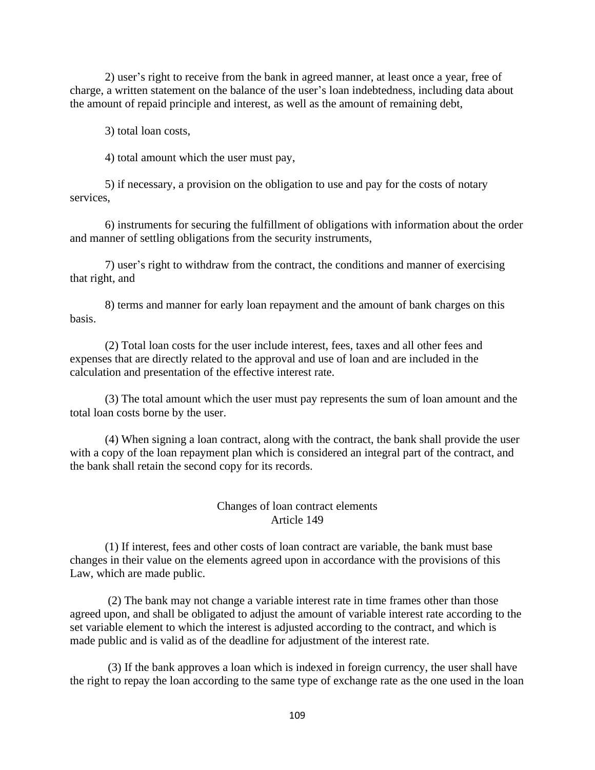2) user's right to receive from the bank in agreed manner, at least once a year, free of charge, a written statement on the balance of the user's loan indebtedness, including data about the amount of repaid principle and interest, as well as the amount of remaining debt,

3) total loan costs,

4) total amount which the user must pay,

5) if necessary, a provision on the obligation to use and pay for the costs of notary services,

6) instruments for securing the fulfillment of obligations with information about the order and manner of settling obligations from the security instruments,

7) user's right to withdraw from the contract, the conditions and manner of exercising that right, and

8) terms and manner for early loan repayment and the amount of bank charges on this basis.

(2) Total loan costs for the user include interest, fees, taxes and all other fees and expenses that are directly related to the approval and use of loan and are included in the calculation and presentation of the effective interest rate.

(3) The total amount which the user must pay represents the sum of loan amount and the total loan costs borne by the user.

(4) When signing a loan contract, along with the contract, the bank shall provide the user with a copy of the loan repayment plan which is considered an integral part of the contract, and the bank shall retain the second copy for its records.

### Changes of loan contract elements
### Article 149

(1) If interest, fees and other costs of loan contract are variable, the bank must base changes in their value on the elements agreed upon in accordance with the provisions of this Law, which are made public.

(2) The bank may not change a variable interest rate in time frames other than those agreed upon, and shall be obligated to adjust the amount of variable interest rate according to the set variable element to which the interest is adjusted according to the contract, and which is made public and is valid as of the deadline for adjustment of the interest rate.

(3) If the bank approves a loan which is indexed in foreign currency, the user shall have the right to repay the loan according to the same type of exchange rate as the one used in the loan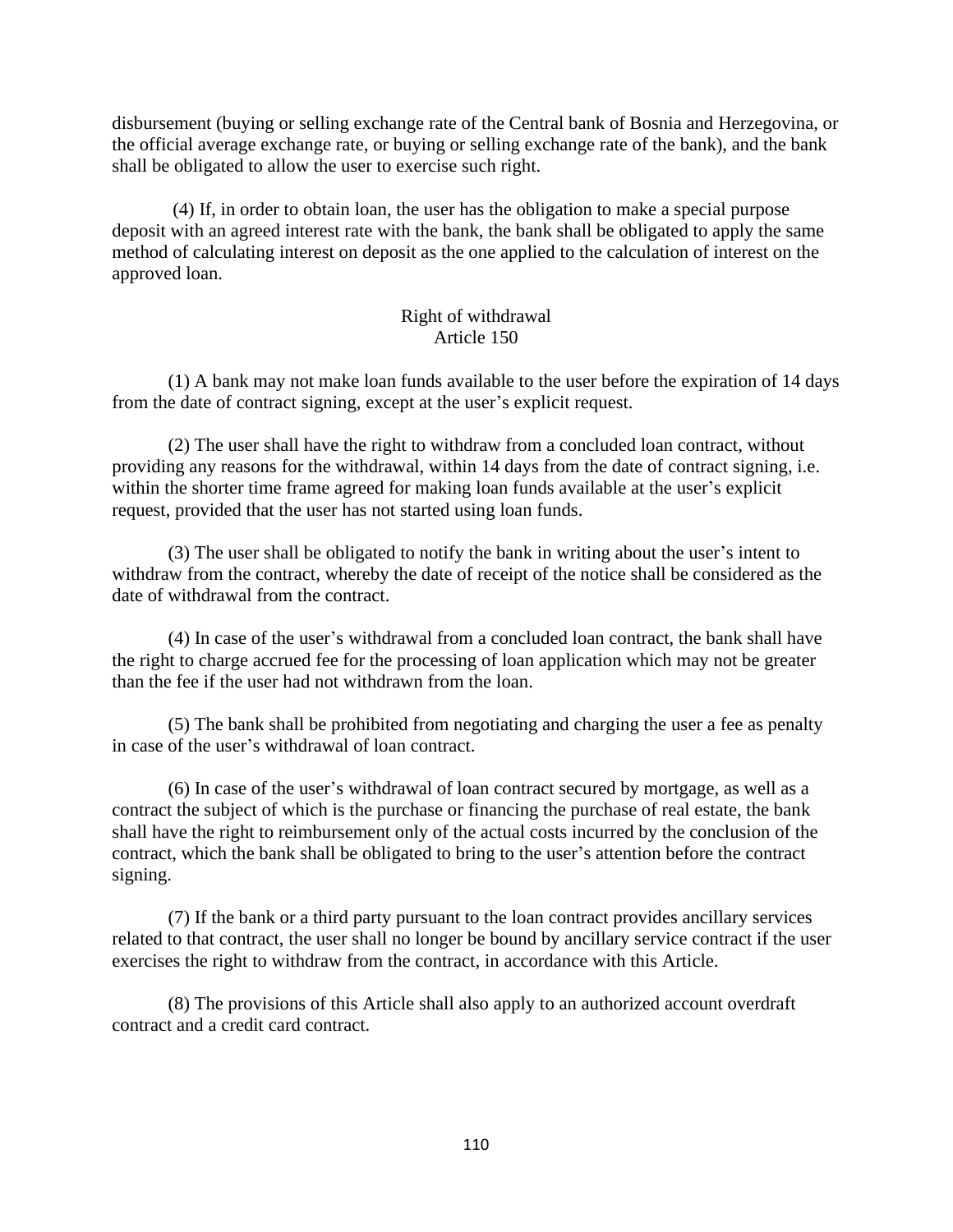disbursement (buying or selling exchange rate of the Central bank of Bosnia and Herzegovina, or the official average exchange rate, or buying or selling exchange rate of the bank), and the bank shall be obligated to allow the user to exercise such right.

(4) If, in order to obtain loan, the user has the obligation to make a special purpose deposit with an agreed interest rate with the bank, the bank shall be obligated to apply the same method of calculating interest on deposit as the one applied to the calculation of interest on the approved loan.

Right of withdrawal
Article 150

(1) A bank may not make loan funds available to the user before the expiration of 14 days from the date of contract signing, except at the user's explicit request.

(2) The user shall have the right to withdraw from a concluded loan contract, without providing any reasons for the withdrawal, within 14 days from the date of contract signing, i.e. within the shorter time frame agreed for making loan funds available at the user's explicit request, provided that the user has not started using loan funds.

(3) The user shall be obligated to notify the bank in writing about the user's intent to withdraw from the contract, whereby the date of receipt of the notice shall be considered as the date of withdrawal from the contract.

(4) In case of the user's withdrawal from a concluded loan contract, the bank shall have the right to charge accrued fee for the processing of loan application which may not be greater than the fee if the user had not withdrawn from the loan.

(5) The bank shall be prohibited from negotiating and charging the user a fee as penalty in case of the user's withdrawal of loan contract.

(6) In case of the user's withdrawal of loan contract secured by mortgage, as well as a contract the subject of which is the purchase or financing the purchase of real estate, the bank shall have the right to reimbursement only of the actual costs incurred by the conclusion of the contract, which the bank shall be obligated to bring to the user's attention before the contract signing.

(7) If the bank or a third party pursuant to the loan contract provides ancillary services related to that contract, the user shall no longer be bound by ancillary service contract if the user exercises the right to withdraw from the contract, in accordance with this Article.

(8) The provisions of this Article shall also apply to an authorized account overdraft contract and a credit card contract.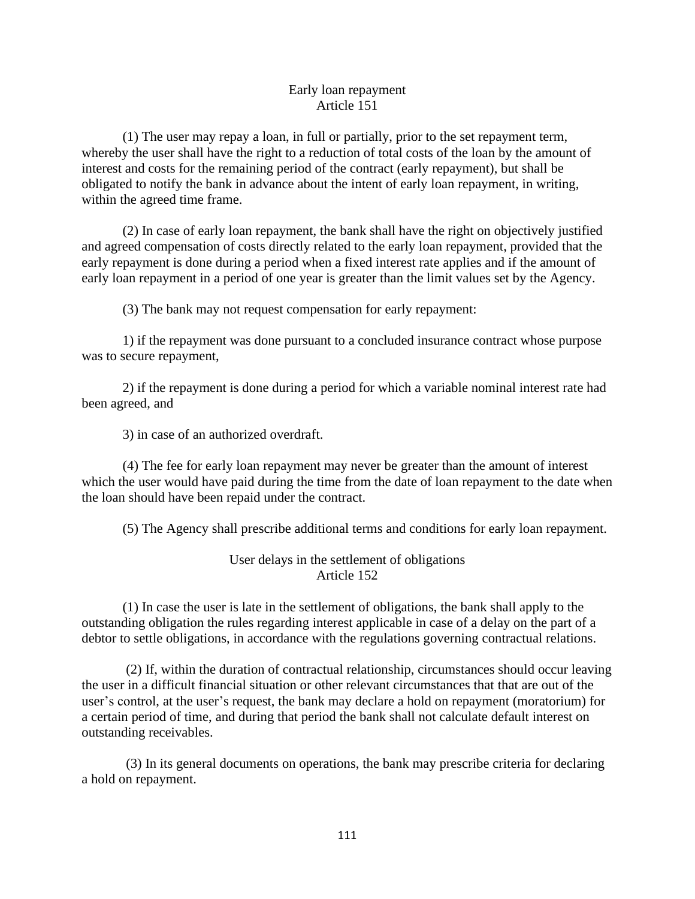## Early loan repayment
## Article 151

(1) The user may repay a loan, in full or partially, prior to the set repayment term, whereby the user shall have the right to a reduction of total costs of the loan by the amount of interest and costs for the remaining period of the contract (early repayment), but shall be obligated to notify the bank in advance about the intent of early loan repayment, in writing, within the agreed time frame.

(2) In case of early loan repayment, the bank shall have the right on objectively justified and agreed compensation of costs directly related to the early loan repayment, provided that the early repayment is done during a period when a fixed interest rate applies and if the amount of early loan repayment in a period of one year is greater than the limit values set by the Agency.

(3) The bank may not request compensation for early repayment:

1) if the repayment was done pursuant to a concluded insurance contract whose purpose was to secure repayment,

2) if the repayment is done during a period for which a variable nominal interest rate had been agreed, and

3) in case of an authorized overdraft.

(4) The fee for early loan repayment may never be greater than the amount of interest which the user would have paid during the time from the date of loan repayment to the date when the loan should have been repaid under the contract.

(5) The Agency shall prescribe additional terms and conditions for early loan repayment.

## User delays in the settlement of obligations
## Article 152

(1) In case the user is late in the settlement of obligations, the bank shall apply to the outstanding obligation the rules regarding interest applicable in case of a delay on the part of a debtor to settle obligations, in accordance with the regulations governing contractual relations.

(2) If, within the duration of contractual relationship, circumstances should occur leaving the user in a difficult financial situation or other relevant circumstances that that are out of the user's control, at the user's request, the bank may declare a hold on repayment (moratorium) for a certain period of time, and during that period the bank shall not calculate default interest on outstanding receivables.

(3) In its general documents on operations, the bank may prescribe criteria for declaring a hold on repayment.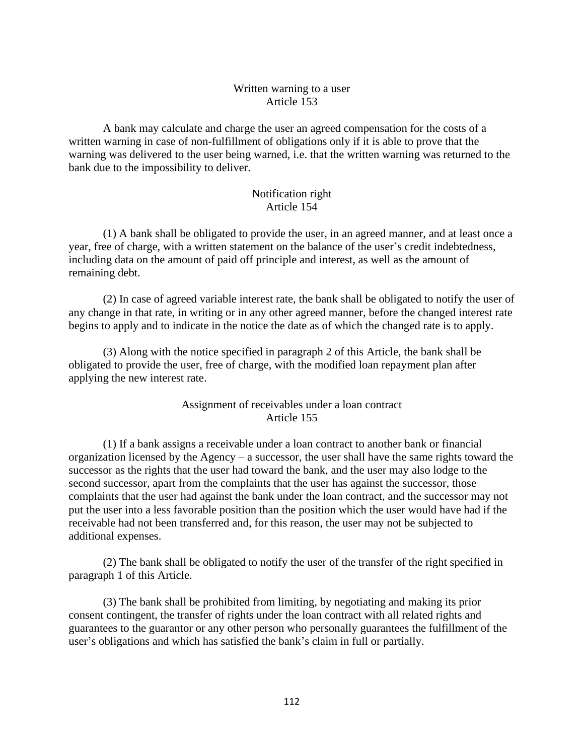### Written warning to a user
### Article 153

A bank may calculate and charge the user an agreed compensation for the costs of a written warning in case of non-fulfillment of obligations only if it is able to prove that the warning was delivered to the user being warned, i.e. that the written warning was returned to the bank due to the impossibility to deliver.

### Notification right
### Article 154

(1) A bank shall be obligated to provide the user, in an agreed manner, and at least once a year, free of charge, with a written statement on the balance of the user's credit indebtedness, including data on the amount of paid off principle and interest, as well as the amount of remaining debt.

(2) In case of agreed variable interest rate, the bank shall be obligated to notify the user of any change in that rate, in writing or in any other agreed manner, before the changed interest rate begins to apply and to indicate in the notice the date as of which the changed rate is to apply.

(3) Along with the notice specified in paragraph 2 of this Article, the bank shall be obligated to provide the user, free of charge, with the modified loan repayment plan after applying the new interest rate.

### Assignment of receivables under a loan contract
### Article 155

(1) If a bank assigns a receivable under a loan contract to another bank or financial organization licensed by the Agency – a successor, the user shall have the same rights toward the successor as the rights that the user had toward the bank, and the user may also lodge to the second successor, apart from the complaints that the user has against the successor, those complaints that the user had against the bank under the loan contract, and the successor may not put the user into a less favorable position than the position which the user would have had if the receivable had not been transferred and, for this reason, the user may not be subjected to additional expenses.

(2) The bank shall be obligated to notify the user of the transfer of the right specified in paragraph 1 of this Article.

(3) The bank shall be prohibited from limiting, by negotiating and making its prior consent contingent, the transfer of rights under the loan contract with all related rights and guarantees to the guarantor or any other person who personally guarantees the fulfillment of the user's obligations and which has satisfied the bank's claim in full or partially.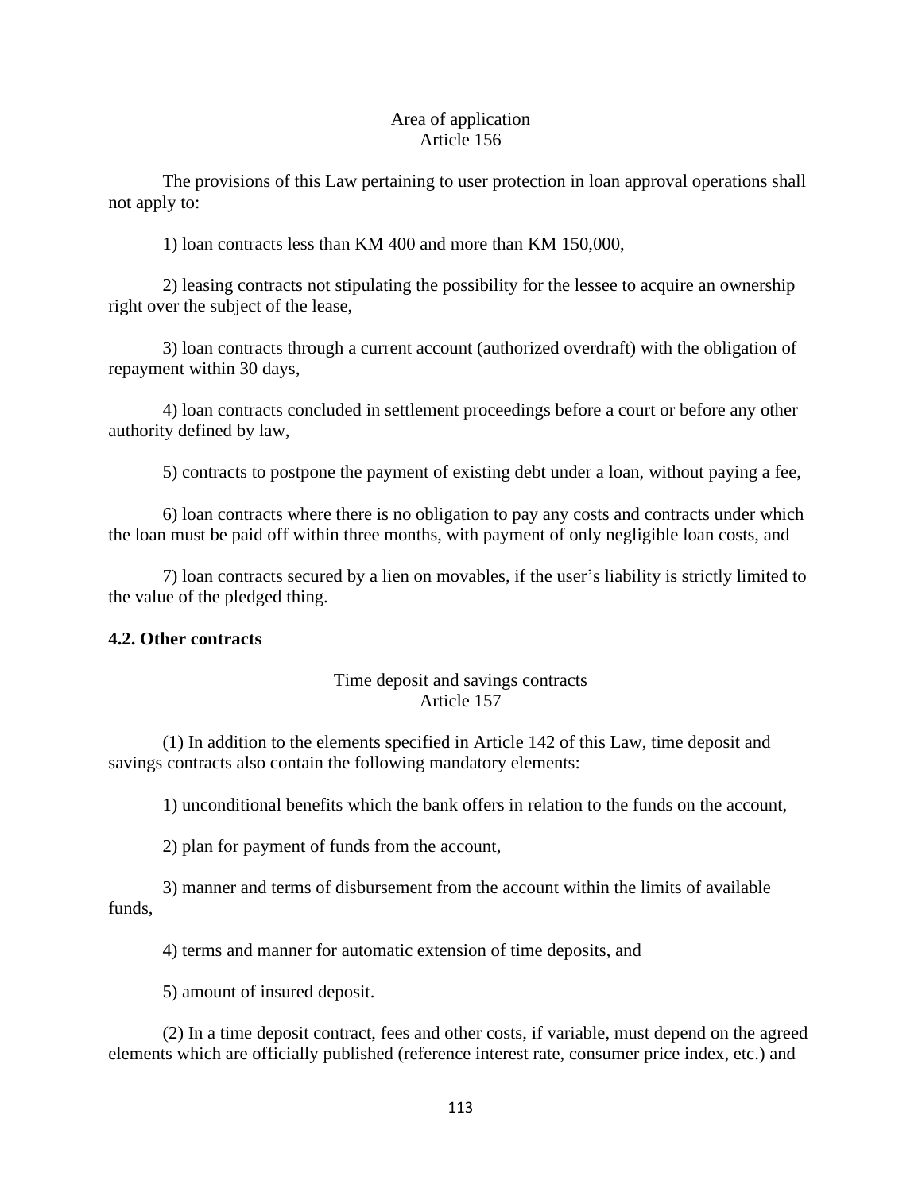Area of application
Article 156

The provisions of this Law pertaining to user protection in loan approval operations shall not apply to:

1) loan contracts less than KM 400 and more than KM 150,000,

2) leasing contracts not stipulating the possibility for the lessee to acquire an ownership right over the subject of the lease,

3) loan contracts through a current account (authorized overdraft) with the obligation of repayment within 30 days,

4) loan contracts concluded in settlement proceedings before a court or before any other authority defined by law,

5) contracts to postpone the payment of existing debt under a loan, without paying a fee,

6) loan contracts where there is no obligation to pay any costs and contracts under which the loan must be paid off within three months, with payment of only negligible loan costs, and

7) loan contracts secured by a lien on movables, if the user's liability is strictly limited to the value of the pledged thing.

**4.2. Other contracts**

Time deposit and savings contracts
Article 157

(1) In addition to the elements specified in Article 142 of this Law, time deposit and savings contracts also contain the following mandatory elements:

1) unconditional benefits which the bank offers in relation to the funds on the account,

2) plan for payment of funds from the account,

3) manner and terms of disbursement from the account within the limits of available funds,

4) terms and manner for automatic extension of time deposits, and

5) amount of insured deposit.

(2) In a time deposit contract, fees and other costs, if variable, must depend on the agreed elements which are officially published (reference interest rate, consumer price index, etc.) and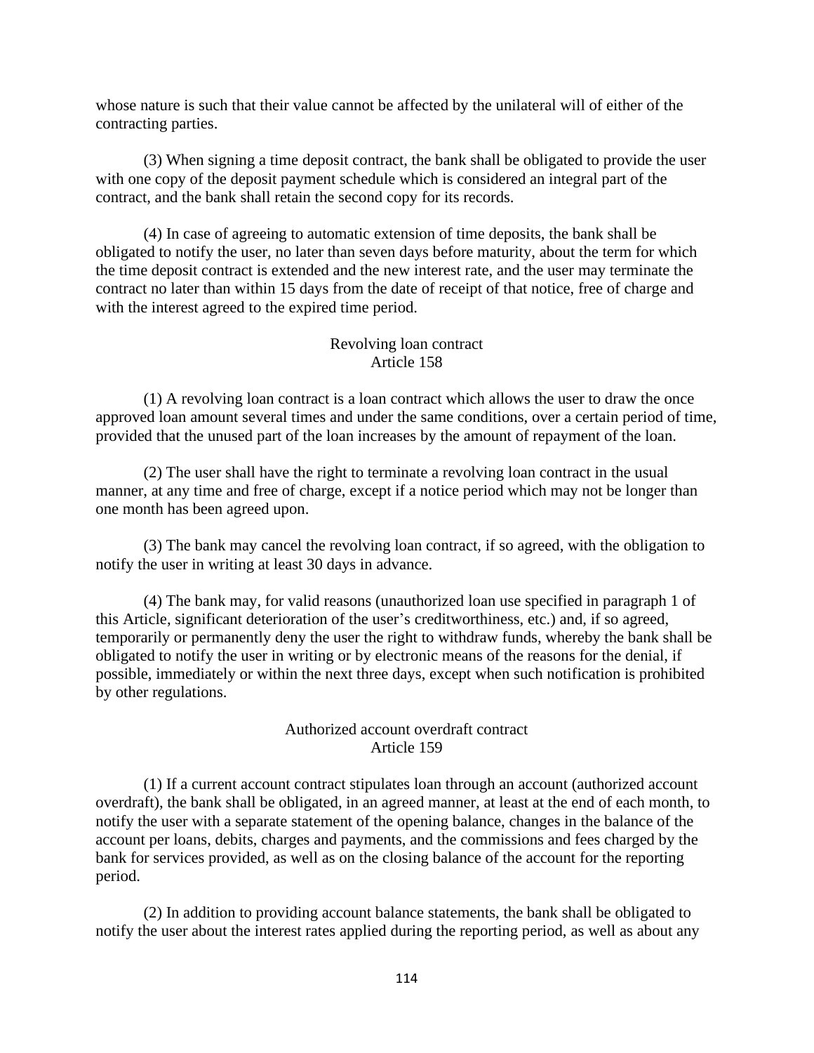whose nature is such that their value cannot be affected by the unilateral will of either of the contracting parties.

(3) When signing a time deposit contract, the bank shall be obligated to provide the user with one copy of the deposit payment schedule which is considered an integral part of the contract, and the bank shall retain the second copy for its records.

(4) In case of agreeing to automatic extension of time deposits, the bank shall be obligated to notify the user, no later than seven days before maturity, about the term for which the time deposit contract is extended and the new interest rate, and the user may terminate the contract no later than within 15 days from the date of receipt of that notice, free of charge and with the interest agreed to the expired time period.

### Revolving loan contract
### Article 158

(1) A revolving loan contract is a loan contract which allows the user to draw the once approved loan amount several times and under the same conditions, over a certain period of time, provided that the unused part of the loan increases by the amount of repayment of the loan.

(2) The user shall have the right to terminate a revolving loan contract in the usual manner, at any time and free of charge, except if a notice period which may not be longer than one month has been agreed upon.

(3) The bank may cancel the revolving loan contract, if so agreed, with the obligation to notify the user in writing at least 30 days in advance.

(4) The bank may, for valid reasons (unauthorized loan use specified in paragraph 1 of this Article, significant deterioration of the user's creditworthiness, etc.) and, if so agreed, temporarily or permanently deny the user the right to withdraw funds, whereby the bank shall be obligated to notify the user in writing or by electronic means of the reasons for the denial, if possible, immediately or within the next three days, except when such notification is prohibited by other regulations.

### Authorized account overdraft contract
### Article 159

(1) If a current account contract stipulates loan through an account (authorized account overdraft), the bank shall be obligated, in an agreed manner, at least at the end of each month, to notify the user with a separate statement of the opening balance, changes in the balance of the account per loans, debits, charges and payments, and the commissions and fees charged by the bank for services provided, as well as on the closing balance of the account for the reporting period.

(2) In addition to providing account balance statements, the bank shall be obligated to notify the user about the interest rates applied during the reporting period, as well as about any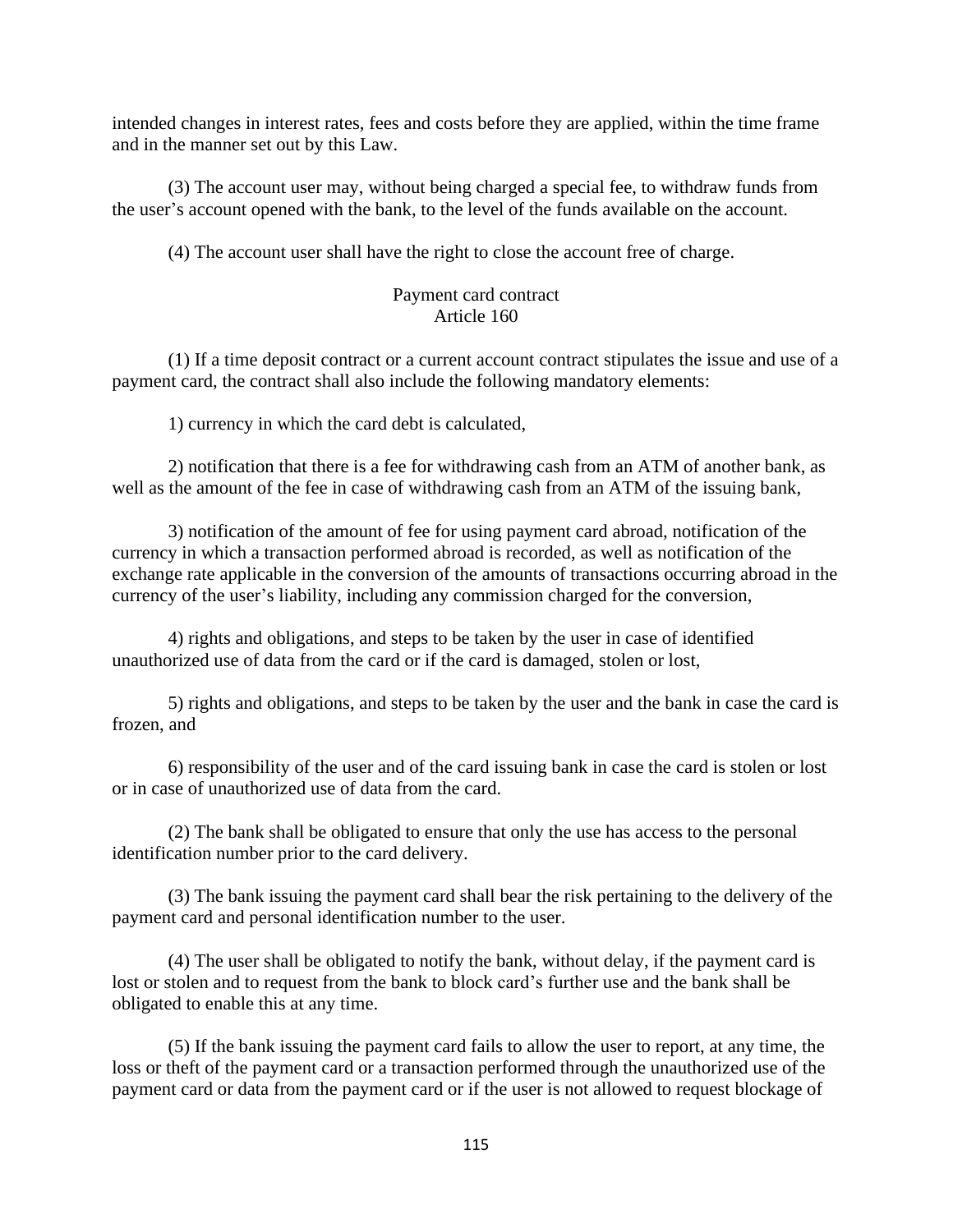intended changes in interest rates, fees and costs before they are applied, within the time frame and in the manner set out by this Law.

(3) The account user may, without being charged a special fee, to withdraw funds from the user's account opened with the bank, to the level of the funds available on the account.

(4) The account user shall have the right to close the account free of charge.

### Payment card contract
### Article 160

(1) If a time deposit contract or a current account contract stipulates the issue and use of a payment card, the contract shall also include the following mandatory elements:

1) currency in which the card debt is calculated,

2) notification that there is a fee for withdrawing cash from an ATM of another bank, as well as the amount of the fee in case of withdrawing cash from an ATM of the issuing bank,

3) notification of the amount of fee for using payment card abroad, notification of the currency in which a transaction performed abroad is recorded, as well as notification of the exchange rate applicable in the conversion of the amounts of transactions occurring abroad in the currency of the user's liability, including any commission charged for the conversion,

4) rights and obligations, and steps to be taken by the user in case of identified unauthorized use of data from the card or if the card is damaged, stolen or lost,

5) rights and obligations, and steps to be taken by the user and the bank in case the card is frozen, and

6) responsibility of the user and of the card issuing bank in case the card is stolen or lost or in case of unauthorized use of data from the card.

(2) The bank shall be obligated to ensure that only the use has access to the personal identification number prior to the card delivery.

(3) The bank issuing the payment card shall bear the risk pertaining to the delivery of the payment card and personal identification number to the user.

(4) The user shall be obligated to notify the bank, without delay, if the payment card is lost or stolen and to request from the bank to block card's further use and the bank shall be obligated to enable this at any time.

(5) If the bank issuing the payment card fails to allow the user to report, at any time, the loss or theft of the payment card or a transaction performed through the unauthorized use of the payment card or data from the payment card or if the user is not allowed to request blockage of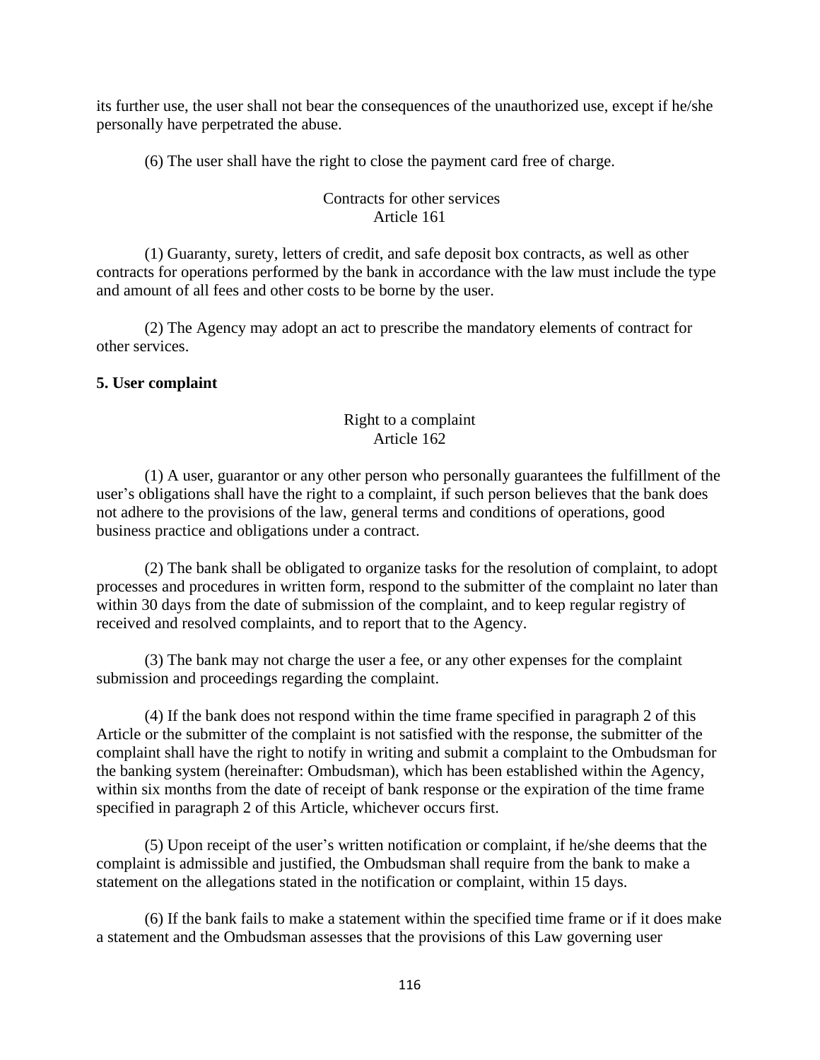its further use, the user shall not bear the consequences of the unauthorized use, except if he/she personally have perpetrated the abuse.

(6) The user shall have the right to close the payment card free of charge.

Contracts for other services
Article 161

(1) Guaranty, surety, letters of credit, and safe deposit box contracts, as well as other contracts for operations performed by the bank in accordance with the law must include the type and amount of all fees and other costs to be borne by the user.

(2) The Agency may adopt an act to prescribe the mandatory elements of contract for other services.

**5. User complaint**

Right to a complaint
Article 162

(1) A user, guarantor or any other person who personally guarantees the fulfillment of the user's obligations shall have the right to a complaint, if such person believes that the bank does not adhere to the provisions of the law, general terms and conditions of operations, good business practice and obligations under a contract.

(2) The bank shall be obligated to organize tasks for the resolution of complaint, to adopt processes and procedures in written form, respond to the submitter of the complaint no later than within 30 days from the date of submission of the complaint, and to keep regular registry of received and resolved complaints, and to report that to the Agency.

(3) The bank may not charge the user a fee, or any other expenses for the complaint submission and proceedings regarding the complaint.

(4) If the bank does not respond within the time frame specified in paragraph 2 of this Article or the submitter of the complaint is not satisfied with the response, the submitter of the complaint shall have the right to notify in writing and submit a complaint to the Ombudsman for the banking system (hereinafter: Ombudsman), which has been established within the Agency, within six months from the date of receipt of bank response or the expiration of the time frame specified in paragraph 2 of this Article, whichever occurs first.

(5) Upon receipt of the user's written notification or complaint, if he/she deems that the complaint is admissible and justified, the Ombudsman shall require from the bank to make a statement on the allegations stated in the notification or complaint, within 15 days.

(6) If the bank fails to make a statement within the specified time frame or if it does make a statement and the Ombudsman assesses that the provisions of this Law governing user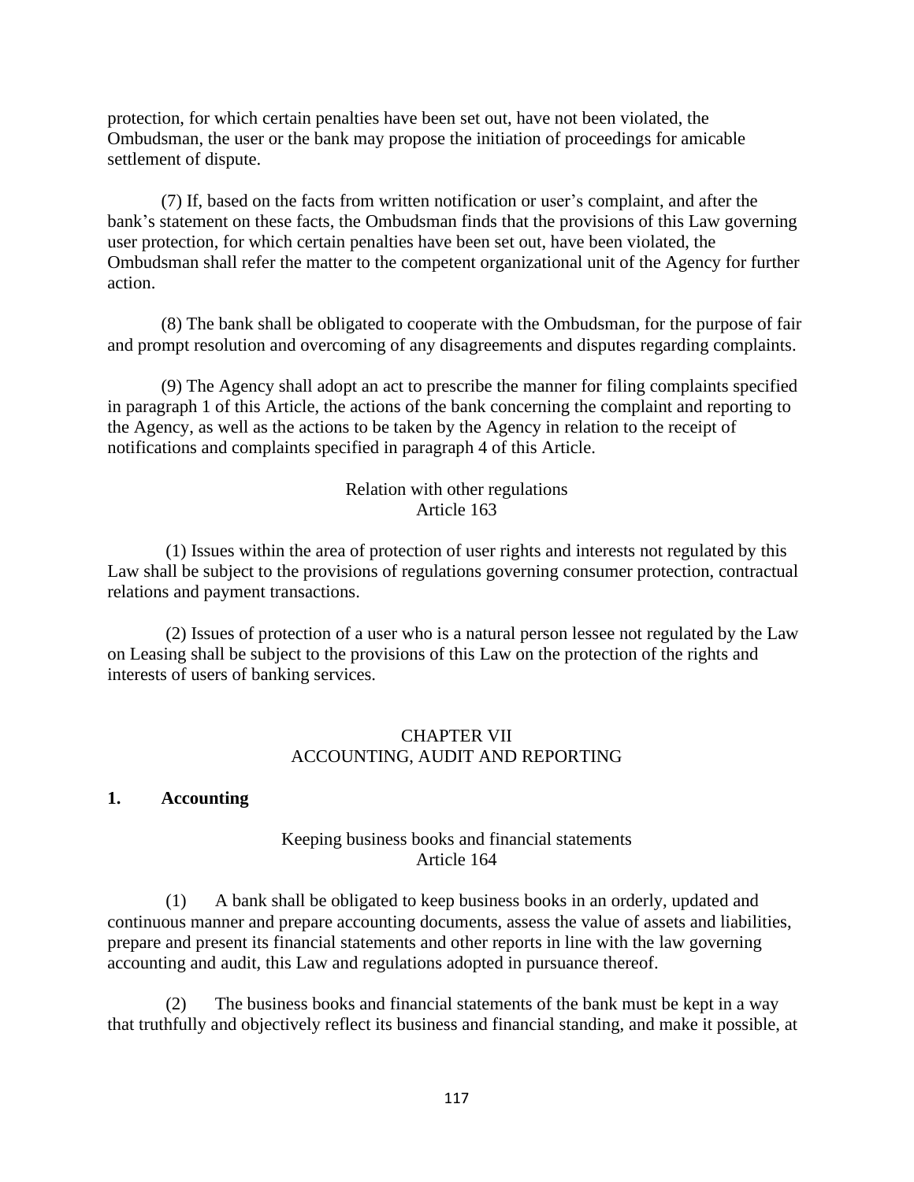protection, for which certain penalties have been set out, have not been violated, the Ombudsman, the user or the bank may propose the initiation of proceedings for amicable settlement of dispute.

(7) If, based on the facts from written notification or user's complaint, and after the bank's statement on these facts, the Ombudsman finds that the provisions of this Law governing user protection, for which certain penalties have been set out, have been violated, the Ombudsman shall refer the matter to the competent organizational unit of the Agency for further action.

(8) The bank shall be obligated to cooperate with the Ombudsman, for the purpose of fair and prompt resolution and overcoming of any disagreements and disputes regarding complaints.

(9) The Agency shall adopt an act to prescribe the manner for filing complaints specified in paragraph 1 of this Article, the actions of the bank concerning the complaint and reporting to the Agency, as well as the actions to be taken by the Agency in relation to the receipt of notifications and complaints specified in paragraph 4 of this Article.

### Relation with other regulations
### Article 163

(1) Issues within the area of protection of user rights and interests not regulated by this Law shall be subject to the provisions of regulations governing consumer protection, contractual relations and payment transactions.

(2) Issues of protection of a user who is a natural person lessee not regulated by the Law on Leasing shall be subject to the provisions of this Law on the protection of the rights and interests of users of banking services.

## CHAPTER VII
## ACCOUNTING, AUDIT AND REPORTING

**1. Accounting**

### Keeping business books and financial statements
### Article 164

(1) A bank shall be obligated to keep business books in an orderly, updated and continuous manner and prepare accounting documents, assess the value of assets and liabilities, prepare and present its financial statements and other reports in line with the law governing accounting and audit, this Law and regulations adopted in pursuance thereof.

(2) The business books and financial statements of the bank must be kept in a way that truthfully and objectively reflect its business and financial standing, and make it possible, at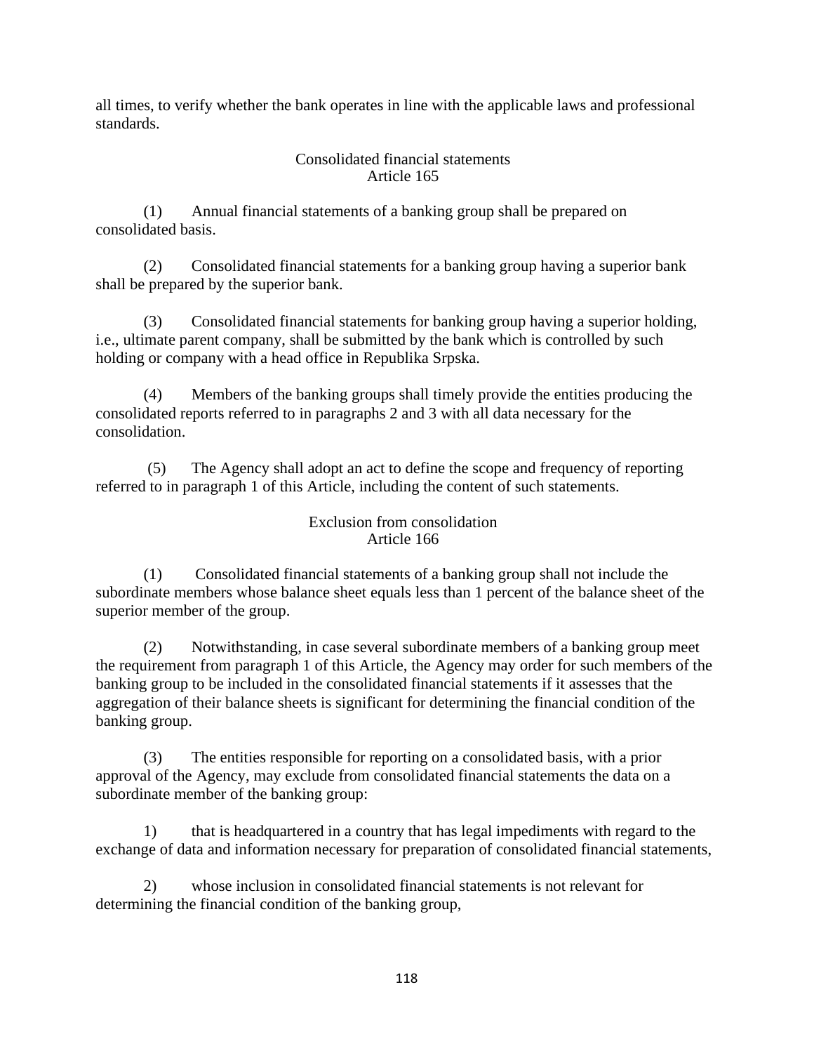all times, to verify whether the bank operates in line with the applicable laws and professional standards.

### Consolidated financial statements
### Article 165

(1) Annual financial statements of a banking group shall be prepared on consolidated basis.

(2) Consolidated financial statements for a banking group having a superior bank shall be prepared by the superior bank.

(3) Consolidated financial statements for banking group having a superior holding, i.e., ultimate parent company, shall be submitted by the bank which is controlled by such holding or company with a head office in Republika Srpska.

(4) Members of the banking groups shall timely provide the entities producing the consolidated reports referred to in paragraphs 2 and 3 with all data necessary for the consolidation.

(5) The Agency shall adopt an act to define the scope and frequency of reporting referred to in paragraph 1 of this Article, including the content of such statements.

### Exclusion from consolidation
### Article 166

(1) Consolidated financial statements of a banking group shall not include the subordinate members whose balance sheet equals less than 1 percent of the balance sheet of the superior member of the group.

(2) Notwithstanding, in case several subordinate members of a banking group meet the requirement from paragraph 1 of this Article, the Agency may order for such members of the banking group to be included in the consolidated financial statements if it assesses that the aggregation of their balance sheets is significant for determining the financial condition of the banking group.

(3) The entities responsible for reporting on a consolidated basis, with a prior approval of the Agency, may exclude from consolidated financial statements the data on a subordinate member of the banking group:

1) that is headquartered in a country that has legal impediments with regard to the exchange of data and information necessary for preparation of consolidated financial statements,

2) whose inclusion in consolidated financial statements is not relevant for determining the financial condition of the banking group,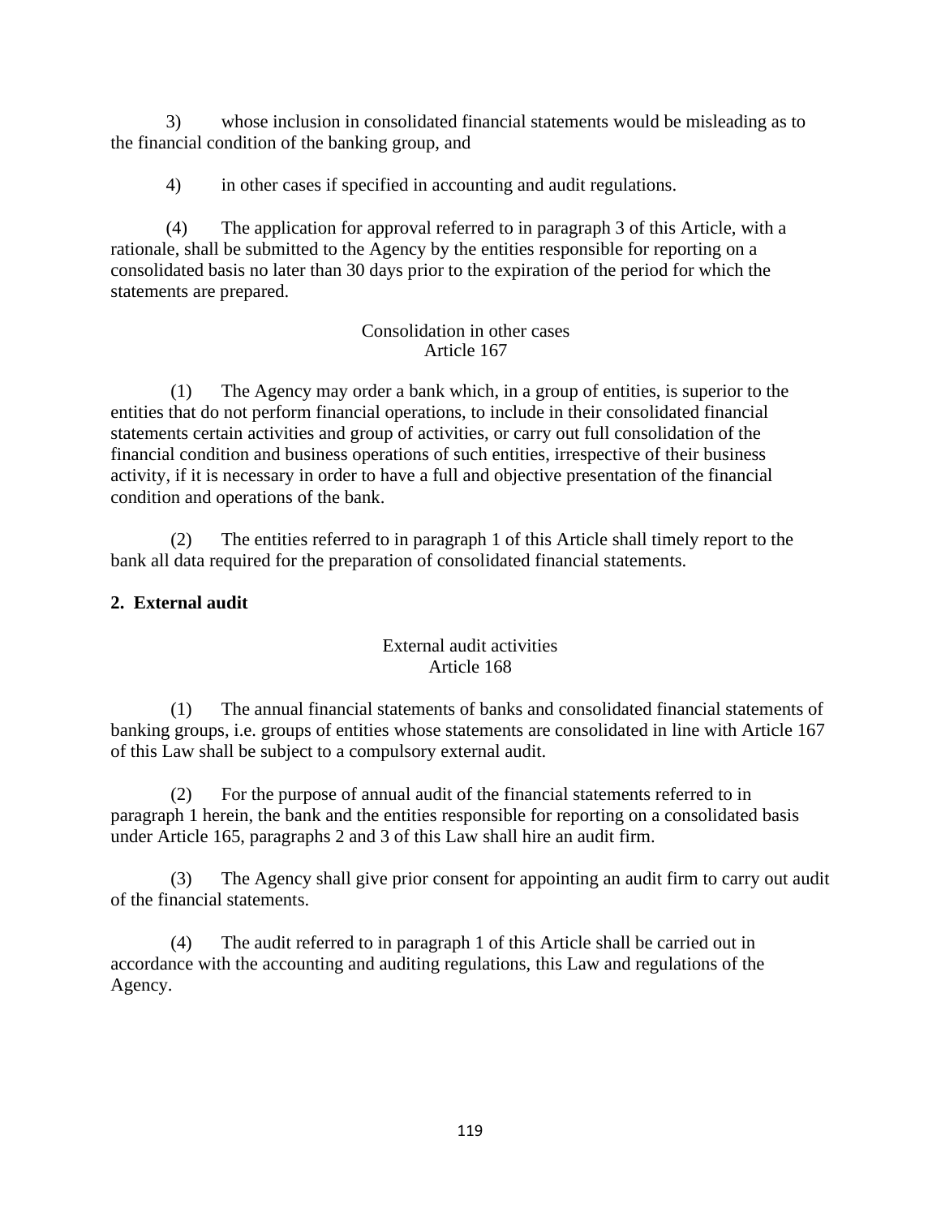3) whose inclusion in consolidated financial statements would be misleading as to the financial condition of the banking group, and

4) in other cases if specified in accounting and audit regulations.

(4) The application for approval referred to in paragraph 3 of this Article, with a rationale, shall be submitted to the Agency by the entities responsible for reporting on a consolidated basis no later than 30 days prior to the expiration of the period for which the statements are prepared.

Consolidation in other cases
Article 167

(1) The Agency may order a bank which, in a group of entities, is superior to the entities that do not perform financial operations, to include in their consolidated financial statements certain activities and group of activities, or carry out full consolidation of the financial condition and business operations of such entities, irrespective of their business activity, if it is necessary in order to have a full and objective presentation of the financial condition and operations of the bank.

(2) The entities referred to in paragraph 1 of this Article shall timely report to the bank all data required for the preparation of consolidated financial statements.

**2. External audit**

External audit activities
Article 168

(1) The annual financial statements of banks and consolidated financial statements of banking groups, i.e. groups of entities whose statements are consolidated in line with Article 167 of this Law shall be subject to a compulsory external audit.

(2) For the purpose of annual audit of the financial statements referred to in paragraph 1 herein, the bank and the entities responsible for reporting on a consolidated basis under Article 165, paragraphs 2 and 3 of this Law shall hire an audit firm.

(3) The Agency shall give prior consent for appointing an audit firm to carry out audit of the financial statements.

(4) The audit referred to in paragraph 1 of this Article shall be carried out in accordance with the accounting and auditing regulations, this Law and regulations of the Agency.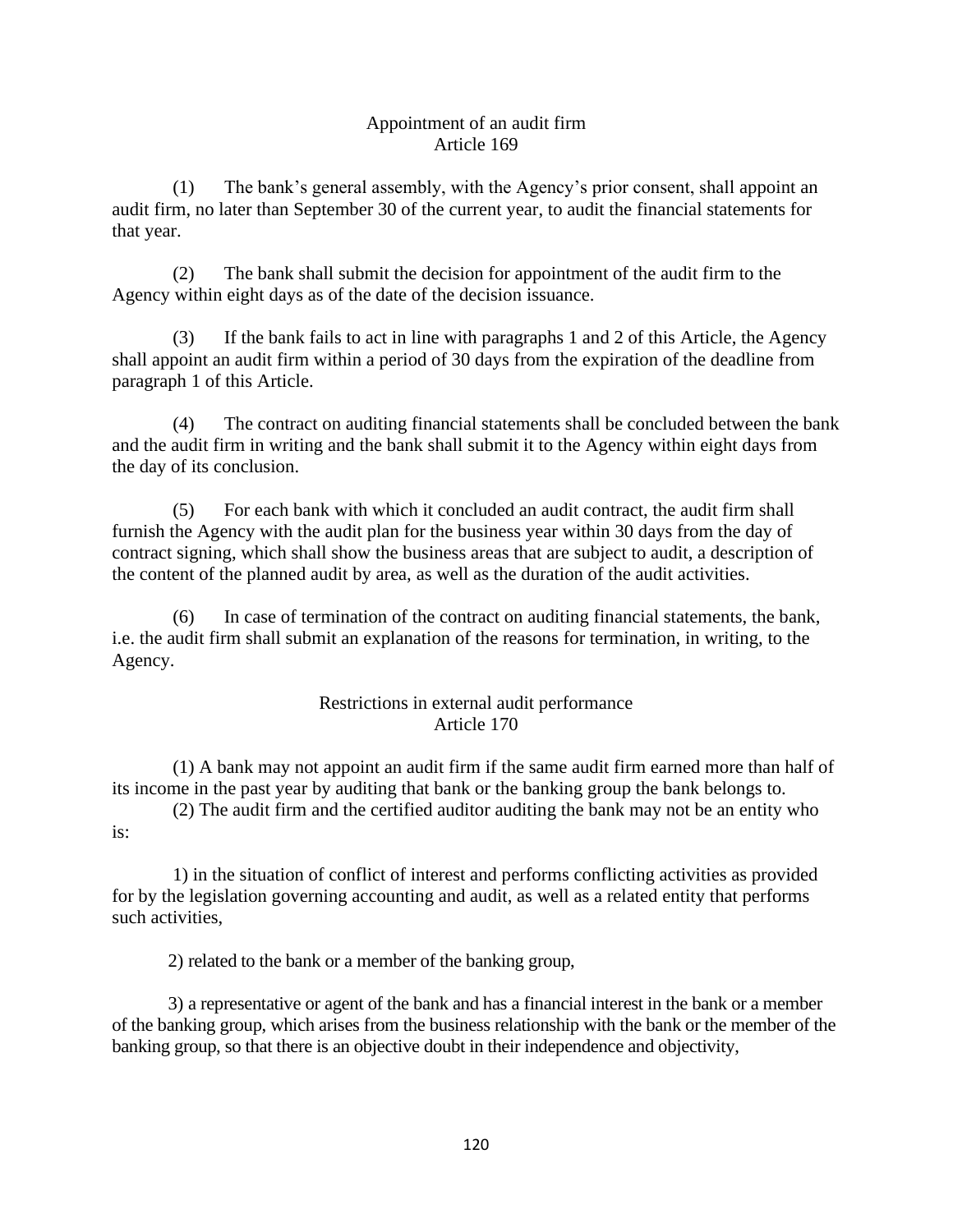## Appointment of an audit firm
## Article 169

(1) The bank's general assembly, with the Agency's prior consent, shall appoint an audit firm, no later than September 30 of the current year, to audit the financial statements for that year.

(2) The bank shall submit the decision for appointment of the audit firm to the Agency within eight days as of the date of the decision issuance.

(3) If the bank fails to act in line with paragraphs 1 and 2 of this Article, the Agency shall appoint an audit firm within a period of 30 days from the expiration of the deadline from paragraph 1 of this Article.

(4) The contract on auditing financial statements shall be concluded between the bank and the audit firm in writing and the bank shall submit it to the Agency within eight days from the day of its conclusion.

(5) For each bank with which it concluded an audit contract, the audit firm shall furnish the Agency with the audit plan for the business year within 30 days from the day of contract signing, which shall show the business areas that are subject to audit, a description of the content of the planned audit by area, as well as the duration of the audit activities.

(6) In case of termination of the contract on auditing financial statements, the bank, i.e. the audit firm shall submit an explanation of the reasons for termination, in writing, to the Agency.

## Restrictions in external audit performance
## Article 170

(1) A bank may not appoint an audit firm if the same audit firm earned more than half of its income in the past year by auditing that bank or the banking group the bank belongs to.

(2) The audit firm and the certified auditor auditing the bank may not be an entity who is:

1) in the situation of conflict of interest and performs conflicting activities as provided for by the legislation governing accounting and audit, as well as a related entity that performs such activities,

2) related to the bank or a member of the banking group,

3) a representative or agent of the bank and has a financial interest in the bank or a member of the banking group, which arises from the business relationship with the bank or the member of the banking group, so that there is an objective doubt in their independence and objectivity,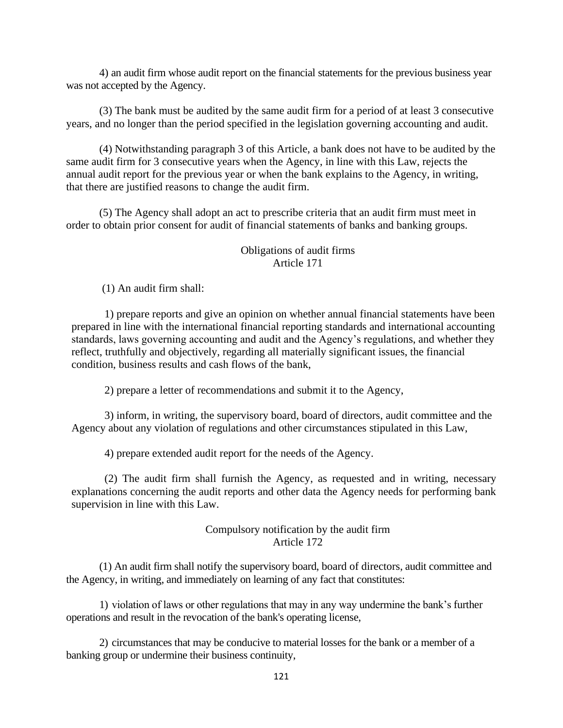4) an audit firm whose audit report on the financial statements for the previous business year was not accepted by the Agency.

(3) The bank must be audited by the same audit firm for a period of at least 3 consecutive years, and no longer than the period specified in the legislation governing accounting and audit.

(4) Notwithstanding paragraph 3 of this Article, a bank does not have to be audited by the same audit firm for 3 consecutive years when the Agency, in line with this Law, rejects the annual audit report for the previous year or when the bank explains to the Agency, in writing, that there are justified reasons to change the audit firm.

(5) The Agency shall adopt an act to prescribe criteria that an audit firm must meet in order to obtain prior consent for audit of financial statements of banks and banking groups.

### Obligations of audit firms
### Article 171

(1) An audit firm shall:

1) prepare reports and give an opinion on whether annual financial statements have been prepared in line with the international financial reporting standards and international accounting standards, laws governing accounting and audit and the Agency's regulations, and whether they reflect, truthfully and objectively, regarding all materially significant issues, the financial condition, business results and cash flows of the bank,

2) prepare a letter of recommendations and submit it to the Agency,

3) inform, in writing, the supervisory board, board of directors, audit committee and the Agency about any violation of regulations and other circumstances stipulated in this Law,

4) prepare extended audit report for the needs of the Agency.

(2) The audit firm shall furnish the Agency, as requested and in writing, necessary explanations concerning the audit reports and other data the Agency needs for performing bank supervision in line with this Law.

### Compulsory notification by the audit firm
### Article 172

(1) An audit firm shall notify the supervisory board, board of directors, audit committee and the Agency, in writing, and immediately on learning of any fact that constitutes:

1) violation of laws or other regulations that may in any way undermine the bank's further operations and result in the revocation of the bank's operating license,

2) circumstances that may be conducive to material losses for the bank or a member of a banking group or undermine their business continuity,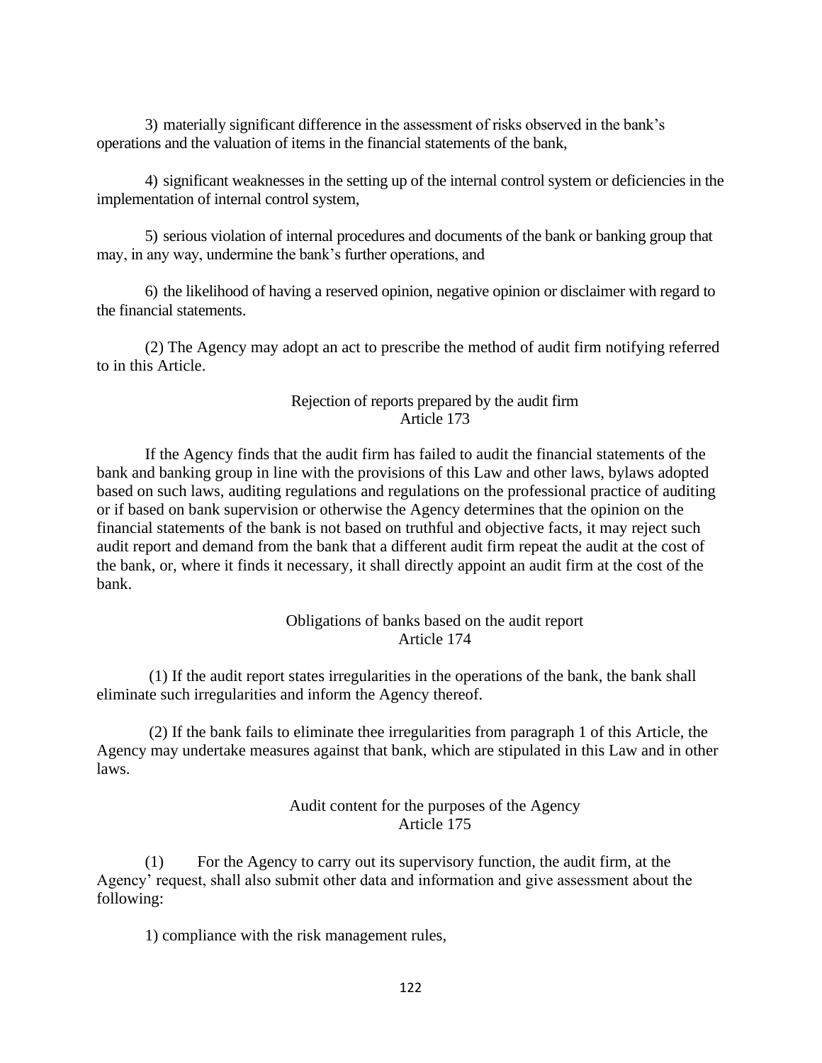3) materially significant difference in the assessment of risks observed in the bank's operations and the valuation of items in the financial statements of the bank,

4) significant weaknesses in the setting up of the internal control system or deficiencies in the implementation of internal control system,

5) serious violation of internal procedures and documents of the bank or banking group that may, in any way, undermine the bank's further operations, and

6) the likelihood of having a reserved opinion, negative opinion or disclaimer with regard to the financial statements.

(2) The Agency may adopt an act to prescribe the method of audit firm notifying referred to in this Article.

### Rejection of reports prepared by the audit firm
### Article 173

If the Agency finds that the audit firm has failed to audit the financial statements of the bank and banking group in line with the provisions of this Law and other laws, bylaws adopted based on such laws, auditing regulations and regulations on the professional practice of auditing or if based on bank supervision or otherwise the Agency determines that the opinion on the financial statements of the bank is not based on truthful and objective facts, it may reject such audit report and demand from the bank that a different audit firm repeat the audit at the cost of the bank, or, where it finds it necessary, it shall directly appoint an audit firm at the cost of the bank.

### Obligations of banks based on the audit report
### Article 174

(1) If the audit report states irregularities in the operations of the bank, the bank shall eliminate such irregularities and inform the Agency thereof.

(2) If the bank fails to eliminate thee irregularities from paragraph 1 of this Article, the Agency may undertake measures against that bank, which are stipulated in this Law and in other laws.

### Audit content for the purposes of the Agency
### Article 175

(1) For the Agency to carry out its supervisory function, the audit firm, at the Agency' request, shall also submit other data and information and give assessment about the following:

1) compliance with the risk management rules,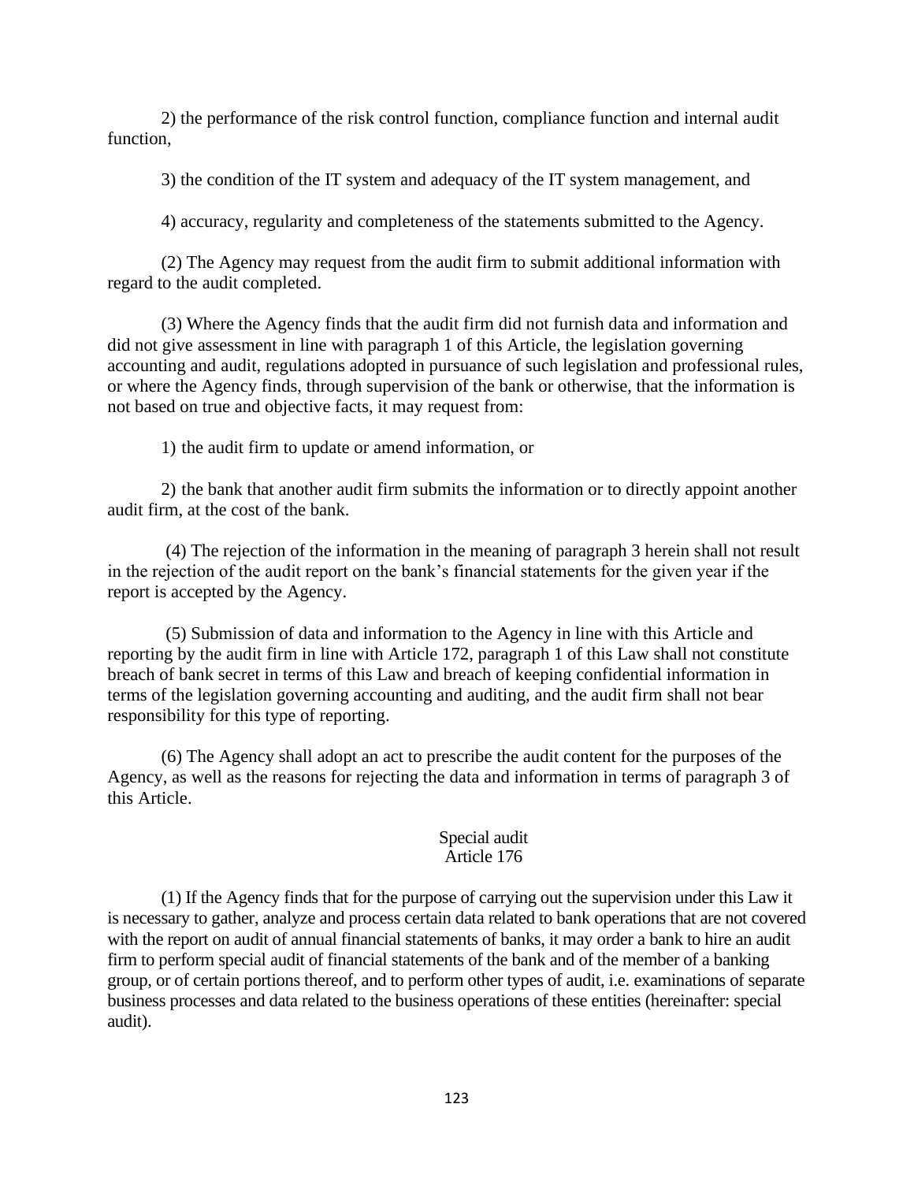2) the performance of the risk control function, compliance function and internal audit function,

3) the condition of the IT system and adequacy of the IT system management, and

4) accuracy, regularity and completeness of the statements submitted to the Agency.

(2) The Agency may request from the audit firm to submit additional information with regard to the audit completed.

(3) Where the Agency finds that the audit firm did not furnish data and information and did not give assessment in line with paragraph 1 of this Article, the legislation governing accounting and audit, regulations adopted in pursuance of such legislation and professional rules, or where the Agency finds, through supervision of the bank or otherwise, that the information is not based on true and objective facts, it may request from:

1) the audit firm to update or amend information, or

2) the bank that another audit firm submits the information or to directly appoint another audit firm, at the cost of the bank.

(4) The rejection of the information in the meaning of paragraph 3 herein shall not result in the rejection of the audit report on the bank's financial statements for the given year if the report is accepted by the Agency.

(5) Submission of data and information to the Agency in line with this Article and reporting by the audit firm in line with Article 172, paragraph 1 of this Law shall not constitute breach of bank secret in terms of this Law and breach of keeping confidential information in terms of the legislation governing accounting and auditing, and the audit firm shall not bear responsibility for this type of reporting.

(6) The Agency shall adopt an act to prescribe the audit content for the purposes of the Agency, as well as the reasons for rejecting the data and information in terms of paragraph 3 of this Article.

### Special audit
### Article 176

(1) If the Agency finds that for the purpose of carrying out the supervision under this Law it is necessary to gather, analyze and process certain data related to bank operations that are not covered with the report on audit of annual financial statements of banks, it may order a bank to hire an audit firm to perform special audit of financial statements of the bank and of the member of a banking group, or of certain portions thereof, and to perform other types of audit, i.e. examinations of separate business processes and data related to the business operations of these entities (hereinafter: special audit).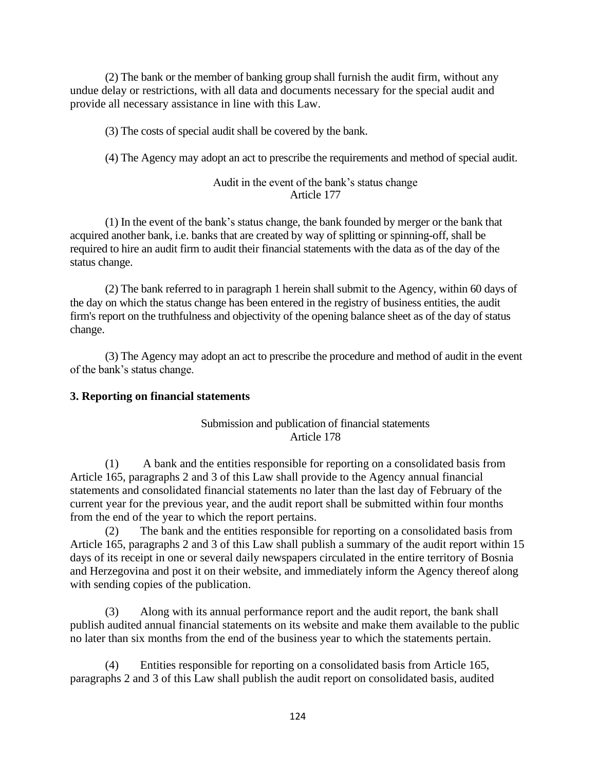(2) The bank or the member of banking group shall furnish the audit firm, without any undue delay or restrictions, with all data and documents necessary for the special audit and provide all necessary assistance in line with this Law.

(3) The costs of special audit shall be covered by the bank.

(4) The Agency may adopt an act to prescribe the requirements and method of special audit.

Audit in the event of the bank's status change
Article 177

(1) In the event of the bank's status change, the bank founded by merger or the bank that acquired another bank, i.e. banks that are created by way of splitting or spinning-off, shall be required to hire an audit firm to audit their financial statements with the data as of the day of the status change.

(2) The bank referred to in paragraph 1 herein shall submit to the Agency, within 60 days of the day on which the status change has been entered in the registry of business entities, the audit firm's report on the truthfulness and objectivity of the opening balance sheet as of the day of status change.

(3) The Agency may adopt an act to prescribe the procedure and method of audit in the event of the bank's status change.

**3. Reporting on financial statements**

Submission and publication of financial statements
Article 178

(1) A bank and the entities responsible for reporting on a consolidated basis from Article 165, paragraphs 2 and 3 of this Law shall provide to the Agency annual financial statements and consolidated financial statements no later than the last day of February of the current year for the previous year, and the audit report shall be submitted within four months from the end of the year to which the report pertains.

(2) The bank and the entities responsible for reporting on a consolidated basis from Article 165, paragraphs 2 and 3 of this Law shall publish a summary of the audit report within 15 days of its receipt in one or several daily newspapers circulated in the entire territory of Bosnia and Herzegovina and post it on their website, and immediately inform the Agency thereof along with sending copies of the publication.

(3) Along with its annual performance report and the audit report, the bank shall publish audited annual financial statements on its website and make them available to the public no later than six months from the end of the business year to which the statements pertain.

(4) Entities responsible for reporting on a consolidated basis from Article 165, paragraphs 2 and 3 of this Law shall publish the audit report on consolidated basis, audited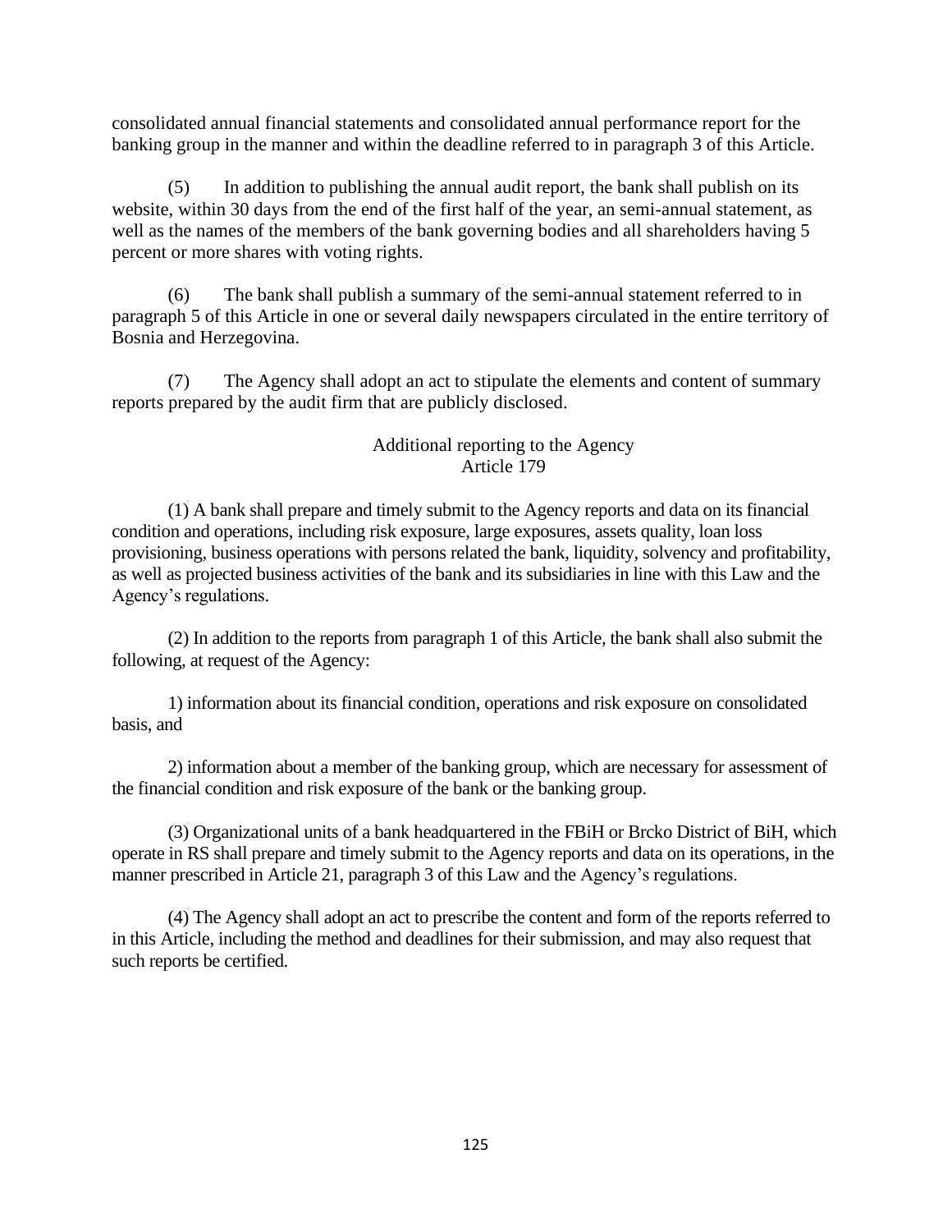consolidated annual financial statements and consolidated annual performance report for the banking group in the manner and within the deadline referred to in paragraph 3 of this Article.

(5) In addition to publishing the annual audit report, the bank shall publish on its website, within 30 days from the end of the first half of the year, an semi-annual statement, as well as the names of the members of the bank governing bodies and all shareholders having 5 percent or more shares with voting rights.

(6) The bank shall publish a summary of the semi-annual statement referred to in paragraph 5 of this Article in one or several daily newspapers circulated in the entire territory of Bosnia and Herzegovina.

(7) The Agency shall adopt an act to stipulate the elements and content of summary reports prepared by the audit firm that are publicly disclosed.

### Additional reporting to the Agency
### Article 179

(1) A bank shall prepare and timely submit to the Agency reports and data on its financial condition and operations, including risk exposure, large exposures, assets quality, loan loss provisioning, business operations with persons related the bank, liquidity, solvency and profitability, as well as projected business activities of the bank and its subsidiaries in line with this Law and the Agency's regulations.

(2) In addition to the reports from paragraph 1 of this Article, the bank shall also submit the following, at request of the Agency:

1) information about its financial condition, operations and risk exposure on consolidated basis, and

2) information about a member of the banking group, which are necessary for assessment of the financial condition and risk exposure of the bank or the banking group.

(3) Organizational units of a bank headquartered in the FBiH or Brcko District of BiH, which operate in RS shall prepare and timely submit to the Agency reports and data on its operations, in the manner prescribed in Article 21, paragraph 3 of this Law and the Agency's regulations.

(4) The Agency shall adopt an act to prescribe the content and form of the reports referred to in this Article, including the method and deadlines for their submission, and may also request that such reports be certified.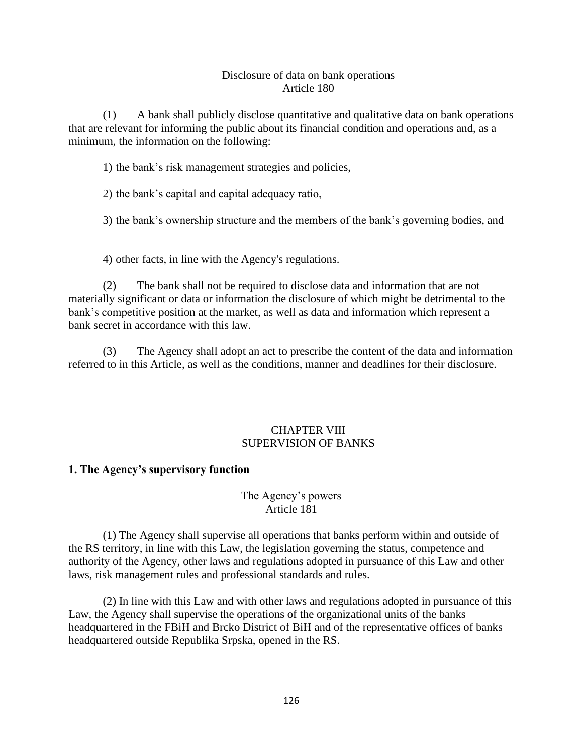Disclosure of data on bank operations
Article 180

(1) A bank shall publicly disclose quantitative and qualitative data on bank operations that are relevant for informing the public about its financial condition and operations and, as a minimum, the information on the following:

1) the bank's risk management strategies and policies,

2) the bank's capital and capital adequacy ratio,

3) the bank's ownership structure and the members of the bank's governing bodies, and

4) other facts, in line with the Agency's regulations.

(2) The bank shall not be required to disclose data and information that are not materially significant or data or information the disclosure of which might be detrimental to the bank's competitive position at the market, as well as data and information which represent a bank secret in accordance with this law.

(3) The Agency shall adopt an act to prescribe the content of the data and information referred to in this Article, as well as the conditions, manner and deadlines for their disclosure.

## CHAPTER VIII
## SUPERVISION OF BANKS

### 1. The Agency's supervisory function

The Agency's powers
Article 181

(1) The Agency shall supervise all operations that banks perform within and outside of the RS territory, in line with this Law, the legislation governing the status, competence and authority of the Agency, other laws and regulations adopted in pursuance of this Law and other laws, risk management rules and professional standards and rules.

(2) In line with this Law and with other laws and regulations adopted in pursuance of this Law, the Agency shall supervise the operations of the organizational units of the banks headquartered in the FBiH and Brcko District of BiH and of the representative offices of banks headquartered outside Republika Srpska, opened in the RS.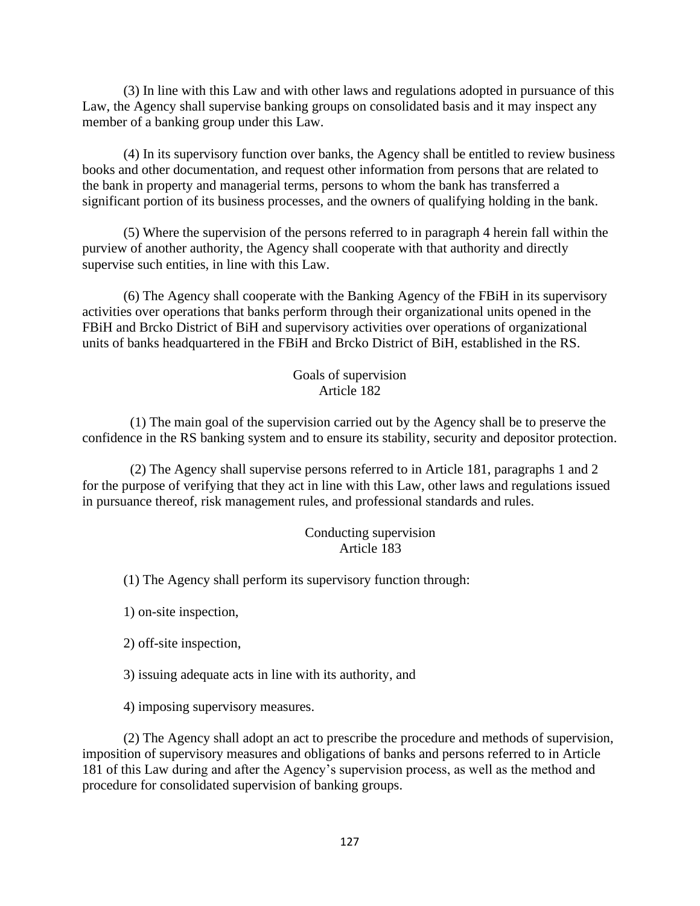(3) In line with this Law and with other laws and regulations adopted in pursuance of this Law, the Agency shall supervise banking groups on consolidated basis and it may inspect any member of a banking group under this Law.

(4) In its supervisory function over banks, the Agency shall be entitled to review business books and other documentation, and request other information from persons that are related to the bank in property and managerial terms, persons to whom the bank has transferred a significant portion of its business processes, and the owners of qualifying holding in the bank.

(5) Where the supervision of the persons referred to in paragraph 4 herein fall within the purview of another authority, the Agency shall cooperate with that authority and directly supervise such entities, in line with this Law.

(6) The Agency shall cooperate with the Banking Agency of the FBiH in its supervisory activities over operations that banks perform through their organizational units opened in the FBiH and Brcko District of BiH and supervisory activities over operations of organizational units of banks headquartered in the FBiH and Brcko District of BiH, established in the RS.

### Goals of supervision
### Article 182

(1) The main goal of the supervision carried out by the Agency shall be to preserve the confidence in the RS banking system and to ensure its stability, security and depositor protection.

(2) The Agency shall supervise persons referred to in Article 181, paragraphs 1 and 2 for the purpose of verifying that they act in line with this Law, other laws and regulations issued in pursuance thereof, risk management rules, and professional standards and rules.

### Conducting supervision
### Article 183

(1) The Agency shall perform its supervisory function through:

1) on-site inspection,

2) off-site inspection,

3) issuing adequate acts in line with its authority, and

4) imposing supervisory measures.

(2) The Agency shall adopt an act to prescribe the procedure and methods of supervision, imposition of supervisory measures and obligations of banks and persons referred to in Article 181 of this Law during and after the Agency's supervision process, as well as the method and procedure for consolidated supervision of banking groups.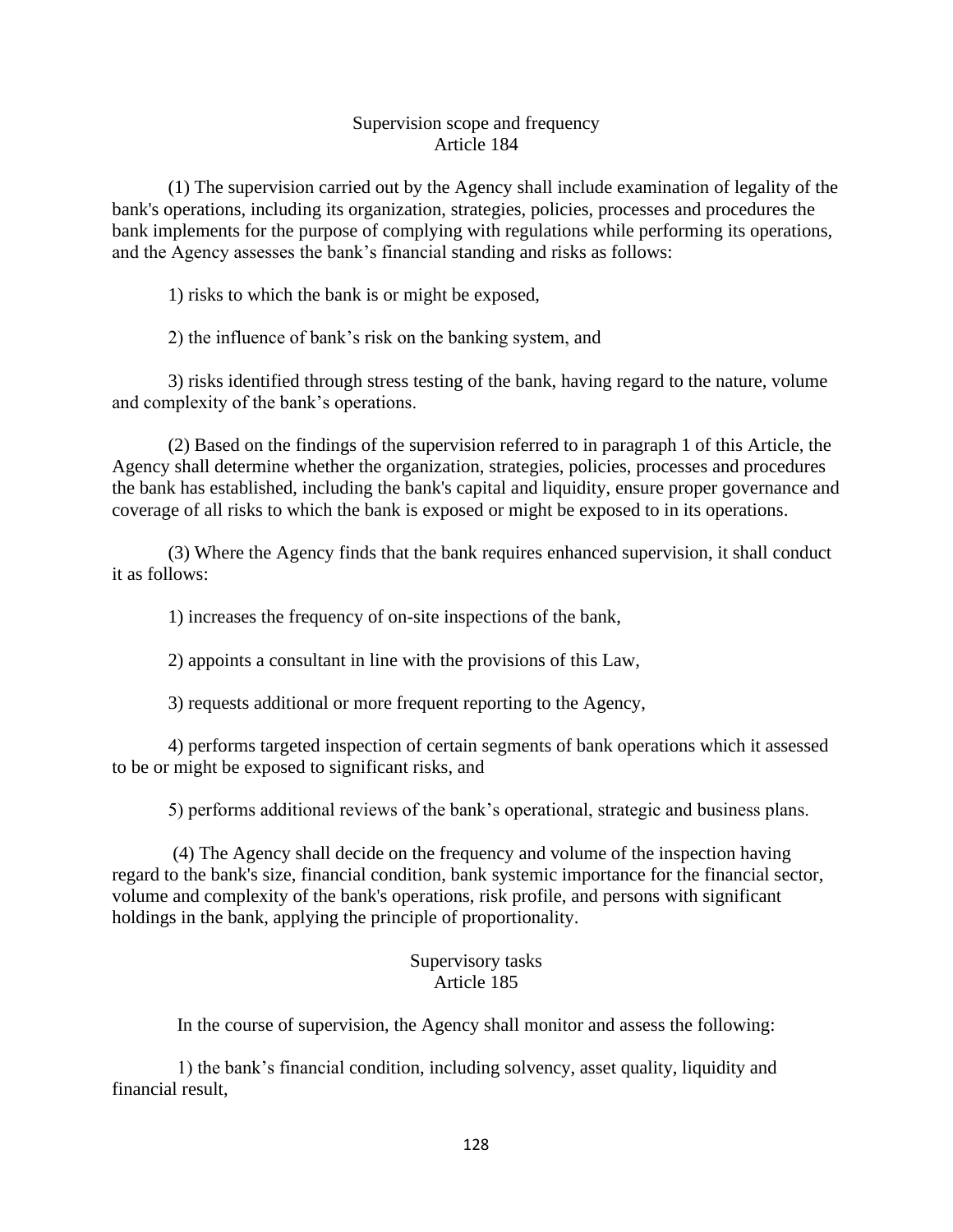### Supervision scope and frequency
### Article 184

(1) The supervision carried out by the Agency shall include examination of legality of the bank's operations, including its organization, strategies, policies, processes and procedures the bank implements for the purpose of complying with regulations while performing its operations, and the Agency assesses the bank's financial standing and risks as follows:

1) risks to which the bank is or might be exposed,

2) the influence of bank's risk on the banking system, and

3) risks identified through stress testing of the bank, having regard to the nature, volume and complexity of the bank's operations.

(2) Based on the findings of the supervision referred to in paragraph 1 of this Article, the Agency shall determine whether the organization, strategies, policies, processes and procedures the bank has established, including the bank's capital and liquidity, ensure proper governance and coverage of all risks to which the bank is exposed or might be exposed to in its operations.

(3) Where the Agency finds that the bank requires enhanced supervision, it shall conduct it as follows:

1) increases the frequency of on-site inspections of the bank,

2) appoints a consultant in line with the provisions of this Law,

3) requests additional or more frequent reporting to the Agency,

4) performs targeted inspection of certain segments of bank operations which it assessed to be or might be exposed to significant risks, and

5) performs additional reviews of the bank's operational, strategic and business plans.

(4) The Agency shall decide on the frequency and volume of the inspection having regard to the bank's size, financial condition, bank systemic importance for the financial sector, volume and complexity of the bank's operations, risk profile, and persons with significant holdings in the bank, applying the principle of proportionality.

### Supervisory tasks
### Article 185

In the course of supervision, the Agency shall monitor and assess the following:

1) the bank's financial condition, including solvency, asset quality, liquidity and financial result,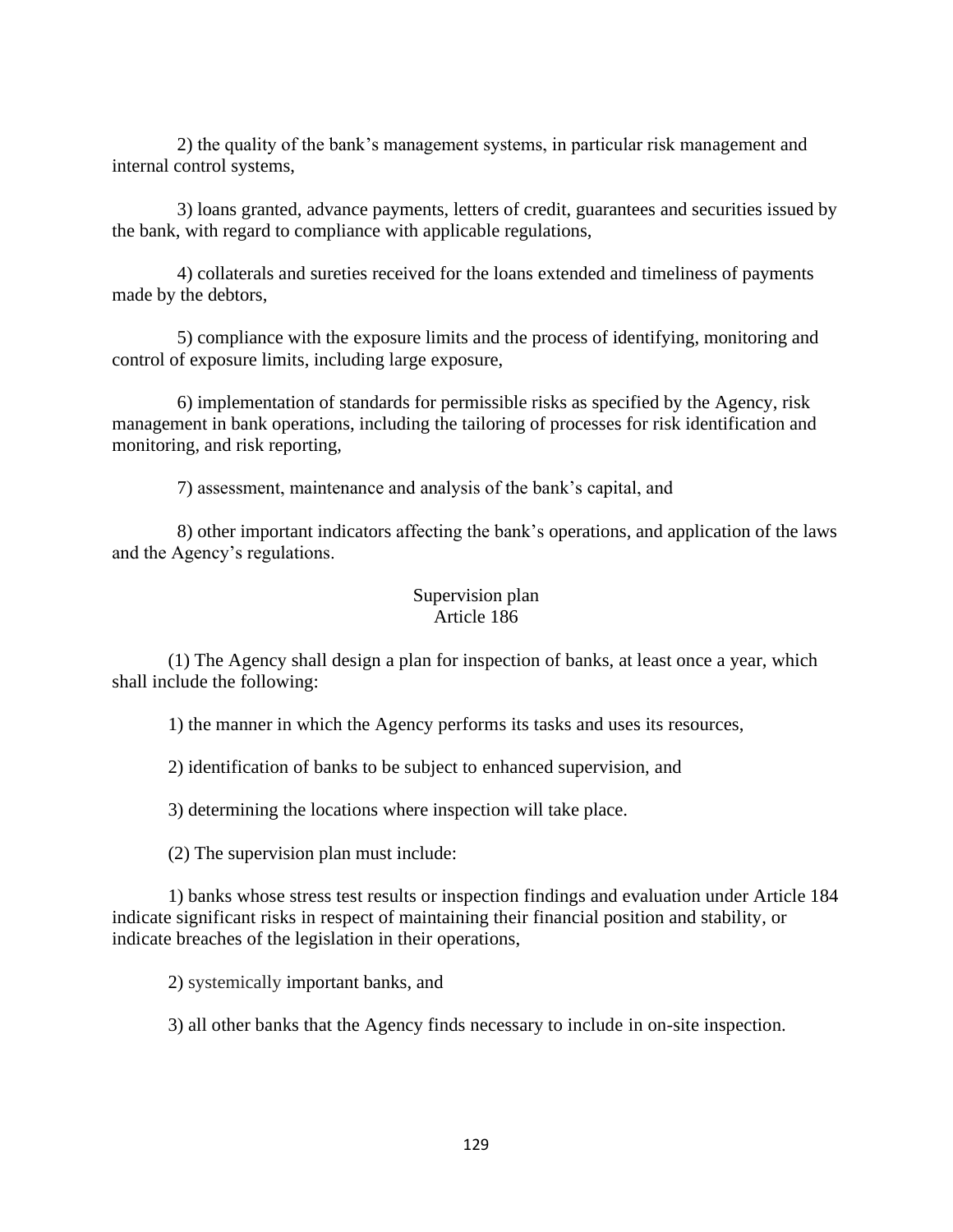2) the quality of the bank's management systems, in particular risk management and internal control systems,

3) loans granted, advance payments, letters of credit, guarantees and securities issued by the bank, with regard to compliance with applicable regulations,

4) collaterals and sureties received for the loans extended and timeliness of payments made by the debtors,

5) compliance with the exposure limits and the process of identifying, monitoring and control of exposure limits, including large exposure,

6) implementation of standards for permissible risks as specified by the Agency, risk management in bank operations, including the tailoring of processes for risk identification and monitoring, and risk reporting,

7) assessment, maintenance and analysis of the bank's capital, and

8) other important indicators affecting the bank's operations, and application of the laws and the Agency's regulations.

### Supervision plan
### Article 186

(1) The Agency shall design a plan for inspection of banks, at least once a year, which shall include the following:

1) the manner in which the Agency performs its tasks and uses its resources,

2) identification of banks to be subject to enhanced supervision, and

3) determining the locations where inspection will take place.

(2) The supervision plan must include:

1) banks whose stress test results or inspection findings and evaluation under Article 184 indicate significant risks in respect of maintaining their financial position and stability, or indicate breaches of the legislation in their operations,

2) systemically important banks, and

3) all other banks that the Agency finds necessary to include in on-site inspection.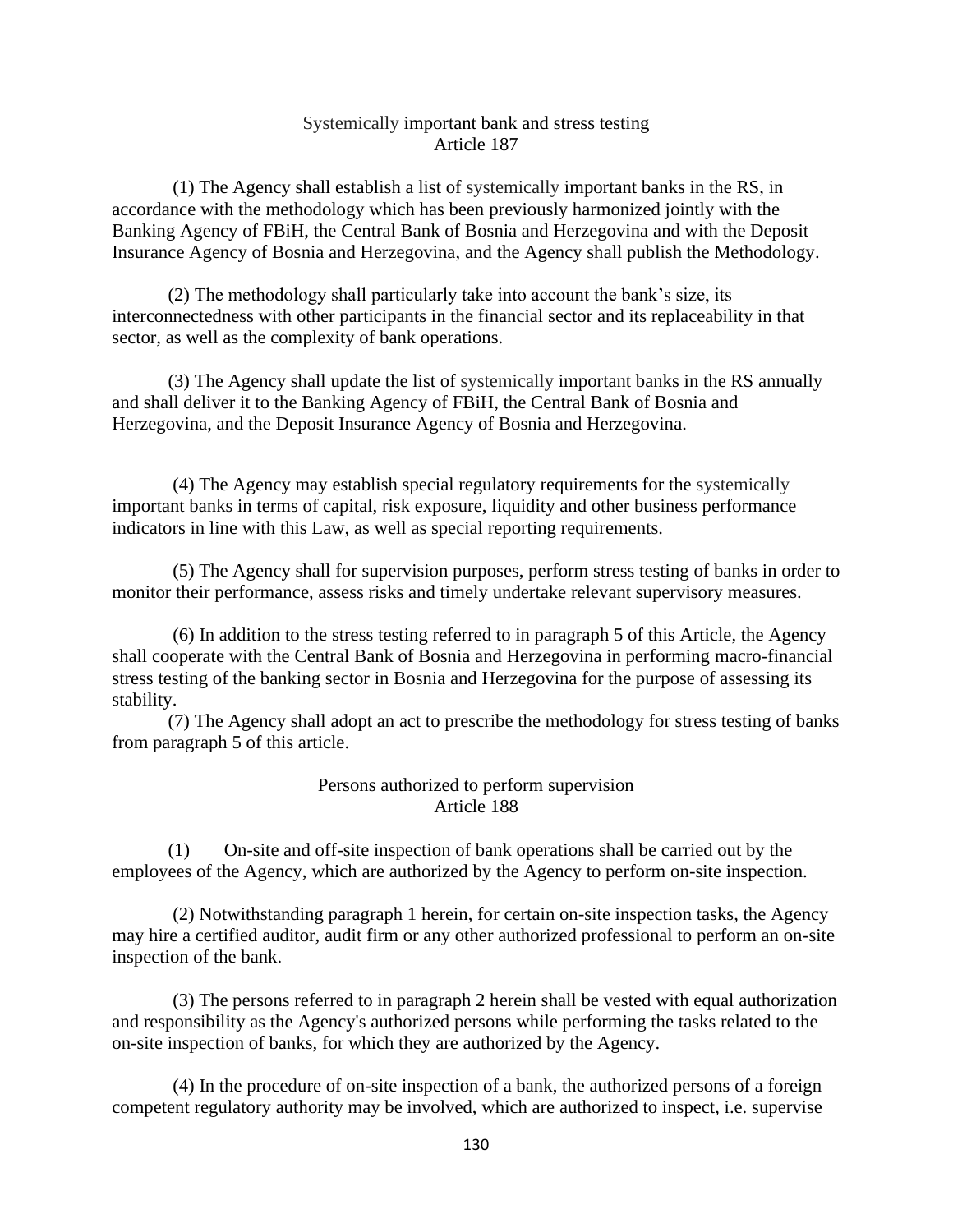### Systemically important bank and stress testing
### Article 187

(1) The Agency shall establish a list of systemically important banks in the RS, in accordance with the methodology which has been previously harmonized jointly with the Banking Agency of FBiH, the Central Bank of Bosnia and Herzegovina and with the Deposit Insurance Agency of Bosnia and Herzegovina, and the Agency shall publish the Methodology.

(2) The methodology shall particularly take into account the bank's size, its interconnectedness with other participants in the financial sector and its replaceability in that sector, as well as the complexity of bank operations.

(3) The Agency shall update the list of systemically important banks in the RS annually and shall deliver it to the Banking Agency of FBiH, the Central Bank of Bosnia and Herzegovina, and the Deposit Insurance Agency of Bosnia and Herzegovina.

(4) The Agency may establish special regulatory requirements for the systemically important banks in terms of capital, risk exposure, liquidity and other business performance indicators in line with this Law, as well as special reporting requirements.

(5) The Agency shall for supervision purposes, perform stress testing of banks in order to monitor their performance, assess risks and timely undertake relevant supervisory measures.

(6) In addition to the stress testing referred to in paragraph 5 of this Article, the Agency shall cooperate with the Central Bank of Bosnia and Herzegovina in performing macro-financial stress testing of the banking sector in Bosnia and Herzegovina for the purpose of assessing its stability.

(7) The Agency shall adopt an act to prescribe the methodology for stress testing of banks from paragraph 5 of this article.

### Persons authorized to perform supervision
### Article 188

(1) On-site and off-site inspection of bank operations shall be carried out by the employees of the Agency, which are authorized by the Agency to perform on-site inspection.

(2) Notwithstanding paragraph 1 herein, for certain on-site inspection tasks, the Agency may hire a certified auditor, audit firm or any other authorized professional to perform an on-site inspection of the bank.

(3) The persons referred to in paragraph 2 herein shall be vested with equal authorization and responsibility as the Agency's authorized persons while performing the tasks related to the on-site inspection of banks, for which they are authorized by the Agency.

(4) In the procedure of on-site inspection of a bank, the authorized persons of a foreign competent regulatory authority may be involved, which are authorized to inspect, i.e. supervise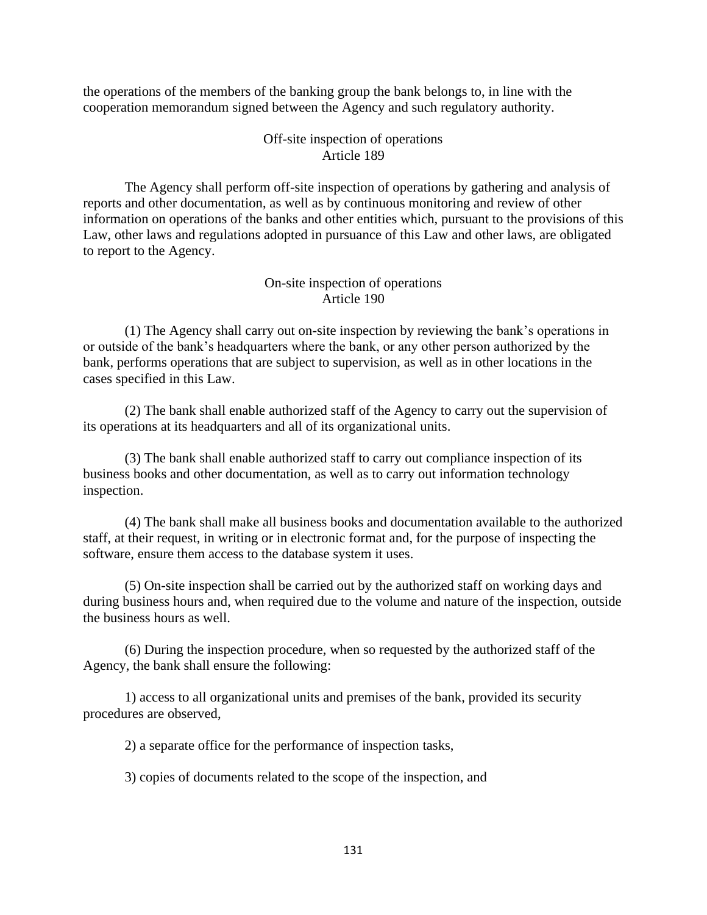the operations of the members of the banking group the bank belongs to, in line with the cooperation memorandum signed between the Agency and such regulatory authority.

### Off-site inspection of operations
### Article 189

The Agency shall perform off-site inspection of operations by gathering and analysis of reports and other documentation, as well as by continuous monitoring and review of other information on operations of the banks and other entities which, pursuant to the provisions of this Law, other laws and regulations adopted in pursuance of this Law and other laws, are obligated to report to the Agency.

### On-site inspection of operations
### Article 190

(1) The Agency shall carry out on-site inspection by reviewing the bank's operations in or outside of the bank's headquarters where the bank, or any other person authorized by the bank, performs operations that are subject to supervision, as well as in other locations in the cases specified in this Law.

(2) The bank shall enable authorized staff of the Agency to carry out the supervision of its operations at its headquarters and all of its organizational units.

(3) The bank shall enable authorized staff to carry out compliance inspection of its business books and other documentation, as well as to carry out information technology inspection.

(4) The bank shall make all business books and documentation available to the authorized staff, at their request, in writing or in electronic format and, for the purpose of inspecting the software, ensure them access to the database system it uses.

(5) On-site inspection shall be carried out by the authorized staff on working days and during business hours and, when required due to the volume and nature of the inspection, outside the business hours as well.

(6) During the inspection procedure, when so requested by the authorized staff of the Agency, the bank shall ensure the following:

1) access to all organizational units and premises of the bank, provided its security procedures are observed,

2) a separate office for the performance of inspection tasks,

3) copies of documents related to the scope of the inspection, and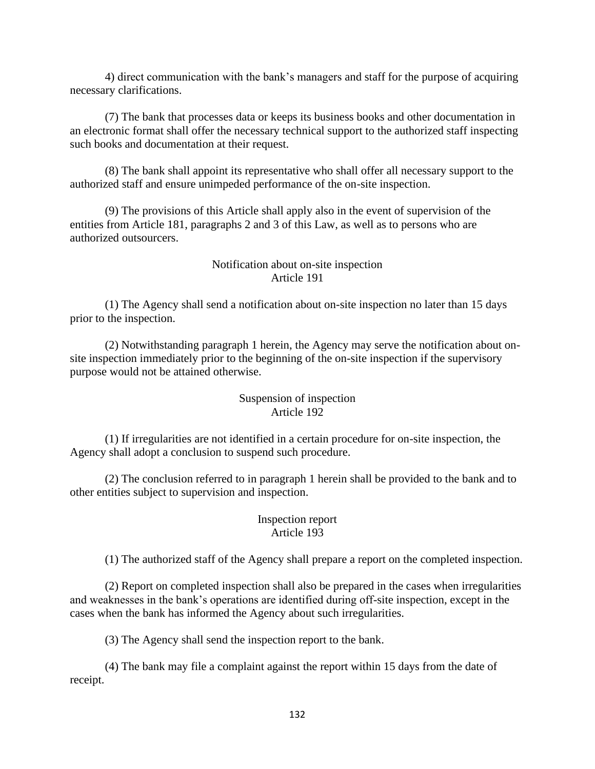4) direct communication with the bank's managers and staff for the purpose of acquiring necessary clarifications.

(7) The bank that processes data or keeps its business books and other documentation in an electronic format shall offer the necessary technical support to the authorized staff inspecting such books and documentation at their request.

(8) The bank shall appoint its representative who shall offer all necessary support to the authorized staff and ensure unimpeded performance of the on-site inspection.

(9) The provisions of this Article shall apply also in the event of supervision of the entities from Article 181, paragraphs 2 and 3 of this Law, as well as to persons who are authorized outsourcers.

### Notification about on-site inspection
### Article 191

(1) The Agency shall send a notification about on-site inspection no later than 15 days prior to the inspection.

(2) Notwithstanding paragraph 1 herein, the Agency may serve the notification about on-site inspection immediately prior to the beginning of the on-site inspection if the supervisory purpose would not be attained otherwise.

### Suspension of inspection
### Article 192

(1) If irregularities are not identified in a certain procedure for on-site inspection, the Agency shall adopt a conclusion to suspend such procedure.

(2) The conclusion referred to in paragraph 1 herein shall be provided to the bank and to other entities subject to supervision and inspection.

### Inspection report
### Article 193

(1) The authorized staff of the Agency shall prepare a report on the completed inspection.

(2) Report on completed inspection shall also be prepared in the cases when irregularities and weaknesses in the bank's operations are identified during off-site inspection, except in the cases when the bank has informed the Agency about such irregularities.

(3) The Agency shall send the inspection report to the bank.

(4) The bank may file a complaint against the report within 15 days from the date of receipt.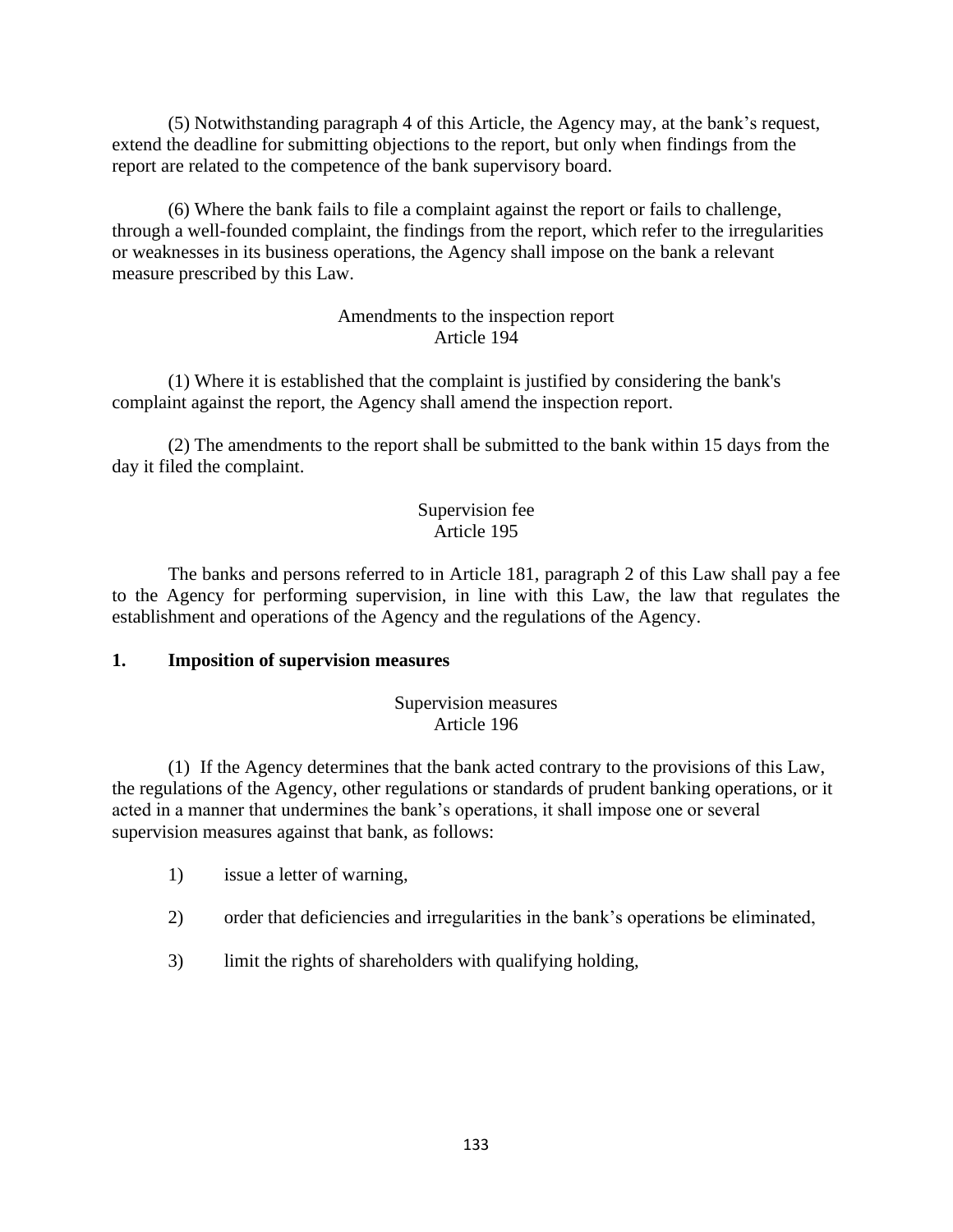(5) Notwithstanding paragraph 4 of this Article, the Agency may, at the bank's request, extend the deadline for submitting objections to the report, but only when findings from the report are related to the competence of the bank supervisory board.

(6) Where the bank fails to file a complaint against the report or fails to challenge, through a well-founded complaint, the findings from the report, which refer to the irregularities or weaknesses in its business operations, the Agency shall impose on the bank a relevant measure prescribed by this Law.

Amendments to the inspection report
Article 194

(1) Where it is established that the complaint is justified by considering the bank's complaint against the report, the Agency shall amend the inspection report.

(2) The amendments to the report shall be submitted to the bank within 15 days from the day it filed the complaint.

Supervision fee
Article 195

The banks and persons referred to in Article 181, paragraph 2 of this Law shall pay a fee to the Agency for performing supervision, in line with this Law, the law that regulates the establishment and operations of the Agency and the regulations of the Agency.

## 1. Imposition of supervision measures

Supervision measures
Article 196

(1) If the Agency determines that the bank acted contrary to the provisions of this Law, the regulations of the Agency, other regulations or standards of prudent banking operations, or it acted in a manner that undermines the bank's operations, it shall impose one or several supervision measures against that bank, as follows:

1) issue a letter of warning,

2) order that deficiencies and irregularities in the bank's operations be eliminated,

3) limit the rights of shareholders with qualifying holding,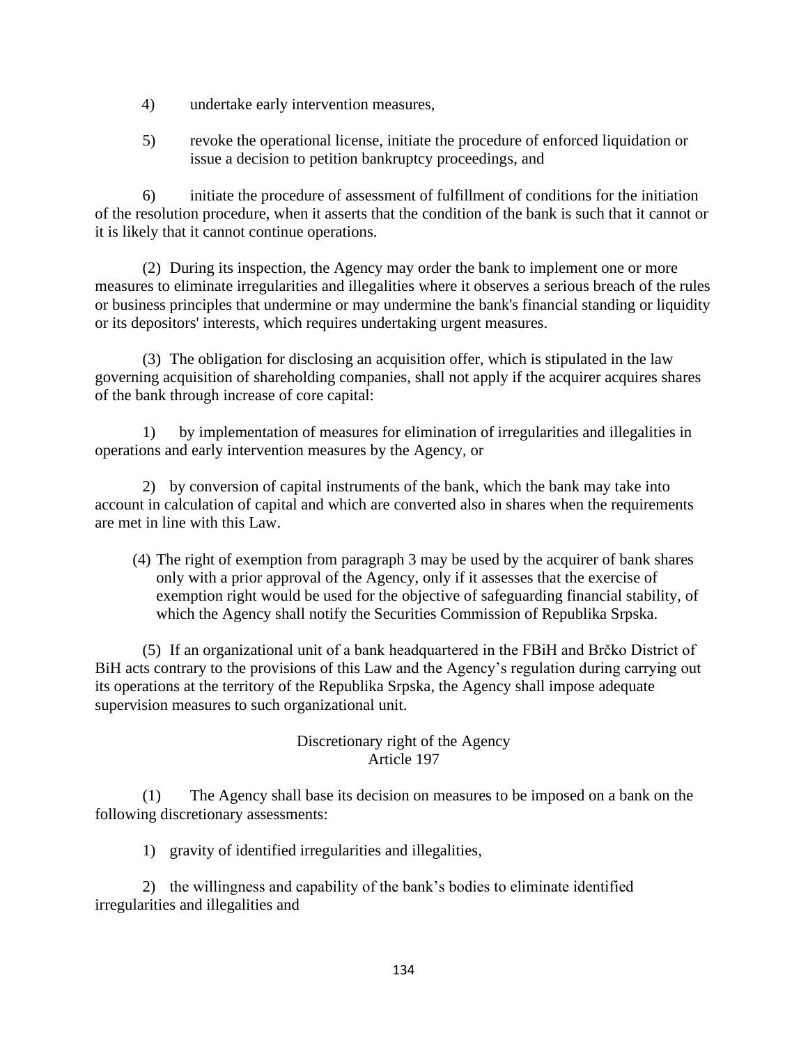4) undertake early intervention measures,

5) revoke the operational license, initiate the procedure of enforced liquidation or issue a decision to petition bankruptcy proceedings, and

6) initiate the procedure of assessment of fulfillment of conditions for the initiation of the resolution procedure, when it asserts that the condition of the bank is such that it cannot or it is likely that it cannot continue operations.

(2) During its inspection, the Agency may order the bank to implement one or more measures to eliminate irregularities and illegalities where it observes a serious breach of the rules or business principles that undermine or may undermine the bank's financial standing or liquidity or its depositors' interests, which requires undertaking urgent measures.

(3) The obligation for disclosing an acquisition offer, which is stipulated in the law governing acquisition of shareholding companies, shall not apply if the acquirer acquires shares of the bank through increase of core capital:

1) by implementation of measures for elimination of irregularities and illegalities in operations and early intervention measures by the Agency, or

2) by conversion of capital instruments of the bank, which the bank may take into account in calculation of capital and which are converted also in shares when the requirements are met in line with this Law.

(4) The right of exemption from paragraph 3 may be used by the acquirer of bank shares only with a prior approval of the Agency, only if it assesses that the exercise of exemption right would be used for the objective of safeguarding financial stability, of which the Agency shall notify the Securities Commission of Republika Srpska.

(5) If an organizational unit of a bank headquartered in the FBiH and Brčko District of BiH acts contrary to the provisions of this Law and the Agency's regulation during carrying out its operations at the territory of the Republika Srpska, the Agency shall impose adequate supervision measures to such organizational unit.

### Discretionary right of the Agency
### Article 197

(1) The Agency shall base its decision on measures to be imposed on a bank on the following discretionary assessments:

1) gravity of identified irregularities and illegalities,

2) the willingness and capability of the bank's bodies to eliminate identified irregularities and illegalities and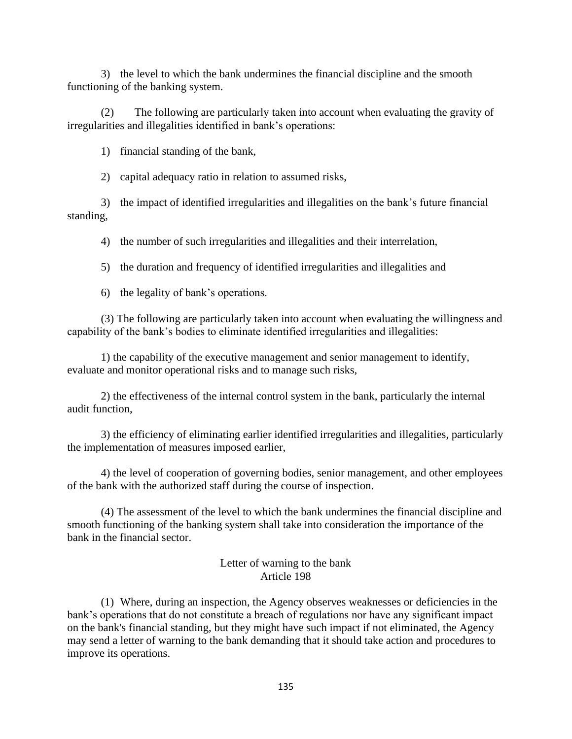3) the level to which the bank undermines the financial discipline and the smooth functioning of the banking system.

(2) The following are particularly taken into account when evaluating the gravity of irregularities and illegalities identified in bank's operations:

1) financial standing of the bank,

2) capital adequacy ratio in relation to assumed risks,

3) the impact of identified irregularities and illegalities on the bank's future financial standing,

4) the number of such irregularities and illegalities and their interrelation,

5) the duration and frequency of identified irregularities and illegalities and

6) the legality of bank's operations.

(3) The following are particularly taken into account when evaluating the willingness and capability of the bank's bodies to eliminate identified irregularities and illegalities:

1) the capability of the executive management and senior management to identify, evaluate and monitor operational risks and to manage such risks,

2) the effectiveness of the internal control system in the bank, particularly the internal audit function,

3) the efficiency of eliminating earlier identified irregularities and illegalities, particularly the implementation of measures imposed earlier,

4) the level of cooperation of governing bodies, senior management, and other employees of the bank with the authorized staff during the course of inspection.

(4) The assessment of the level to which the bank undermines the financial discipline and smooth functioning of the banking system shall take into consideration the importance of the bank in the financial sector.

### Letter of warning to the bank
### Article 198

(1) Where, during an inspection, the Agency observes weaknesses or deficiencies in the bank's operations that do not constitute a breach of regulations nor have any significant impact on the bank's financial standing, but they might have such impact if not eliminated, the Agency may send a letter of warning to the bank demanding that it should take action and procedures to improve its operations.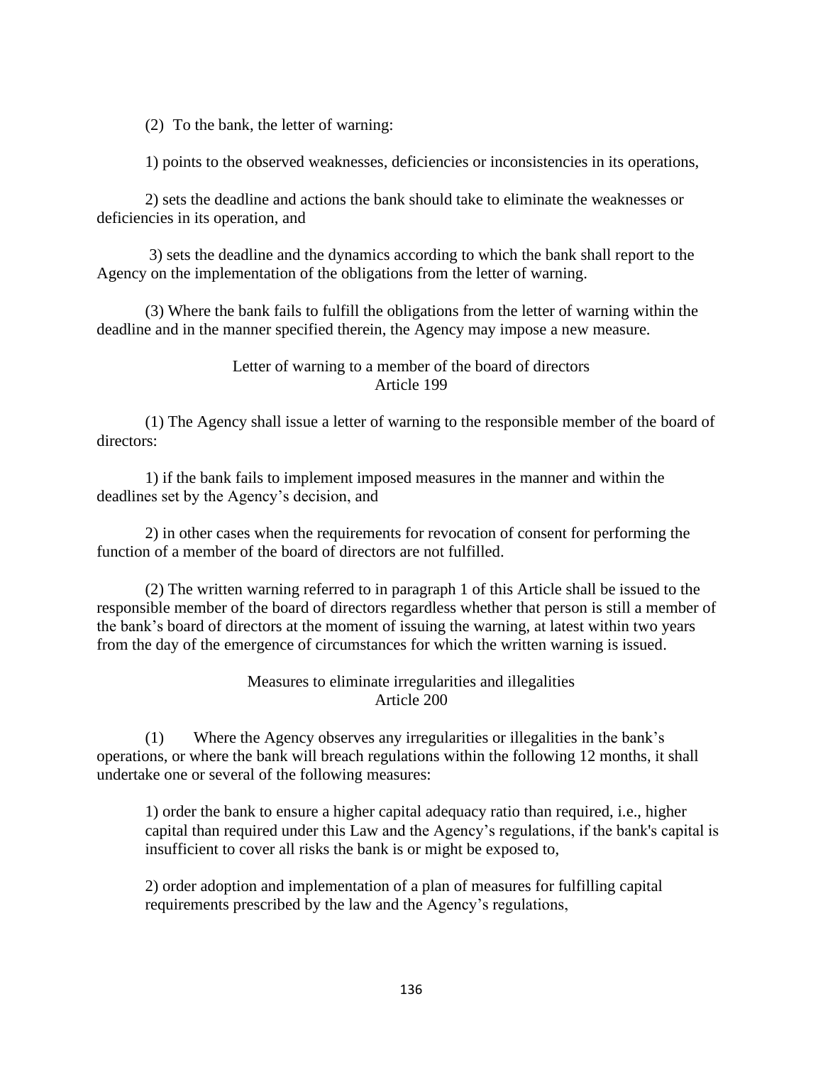(2) To the bank, the letter of warning:

1) points to the observed weaknesses, deficiencies or inconsistencies in its operations,

2) sets the deadline and actions the bank should take to eliminate the weaknesses or deficiencies in its operation, and

3) sets the deadline and the dynamics according to which the bank shall report to the Agency on the implementation of the obligations from the letter of warning.

(3) Where the bank fails to fulfill the obligations from the letter of warning within the deadline and in the manner specified therein, the Agency may impose a new measure.

### Letter of warning to a member of the board of directors
### Article 199

(1) The Agency shall issue a letter of warning to the responsible member of the board of directors:

1) if the bank fails to implement imposed measures in the manner and within the deadlines set by the Agency's decision, and

2) in other cases when the requirements for revocation of consent for performing the function of a member of the board of directors are not fulfilled.

(2) The written warning referred to in paragraph 1 of this Article shall be issued to the responsible member of the board of directors regardless whether that person is still a member of the bank's board of directors at the moment of issuing the warning, at latest within two years from the day of the emergence of circumstances for which the written warning is issued.

### Measures to eliminate irregularities and illegalities
### Article 200

(1) Where the Agency observes any irregularities or illegalities in the bank's operations, or where the bank will breach regulations within the following 12 months, it shall undertake one or several of the following measures:

1) order the bank to ensure a higher capital adequacy ratio than required, i.e., higher capital than required under this Law and the Agency's regulations, if the bank's capital is insufficient to cover all risks the bank is or might be exposed to,

2) order adoption and implementation of a plan of measures for fulfilling capital requirements prescribed by the law and the Agency's regulations,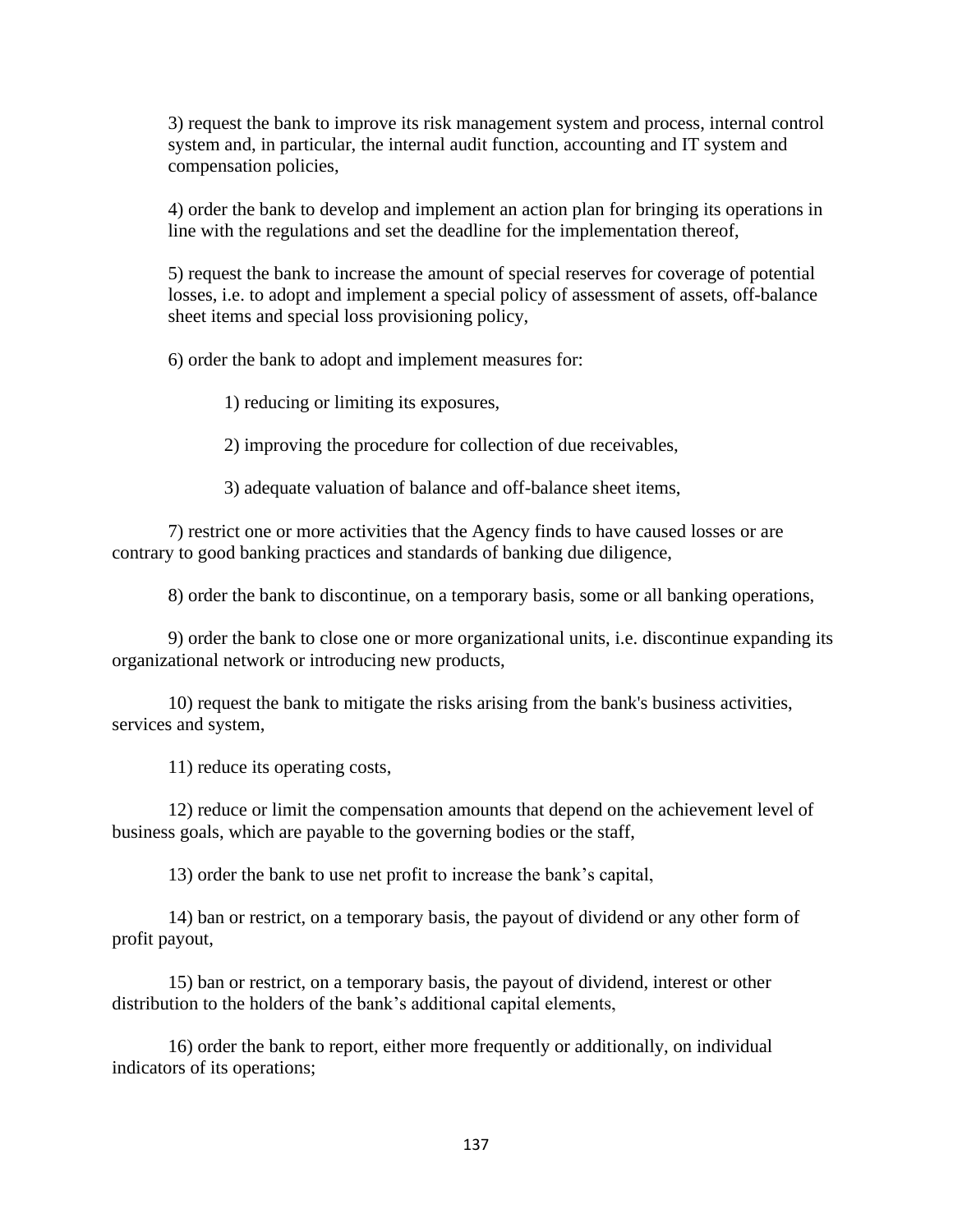3) request the bank to improve its risk management system and process, internal control system and, in particular, the internal audit function, accounting and IT system and compensation policies,

4) order the bank to develop and implement an action plan for bringing its operations in line with the regulations and set the deadline for the implementation thereof,

5) request the bank to increase the amount of special reserves for coverage of potential losses, i.e. to adopt and implement a special policy of assessment of assets, off-balance sheet items and special loss provisioning policy,

6) order the bank to adopt and implement measures for:

1) reducing or limiting its exposures,

2) improving the procedure for collection of due receivables,

3) adequate valuation of balance and off-balance sheet items,

7) restrict one or more activities that the Agency finds to have caused losses or are contrary to good banking practices and standards of banking due diligence,

8) order the bank to discontinue, on a temporary basis, some or all banking operations,

9) order the bank to close one or more organizational units, i.e. discontinue expanding its organizational network or introducing new products,

10) request the bank to mitigate the risks arising from the bank's business activities, services and system,

11) reduce its operating costs,

12) reduce or limit the compensation amounts that depend on the achievement level of business goals, which are payable to the governing bodies or the staff,

13) order the bank to use net profit to increase the bank's capital,

14) ban or restrict, on a temporary basis, the payout of dividend or any other form of profit payout,

15) ban or restrict, on a temporary basis, the payout of dividend, interest or other distribution to the holders of the bank's additional capital elements,

16) order the bank to report, either more frequently or additionally, on individual indicators of its operations;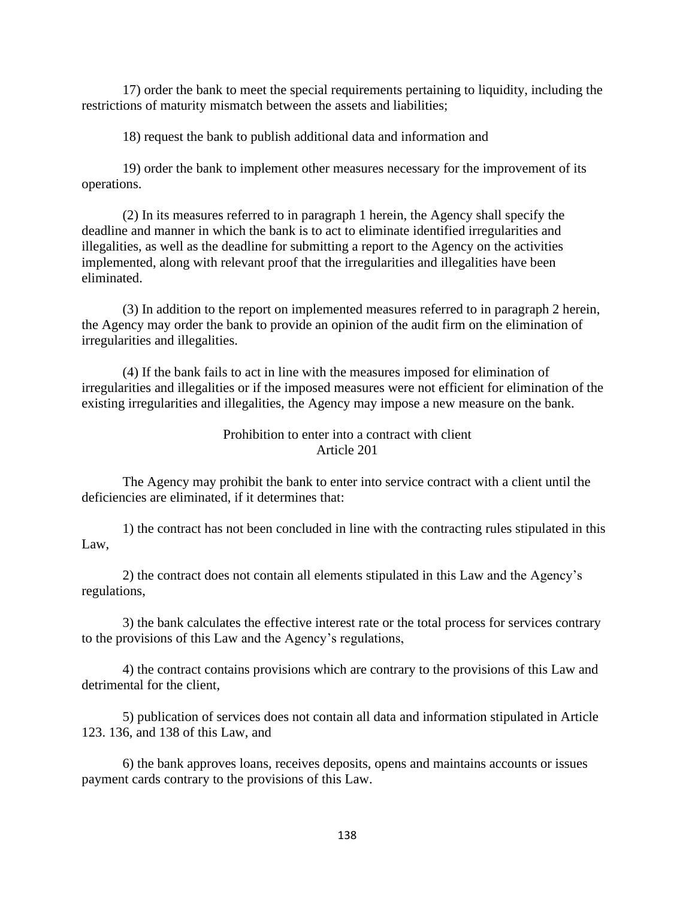17) order the bank to meet the special requirements pertaining to liquidity, including the restrictions of maturity mismatch between the assets and liabilities;

18) request the bank to publish additional data and information and

19) order the bank to implement other measures necessary for the improvement of its operations.

(2) In its measures referred to in paragraph 1 herein, the Agency shall specify the deadline and manner in which the bank is to act to eliminate identified irregularities and illegalities, as well as the deadline for submitting a report to the Agency on the activities implemented, along with relevant proof that the irregularities and illegalities have been eliminated.

(3) In addition to the report on implemented measures referred to in paragraph 2 herein, the Agency may order the bank to provide an opinion of the audit firm on the elimination of irregularities and illegalities.

(4) If the bank fails to act in line with the measures imposed for elimination of irregularities and illegalities or if the imposed measures were not efficient for elimination of the existing irregularities and illegalities, the Agency may impose a new measure on the bank.

### Prohibition to enter into a contract with client
### Article 201

The Agency may prohibit the bank to enter into service contract with a client until the deficiencies are eliminated, if it determines that:

1) the contract has not been concluded in line with the contracting rules stipulated in this Law,

2) the contract does not contain all elements stipulated in this Law and the Agency's regulations,

3) the bank calculates the effective interest rate or the total process for services contrary to the provisions of this Law and the Agency's regulations,

4) the contract contains provisions which are contrary to the provisions of this Law and detrimental for the client,

5) publication of services does not contain all data and information stipulated in Article 123. 136, and 138 of this Law, and

6) the bank approves loans, receives deposits, opens and maintains accounts or issues payment cards contrary to the provisions of this Law.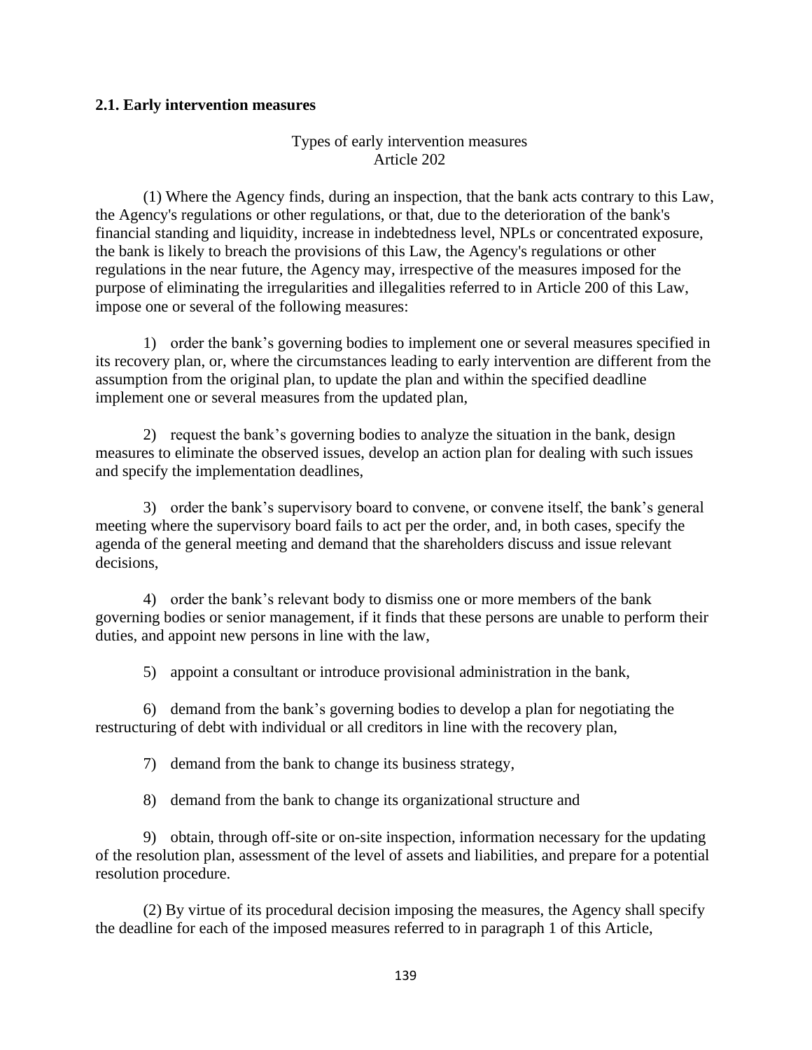### 2.1. Early intervention measures

Types of early intervention measures
Article 202

(1) Where the Agency finds, during an inspection, that the bank acts contrary to this Law, the Agency's regulations or other regulations, or that, due to the deterioration of the bank's financial standing and liquidity, increase in indebtedness level, NPLs or concentrated exposure, the bank is likely to breach the provisions of this Law, the Agency's regulations or other regulations in the near future, the Agency may, irrespective of the measures imposed for the purpose of eliminating the irregularities and illegalities referred to in Article 200 of this Law, impose one or several of the following measures:

1) order the bank's governing bodies to implement one or several measures specified in its recovery plan, or, where the circumstances leading to early intervention are different from the assumption from the original plan, to update the plan and within the specified deadline implement one or several measures from the updated plan,

2) request the bank's governing bodies to analyze the situation in the bank, design measures to eliminate the observed issues, develop an action plan for dealing with such issues and specify the implementation deadlines,

3) order the bank's supervisory board to convene, or convene itself, the bank's general meeting where the supervisory board fails to act per the order, and, in both cases, specify the agenda of the general meeting and demand that the shareholders discuss and issue relevant decisions,

4) order the bank's relevant body to dismiss one or more members of the bank governing bodies or senior management, if it finds that these persons are unable to perform their duties, and appoint new persons in line with the law,

5) appoint a consultant or introduce provisional administration in the bank,

6) demand from the bank's governing bodies to develop a plan for negotiating the restructuring of debt with individual or all creditors in line with the recovery plan,

7) demand from the bank to change its business strategy,

8) demand from the bank to change its organizational structure and

9) obtain, through off-site or on-site inspection, information necessary for the updating of the resolution plan, assessment of the level of assets and liabilities, and prepare for a potential resolution procedure.

(2) By virtue of its procedural decision imposing the measures, the Agency shall specify the deadline for each of the imposed measures referred to in paragraph 1 of this Article,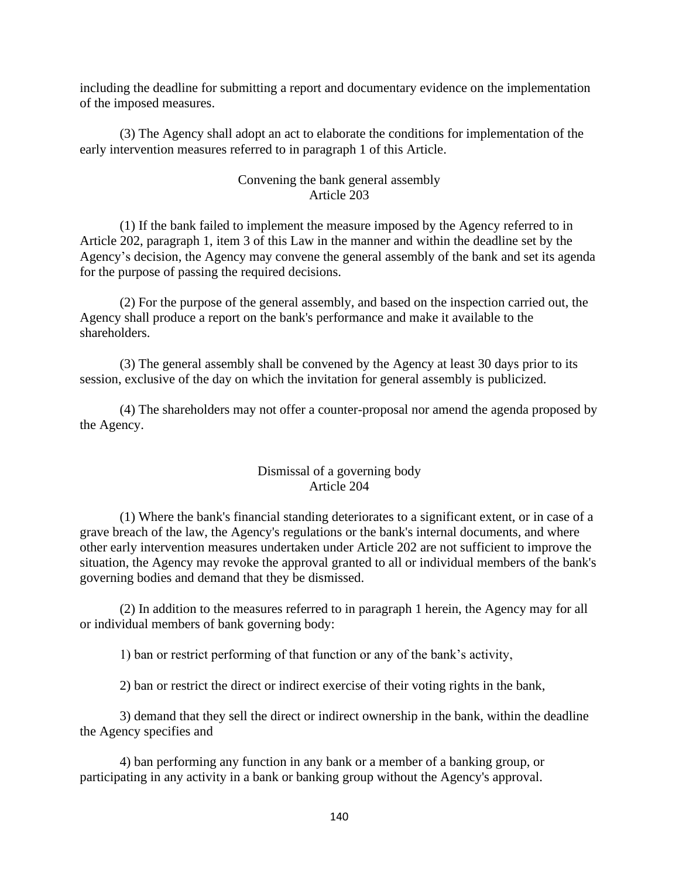including the deadline for submitting a report and documentary evidence on the implementation of the imposed measures.

(3) The Agency shall adopt an act to elaborate the conditions for implementation of the early intervention measures referred to in paragraph 1 of this Article.

### Convening the bank general assembly
### Article 203

(1) If the bank failed to implement the measure imposed by the Agency referred to in Article 202, paragraph 1, item 3 of this Law in the manner and within the deadline set by the Agency's decision, the Agency may convene the general assembly of the bank and set its agenda for the purpose of passing the required decisions.

(2) For the purpose of the general assembly, and based on the inspection carried out, the Agency shall produce a report on the bank's performance and make it available to the shareholders.

(3) The general assembly shall be convened by the Agency at least 30 days prior to its session, exclusive of the day on which the invitation for general assembly is publicized.

(4) The shareholders may not offer a counter-proposal nor amend the agenda proposed by the Agency.

### Dismissal of a governing body
### Article 204

(1) Where the bank's financial standing deteriorates to a significant extent, or in case of a grave breach of the law, the Agency's regulations or the bank's internal documents, and where other early intervention measures undertaken under Article 202 are not sufficient to improve the situation, the Agency may revoke the approval granted to all or individual members of the bank's governing bodies and demand that they be dismissed.

(2) In addition to the measures referred to in paragraph 1 herein, the Agency may for all or individual members of bank governing body:

1) ban or restrict performing of that function or any of the bank's activity,

2) ban or restrict the direct or indirect exercise of their voting rights in the bank,

3) demand that they sell the direct or indirect ownership in the bank, within the deadline the Agency specifies and

4) ban performing any function in any bank or a member of a banking group, or participating in any activity in a bank or banking group without the Agency's approval.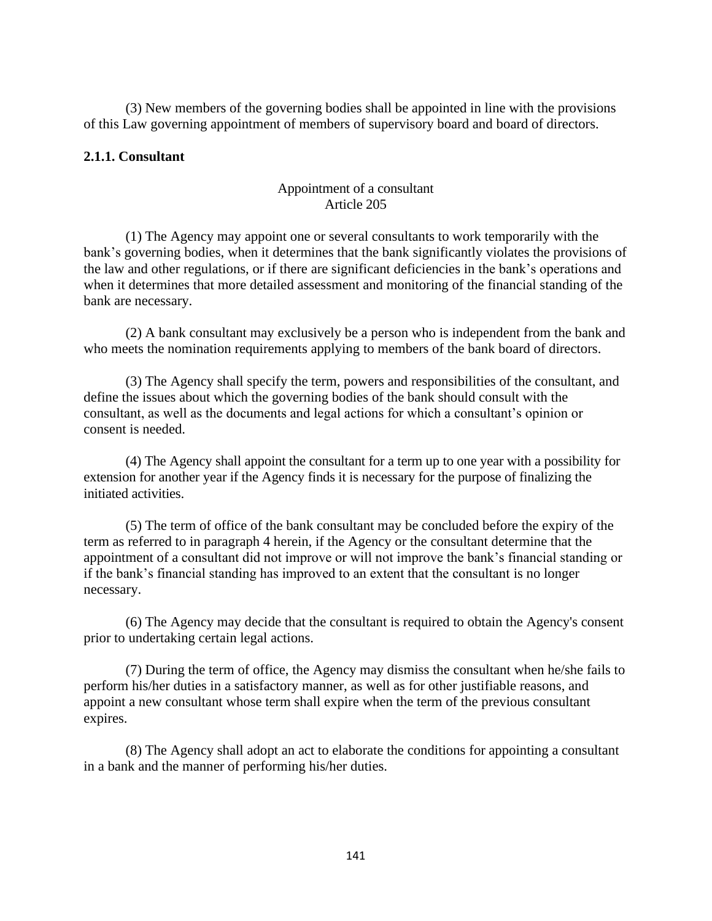(3) New members of the governing bodies shall be appointed in line with the provisions of this Law governing appointment of members of supervisory board and board of directors.

**2.1.1. Consultant**

Appointment of a consultant
Article 205

(1) The Agency may appoint one or several consultants to work temporarily with the bank's governing bodies, when it determines that the bank significantly violates the provisions of the law and other regulations, or if there are significant deficiencies in the bank's operations and when it determines that more detailed assessment and monitoring of the financial standing of the bank are necessary.

(2) A bank consultant may exclusively be a person who is independent from the bank and who meets the nomination requirements applying to members of the bank board of directors.

(3) The Agency shall specify the term, powers and responsibilities of the consultant, and define the issues about which the governing bodies of the bank should consult with the consultant, as well as the documents and legal actions for which a consultant's opinion or consent is needed.

(4) The Agency shall appoint the consultant for a term up to one year with a possibility for extension for another year if the Agency finds it is necessary for the purpose of finalizing the initiated activities.

(5) The term of office of the bank consultant may be concluded before the expiry of the term as referred to in paragraph 4 herein, if the Agency or the consultant determine that the appointment of a consultant did not improve or will not improve the bank's financial standing or if the bank's financial standing has improved to an extent that the consultant is no longer necessary.

(6) The Agency may decide that the consultant is required to obtain the Agency's consent prior to undertaking certain legal actions.

(7) During the term of office, the Agency may dismiss the consultant when he/she fails to perform his/her duties in a satisfactory manner, as well as for other justifiable reasons, and appoint a new consultant whose term shall expire when the term of the previous consultant expires.

(8) The Agency shall adopt an act to elaborate the conditions for appointing a consultant in a bank and the manner of performing his/her duties.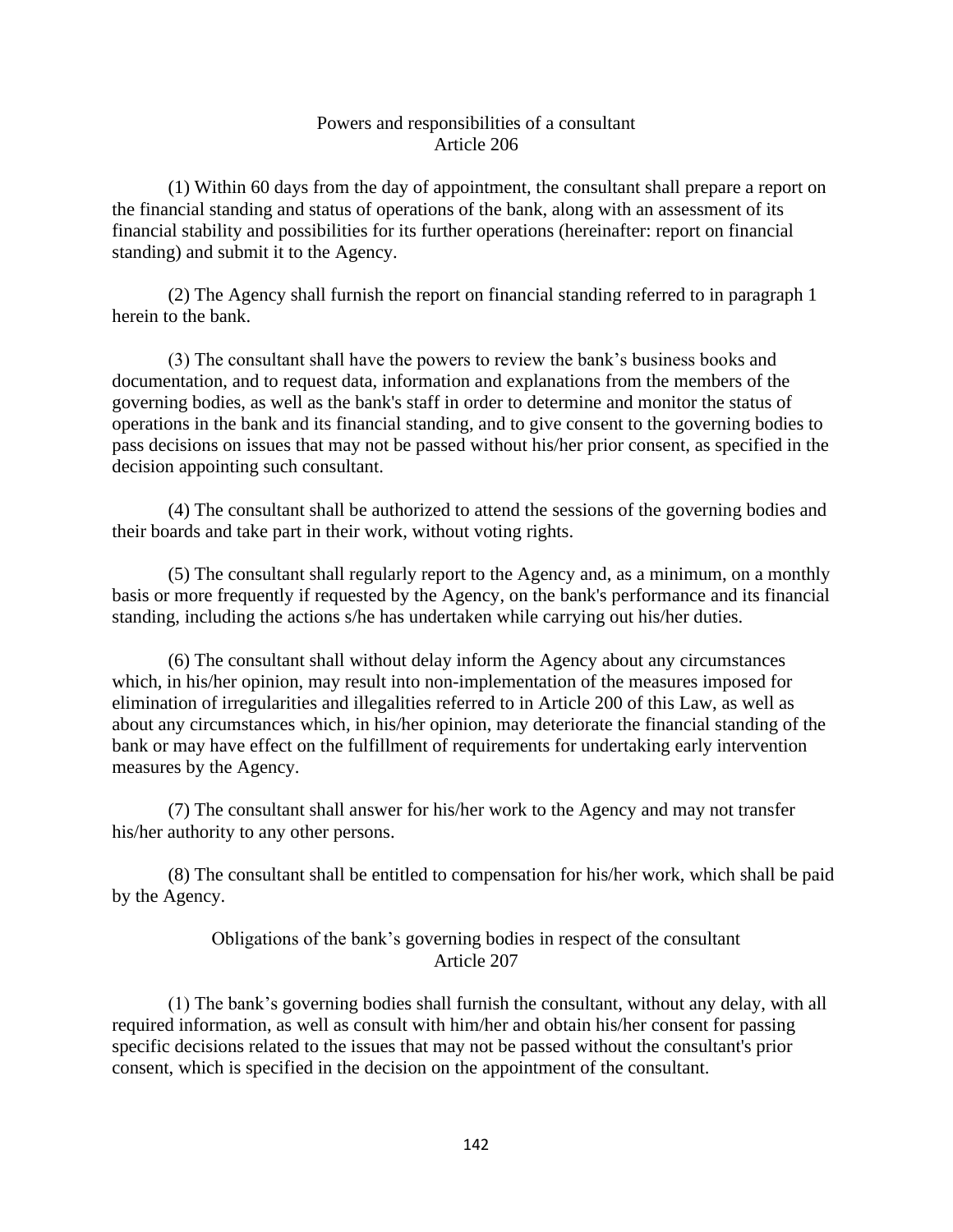### Powers and responsibilities of a consultant
### Article 206

(1) Within 60 days from the day of appointment, the consultant shall prepare a report on the financial standing and status of operations of the bank, along with an assessment of its financial stability and possibilities for its further operations (hereinafter: report on financial standing) and submit it to the Agency.

(2) The Agency shall furnish the report on financial standing referred to in paragraph 1 herein to the bank.

(3) The consultant shall have the powers to review the bank's business books and documentation, and to request data, information and explanations from the members of the governing bodies, as well as the bank's staff in order to determine and monitor the status of operations in the bank and its financial standing, and to give consent to the governing bodies to pass decisions on issues that may not be passed without his/her prior consent, as specified in the decision appointing such consultant.

(4) The consultant shall be authorized to attend the sessions of the governing bodies and their boards and take part in their work, without voting rights.

(5) The consultant shall regularly report to the Agency and, as a minimum, on a monthly basis or more frequently if requested by the Agency, on the bank's performance and its financial standing, including the actions s/he has undertaken while carrying out his/her duties.

(6) The consultant shall without delay inform the Agency about any circumstances which, in his/her opinion, may result into non-implementation of the measures imposed for elimination of irregularities and illegalities referred to in Article 200 of this Law, as well as about any circumstances which, in his/her opinion, may deteriorate the financial standing of the bank or may have effect on the fulfillment of requirements for undertaking early intervention measures by the Agency.

(7) The consultant shall answer for his/her work to the Agency and may not transfer his/her authority to any other persons.

(8) The consultant shall be entitled to compensation for his/her work, which shall be paid by the Agency.

### Obligations of the bank's governing bodies in respect of the consultant
### Article 207

(1) The bank's governing bodies shall furnish the consultant, without any delay, with all required information, as well as consult with him/her and obtain his/her consent for passing specific decisions related to the issues that may not be passed without the consultant's prior consent, which is specified in the decision on the appointment of the consultant.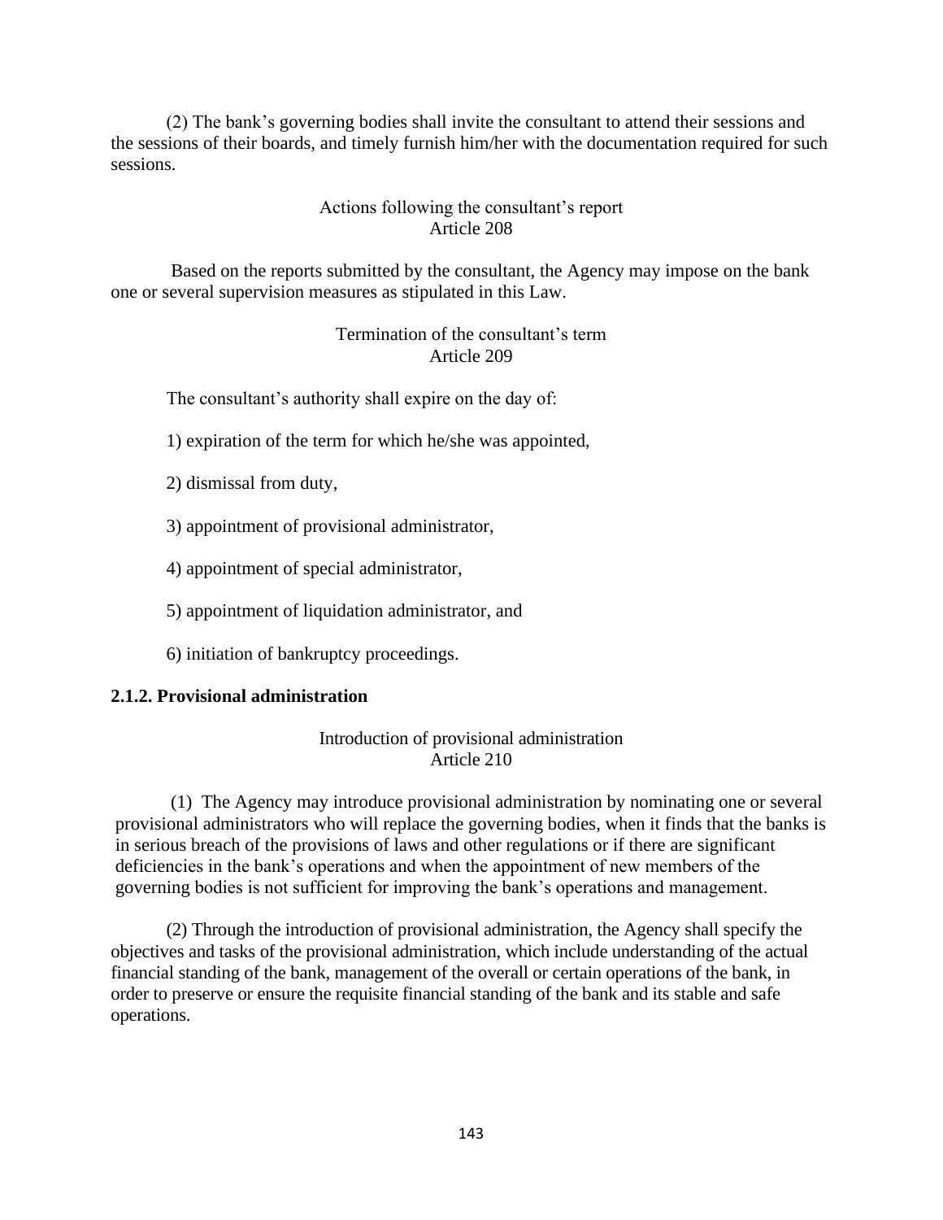(2) The bank's governing bodies shall invite the consultant to attend their sessions and the sessions of their boards, and timely furnish him/her with the documentation required for such sessions.

Actions following the consultant's report
Article 208

Based on the reports submitted by the consultant, the Agency may impose on the bank one or several supervision measures as stipulated in this Law.

Termination of the consultant's term
Article 209

The consultant's authority shall expire on the day of:

1) expiration of the term for which he/she was appointed,

2) dismissal from duty,

3) appointment of provisional administrator,

4) appointment of special administrator,

5) appointment of liquidation administrator, and

6) initiation of bankruptcy proceedings.

**2.1.2. Provisional administration**

Introduction of provisional administration
Article 210

(1) The Agency may introduce provisional administration by nominating one or several provisional administrators who will replace the governing bodies, when it finds that the banks is in serious breach of the provisions of laws and other regulations or if there are significant deficiencies in the bank's operations and when the appointment of new members of the governing bodies is not sufficient for improving the bank's operations and management.

(2) Through the introduction of provisional administration, the Agency shall specify the objectives and tasks of the provisional administration, which include understanding of the actual financial standing of the bank, management of the overall or certain operations of the bank, in order to preserve or ensure the requisite financial standing of the bank and its stable and safe operations.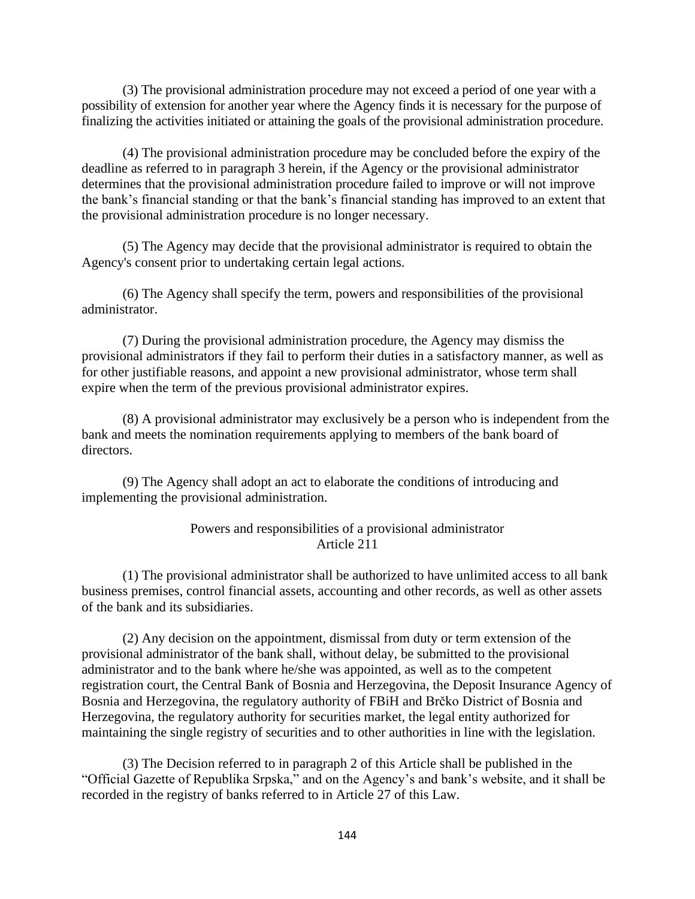(3) The provisional administration procedure may not exceed a period of one year with a possibility of extension for another year where the Agency finds it is necessary for the purpose of finalizing the activities initiated or attaining the goals of the provisional administration procedure.

(4) The provisional administration procedure may be concluded before the expiry of the deadline as referred to in paragraph 3 herein, if the Agency or the provisional administrator determines that the provisional administration procedure failed to improve or will not improve the bank's financial standing or that the bank's financial standing has improved to an extent that the provisional administration procedure is no longer necessary.

(5) The Agency may decide that the provisional administrator is required to obtain the Agency's consent prior to undertaking certain legal actions.

(6) The Agency shall specify the term, powers and responsibilities of the provisional administrator.

(7) During the provisional administration procedure, the Agency may dismiss the provisional administrators if they fail to perform their duties in a satisfactory manner, as well as for other justifiable reasons, and appoint a new provisional administrator, whose term shall expire when the term of the previous provisional administrator expires.

(8) A provisional administrator may exclusively be a person who is independent from the bank and meets the nomination requirements applying to members of the bank board of directors.

(9) The Agency shall adopt an act to elaborate the conditions of introducing and implementing the provisional administration.

### Powers and responsibilities of a provisional administrator
### Article 211

(1) The provisional administrator shall be authorized to have unlimited access to all bank business premises, control financial assets, accounting and other records, as well as other assets of the bank and its subsidiaries.

(2) Any decision on the appointment, dismissal from duty or term extension of the provisional administrator of the bank shall, without delay, be submitted to the provisional administrator and to the bank where he/she was appointed, as well as to the competent registration court, the Central Bank of Bosnia and Herzegovina, the Deposit Insurance Agency of Bosnia and Herzegovina, the regulatory authority of FBiH and Brčko District of Bosnia and Herzegovina, the regulatory authority for securities market, the legal entity authorized for maintaining the single registry of securities and to other authorities in line with the legislation.

(3) The Decision referred to in paragraph 2 of this Article shall be published in the "Official Gazette of Republika Srpska," and on the Agency's and bank's website, and it shall be recorded in the registry of banks referred to in Article 27 of this Law.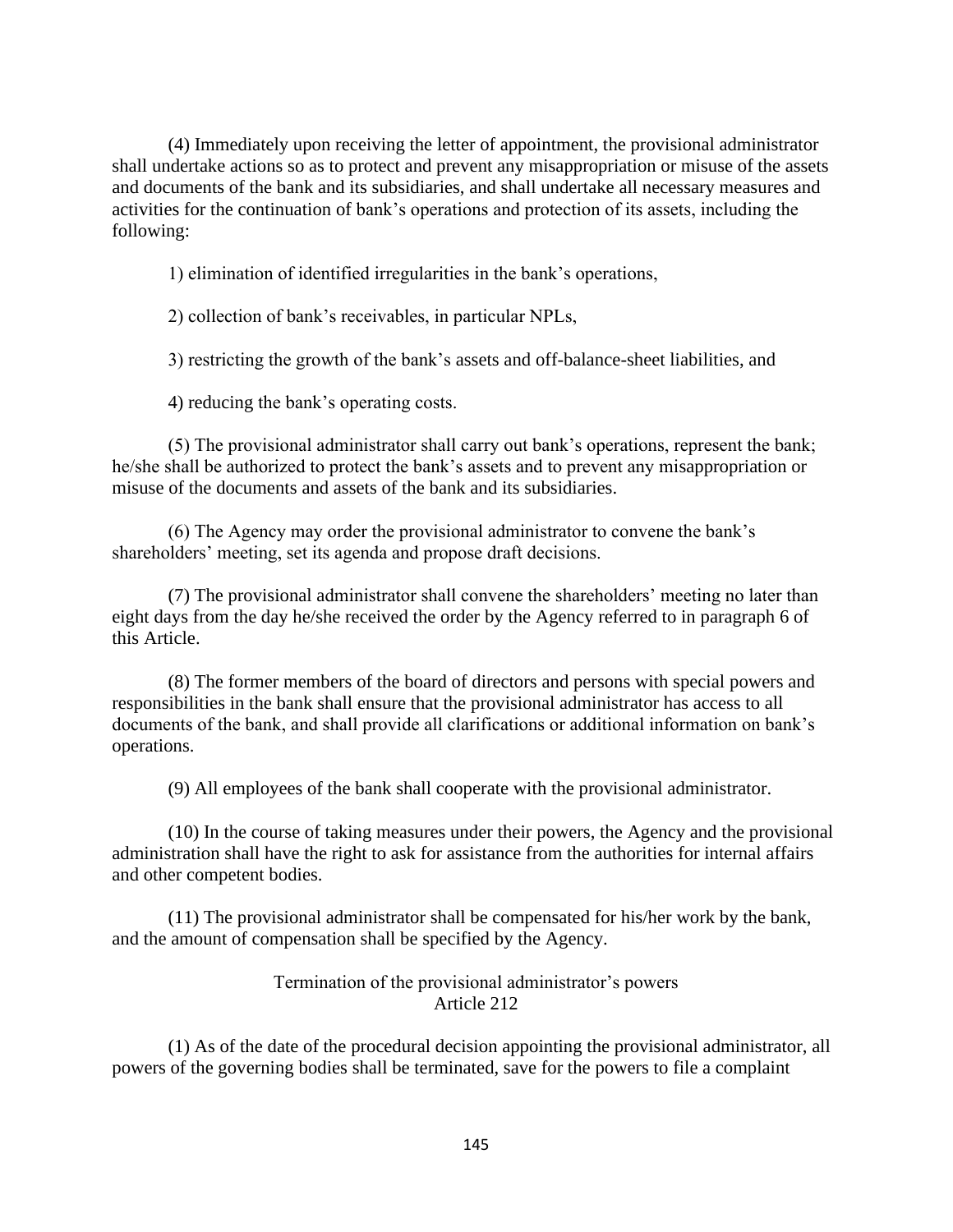(4) Immediately upon receiving the letter of appointment, the provisional administrator shall undertake actions so as to protect and prevent any misappropriation or misuse of the assets and documents of the bank and its subsidiaries, and shall undertake all necessary measures and activities for the continuation of bank's operations and protection of its assets, including the following:

1) elimination of identified irregularities in the bank's operations,

2) collection of bank's receivables, in particular NPLs,

3) restricting the growth of the bank's assets and off-balance-sheet liabilities, and

4) reducing the bank's operating costs.

(5) The provisional administrator shall carry out bank's operations, represent the bank; he/she shall be authorized to protect the bank's assets and to prevent any misappropriation or misuse of the documents and assets of the bank and its subsidiaries.

(6) The Agency may order the provisional administrator to convene the bank's shareholders' meeting, set its agenda and propose draft decisions.

(7) The provisional administrator shall convene the shareholders' meeting no later than eight days from the day he/she received the order by the Agency referred to in paragraph 6 of this Article.

(8) The former members of the board of directors and persons with special powers and responsibilities in the bank shall ensure that the provisional administrator has access to all documents of the bank, and shall provide all clarifications or additional information on bank's operations.

(9) All employees of the bank shall cooperate with the provisional administrator.

(10) In the course of taking measures under their powers, the Agency and the provisional administration shall have the right to ask for assistance from the authorities for internal affairs and other competent bodies.

(11) The provisional administrator shall be compensated for his/her work by the bank, and the amount of compensation shall be specified by the Agency.

Termination of the provisional administrator's powers
Article 212

(1) As of the date of the procedural decision appointing the provisional administrator, all powers of the governing bodies shall be terminated, save for the powers to file a complaint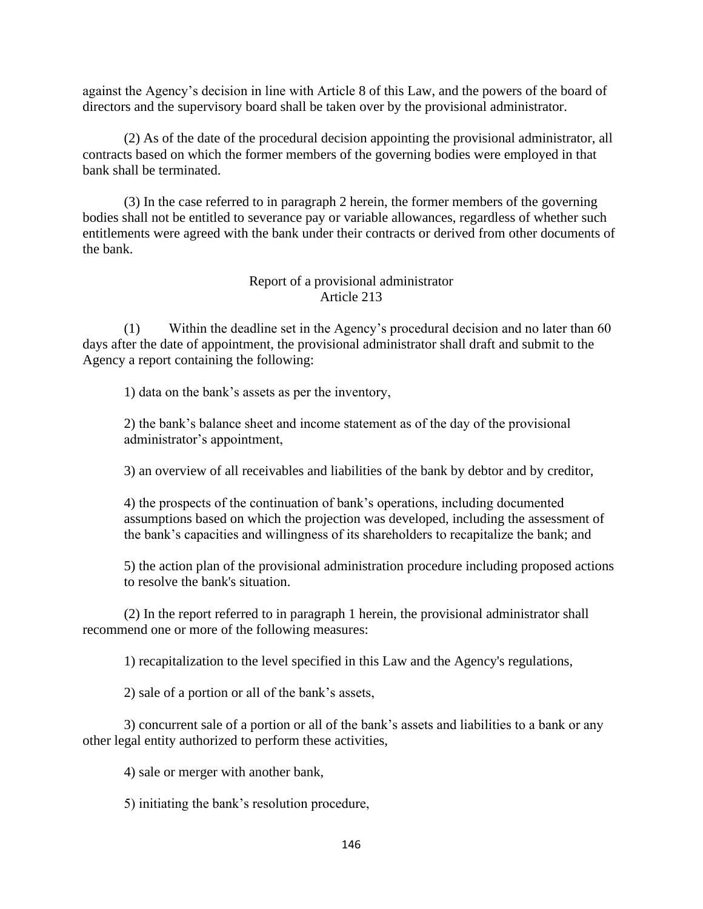against the Agency's decision in line with Article 8 of this Law, and the powers of the board of directors and the supervisory board shall be taken over by the provisional administrator.

(2) As of the date of the procedural decision appointing the provisional administrator, all contracts based on which the former members of the governing bodies were employed in that bank shall be terminated.

(3) In the case referred to in paragraph 2 herein, the former members of the governing bodies shall not be entitled to severance pay or variable allowances, regardless of whether such entitlements were agreed with the bank under their contracts or derived from other documents of the bank.

### Report of a provisional administrator
### Article 213

(1) Within the deadline set in the Agency's procedural decision and no later than 60 days after the date of appointment, the provisional administrator shall draft and submit to the Agency a report containing the following:

1) data on the bank's assets as per the inventory,

2) the bank's balance sheet and income statement as of the day of the provisional administrator's appointment,

3) an overview of all receivables and liabilities of the bank by debtor and by creditor,

4) the prospects of the continuation of bank's operations, including documented assumptions based on which the projection was developed, including the assessment of the bank's capacities and willingness of its shareholders to recapitalize the bank; and

5) the action plan of the provisional administration procedure including proposed actions to resolve the bank's situation.

(2) In the report referred to in paragraph 1 herein, the provisional administrator shall recommend one or more of the following measures:

1) recapitalization to the level specified in this Law and the Agency's regulations,

2) sale of a portion or all of the bank's assets,

3) concurrent sale of a portion or all of the bank's assets and liabilities to a bank or any other legal entity authorized to perform these activities,

4) sale or merger with another bank,

5) initiating the bank's resolution procedure,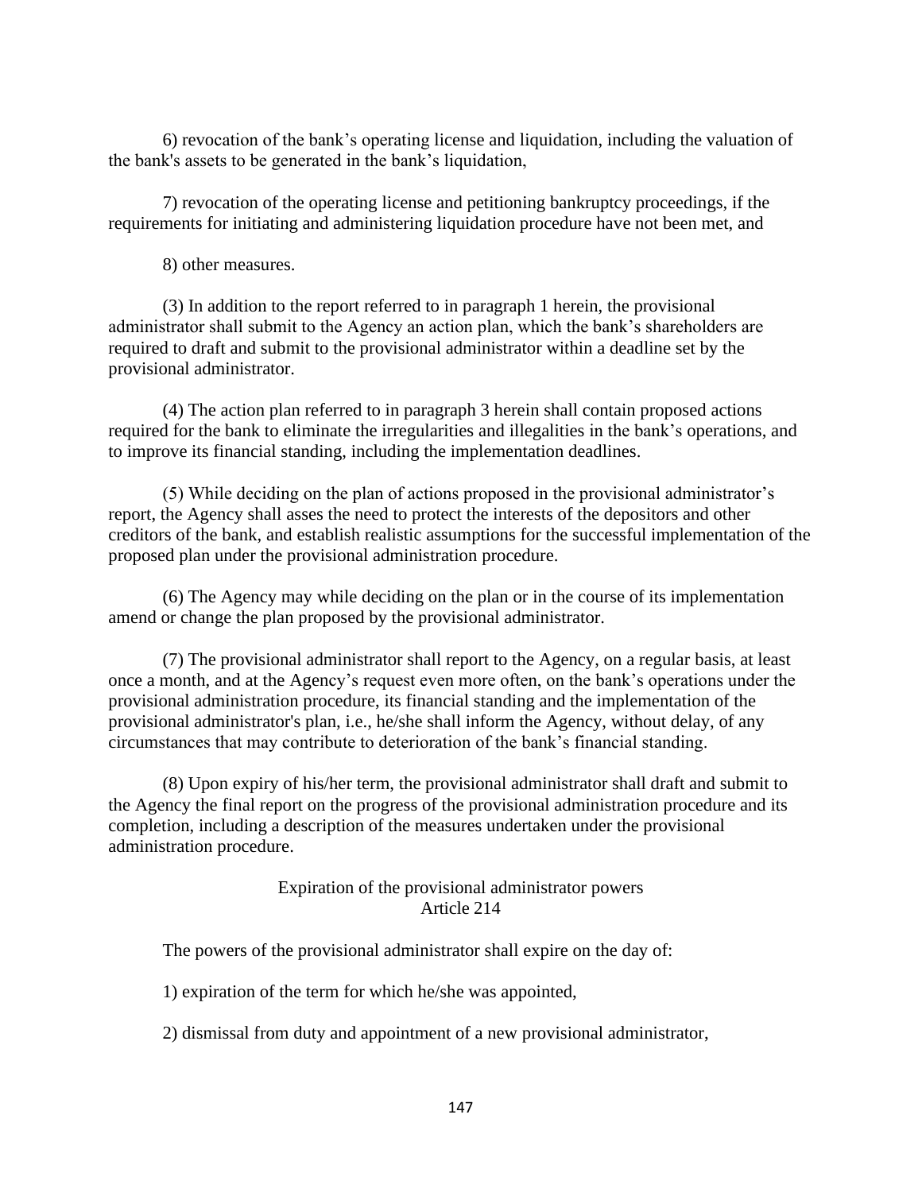6) revocation of the bank's operating license and liquidation, including the valuation of the bank's assets to be generated in the bank's liquidation,

7) revocation of the operating license and petitioning bankruptcy proceedings, if the requirements for initiating and administering liquidation procedure have not been met, and

8) other measures.

(3) In addition to the report referred to in paragraph 1 herein, the provisional administrator shall submit to the Agency an action plan, which the bank's shareholders are required to draft and submit to the provisional administrator within a deadline set by the provisional administrator.

(4) The action plan referred to in paragraph 3 herein shall contain proposed actions required for the bank to eliminate the irregularities and illegalities in the bank's operations, and to improve its financial standing, including the implementation deadlines.

(5) While deciding on the plan of actions proposed in the provisional administrator's report, the Agency shall asses the need to protect the interests of the depositors and other creditors of the bank, and establish realistic assumptions for the successful implementation of the proposed plan under the provisional administration procedure.

(6) The Agency may while deciding on the plan or in the course of its implementation amend or change the plan proposed by the provisional administrator.

(7) The provisional administrator shall report to the Agency, on a regular basis, at least once a month, and at the Agency's request even more often, on the bank's operations under the provisional administration procedure, its financial standing and the implementation of the provisional administrator's plan, i.e., he/she shall inform the Agency, without delay, of any circumstances that may contribute to deterioration of the bank's financial standing.

(8) Upon expiry of his/her term, the provisional administrator shall draft and submit to the Agency the final report on the progress of the provisional administration procedure and its completion, including a description of the measures undertaken under the provisional administration procedure.

### Expiration of the provisional administrator powers
### Article 214

The powers of the provisional administrator shall expire on the day of:

1) expiration of the term for which he/she was appointed,

2) dismissal from duty and appointment of a new provisional administrator,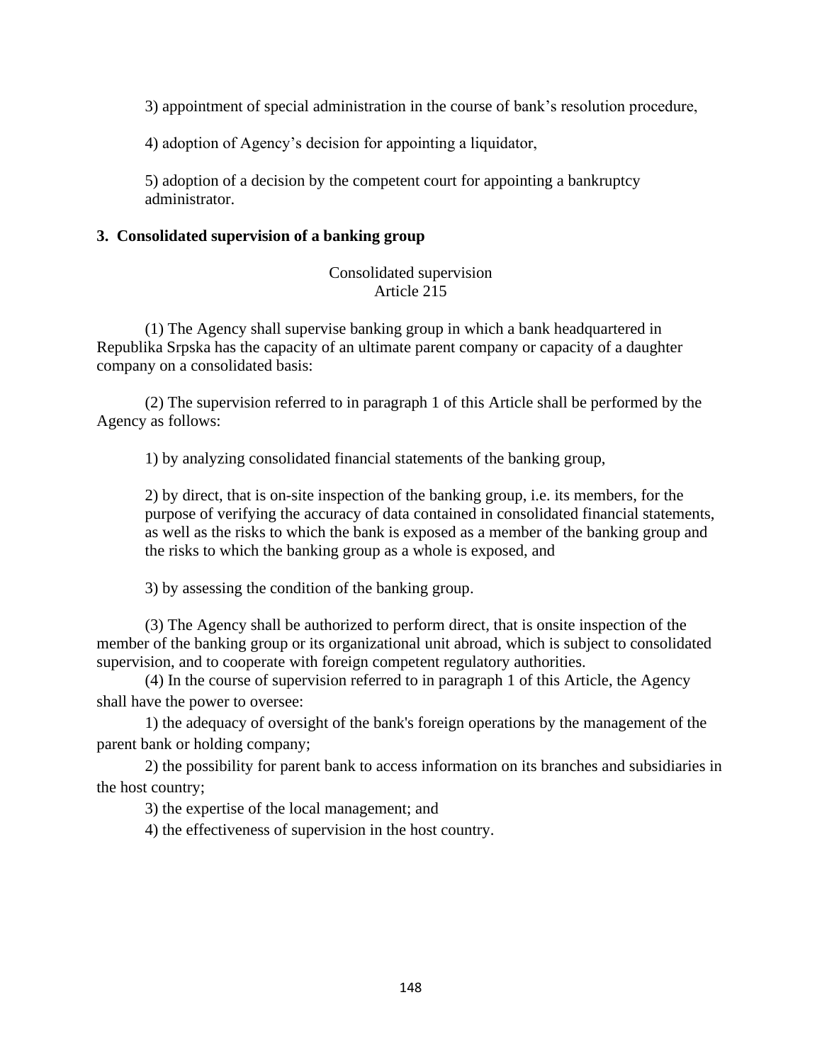3) appointment of special administration in the course of bank's resolution procedure,

4) adoption of Agency's decision for appointing a liquidator,

5) adoption of a decision by the competent court for appointing a bankruptcy administrator.

## 3. Consolidated supervision of a banking group

### Consolidated supervision
### Article 215

(1) The Agency shall supervise banking group in which a bank headquartered in Republika Srpska has the capacity of an ultimate parent company or capacity of a daughter company on a consolidated basis:

(2) The supervision referred to in paragraph 1 of this Article shall be performed by the Agency as follows:

1) by analyzing consolidated financial statements of the banking group,

2) by direct, that is on-site inspection of the banking group, i.e. its members, for the purpose of verifying the accuracy of data contained in consolidated financial statements, as well as the risks to which the bank is exposed as a member of the banking group and the risks to which the banking group as a whole is exposed, and

3) by assessing the condition of the banking group.

(3) The Agency shall be authorized to perform direct, that is onsite inspection of the member of the banking group or its organizational unit abroad, which is subject to consolidated supervision, and to cooperate with foreign competent regulatory authorities.

(4) In the course of supervision referred to in paragraph 1 of this Article, the Agency shall have the power to oversee:

1) the adequacy of oversight of the bank's foreign operations by the management of the parent bank or holding company;

2) the possibility for parent bank to access information on its branches and subsidiaries in the host country;

3) the expertise of the local management; and

4) the effectiveness of supervision in the host country.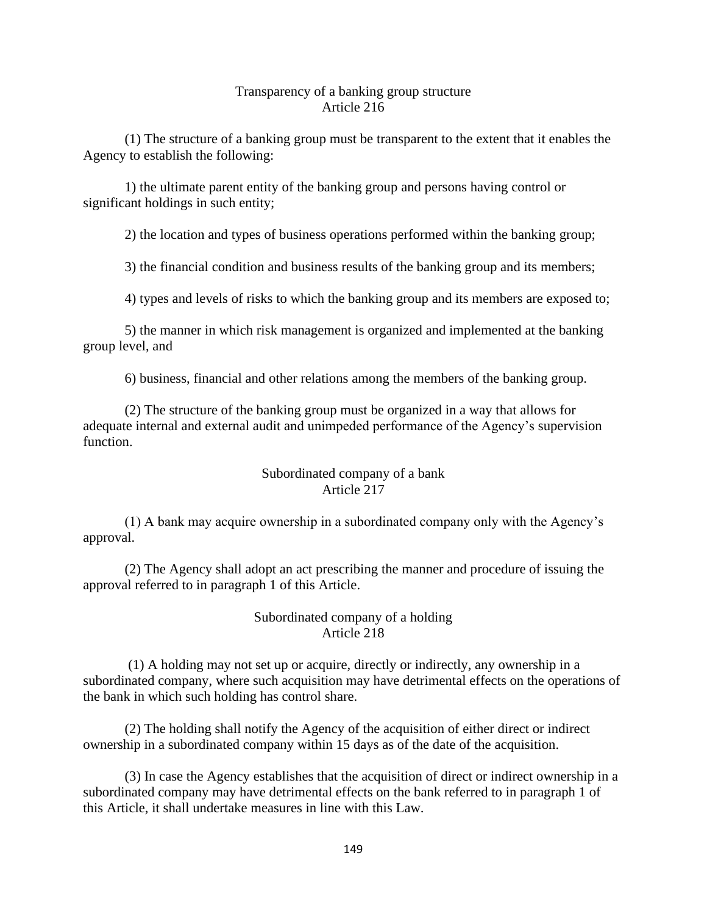### Transparency of a banking group structure
### Article 216

(1) The structure of a banking group must be transparent to the extent that it enables the Agency to establish the following:

1) the ultimate parent entity of the banking group and persons having control or significant holdings in such entity;

2) the location and types of business operations performed within the banking group;

3) the financial condition and business results of the banking group and its members;

4) types and levels of risks to which the banking group and its members are exposed to;

5) the manner in which risk management is organized and implemented at the banking group level, and

6) business, financial and other relations among the members of the banking group.

(2) The structure of the banking group must be organized in a way that allows for adequate internal and external audit and unimpeded performance of the Agency's supervision function.

### Subordinated company of a bank
### Article 217

(1) A bank may acquire ownership in a subordinated company only with the Agency's approval.

(2) The Agency shall adopt an act prescribing the manner and procedure of issuing the approval referred to in paragraph 1 of this Article.

### Subordinated company of a holding
### Article 218

(1) A holding may not set up or acquire, directly or indirectly, any ownership in a subordinated company, where such acquisition may have detrimental effects on the operations of the bank in which such holding has control share.

(2) The holding shall notify the Agency of the acquisition of either direct or indirect ownership in a subordinated company within 15 days as of the date of the acquisition.

(3) In case the Agency establishes that the acquisition of direct or indirect ownership in a subordinated company may have detrimental effects on the bank referred to in paragraph 1 of this Article, it shall undertake measures in line with this Law.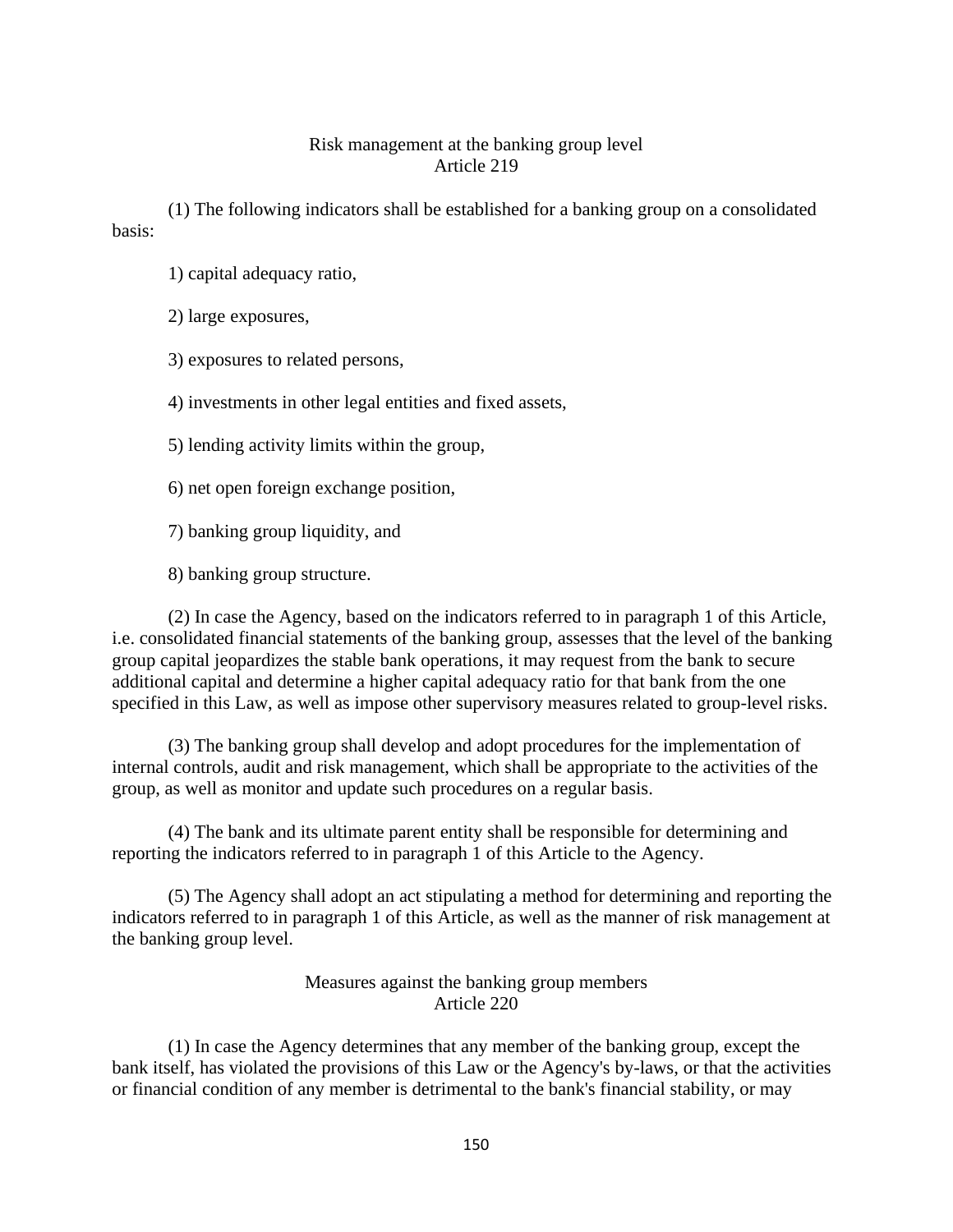### Risk management at the banking group level
### Article 219

(1) The following indicators shall be established for a banking group on a consolidated basis:

1) capital adequacy ratio,

2) large exposures,

3) exposures to related persons,

4) investments in other legal entities and fixed assets,

5) lending activity limits within the group,

6) net open foreign exchange position,

7) banking group liquidity, and

8) banking group structure.

(2) In case the Agency, based on the indicators referred to in paragraph 1 of this Article, i.e. consolidated financial statements of the banking group, assesses that the level of the banking group capital jeopardizes the stable bank operations, it may request from the bank to secure additional capital and determine a higher capital adequacy ratio for that bank from the one specified in this Law, as well as impose other supervisory measures related to group-level risks.

(3) The banking group shall develop and adopt procedures for the implementation of internal controls, audit and risk management, which shall be appropriate to the activities of the group, as well as monitor and update such procedures on a regular basis.

(4) The bank and its ultimate parent entity shall be responsible for determining and reporting the indicators referred to in paragraph 1 of this Article to the Agency.

(5) The Agency shall adopt an act stipulating a method for determining and reporting the indicators referred to in paragraph 1 of this Article, as well as the manner of risk management at the banking group level.

### Measures against the banking group members
### Article 220

(1) In case the Agency determines that any member of the banking group, except the bank itself, has violated the provisions of this Law or the Agency's by-laws, or that the activities or financial condition of any member is detrimental to the bank's financial stability, or may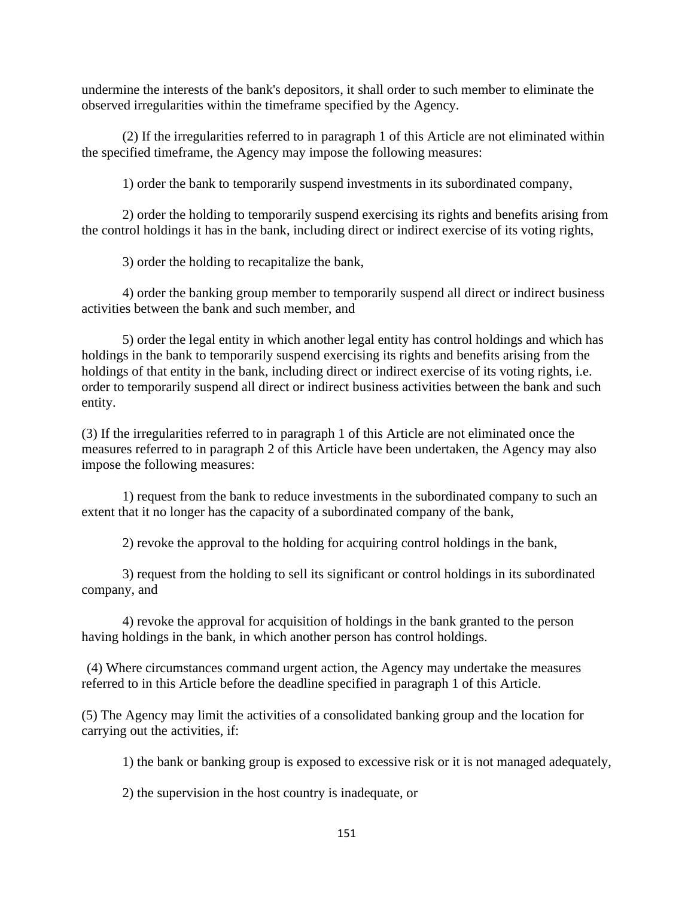undermine the interests of the bank's depositors, it shall order to such member to eliminate the observed irregularities within the timeframe specified by the Agency.

(2) If the irregularities referred to in paragraph 1 of this Article are not eliminated within the specified timeframe, the Agency may impose the following measures:

1) order the bank to temporarily suspend investments in its subordinated company,

2) order the holding to temporarily suspend exercising its rights and benefits arising from the control holdings it has in the bank, including direct or indirect exercise of its voting rights,

3) order the holding to recapitalize the bank,

4) order the banking group member to temporarily suspend all direct or indirect business activities between the bank and such member, and

5) order the legal entity in which another legal entity has control holdings and which has holdings in the bank to temporarily suspend exercising its rights and benefits arising from the holdings of that entity in the bank, including direct or indirect exercise of its voting rights, i.e. order to temporarily suspend all direct or indirect business activities between the bank and such entity.

(3) If the irregularities referred to in paragraph 1 of this Article are not eliminated once the measures referred to in paragraph 2 of this Article have been undertaken, the Agency may also impose the following measures:

1) request from the bank to reduce investments in the subordinated company to such an extent that it no longer has the capacity of a subordinated company of the bank,

2) revoke the approval to the holding for acquiring control holdings in the bank,

3) request from the holding to sell its significant or control holdings in its subordinated company, and

4) revoke the approval for acquisition of holdings in the bank granted to the person having holdings in the bank, in which another person has control holdings.

(4) Where circumstances command urgent action, the Agency may undertake the measures referred to in this Article before the deadline specified in paragraph 1 of this Article.

(5) The Agency may limit the activities of a consolidated banking group and the location for carrying out the activities, if:

1) the bank or banking group is exposed to excessive risk or it is not managed adequately,

2) the supervision in the host country is inadequate, or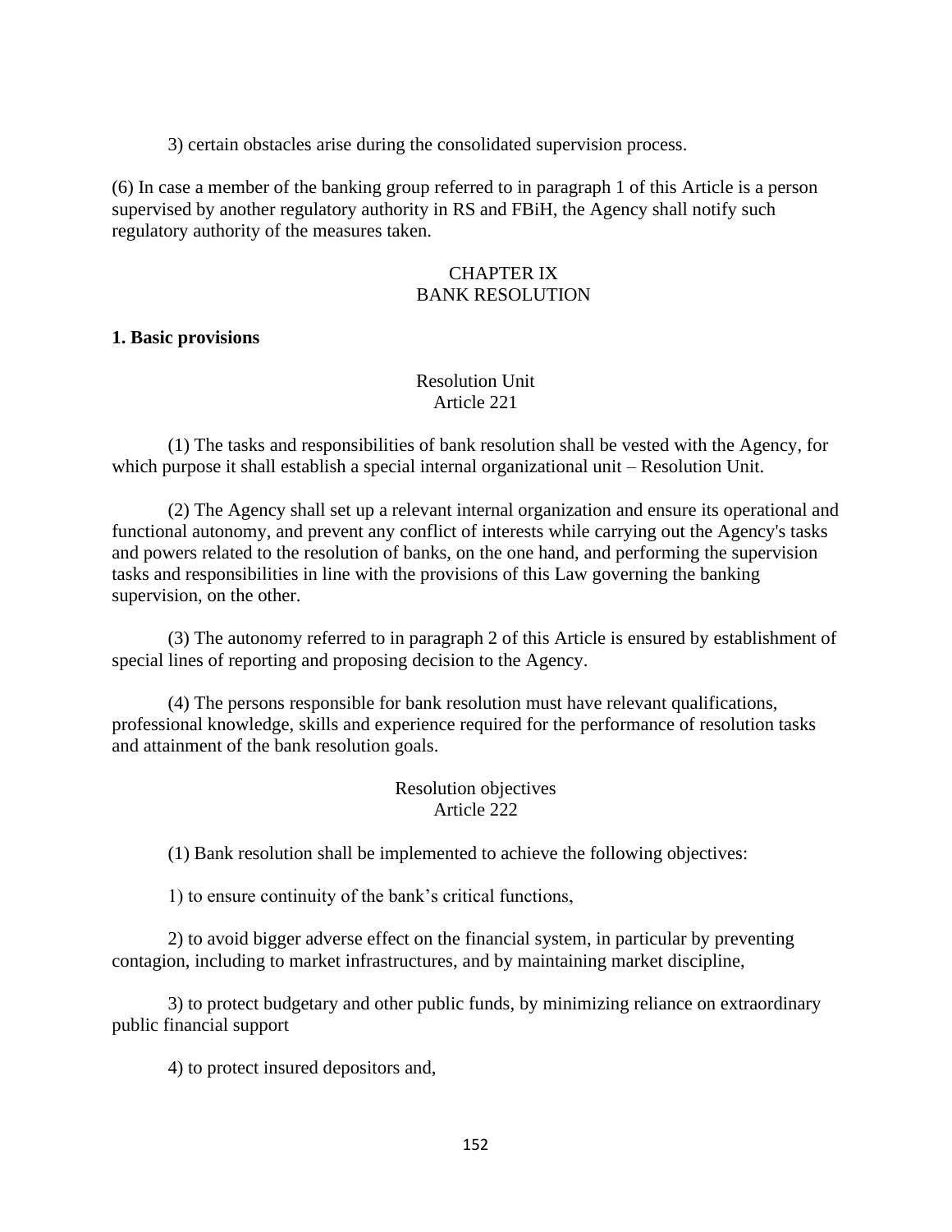3) certain obstacles arise during the consolidated supervision process.

(6) In case a member of the banking group referred to in paragraph 1 of this Article is a person supervised by another regulatory authority in RS and FBiH, the Agency shall notify such regulatory authority of the measures taken.

# CHAPTER IX
# BANK RESOLUTION

**1. Basic provisions**

### Resolution Unit
### Article 221

(1) The tasks and responsibilities of bank resolution shall be vested with the Agency, for which purpose it shall establish a special internal organizational unit – Resolution Unit.

(2) The Agency shall set up a relevant internal organization and ensure its operational and functional autonomy, and prevent any conflict of interests while carrying out the Agency's tasks and powers related to the resolution of banks, on the one hand, and performing the supervision tasks and responsibilities in line with the provisions of this Law governing the banking supervision, on the other.

(3) The autonomy referred to in paragraph 2 of this Article is ensured by establishment of special lines of reporting and proposing decision to the Agency.

(4) The persons responsible for bank resolution must have relevant qualifications, professional knowledge, skills and experience required for the performance of resolution tasks and attainment of the bank resolution goals.

### Resolution objectives
### Article 222

(1) Bank resolution shall be implemented to achieve the following objectives:

1) to ensure continuity of the bank's critical functions,

2) to avoid bigger adverse effect on the financial system, in particular by preventing contagion, including to market infrastructures, and by maintaining market discipline,

3) to protect budgetary and other public funds, by minimizing reliance on extraordinary public financial support

4) to protect insured depositors and,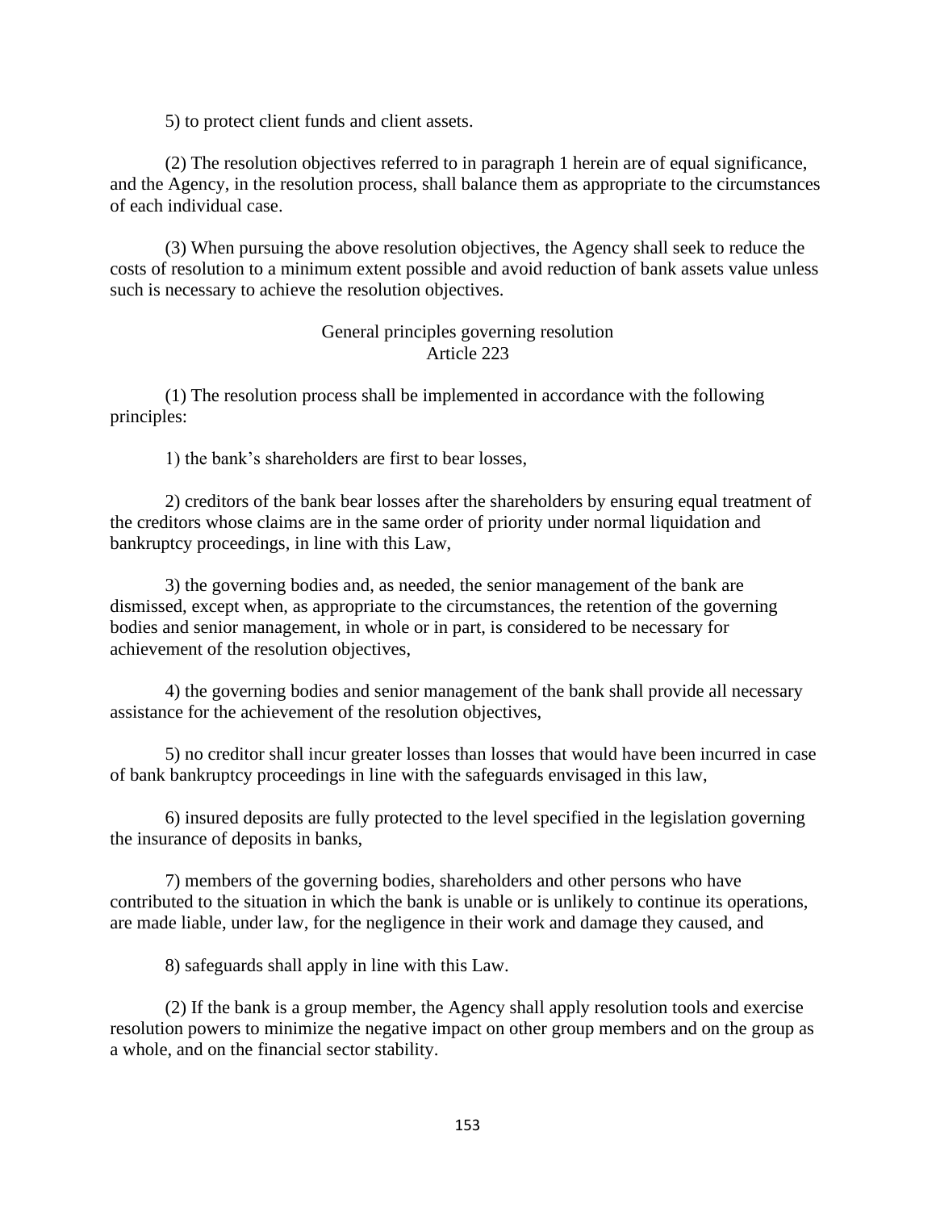5) to protect client funds and client assets.

(2) The resolution objectives referred to in paragraph 1 herein are of equal significance, and the Agency, in the resolution process, shall balance them as appropriate to the circumstances of each individual case.

(3) When pursuing the above resolution objectives, the Agency shall seek to reduce the costs of resolution to a minimum extent possible and avoid reduction of bank assets value unless such is necessary to achieve the resolution objectives.

### General principles governing resolution
### Article 223

(1) The resolution process shall be implemented in accordance with the following principles:

1) the bank's shareholders are first to bear losses,

2) creditors of the bank bear losses after the shareholders by ensuring equal treatment of the creditors whose claims are in the same order of priority under normal liquidation and bankruptcy proceedings, in line with this Law,

3) the governing bodies and, as needed, the senior management of the bank are dismissed, except when, as appropriate to the circumstances, the retention of the governing bodies and senior management, in whole or in part, is considered to be necessary for achievement of the resolution objectives,

4) the governing bodies and senior management of the bank shall provide all necessary assistance for the achievement of the resolution objectives,

5) no creditor shall incur greater losses than losses that would have been incurred in case of bank bankruptcy proceedings in line with the safeguards envisaged in this law,

6) insured deposits are fully protected to the level specified in the legislation governing the insurance of deposits in banks,

7) members of the governing bodies, shareholders and other persons who have contributed to the situation in which the bank is unable or is unlikely to continue its operations, are made liable, under law, for the negligence in their work and damage they caused, and

8) safeguards shall apply in line with this Law.

(2) If the bank is a group member, the Agency shall apply resolution tools and exercise resolution powers to minimize the negative impact on other group members and on the group as a whole, and on the financial sector stability.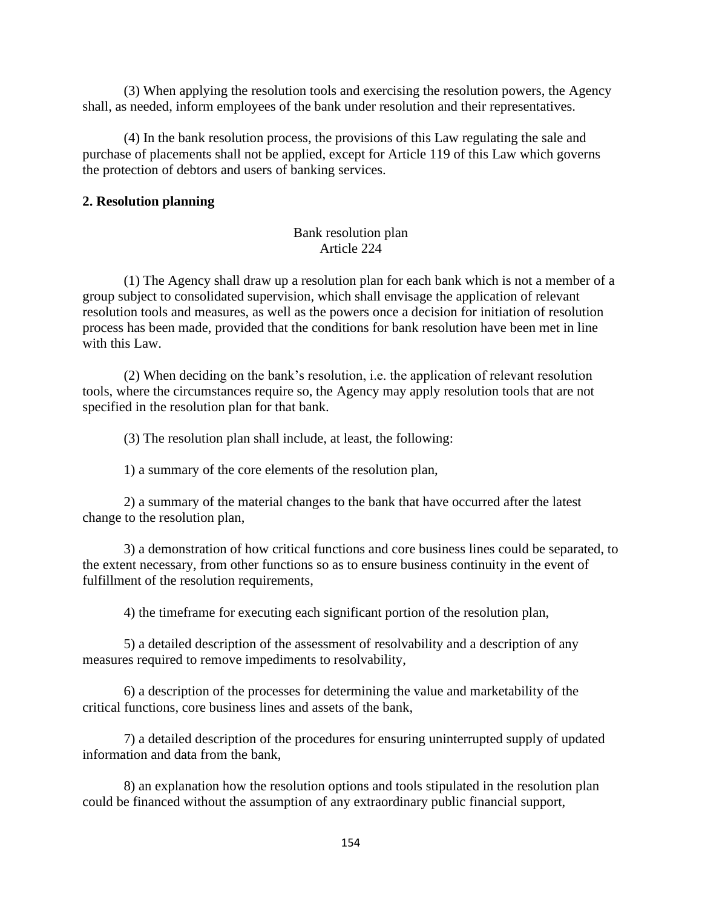(3) When applying the resolution tools and exercising the resolution powers, the Agency shall, as needed, inform employees of the bank under resolution and their representatives.

(4) In the bank resolution process, the provisions of this Law regulating the sale and purchase of placements shall not be applied, except for Article 119 of this Law which governs the protection of debtors and users of banking services.

**2. Resolution planning**

Bank resolution plan
Article 224

(1) The Agency shall draw up a resolution plan for each bank which is not a member of a group subject to consolidated supervision, which shall envisage the application of relevant resolution tools and measures, as well as the powers once a decision for initiation of resolution process has been made, provided that the conditions for bank resolution have been met in line with this Law.

(2) When deciding on the bank's resolution, i.e. the application of relevant resolution tools, where the circumstances require so, the Agency may apply resolution tools that are not specified in the resolution plan for that bank.

(3) The resolution plan shall include, at least, the following:

1) a summary of the core elements of the resolution plan,

2) a summary of the material changes to the bank that have occurred after the latest change to the resolution plan,

3) a demonstration of how critical functions and core business lines could be separated, to the extent necessary, from other functions so as to ensure business continuity in the event of fulfillment of the resolution requirements,

4) the timeframe for executing each significant portion of the resolution plan,

5) a detailed description of the assessment of resolvability and a description of any measures required to remove impediments to resolvability,

6) a description of the processes for determining the value and marketability of the critical functions, core business lines and assets of the bank,

7) a detailed description of the procedures for ensuring uninterrupted supply of updated information and data from the bank,

8) an explanation how the resolution options and tools stipulated in the resolution plan could be financed without the assumption of any extraordinary public financial support,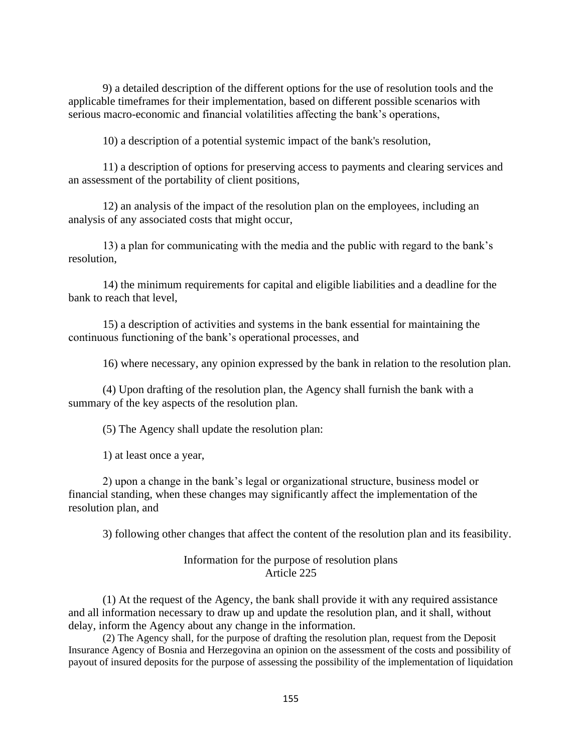9) a detailed description of the different options for the use of resolution tools and the applicable timeframes for their implementation, based on different possible scenarios with serious macro-economic and financial volatilities affecting the bank's operations,

10) a description of a potential systemic impact of the bank's resolution,

11) a description of options for preserving access to payments and clearing services and an assessment of the portability of client positions,

12) an analysis of the impact of the resolution plan on the employees, including an analysis of any associated costs that might occur,

13) a plan for communicating with the media and the public with regard to the bank's resolution,

14) the minimum requirements for capital and eligible liabilities and a deadline for the bank to reach that level,

15) a description of activities and systems in the bank essential for maintaining the continuous functioning of the bank's operational processes, and

16) where necessary, any opinion expressed by the bank in relation to the resolution plan.

(4) Upon drafting of the resolution plan, the Agency shall furnish the bank with a summary of the key aspects of the resolution plan.

(5) The Agency shall update the resolution plan:

1) at least once a year,

2) upon a change in the bank's legal or organizational structure, business model or financial standing, when these changes may significantly affect the implementation of the resolution plan, and

3) following other changes that affect the content of the resolution plan and its feasibility.

### Information for the purpose of resolution plans
### Article 225

(1) At the request of the Agency, the bank shall provide it with any required assistance and all information necessary to draw up and update the resolution plan, and it shall, without delay, inform the Agency about any change in the information.

(2) The Agency shall, for the purpose of drafting the resolution plan, request from the Deposit Insurance Agency of Bosnia and Herzegovina an opinion on the assessment of the costs and possibility of payout of insured deposits for the purpose of assessing the possibility of the implementation of liquidation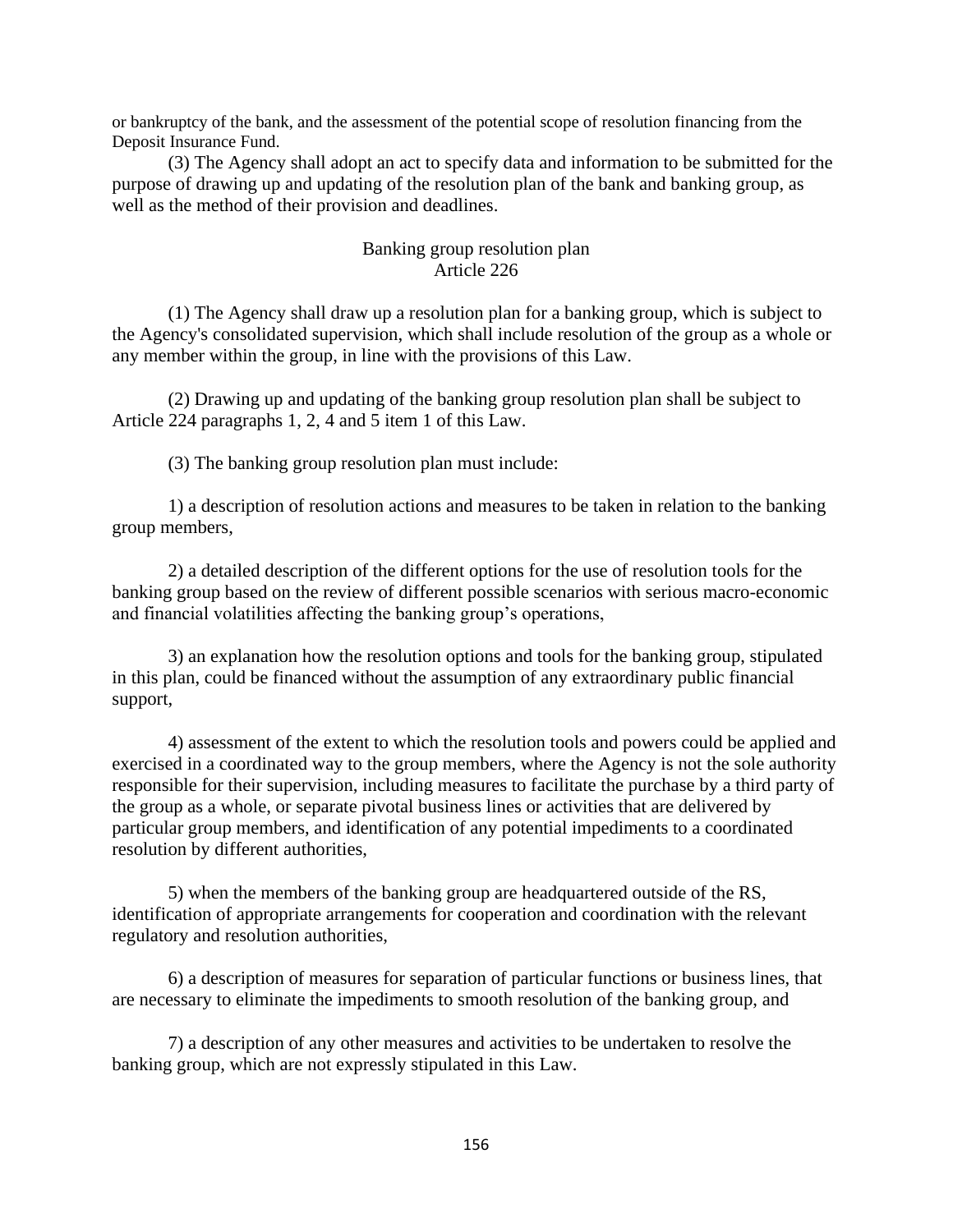or bankruptcy of the bank, and the assessment of the potential scope of resolution financing from the Deposit Insurance Fund.

(3) The Agency shall adopt an act to specify data and information to be submitted for the purpose of drawing up and updating of the resolution plan of the bank and banking group, as well as the method of their provision and deadlines.

### Banking group resolution plan
### Article 226

(1) The Agency shall draw up a resolution plan for a banking group, which is subject to the Agency's consolidated supervision, which shall include resolution of the group as a whole or any member within the group, in line with the provisions of this Law.

(2) Drawing up and updating of the banking group resolution plan shall be subject to Article 224 paragraphs 1, 2, 4 and 5 item 1 of this Law.

(3) The banking group resolution plan must include:

1) a description of resolution actions and measures to be taken in relation to the banking group members,

2) a detailed description of the different options for the use of resolution tools for the banking group based on the review of different possible scenarios with serious macro-economic and financial volatilities affecting the banking group's operations,

3) an explanation how the resolution options and tools for the banking group, stipulated in this plan, could be financed without the assumption of any extraordinary public financial support,

4) assessment of the extent to which the resolution tools and powers could be applied and exercised in a coordinated way to the group members, where the Agency is not the sole authority responsible for their supervision, including measures to facilitate the purchase by a third party of the group as a whole, or separate pivotal business lines or activities that are delivered by particular group members, and identification of any potential impediments to a coordinated resolution by different authorities,

5) when the members of the banking group are headquartered outside of the RS, identification of appropriate arrangements for cooperation and coordination with the relevant regulatory and resolution authorities,

6) a description of measures for separation of particular functions or business lines, that are necessary to eliminate the impediments to smooth resolution of the banking group, and

7) a description of any other measures and activities to be undertaken to resolve the banking group, which are not expressly stipulated in this Law.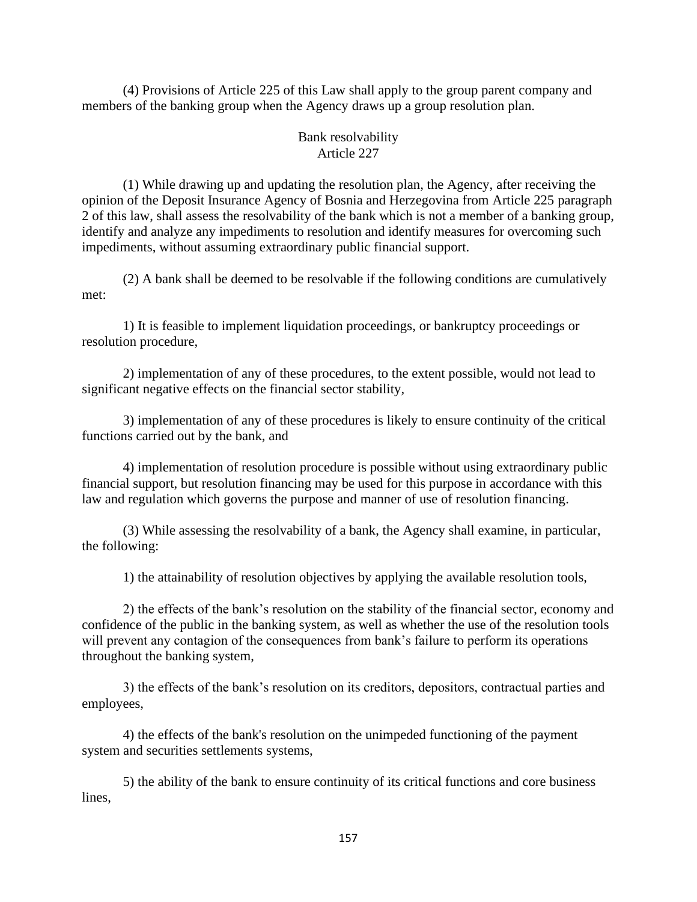(4) Provisions of Article 225 of this Law shall apply to the group parent company and members of the banking group when the Agency draws up a group resolution plan.

### Bank resolvability
### Article 227

(1) While drawing up and updating the resolution plan, the Agency, after receiving the opinion of the Deposit Insurance Agency of Bosnia and Herzegovina from Article 225 paragraph 2 of this law, shall assess the resolvability of the bank which is not a member of a banking group, identify and analyze any impediments to resolution and identify measures for overcoming such impediments, without assuming extraordinary public financial support.

(2) A bank shall be deemed to be resolvable if the following conditions are cumulatively met:

1) It is feasible to implement liquidation proceedings, or bankruptcy proceedings or resolution procedure,

2) implementation of any of these procedures, to the extent possible, would not lead to significant negative effects on the financial sector stability,

3) implementation of any of these procedures is likely to ensure continuity of the critical functions carried out by the bank, and

4) implementation of resolution procedure is possible without using extraordinary public financial support, but resolution financing may be used for this purpose in accordance with this law and regulation which governs the purpose and manner of use of resolution financing.

(3) While assessing the resolvability of a bank, the Agency shall examine, in particular, the following:

1) the attainability of resolution objectives by applying the available resolution tools,

2) the effects of the bank's resolution on the stability of the financial sector, economy and confidence of the public in the banking system, as well as whether the use of the resolution tools will prevent any contagion of the consequences from bank's failure to perform its operations throughout the banking system,

3) the effects of the bank's resolution on its creditors, depositors, contractual parties and employees,

4) the effects of the bank's resolution on the unimpeded functioning of the payment system and securities settlements systems,

5) the ability of the bank to ensure continuity of its critical functions and core business lines,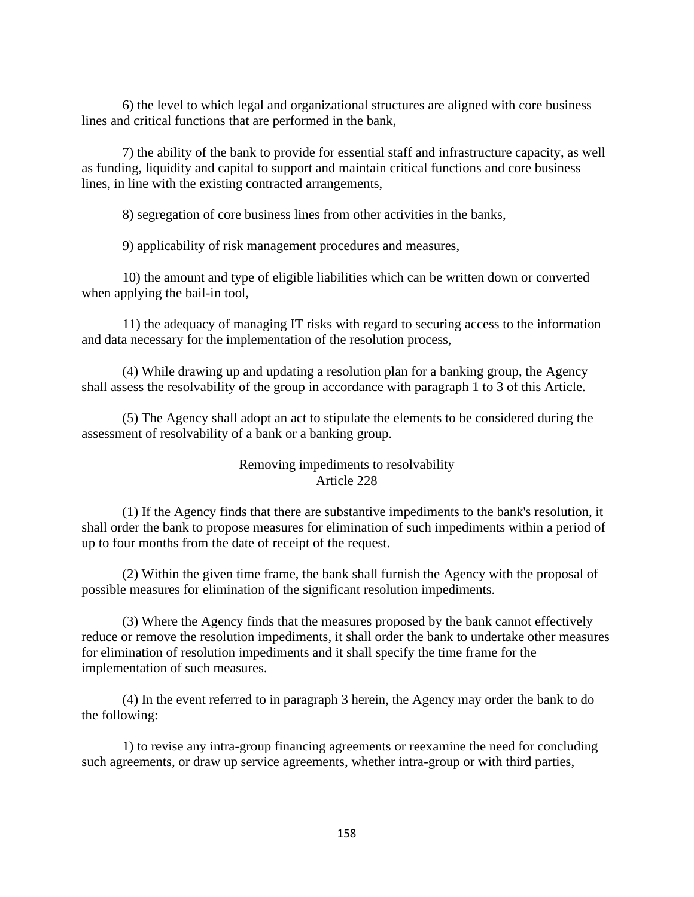6) the level to which legal and organizational structures are aligned with core business lines and critical functions that are performed in the bank,

7) the ability of the bank to provide for essential staff and infrastructure capacity, as well as funding, liquidity and capital to support and maintain critical functions and core business lines, in line with the existing contracted arrangements,

8) segregation of core business lines from other activities in the banks,

9) applicability of risk management procedures and measures,

10) the amount and type of eligible liabilities which can be written down or converted when applying the bail-in tool,

11) the adequacy of managing IT risks with regard to securing access to the information and data necessary for the implementation of the resolution process,

(4) While drawing up and updating a resolution plan for a banking group, the Agency shall assess the resolvability of the group in accordance with paragraph 1 to 3 of this Article.

(5) The Agency shall adopt an act to stipulate the elements to be considered during the assessment of resolvability of a bank or a banking group.

### Removing impediments to resolvability
### Article 228

(1) If the Agency finds that there are substantive impediments to the bank's resolution, it shall order the bank to propose measures for elimination of such impediments within a period of up to four months from the date of receipt of the request.

(2) Within the given time frame, the bank shall furnish the Agency with the proposal of possible measures for elimination of the significant resolution impediments.

(3) Where the Agency finds that the measures proposed by the bank cannot effectively reduce or remove the resolution impediments, it shall order the bank to undertake other measures for elimination of resolution impediments and it shall specify the time frame for the implementation of such measures.

(4) In the event referred to in paragraph 3 herein, the Agency may order the bank to do the following:

1) to revise any intra-group financing agreements or reexamine the need for concluding such agreements, or draw up service agreements, whether intra-group or with third parties,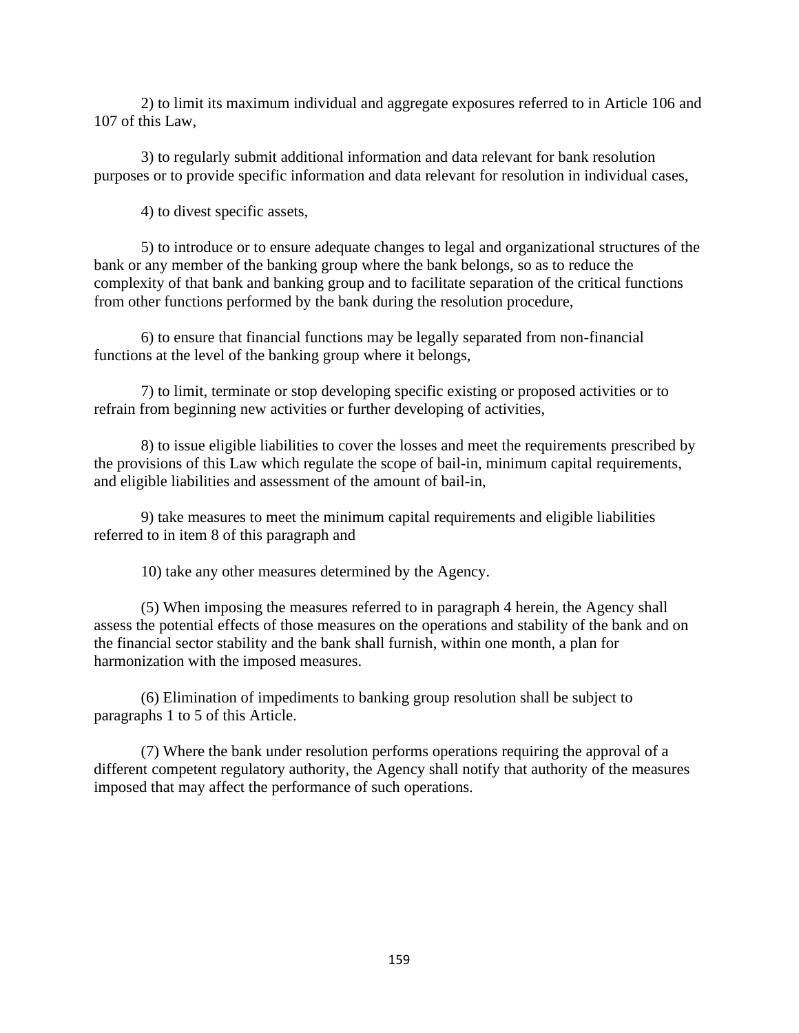2) to limit its maximum individual and aggregate exposures referred to in Article 106 and 107 of this Law,

3) to regularly submit additional information and data relevant for bank resolution purposes or to provide specific information and data relevant for resolution in individual cases,

4) to divest specific assets,

5) to introduce or to ensure adequate changes to legal and organizational structures of the bank or any member of the banking group where the bank belongs, so as to reduce the complexity of that bank and banking group and to facilitate separation of the critical functions from other functions performed by the bank during the resolution procedure,

6) to ensure that financial functions may be legally separated from non-financial functions at the level of the banking group where it belongs,

7) to limit, terminate or stop developing specific existing or proposed activities or to refrain from beginning new activities or further developing of activities,

8) to issue eligible liabilities to cover the losses and meet the requirements prescribed by the provisions of this Law which regulate the scope of bail-in, minimum capital requirements, and eligible liabilities and assessment of the amount of bail-in,

9) take measures to meet the minimum capital requirements and eligible liabilities referred to in item 8 of this paragraph and

10) take any other measures determined by the Agency.

(5) When imposing the measures referred to in paragraph 4 herein, the Agency shall assess the potential effects of those measures on the operations and stability of the bank and on the financial sector stability and the bank shall furnish, within one month, a plan for harmonization with the imposed measures.

(6) Elimination of impediments to banking group resolution shall be subject to paragraphs 1 to 5 of this Article.

(7) Where the bank under resolution performs operations requiring the approval of a different competent regulatory authority, the Agency shall notify that authority of the measures imposed that may affect the performance of such operations.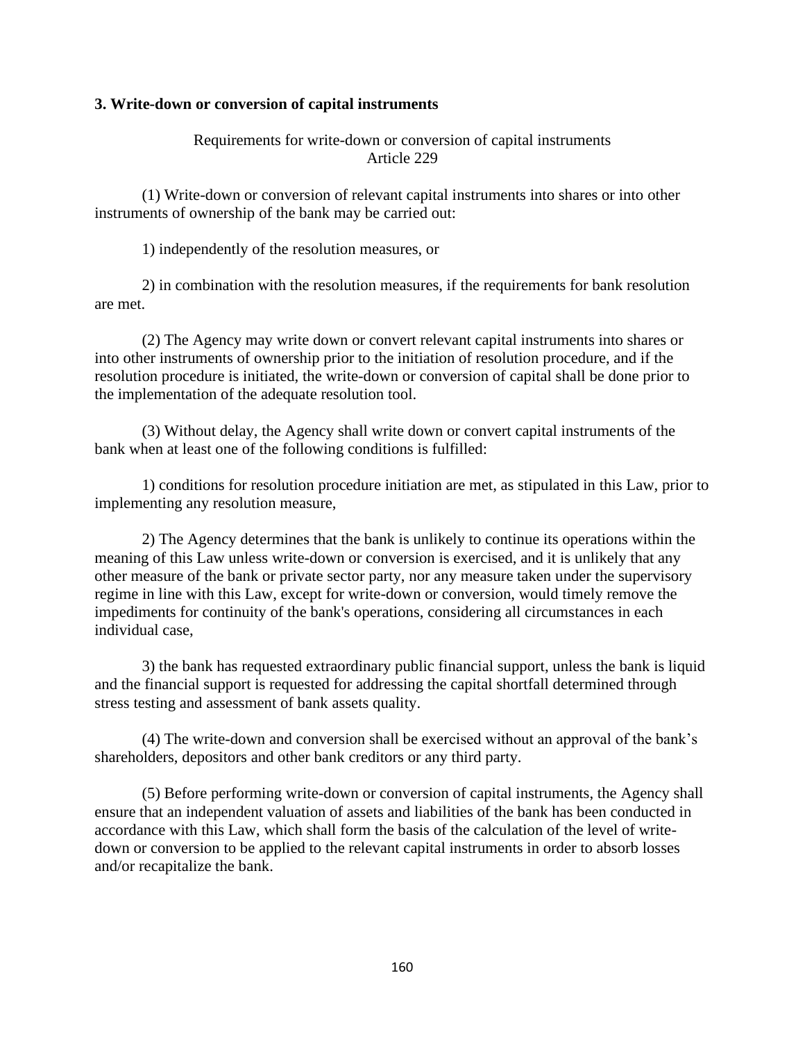### 3. Write-down or conversion of capital instruments

Requirements for write-down or conversion of capital instruments
Article 229

(1) Write-down or conversion of relevant capital instruments into shares or into other instruments of ownership of the bank may be carried out:

1) independently of the resolution measures, or

2) in combination with the resolution measures, if the requirements for bank resolution are met.

(2) The Agency may write down or convert relevant capital instruments into shares or into other instruments of ownership prior to the initiation of resolution procedure, and if the resolution procedure is initiated, the write-down or conversion of capital shall be done prior to the implementation of the adequate resolution tool.

(3) Without delay, the Agency shall write down or convert capital instruments of the bank when at least one of the following conditions is fulfilled:

1) conditions for resolution procedure initiation are met, as stipulated in this Law, prior to implementing any resolution measure,

2) The Agency determines that the bank is unlikely to continue its operations within the meaning of this Law unless write-down or conversion is exercised, and it is unlikely that any other measure of the bank or private sector party, nor any measure taken under the supervisory regime in line with this Law, except for write-down or conversion, would timely remove the impediments for continuity of the bank's operations, considering all circumstances in each individual case,

3) the bank has requested extraordinary public financial support, unless the bank is liquid and the financial support is requested for addressing the capital shortfall determined through stress testing and assessment of bank assets quality.

(4) The write-down and conversion shall be exercised without an approval of the bank's shareholders, depositors and other bank creditors or any third party.

(5) Before performing write-down or conversion of capital instruments, the Agency shall ensure that an independent valuation of assets and liabilities of the bank has been conducted in accordance with this Law, which shall form the basis of the calculation of the level of write-down or conversion to be applied to the relevant capital instruments in order to absorb losses and/or recapitalize the bank.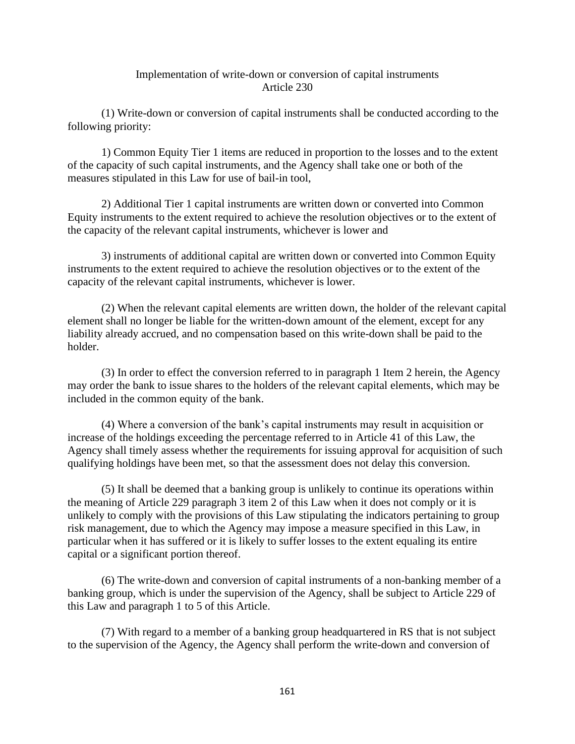### Implementation of write-down or conversion of capital instruments
### Article 230

(1) Write-down or conversion of capital instruments shall be conducted according to the following priority:

1) Common Equity Tier 1 items are reduced in proportion to the losses and to the extent of the capacity of such capital instruments, and the Agency shall take one or both of the measures stipulated in this Law for use of bail-in tool,

2) Additional Tier 1 capital instruments are written down or converted into Common Equity instruments to the extent required to achieve the resolution objectives or to the extent of the capacity of the relevant capital instruments, whichever is lower and

3) instruments of additional capital are written down or converted into Common Equity instruments to the extent required to achieve the resolution objectives or to the extent of the capacity of the relevant capital instruments, whichever is lower.

(2) When the relevant capital elements are written down, the holder of the relevant capital element shall no longer be liable for the written-down amount of the element, except for any liability already accrued, and no compensation based on this write-down shall be paid to the holder.

(3) In order to effect the conversion referred to in paragraph 1 Item 2 herein, the Agency may order the bank to issue shares to the holders of the relevant capital elements, which may be included in the common equity of the bank.

(4) Where a conversion of the bank's capital instruments may result in acquisition or increase of the holdings exceeding the percentage referred to in Article 41 of this Law, the Agency shall timely assess whether the requirements for issuing approval for acquisition of such qualifying holdings have been met, so that the assessment does not delay this conversion.

(5) It shall be deemed that a banking group is unlikely to continue its operations within the meaning of Article 229 paragraph 3 item 2 of this Law when it does not comply or it is unlikely to comply with the provisions of this Law stipulating the indicators pertaining to group risk management, due to which the Agency may impose a measure specified in this Law, in particular when it has suffered or it is likely to suffer losses to the extent equaling its entire capital or a significant portion thereof.

(6) The write-down and conversion of capital instruments of a non-banking member of a banking group, which is under the supervision of the Agency, shall be subject to Article 229 of this Law and paragraph 1 to 5 of this Article.

(7) With regard to a member of a banking group headquartered in RS that is not subject to the supervision of the Agency, the Agency shall perform the write-down and conversion of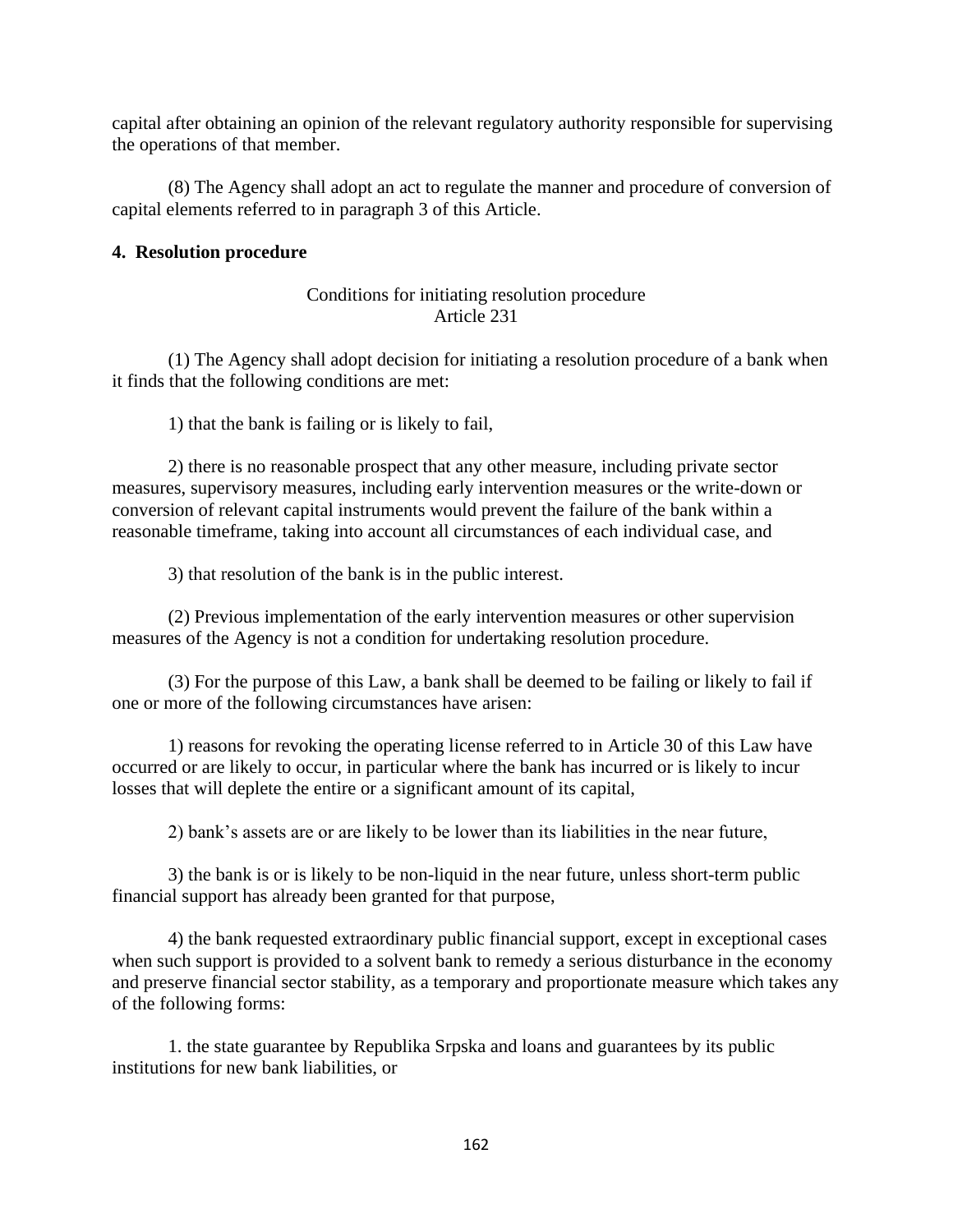capital after obtaining an opinion of the relevant regulatory authority responsible for supervising the operations of that member.

(8) The Agency shall adopt an act to regulate the manner and procedure of conversion of capital elements referred to in paragraph 3 of this Article.

**4. Resolution procedure**

Conditions for initiating resolution procedure
Article 231

(1) The Agency shall adopt decision for initiating a resolution procedure of a bank when it finds that the following conditions are met:

1) that the bank is failing or is likely to fail,

2) there is no reasonable prospect that any other measure, including private sector measures, supervisory measures, including early intervention measures or the write-down or conversion of relevant capital instruments would prevent the failure of the bank within a reasonable timeframe, taking into account all circumstances of each individual case, and

3) that resolution of the bank is in the public interest.

(2) Previous implementation of the early intervention measures or other supervision measures of the Agency is not a condition for undertaking resolution procedure.

(3) For the purpose of this Law, a bank shall be deemed to be failing or likely to fail if one or more of the following circumstances have arisen:

1) reasons for revoking the operating license referred to in Article 30 of this Law have occurred or are likely to occur, in particular where the bank has incurred or is likely to incur losses that will deplete the entire or a significant amount of its capital,

2) bank's assets are or are likely to be lower than its liabilities in the near future,

3) the bank is or is likely to be non-liquid in the near future, unless short-term public financial support has already been granted for that purpose,

4) the bank requested extraordinary public financial support, except in exceptional cases when such support is provided to a solvent bank to remedy a serious disturbance in the economy and preserve financial sector stability, as a temporary and proportionate measure which takes any of the following forms:

1. the state guarantee by Republika Srpska and loans and guarantees by its public institutions for new bank liabilities, or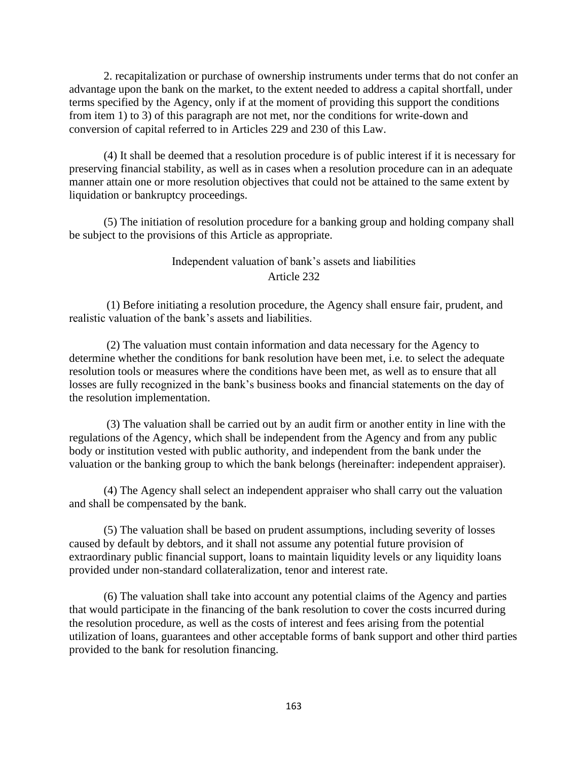2. recapitalization or purchase of ownership instruments under terms that do not confer an advantage upon the bank on the market, to the extent needed to address a capital shortfall, under terms specified by the Agency, only if at the moment of providing this support the conditions from item 1) to 3) of this paragraph are not met, nor the conditions for write-down and conversion of capital referred to in Articles 229 and 230 of this Law.

(4) It shall be deemed that a resolution procedure is of public interest if it is necessary for preserving financial stability, as well as in cases when a resolution procedure can in an adequate manner attain one or more resolution objectives that could not be attained to the same extent by liquidation or bankruptcy proceedings.

(5) The initiation of resolution procedure for a banking group and holding company shall be subject to the provisions of this Article as appropriate.

### Independent valuation of bank's assets and liabilities
### Article 232

(1) Before initiating a resolution procedure, the Agency shall ensure fair, prudent, and realistic valuation of the bank's assets and liabilities.

(2) The valuation must contain information and data necessary for the Agency to determine whether the conditions for bank resolution have been met, i.e. to select the adequate resolution tools or measures where the conditions have been met, as well as to ensure that all losses are fully recognized in the bank's business books and financial statements on the day of the resolution implementation.

(3) The valuation shall be carried out by an audit firm or another entity in line with the regulations of the Agency, which shall be independent from the Agency and from any public body or institution vested with public authority, and independent from the bank under the valuation or the banking group to which the bank belongs (hereinafter: independent appraiser).

(4) The Agency shall select an independent appraiser who shall carry out the valuation and shall be compensated by the bank.

(5) The valuation shall be based on prudent assumptions, including severity of losses caused by default by debtors, and it shall not assume any potential future provision of extraordinary public financial support, loans to maintain liquidity levels or any liquidity loans provided under non-standard collateralization, tenor and interest rate.

(6) The valuation shall take into account any potential claims of the Agency and parties that would participate in the financing of the bank resolution to cover the costs incurred during the resolution procedure, as well as the costs of interest and fees arising from the potential utilization of loans, guarantees and other acceptable forms of bank support and other third parties provided to the bank for resolution financing.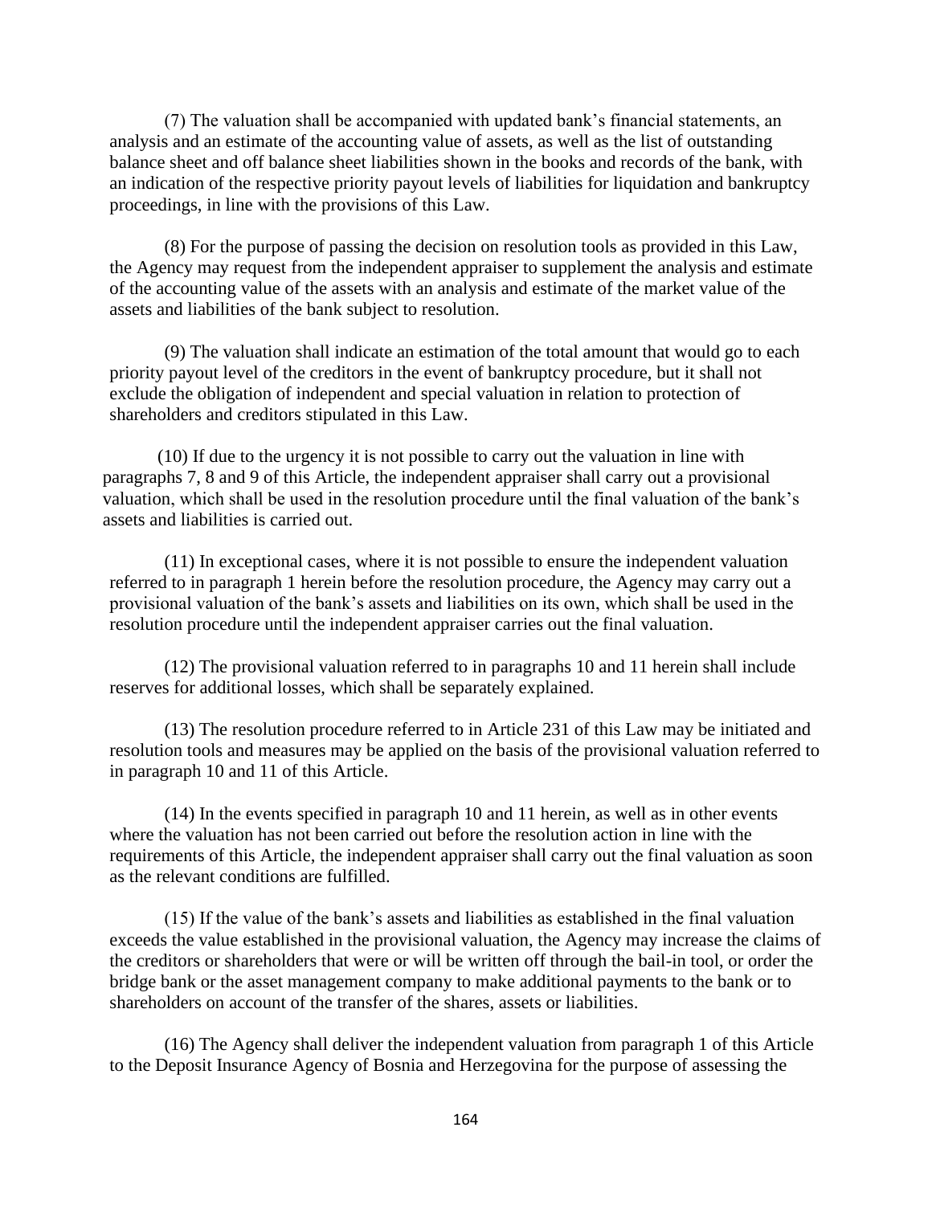(7) The valuation shall be accompanied with updated bank's financial statements, an analysis and an estimate of the accounting value of assets, as well as the list of outstanding balance sheet and off balance sheet liabilities shown in the books and records of the bank, with an indication of the respective priority payout levels of liabilities for liquidation and bankruptcy proceedings, in line with the provisions of this Law.

(8) For the purpose of passing the decision on resolution tools as provided in this Law, the Agency may request from the independent appraiser to supplement the analysis and estimate of the accounting value of the assets with an analysis and estimate of the market value of the assets and liabilities of the bank subject to resolution.

(9) The valuation shall indicate an estimation of the total amount that would go to each priority payout level of the creditors in the event of bankruptcy procedure, but it shall not exclude the obligation of independent and special valuation in relation to protection of shareholders and creditors stipulated in this Law.

(10) If due to the urgency it is not possible to carry out the valuation in line with paragraphs 7, 8 and 9 of this Article, the independent appraiser shall carry out a provisional valuation, which shall be used in the resolution procedure until the final valuation of the bank's assets and liabilities is carried out.

(11) In exceptional cases, where it is not possible to ensure the independent valuation referred to in paragraph 1 herein before the resolution procedure, the Agency may carry out a provisional valuation of the bank's assets and liabilities on its own, which shall be used in the resolution procedure until the independent appraiser carries out the final valuation.

(12) The provisional valuation referred to in paragraphs 10 and 11 herein shall include reserves for additional losses, which shall be separately explained.

(13) The resolution procedure referred to in Article 231 of this Law may be initiated and resolution tools and measures may be applied on the basis of the provisional valuation referred to in paragraph 10 and 11 of this Article.

(14) In the events specified in paragraph 10 and 11 herein, as well as in other events where the valuation has not been carried out before the resolution action in line with the requirements of this Article, the independent appraiser shall carry out the final valuation as soon as the relevant conditions are fulfilled.

(15) If the value of the bank's assets and liabilities as established in the final valuation exceeds the value established in the provisional valuation, the Agency may increase the claims of the creditors or shareholders that were or will be written off through the bail-in tool, or order the bridge bank or the asset management company to make additional payments to the bank or to shareholders on account of the transfer of the shares, assets or liabilities.

(16) The Agency shall deliver the independent valuation from paragraph 1 of this Article to the Deposit Insurance Agency of Bosnia and Herzegovina for the purpose of assessing the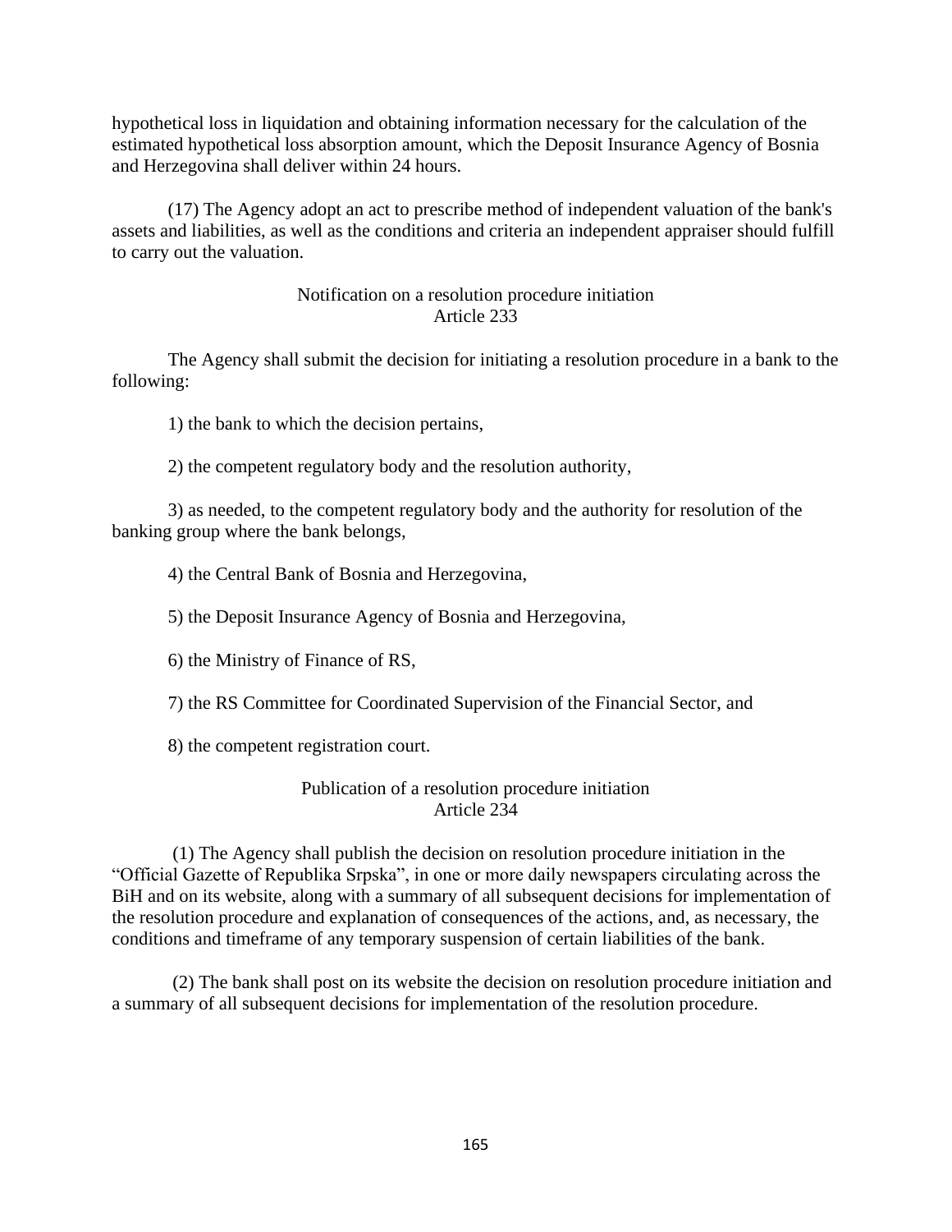hypothetical loss in liquidation and obtaining information necessary for the calculation of the estimated hypothetical loss absorption amount, which the Deposit Insurance Agency of Bosnia and Herzegovina shall deliver within 24 hours.

(17) The Agency adopt an act to prescribe method of independent valuation of the bank's assets and liabilities, as well as the conditions and criteria an independent appraiser should fulfill to carry out the valuation.

### Notification on a resolution procedure initiation
### Article 233

The Agency shall submit the decision for initiating a resolution procedure in a bank to the following:

1) the bank to which the decision pertains,

2) the competent regulatory body and the resolution authority,

3) as needed, to the competent regulatory body and the authority for resolution of the banking group where the bank belongs,

4) the Central Bank of Bosnia and Herzegovina,

5) the Deposit Insurance Agency of Bosnia and Herzegovina,

6) the Ministry of Finance of RS,

7) the RS Committee for Coordinated Supervision of the Financial Sector, and

8) the competent registration court.

### Publication of a resolution procedure initiation
### Article 234

(1) The Agency shall publish the decision on resolution procedure initiation in the "Official Gazette of Republika Srpska", in one or more daily newspapers circulating across the BiH and on its website, along with a summary of all subsequent decisions for implementation of the resolution procedure and explanation of consequences of the actions, and, as necessary, the conditions and timeframe of any temporary suspension of certain liabilities of the bank.

(2) The bank shall post on its website the decision on resolution procedure initiation and a summary of all subsequent decisions for implementation of the resolution procedure.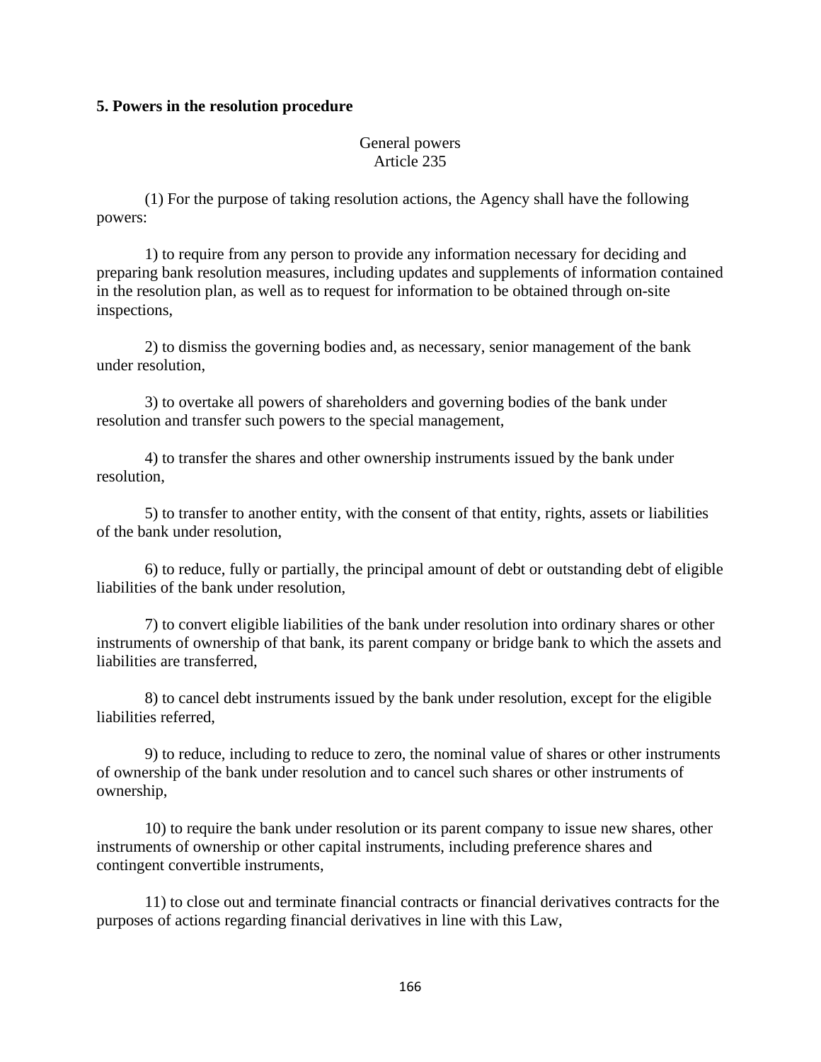**5. Powers in the resolution procedure**

General powers
Article 235

(1) For the purpose of taking resolution actions, the Agency shall have the following powers:

1) to require from any person to provide any information necessary for deciding and preparing bank resolution measures, including updates and supplements of information contained in the resolution plan, as well as to request for information to be obtained through on-site inspections,

2) to dismiss the governing bodies and, as necessary, senior management of the bank under resolution,

3) to overtake all powers of shareholders and governing bodies of the bank under resolution and transfer such powers to the special management,

4) to transfer the shares and other ownership instruments issued by the bank under resolution,

5) to transfer to another entity, with the consent of that entity, rights, assets or liabilities of the bank under resolution,

6) to reduce, fully or partially, the principal amount of debt or outstanding debt of eligible liabilities of the bank under resolution,

7) to convert eligible liabilities of the bank under resolution into ordinary shares or other instruments of ownership of that bank, its parent company or bridge bank to which the assets and liabilities are transferred,

8) to cancel debt instruments issued by the bank under resolution, except for the eligible liabilities referred,

9) to reduce, including to reduce to zero, the nominal value of shares or other instruments of ownership of the bank under resolution and to cancel such shares or other instruments of ownership,

10) to require the bank under resolution or its parent company to issue new shares, other instruments of ownership or other capital instruments, including preference shares and contingent convertible instruments,

11) to close out and terminate financial contracts or financial derivatives contracts for the purposes of actions regarding financial derivatives in line with this Law,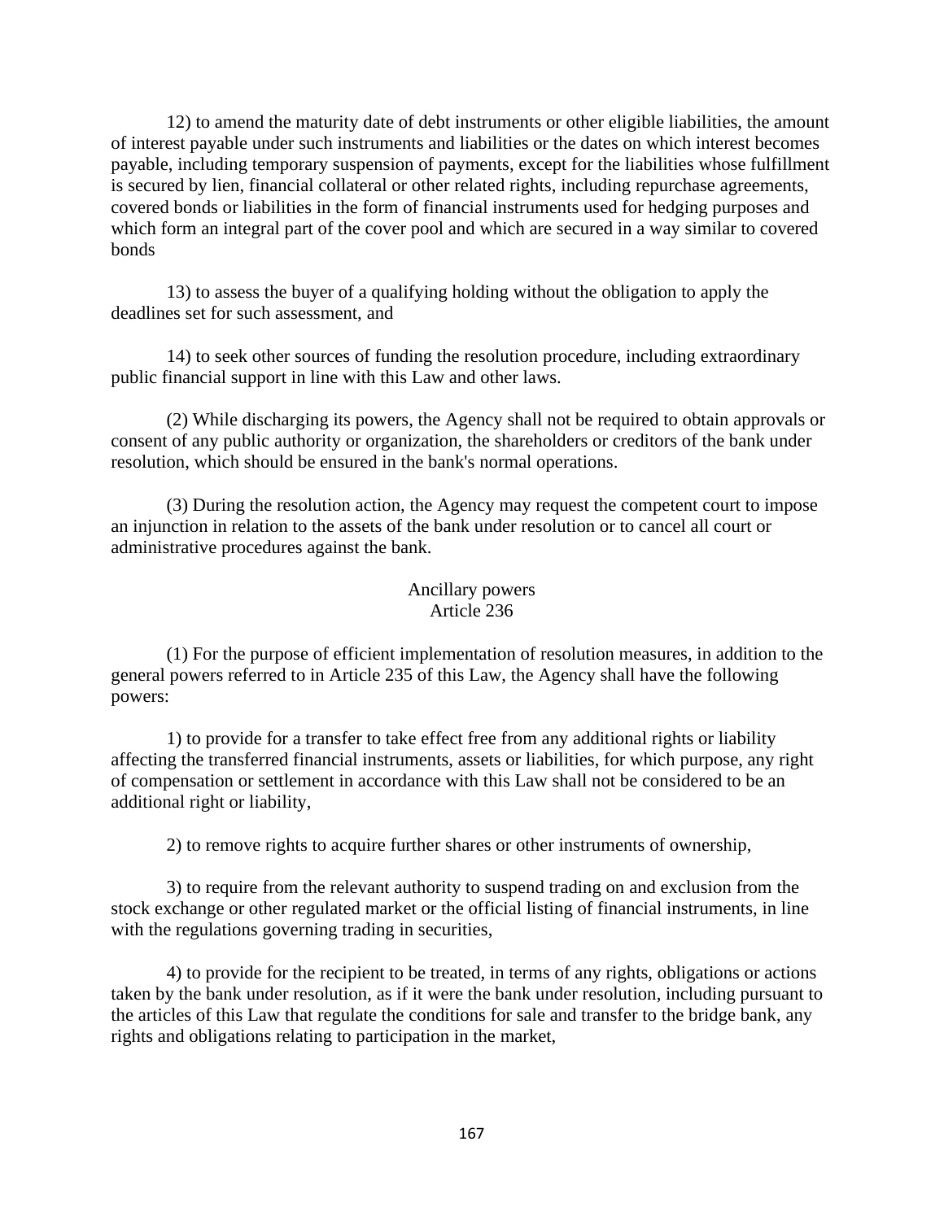12) to amend the maturity date of debt instruments or other eligible liabilities, the amount of interest payable under such instruments and liabilities or the dates on which interest becomes payable, including temporary suspension of payments, except for the liabilities whose fulfillment is secured by lien, financial collateral or other related rights, including repurchase agreements, covered bonds or liabilities in the form of financial instruments used for hedging purposes and which form an integral part of the cover pool and which are secured in a way similar to covered bonds

13) to assess the buyer of a qualifying holding without the obligation to apply the deadlines set for such assessment, and

14) to seek other sources of funding the resolution procedure, including extraordinary public financial support in line with this Law and other laws.

(2) While discharging its powers, the Agency shall not be required to obtain approvals or consent of any public authority or organization, the shareholders or creditors of the bank under resolution, which should be ensured in the bank's normal operations.

(3) During the resolution action, the Agency may request the competent court to impose an injunction in relation to the assets of the bank under resolution or to cancel all court or administrative procedures against the bank.

### Ancillary powers
### Article 236

(1) For the purpose of efficient implementation of resolution measures, in addition to the general powers referred to in Article 235 of this Law, the Agency shall have the following powers:

1) to provide for a transfer to take effect free from any additional rights or liability affecting the transferred financial instruments, assets or liabilities, for which purpose, any right of compensation or settlement in accordance with this Law shall not be considered to be an additional right or liability,

2) to remove rights to acquire further shares or other instruments of ownership,

3) to require from the relevant authority to suspend trading on and exclusion from the stock exchange or other regulated market or the official listing of financial instruments, in line with the regulations governing trading in securities,

4) to provide for the recipient to be treated, in terms of any rights, obligations or actions taken by the bank under resolution, as if it were the bank under resolution, including pursuant to the articles of this Law that regulate the conditions for sale and transfer to the bridge bank, any rights and obligations relating to participation in the market,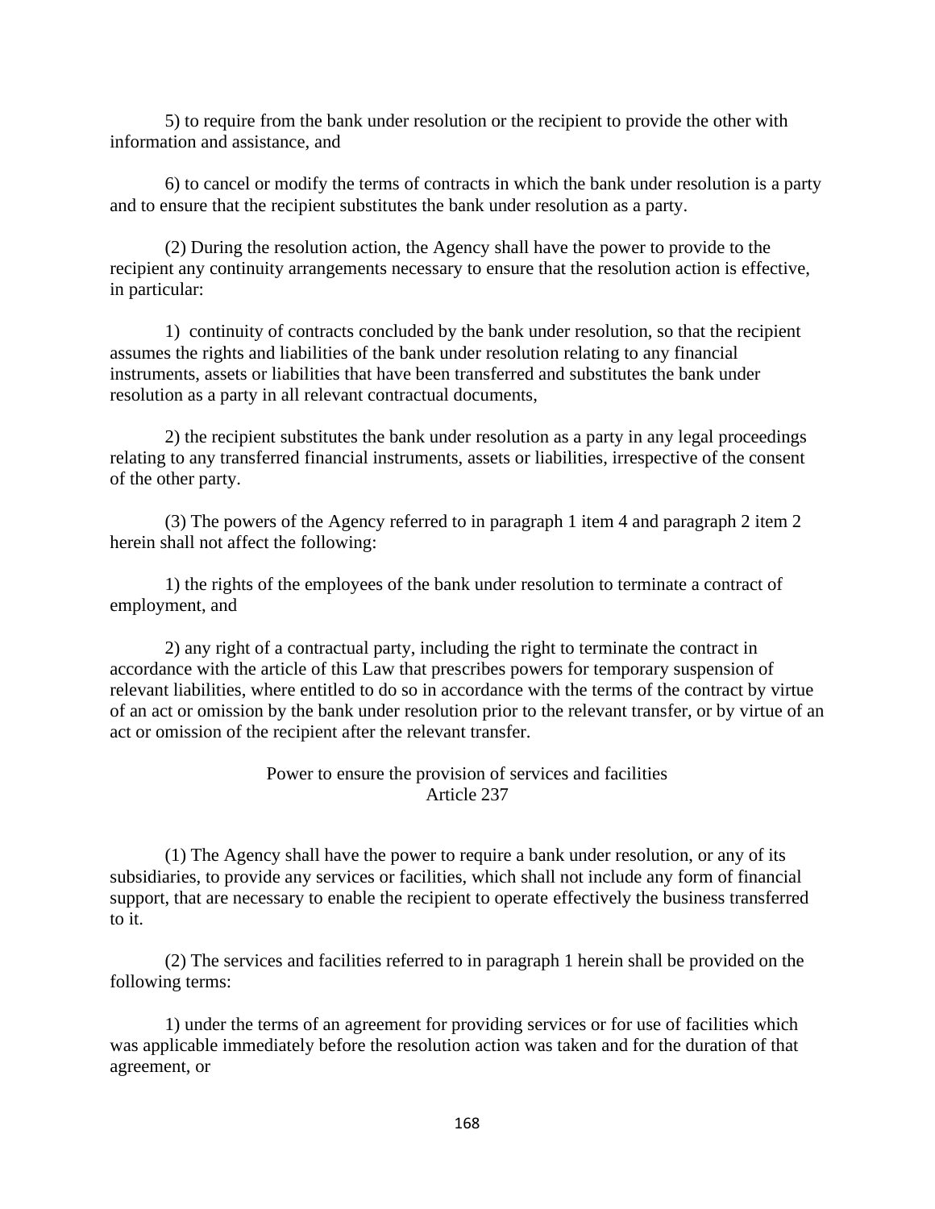5) to require from the bank under resolution or the recipient to provide the other with information and assistance, and

6) to cancel or modify the terms of contracts in which the bank under resolution is a party and to ensure that the recipient substitutes the bank under resolution as a party.

(2) During the resolution action, the Agency shall have the power to provide to the recipient any continuity arrangements necessary to ensure that the resolution action is effective, in particular:

1) continuity of contracts concluded by the bank under resolution, so that the recipient assumes the rights and liabilities of the bank under resolution relating to any financial instruments, assets or liabilities that have been transferred and substitutes the bank under resolution as a party in all relevant contractual documents,

2) the recipient substitutes the bank under resolution as a party in any legal proceedings relating to any transferred financial instruments, assets or liabilities, irrespective of the consent of the other party.

(3) The powers of the Agency referred to in paragraph 1 item 4 and paragraph 2 item 2 herein shall not affect the following:

1) the rights of the employees of the bank under resolution to terminate a contract of employment, and

2) any right of a contractual party, including the right to terminate the contract in accordance with the article of this Law that prescribes powers for temporary suspension of relevant liabilities, where entitled to do so in accordance with the terms of the contract by virtue of an act or omission by the bank under resolution prior to the relevant transfer, or by virtue of an act or omission of the recipient after the relevant transfer.

### Power to ensure the provision of services and facilities
### Article 237

(1) The Agency shall have the power to require a bank under resolution, or any of its subsidiaries, to provide any services or facilities, which shall not include any form of financial support, that are necessary to enable the recipient to operate effectively the business transferred to it.

(2) The services and facilities referred to in paragraph 1 herein shall be provided on the following terms:

1) under the terms of an agreement for providing services or for use of facilities which was applicable immediately before the resolution action was taken and for the duration of that agreement, or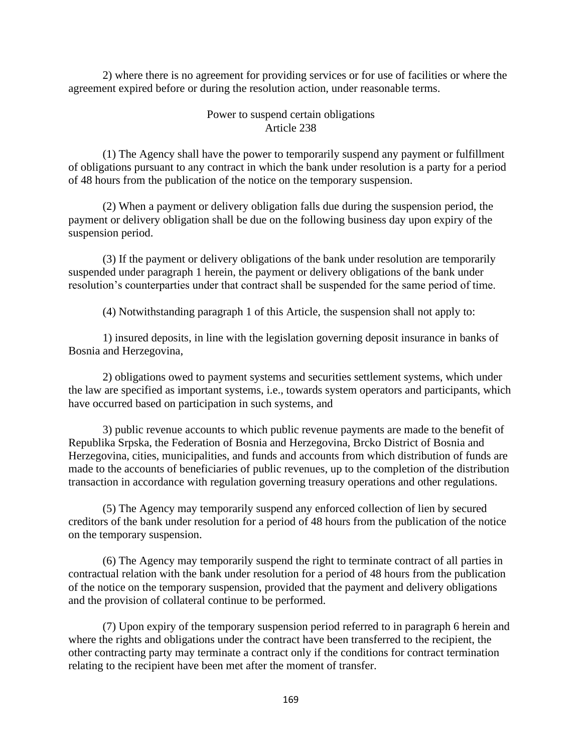2) where there is no agreement for providing services or for use of facilities or where the agreement expired before or during the resolution action, under reasonable terms.

### Power to suspend certain obligations
### Article 238

(1) The Agency shall have the power to temporarily suspend any payment or fulfillment of obligations pursuant to any contract in which the bank under resolution is a party for a period of 48 hours from the publication of the notice on the temporary suspension.

(2) When a payment or delivery obligation falls due during the suspension period, the payment or delivery obligation shall be due on the following business day upon expiry of the suspension period.

(3) If the payment or delivery obligations of the bank under resolution are temporarily suspended under paragraph 1 herein, the payment or delivery obligations of the bank under resolution's counterparties under that contract shall be suspended for the same period of time.

(4) Notwithstanding paragraph 1 of this Article, the suspension shall not apply to:

1) insured deposits, in line with the legislation governing deposit insurance in banks of Bosnia and Herzegovina,

2) obligations owed to payment systems and securities settlement systems, which under the law are specified as important systems, i.e., towards system operators and participants, which have occurred based on participation in such systems, and

3) public revenue accounts to which public revenue payments are made to the benefit of Republika Srpska, the Federation of Bosnia and Herzegovina, Brcko District of Bosnia and Herzegovina, cities, municipalities, and funds and accounts from which distribution of funds are made to the accounts of beneficiaries of public revenues, up to the completion of the distribution transaction in accordance with regulation governing treasury operations and other regulations.

(5) The Agency may temporarily suspend any enforced collection of lien by secured creditors of the bank under resolution for a period of 48 hours from the publication of the notice on the temporary suspension.

(6) The Agency may temporarily suspend the right to terminate contract of all parties in contractual relation with the bank under resolution for a period of 48 hours from the publication of the notice on the temporary suspension, provided that the payment and delivery obligations and the provision of collateral continue to be performed.

(7) Upon expiry of the temporary suspension period referred to in paragraph 6 herein and where the rights and obligations under the contract have been transferred to the recipient, the other contracting party may terminate a contract only if the conditions for contract termination relating to the recipient have been met after the moment of transfer.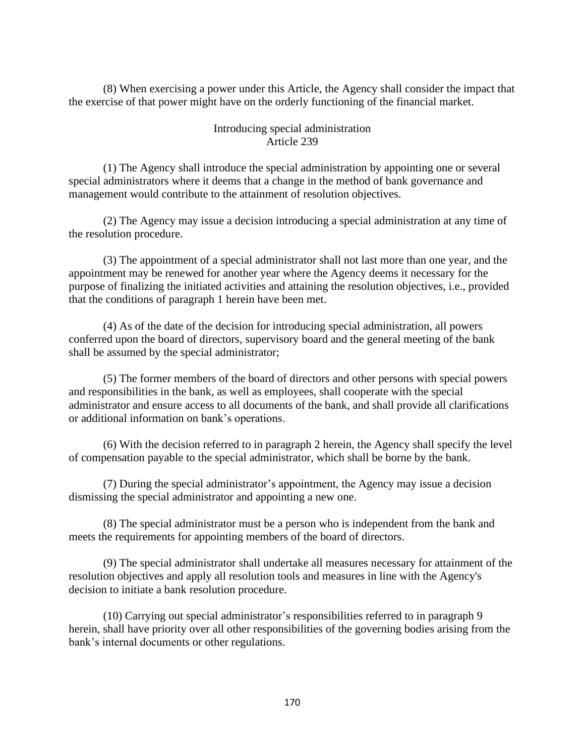(8) When exercising a power under this Article, the Agency shall consider the impact that the exercise of that power might have on the orderly functioning of the financial market.

### Introducing special administration
### Article 239

(1) The Agency shall introduce the special administration by appointing one or several special administrators where it deems that a change in the method of bank governance and management would contribute to the attainment of resolution objectives.

(2) The Agency may issue a decision introducing a special administration at any time of the resolution procedure.

(3) The appointment of a special administrator shall not last more than one year, and the appointment may be renewed for another year where the Agency deems it necessary for the purpose of finalizing the initiated activities and attaining the resolution objectives, i.e., provided that the conditions of paragraph 1 herein have been met.

(4) As of the date of the decision for introducing special administration, all powers conferred upon the board of directors, supervisory board and the general meeting of the bank shall be assumed by the special administrator;

(5) The former members of the board of directors and other persons with special powers and responsibilities in the bank, as well as employees, shall cooperate with the special administrator and ensure access to all documents of the bank, and shall provide all clarifications or additional information on bank's operations.

(6) With the decision referred to in paragraph 2 herein, the Agency shall specify the level of compensation payable to the special administrator, which shall be borne by the bank.

(7) During the special administrator's appointment, the Agency may issue a decision dismissing the special administrator and appointing a new one.

(8) The special administrator must be a person who is independent from the bank and meets the requirements for appointing members of the board of directors.

(9) The special administrator shall undertake all measures necessary for attainment of the resolution objectives and apply all resolution tools and measures in line with the Agency's decision to initiate a bank resolution procedure.

(10) Carrying out special administrator's responsibilities referred to in paragraph 9 herein, shall have priority over all other responsibilities of the governing bodies arising from the bank's internal documents or other regulations.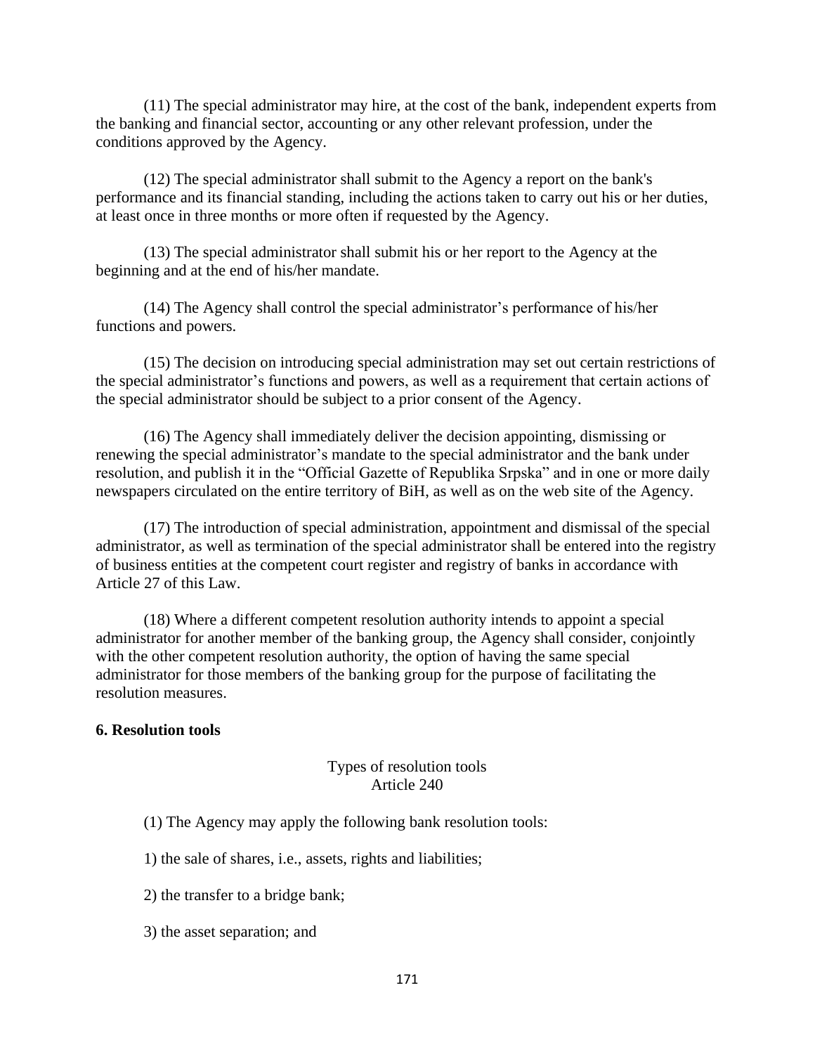(11) The special administrator may hire, at the cost of the bank, independent experts from the banking and financial sector, accounting or any other relevant profession, under the conditions approved by the Agency.

(12) The special administrator shall submit to the Agency a report on the bank's performance and its financial standing, including the actions taken to carry out his or her duties, at least once in three months or more often if requested by the Agency.

(13) The special administrator shall submit his or her report to the Agency at the beginning and at the end of his/her mandate.

(14) The Agency shall control the special administrator's performance of his/her functions and powers.

(15) The decision on introducing special administration may set out certain restrictions of the special administrator's functions and powers, as well as a requirement that certain actions of the special administrator should be subject to a prior consent of the Agency.

(16) The Agency shall immediately deliver the decision appointing, dismissing or renewing the special administrator's mandate to the special administrator and the bank under resolution, and publish it in the "Official Gazette of Republika Srpska" and in one or more daily newspapers circulated on the entire territory of BiH, as well as on the web site of the Agency.

(17) The introduction of special administration, appointment and dismissal of the special administrator, as well as termination of the special administrator shall be entered into the registry of business entities at the competent court register and registry of banks in accordance with Article 27 of this Law.

(18) Where a different competent resolution authority intends to appoint a special administrator for another member of the banking group, the Agency shall consider, conjointly with the other competent resolution authority, the option of having the same special administrator for those members of the banking group for the purpose of facilitating the resolution measures.

**6. Resolution tools**

Types of resolution tools
Article 240

(1) The Agency may apply the following bank resolution tools:

1) the sale of shares, i.e., assets, rights and liabilities;

2) the transfer to a bridge bank;

3) the asset separation; and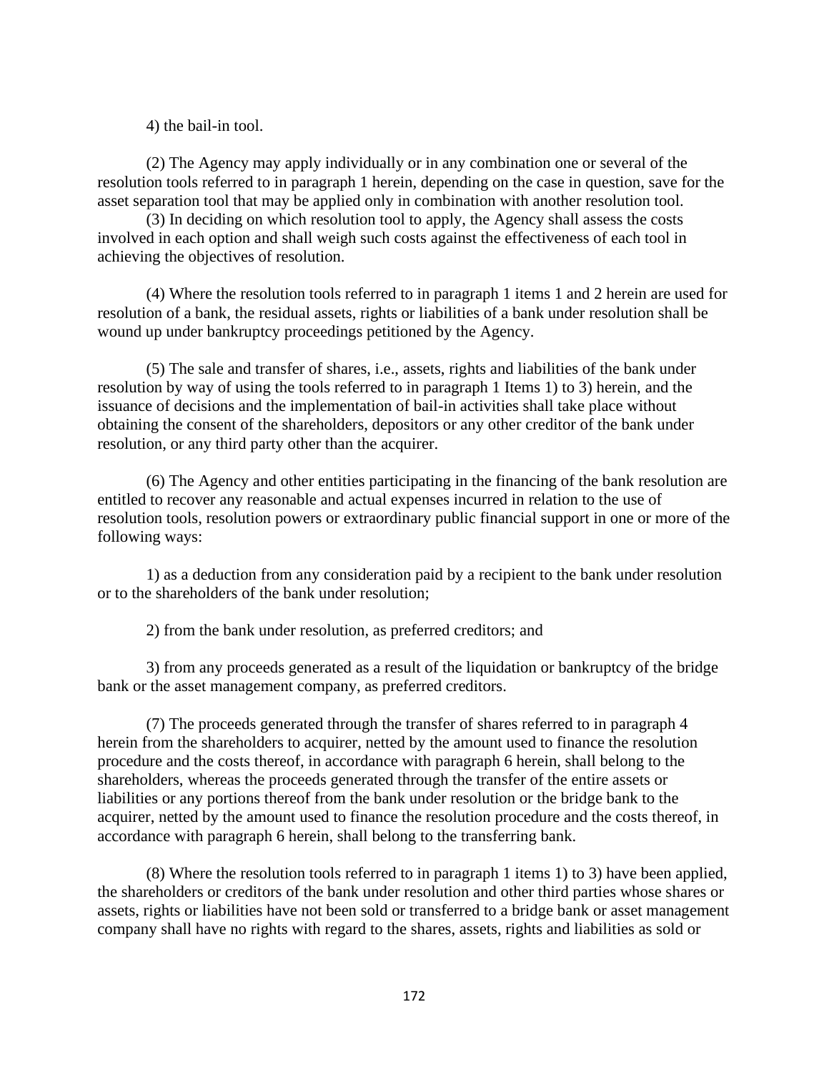4) the bail-in tool.

(2) The Agency may apply individually or in any combination one or several of the resolution tools referred to in paragraph 1 herein, depending on the case in question, save for the asset separation tool that may be applied only in combination with another resolution tool.

(3) In deciding on which resolution tool to apply, the Agency shall assess the costs involved in each option and shall weigh such costs against the effectiveness of each tool in achieving the objectives of resolution.

(4) Where the resolution tools referred to in paragraph 1 items 1 and 2 herein are used for resolution of a bank, the residual assets, rights or liabilities of a bank under resolution shall be wound up under bankruptcy proceedings petitioned by the Agency.

(5) The sale and transfer of shares, i.e., assets, rights and liabilities of the bank under resolution by way of using the tools referred to in paragraph 1 Items 1) to 3) herein, and the issuance of decisions and the implementation of bail-in activities shall take place without obtaining the consent of the shareholders, depositors or any other creditor of the bank under resolution, or any third party other than the acquirer.

(6) The Agency and other entities participating in the financing of the bank resolution are entitled to recover any reasonable and actual expenses incurred in relation to the use of resolution tools, resolution powers or extraordinary public financial support in one or more of the following ways:

1) as a deduction from any consideration paid by a recipient to the bank under resolution or to the shareholders of the bank under resolution;

2) from the bank under resolution, as preferred creditors; and

3) from any proceeds generated as a result of the liquidation or bankruptcy of the bridge bank or the asset management company, as preferred creditors.

(7) The proceeds generated through the transfer of shares referred to in paragraph 4 herein from the shareholders to acquirer, netted by the amount used to finance the resolution procedure and the costs thereof, in accordance with paragraph 6 herein, shall belong to the shareholders, whereas the proceeds generated through the transfer of the entire assets or liabilities or any portions thereof from the bank under resolution or the bridge bank to the acquirer, netted by the amount used to finance the resolution procedure and the costs thereof, in accordance with paragraph 6 herein, shall belong to the transferring bank.

(8) Where the resolution tools referred to in paragraph 1 items 1) to 3) have been applied, the shareholders or creditors of the bank under resolution and other third parties whose shares or assets, rights or liabilities have not been sold or transferred to a bridge bank or asset management company shall have no rights with regard to the shares, assets, rights and liabilities as sold or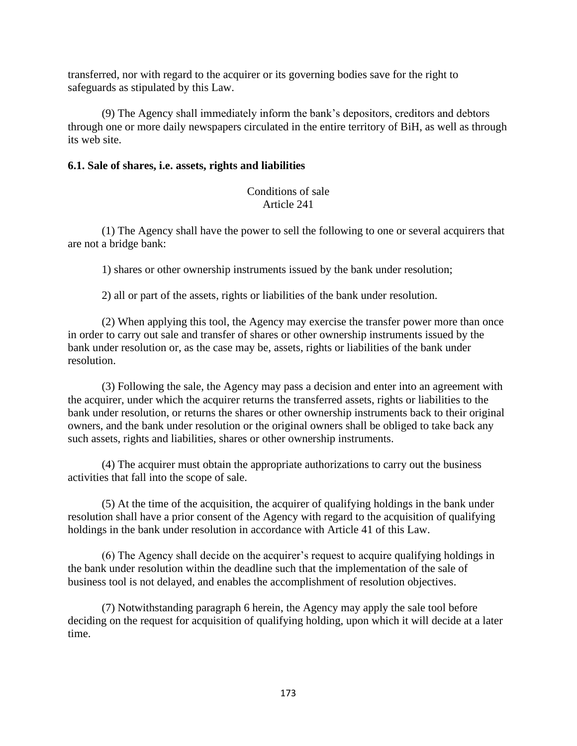transferred, nor with regard to the acquirer or its governing bodies save for the right to safeguards as stipulated by this Law.

(9) The Agency shall immediately inform the bank's depositors, creditors and debtors through one or more daily newspapers circulated in the entire territory of BiH, as well as through its web site.

### 6.1. Sale of shares, i.e. assets, rights and liabilities

Conditions of sale
Article 241

(1) The Agency shall have the power to sell the following to one or several acquirers that are not a bridge bank:

1) shares or other ownership instruments issued by the bank under resolution;

2) all or part of the assets, rights or liabilities of the bank under resolution.

(2) When applying this tool, the Agency may exercise the transfer power more than once in order to carry out sale and transfer of shares or other ownership instruments issued by the bank under resolution or, as the case may be, assets, rights or liabilities of the bank under resolution.

(3) Following the sale, the Agency may pass a decision and enter into an agreement with the acquirer, under which the acquirer returns the transferred assets, rights or liabilities to the bank under resolution, or returns the shares or other ownership instruments back to their original owners, and the bank under resolution or the original owners shall be obliged to take back any such assets, rights and liabilities, shares or other ownership instruments.

(4) The acquirer must obtain the appropriate authorizations to carry out the business activities that fall into the scope of sale.

(5) At the time of the acquisition, the acquirer of qualifying holdings in the bank under resolution shall have a prior consent of the Agency with regard to the acquisition of qualifying holdings in the bank under resolution in accordance with Article 41 of this Law.

(6) The Agency shall decide on the acquirer's request to acquire qualifying holdings in the bank under resolution within the deadline such that the implementation of the sale of business tool is not delayed, and enables the accomplishment of resolution objectives.

(7) Notwithstanding paragraph 6 herein, the Agency may apply the sale tool before deciding on the request for acquisition of qualifying holding, upon which it will decide at a later time.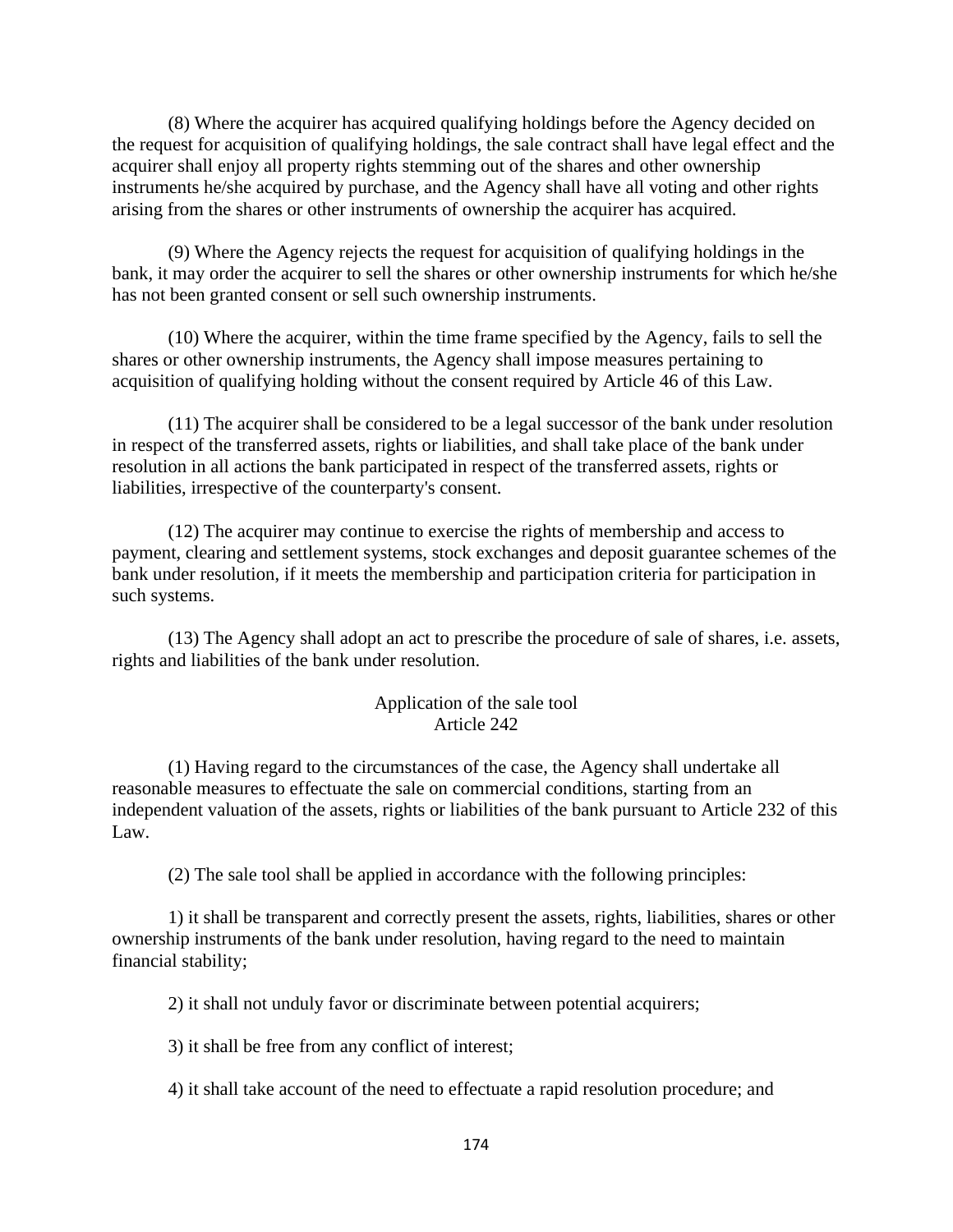(8) Where the acquirer has acquired qualifying holdings before the Agency decided on the request for acquisition of qualifying holdings, the sale contract shall have legal effect and the acquirer shall enjoy all property rights stemming out of the shares and other ownership instruments he/she acquired by purchase, and the Agency shall have all voting and other rights arising from the shares or other instruments of ownership the acquirer has acquired.

(9) Where the Agency rejects the request for acquisition of qualifying holdings in the bank, it may order the acquirer to sell the shares or other ownership instruments for which he/she has not been granted consent or sell such ownership instruments.

(10) Where the acquirer, within the time frame specified by the Agency, fails to sell the shares or other ownership instruments, the Agency shall impose measures pertaining to acquisition of qualifying holding without the consent required by Article 46 of this Law.

(11) The acquirer shall be considered to be a legal successor of the bank under resolution in respect of the transferred assets, rights or liabilities, and shall take place of the bank under resolution in all actions the bank participated in respect of the transferred assets, rights or liabilities, irrespective of the counterparty's consent.

(12) The acquirer may continue to exercise the rights of membership and access to payment, clearing and settlement systems, stock exchanges and deposit guarantee schemes of the bank under resolution, if it meets the membership and participation criteria for participation in such systems.

(13) The Agency shall adopt an act to prescribe the procedure of sale of shares, i.e. assets, rights and liabilities of the bank under resolution.

### Application of the sale tool
### Article 242

(1) Having regard to the circumstances of the case, the Agency shall undertake all reasonable measures to effectuate the sale on commercial conditions, starting from an independent valuation of the assets, rights or liabilities of the bank pursuant to Article 232 of this Law.

(2) The sale tool shall be applied in accordance with the following principles:

1) it shall be transparent and correctly present the assets, rights, liabilities, shares or other ownership instruments of the bank under resolution, having regard to the need to maintain financial stability;

2) it shall not unduly favor or discriminate between potential acquirers;

3) it shall be free from any conflict of interest;

4) it shall take account of the need to effectuate a rapid resolution procedure; and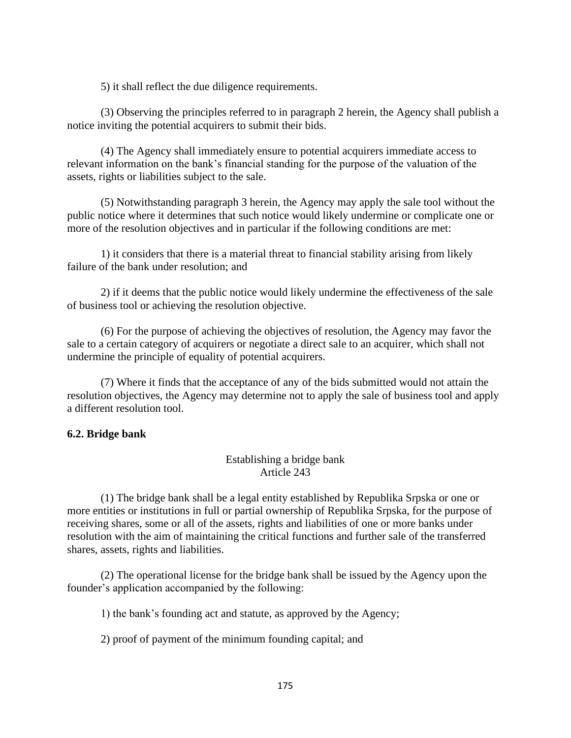5) it shall reflect the due diligence requirements.

(3) Observing the principles referred to in paragraph 2 herein, the Agency shall publish a notice inviting the potential acquirers to submit their bids.

(4) The Agency shall immediately ensure to potential acquirers immediate access to relevant information on the bank's financial standing for the purpose of the valuation of the assets, rights or liabilities subject to the sale.

(5) Notwithstanding paragraph 3 herein, the Agency may apply the sale tool without the public notice where it determines that such notice would likely undermine or complicate one or more of the resolution objectives and in particular if the following conditions are met:

1) it considers that there is a material threat to financial stability arising from likely failure of the bank under resolution; and

2) if it deems that the public notice would likely undermine the effectiveness of the sale of business tool or achieving the resolution objective.

(6) For the purpose of achieving the objectives of resolution, the Agency may favor the sale to a certain category of acquirers or negotiate a direct sale to an acquirer, which shall not undermine the principle of equality of potential acquirers.

(7) Where it finds that the acceptance of any of the bids submitted would not attain the resolution objectives, the Agency may determine not to apply the sale of business tool and apply a different resolution tool.

**6.2. Bridge bank**

Establishing a bridge bank
Article 243

(1) The bridge bank shall be a legal entity established by Republika Srpska or one or more entities or institutions in full or partial ownership of Republika Srpska, for the purpose of receiving shares, some or all of the assets, rights and liabilities of one or more banks under resolution with the aim of maintaining the critical functions and further sale of the transferred shares, assets, rights and liabilities.

(2) The operational license for the bridge bank shall be issued by the Agency upon the founder's application accompanied by the following:

1) the bank's founding act and statute, as approved by the Agency;

2) proof of payment of the minimum founding capital; and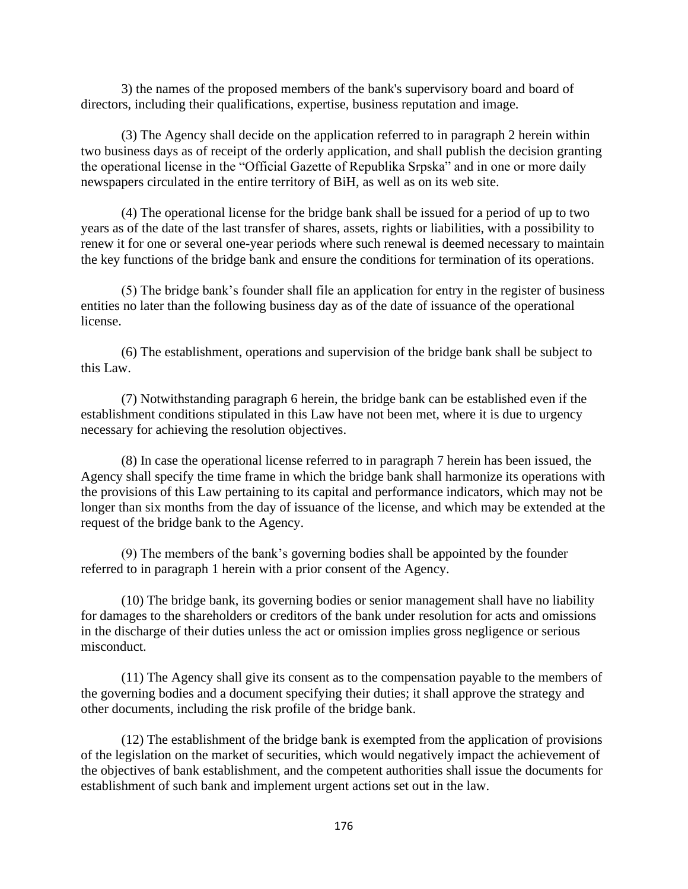3) the names of the proposed members of the bank's supervisory board and board of directors, including their qualifications, expertise, business reputation and image.

(3) The Agency shall decide on the application referred to in paragraph 2 herein within two business days as of receipt of the orderly application, and shall publish the decision granting the operational license in the “Official Gazette of Republika Srpska” and in one or more daily newspapers circulated in the entire territory of BiH, as well as on its web site.

(4) The operational license for the bridge bank shall be issued for a period of up to two years as of the date of the last transfer of shares, assets, rights or liabilities, with a possibility to renew it for one or several one-year periods where such renewal is deemed necessary to maintain the key functions of the bridge bank and ensure the conditions for termination of its operations.

(5) The bridge bank’s founder shall file an application for entry in the register of business entities no later than the following business day as of the date of issuance of the operational license.

(6) The establishment, operations and supervision of the bridge bank shall be subject to this Law.

(7) Notwithstanding paragraph 6 herein, the bridge bank can be established even if the establishment conditions stipulated in this Law have not been met, where it is due to urgency necessary for achieving the resolution objectives.

(8) In case the operational license referred to in paragraph 7 herein has been issued, the Agency shall specify the time frame in which the bridge bank shall harmonize its operations with the provisions of this Law pertaining to its capital and performance indicators, which may not be longer than six months from the day of issuance of the license, and which may be extended at the request of the bridge bank to the Agency.

(9) The members of the bank’s governing bodies shall be appointed by the founder referred to in paragraph 1 herein with a prior consent of the Agency.

(10) The bridge bank, its governing bodies or senior management shall have no liability for damages to the shareholders or creditors of the bank under resolution for acts and omissions in the discharge of their duties unless the act or omission implies gross negligence or serious misconduct.

(11) The Agency shall give its consent as to the compensation payable to the members of the governing bodies and a document specifying their duties; it shall approve the strategy and other documents, including the risk profile of the bridge bank.

(12) The establishment of the bridge bank is exempted from the application of provisions of the legislation on the market of securities, which would negatively impact the achievement of the objectives of bank establishment, and the competent authorities shall issue the documents for establishment of such bank and implement urgent actions set out in the law.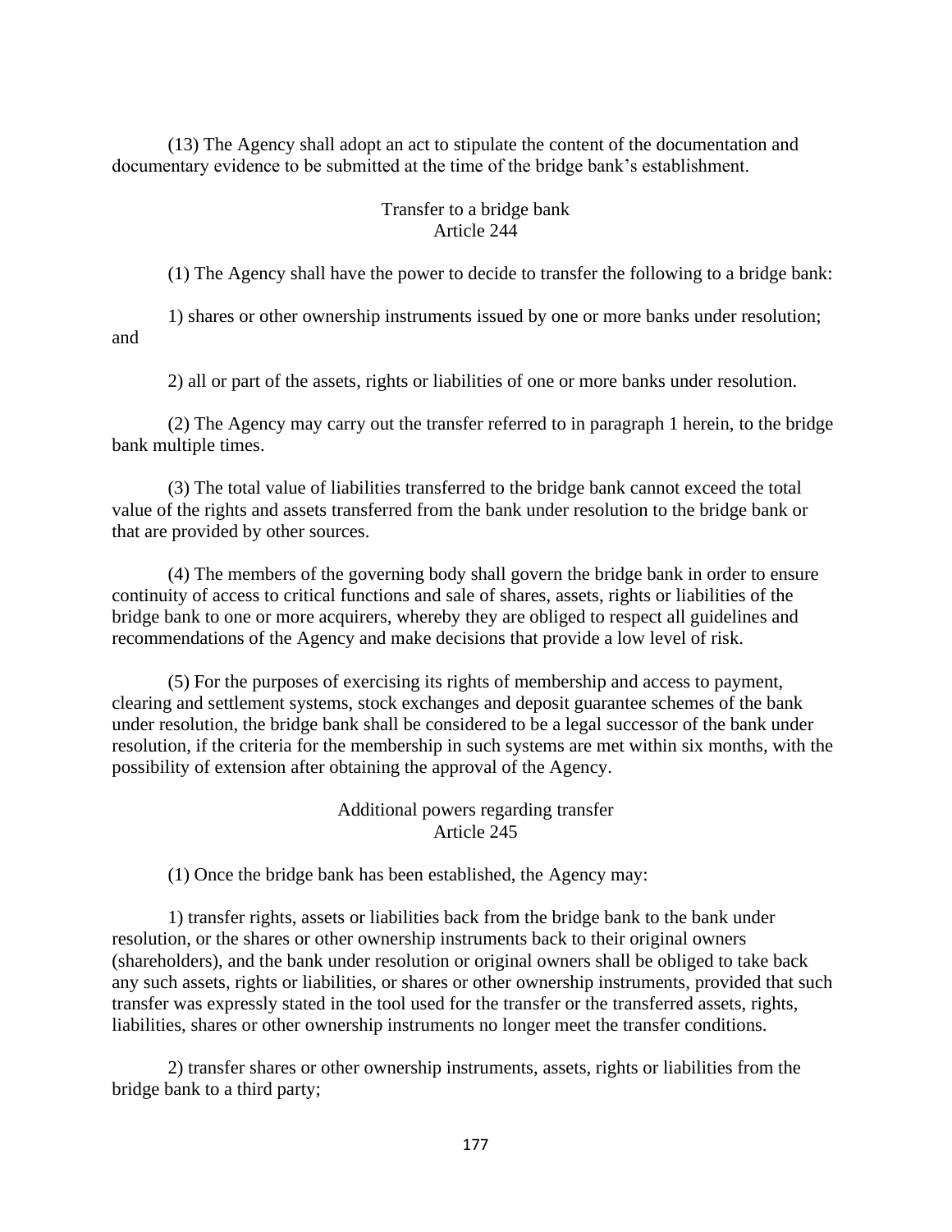(13) The Agency shall adopt an act to stipulate the content of the documentation and documentary evidence to be submitted at the time of the bridge bank's establishment.

### Transfer to a bridge bank
### Article 244

(1) The Agency shall have the power to decide to transfer the following to a bridge bank:

1) shares or other ownership instruments issued by one or more banks under resolution; and

2) all or part of the assets, rights or liabilities of one or more banks under resolution.

(2) The Agency may carry out the transfer referred to in paragraph 1 herein, to the bridge bank multiple times.

(3) The total value of liabilities transferred to the bridge bank cannot exceed the total value of the rights and assets transferred from the bank under resolution to the bridge bank or that are provided by other sources.

(4) The members of the governing body shall govern the bridge bank in order to ensure continuity of access to critical functions and sale of shares, assets, rights or liabilities of the bridge bank to one or more acquirers, whereby they are obliged to respect all guidelines and recommendations of the Agency and make decisions that provide a low level of risk.

(5) For the purposes of exercising its rights of membership and access to payment, clearing and settlement systems, stock exchanges and deposit guarantee schemes of the bank under resolution, the bridge bank shall be considered to be a legal successor of the bank under resolution, if the criteria for the membership in such systems are met within six months, with the possibility of extension after obtaining the approval of the Agency.

### Additional powers regarding transfer
### Article 245

(1) Once the bridge bank has been established, the Agency may:

1) transfer rights, assets or liabilities back from the bridge bank to the bank under resolution, or the shares or other ownership instruments back to their original owners (shareholders), and the bank under resolution or original owners shall be obliged to take back any such assets, rights or liabilities, or shares or other ownership instruments, provided that such transfer was expressly stated in the tool used for the transfer or the transferred assets, rights, liabilities, shares or other ownership instruments no longer meet the transfer conditions.

2) transfer shares or other ownership instruments, assets, rights or liabilities from the bridge bank to a third party;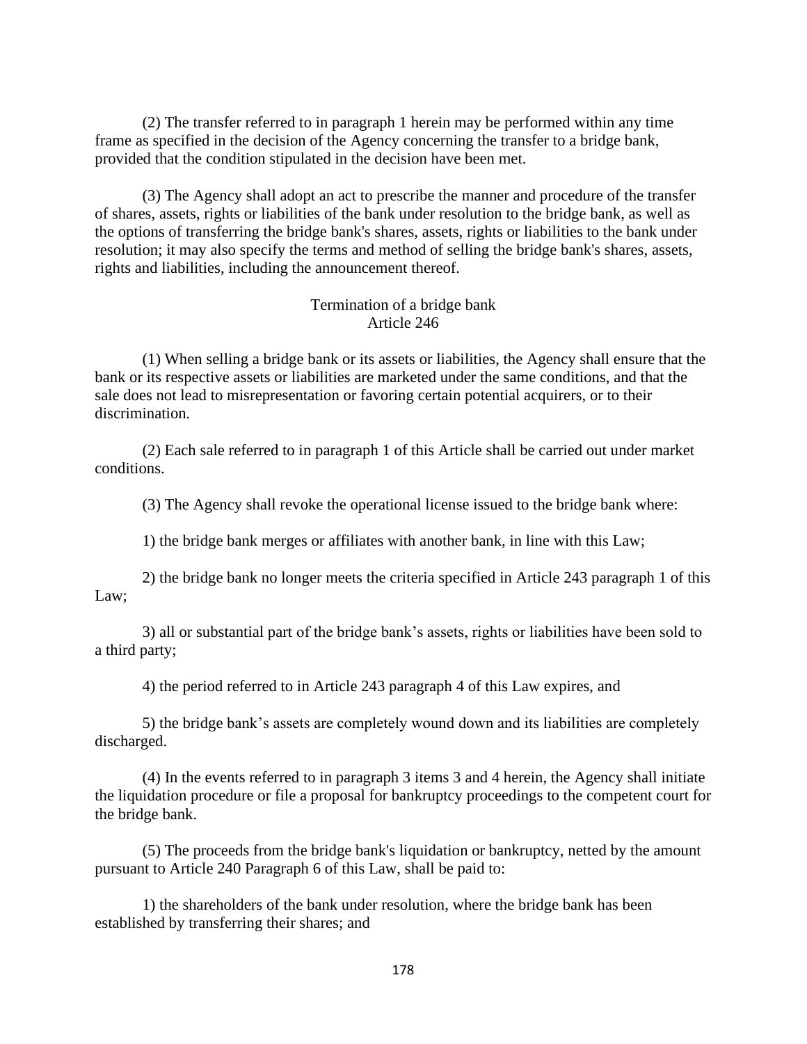(2) The transfer referred to in paragraph 1 herein may be performed within any time frame as specified in the decision of the Agency concerning the transfer to a bridge bank, provided that the condition stipulated in the decision have been met.

(3) The Agency shall adopt an act to prescribe the manner and procedure of the transfer of shares, assets, rights or liabilities of the bank under resolution to the bridge bank, as well as the options of transferring the bridge bank's shares, assets, rights or liabilities to the bank under resolution; it may also specify the terms and method of selling the bridge bank's shares, assets, rights and liabilities, including the announcement thereof.

### Termination of a bridge bank
### Article 246

(1) When selling a bridge bank or its assets or liabilities, the Agency shall ensure that the bank or its respective assets or liabilities are marketed under the same conditions, and that the sale does not lead to misrepresentation or favoring certain potential acquirers, or to their discrimination.

(2) Each sale referred to in paragraph 1 of this Article shall be carried out under market conditions.

(3) The Agency shall revoke the operational license issued to the bridge bank where:

1) the bridge bank merges or affiliates with another bank, in line with this Law;

2) the bridge bank no longer meets the criteria specified in Article 243 paragraph 1 of this Law;

3) all or substantial part of the bridge bank's assets, rights or liabilities have been sold to a third party;

4) the period referred to in Article 243 paragraph 4 of this Law expires, and

5) the bridge bank's assets are completely wound down and its liabilities are completely discharged.

(4) In the events referred to in paragraph 3 items 3 and 4 herein, the Agency shall initiate the liquidation procedure or file a proposal for bankruptcy proceedings to the competent court for the bridge bank.

(5) The proceeds from the bridge bank's liquidation or bankruptcy, netted by the amount pursuant to Article 240 Paragraph 6 of this Law, shall be paid to:

1) the shareholders of the bank under resolution, where the bridge bank has been established by transferring their shares; and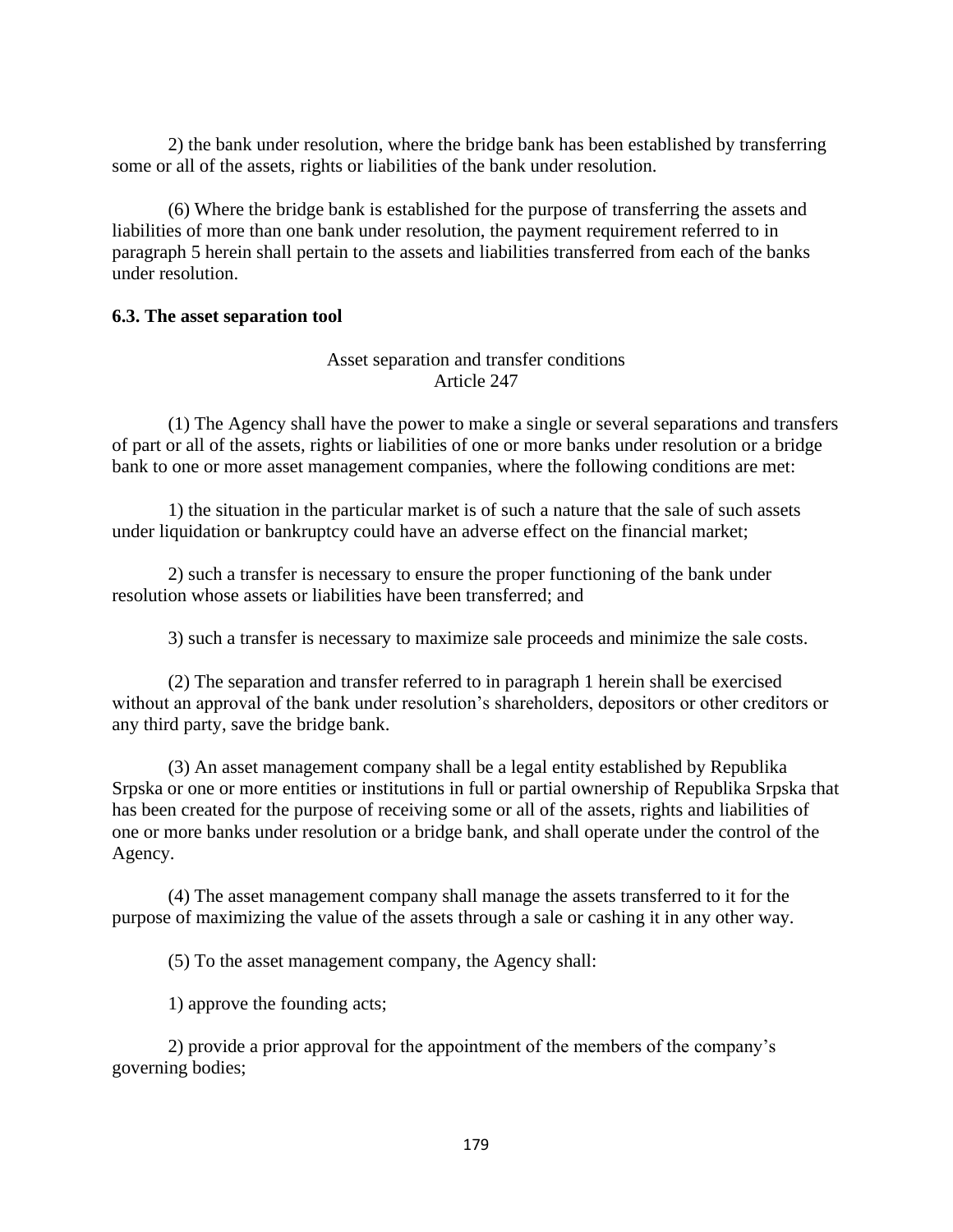2) the bank under resolution, where the bridge bank has been established by transferring some or all of the assets, rights or liabilities of the bank under resolution.

(6) Where the bridge bank is established for the purpose of transferring the assets and liabilities of more than one bank under resolution, the payment requirement referred to in paragraph 5 herein shall pertain to the assets and liabilities transferred from each of the banks under resolution.

### 6.3. The asset separation tool

Asset separation and transfer conditions
Article 247

(1) The Agency shall have the power to make a single or several separations and transfers of part or all of the assets, rights or liabilities of one or more banks under resolution or a bridge bank to one or more asset management companies, where the following conditions are met:

1) the situation in the particular market is of such a nature that the sale of such assets under liquidation or bankruptcy could have an adverse effect on the financial market;

2) such a transfer is necessary to ensure the proper functioning of the bank under resolution whose assets or liabilities have been transferred; and

3) such a transfer is necessary to maximize sale proceeds and minimize the sale costs.

(2) The separation and transfer referred to in paragraph 1 herein shall be exercised without an approval of the bank under resolution's shareholders, depositors or other creditors or any third party, save the bridge bank.

(3) An asset management company shall be a legal entity established by Republika Srpska or one or more entities or institutions in full or partial ownership of Republika Srpska that has been created for the purpose of receiving some or all of the assets, rights and liabilities of one or more banks under resolution or a bridge bank, and shall operate under the control of the Agency.

(4) The asset management company shall manage the assets transferred to it for the purpose of maximizing the value of the assets through a sale or cashing it in any other way.

(5) To the asset management company, the Agency shall:

1) approve the founding acts;

2) provide a prior approval for the appointment of the members of the company's governing bodies;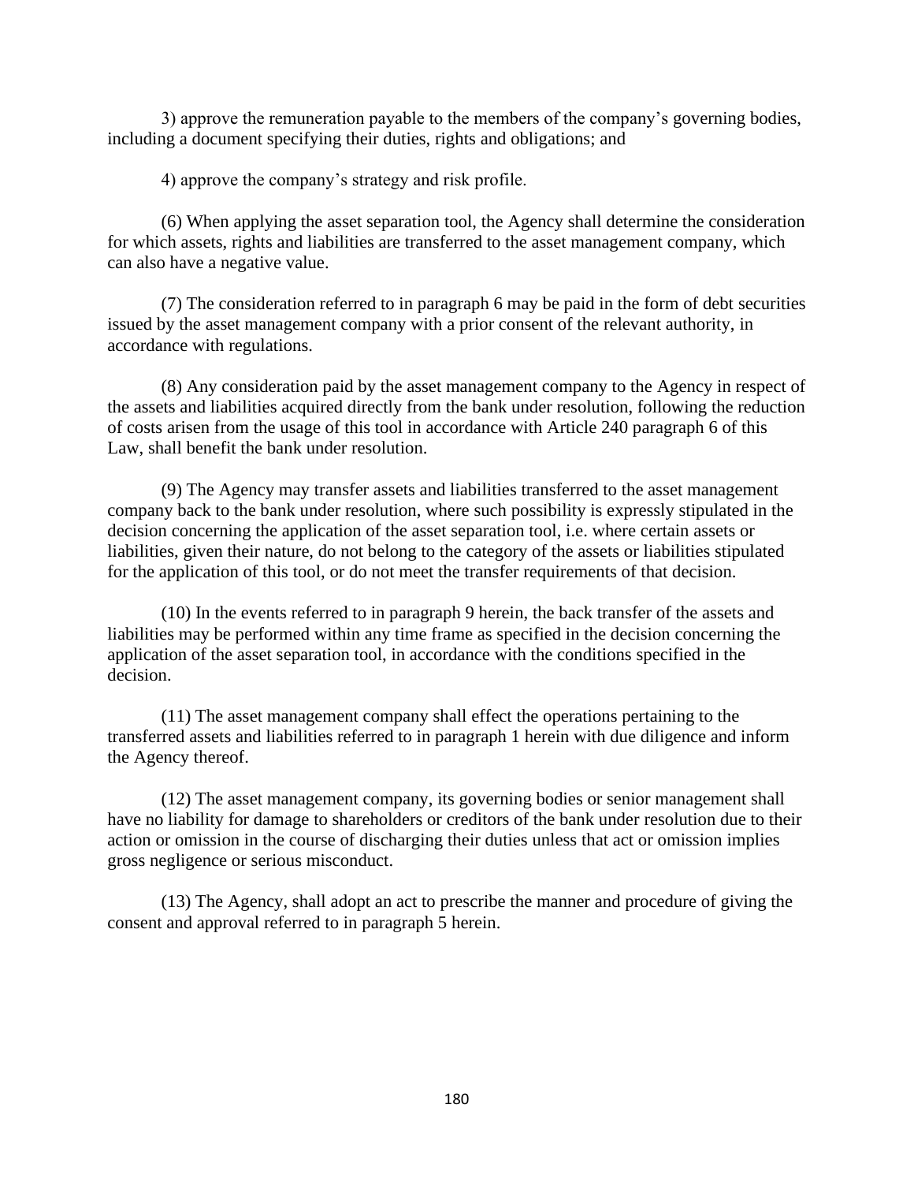3) approve the remuneration payable to the members of the company's governing bodies, including a document specifying their duties, rights and obligations; and

4) approve the company's strategy and risk profile.

(6) When applying the asset separation tool, the Agency shall determine the consideration for which assets, rights and liabilities are transferred to the asset management company, which can also have a negative value.

(7) The consideration referred to in paragraph 6 may be paid in the form of debt securities issued by the asset management company with a prior consent of the relevant authority, in accordance with regulations.

(8) Any consideration paid by the asset management company to the Agency in respect of the assets and liabilities acquired directly from the bank under resolution, following the reduction of costs arisen from the usage of this tool in accordance with Article 240 paragraph 6 of this Law, shall benefit the bank under resolution.

(9) The Agency may transfer assets and liabilities transferred to the asset management company back to the bank under resolution, where such possibility is expressly stipulated in the decision concerning the application of the asset separation tool, i.e. where certain assets or liabilities, given their nature, do not belong to the category of the assets or liabilities stipulated for the application of this tool, or do not meet the transfer requirements of that decision.

(10) In the events referred to in paragraph 9 herein, the back transfer of the assets and liabilities may be performed within any time frame as specified in the decision concerning the application of the asset separation tool, in accordance with the conditions specified in the decision.

(11) The asset management company shall effect the operations pertaining to the transferred assets and liabilities referred to in paragraph 1 herein with due diligence and inform the Agency thereof.

(12) The asset management company, its governing bodies or senior management shall have no liability for damage to shareholders or creditors of the bank under resolution due to their action or omission in the course of discharging their duties unless that act or omission implies gross negligence or serious misconduct.

(13) The Agency, shall adopt an act to prescribe the manner and procedure of giving the consent and approval referred to in paragraph 5 herein.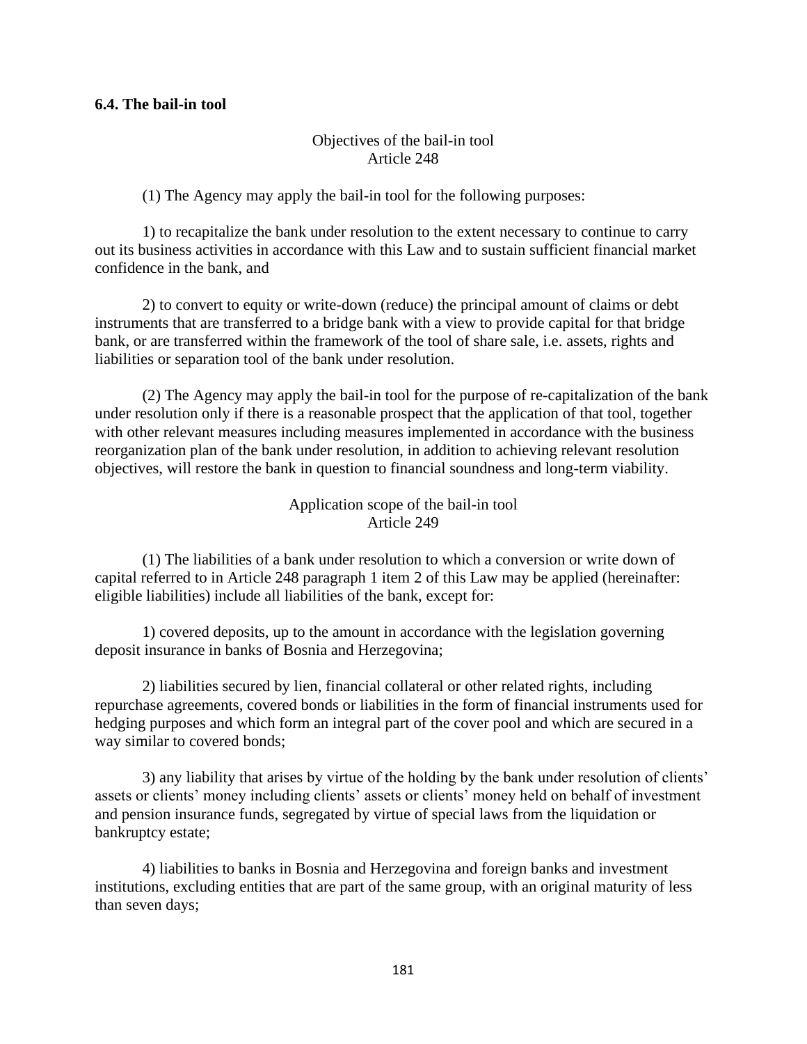### 6.4. The bail-in tool

Objectives of the bail-in tool
Article 248

(1) The Agency may apply the bail-in tool for the following purposes:

1) to recapitalize the bank under resolution to the extent necessary to continue to carry out its business activities in accordance with this Law and to sustain sufficient financial market confidence in the bank, and

2) to convert to equity or write-down (reduce) the principal amount of claims or debt instruments that are transferred to a bridge bank with a view to provide capital for that bridge bank, or are transferred within the framework of the tool of share sale, i.e. assets, rights and liabilities or separation tool of the bank under resolution.

(2) The Agency may apply the bail-in tool for the purpose of re-capitalization of the bank under resolution only if there is a reasonable prospect that the application of that tool, together with other relevant measures including measures implemented in accordance with the business reorganization plan of the bank under resolution, in addition to achieving relevant resolution objectives, will restore the bank in question to financial soundness and long-term viability.

Application scope of the bail-in tool
Article 249

(1) The liabilities of a bank under resolution to which a conversion or write down of capital referred to in Article 248 paragraph 1 item 2 of this Law may be applied (hereinafter: eligible liabilities) include all liabilities of the bank, except for:

1) covered deposits, up to the amount in accordance with the legislation governing deposit insurance in banks of Bosnia and Herzegovina;

2) liabilities secured by lien, financial collateral or other related rights, including repurchase agreements, covered bonds or liabilities in the form of financial instruments used for hedging purposes and which form an integral part of the cover pool and which are secured in a way similar to covered bonds;

3) any liability that arises by virtue of the holding by the bank under resolution of clients' assets or clients' money including clients' assets or clients' money held on behalf of investment and pension insurance funds, segregated by virtue of special laws from the liquidation or bankruptcy estate;

4) liabilities to banks in Bosnia and Herzegovina and foreign banks and investment institutions, excluding entities that are part of the same group, with an original maturity of less than seven days;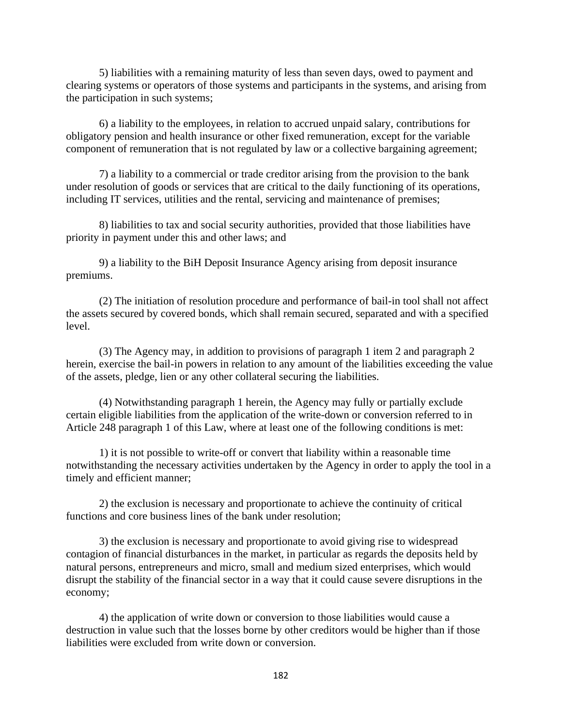5) liabilities with a remaining maturity of less than seven days, owed to payment and clearing systems or operators of those systems and participants in the systems, and arising from the participation in such systems;

6) a liability to the employees, in relation to accrued unpaid salary, contributions for obligatory pension and health insurance or other fixed remuneration, except for the variable component of remuneration that is not regulated by law or a collective bargaining agreement;

7) a liability to a commercial or trade creditor arising from the provision to the bank under resolution of goods or services that are critical to the daily functioning of its operations, including IT services, utilities and the rental, servicing and maintenance of premises;

8) liabilities to tax and social security authorities, provided that those liabilities have priority in payment under this and other laws; and

9) a liability to the BiH Deposit Insurance Agency arising from deposit insurance premiums.

(2) The initiation of resolution procedure and performance of bail-in tool shall not affect the assets secured by covered bonds, which shall remain secured, separated and with a specified level.

(3) The Agency may, in addition to provisions of paragraph 1 item 2 and paragraph 2 herein, exercise the bail-in powers in relation to any amount of the liabilities exceeding the value of the assets, pledge, lien or any other collateral securing the liabilities.

(4) Notwithstanding paragraph 1 herein, the Agency may fully or partially exclude certain eligible liabilities from the application of the write-down or conversion referred to in Article 248 paragraph 1 of this Law, where at least one of the following conditions is met:

1) it is not possible to write-off or convert that liability within a reasonable time notwithstanding the necessary activities undertaken by the Agency in order to apply the tool in a timely and efficient manner;

2) the exclusion is necessary and proportionate to achieve the continuity of critical functions and core business lines of the bank under resolution;

3) the exclusion is necessary and proportionate to avoid giving rise to widespread contagion of financial disturbances in the market, in particular as regards the deposits held by natural persons, entrepreneurs and micro, small and medium sized enterprises, which would disrupt the stability of the financial sector in a way that it could cause severe disruptions in the economy;

4) the application of write down or conversion to those liabilities would cause a destruction in value such that the losses borne by other creditors would be higher than if those liabilities were excluded from write down or conversion.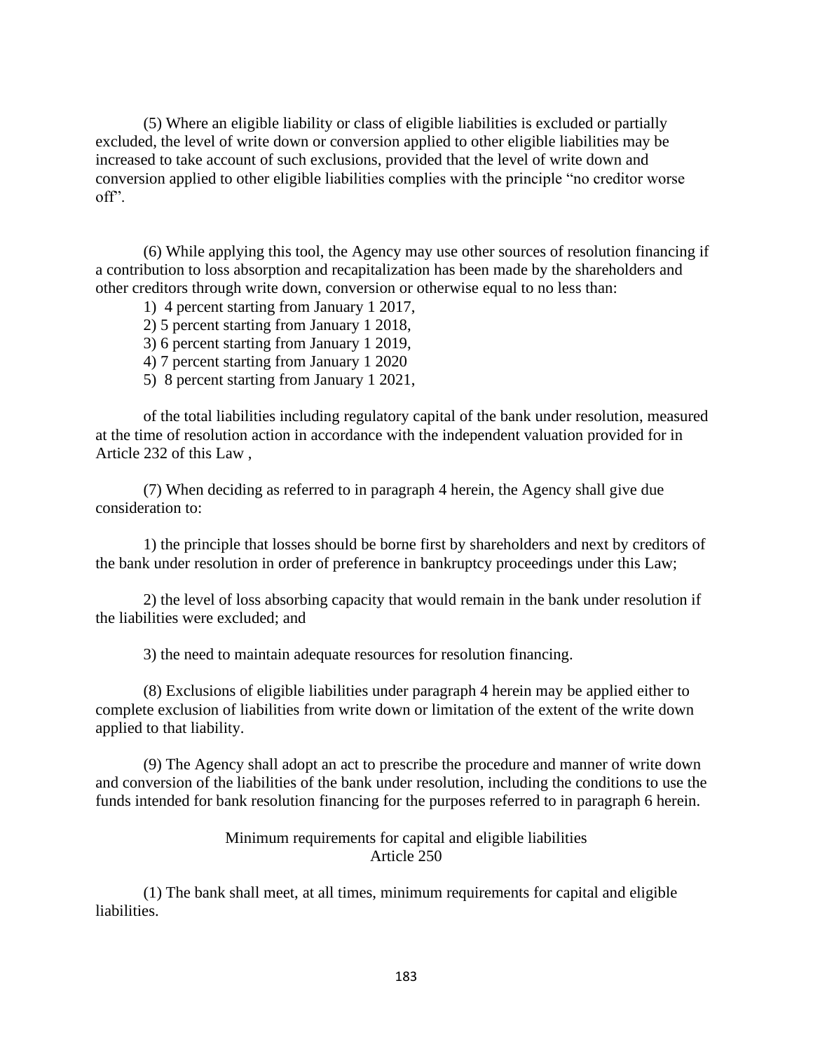(5) Where an eligible liability or class of eligible liabilities is excluded or partially excluded, the level of write down or conversion applied to other eligible liabilities may be increased to take account of such exclusions, provided that the level of write down and conversion applied to other eligible liabilities complies with the principle "no creditor worse off".

(6) While applying this tool, the Agency may use other sources of resolution financing if a contribution to loss absorption and recapitalization has been made by the shareholders and other creditors through write down, conversion or otherwise equal to no less than:

1) 4 percent starting from January 1 2017,
2) 5 percent starting from January 1 2018,
3) 6 percent starting from January 1 2019,
4) 7 percent starting from January 1 2020
5) 8 percent starting from January 1 2021,

of the total liabilities including regulatory capital of the bank under resolution, measured at the time of resolution action in accordance with the independent valuation provided for in Article 232 of this Law ,

(7) When deciding as referred to in paragraph 4 herein, the Agency shall give due consideration to:

1) the principle that losses should be borne first by shareholders and next by creditors of the bank under resolution in order of preference in bankruptcy proceedings under this Law;

2) the level of loss absorbing capacity that would remain in the bank under resolution if the liabilities were excluded; and

3) the need to maintain adequate resources for resolution financing.

(8) Exclusions of eligible liabilities under paragraph 4 herein may be applied either to complete exclusion of liabilities from write down or limitation of the extent of the write down applied to that liability.

(9) The Agency shall adopt an act to prescribe the procedure and manner of write down and conversion of the liabilities of the bank under resolution, including the conditions to use the funds intended for bank resolution financing for the purposes referred to in paragraph 6 herein.

### Minimum requirements for capital and eligible liabilities
### Article 250

(1) The bank shall meet, at all times, minimum requirements for capital and eligible liabilities.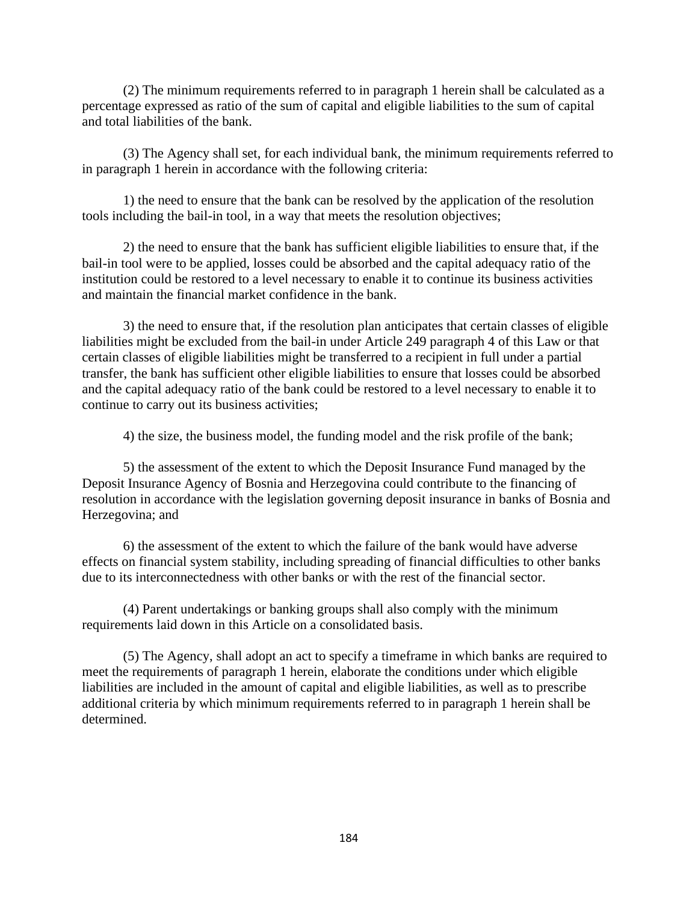(2) The minimum requirements referred to in paragraph 1 herein shall be calculated as a percentage expressed as ratio of the sum of capital and eligible liabilities to the sum of capital and total liabilities of the bank.

(3) The Agency shall set, for each individual bank, the minimum requirements referred to in paragraph 1 herein in accordance with the following criteria:

1) the need to ensure that the bank can be resolved by the application of the resolution tools including the bail-in tool, in a way that meets the resolution objectives;

2) the need to ensure that the bank has sufficient eligible liabilities to ensure that, if the bail-in tool were to be applied, losses could be absorbed and the capital adequacy ratio of the institution could be restored to a level necessary to enable it to continue its business activities and maintain the financial market confidence in the bank.

3) the need to ensure that, if the resolution plan anticipates that certain classes of eligible liabilities might be excluded from the bail-in under Article 249 paragraph 4 of this Law or that certain classes of eligible liabilities might be transferred to a recipient in full under a partial transfer, the bank has sufficient other eligible liabilities to ensure that losses could be absorbed and the capital adequacy ratio of the bank could be restored to a level necessary to enable it to continue to carry out its business activities;

4) the size, the business model, the funding model and the risk profile of the bank;

5) the assessment of the extent to which the Deposit Insurance Fund managed by the Deposit Insurance Agency of Bosnia and Herzegovina could contribute to the financing of resolution in accordance with the legislation governing deposit insurance in banks of Bosnia and Herzegovina; and

6) the assessment of the extent to which the failure of the bank would have adverse effects on financial system stability, including spreading of financial difficulties to other banks due to its interconnectedness with other banks or with the rest of the financial sector.

(4) Parent undertakings or banking groups shall also comply with the minimum requirements laid down in this Article on a consolidated basis.

(5) The Agency, shall adopt an act to specify a timeframe in which banks are required to meet the requirements of paragraph 1 herein, elaborate the conditions under which eligible liabilities are included in the amount of capital and eligible liabilities, as well as to prescribe additional criteria by which minimum requirements referred to in paragraph 1 herein shall be determined.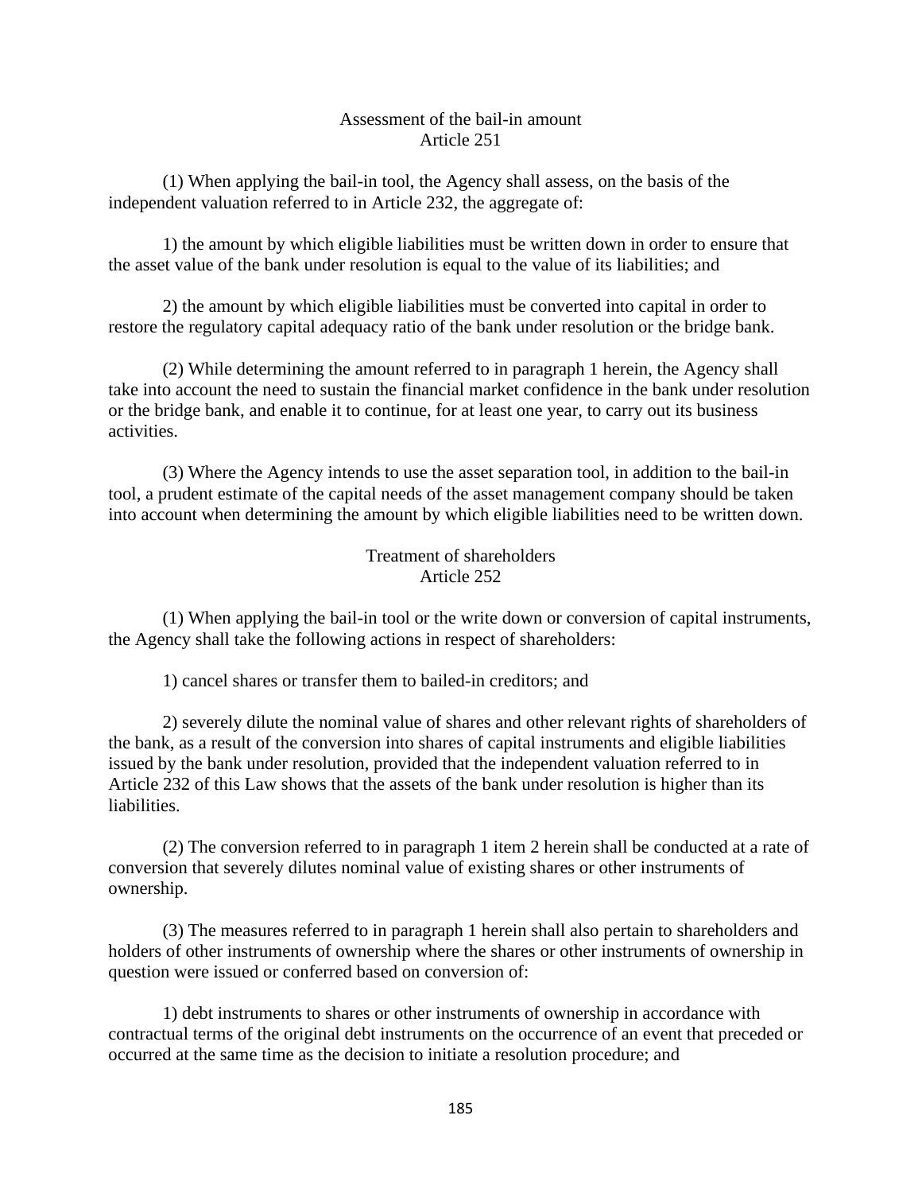### Assessment of the bail-in amount
### Article 251

(1) When applying the bail-in tool, the Agency shall assess, on the basis of the independent valuation referred to in Article 232, the aggregate of:

1) the amount by which eligible liabilities must be written down in order to ensure that the asset value of the bank under resolution is equal to the value of its liabilities; and

2) the amount by which eligible liabilities must be converted into capital in order to restore the regulatory capital adequacy ratio of the bank under resolution or the bridge bank.

(2) While determining the amount referred to in paragraph 1 herein, the Agency shall take into account the need to sustain the financial market confidence in the bank under resolution or the bridge bank, and enable it to continue, for at least one year, to carry out its business activities.

(3) Where the Agency intends to use the asset separation tool, in addition to the bail-in tool, a prudent estimate of the capital needs of the asset management company should be taken into account when determining the amount by which eligible liabilities need to be written down.

### Treatment of shareholders
### Article 252

(1) When applying the bail-in tool or the write down or conversion of capital instruments, the Agency shall take the following actions in respect of shareholders:

1) cancel shares or transfer them to bailed-in creditors; and

2) severely dilute the nominal value of shares and other relevant rights of shareholders of the bank, as a result of the conversion into shares of capital instruments and eligible liabilities issued by the bank under resolution, provided that the independent valuation referred to in Article 232 of this Law shows that the assets of the bank under resolution is higher than its liabilities.

(2) The conversion referred to in paragraph 1 item 2 herein shall be conducted at a rate of conversion that severely dilutes nominal value of existing shares or other instruments of ownership.

(3) The measures referred to in paragraph 1 herein shall also pertain to shareholders and holders of other instruments of ownership where the shares or other instruments of ownership in question were issued or conferred based on conversion of:

1) debt instruments to shares or other instruments of ownership in accordance with contractual terms of the original debt instruments on the occurrence of an event that preceded or occurred at the same time as the decision to initiate a resolution procedure; and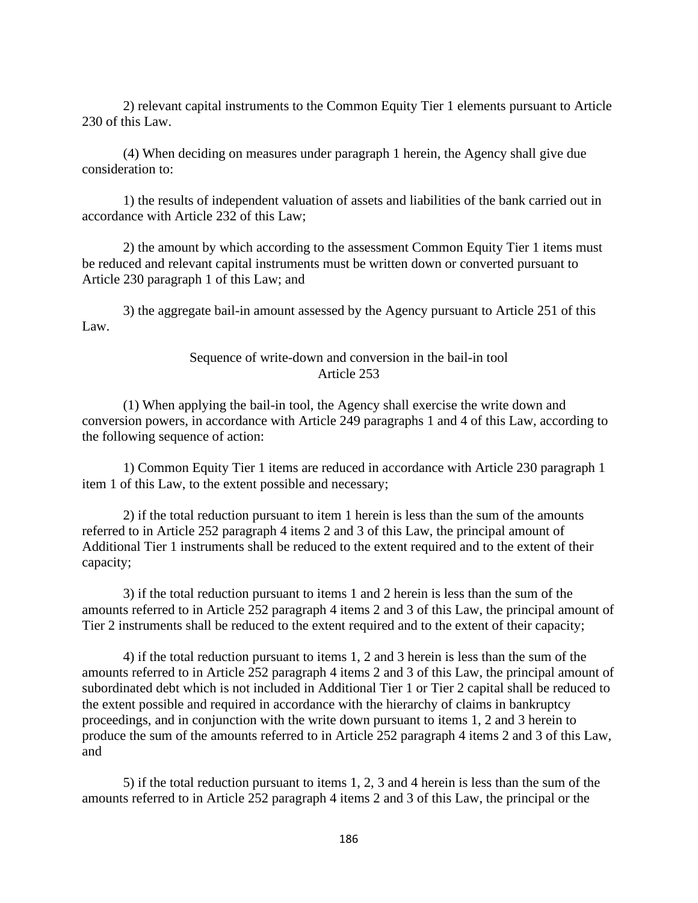2) relevant capital instruments to the Common Equity Tier 1 elements pursuant to Article 230 of this Law.

(4) When deciding on measures under paragraph 1 herein, the Agency shall give due consideration to:

1) the results of independent valuation of assets and liabilities of the bank carried out in accordance with Article 232 of this Law;

2) the amount by which according to the assessment Common Equity Tier 1 items must be reduced and relevant capital instruments must be written down or converted pursuant to Article 230 paragraph 1 of this Law; and

3) the aggregate bail-in amount assessed by the Agency pursuant to Article 251 of this Law.

### Sequence of write-down and conversion in the bail-in tool
### Article 253

(1) When applying the bail-in tool, the Agency shall exercise the write down and conversion powers, in accordance with Article 249 paragraphs 1 and 4 of this Law, according to the following sequence of action:

1) Common Equity Tier 1 items are reduced in accordance with Article 230 paragraph 1 item 1 of this Law, to the extent possible and necessary;

2) if the total reduction pursuant to item 1 herein is less than the sum of the amounts referred to in Article 252 paragraph 4 items 2 and 3 of this Law, the principal amount of Additional Tier 1 instruments shall be reduced to the extent required and to the extent of their capacity;

3) if the total reduction pursuant to items 1 and 2 herein is less than the sum of the amounts referred to in Article 252 paragraph 4 items 2 and 3 of this Law, the principal amount of Tier 2 instruments shall be reduced to the extent required and to the extent of their capacity;

4) if the total reduction pursuant to items 1, 2 and 3 herein is less than the sum of the amounts referred to in Article 252 paragraph 4 items 2 and 3 of this Law, the principal amount of subordinated debt which is not included in Additional Tier 1 or Tier 2 capital shall be reduced to the extent possible and required in accordance with the hierarchy of claims in bankruptcy proceedings, and in conjunction with the write down pursuant to items 1, 2 and 3 herein to produce the sum of the amounts referred to in Article 252 paragraph 4 items 2 and 3 of this Law, and

5) if the total reduction pursuant to items 1, 2, 3 and 4 herein is less than the sum of the amounts referred to in Article 252 paragraph 4 items 2 and 3 of this Law, the principal or the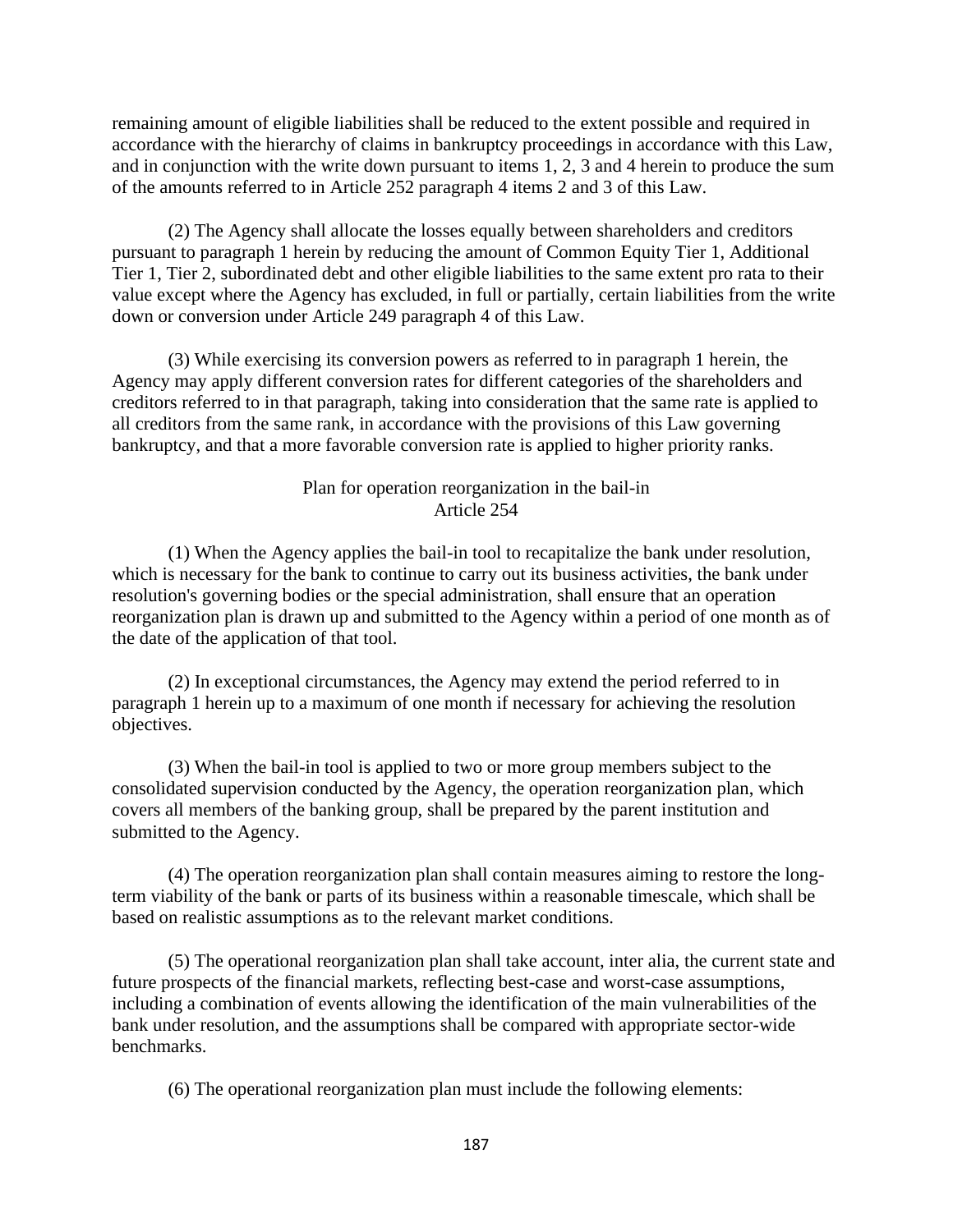remaining amount of eligible liabilities shall be reduced to the extent possible and required in accordance with the hierarchy of claims in bankruptcy proceedings in accordance with this Law, and in conjunction with the write down pursuant to items 1, 2, 3 and 4 herein to produce the sum of the amounts referred to in Article 252 paragraph 4 items 2 and 3 of this Law.

(2) The Agency shall allocate the losses equally between shareholders and creditors pursuant to paragraph 1 herein by reducing the amount of Common Equity Tier 1, Additional Tier 1, Tier 2, subordinated debt and other eligible liabilities to the same extent pro rata to their value except where the Agency has excluded, in full or partially, certain liabilities from the write down or conversion under Article 249 paragraph 4 of this Law.

(3) While exercising its conversion powers as referred to in paragraph 1 herein, the Agency may apply different conversion rates for different categories of the shareholders and creditors referred to in that paragraph, taking into consideration that the same rate is applied to all creditors from the same rank, in accordance with the provisions of this Law governing bankruptcy, and that a more favorable conversion rate is applied to higher priority ranks.

### Plan for operation reorganization in the bail-in
### Article 254

(1) When the Agency applies the bail-in tool to recapitalize the bank under resolution, which is necessary for the bank to continue to carry out its business activities, the bank under resolution's governing bodies or the special administration, shall ensure that an operation reorganization plan is drawn up and submitted to the Agency within a period of one month as of the date of the application of that tool.

(2) In exceptional circumstances, the Agency may extend the period referred to in paragraph 1 herein up to a maximum of one month if necessary for achieving the resolution objectives.

(3) When the bail-in tool is applied to two or more group members subject to the consolidated supervision conducted by the Agency, the operation reorganization plan, which covers all members of the banking group, shall be prepared by the parent institution and submitted to the Agency.

(4) The operation reorganization plan shall contain measures aiming to restore the long-term viability of the bank or parts of its business within a reasonable timescale, which shall be based on realistic assumptions as to the relevant market conditions.

(5) The operational reorganization plan shall take account, inter alia, the current state and future prospects of the financial markets, reflecting best-case and worst-case assumptions, including a combination of events allowing the identification of the main vulnerabilities of the bank under resolution, and the assumptions shall be compared with appropriate sector-wide benchmarks.

(6) The operational reorganization plan must include the following elements: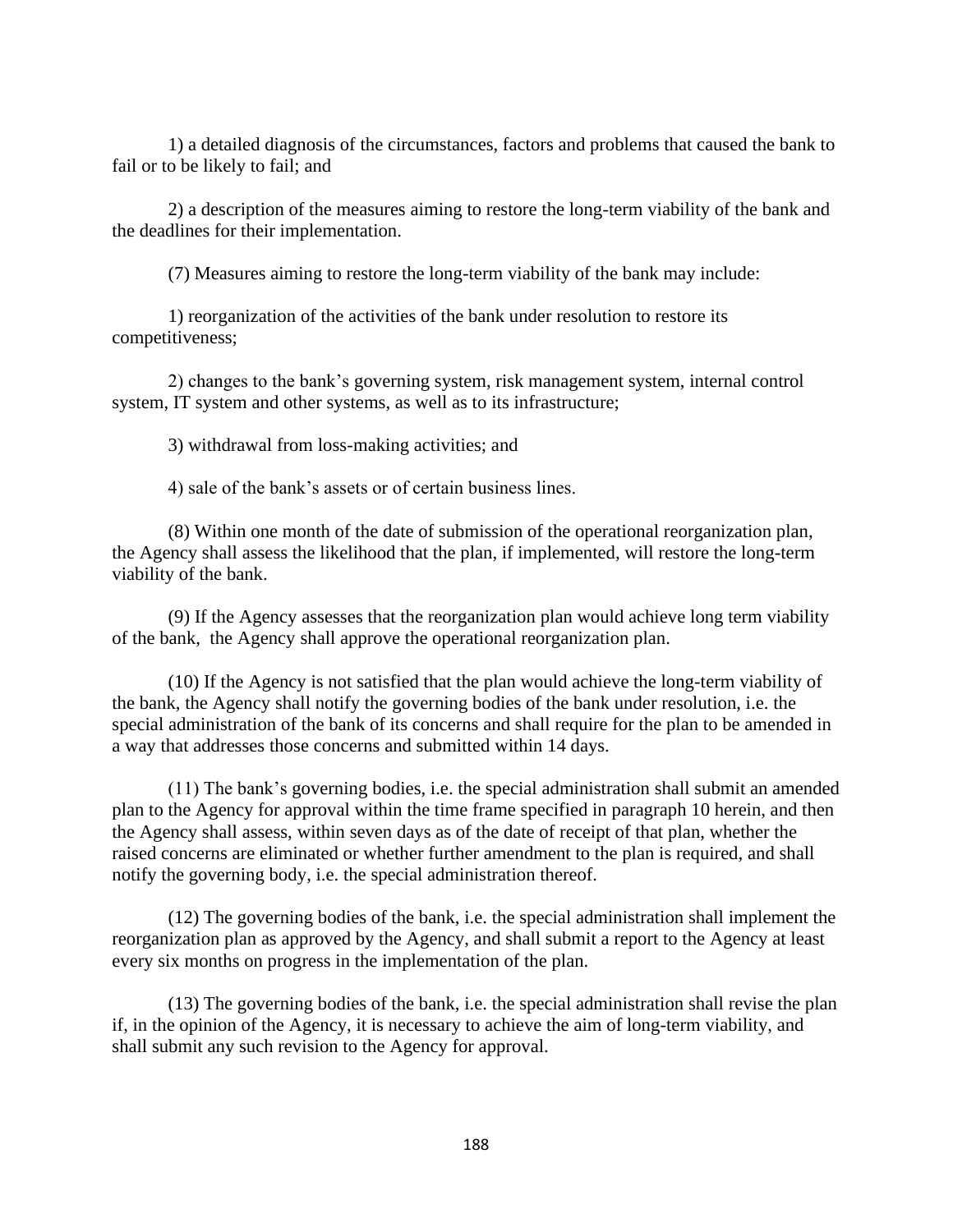1) a detailed diagnosis of the circumstances, factors and problems that caused the bank to fail or to be likely to fail; and

2) a description of the measures aiming to restore the long-term viability of the bank and the deadlines for their implementation.

(7) Measures aiming to restore the long-term viability of the bank may include:

1) reorganization of the activities of the bank under resolution to restore its competitiveness;

2) changes to the bank's governing system, risk management system, internal control system, IT system and other systems, as well as to its infrastructure;

3) withdrawal from loss-making activities; and

4) sale of the bank's assets or of certain business lines.

(8) Within one month of the date of submission of the operational reorganization plan, the Agency shall assess the likelihood that the plan, if implemented, will restore the long-term viability of the bank.

(9) If the Agency assesses that the reorganization plan would achieve long term viability of the bank, the Agency shall approve the operational reorganization plan.

(10) If the Agency is not satisfied that the plan would achieve the long-term viability of the bank, the Agency shall notify the governing bodies of the bank under resolution, i.e. the special administration of the bank of its concerns and shall require for the plan to be amended in a way that addresses those concerns and submitted within 14 days.

(11) The bank's governing bodies, i.e. the special administration shall submit an amended plan to the Agency for approval within the time frame specified in paragraph 10 herein, and then the Agency shall assess, within seven days as of the date of receipt of that plan, whether the raised concerns are eliminated or whether further amendment to the plan is required, and shall notify the governing body, i.e. the special administration thereof.

(12) The governing bodies of the bank, i.e. the special administration shall implement the reorganization plan as approved by the Agency, and shall submit a report to the Agency at least every six months on progress in the implementation of the plan.

(13) The governing bodies of the bank, i.e. the special administration shall revise the plan if, in the opinion of the Agency, it is necessary to achieve the aim of long-term viability, and shall submit any such revision to the Agency for approval.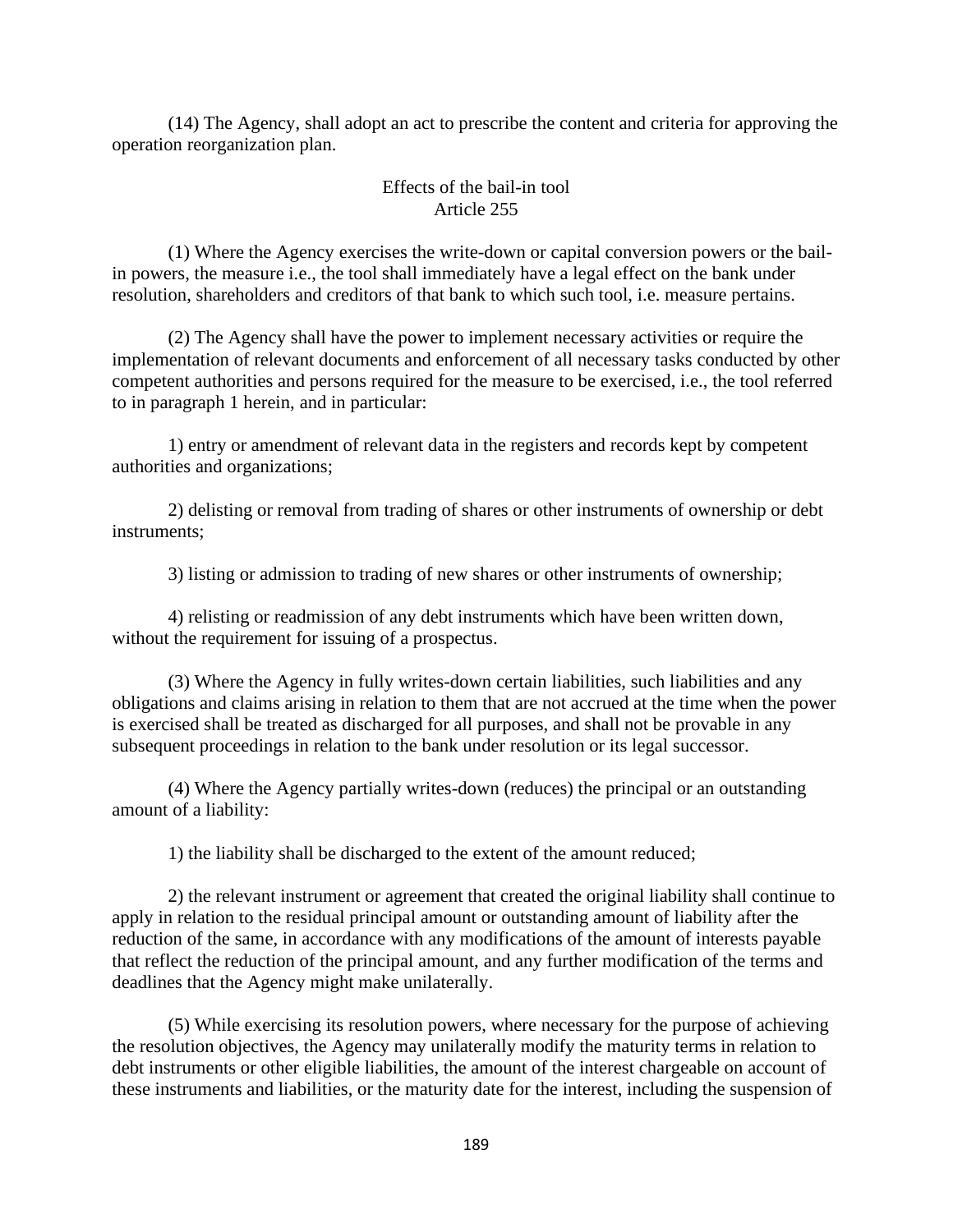(14) The Agency, shall adopt an act to prescribe the content and criteria for approving the operation reorganization plan.

### Effects of the bail-in tool
### Article 255

(1) Where the Agency exercises the write-down or capital conversion powers or the bail-in powers, the measure i.e., the tool shall immediately have a legal effect on the bank under resolution, shareholders and creditors of that bank to which such tool, i.e. measure pertains.

(2) The Agency shall have the power to implement necessary activities or require the implementation of relevant documents and enforcement of all necessary tasks conducted by other competent authorities and persons required for the measure to be exercised, i.e., the tool referred to in paragraph 1 herein, and in particular:

1) entry or amendment of relevant data in the registers and records kept by competent authorities and organizations;

2) delisting or removal from trading of shares or other instruments of ownership or debt instruments;

3) listing or admission to trading of new shares or other instruments of ownership;

4) relisting or readmission of any debt instruments which have been written down, without the requirement for issuing of a prospectus.

(3) Where the Agency in fully writes-down certain liabilities, such liabilities and any obligations and claims arising in relation to them that are not accrued at the time when the power is exercised shall be treated as discharged for all purposes, and shall not be provable in any subsequent proceedings in relation to the bank under resolution or its legal successor.

(4) Where the Agency partially writes-down (reduces) the principal or an outstanding amount of a liability:

1) the liability shall be discharged to the extent of the amount reduced;

2) the relevant instrument or agreement that created the original liability shall continue to apply in relation to the residual principal amount or outstanding amount of liability after the reduction of the same, in accordance with any modifications of the amount of interests payable that reflect the reduction of the principal amount, and any further modification of the terms and deadlines that the Agency might make unilaterally.

(5) While exercising its resolution powers, where necessary for the purpose of achieving the resolution objectives, the Agency may unilaterally modify the maturity terms in relation to debt instruments or other eligible liabilities, the amount of the interest chargeable on account of these instruments and liabilities, or the maturity date for the interest, including the suspension of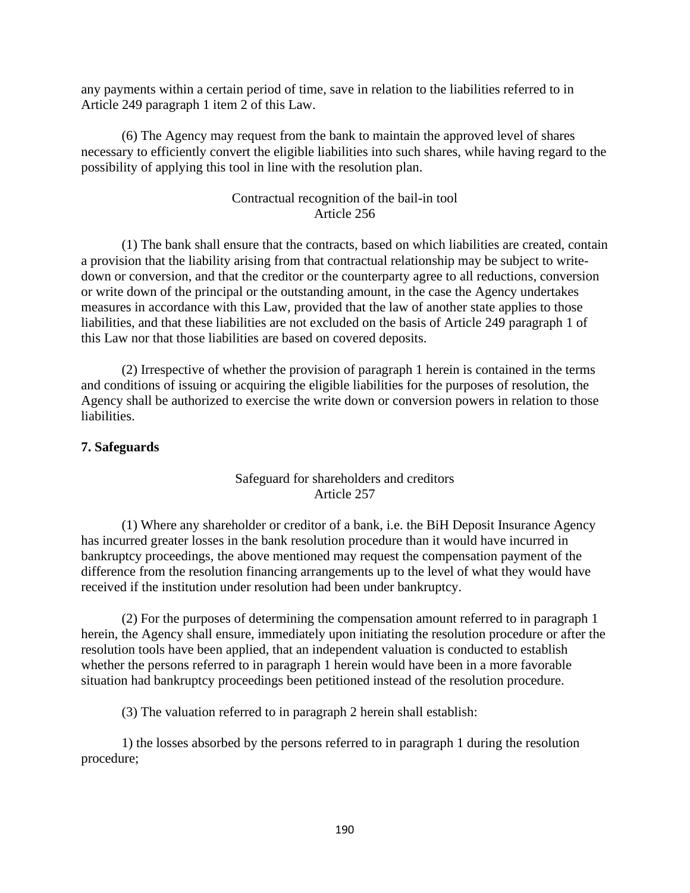any payments within a certain period of time, save in relation to the liabilities referred to in Article 249 paragraph 1 item 2 of this Law.

(6) The Agency may request from the bank to maintain the approved level of shares necessary to efficiently convert the eligible liabilities into such shares, while having regard to the possibility of applying this tool in line with the resolution plan.

Contractual recognition of the bail-in tool
Article 256

(1) The bank shall ensure that the contracts, based on which liabilities are created, contain a provision that the liability arising from that contractual relationship may be subject to write-down or conversion, and that the creditor or the counterparty agree to all reductions, conversion or write down of the principal or the outstanding amount, in the case the Agency undertakes measures in accordance with this Law, provided that the law of another state applies to those liabilities, and that these liabilities are not excluded on the basis of Article 249 paragraph 1 of this Law nor that those liabilities are based on covered deposits.

(2) Irrespective of whether the provision of paragraph 1 herein is contained in the terms and conditions of issuing or acquiring the eligible liabilities for the purposes of resolution, the Agency shall be authorized to exercise the write down or conversion powers in relation to those liabilities.

**7. Safeguards**

Safeguard for shareholders and creditors
Article 257

(1) Where any shareholder or creditor of a bank, i.e. the BiH Deposit Insurance Agency has incurred greater losses in the bank resolution procedure than it would have incurred in bankruptcy proceedings, the above mentioned may request the compensation payment of the difference from the resolution financing arrangements up to the level of what they would have received if the institution under resolution had been under bankruptcy.

(2) For the purposes of determining the compensation amount referred to in paragraph 1 herein, the Agency shall ensure, immediately upon initiating the resolution procedure or after the resolution tools have been applied, that an independent valuation is conducted to establish whether the persons referred to in paragraph 1 herein would have been in a more favorable situation had bankruptcy proceedings been petitioned instead of the resolution procedure.

(3) The valuation referred to in paragraph 2 herein shall establish:

1) the losses absorbed by the persons referred to in paragraph 1 during the resolution procedure;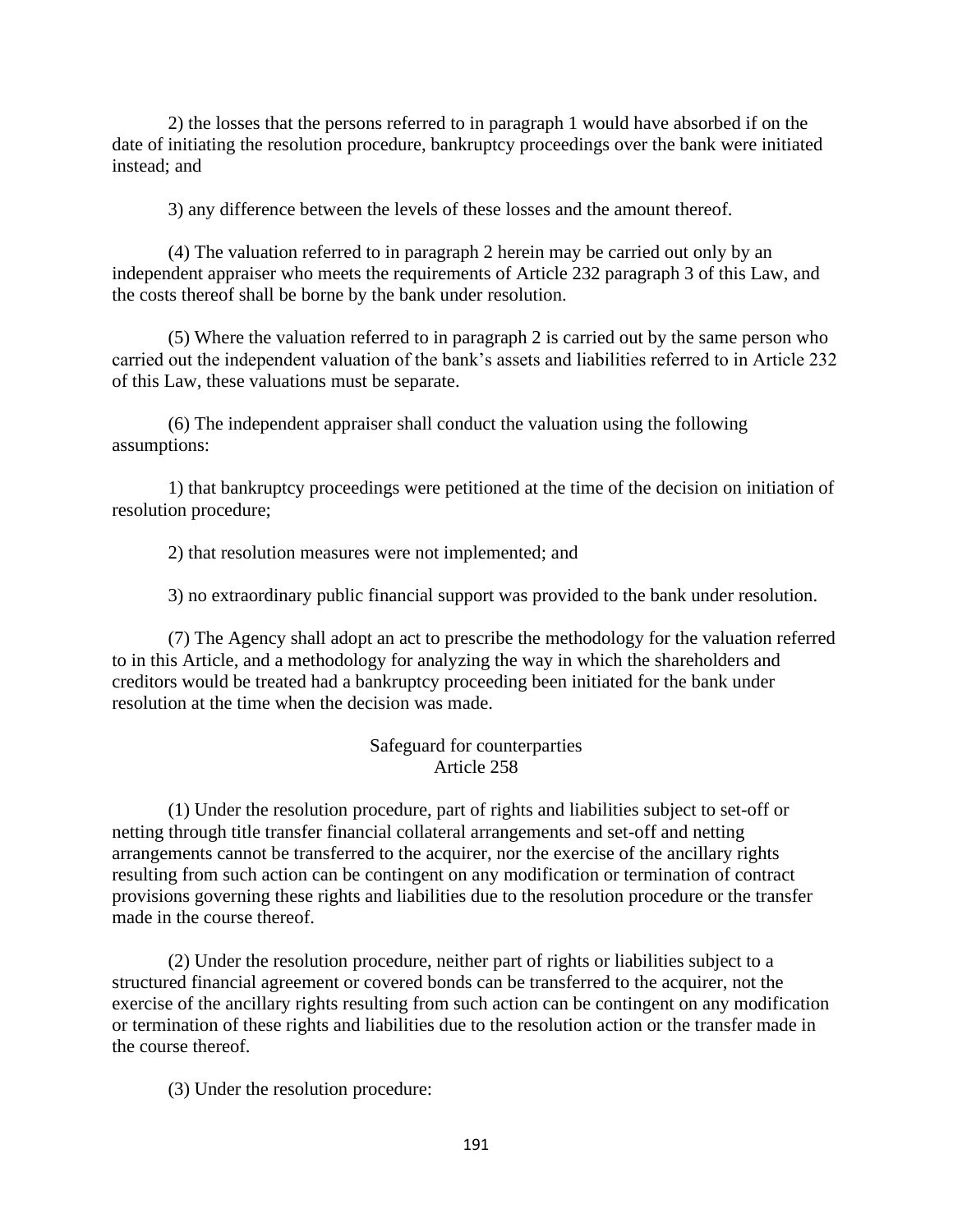2) the losses that the persons referred to in paragraph 1 would have absorbed if on the date of initiating the resolution procedure, bankruptcy proceedings over the bank were initiated instead; and

3) any difference between the levels of these losses and the amount thereof.

(4) The valuation referred to in paragraph 2 herein may be carried out only by an independent appraiser who meets the requirements of Article 232 paragraph 3 of this Law, and the costs thereof shall be borne by the bank under resolution.

(5) Where the valuation referred to in paragraph 2 is carried out by the same person who carried out the independent valuation of the bank's assets and liabilities referred to in Article 232 of this Law, these valuations must be separate.

(6) The independent appraiser shall conduct the valuation using the following assumptions:

1) that bankruptcy proceedings were petitioned at the time of the decision on initiation of resolution procedure;

2) that resolution measures were not implemented; and

3) no extraordinary public financial support was provided to the bank under resolution.

(7) The Agency shall adopt an act to prescribe the methodology for the valuation referred to in this Article, and a methodology for analyzing the way in which the shareholders and creditors would be treated had a bankruptcy proceeding been initiated for the bank under resolution at the time when the decision was made.

### Safeguard for counterparties
### Article 258

(1) Under the resolution procedure, part of rights and liabilities subject to set-off or netting through title transfer financial collateral arrangements and set-off and netting arrangements cannot be transferred to the acquirer, nor the exercise of the ancillary rights resulting from such action can be contingent on any modification or termination of contract provisions governing these rights and liabilities due to the resolution procedure or the transfer made in the course thereof.

(2) Under the resolution procedure, neither part of rights or liabilities subject to a structured financial agreement or covered bonds can be transferred to the acquirer, not the exercise of the ancillary rights resulting from such action can be contingent on any modification or termination of these rights and liabilities due to the resolution action or the transfer made in the course thereof.

(3) Under the resolution procedure: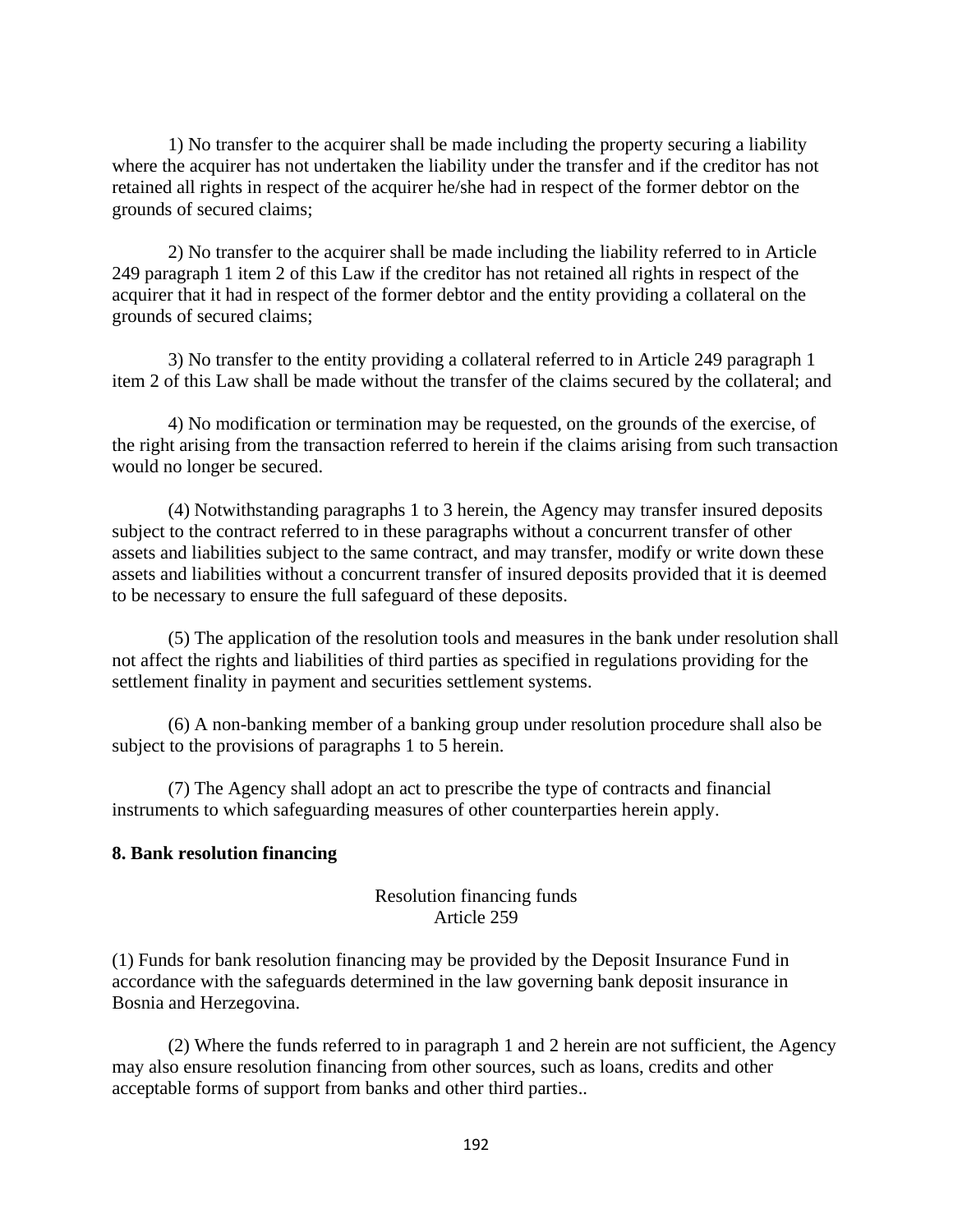1) No transfer to the acquirer shall be made including the property securing a liability where the acquirer has not undertaken the liability under the transfer and if the creditor has not retained all rights in respect of the acquirer he/she had in respect of the former debtor on the grounds of secured claims;

2) No transfer to the acquirer shall be made including the liability referred to in Article 249 paragraph 1 item 2 of this Law if the creditor has not retained all rights in respect of the acquirer that it had in respect of the former debtor and the entity providing a collateral on the grounds of secured claims;

3) No transfer to the entity providing a collateral referred to in Article 249 paragraph 1 item 2 of this Law shall be made without the transfer of the claims secured by the collateral; and

4) No modification or termination may be requested, on the grounds of the exercise, of the right arising from the transaction referred to herein if the claims arising from such transaction would no longer be secured.

(4) Notwithstanding paragraphs 1 to 3 herein, the Agency may transfer insured deposits subject to the contract referred to in these paragraphs without a concurrent transfer of other assets and liabilities subject to the same contract, and may transfer, modify or write down these assets and liabilities without a concurrent transfer of insured deposits provided that it is deemed to be necessary to ensure the full safeguard of these deposits.

(5) The application of the resolution tools and measures in the bank under resolution shall not affect the rights and liabilities of third parties as specified in regulations providing for the settlement finality in payment and securities settlement systems.

(6) A non-banking member of a banking group under resolution procedure shall also be subject to the provisions of paragraphs 1 to 5 herein.

(7) The Agency shall adopt an act to prescribe the type of contracts and financial instruments to which safeguarding measures of other counterparties herein apply.

**8. Bank resolution financing**

Resolution financing funds
Article 259

(1) Funds for bank resolution financing may be provided by the Deposit Insurance Fund in accordance with the safeguards determined in the law governing bank deposit insurance in Bosnia and Herzegovina.

(2) Where the funds referred to in paragraph 1 and 2 herein are not sufficient, the Agency may also ensure resolution financing from other sources, such as loans, credits and other acceptable forms of support from banks and other third parties..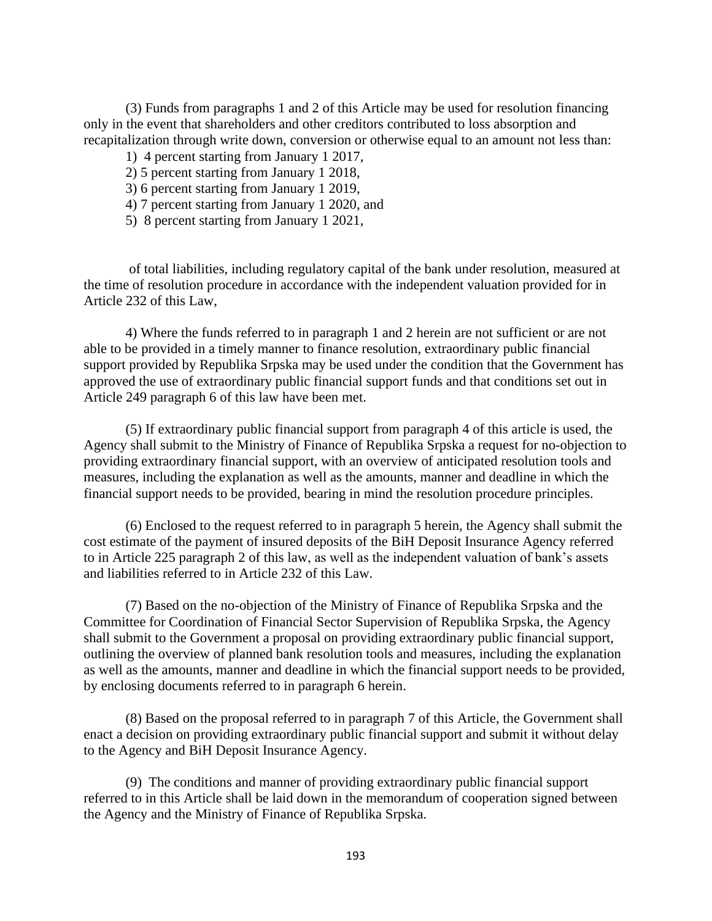(3) Funds from paragraphs 1 and 2 of this Article may be used for resolution financing only in the event that shareholders and other creditors contributed to loss absorption and recapitalization through write down, conversion or otherwise equal to an amount not less than:

1) 4 percent starting from January 1 2017,
2) 5 percent starting from January 1 2018,
3) 6 percent starting from January 1 2019,
4) 7 percent starting from January 1 2020, and
5) 8 percent starting from January 1 2021,

of total liabilities, including regulatory capital of the bank under resolution, measured at the time of resolution procedure in accordance with the independent valuation provided for in Article 232 of this Law,

4) Where the funds referred to in paragraph 1 and 2 herein are not sufficient or are not able to be provided in a timely manner to finance resolution, extraordinary public financial support provided by Republika Srpska may be used under the condition that the Government has approved the use of extraordinary public financial support funds and that conditions set out in Article 249 paragraph 6 of this law have been met.

(5) If extraordinary public financial support from paragraph 4 of this article is used, the Agency shall submit to the Ministry of Finance of Republika Srpska a request for no-objection to providing extraordinary financial support, with an overview of anticipated resolution tools and measures, including the explanation as well as the amounts, manner and deadline in which the financial support needs to be provided, bearing in mind the resolution procedure principles.

(6) Enclosed to the request referred to in paragraph 5 herein, the Agency shall submit the cost estimate of the payment of insured deposits of the BiH Deposit Insurance Agency referred to in Article 225 paragraph 2 of this law, as well as the independent valuation of bank's assets and liabilities referred to in Article 232 of this Law.

(7) Based on the no-objection of the Ministry of Finance of Republika Srpska and the Committee for Coordination of Financial Sector Supervision of Republika Srpska, the Agency shall submit to the Government a proposal on providing extraordinary public financial support, outlining the overview of planned bank resolution tools and measures, including the explanation as well as the amounts, manner and deadline in which the financial support needs to be provided, by enclosing documents referred to in paragraph 6 herein.

(8) Based on the proposal referred to in paragraph 7 of this Article, the Government shall enact a decision on providing extraordinary public financial support and submit it without delay to the Agency and BiH Deposit Insurance Agency.

(9) The conditions and manner of providing extraordinary public financial support referred to in this Article shall be laid down in the memorandum of cooperation signed between the Agency and the Ministry of Finance of Republika Srpska.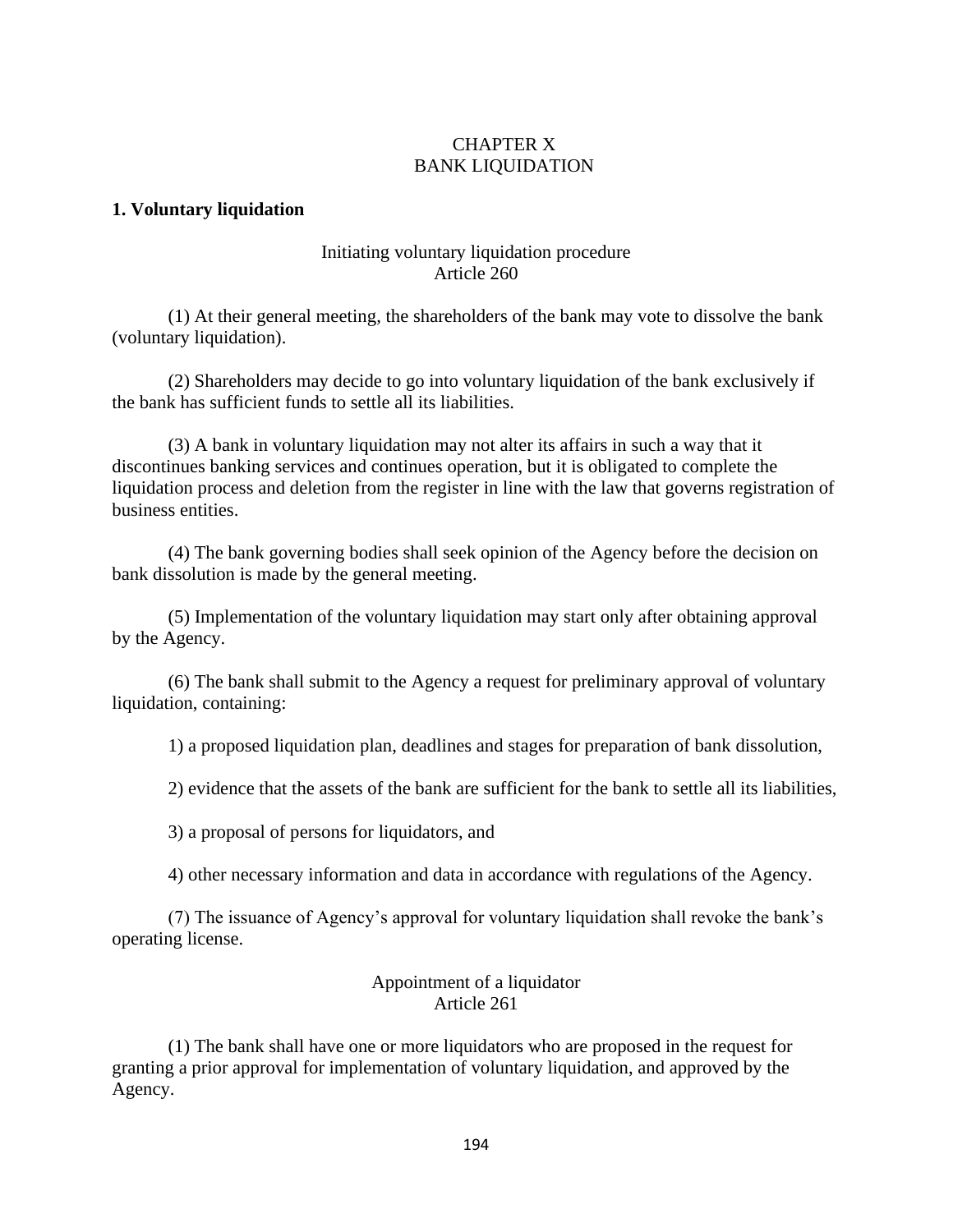# CHAPTER X
# BANK LIQUIDATION

**1. Voluntary liquidation**

### Initiating voluntary liquidation procedure
### Article 260

(1) At their general meeting, the shareholders of the bank may vote to dissolve the bank (voluntary liquidation).

(2) Shareholders may decide to go into voluntary liquidation of the bank exclusively if the bank has sufficient funds to settle all its liabilities.

(3) A bank in voluntary liquidation may not alter its affairs in such a way that it discontinues banking services and continues operation, but it is obligated to complete the liquidation process and deletion from the register in line with the law that governs registration of business entities.

(4) The bank governing bodies shall seek opinion of the Agency before the decision on bank dissolution is made by the general meeting.

(5) Implementation of the voluntary liquidation may start only after obtaining approval by the Agency.

(6) The bank shall submit to the Agency a request for preliminary approval of voluntary liquidation, containing:

1) a proposed liquidation plan, deadlines and stages for preparation of bank dissolution,

2) evidence that the assets of the bank are sufficient for the bank to settle all its liabilities,

3) a proposal of persons for liquidators, and

4) other necessary information and data in accordance with regulations of the Agency.

(7) The issuance of Agency's approval for voluntary liquidation shall revoke the bank's operating license.

### Appointment of a liquidator
### Article 261

(1) The bank shall have one or more liquidators who are proposed in the request for granting a prior approval for implementation of voluntary liquidation, and approved by the Agency.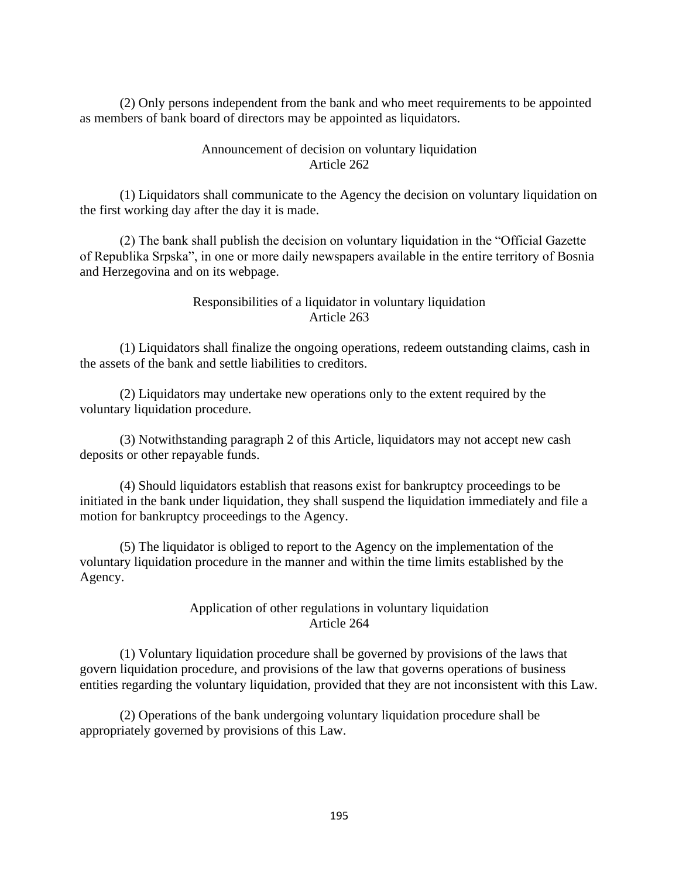(2) Only persons independent from the bank and who meet requirements to be appointed as members of bank board of directors may be appointed as liquidators.

### Announcement of decision on voluntary liquidation
### Article 262

(1) Liquidators shall communicate to the Agency the decision on voluntary liquidation on the first working day after the day it is made.

(2) The bank shall publish the decision on voluntary liquidation in the "Official Gazette of Republika Srpska", in one or more daily newspapers available in the entire territory of Bosnia and Herzegovina and on its webpage.

### Responsibilities of a liquidator in voluntary liquidation
### Article 263

(1) Liquidators shall finalize the ongoing operations, redeem outstanding claims, cash in the assets of the bank and settle liabilities to creditors.

(2) Liquidators may undertake new operations only to the extent required by the voluntary liquidation procedure.

(3) Notwithstanding paragraph 2 of this Article, liquidators may not accept new cash deposits or other repayable funds.

(4) Should liquidators establish that reasons exist for bankruptcy proceedings to be initiated in the bank under liquidation, they shall suspend the liquidation immediately and file a motion for bankruptcy proceedings to the Agency.

(5) The liquidator is obliged to report to the Agency on the implementation of the voluntary liquidation procedure in the manner and within the time limits established by the Agency.

### Application of other regulations in voluntary liquidation
### Article 264

(1) Voluntary liquidation procedure shall be governed by provisions of the laws that govern liquidation procedure, and provisions of the law that governs operations of business entities regarding the voluntary liquidation, provided that they are not inconsistent with this Law.

(2) Operations of the bank undergoing voluntary liquidation procedure shall be appropriately governed by provisions of this Law.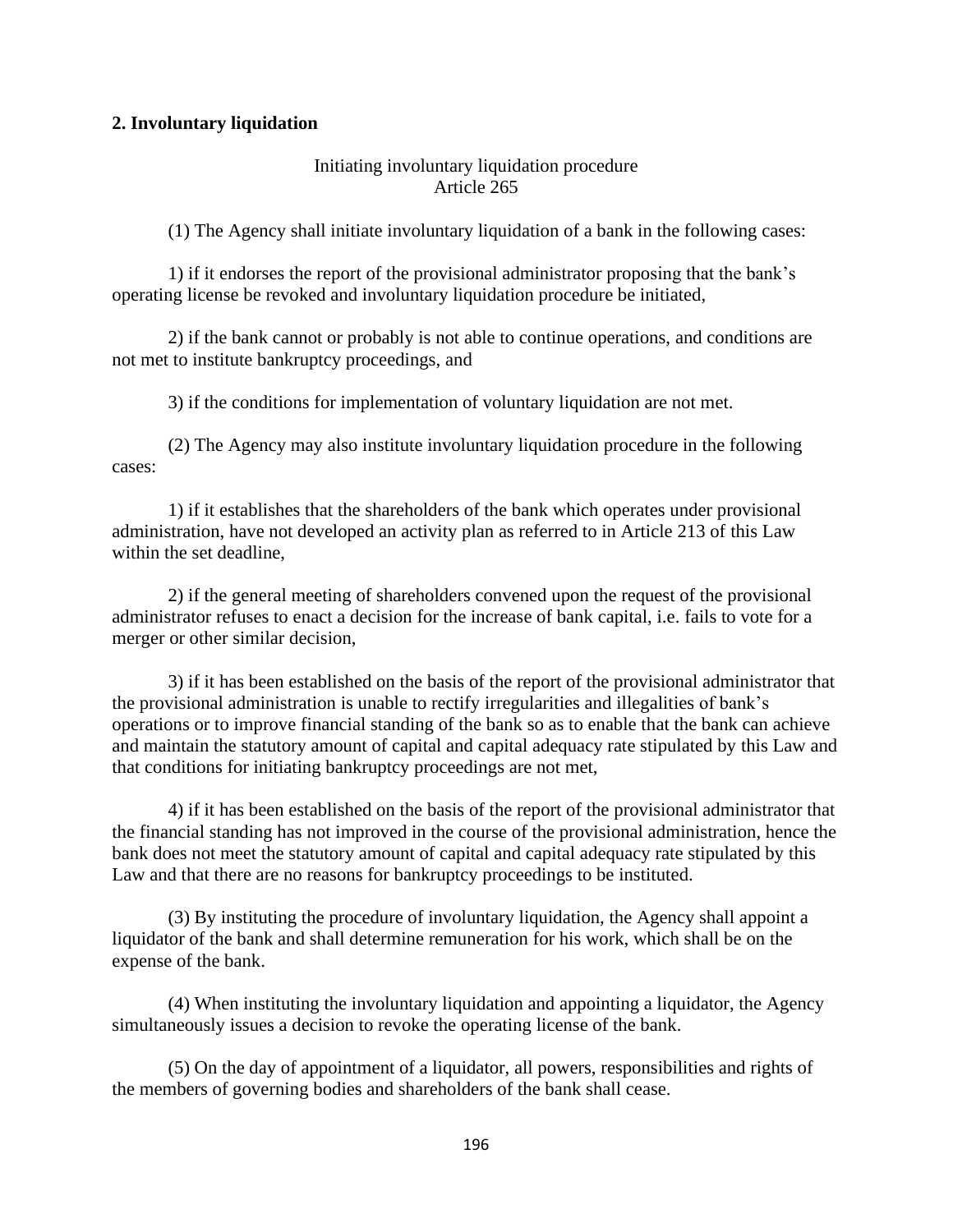## 2. Involuntary liquidation

Initiating involuntary liquidation procedure
Article 265

(1) The Agency shall initiate involuntary liquidation of a bank in the following cases:

1) if it endorses the report of the provisional administrator proposing that the bank's operating license be revoked and involuntary liquidation procedure be initiated,

2) if the bank cannot or probably is not able to continue operations, and conditions are not met to institute bankruptcy proceedings, and

3) if the conditions for implementation of voluntary liquidation are not met.

(2) The Agency may also institute involuntary liquidation procedure in the following cases:

1) if it establishes that the shareholders of the bank which operates under provisional administration, have not developed an activity plan as referred to in Article 213 of this Law within the set deadline,

2) if the general meeting of shareholders convened upon the request of the provisional administrator refuses to enact a decision for the increase of bank capital, i.e. fails to vote for a merger or other similar decision,

3) if it has been established on the basis of the report of the provisional administrator that the provisional administration is unable to rectify irregularities and illegalities of bank's operations or to improve financial standing of the bank so as to enable that the bank can achieve and maintain the statutory amount of capital and capital adequacy rate stipulated by this Law and that conditions for initiating bankruptcy proceedings are not met,

4) if it has been established on the basis of the report of the provisional administrator that the financial standing has not improved in the course of the provisional administration, hence the bank does not meet the statutory amount of capital and capital adequacy rate stipulated by this Law and that there are no reasons for bankruptcy proceedings to be instituted.

(3) By instituting the procedure of involuntary liquidation, the Agency shall appoint a liquidator of the bank and shall determine remuneration for his work, which shall be on the expense of the bank.

(4) When instituting the involuntary liquidation and appointing a liquidator, the Agency simultaneously issues a decision to revoke the operating license of the bank.

(5) On the day of appointment of a liquidator, all powers, responsibilities and rights of the members of governing bodies and shareholders of the bank shall cease.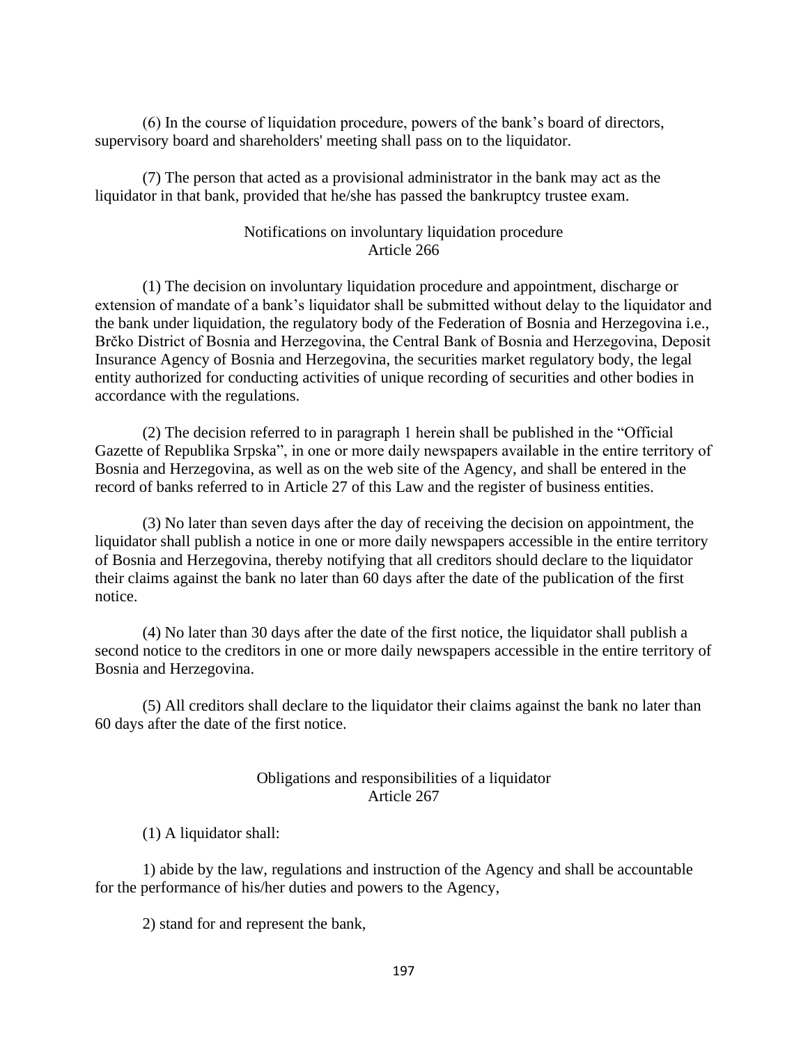(6) In the course of liquidation procedure, powers of the bank's board of directors, supervisory board and shareholders' meeting shall pass on to the liquidator.

(7) The person that acted as a provisional administrator in the bank may act as the liquidator in that bank, provided that he/she has passed the bankruptcy trustee exam.

### Notifications on involuntary liquidation procedure
### Article 266

(1) The decision on involuntary liquidation procedure and appointment, discharge or extension of mandate of a bank's liquidator shall be submitted without delay to the liquidator and the bank under liquidation, the regulatory body of the Federation of Bosnia and Herzegovina i.e., Brčko District of Bosnia and Herzegovina, the Central Bank of Bosnia and Herzegovina, Deposit Insurance Agency of Bosnia and Herzegovina, the securities market regulatory body, the legal entity authorized for conducting activities of unique recording of securities and other bodies in accordance with the regulations.

(2) The decision referred to in paragraph 1 herein shall be published in the "Official Gazette of Republika Srpska", in one or more daily newspapers available in the entire territory of Bosnia and Herzegovina, as well as on the web site of the Agency, and shall be entered in the record of banks referred to in Article 27 of this Law and the register of business entities.

(3) No later than seven days after the day of receiving the decision on appointment, the liquidator shall publish a notice in one or more daily newspapers accessible in the entire territory of Bosnia and Herzegovina, thereby notifying that all creditors should declare to the liquidator their claims against the bank no later than 60 days after the date of the publication of the first notice.

(4) No later than 30 days after the date of the first notice, the liquidator shall publish a second notice to the creditors in one or more daily newspapers accessible in the entire territory of Bosnia and Herzegovina.

(5) All creditors shall declare to the liquidator their claims against the bank no later than 60 days after the date of the first notice.

### Obligations and responsibilities of a liquidator
### Article 267

(1) A liquidator shall:

1) abide by the law, regulations and instruction of the Agency and shall be accountable for the performance of his/her duties and powers to the Agency,

2) stand for and represent the bank,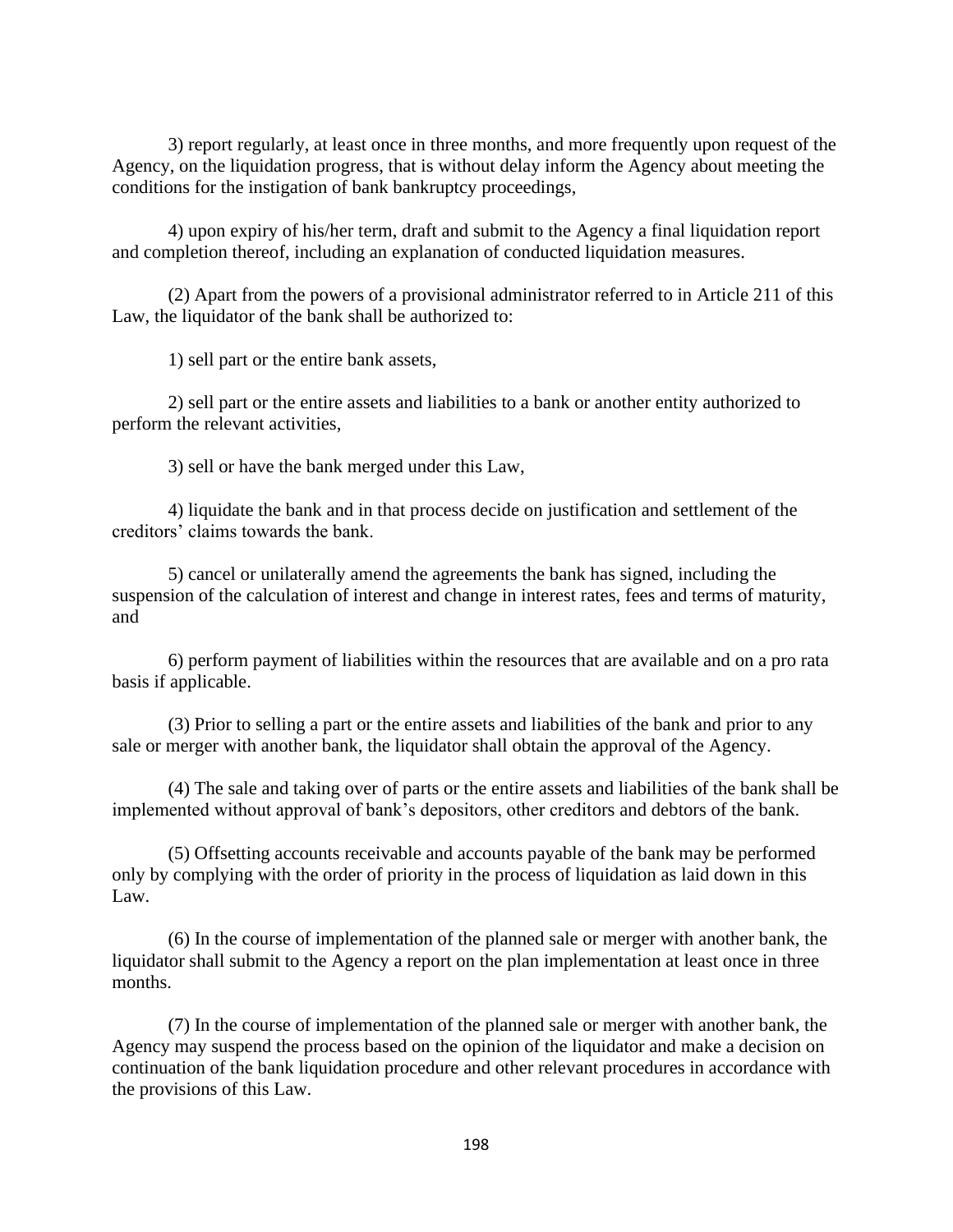3) report regularly, at least once in three months, and more frequently upon request of the Agency, on the liquidation progress, that is without delay inform the Agency about meeting the conditions for the instigation of bank bankruptcy proceedings,

4) upon expiry of his/her term, draft and submit to the Agency a final liquidation report and completion thereof, including an explanation of conducted liquidation measures.

(2) Apart from the powers of a provisional administrator referred to in Article 211 of this Law, the liquidator of the bank shall be authorized to:

1) sell part or the entire bank assets,

2) sell part or the entire assets and liabilities to a bank or another entity authorized to perform the relevant activities,

3) sell or have the bank merged under this Law,

4) liquidate the bank and in that process decide on justification and settlement of the creditors' claims towards the bank.

5) cancel or unilaterally amend the agreements the bank has signed, including the suspension of the calculation of interest and change in interest rates, fees and terms of maturity, and

6) perform payment of liabilities within the resources that are available and on a pro rata basis if applicable.

(3) Prior to selling a part or the entire assets and liabilities of the bank and prior to any sale or merger with another bank, the liquidator shall obtain the approval of the Agency.

(4) The sale and taking over of parts or the entire assets and liabilities of the bank shall be implemented without approval of bank's depositors, other creditors and debtors of the bank.

(5) Offsetting accounts receivable and accounts payable of the bank may be performed only by complying with the order of priority in the process of liquidation as laid down in this Law.

(6) In the course of implementation of the planned sale or merger with another bank, the liquidator shall submit to the Agency a report on the plan implementation at least once in three months.

(7) In the course of implementation of the planned sale or merger with another bank, the Agency may suspend the process based on the opinion of the liquidator and make a decision on continuation of the bank liquidation procedure and other relevant procedures in accordance with the provisions of this Law.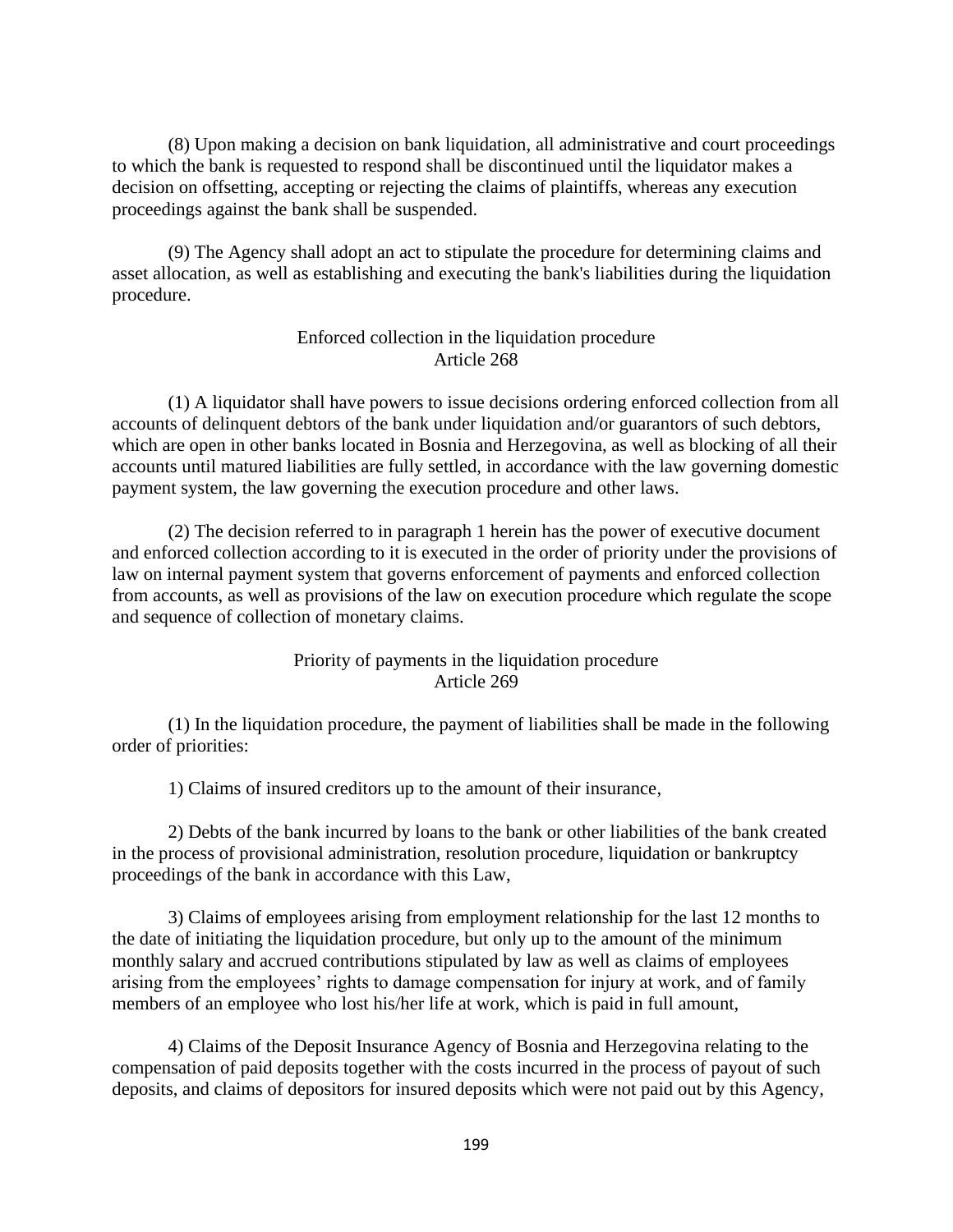(8) Upon making a decision on bank liquidation, all administrative and court proceedings to which the bank is requested to respond shall be discontinued until the liquidator makes a decision on offsetting, accepting or rejecting the claims of plaintiffs, whereas any execution proceedings against the bank shall be suspended.

(9) The Agency shall adopt an act to stipulate the procedure for determining claims and asset allocation, as well as establishing and executing the bank's liabilities during the liquidation procedure.

Enforced collection in the liquidation procedure
Article 268

(1) A liquidator shall have powers to issue decisions ordering enforced collection from all accounts of delinquent debtors of the bank under liquidation and/or guarantors of such debtors, which are open in other banks located in Bosnia and Herzegovina, as well as blocking of all their accounts until matured liabilities are fully settled, in accordance with the law governing domestic payment system, the law governing the execution procedure and other laws.

(2) The decision referred to in paragraph 1 herein has the power of executive document and enforced collection according to it is executed in the order of priority under the provisions of law on internal payment system that governs enforcement of payments and enforced collection from accounts, as well as provisions of the law on execution procedure which regulate the scope and sequence of collection of monetary claims.

Priority of payments in the liquidation procedure
Article 269

(1) In the liquidation procedure, the payment of liabilities shall be made in the following order of priorities:

1) Claims of insured creditors up to the amount of their insurance,

2) Debts of the bank incurred by loans to the bank or other liabilities of the bank created in the process of provisional administration, resolution procedure, liquidation or bankruptcy proceedings of the bank in accordance with this Law,

3) Claims of employees arising from employment relationship for the last 12 months to the date of initiating the liquidation procedure, but only up to the amount of the minimum monthly salary and accrued contributions stipulated by law as well as claims of employees arising from the employees' rights to damage compensation for injury at work, and of family members of an employee who lost his/her life at work, which is paid in full amount,

4) Claims of the Deposit Insurance Agency of Bosnia and Herzegovina relating to the compensation of paid deposits together with the costs incurred in the process of payout of such deposits, and claims of depositors for insured deposits which were not paid out by this Agency,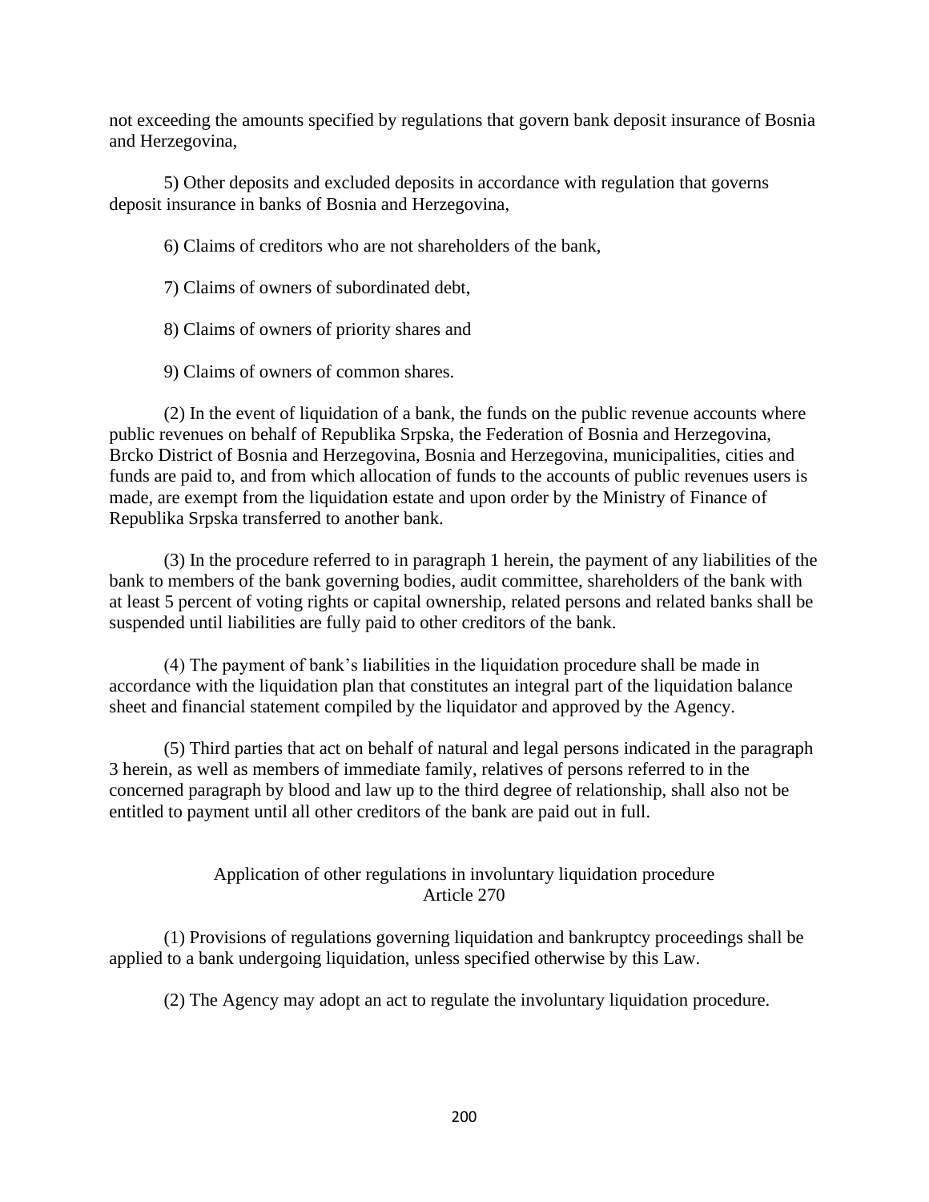not exceeding the amounts specified by regulations that govern bank deposit insurance of Bosnia and Herzegovina,

5) Other deposits and excluded deposits in accordance with regulation that governs deposit insurance in banks of Bosnia and Herzegovina,

6) Claims of creditors who are not shareholders of the bank,

7) Claims of owners of subordinated debt,

8) Claims of owners of priority shares and

9) Claims of owners of common shares.

(2) In the event of liquidation of a bank, the funds on the public revenue accounts where public revenues on behalf of Republika Srpska, the Federation of Bosnia and Herzegovina, Brcko District of Bosnia and Herzegovina, Bosnia and Herzegovina, municipalities, cities and funds are paid to, and from which allocation of funds to the accounts of public revenues users is made, are exempt from the liquidation estate and upon order by the Ministry of Finance of Republika Srpska transferred to another bank.

(3) In the procedure referred to in paragraph 1 herein, the payment of any liabilities of the bank to members of the bank governing bodies, audit committee, shareholders of the bank with at least 5 percent of voting rights or capital ownership, related persons and related banks shall be suspended until liabilities are fully paid to other creditors of the bank.

(4) The payment of bank's liabilities in the liquidation procedure shall be made in accordance with the liquidation plan that constitutes an integral part of the liquidation balance sheet and financial statement compiled by the liquidator and approved by the Agency.

(5) Third parties that act on behalf of natural and legal persons indicated in the paragraph 3 herein, as well as members of immediate family, relatives of persons referred to in the concerned paragraph by blood and law up to the third degree of relationship, shall also not be entitled to payment until all other creditors of the bank are paid out in full.

### Application of other regulations in involuntary liquidation procedure
### Article 270

(1) Provisions of regulations governing liquidation and bankruptcy proceedings shall be applied to a bank undergoing liquidation, unless specified otherwise by this Law.

(2) The Agency may adopt an act to regulate the involuntary liquidation procedure.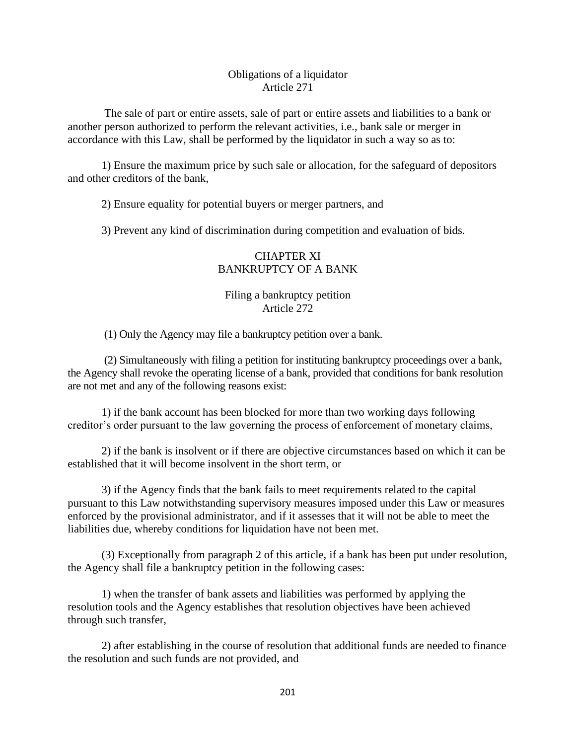### Obligations of a liquidator
### Article 271

The sale of part or entire assets, sale of part or entire assets and liabilities to a bank or another person authorized to perform the relevant activities, i.e., bank sale or merger in accordance with this Law, shall be performed by the liquidator in such a way so as to:

1) Ensure the maximum price by such sale or allocation, for the safeguard of depositors and other creditors of the bank,

2) Ensure equality for potential buyers or merger partners, and

3) Prevent any kind of discrimination during competition and evaluation of bids.

## CHAPTER XI
## BANKRUPTCY OF A BANK

### Filing a bankruptcy petition
### Article 272

(1) Only the Agency may file a bankruptcy petition over a bank.

(2) Simultaneously with filing a petition for instituting bankruptcy proceedings over a bank, the Agency shall revoke the operating license of a bank, provided that conditions for bank resolution are not met and any of the following reasons exist:

1) if the bank account has been blocked for more than two working days following creditor's order pursuant to the law governing the process of enforcement of monetary claims,

2) if the bank is insolvent or if there are objective circumstances based on which it can be established that it will become insolvent in the short term, or

3) if the Agency finds that the bank fails to meet requirements related to the capital pursuant to this Law notwithstanding supervisory measures imposed under this Law or measures enforced by the provisional administrator, and if it assesses that it will not be able to meet the liabilities due, whereby conditions for liquidation have not been met.

(3) Exceptionally from paragraph 2 of this article, if a bank has been put under resolution, the Agency shall file a bankruptcy petition in the following cases:

1) when the transfer of bank assets and liabilities was performed by applying the resolution tools and the Agency establishes that resolution objectives have been achieved through such transfer,

2) after establishing in the course of resolution that additional funds are needed to finance the resolution and such funds are not provided, and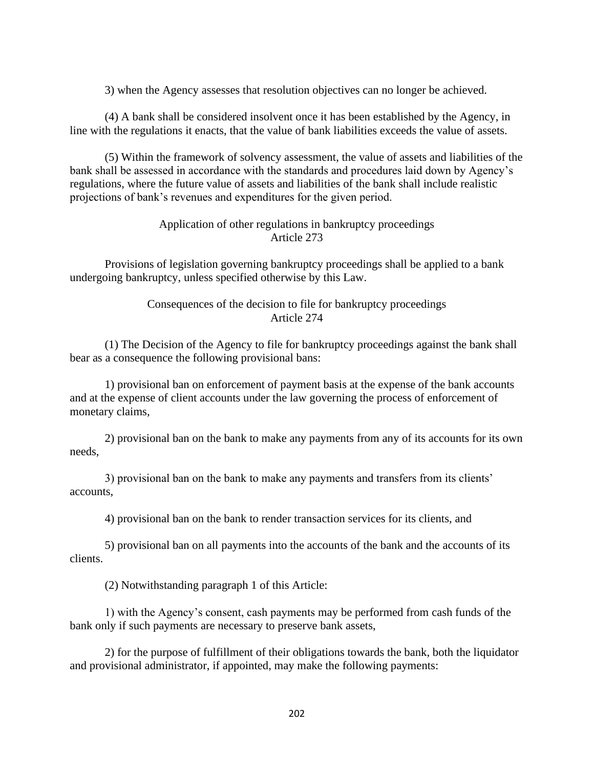3) when the Agency assesses that resolution objectives can no longer be achieved.

(4) A bank shall be considered insolvent once it has been established by the Agency, in line with the regulations it enacts, that the value of bank liabilities exceeds the value of assets.

(5) Within the framework of solvency assessment, the value of assets and liabilities of the bank shall be assessed in accordance with the standards and procedures laid down by Agency's regulations, where the future value of assets and liabilities of the bank shall include realistic projections of bank's revenues and expenditures for the given period.

### Application of other regulations in bankruptcy proceedings
### Article 273

Provisions of legislation governing bankruptcy proceedings shall be applied to a bank undergoing bankruptcy, unless specified otherwise by this Law.

### Consequences of the decision to file for bankruptcy proceedings
### Article 274

(1) The Decision of the Agency to file for bankruptcy proceedings against the bank shall bear as a consequence the following provisional bans:

1) provisional ban on enforcement of payment basis at the expense of the bank accounts and at the expense of client accounts under the law governing the process of enforcement of monetary claims,

2) provisional ban on the bank to make any payments from any of its accounts for its own needs,

3) provisional ban on the bank to make any payments and transfers from its clients' accounts,

4) provisional ban on the bank to render transaction services for its clients, and

5) provisional ban on all payments into the accounts of the bank and the accounts of its clients.

(2) Notwithstanding paragraph 1 of this Article:

1) with the Agency's consent, cash payments may be performed from cash funds of the bank only if such payments are necessary to preserve bank assets,

2) for the purpose of fulfillment of their obligations towards the bank, both the liquidator and provisional administrator, if appointed, may make the following payments: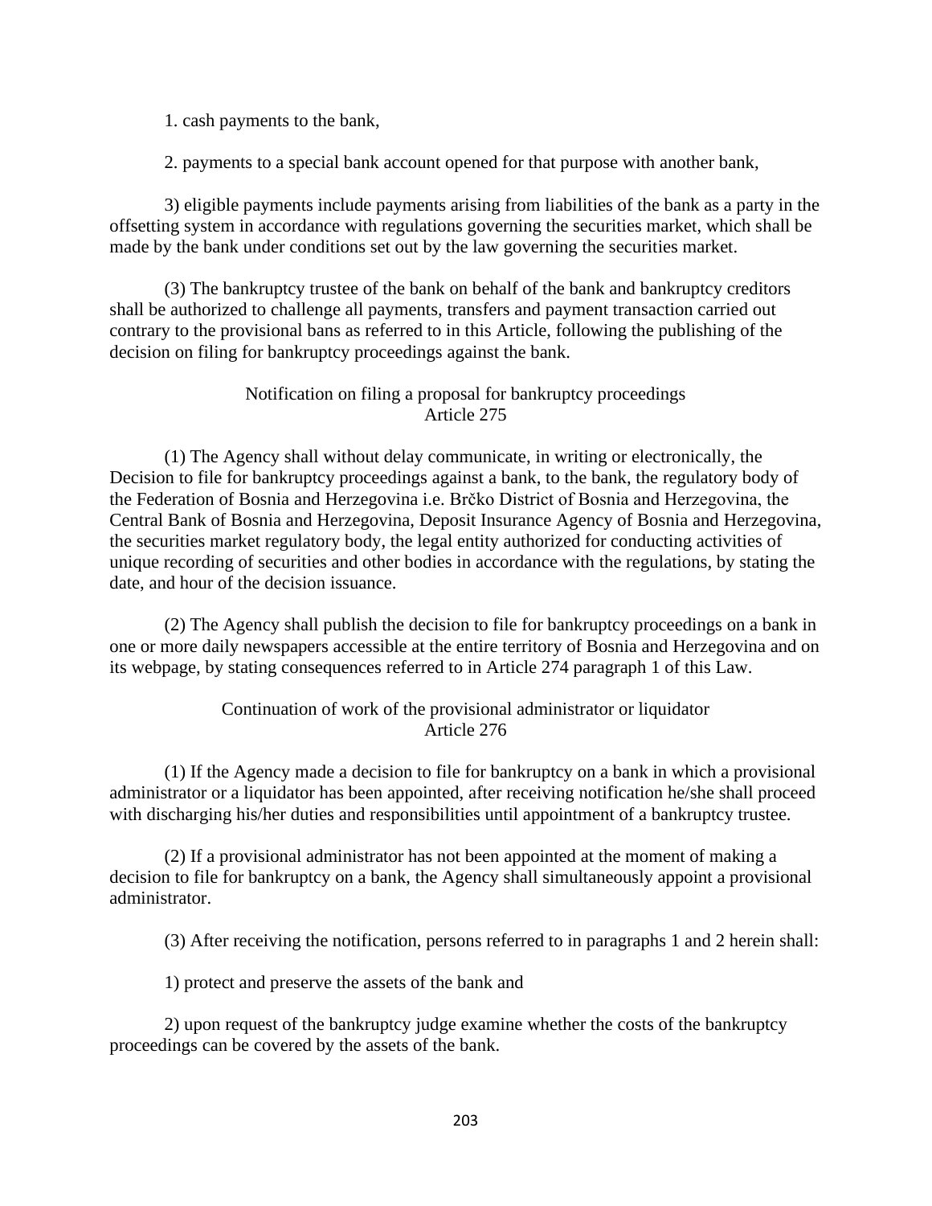1. cash payments to the bank,

2. payments to a special bank account opened for that purpose with another bank,

3) eligible payments include payments arising from liabilities of the bank as a party in the offsetting system in accordance with regulations governing the securities market, which shall be made by the bank under conditions set out by the law governing the securities market.

(3) The bankruptcy trustee of the bank on behalf of the bank and bankruptcy creditors shall be authorized to challenge all payments, transfers and payment transaction carried out contrary to the provisional bans as referred to in this Article, following the publishing of the decision on filing for bankruptcy proceedings against the bank.

Notification on filing a proposal for bankruptcy proceedings
Article 275

(1) The Agency shall without delay communicate, in writing or electronically, the Decision to file for bankruptcy proceedings against a bank, to the bank, the regulatory body of the Federation of Bosnia and Herzegovina i.e. Brčko District of Bosnia and Herzegovina, the Central Bank of Bosnia and Herzegovina, Deposit Insurance Agency of Bosnia and Herzegovina, the securities market regulatory body, the legal entity authorized for conducting activities of unique recording of securities and other bodies in accordance with the regulations, by stating the date, and hour of the decision issuance.

(2) The Agency shall publish the decision to file for bankruptcy proceedings on a bank in one or more daily newspapers accessible at the entire territory of Bosnia and Herzegovina and on its webpage, by stating consequences referred to in Article 274 paragraph 1 of this Law.

Continuation of work of the provisional administrator or liquidator
Article 276

(1) If the Agency made a decision to file for bankruptcy on a bank in which a provisional administrator or a liquidator has been appointed, after receiving notification he/she shall proceed with discharging his/her duties and responsibilities until appointment of a bankruptcy trustee.

(2) If a provisional administrator has not been appointed at the moment of making a decision to file for bankruptcy on a bank, the Agency shall simultaneously appoint a provisional administrator.

(3) After receiving the notification, persons referred to in paragraphs 1 and 2 herein shall:

1) protect and preserve the assets of the bank and

2) upon request of the bankruptcy judge examine whether the costs of the bankruptcy proceedings can be covered by the assets of the bank.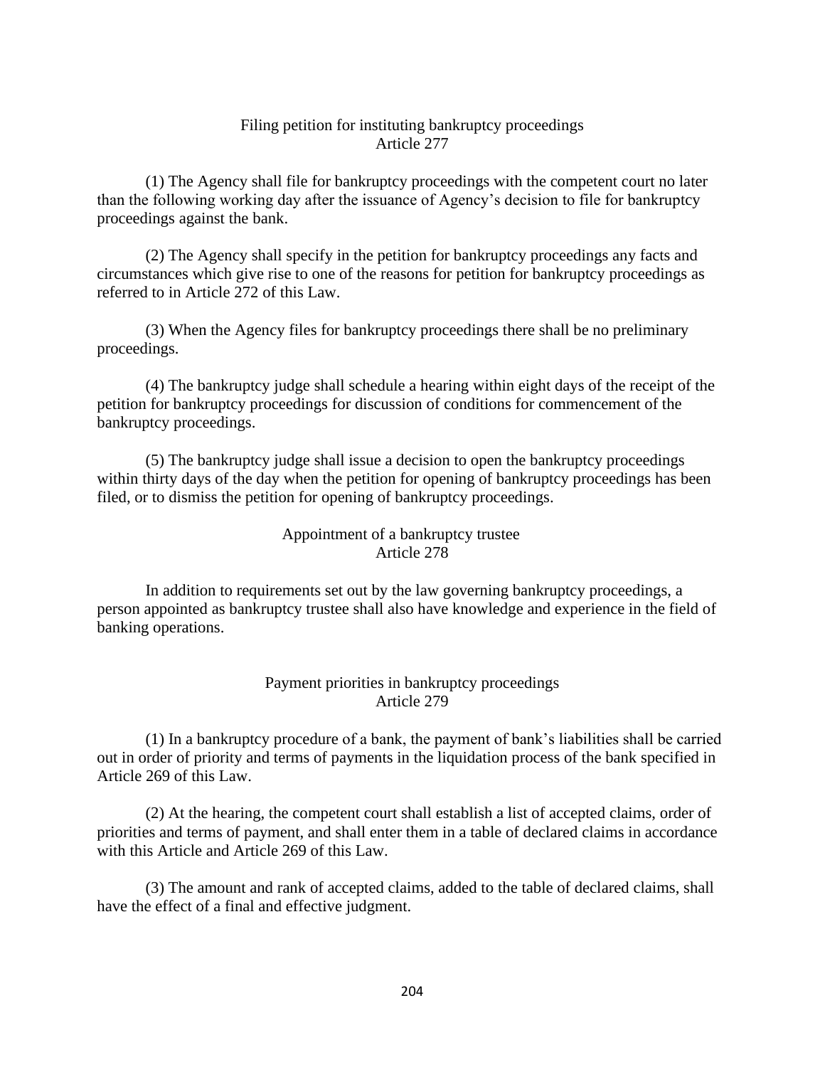### Filing petition for instituting bankruptcy proceedings
### Article 277

(1) The Agency shall file for bankruptcy proceedings with the competent court no later than the following working day after the issuance of Agency's decision to file for bankruptcy proceedings against the bank.

(2) The Agency shall specify in the petition for bankruptcy proceedings any facts and circumstances which give rise to one of the reasons for petition for bankruptcy proceedings as referred to in Article 272 of this Law.

(3) When the Agency files for bankruptcy proceedings there shall be no preliminary proceedings.

(4) The bankruptcy judge shall schedule a hearing within eight days of the receipt of the petition for bankruptcy proceedings for discussion of conditions for commencement of the bankruptcy proceedings.

(5) The bankruptcy judge shall issue a decision to open the bankruptcy proceedings within thirty days of the day when the petition for opening of bankruptcy proceedings has been filed, or to dismiss the petition for opening of bankruptcy proceedings.

### Appointment of a bankruptcy trustee
### Article 278

In addition to requirements set out by the law governing bankruptcy proceedings, a person appointed as bankruptcy trustee shall also have knowledge and experience in the field of banking operations.

### Payment priorities in bankruptcy proceedings
### Article 279

(1) In a bankruptcy procedure of a bank, the payment of bank's liabilities shall be carried out in order of priority and terms of payments in the liquidation process of the bank specified in Article 269 of this Law.

(2) At the hearing, the competent court shall establish a list of accepted claims, order of priorities and terms of payment, and shall enter them in a table of declared claims in accordance with this Article and Article 269 of this Law.

(3) The amount and rank of accepted claims, added to the table of declared claims, shall have the effect of a final and effective judgment.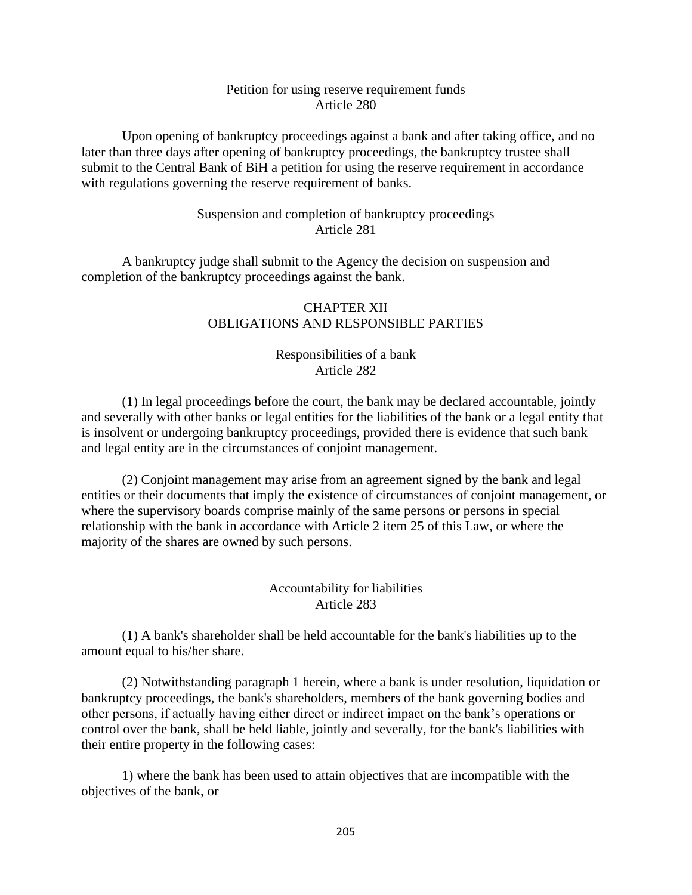### Petition for using reserve requirement funds
### Article 280

Upon opening of bankruptcy proceedings against a bank and after taking office, and no later than three days after opening of bankruptcy proceedings, the bankruptcy trustee shall submit to the Central Bank of BiH a petition for using the reserve requirement in accordance with regulations governing the reserve requirement of banks.

### Suspension and completion of bankruptcy proceedings
### Article 281

A bankruptcy judge shall submit to the Agency the decision on suspension and completion of the bankruptcy proceedings against the bank.

## CHAPTER XII
## OBLIGATIONS AND RESPONSIBLE PARTIES

### Responsibilities of a bank
### Article 282

(1) In legal proceedings before the court, the bank may be declared accountable, jointly and severally with other banks or legal entities for the liabilities of the bank or a legal entity that is insolvent or undergoing bankruptcy proceedings, provided there is evidence that such bank and legal entity are in the circumstances of conjoint management.

(2) Conjoint management may arise from an agreement signed by the bank and legal entities or their documents that imply the existence of circumstances of conjoint management, or where the supervisory boards comprise mainly of the same persons or persons in special relationship with the bank in accordance with Article 2 item 25 of this Law, or where the majority of the shares are owned by such persons.

### Accountability for liabilities
### Article 283

(1) A bank's shareholder shall be held accountable for the bank's liabilities up to the amount equal to his/her share.

(2) Notwithstanding paragraph 1 herein, where a bank is under resolution, liquidation or bankruptcy proceedings, the bank's shareholders, members of the bank governing bodies and other persons, if actually having either direct or indirect impact on the bank's operations or control over the bank, shall be held liable, jointly and severally, for the bank's liabilities with their entire property in the following cases:

1) where the bank has been used to attain objectives that are incompatible with the objectives of the bank, or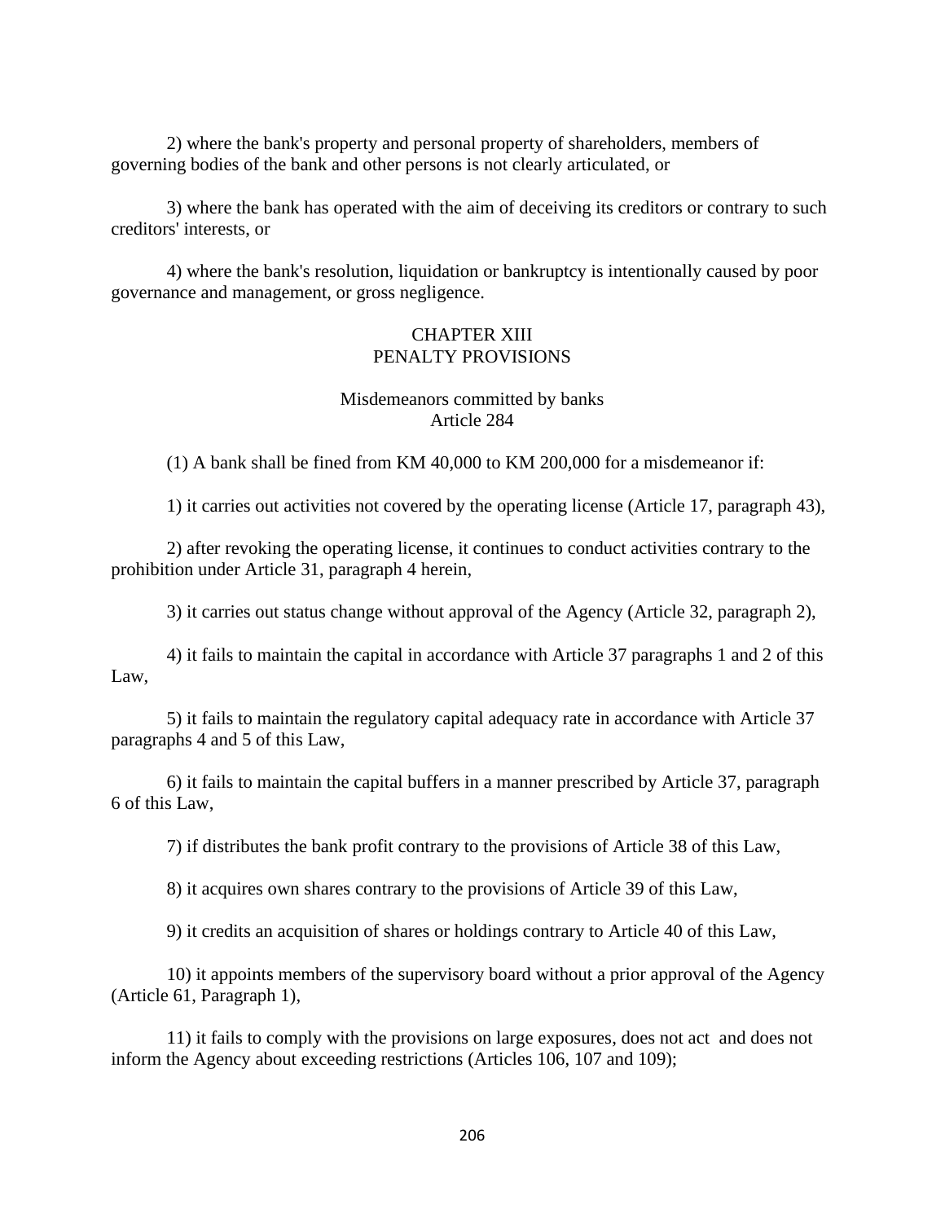2) where the bank's property and personal property of shareholders, members of governing bodies of the bank and other persons is not clearly articulated, or

3) where the bank has operated with the aim of deceiving its creditors or contrary to such creditors' interests, or

4) where the bank's resolution, liquidation or bankruptcy is intentionally caused by poor governance and management, or gross negligence.

## CHAPTER XIII
## PENALTY PROVISIONS

### Misdemeanors committed by banks
### Article 284

(1) A bank shall be fined from KM 40,000 to KM 200,000 for a misdemeanor if:

1) it carries out activities not covered by the operating license (Article 17, paragraph 43),

2) after revoking the operating license, it continues to conduct activities contrary to the prohibition under Article 31, paragraph 4 herein,

3) it carries out status change without approval of the Agency (Article 32, paragraph 2),

4) it fails to maintain the capital in accordance with Article 37 paragraphs 1 and 2 of this Law,

5) it fails to maintain the regulatory capital adequacy rate in accordance with Article 37 paragraphs 4 and 5 of this Law,

6) it fails to maintain the capital buffers in a manner prescribed by Article 37, paragraph 6 of this Law,

7) if distributes the bank profit contrary to the provisions of Article 38 of this Law,

8) it acquires own shares contrary to the provisions of Article 39 of this Law,

9) it credits an acquisition of shares or holdings contrary to Article 40 of this Law,

10) it appoints members of the supervisory board without a prior approval of the Agency (Article 61, Paragraph 1),

11) it fails to comply with the provisions on large exposures, does not act and does not inform the Agency about exceeding restrictions (Articles 106, 107 and 109);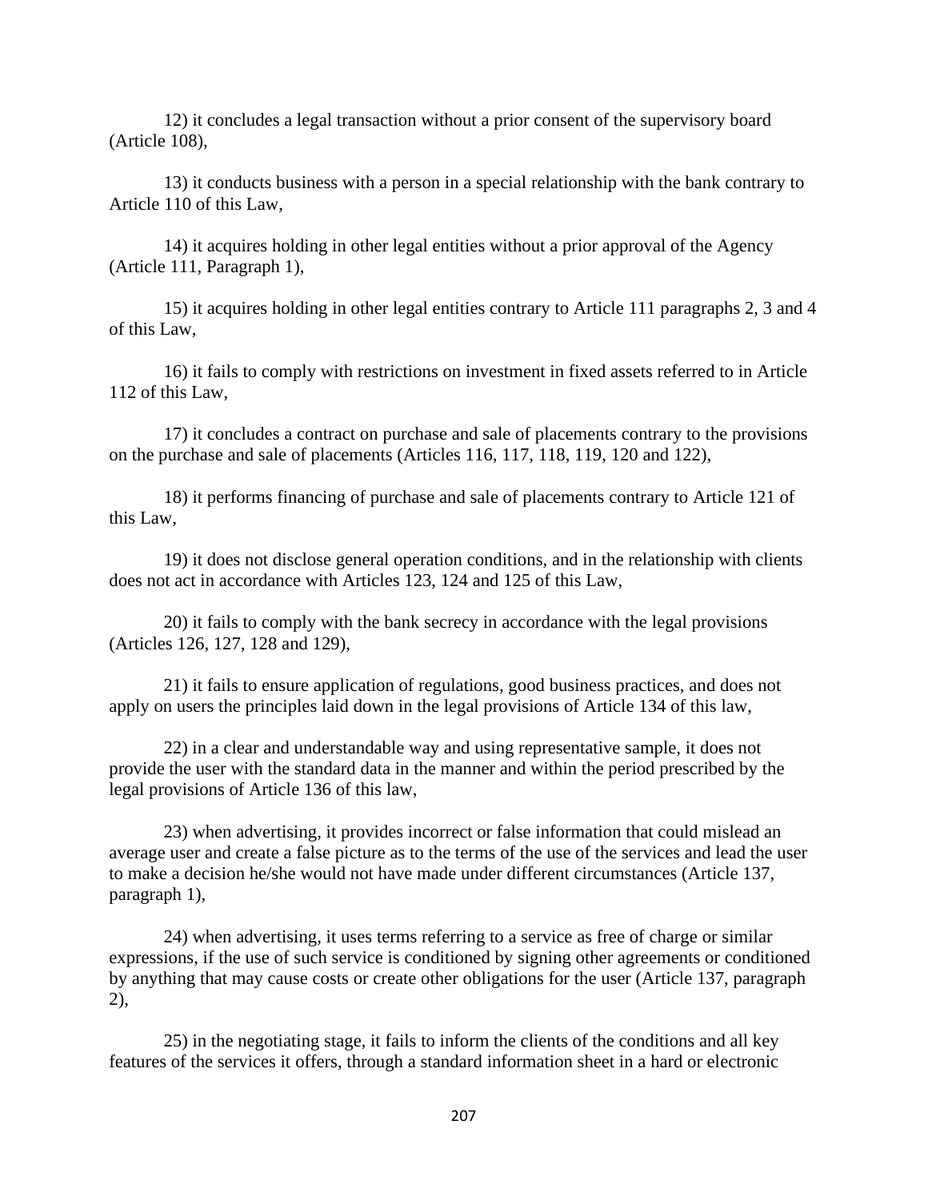12) it concludes a legal transaction without a prior consent of the supervisory board (Article 108),

13) it conducts business with a person in a special relationship with the bank contrary to Article 110 of this Law,

14) it acquires holding in other legal entities without a prior approval of the Agency (Article 111, Paragraph 1),

15) it acquires holding in other legal entities contrary to Article 111 paragraphs 2, 3 and 4 of this Law,

16) it fails to comply with restrictions on investment in fixed assets referred to in Article 112 of this Law,

17) it concludes a contract on purchase and sale of placements contrary to the provisions on the purchase and sale of placements (Articles 116, 117, 118, 119, 120 and 122),

18) it performs financing of purchase and sale of placements contrary to Article 121 of this Law,

19) it does not disclose general operation conditions, and in the relationship with clients does not act in accordance with Articles 123, 124 and 125 of this Law,

20) it fails to comply with the bank secrecy in accordance with the legal provisions (Articles 126, 127, 128 and 129),

21) it fails to ensure application of regulations, good business practices, and does not apply on users the principles laid down in the legal provisions of Article 134 of this law,

22) in a clear and understandable way and using representative sample, it does not provide the user with the standard data in the manner and within the period prescribed by the legal provisions of Article 136 of this law,

23) when advertising, it provides incorrect or false information that could mislead an average user and create a false picture as to the terms of the use of the services and lead the user to make a decision he/she would not have made under different circumstances (Article 137, paragraph 1),

24) when advertising, it uses terms referring to a service as free of charge or similar expressions, if the use of such service is conditioned by signing other agreements or conditioned by anything that may cause costs or create other obligations for the user (Article 137, paragraph 2),

25) in the negotiating stage, it fails to inform the clients of the conditions and all key features of the services it offers, through a standard information sheet in a hard or electronic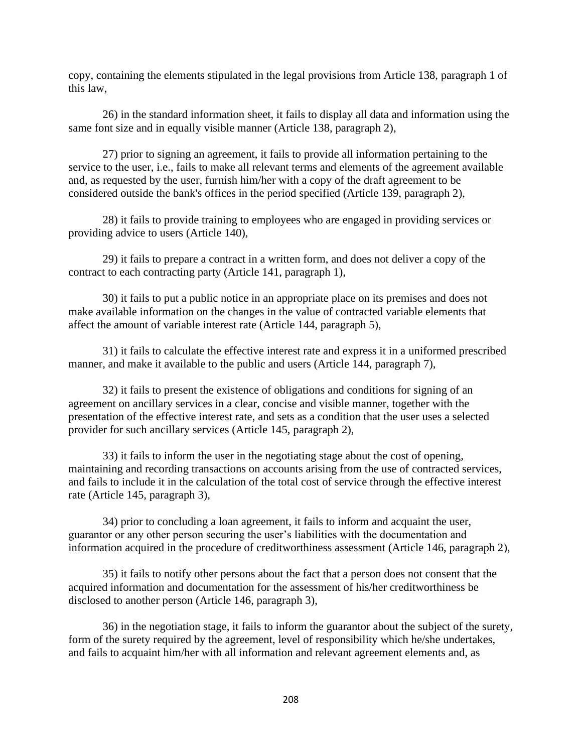copy, containing the elements stipulated in the legal provisions from Article 138, paragraph 1 of this law,

26) in the standard information sheet, it fails to display all data and information using the same font size and in equally visible manner (Article 138, paragraph 2),

27) prior to signing an agreement, it fails to provide all information pertaining to the service to the user, i.e., fails to make all relevant terms and elements of the agreement available and, as requested by the user, furnish him/her with a copy of the draft agreement to be considered outside the bank's offices in the period specified (Article 139, paragraph 2),

28) it fails to provide training to employees who are engaged in providing services or providing advice to users (Article 140),

29) it fails to prepare a contract in a written form, and does not deliver a copy of the contract to each contracting party (Article 141, paragraph 1),

30) it fails to put a public notice in an appropriate place on its premises and does not make available information on the changes in the value of contracted variable elements that affect the amount of variable interest rate (Article 144, paragraph 5),

31) it fails to calculate the effective interest rate and express it in a uniformed prescribed manner, and make it available to the public and users (Article 144, paragraph 7),

32) it fails to present the existence of obligations and conditions for signing of an agreement on ancillary services in a clear, concise and visible manner, together with the presentation of the effective interest rate, and sets as a condition that the user uses a selected provider for such ancillary services (Article 145, paragraph 2),

33) it fails to inform the user in the negotiating stage about the cost of opening, maintaining and recording transactions on accounts arising from the use of contracted services, and fails to include it in the calculation of the total cost of service through the effective interest rate (Article 145, paragraph 3),

34) prior to concluding a loan agreement, it fails to inform and acquaint the user, guarantor or any other person securing the user's liabilities with the documentation and information acquired in the procedure of creditworthiness assessment (Article 146, paragraph 2),

35) it fails to notify other persons about the fact that a person does not consent that the acquired information and documentation for the assessment of his/her creditworthiness be disclosed to another person (Article 146, paragraph 3),

36) in the negotiation stage, it fails to inform the guarantor about the subject of the surety, form of the surety required by the agreement, level of responsibility which he/she undertakes, and fails to acquaint him/her with all information and relevant agreement elements and, as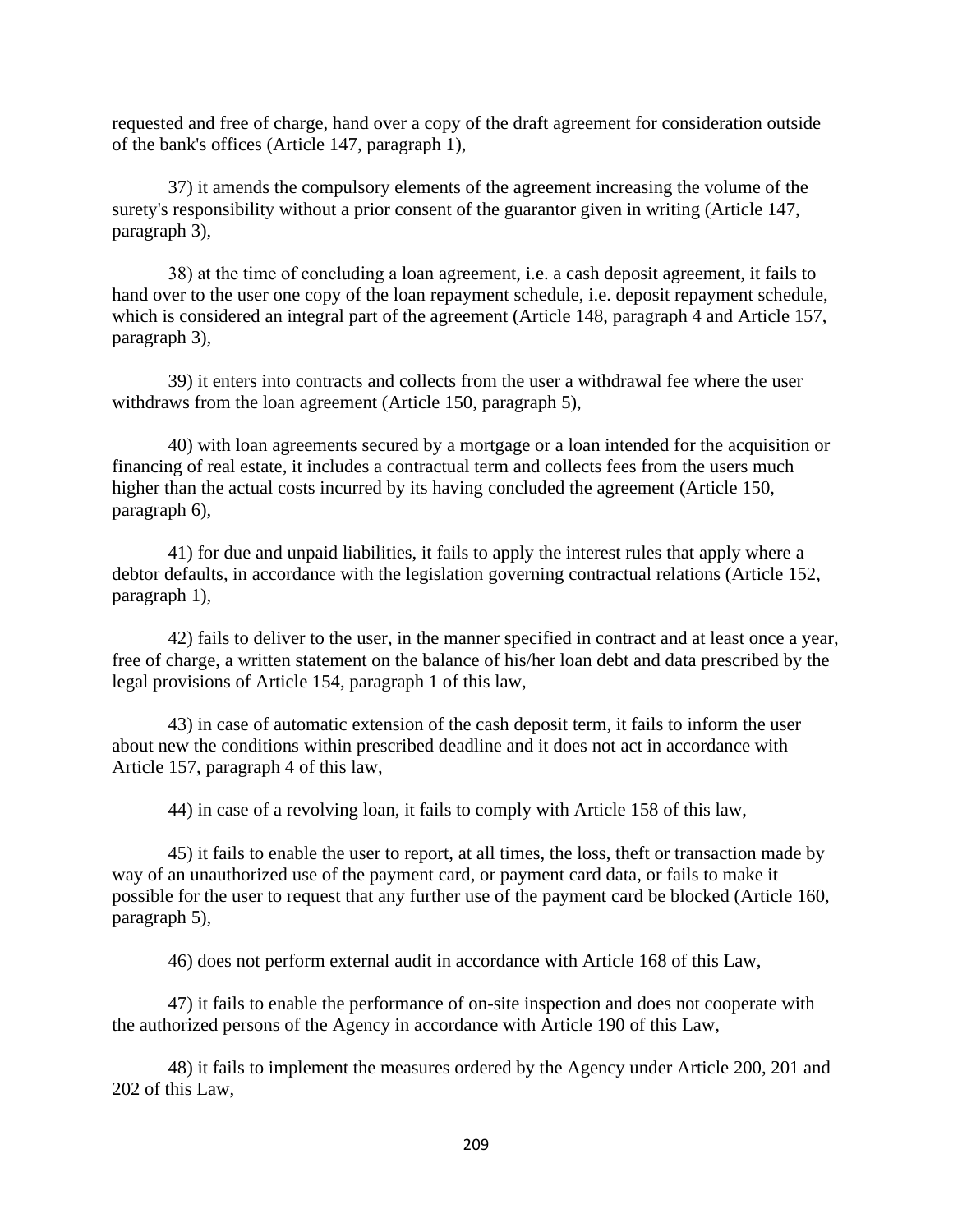requested and free of charge, hand over a copy of the draft agreement for consideration outside of the bank's offices (Article 147, paragraph 1),

37) it amends the compulsory elements of the agreement increasing the volume of the surety's responsibility without a prior consent of the guarantor given in writing (Article 147, paragraph 3),

38) at the time of concluding a loan agreement, i.e. a cash deposit agreement, it fails to hand over to the user one copy of the loan repayment schedule, i.e. deposit repayment schedule, which is considered an integral part of the agreement (Article 148, paragraph 4 and Article 157, paragraph 3),

39) it enters into contracts and collects from the user a withdrawal fee where the user withdraws from the loan agreement (Article 150, paragraph 5),

40) with loan agreements secured by a mortgage or a loan intended for the acquisition or financing of real estate, it includes a contractual term and collects fees from the users much higher than the actual costs incurred by its having concluded the agreement (Article 150, paragraph 6),

41) for due and unpaid liabilities, it fails to apply the interest rules that apply where a debtor defaults, in accordance with the legislation governing contractual relations (Article 152, paragraph 1),

42) fails to deliver to the user, in the manner specified in contract and at least once a year, free of charge, a written statement on the balance of his/her loan debt and data prescribed by the legal provisions of Article 154, paragraph 1 of this law,

43) in case of automatic extension of the cash deposit term, it fails to inform the user about new the conditions within prescribed deadline and it does not act in accordance with Article 157, paragraph 4 of this law,

44) in case of a revolving loan, it fails to comply with Article 158 of this law,

45) it fails to enable the user to report, at all times, the loss, theft or transaction made by way of an unauthorized use of the payment card, or payment card data, or fails to make it possible for the user to request that any further use of the payment card be blocked (Article 160, paragraph 5),

46) does not perform external audit in accordance with Article 168 of this Law,

47) it fails to enable the performance of on-site inspection and does not cooperate with the authorized persons of the Agency in accordance with Article 190 of this Law,

48) it fails to implement the measures ordered by the Agency under Article 200, 201 and 202 of this Law,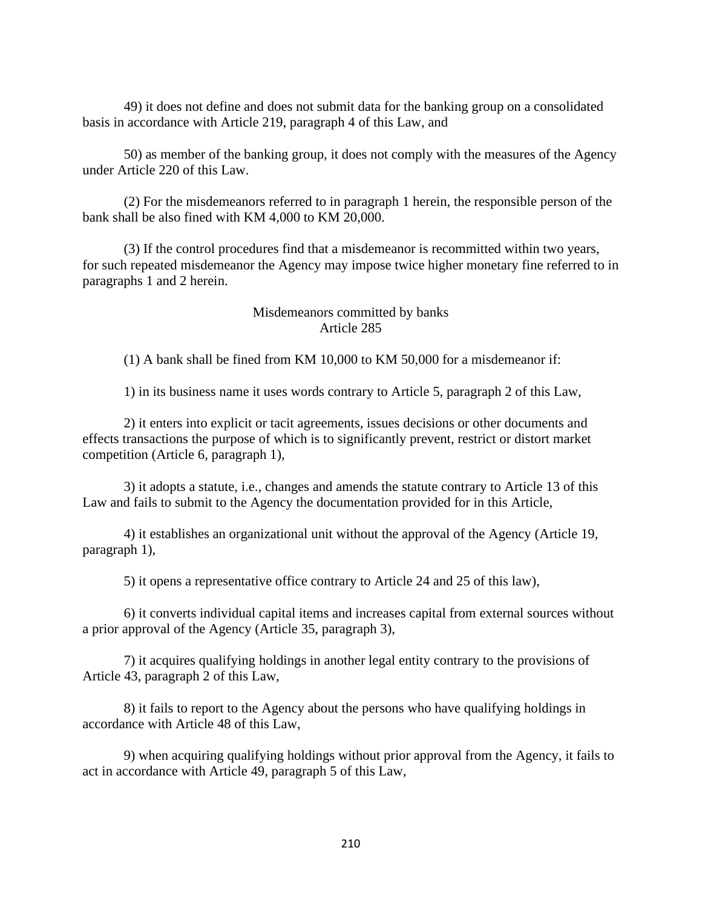49) it does not define and does not submit data for the banking group on a consolidated basis in accordance with Article 219, paragraph 4 of this Law, and

50) as member of the banking group, it does not comply with the measures of the Agency under Article 220 of this Law.

(2) For the misdemeanors referred to in paragraph 1 herein, the responsible person of the bank shall be also fined with KM 4,000 to KM 20,000.

(3) If the control procedures find that a misdemeanor is recommitted within two years, for such repeated misdemeanor the Agency may impose twice higher monetary fine referred to in paragraphs 1 and 2 herein.

### Misdemeanors committed by banks
### Article 285

(1) A bank shall be fined from KM 10,000 to KM 50,000 for a misdemeanor if:

1) in its business name it uses words contrary to Article 5, paragraph 2 of this Law,

2) it enters into explicit or tacit agreements, issues decisions or other documents and effects transactions the purpose of which is to significantly prevent, restrict or distort market competition (Article 6, paragraph 1),

3) it adopts a statute, i.e., changes and amends the statute contrary to Article 13 of this Law and fails to submit to the Agency the documentation provided for in this Article,

4) it establishes an organizational unit without the approval of the Agency (Article 19, paragraph 1),

5) it opens a representative office contrary to Article 24 and 25 of this law),

6) it converts individual capital items and increases capital from external sources without a prior approval of the Agency (Article 35, paragraph 3),

7) it acquires qualifying holdings in another legal entity contrary to the provisions of Article 43, paragraph 2 of this Law,

8) it fails to report to the Agency about the persons who have qualifying holdings in accordance with Article 48 of this Law,

9) when acquiring qualifying holdings without prior approval from the Agency, it fails to act in accordance with Article 49, paragraph 5 of this Law,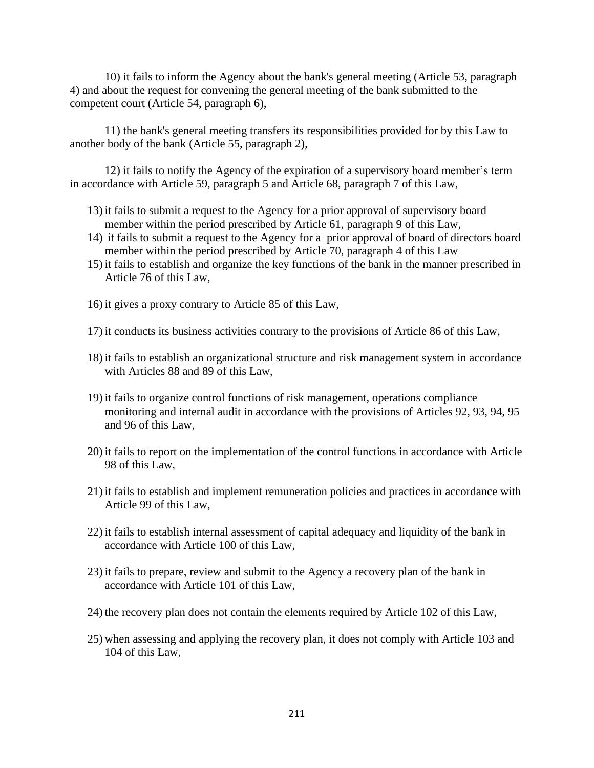10) it fails to inform the Agency about the bank's general meeting (Article 53, paragraph 4) and about the request for convening the general meeting of the bank submitted to the competent court (Article 54, paragraph 6),

11) the bank's general meeting transfers its responsibilities provided for by this Law to another body of the bank (Article 55, paragraph 2),

12) it fails to notify the Agency of the expiration of a supervisory board member's term in accordance with Article 59, paragraph 5 and Article 68, paragraph 7 of this Law,

13) it fails to submit a request to the Agency for a prior approval of supervisory board member within the period prescribed by Article 61, paragraph 9 of this Law,

14) it fails to submit a request to the Agency for a prior approval of board of directors board member within the period prescribed by Article 70, paragraph 4 of this Law

15) it fails to establish and organize the key functions of the bank in the manner prescribed in Article 76 of this Law,

16) it gives a proxy contrary to Article 85 of this Law,

17) it conducts its business activities contrary to the provisions of Article 86 of this Law,

18) it fails to establish an organizational structure and risk management system in accordance with Articles 88 and 89 of this Law,

19) it fails to organize control functions of risk management, operations compliance monitoring and internal audit in accordance with the provisions of Articles 92, 93, 94, 95 and 96 of this Law,

20) it fails to report on the implementation of the control functions in accordance with Article 98 of this Law,

21) it fails to establish and implement remuneration policies and practices in accordance with Article 99 of this Law,

22) it fails to establish internal assessment of capital adequacy and liquidity of the bank in accordance with Article 100 of this Law,

23) it fails to prepare, review and submit to the Agency a recovery plan of the bank in accordance with Article 101 of this Law,

24) the recovery plan does not contain the elements required by Article 102 of this Law,

25) when assessing and applying the recovery plan, it does not comply with Article 103 and 104 of this Law,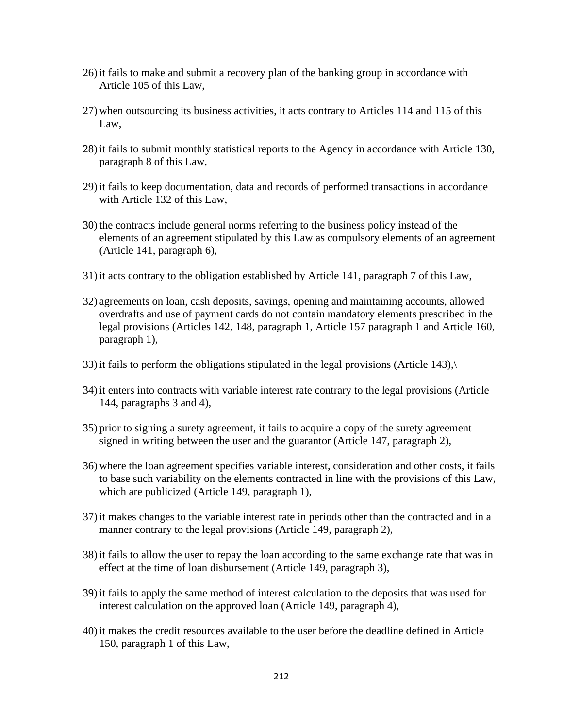26) it fails to make and submit a recovery plan of the banking group in accordance with Article 105 of this Law,

27) when outsourcing its business activities, it acts contrary to Articles 114 and 115 of this Law,

28) it fails to submit monthly statistical reports to the Agency in accordance with Article 130, paragraph 8 of this Law,

29) it fails to keep documentation, data and records of performed transactions in accordance with Article 132 of this Law,

30) the contracts include general norms referring to the business policy instead of the elements of an agreement stipulated by this Law as compulsory elements of an agreement (Article 141, paragraph 6),

31) it acts contrary to the obligation established by Article 141, paragraph 7 of this Law,

32) agreements on loan, cash deposits, savings, opening and maintaining accounts, allowed overdrafts and use of payment cards do not contain mandatory elements prescribed in the legal provisions (Articles 142, 148, paragraph 1, Article 157 paragraph 1 and Article 160, paragraph 1),

33) it fails to perform the obligations stipulated in the legal provisions (Article 143),\

34) it enters into contracts with variable interest rate contrary to the legal provisions (Article 144, paragraphs 3 and 4),

35) prior to signing a surety agreement, it fails to acquire a copy of the surety agreement signed in writing between the user and the guarantor (Article 147, paragraph 2),

36) where the loan agreement specifies variable interest, consideration and other costs, it fails to base such variability on the elements contracted in line with the provisions of this Law, which are publicized (Article 149, paragraph 1),

37) it makes changes to the variable interest rate in periods other than the contracted and in a manner contrary to the legal provisions (Article 149, paragraph 2),

38) it fails to allow the user to repay the loan according to the same exchange rate that was in effect at the time of loan disbursement (Article 149, paragraph 3),

39) it fails to apply the same method of interest calculation to the deposits that was used for interest calculation on the approved loan (Article 149, paragraph 4),

40) it makes the credit resources available to the user before the deadline defined in Article 150, paragraph 1 of this Law,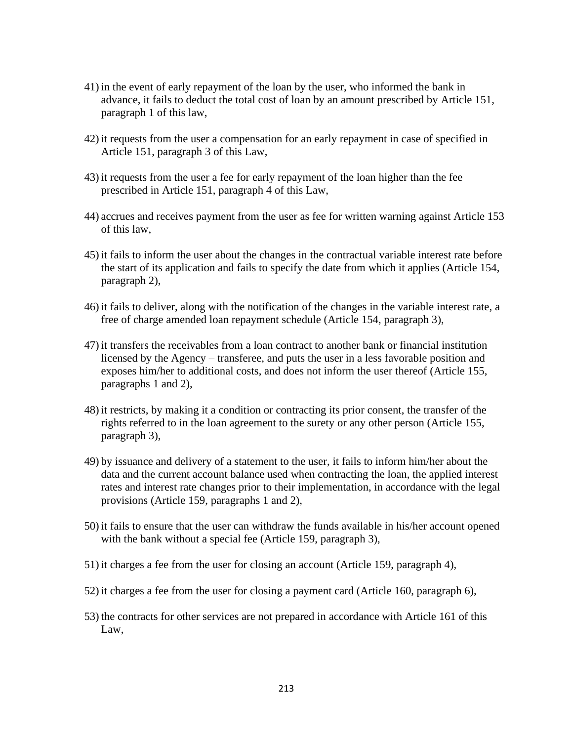41) in the event of early repayment of the loan by the user, who informed the bank in advance, it fails to deduct the total cost of loan by an amount prescribed by Article 151, paragraph 1 of this law,

42) it requests from the user a compensation for an early repayment in case of specified in Article 151, paragraph 3 of this Law,

43) it requests from the user a fee for early repayment of the loan higher than the fee prescribed in Article 151, paragraph 4 of this Law,

44) accrues and receives payment from the user as fee for written warning against Article 153 of this law,

45) it fails to inform the user about the changes in the contractual variable interest rate before the start of its application and fails to specify the date from which it applies (Article 154, paragraph 2),

46) it fails to deliver, along with the notification of the changes in the variable interest rate, a free of charge amended loan repayment schedule (Article 154, paragraph 3),

47) it transfers the receivables from a loan contract to another bank or financial institution licensed by the Agency – transferee, and puts the user in a less favorable position and exposes him/her to additional costs, and does not inform the user thereof (Article 155, paragraphs 1 and 2),

48) it restricts, by making it a condition or contracting its prior consent, the transfer of the rights referred to in the loan agreement to the surety or any other person (Article 155, paragraph 3),

49) by issuance and delivery of a statement to the user, it fails to inform him/her about the data and the current account balance used when contracting the loan, the applied interest rates and interest rate changes prior to their implementation, in accordance with the legal provisions (Article 159, paragraphs 1 and 2),

50) it fails to ensure that the user can withdraw the funds available in his/her account opened with the bank without a special fee (Article 159, paragraph 3),

51) it charges a fee from the user for closing an account (Article 159, paragraph 4),

52) it charges a fee from the user for closing a payment card (Article 160, paragraph 6),

53) the contracts for other services are not prepared in accordance with Article 161 of this Law,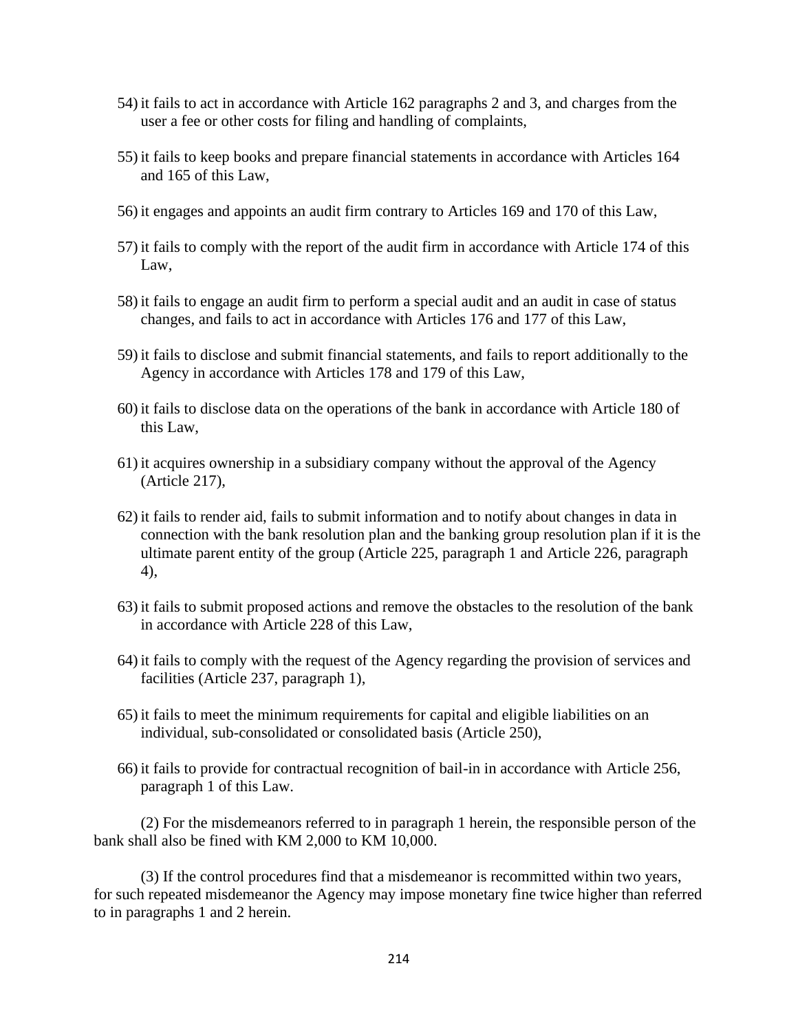54) it fails to act in accordance with Article 162 paragraphs 2 and 3, and charges from the user a fee or other costs for filing and handling of complaints,

55) it fails to keep books and prepare financial statements in accordance with Articles 164 and 165 of this Law,

56) it engages and appoints an audit firm contrary to Articles 169 and 170 of this Law,

57) it fails to comply with the report of the audit firm in accordance with Article 174 of this Law,

58) it fails to engage an audit firm to perform a special audit and an audit in case of status changes, and fails to act in accordance with Articles 176 and 177 of this Law,

59) it fails to disclose and submit financial statements, and fails to report additionally to the Agency in accordance with Articles 178 and 179 of this Law,

60) it fails to disclose data on the operations of the bank in accordance with Article 180 of this Law,

61) it acquires ownership in a subsidiary company without the approval of the Agency (Article 217),

62) it fails to render aid, fails to submit information and to notify about changes in data in connection with the bank resolution plan and the banking group resolution plan if it is the ultimate parent entity of the group (Article 225, paragraph 1 and Article 226, paragraph 4),

63) it fails to submit proposed actions and remove the obstacles to the resolution of the bank in accordance with Article 228 of this Law,

64) it fails to comply with the request of the Agency regarding the provision of services and facilities (Article 237, paragraph 1),

65) it fails to meet the minimum requirements for capital and eligible liabilities on an individual, sub-consolidated or consolidated basis (Article 250),

66) it fails to provide for contractual recognition of bail-in in accordance with Article 256, paragraph 1 of this Law.

(2) For the misdemeanors referred to in paragraph 1 herein, the responsible person of the bank shall also be fined with KM 2,000 to KM 10,000.

(3) If the control procedures find that a misdemeanor is recommitted within two years, for such repeated misdemeanor the Agency may impose monetary fine twice higher than referred to in paragraphs 1 and 2 herein.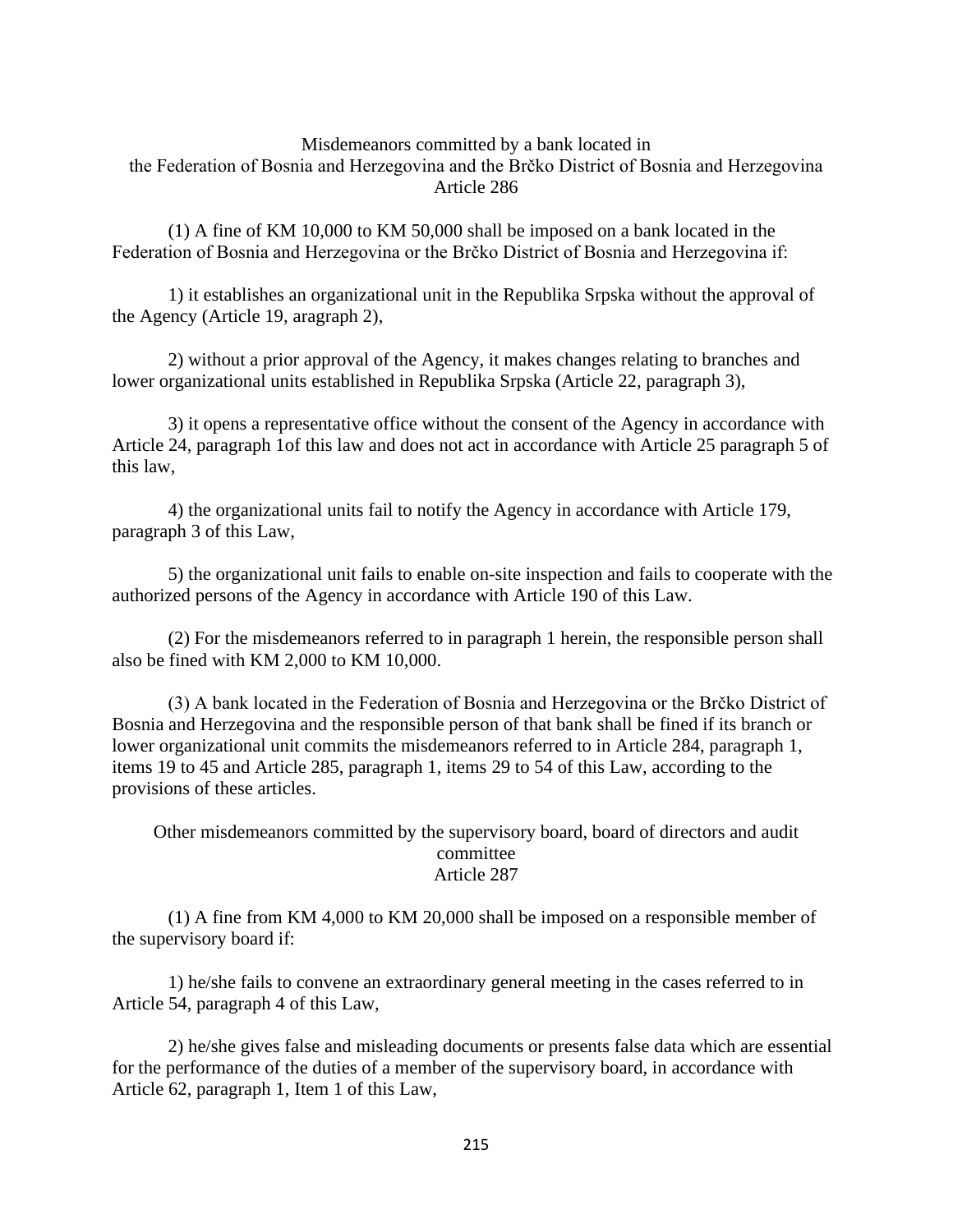### Misdemeanors committed by a bank located in the Federation of Bosnia and Herzegovina and the Brčko District of Bosnia and Herzegovina
### Article 286

(1) A fine of KM 10,000 to KM 50,000 shall be imposed on a bank located in the Federation of Bosnia and Herzegovina or the Brčko District of Bosnia and Herzegovina if:

1) it establishes an organizational unit in the Republika Srpska without the approval of the Agency (Article 19, aragraph 2),

2) without a prior approval of the Agency, it makes changes relating to branches and lower organizational units established in Republika Srpska (Article 22, paragraph 3),

3) it opens a representative office without the consent of the Agency in accordance with Article 24, paragraph 1of this law and does not act in accordance with Article 25 paragraph 5 of this law,

4) the organizational units fail to notify the Agency in accordance with Article 179, paragraph 3 of this Law,

5) the organizational unit fails to enable on-site inspection and fails to cooperate with the authorized persons of the Agency in accordance with Article 190 of this Law.

(2) For the misdemeanors referred to in paragraph 1 herein, the responsible person shall also be fined with KM 2,000 to KM 10,000.

(3) A bank located in the Federation of Bosnia and Herzegovina or the Brčko District of Bosnia and Herzegovina and the responsible person of that bank shall be fined if its branch or lower organizational unit commits the misdemeanors referred to in Article 284, paragraph 1, items 19 to 45 and Article 285, paragraph 1, items 29 to 54 of this Law, according to the provisions of these articles.

### Other misdemeanors committed by the supervisory board, board of directors and audit committee
### Article 287

(1) A fine from KM 4,000 to KM 20,000 shall be imposed on a responsible member of the supervisory board if:

1) he/she fails to convene an extraordinary general meeting in the cases referred to in Article 54, paragraph 4 of this Law,

2) he/she gives false and misleading documents or presents false data which are essential for the performance of the duties of a member of the supervisory board, in accordance with Article 62, paragraph 1, Item 1 of this Law,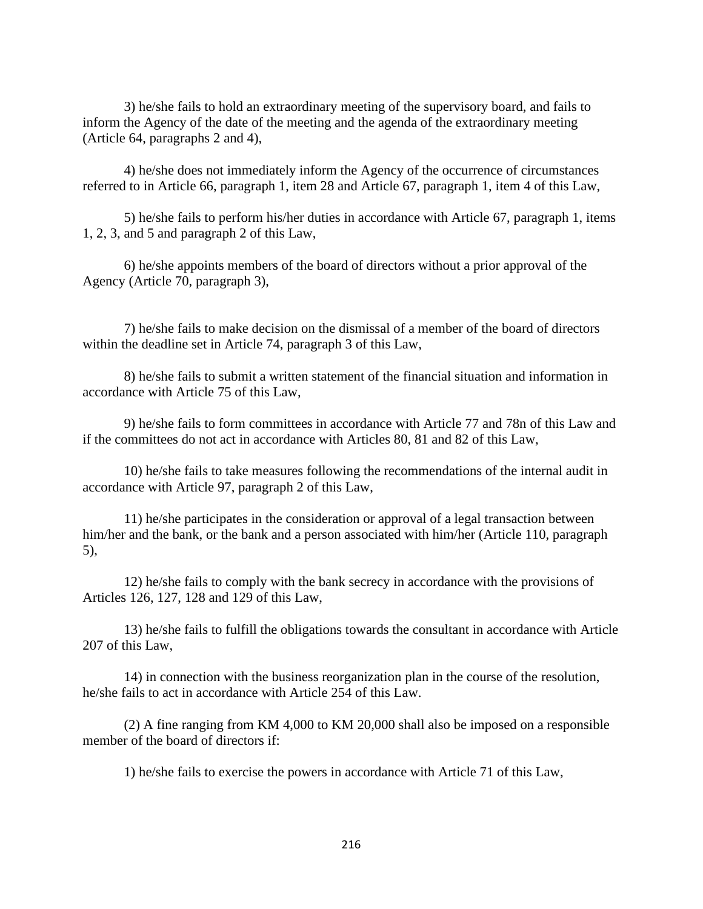3) he/she fails to hold an extraordinary meeting of the supervisory board, and fails to inform the Agency of the date of the meeting and the agenda of the extraordinary meeting (Article 64, paragraphs 2 and 4),

4) he/she does not immediately inform the Agency of the occurrence of circumstances referred to in Article 66, paragraph 1, item 28 and Article 67, paragraph 1, item 4 of this Law,

5) he/she fails to perform his/her duties in accordance with Article 67, paragraph 1, items 1, 2, 3, and 5 and paragraph 2 of this Law,

6) he/she appoints members of the board of directors without a prior approval of the Agency (Article 70, paragraph 3),

7) he/she fails to make decision on the dismissal of a member of the board of directors within the deadline set in Article 74, paragraph 3 of this Law,

8) he/she fails to submit a written statement of the financial situation and information in accordance with Article 75 of this Law,

9) he/she fails to form committees in accordance with Article 77 and 78n of this Law and if the committees do not act in accordance with Articles 80, 81 and 82 of this Law,

10) he/she fails to take measures following the recommendations of the internal audit in accordance with Article 97, paragraph 2 of this Law,

11) he/she participates in the consideration or approval of a legal transaction between him/her and the bank, or the bank and a person associated with him/her (Article 110, paragraph 5),

12) he/she fails to comply with the bank secrecy in accordance with the provisions of Articles 126, 127, 128 and 129 of this Law,

13) he/she fails to fulfill the obligations towards the consultant in accordance with Article 207 of this Law,

14) in connection with the business reorganization plan in the course of the resolution, he/she fails to act in accordance with Article 254 of this Law.

(2) A fine ranging from KM 4,000 to KM 20,000 shall also be imposed on a responsible member of the board of directors if:

1) he/she fails to exercise the powers in accordance with Article 71 of this Law,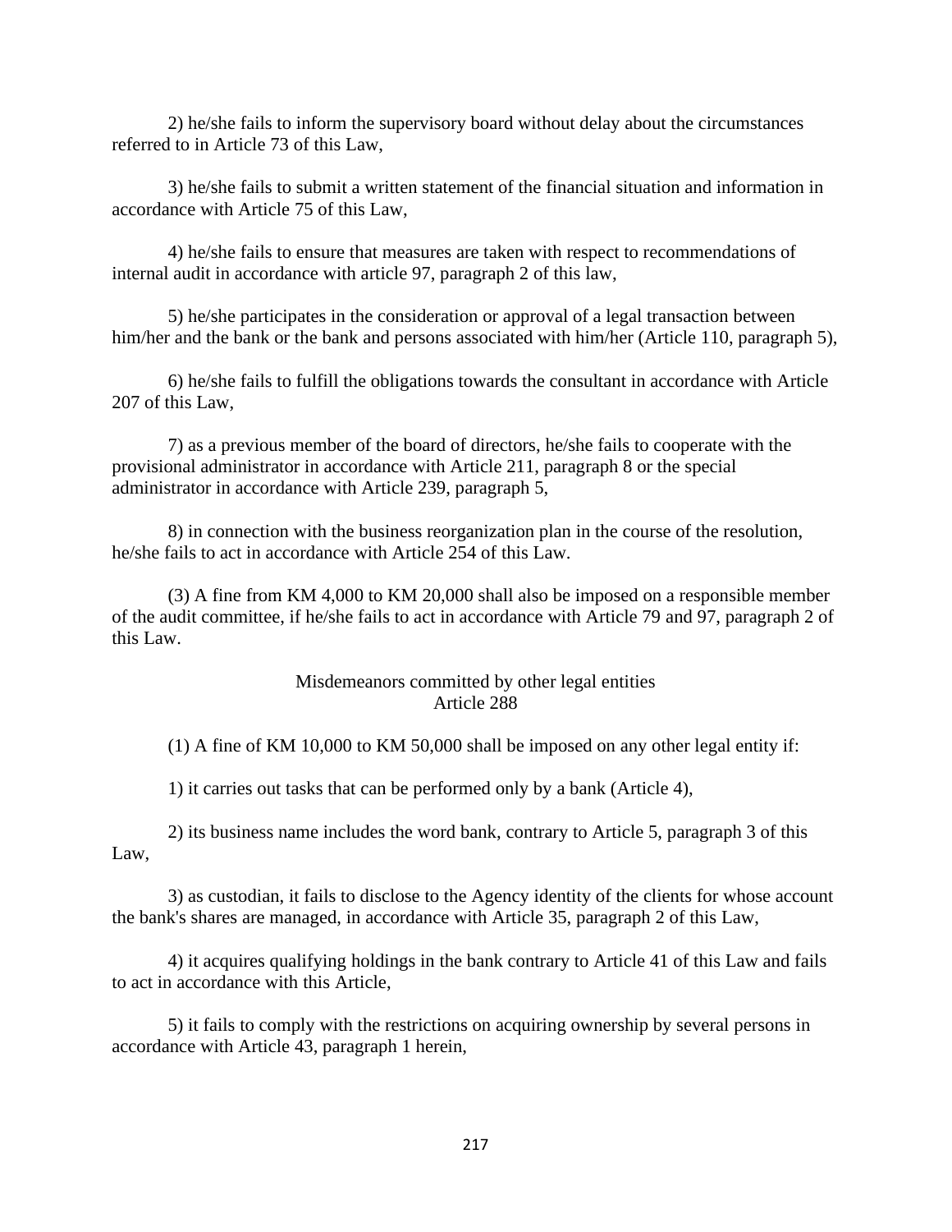2) he/she fails to inform the supervisory board without delay about the circumstances referred to in Article 73 of this Law,

3) he/she fails to submit a written statement of the financial situation and information in accordance with Article 75 of this Law,

4) he/she fails to ensure that measures are taken with respect to recommendations of internal audit in accordance with article 97, paragraph 2 of this law,

5) he/she participates in the consideration or approval of a legal transaction between him/her and the bank or the bank and persons associated with him/her (Article 110, paragraph 5),

6) he/she fails to fulfill the obligations towards the consultant in accordance with Article 207 of this Law,

7) as a previous member of the board of directors, he/she fails to cooperate with the provisional administrator in accordance with Article 211, paragraph 8 or the special administrator in accordance with Article 239, paragraph 5,

8) in connection with the business reorganization plan in the course of the resolution, he/she fails to act in accordance with Article 254 of this Law.

(3) A fine from KM 4,000 to KM 20,000 shall also be imposed on a responsible member of the audit committee, if he/she fails to act in accordance with Article 79 and 97, paragraph 2 of this Law.

### Misdemeanors committed by other legal entities
### Article 288

(1) A fine of KM 10,000 to KM 50,000 shall be imposed on any other legal entity if:

1) it carries out tasks that can be performed only by a bank (Article 4),

2) its business name includes the word bank, contrary to Article 5, paragraph 3 of this Law,

3) as custodian, it fails to disclose to the Agency identity of the clients for whose account the bank's shares are managed, in accordance with Article 35, paragraph 2 of this Law,

4) it acquires qualifying holdings in the bank contrary to Article 41 of this Law and fails to act in accordance with this Article,

5) it fails to comply with the restrictions on acquiring ownership by several persons in accordance with Article 43, paragraph 1 herein,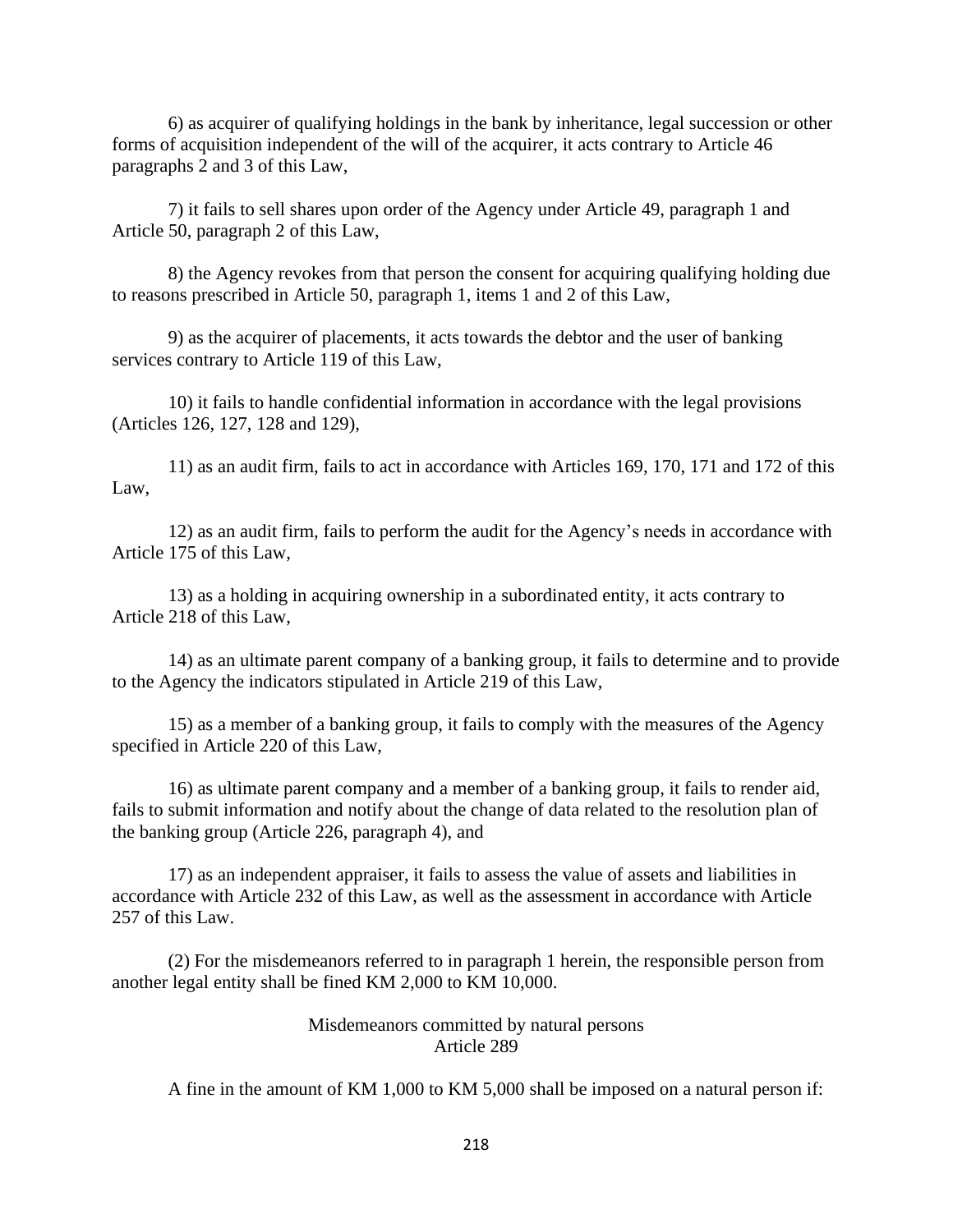6) as acquirer of qualifying holdings in the bank by inheritance, legal succession or other forms of acquisition independent of the will of the acquirer, it acts contrary to Article 46 paragraphs 2 and 3 of this Law,

7) it fails to sell shares upon order of the Agency under Article 49, paragraph 1 and Article 50, paragraph 2 of this Law,

8) the Agency revokes from that person the consent for acquiring qualifying holding due to reasons prescribed in Article 50, paragraph 1, items 1 and 2 of this Law,

9) as the acquirer of placements, it acts towards the debtor and the user of banking services contrary to Article 119 of this Law,

10) it fails to handle confidential information in accordance with the legal provisions (Articles 126, 127, 128 and 129),

11) as an audit firm, fails to act in accordance with Articles 169, 170, 171 and 172 of this Law,

12) as an audit firm, fails to perform the audit for the Agency's needs in accordance with Article 175 of this Law,

13) as a holding in acquiring ownership in a subordinated entity, it acts contrary to Article 218 of this Law,

14) as an ultimate parent company of a banking group, it fails to determine and to provide to the Agency the indicators stipulated in Article 219 of this Law,

15) as a member of a banking group, it fails to comply with the measures of the Agency specified in Article 220 of this Law,

16) as ultimate parent company and a member of a banking group, it fails to render aid, fails to submit information and notify about the change of data related to the resolution plan of the banking group (Article 226, paragraph 4), and

17) as an independent appraiser, it fails to assess the value of assets and liabilities in accordance with Article 232 of this Law, as well as the assessment in accordance with Article 257 of this Law.

(2) For the misdemeanors referred to in paragraph 1 herein, the responsible person from another legal entity shall be fined KM 2,000 to KM 10,000.

### Misdemeanors committed by natural persons
### Article 289

A fine in the amount of KM 1,000 to KM 5,000 shall be imposed on a natural person if: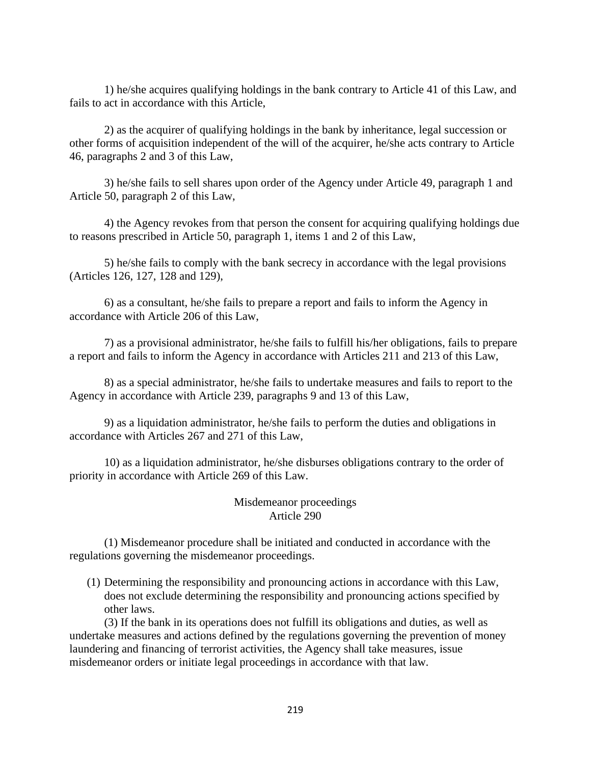1) he/she acquires qualifying holdings in the bank contrary to Article 41 of this Law, and fails to act in accordance with this Article,

2) as the acquirer of qualifying holdings in the bank by inheritance, legal succession or other forms of acquisition independent of the will of the acquirer, he/she acts contrary to Article 46, paragraphs 2 and 3 of this Law,

3) he/she fails to sell shares upon order of the Agency under Article 49, paragraph 1 and Article 50, paragraph 2 of this Law,

4) the Agency revokes from that person the consent for acquiring qualifying holdings due to reasons prescribed in Article 50, paragraph 1, items 1 and 2 of this Law,

5) he/she fails to comply with the bank secrecy in accordance with the legal provisions (Articles 126, 127, 128 and 129),

6) as a consultant, he/she fails to prepare a report and fails to inform the Agency in accordance with Article 206 of this Law,

7) as a provisional administrator, he/she fails to fulfill his/her obligations, fails to prepare a report and fails to inform the Agency in accordance with Articles 211 and 213 of this Law,

8) as a special administrator, he/she fails to undertake measures and fails to report to the Agency in accordance with Article 239, paragraphs 9 and 13 of this Law,

9) as a liquidation administrator, he/she fails to perform the duties and obligations in accordance with Articles 267 and 271 of this Law,

10) as a liquidation administrator, he/she disburses obligations contrary to the order of priority in accordance with Article 269 of this Law.

Misdemeanor proceedings
Article 290

(1) Misdemeanor procedure shall be initiated and conducted in accordance with the regulations governing the misdemeanor proceedings.

(1) Determining the responsibility and pronouncing actions in accordance with this Law, does not exclude determining the responsibility and pronouncing actions specified by other laws.

(3) If the bank in its operations does not fulfill its obligations and duties, as well as undertake measures and actions defined by the regulations governing the prevention of money laundering and financing of terrorist activities, the Agency shall take measures, issue misdemeanor orders or initiate legal proceedings in accordance with that law.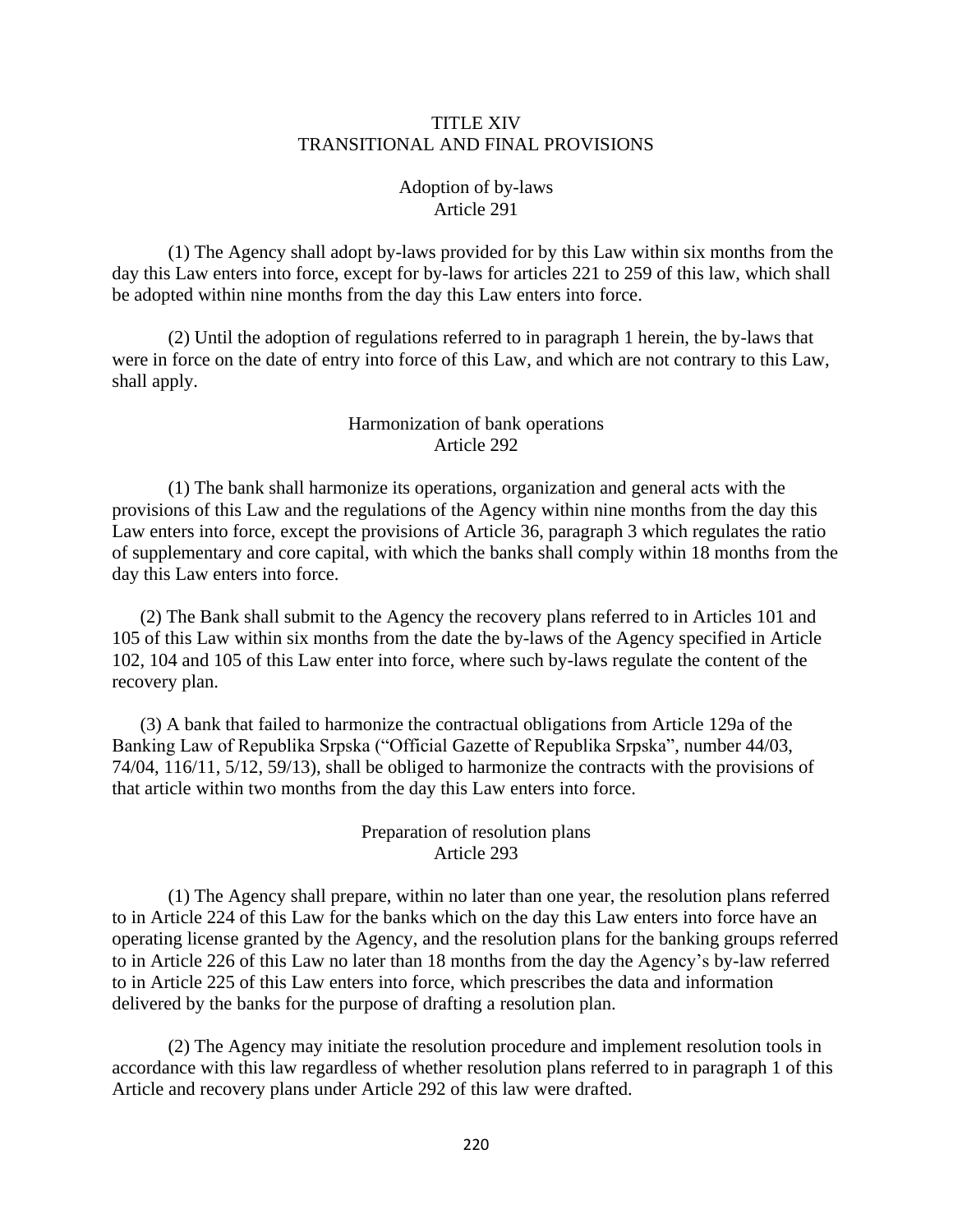# TITLE XIV
# TRANSITIONAL AND FINAL PROVISIONS

## Adoption of by-laws
## Article 291

(1) The Agency shall adopt by-laws provided for by this Law within six months from the day this Law enters into force, except for by-laws for articles 221 to 259 of this law, which shall be adopted within nine months from the day this Law enters into force.

(2) Until the adoption of regulations referred to in paragraph 1 herein, the by-laws that were in force on the date of entry into force of this Law, and which are not contrary to this Law, shall apply.

## Harmonization of bank operations
## Article 292

(1) The bank shall harmonize its operations, organization and general acts with the provisions of this Law and the regulations of the Agency within nine months from the day this Law enters into force, except the provisions of Article 36, paragraph 3 which regulates the ratio of supplementary and core capital, with which the banks shall comply within 18 months from the day this Law enters into force.

(2) The Bank shall submit to the Agency the recovery plans referred to in Articles 101 and 105 of this Law within six months from the date the by-laws of the Agency specified in Article 102, 104 and 105 of this Law enter into force, where such by-laws regulate the content of the recovery plan.

(3) A bank that failed to harmonize the contractual obligations from Article 129a of the Banking Law of Republika Srpska ("Official Gazette of Republika Srpska", number 44/03, 74/04, 116/11, 5/12, 59/13), shall be obliged to harmonize the contracts with the provisions of that article within two months from the day this Law enters into force.

## Preparation of resolution plans
## Article 293

(1) The Agency shall prepare, within no later than one year, the resolution plans referred to in Article 224 of this Law for the banks which on the day this Law enters into force have an operating license granted by the Agency, and the resolution plans for the banking groups referred to in Article 226 of this Law no later than 18 months from the day the Agency's by-law referred to in Article 225 of this Law enters into force, which prescribes the data and information delivered by the banks for the purpose of drafting a resolution plan.

(2) The Agency may initiate the resolution procedure and implement resolution tools in accordance with this law regardless of whether resolution plans referred to in paragraph 1 of this Article and recovery plans under Article 292 of this law were drafted.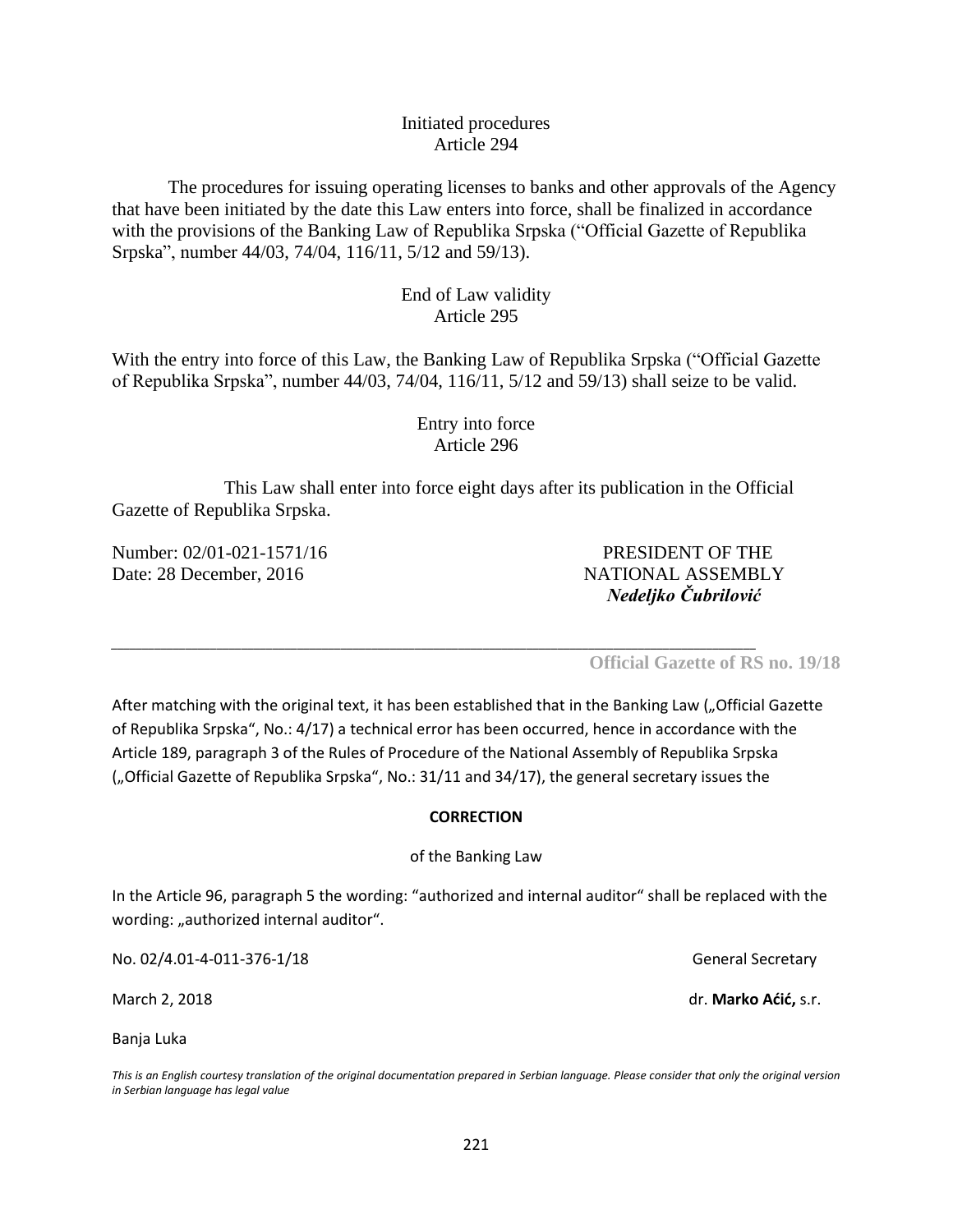Initiated procedures
Article 294

The procedures for issuing operating licenses to banks and other approvals of the Agency that have been initiated by the date this Law enters into force, shall be finalized in accordance with the provisions of the Banking Law of Republika Srpska ("Official Gazette of Republika Srpska", number 44/03, 74/04, 116/11, 5/12 and 59/13).

End of Law validity
Article 295

With the entry into force of this Law, the Banking Law of Republika Srpska ("Official Gazette of Republika Srpska", number 44/03, 74/04, 116/11, 5/12 and 59/13) shall seize to be valid.

Entry into force
Article 296

This Law shall enter into force eight days after its publication in the Official Gazette of Republika Srpska.

Number: 02/01-021-1571/16
Date: 28 December, 2016

PRESIDENT OF THE NATIONAL ASSEMBLY
***Nedeljko Čubrilović***

---

**Official Gazette of RS no. 19/18**

After matching with the original text, it has been established that in the Banking Law („Official Gazette of Republika Srpska", No.: 4/17) a technical error has been occurred, hence in accordance with the Article 189, paragraph 3 of the Rules of Procedure of the National Assembly of Republika Srpska („Official Gazette of Republika Srpska", No.: 31/11 and 34/17), the general secretary issues the

**CORRECTION**

of the Banking Law

In the Article 96, paragraph 5 the wording: "authorized and internal auditor" shall be replaced with the wording: „authorized internal auditor".

No. 02/4.01-4-011-376-1/18

General Secretary

March 2, 2018

dr. **Marko Aćić,** s.r.

Banja Luka

*This is an English courtesy translation of the original documentation prepared in Serbian language. Please consider that only the original version in Serbian language has legal value*